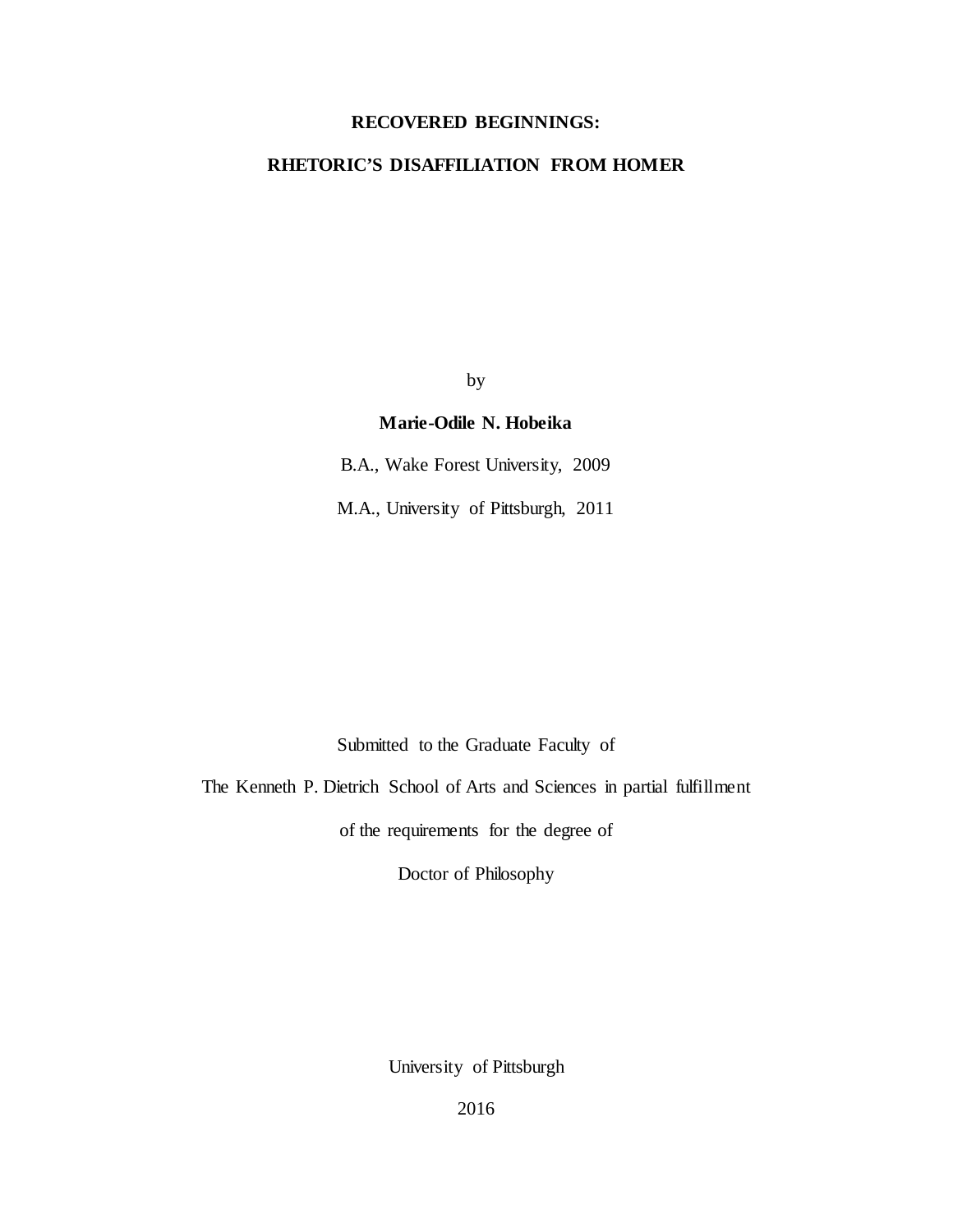# RECOVERED BEGINNINGS:

# RHETORIC'S DISAFFILIATION FROM HOMER

by

**Marie-Odile N. Hobeika**

B.A., Wake Forest University, 2009

M.A., University of Pittsburgh, 2011

Submitted to the Graduate Faculty of

The Kenneth P. Dietrich School of Arts and Sciences in partial fulfillment

of the requirements for the degree of

Doctor of Philosophy

University of Pittsburgh

2016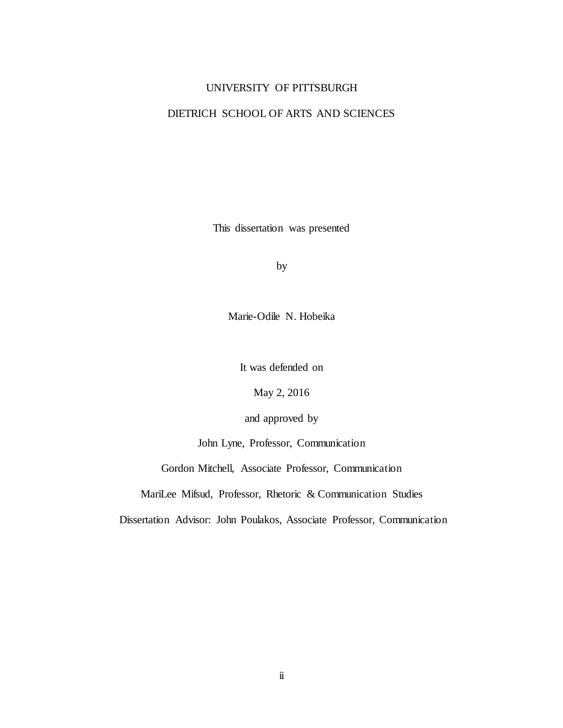UNIVERSITY OF PITTSBURGH

DIETRICH SCHOOL OF ARTS AND SCIENCES

This dissertation was presented

by

Marie-Odile N. Hobeika

It was defended on

May 2, 2016

and approved by

John Lyne, Professor, Communication

Gordon Mitchell, Associate Professor, Communication

MariLee Mifsud, Professor, Rhetoric & Communication Studies

Dissertation Advisor: John Poulakos, Associate Professor, Communication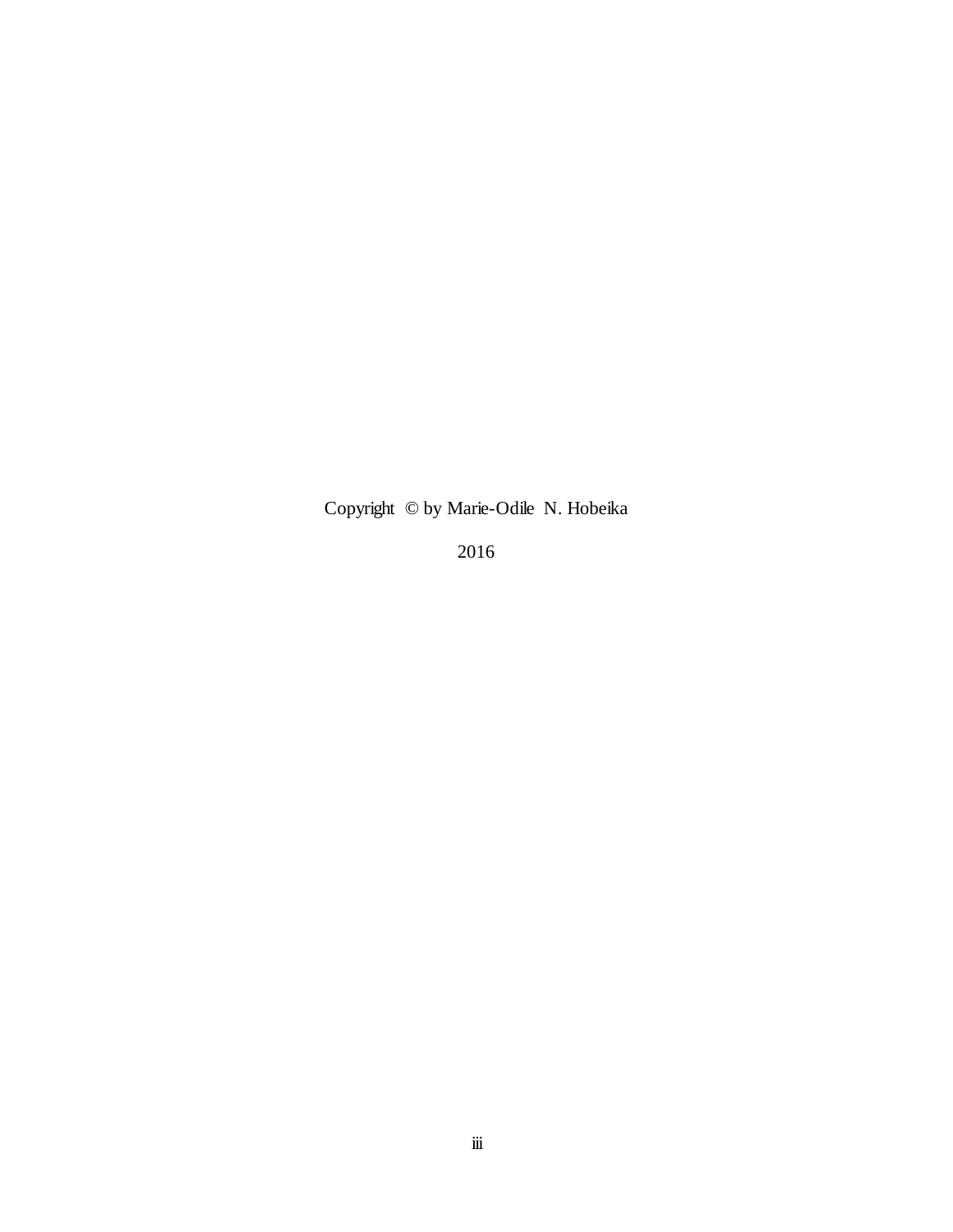Copyright © by Marie-Odile N. Hobeika

2016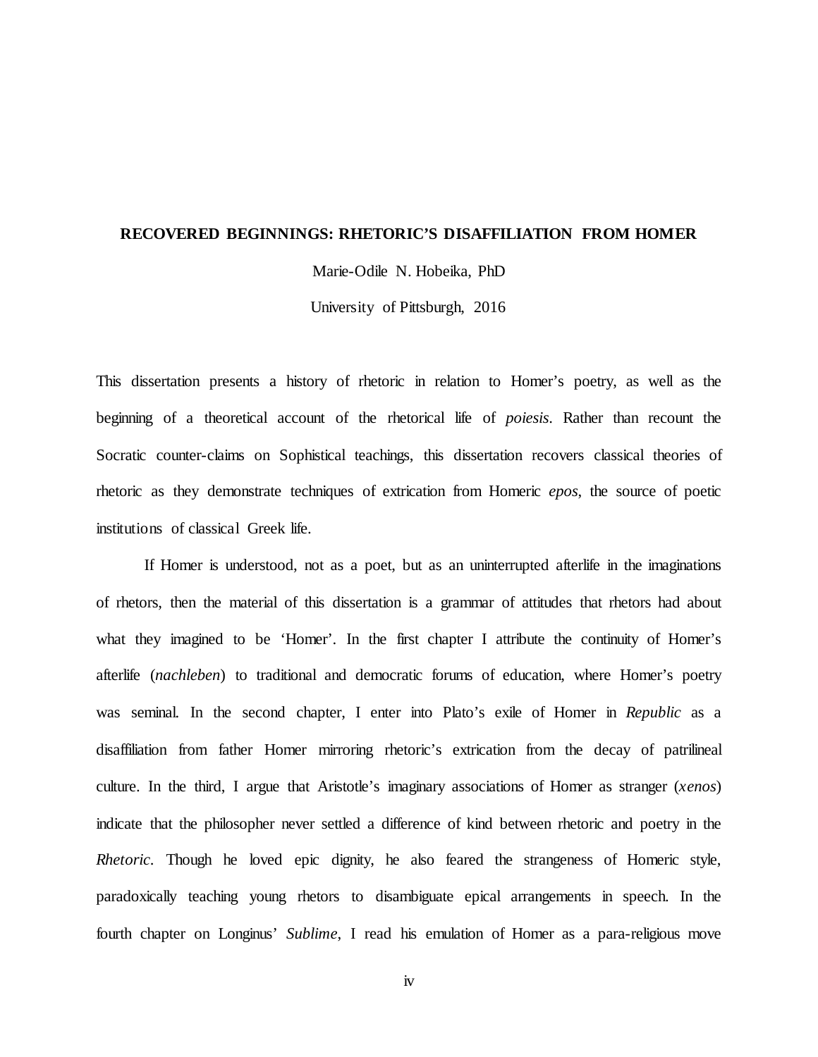**RECOVERED BEGINNINGS: RHETORIC'S DISAFFILIATION FROM HOMER**

Marie-Odile N. Hobeika, PhD

University of Pittsburgh, 2016

This dissertation presents a history of rhetoric in relation to Homer's poetry, as well as the beginning of a theoretical account of the rhetorical life of *poiesis*. Rather than recount the Socratic counter-claims on Sophistical teachings, this dissertation recovers classical theories of rhetoric as they demonstrate techniques of extrication from Homeric *epos*, the source of poetic institutions of classical Greek life.

If Homer is understood, not as a poet, but as an uninterrupted afterlife in the imaginations of rhetors, then the material of this dissertation is a grammar of attitudes that rhetors had about what they imagined to be 'Homer'. In the first chapter I attribute the continuity of Homer's afterlife (*nachleben*) to traditional and democratic forums of education, where Homer's poetry was seminal. In the second chapter, I enter into Plato's exile of Homer in *Republic* as a disaffiliation from father Homer mirroring rhetoric's extrication from the decay of patrilineal culture. In the third, I argue that Aristotle's imaginary associations of Homer as stranger (*xenos*) indicate that the philosopher never settled a difference of kind between rhetoric and poetry in the *Rhetoric*. Though he loved epic dignity, he also feared the strangeness of Homeric style, paradoxically teaching young rhetors to disambiguate epical arrangements in speech. In the fourth chapter on Longinus' *Sublime*, I read his emulation of Homer as a para-religious move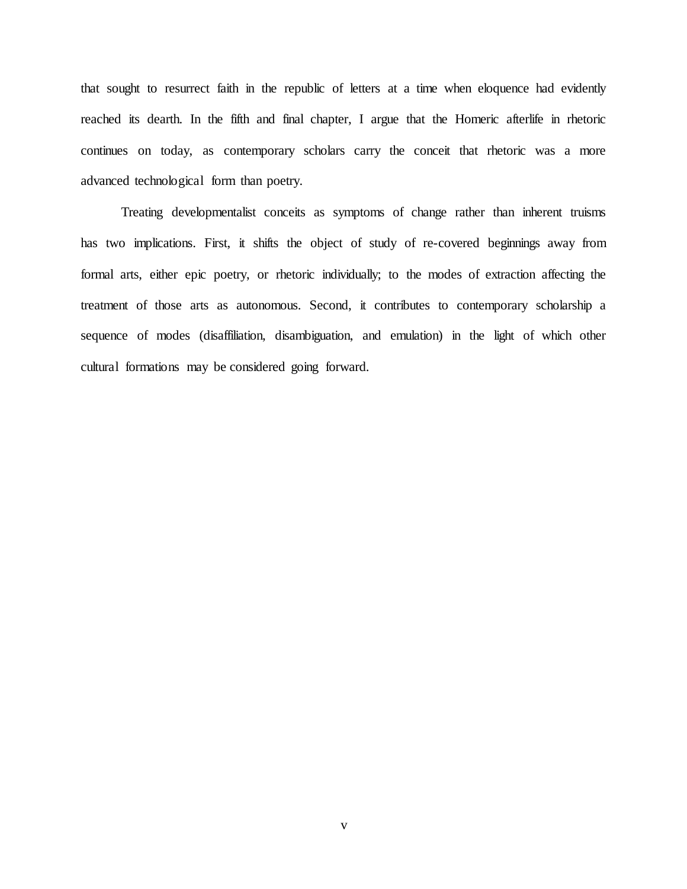that sought to resurrect faith in the republic of letters at a time when eloquence had evidently reached its dearth. In the fifth and final chapter, I argue that the Homeric afterlife in rhetoric continues on today, as contemporary scholars carry the conceit that rhetoric was a more advanced technological form than poetry.

Treating developmentalist conceits as symptoms of change rather than inherent truisms has two implications. First, it shifts the object of study of re-covered beginnings away from formal arts, either epic poetry, or rhetoric individually; to the modes of extraction affecting the treatment of those arts as autonomous. Second, it contributes to contemporary scholarship a sequence of modes (disaffiliation, disambiguation, and emulation) in the light of which other cultural formations may be considered going forward.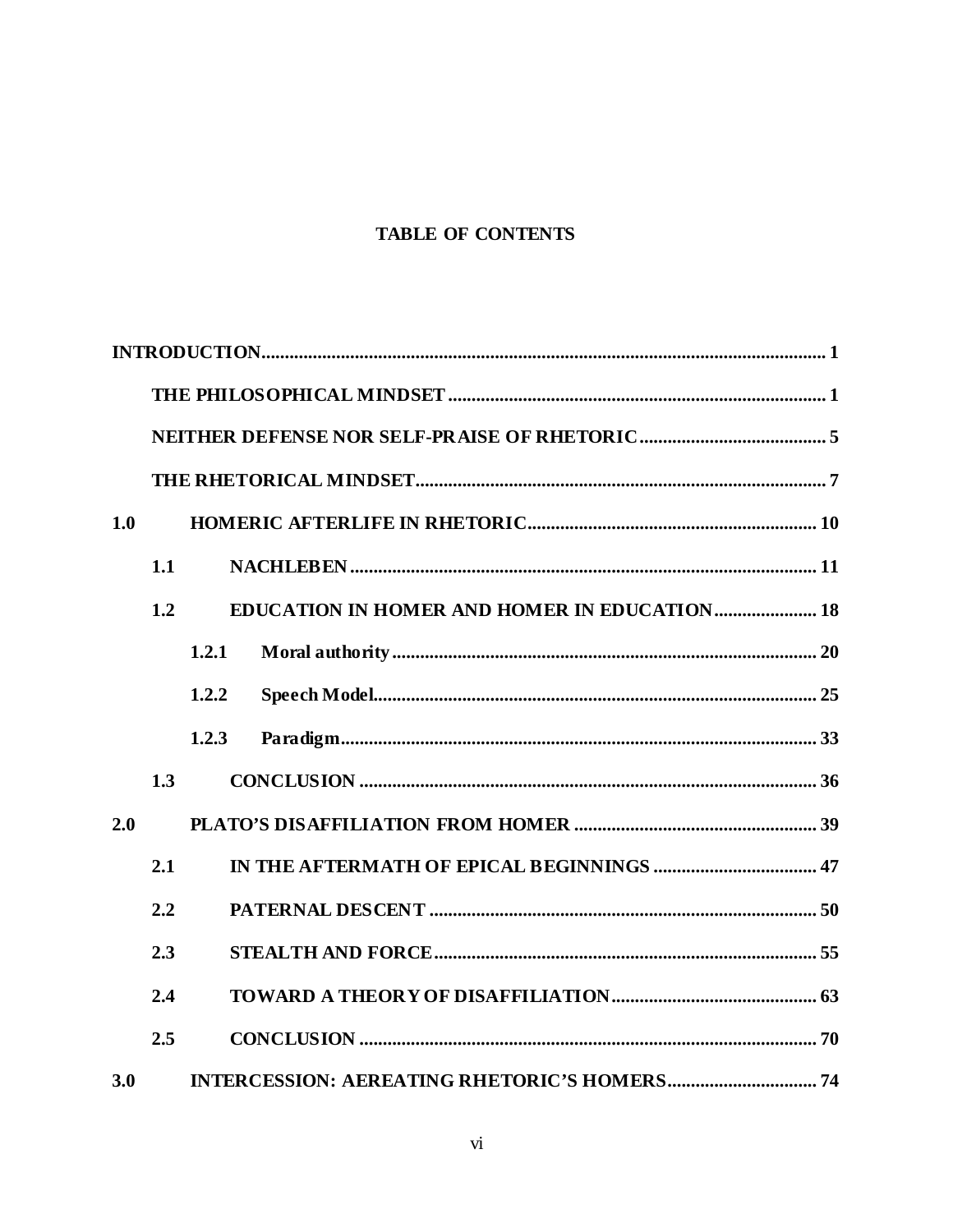## TABLE OF CONTENTS

INTRODUCTION........................................................................................................................ 1

THE PHILOSOPHICAL MINDSET ................................................................................ 1

NEITHER DEFENSE NOR SELF-PRAISE OF RHETORIC........................................ 5

THE RHETORICAL MINDSET...................................................................................... 7

1.0 HOMERIC AFTERLIFE IN RHETORIC.............................................................. 10

1.1 NACHLEBEN................................................................................................... 11

1.2 EDUCATION IN HOMER AND HOMER IN EDUCATION...................... 18

1.2.1 Moral authority.......................................................................................... 20

1.2.2 Speech Model.............................................................................................. 25

1.2.3 Paradigm..................................................................................................... 33

1.3 CONCLUSION ................................................................................................. 36

2.0 PLATO'S DISAFFILIATION FROM HOMER .................................................... 39

2.1 IN THE AFTERMATH OF EPICAL BEGINNINGS ................................... 47

2.2 PATERNAL DESCENT .................................................................................. 50

2.3 STEALTH AND FORCE................................................................................. 55

2.4 TOWARD A THEORY OF DISAFFILIATION............................................ 63

2.5 CONCLUSION ................................................................................................. 70

3.0 INTERCESSION: AEREATING RHETORIC'S HOMERS................................ 74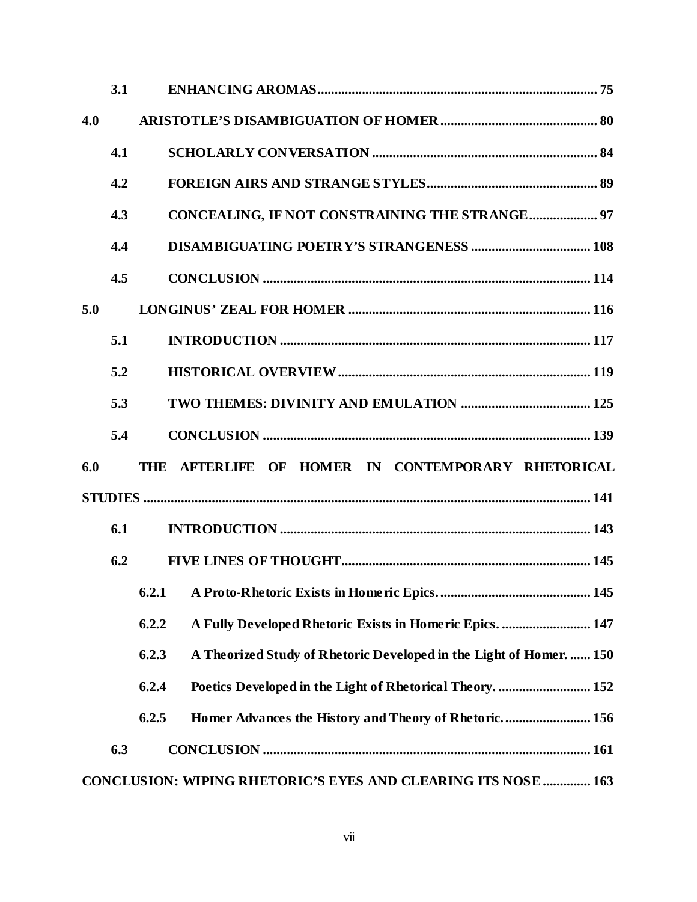3.1 ENHANCING AROMAS .................................................................................. 75

4.0 ARISTOTLE'S DISAMBIGUATION OF HOMER .............................................. 80

4.1 SCHOLARLY CONVERSATION .................................................................. 84

4.2 FOREIGN AIRS AND STRANGE STYLES .................................................. 89

4.3 CONCEALING, IF NOT CONSTRAINING THE STRANGE .................... 97

4.4 DISAMBIGUATING POETRY'S STRANGENESS ................................... 108

4.5 CONCLUSION ............................................................................................. 114

5.0 LONGINUS' ZEAL FOR HOMER ....................................................................... 116

5.1 INTRODUCTION .......................................................................................... 117

5.2 HISTORICAL OVERVIEW .......................................................................... 119

5.3 TWO THEMES: DIVINITY AND EMULATION ...................................... 125

5.4 CONCLUSION ............................................................................................. 139

6.0 THE AFTERLIFE OF HOMER IN CONTEMPORARY RHETORICAL STUDIES ............................................................................................................................... 141

6.1 INTRODUCTION .......................................................................................... 143

6.2 FIVE LINES OF THOUGHT ......................................................................... 145

6.2.1 A Proto-Rhetoric Exists in Homeric Epics. ............................................ 145

6.2.2 A Fully Developed Rhetoric Exists in Homeric Epics. .......................... 147

6.2.3 A Theorized Study of Rhetoric Developed in the Light of Homer. ...... 150

6.2.4 Poetics Developed in the Light of Rhetorical Theory. ........................... 152

6.2.5 Homer Advances the History and Theory of Rhetoric. ......................... 156

6.3 CONCLUSION ............................................................................................. 161

CONCLUSION: WIPING RHETORIC'S EYES AND CLEARING ITS NOSE ............. 163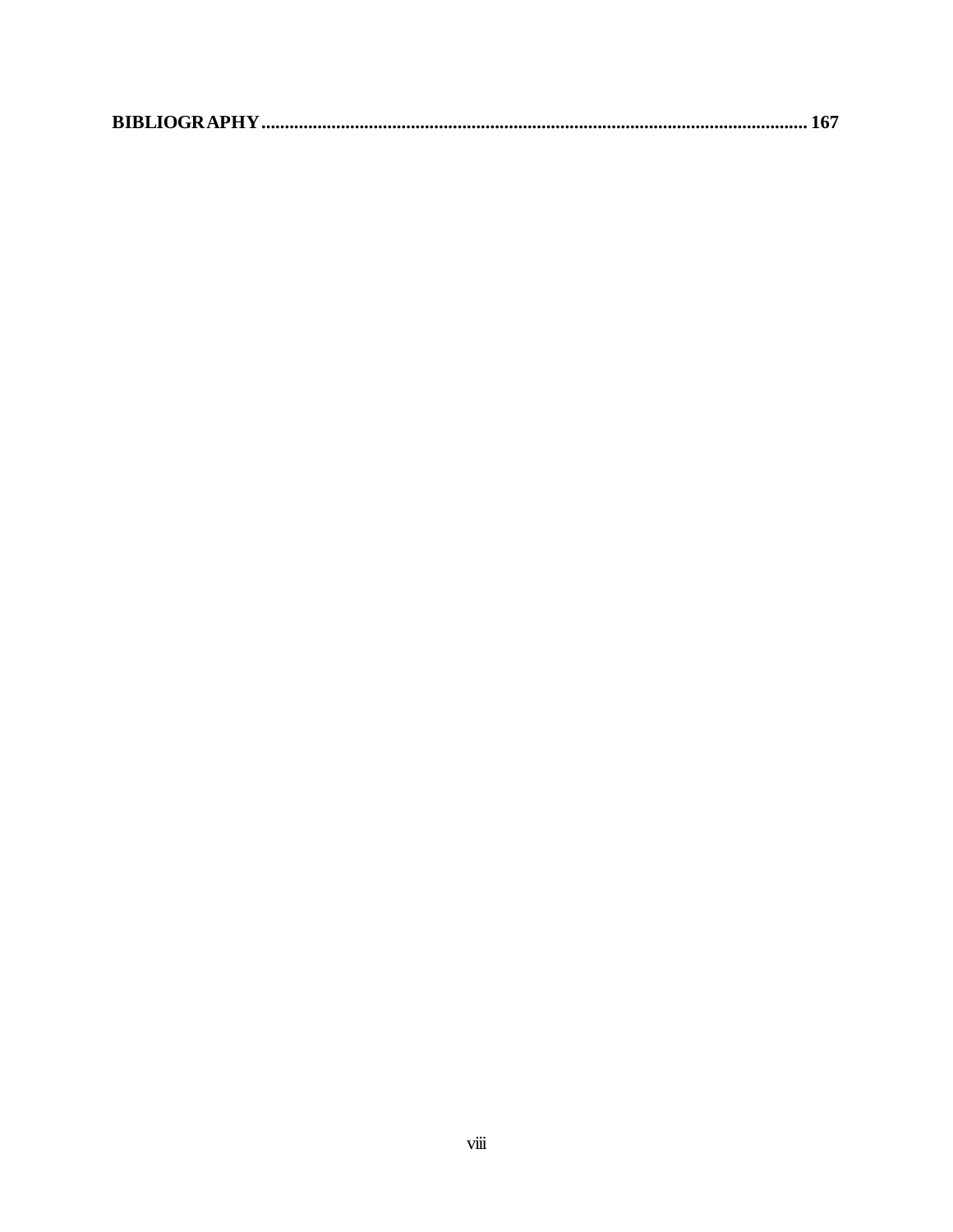**BIBLIOGRAPHY......................................................................................................................... 167**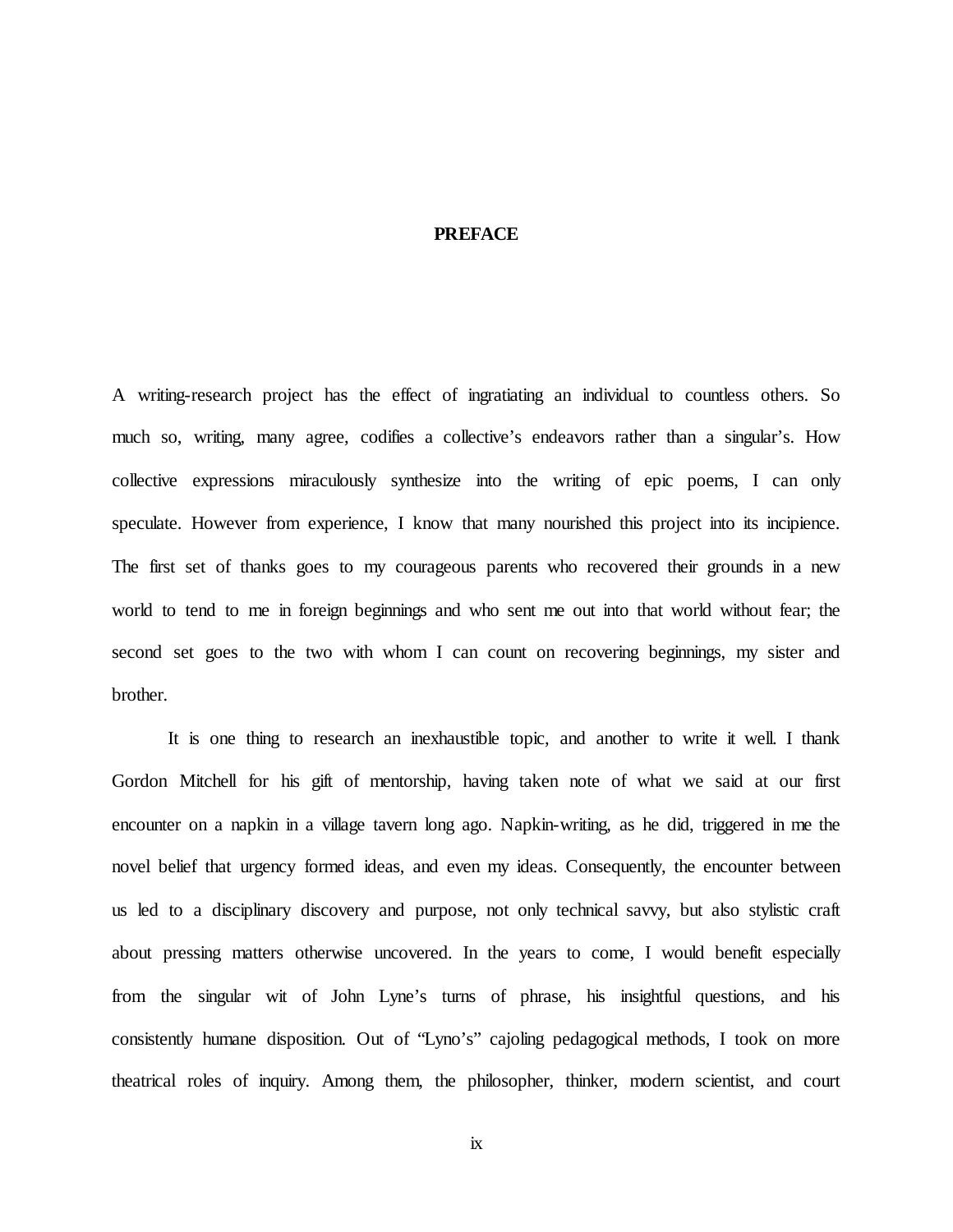# PREFACE

A writing-research project has the effect of ingratiating an individual to countless others. So much so, writing, many agree, codifies a collective's endeavors rather than a singular's. How collective expressions miraculously synthesize into the writing of epic poems, I can only speculate. However from experience, I know that many nourished this project into its incipience. The first set of thanks goes to my courageous parents who recovered their grounds in a new world to tend to me in foreign beginnings and who sent me out into that world without fear; the second set goes to the two with whom I can count on recovering beginnings, my sister and brother.

It is one thing to research an inexhaustible topic, and another to write it well. I thank Gordon Mitchell for his gift of mentorship, having taken note of what we said at our first encounter on a napkin in a village tavern long ago. Napkin-writing, as he did, triggered in me the novel belief that urgency formed ideas, and even my ideas. Consequently, the encounter between us led to a disciplinary discovery and purpose, not only technical savvy, but also stylistic craft about pressing matters otherwise uncovered. In the years to come, I would benefit especially from the singular wit of John Lyne's turns of phrase, his insightful questions, and his consistently humane disposition. Out of "Lyno's" cajoling pedagogical methods, I took on more theatrical roles of inquiry. Among them, the philosopher, thinker, modern scientist, and court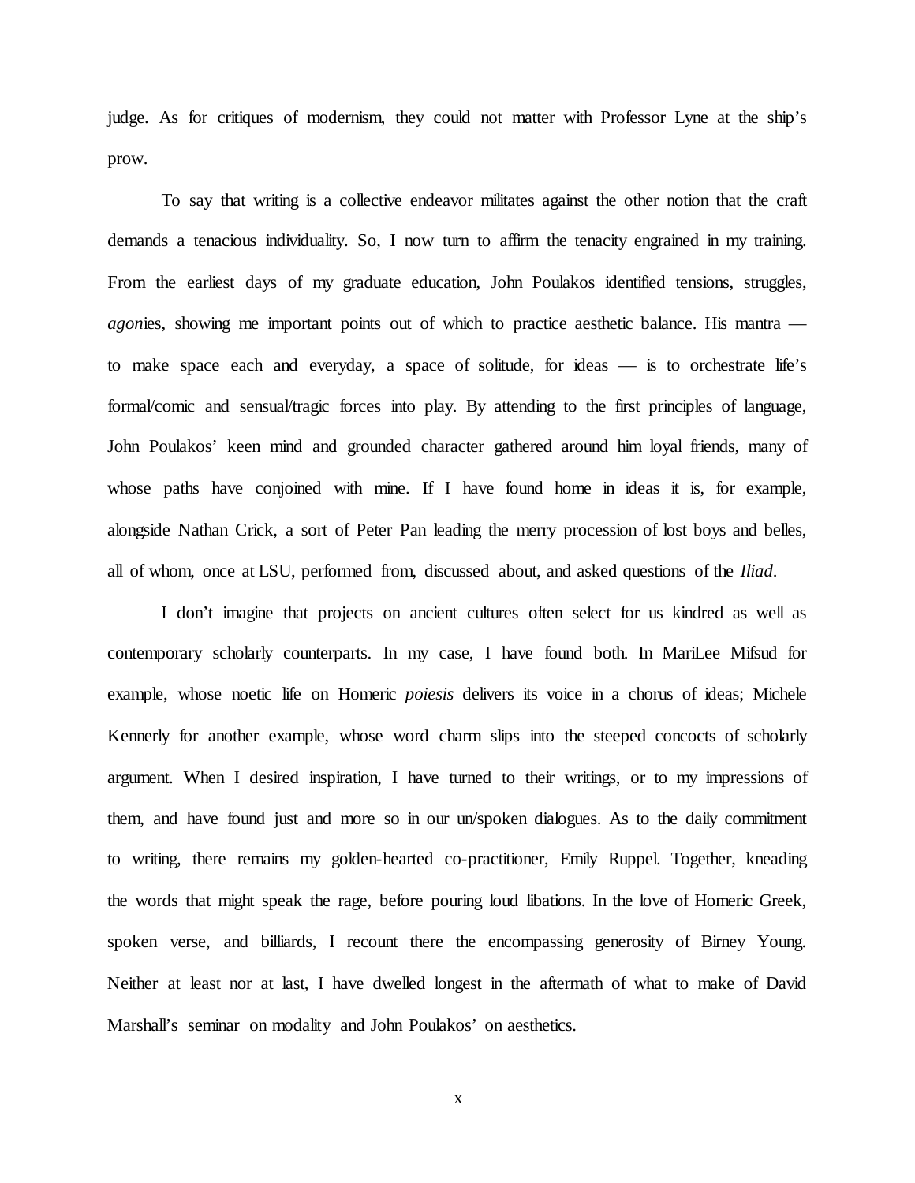judge. As for critiques of modernism, they could not matter with Professor Lyne at the ship's prow.

To say that writing is a collective endeavor militates against the other notion that the craft demands a tenacious individuality. So, I now turn to affirm the tenacity engrained in my training. From the earliest days of my graduate education, John Poulakos identified tensions, struggles, *agon*ies, showing me important points out of which to practice aesthetic balance. His mantra — to make space each and everyday, a space of solitude, for ideas — is to orchestrate life's formal/comic and sensual/tragic forces into play. By attending to the first principles of language, John Poulakos' keen mind and grounded character gathered around him loyal friends, many of whose paths have conjoined with mine. If I have found home in ideas it is, for example, alongside Nathan Crick, a sort of Peter Pan leading the merry procession of lost boys and belles, all of whom, once at LSU, performed from, discussed about, and asked questions of the *Iliad*.

I don't imagine that projects on ancient cultures often select for us kindred as well as contemporary scholarly counterparts. In my case, I have found both. In MariLee Mifsud for example, whose noetic life on Homeric *poiesis* delivers its voice in a chorus of ideas; Michele Kennerly for another example, whose word charm slips into the steeped concocts of scholarly argument. When I desired inspiration, I have turned to their writings, or to my impressions of them, and have found just and more so in our un/spoken dialogues. As to the daily commitment to writing, there remains my golden-hearted co-practitioner, Emily Ruppel. Together, kneading the words that might speak the rage, before pouring loud libations. In the love of Homeric Greek, spoken verse, and billiards, I recount there the encompassing generosity of Birney Young. Neither at least nor at last, I have dwelled longest in the aftermath of what to make of David Marshall's seminar on modality and John Poulakos' on aesthetics.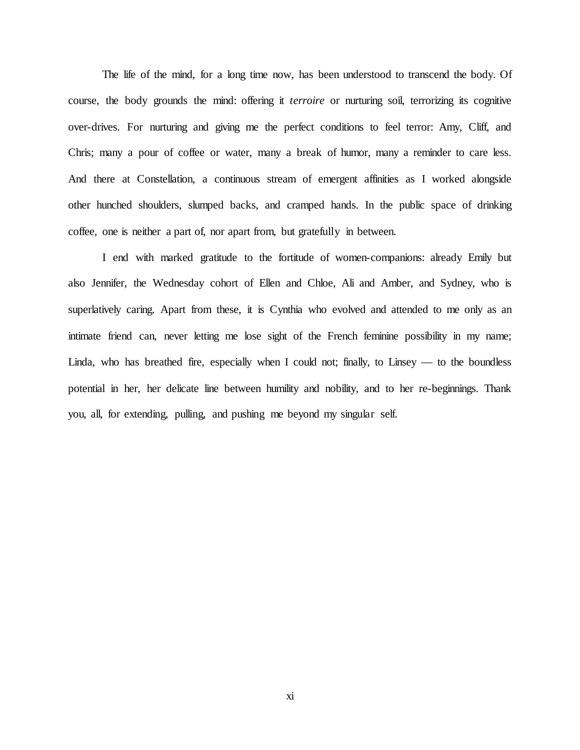The life of the mind, for a long time now, has been understood to transcend the body. Of course, the body grounds the mind: offering it *terroire* or nurturing soil, terrorizing its cognitive over-drives. For nurturing and giving me the perfect conditions to feel terror: Amy, Cliff, and Chris; many a pour of coffee or water, many a break of humor, many a reminder to care less. And there at Constellation, a continuous stream of emergent affinities as I worked alongside other hunched shoulders, slumped backs, and cramped hands. In the public space of drinking coffee, one is neither a part of, nor apart from, but gratefully in between.

I end with marked gratitude to the fortitude of women-companions: already Emily but also Jennifer, the Wednesday cohort of Ellen and Chloe, Ali and Amber, and Sydney, who is superlatively caring. Apart from these, it is Cynthia who evolved and attended to me only as an intimate friend can, never letting me lose sight of the French feminine possibility in my name; Linda, who has breathed fire, especially when I could not; finally, to Linsey — to the boundless potential in her, her delicate line between humility and nobility, and to her re-beginnings. Thank you, all, for extending, pulling, and pushing me beyond my singular self.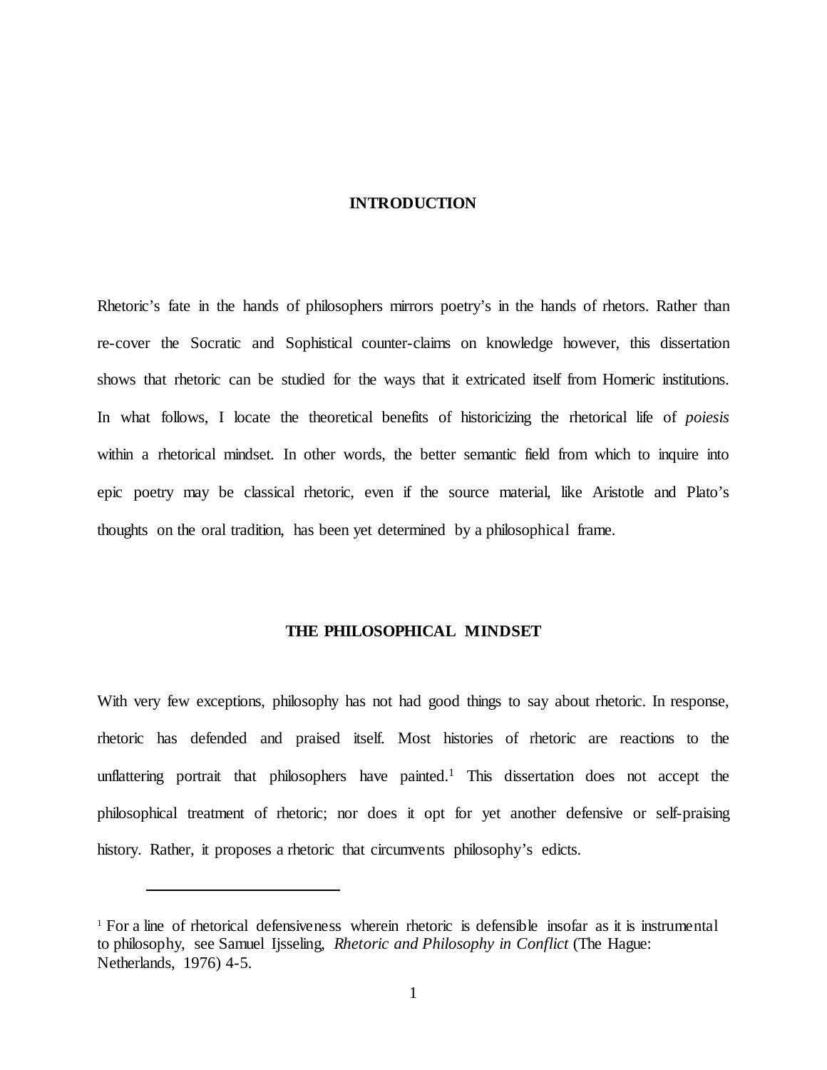# INTRODUCTION

Rhetoric's fate in the hands of philosophers mirrors poetry's in the hands of rhetors. Rather than re-cover the Socratic and Sophistical counter-claims on knowledge however, this dissertation shows that rhetoric can be studied for the ways that it extricated itself from Homeric institutions. In what follows, I locate the theoretical benefits of historicizing the rhetorical life of *poiesis* within a rhetorical mindset. In other words, the better semantic field from which to inquire into epic poetry may be classical rhetoric, even if the source material, like Aristotle and Plato's thoughts on the oral tradition, has been yet determined by a philosophical frame.

## THE PHILOSOPHICAL MINDSET

With very few exceptions, philosophy has not had good things to say about rhetoric. In response, rhetoric has defended and praised itself. Most histories of rhetoric are reactions to the unflattering portrait that philosophers have painted.[1] This dissertation does not accept the philosophical treatment of rhetoric; nor does it opt for yet another defensive or self-praising history. Rather, it proposes a rhetoric that circumvents philosophy's edicts.

---

[1] For a line of rhetorical defensiveness wherein rhetoric is defensible insofar as it is instrumental to philosophy, see Samuel Ijsseling, *Rhetoric and Philosophy in Conflict* (The Hague: Netherlands, 1976) 4-5.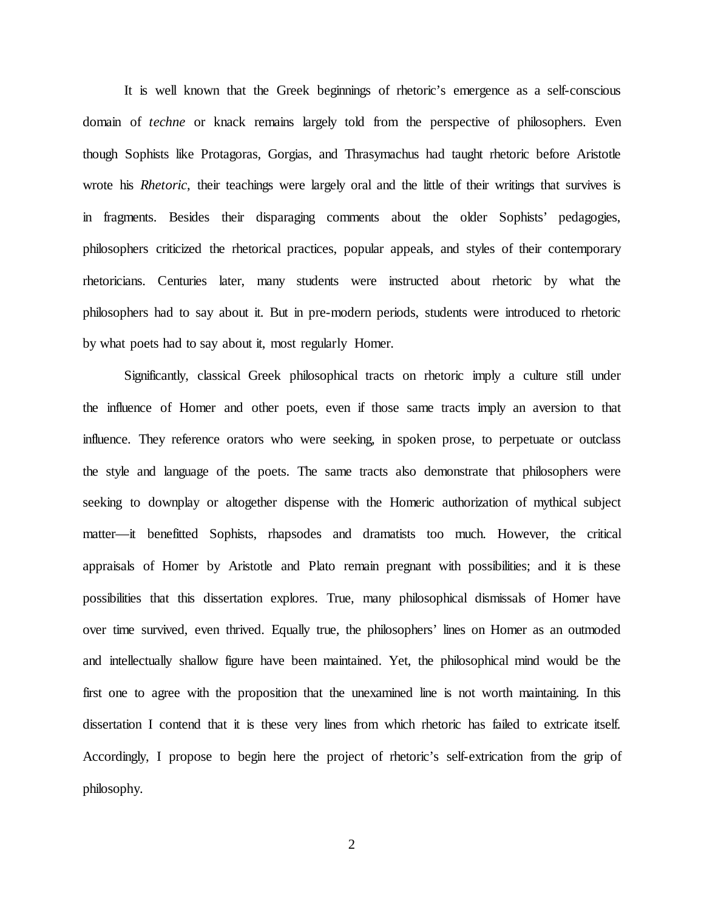It is well known that the Greek beginnings of rhetoric's emergence as a self-conscious domain of *techne* or knack remains largely told from the perspective of philosophers. Even though Sophists like Protagoras, Gorgias, and Thrasymachus had taught rhetoric before Aristotle wrote his *Rhetoric*, their teachings were largely oral and the little of their writings that survives is in fragments. Besides their disparaging comments about the older Sophists' pedagogies, philosophers criticized the rhetorical practices, popular appeals, and styles of their contemporary rhetoricians. Centuries later, many students were instructed about rhetoric by what the philosophers had to say about it. But in pre-modern periods, students were introduced to rhetoric by what poets had to say about it, most regularly Homer.

Significantly, classical Greek philosophical tracts on rhetoric imply a culture still under the influence of Homer and other poets, even if those same tracts imply an aversion to that influence. They reference orators who were seeking, in spoken prose, to perpetuate or outclass the style and language of the poets. The same tracts also demonstrate that philosophers were seeking to downplay or altogether dispense with the Homeric authorization of mythical subject matter—it benefitted Sophists, rhapsodes and dramatists too much. However, the critical appraisals of Homer by Aristotle and Plato remain pregnant with possibilities; and it is these possibilities that this dissertation explores. True, many philosophical dismissals of Homer have over time survived, even thrived. Equally true, the philosophers' lines on Homer as an outmoded and intellectually shallow figure have been maintained. Yet, the philosophical mind would be the first one to agree with the proposition that the unexamined line is not worth maintaining. In this dissertation I contend that it is these very lines from which rhetoric has failed to extricate itself. Accordingly, I propose to begin here the project of rhetoric's self-extrication from the grip of philosophy.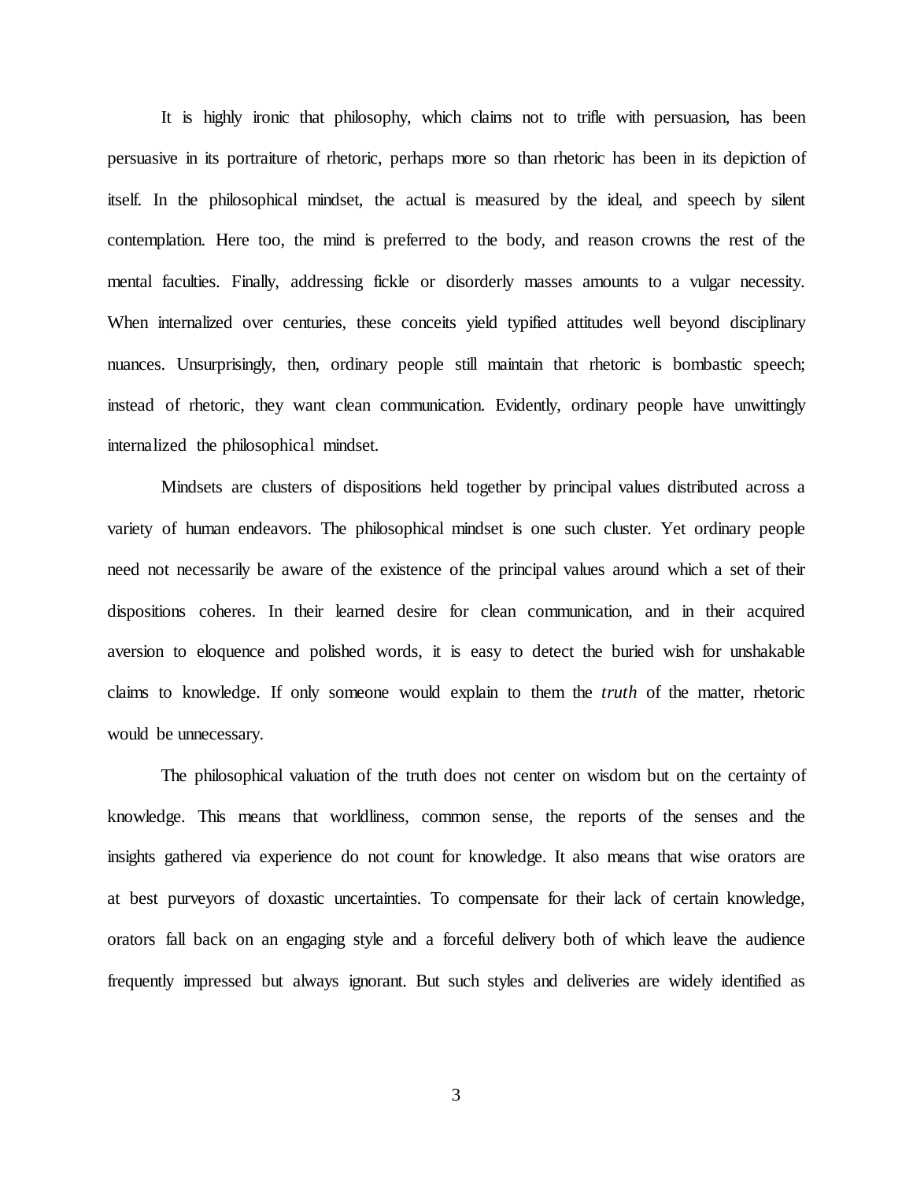It is highly ironic that philosophy, which claims not to trifle with persuasion, has been persuasive in its portraiture of rhetoric, perhaps more so than rhetoric has been in its depiction of itself. In the philosophical mindset, the actual is measured by the ideal, and speech by silent contemplation. Here too, the mind is preferred to the body, and reason crowns the rest of the mental faculties. Finally, addressing fickle or disorderly masses amounts to a vulgar necessity. When internalized over centuries, these conceits yield typified attitudes well beyond disciplinary nuances. Unsurprisingly, then, ordinary people still maintain that rhetoric is bombastic speech; instead of rhetoric, they want clean communication. Evidently, ordinary people have unwittingly internalized the philosophical mindset.

Mindsets are clusters of dispositions held together by principal values distributed across a variety of human endeavors. The philosophical mindset is one such cluster. Yet ordinary people need not necessarily be aware of the existence of the principal values around which a set of their dispositions coheres. In their learned desire for clean communication, and in their acquired aversion to eloquence and polished words, it is easy to detect the buried wish for unshakable claims to knowledge. If only someone would explain to them the *truth* of the matter, rhetoric would be unnecessary.

The philosophical valuation of the truth does not center on wisdom but on the certainty of knowledge. This means that worldliness, common sense, the reports of the senses and the insights gathered via experience do not count for knowledge. It also means that wise orators are at best purveyors of doxastic uncertainties. To compensate for their lack of certain knowledge, orators fall back on an engaging style and a forceful delivery both of which leave the audience frequently impressed but always ignorant. But such styles and deliveries are widely identified as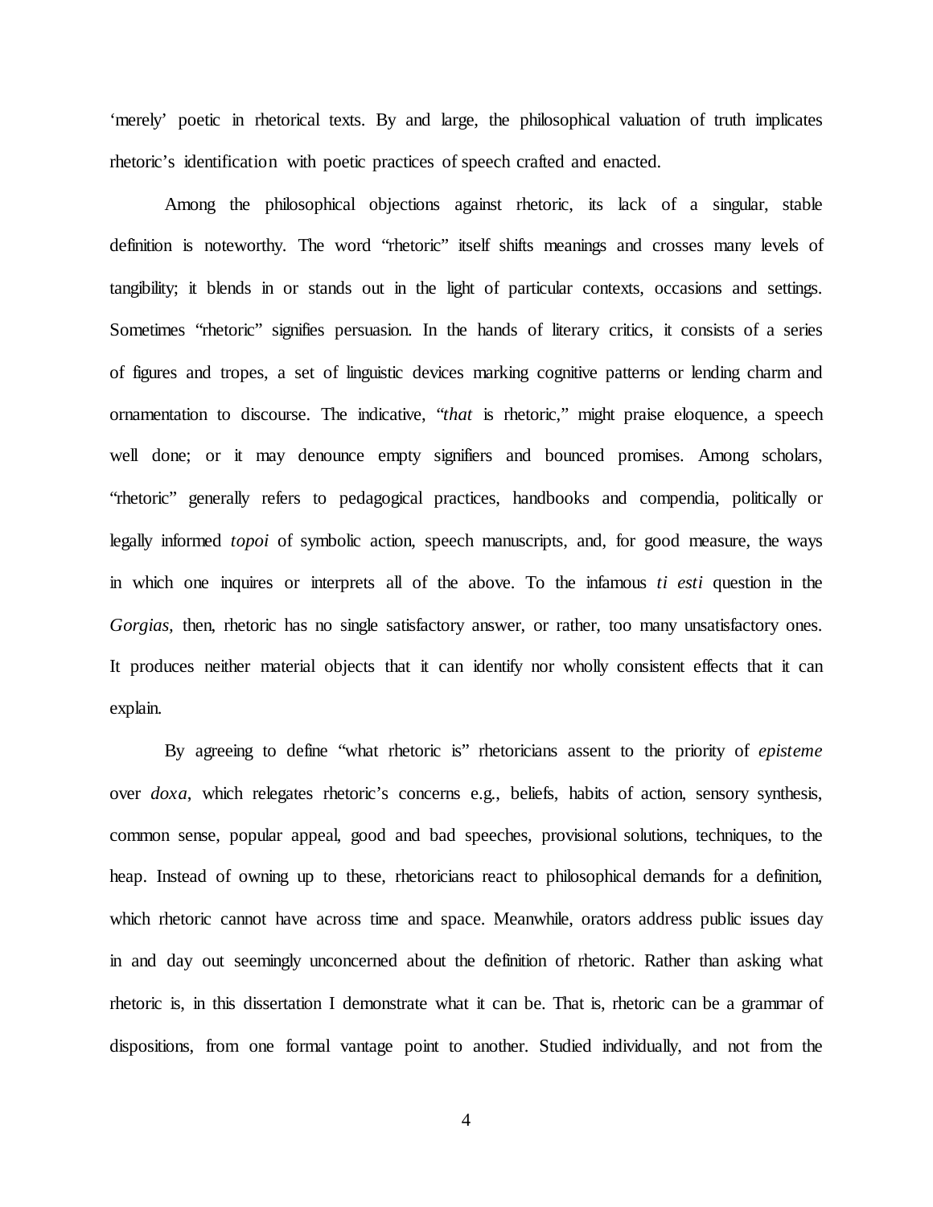'merely' poetic in rhetorical texts. By and large, the philosophical valuation of truth implicates rhetoric's identification with poetic practices of speech crafted and enacted.

Among the philosophical objections against rhetoric, its lack of a singular, stable definition is noteworthy. The word "rhetoric" itself shifts meanings and crosses many levels of tangibility; it blends in or stands out in the light of particular contexts, occasions and settings. Sometimes "rhetoric" signifies persuasion. In the hands of literary critics, it consists of a series of figures and tropes, a set of linguistic devices marking cognitive patterns or lending charm and ornamentation to discourse. The indicative, "*that* is rhetoric," might praise eloquence, a speech well done; or it may denounce empty signifiers and bounced promises. Among scholars, "rhetoric" generally refers to pedagogical practices, handbooks and compendia, politically or legally informed *topoi* of symbolic action, speech manuscripts, and, for good measure, the ways in which one inquires or interprets all of the above. To the infamous *ti esti* question in the *Gorgias*, then, rhetoric has no single satisfactory answer, or rather, too many unsatisfactory ones. It produces neither material objects that it can identify nor wholly consistent effects that it can explain.

By agreeing to define "what rhetoric is" rhetoricians assent to the priority of *episteme* over *doxa*, which relegates rhetoric's concerns e.g., beliefs, habits of action, sensory synthesis, common sense, popular appeal, good and bad speeches, provisional solutions, techniques, to the heap. Instead of owning up to these, rhetoricians react to philosophical demands for a definition, which rhetoric cannot have across time and space. Meanwhile, orators address public issues day in and day out seemingly unconcerned about the definition of rhetoric. Rather than asking what rhetoric is, in this dissertation I demonstrate what it can be. That is, rhetoric can be a grammar of dispositions, from one formal vantage point to another. Studied individually, and not from the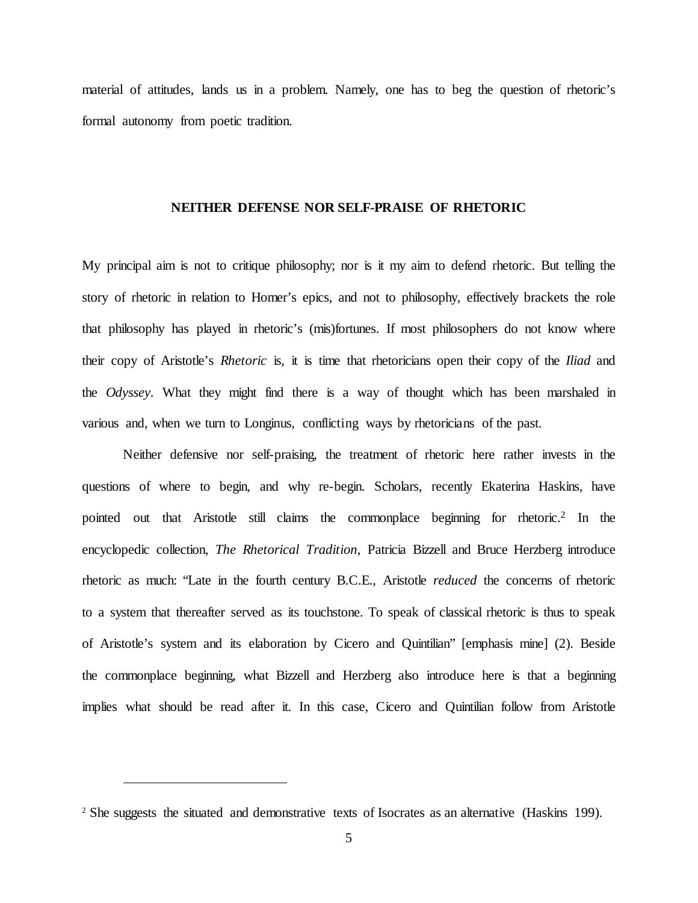material of attitudes, lands us in a problem. Namely, one has to beg the question of rhetoric's formal autonomy from poetic tradition.

## NEITHER DEFENSE NOR SELF-PRAISE OF RHETORIC

My principal aim is not to critique philosophy; nor is it my aim to defend rhetoric. But telling the story of rhetoric in relation to Homer's epics, and not to philosophy, effectively brackets the role that philosophy has played in rhetoric's (mis)fortunes. If most philosophers do not know where their copy of Aristotle's *Rhetoric* is, it is time that rhetoricians open their copy of the *Iliad* and the *Odyssey*. What they might find there is a way of thought which has been marshaled in various and, when we turn to Longinus, conflicting ways by rhetoricians of the past.

Neither defensive nor self-praising, the treatment of rhetoric here rather invests in the questions of where to begin, and why re-begin. Scholars, recently Ekaterina Haskins, have pointed out that Aristotle still claims the commonplace beginning for rhetoric.[2] In the encyclopedic collection, *The Rhetorical Tradition*, Patricia Bizzell and Bruce Herzberg introduce rhetoric as much: "Late in the fourth century B.C.E., Aristotle *reduced* the concerns of rhetoric to a system that thereafter served as its touchstone. To speak of classical rhetoric is thus to speak of Aristotle's system and its elaboration by Cicero and Quintilian" [emphasis mine] (2). Beside the commonplace beginning, what Bizzell and Herzberg also introduce here is that a beginning implies what should be read after it. In this case, Cicero and Quintilian follow from Aristotle

---

[2] She suggests the situated and demonstrative texts of Isocrates as an alternative (Haskins 199).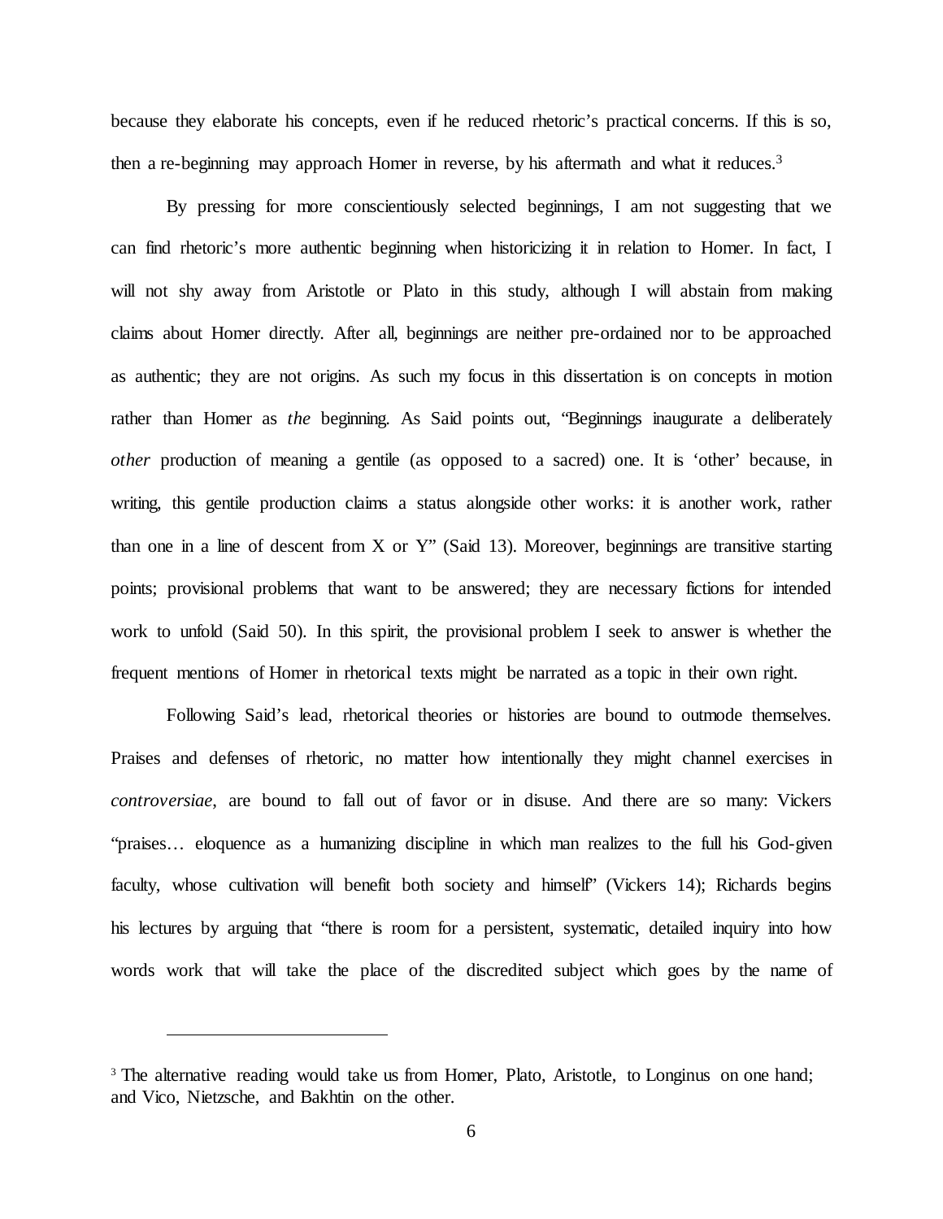because they elaborate his concepts, even if he reduced rhetoric's practical concerns. If this is so, then a re-beginning may approach Homer in reverse, by his aftermath and what it reduces.[3]

By pressing for more conscientiously selected beginnings, I am not suggesting that we can find rhetoric's more authentic beginning when historicizing it in relation to Homer. In fact, I will not shy away from Aristotle or Plato in this study, although I will abstain from making claims about Homer directly. After all, beginnings are neither pre-ordained nor to be approached as authentic; they are not origins. As such my focus in this dissertation is on concepts in motion rather than Homer as *the* beginning. As Said points out, "Beginnings inaugurate a deliberately *other* production of meaning a gentile (as opposed to a sacred) one. It is 'other' because, in writing, this gentile production claims a status alongside other works: it is another work, rather than one in a line of descent from X or Y" (Said 13). Moreover, beginnings are transitive starting points; provisional problems that want to be answered; they are necessary fictions for intended work to unfold (Said 50). In this spirit, the provisional problem I seek to answer is whether the frequent mentions of Homer in rhetorical texts might be narrated as a topic in their own right.

Following Said's lead, rhetorical theories or histories are bound to outmode themselves. Praises and defenses of rhetoric, no matter how intentionally they might channel exercises in *controversiae*, are bound to fall out of favor or in disuse. And there are so many: Vickers "praises… eloquence as a humanizing discipline in which man realizes to the full his God-given faculty, whose cultivation will benefit both society and himself" (Vickers 14); Richards begins his lectures by arguing that "there is room for a persistent, systematic, detailed inquiry into how words work that will take the place of the discredited subject which goes by the name of

[3] The alternative reading would take us from Homer, Plato, Aristotle, to Longinus on one hand; and Vico, Nietzsche, and Bakhtin on the other.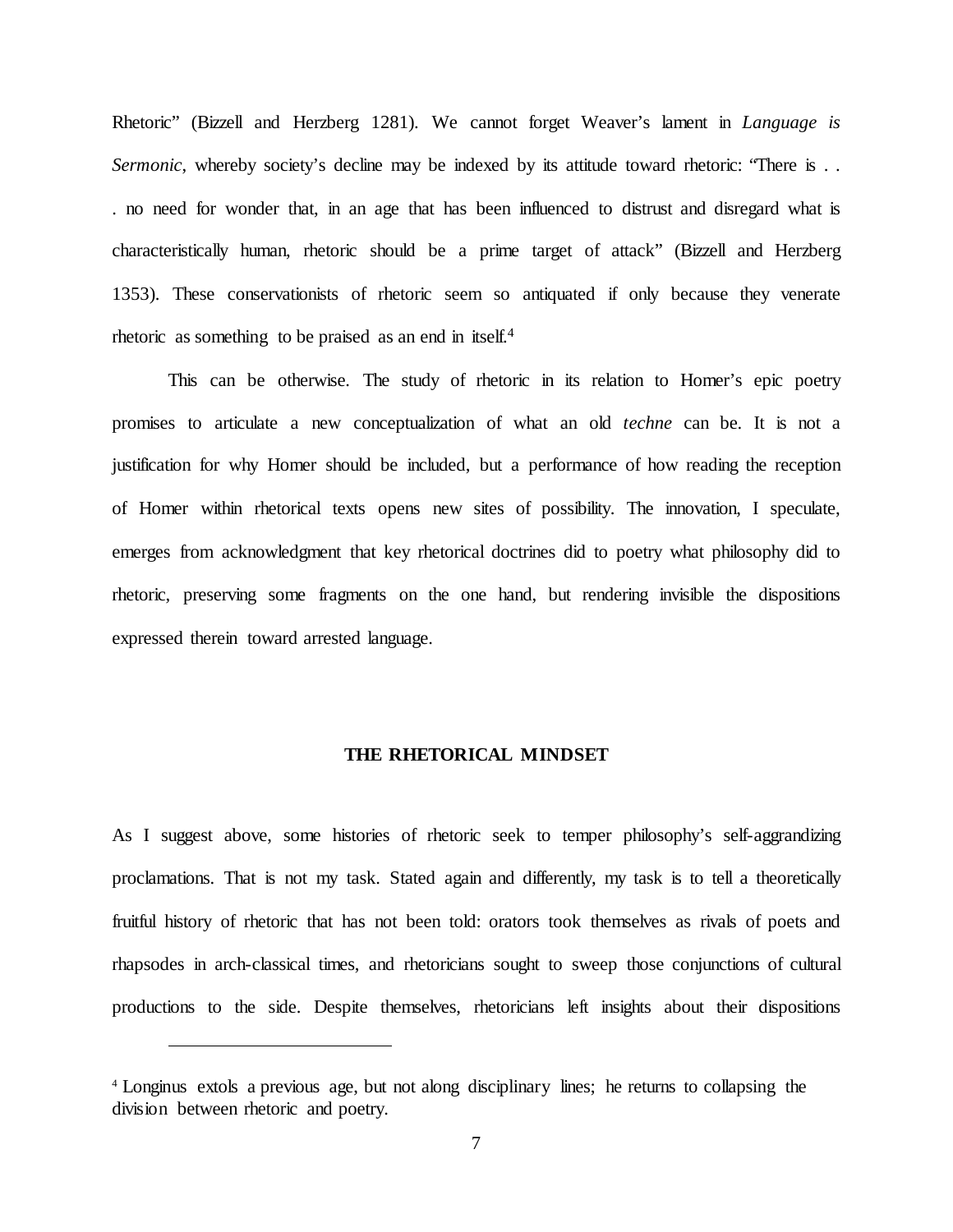Rhetoric" (Bizzell and Herzberg 1281). We cannot forget Weaver's lament in *Language is Sermonic*, whereby society's decline may be indexed by its attitude toward rhetoric: "There is . . . no need for wonder that, in an age that has been influenced to distrust and disregard what is characteristically human, rhetoric should be a prime target of attack" (Bizzell and Herzberg 1353). These conservationists of rhetoric seem so antiquated if only because they venerate rhetoric as something to be praised as an end in itself.[4]

This can be otherwise. The study of rhetoric in its relation to Homer's epic poetry promises to articulate a new conceptualization of what an old *techne* can be. It is not a justification for why Homer should be included, but a performance of how reading the reception of Homer within rhetorical texts opens new sites of possibility. The innovation, I speculate, emerges from acknowledgment that key rhetorical doctrines did to poetry what philosophy did to rhetoric, preserving some fragments on the one hand, but rendering invisible the dispositions expressed therein toward arrested language.

## THE RHETORICAL MINDSET

As I suggest above, some histories of rhetoric seek to temper philosophy's self-aggrandizing proclamations. That is not my task. Stated again and differently, my task is to tell a theoretically fruitful history of rhetoric that has not been told: orators took themselves as rivals of poets and rhapsodes in arch-classical times, and rhetoricians sought to sweep those conjunctions of cultural productions to the side. Despite themselves, rhetoricians left insights about their dispositions

---

[4] Longinus extols a previous age, but not along disciplinary lines; he returns to collapsing the division between rhetoric and poetry.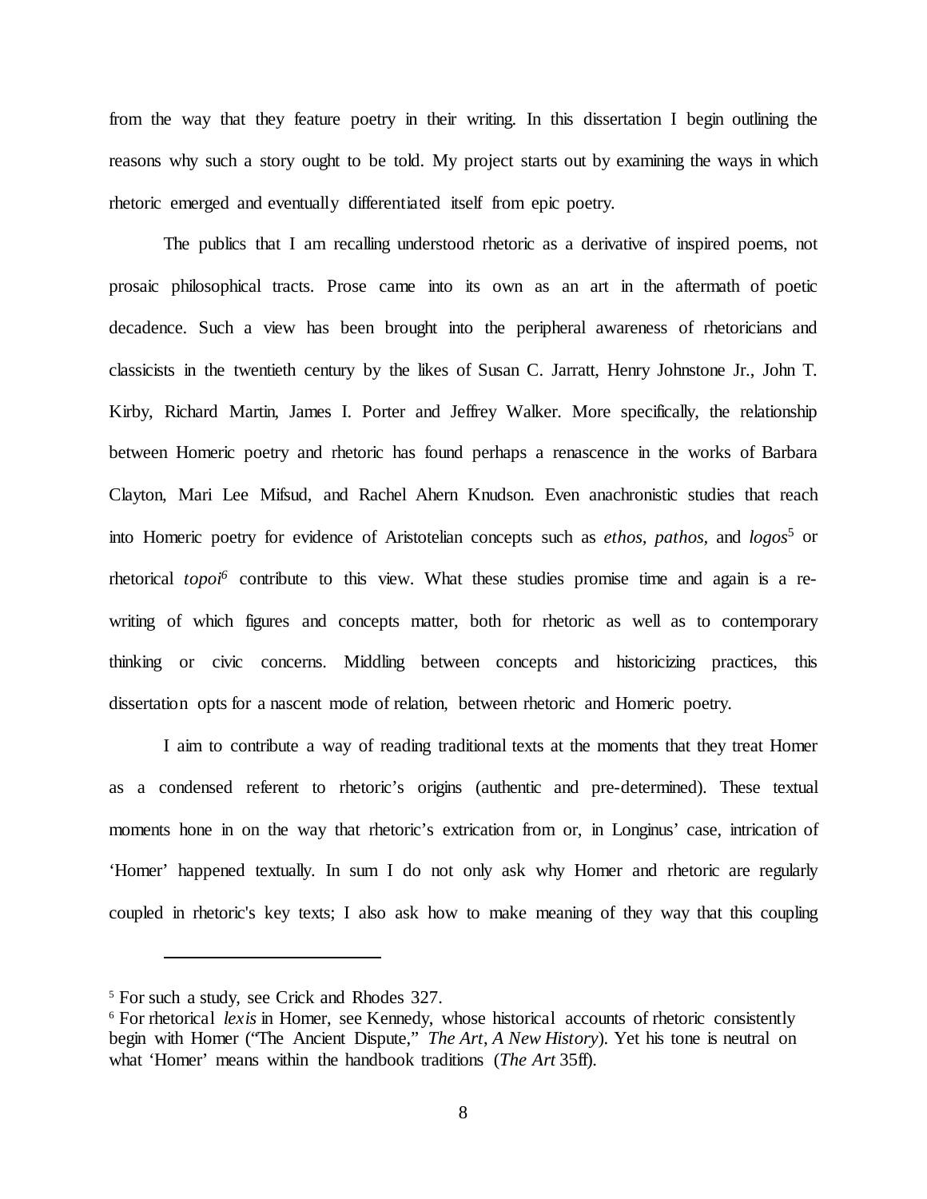from the way that they feature poetry in their writing. In this dissertation I begin outlining the reasons why such a story ought to be told. My project starts out by examining the ways in which rhetoric emerged and eventually differentiated itself from epic poetry.

The publics that I am recalling understood rhetoric as a derivative of inspired poems, not prosaic philosophical tracts. Prose came into its own as an art in the aftermath of poetic decadence. Such a view has been brought into the peripheral awareness of rhetoricians and classicists in the twentieth century by the likes of Susan C. Jarratt, Henry Johnstone Jr., John T. Kirby, Richard Martin, James I. Porter and Jeffrey Walker. More specifically, the relationship between Homeric poetry and rhetoric has found perhaps a renascence in the works of Barbara Clayton, Mari Lee Mifsud, and Rachel Ahern Knudson. Even anachronistic studies that reach into Homeric poetry for evidence of Aristotelian concepts such as *ethos, pathos,* and *logos*[5] or rhetorical *topoi*[6] contribute to this view. What these studies promise time and again is a re-writing of which figures and concepts matter, both for rhetoric as well as to contemporary thinking or civic concerns. Middling between concepts and historicizing practices, this dissertation opts for a nascent mode of relation, between rhetoric and Homeric poetry.

I aim to contribute a way of reading traditional texts at the moments that they treat Homer as a condensed referent to rhetoric's origins (authentic and pre-determined). These textual moments hone in on the way that rhetoric's extrication from or, in Longinus' case, intrication of 'Homer' happened textually. In sum I do not only ask why Homer and rhetoric are regularly coupled in rhetoric's key texts; I also ask how to make meaning of they way that this coupling

---

[5] For such a study, see Crick and Rhodes 327.

[6] For rhetorical *lexis* in Homer, see Kennedy, whose historical accounts of rhetoric consistently begin with Homer ("The Ancient Dispute," *The Art*, *A New History*). Yet his tone is neutral on what 'Homer' means within the handbook traditions (*The Art* 35ff).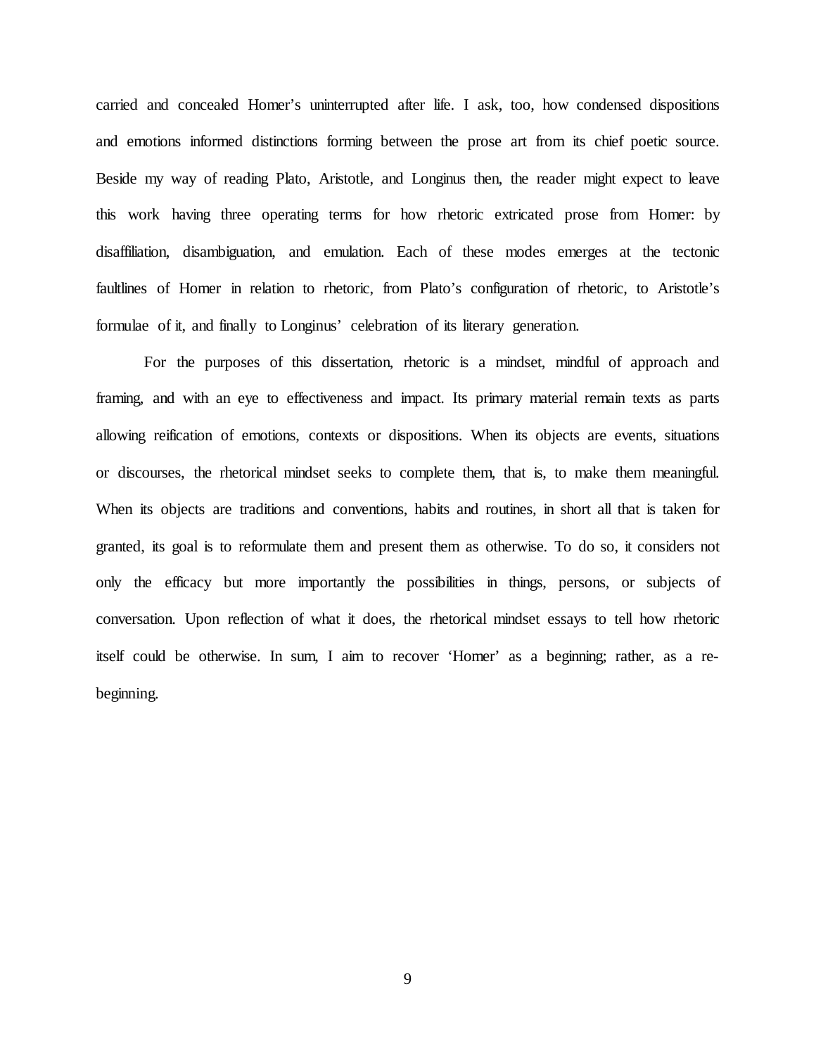carried and concealed Homer's uninterrupted after life. I ask, too, how condensed dispositions and emotions informed distinctions forming between the prose art from its chief poetic source. Beside my way of reading Plato, Aristotle, and Longinus then, the reader might expect to leave this work having three operating terms for how rhetoric extricated prose from Homer: by disaffiliation, disambiguation, and emulation. Each of these modes emerges at the tectonic faultlines of Homer in relation to rhetoric, from Plato's configuration of rhetoric, to Aristotle's formulae of it, and finally to Longinus' celebration of its literary generation.

For the purposes of this dissertation, rhetoric is a mindset, mindful of approach and framing, and with an eye to effectiveness and impact. Its primary material remain texts as parts allowing reification of emotions, contexts or dispositions. When its objects are events, situations or discourses, the rhetorical mindset seeks to complete them, that is, to make them meaningful. When its objects are traditions and conventions, habits and routines, in short all that is taken for granted, its goal is to reformulate them and present them as otherwise. To do so, it considers not only the efficacy but more importantly the possibilities in things, persons, or subjects of conversation. Upon reflection of what it does, the rhetorical mindset essays to tell how rhetoric itself could be otherwise. In sum, I aim to recover 'Homer' as a beginning; rather, as a re-beginning.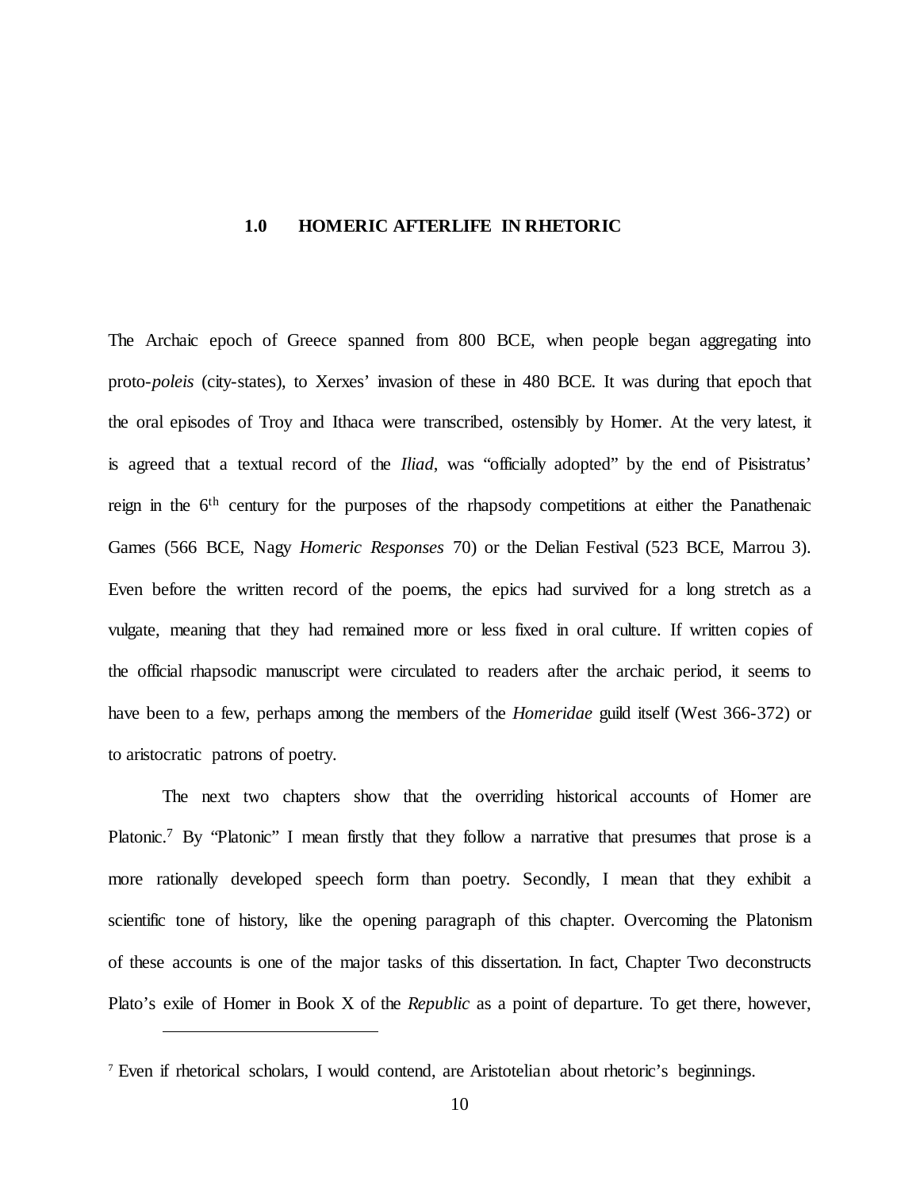# 1.0 HOMERIC AFTERLIFE IN RHETORIC

The Archaic epoch of Greece spanned from 800 BCE, when people began aggregating into proto-*poleis* (city-states), to Xerxes' invasion of these in 480 BCE. It was during that epoch that the oral episodes of Troy and Ithaca were transcribed, ostensibly by Homer. At the very latest, it is agreed that a textual record of the *Iliad*, was "officially adopted" by the end of Pisistratus' reign in the 6th century for the purposes of the rhapsody competitions at either the Panathenaic Games (566 BCE, Nagy *Homeric Responses* 70) or the Delian Festival (523 BCE, Marrou 3). Even before the written record of the poems, the epics had survived for a long stretch as a vulgate, meaning that they had remained more or less fixed in oral culture. If written copies of the official rhapsodic manuscript were circulated to readers after the archaic period, it seems to have been to a few, perhaps among the members of the *Homeridae* guild itself (West 366-372) or to aristocratic patrons of poetry.

The next two chapters show that the overriding historical accounts of Homer are Platonic.[7] By "Platonic" I mean firstly that they follow a narrative that presumes that prose is a more rationally developed speech form than poetry. Secondly, I mean that they exhibit a scientific tone of history, like the opening paragraph of this chapter. Overcoming the Platonism of these accounts is one of the major tasks of this dissertation. In fact, Chapter Two deconstructs Plato's exile of Homer in Book X of the *Republic* as a point of departure. To get there, however,

---

[7] Even if rhetorical scholars, I would contend, are Aristotelian about rhetoric's beginnings.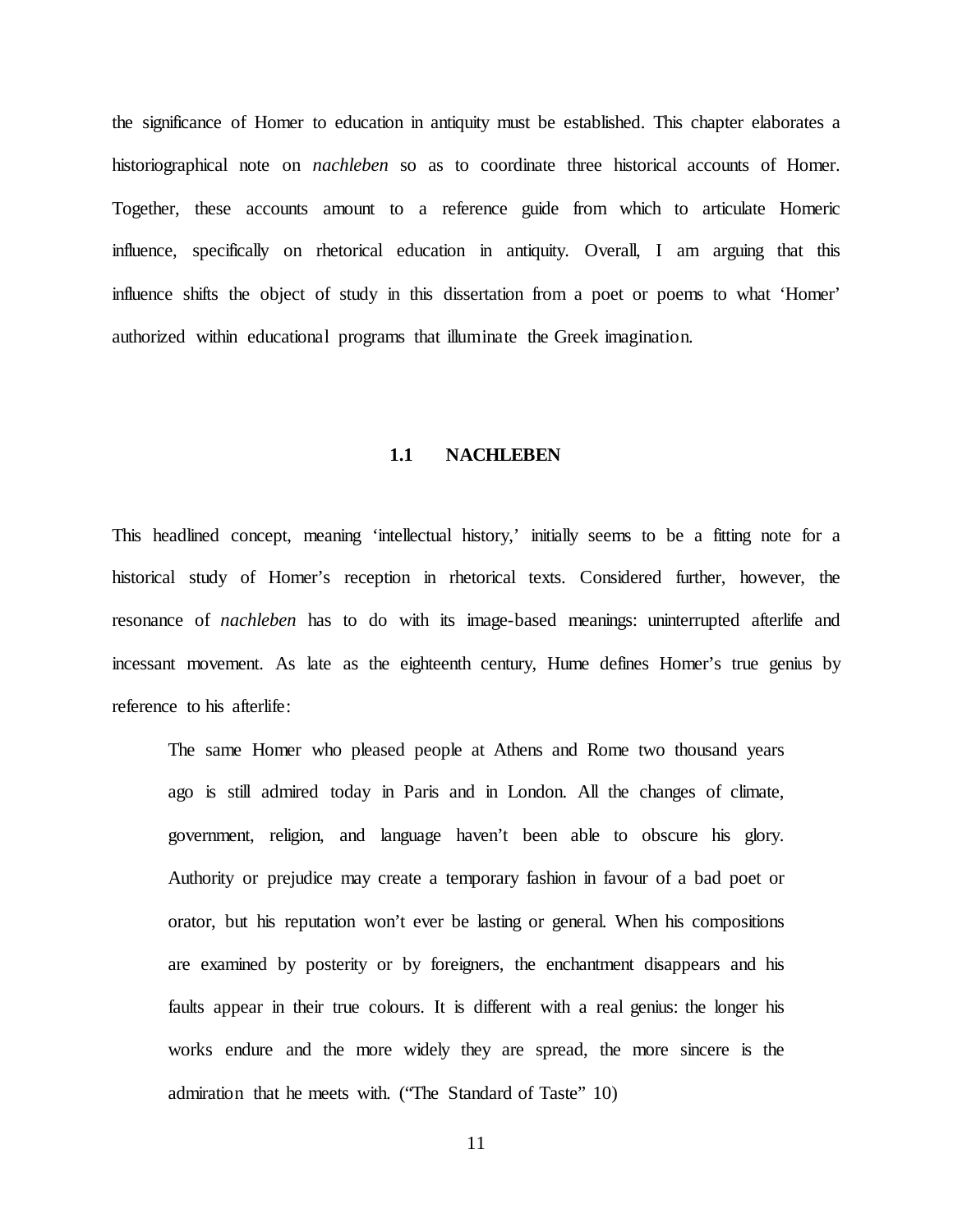the significance of Homer to education in antiquity must be established. This chapter elaborates a historiographical note on *nachleben* so as to coordinate three historical accounts of Homer. Together, these accounts amount to a reference guide from which to articulate Homeric influence, specifically on rhetorical education in antiquity. Overall, I am arguing that this influence shifts the object of study in this dissertation from a poet or poems to what 'Homer' authorized within educational programs that illuminate the Greek imagination.

## 1.1 NACHLEBEN

This headlined concept, meaning 'intellectual history,' initially seems to be a fitting note for a historical study of Homer's reception in rhetorical texts. Considered further, however, the resonance of *nachleben* has to do with its image-based meanings: uninterrupted afterlife and incessant movement. As late as the eighteenth century, Hume defines Homer's true genius by reference to his afterlife:

> The same Homer who pleased people at Athens and Rome two thousand years ago is still admired today in Paris and in London. All the changes of climate, government, religion, and language haven't been able to obscure his glory. Authority or prejudice may create a temporary fashion in favour of a bad poet or orator, but his reputation won't ever be lasting or general. When his compositions are examined by posterity or by foreigners, the enchantment disappears and his faults appear in their true colours. It is different with a real genius: the longer his works endure and the more widely they are spread, the more sincere is the admiration that he meets with. ("The Standard of Taste" 10)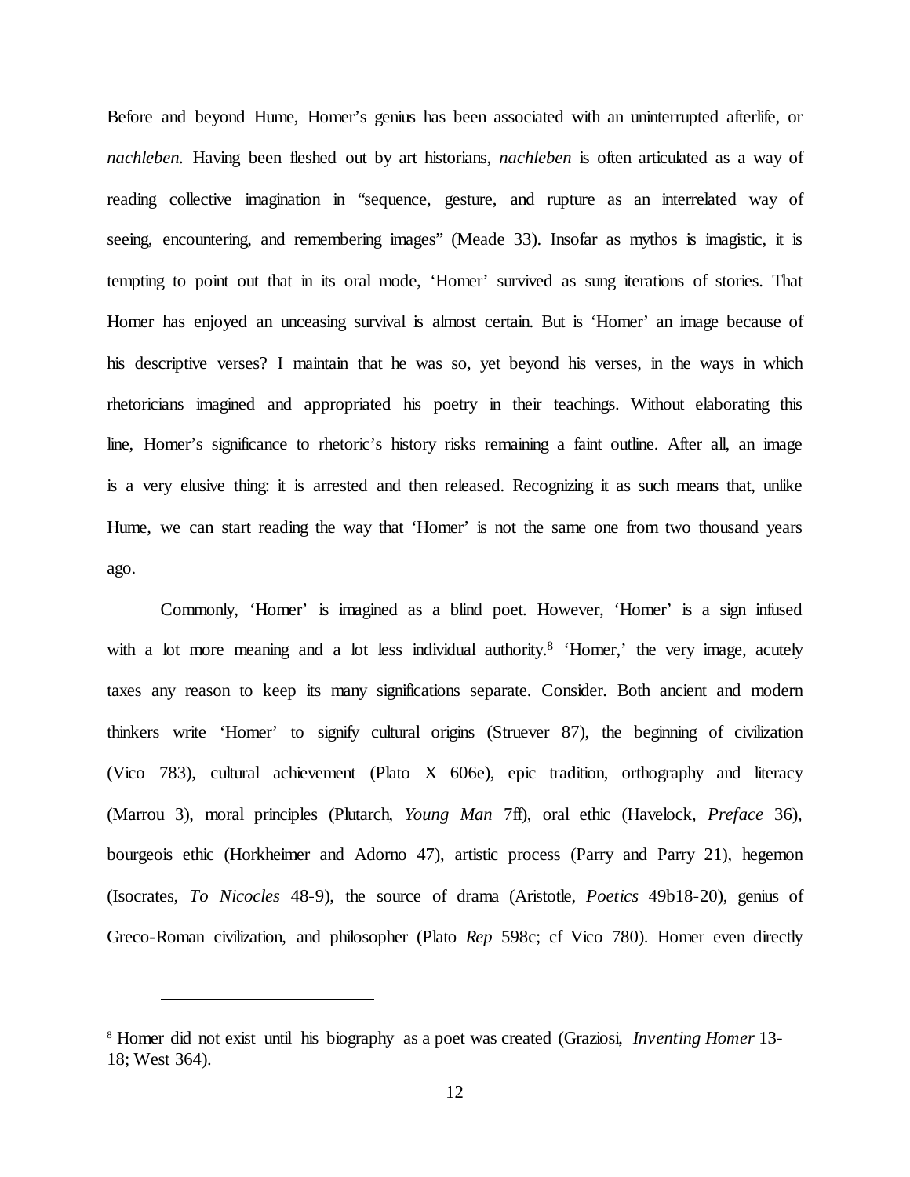Before and beyond Hume, Homer's genius has been associated with an uninterrupted afterlife, or *nachleben*. Having been fleshed out by art historians, *nachleben* is often articulated as a way of reading collective imagination in "sequence, gesture, and rupture as an interrelated way of seeing, encountering, and remembering images" (Meade 33). Insofar as mythos is imagistic, it is tempting to point out that in its oral mode, 'Homer' survived as sung iterations of stories. That Homer has enjoyed an unceasing survival is almost certain. But is 'Homer' an image because of his descriptive verses? I maintain that he was so, yet beyond his verses, in the ways in which rhetoricians imagined and appropriated his poetry in their teachings. Without elaborating this line, Homer's significance to rhetoric's history risks remaining a faint outline. After all, an image is a very elusive thing: it is arrested and then released. Recognizing it as such means that, unlike Hume, we can start reading the way that 'Homer' is not the same one from two thousand years ago.

Commonly, 'Homer' is imagined as a blind poet. However, 'Homer' is a sign infused with a lot more meaning and a lot less individual authority.[8] 'Homer,' the very image, acutely taxes any reason to keep its many significations separate. Consider. Both ancient and modern thinkers write 'Homer' to signify cultural origins (Struever 87), the beginning of civilization (Vico 783), cultural achievement (Plato X 606e), epic tradition, orthography and literacy (Marrou 3), moral principles (Plutarch, *Young Man* 7ff), oral ethic (Havelock, *Preface* 36), bourgeois ethic (Horkheimer and Adorno 47), artistic process (Parry and Parry 21), hegemon (Isocrates, *To Nicocles* 48-9), the source of drama (Aristotle, *Poetics* 49b18-20), genius of Greco-Roman civilization, and philosopher (Plato *Rep* 598c; cf Vico 780). Homer even directly

---

[8] Homer did not exist until his biography as a poet was created (Graziosi, *Inventing Homer* 13-18; West 364).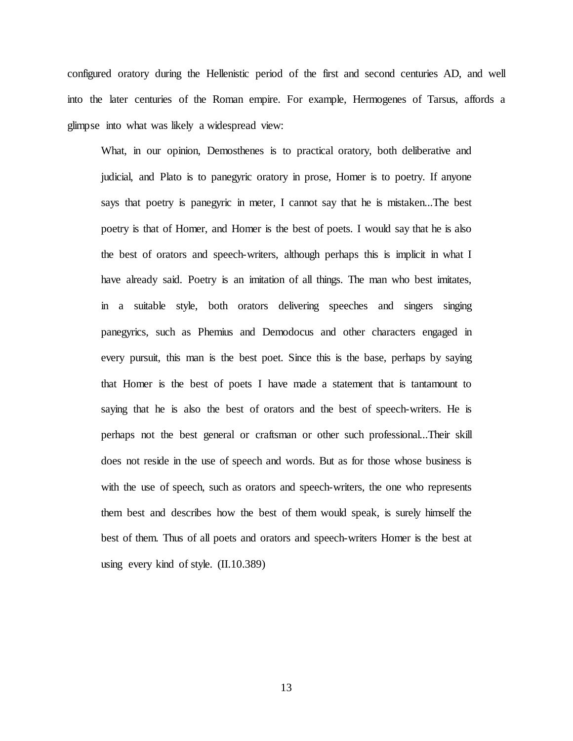configured oratory during the Hellenistic period of the first and second centuries AD, and well into the later centuries of the Roman empire. For example, Hermogenes of Tarsus, affords a glimpse into what was likely a widespread view:

> What, in our opinion, Demosthenes is to practical oratory, both deliberative and judicial, and Plato is to panegyric oratory in prose, Homer is to poetry. If anyone says that poetry is panegyric in meter, I cannot say that he is mistaken...The best poetry is that of Homer, and Homer is the best of poets. I would say that he is also the best of orators and speech-writers, although perhaps this is implicit in what I have already said. Poetry is an imitation of all things. The man who best imitates, in a suitable style, both orators delivering speeches and singers singing panegyrics, such as Phemius and Demodocus and other characters engaged in every pursuit, this man is the best poet. Since this is the base, perhaps by saying that Homer is the best of poets I have made a statement that is tantamount to saying that he is also the best of orators and the best of speech-writers. He is perhaps not the best general or craftsman or other such professional...Their skill does not reside in the use of speech and words. But as for those whose business is with the use of speech, such as orators and speech-writers, the one who represents them best and describes how the best of them would speak, is surely himself the best of them. Thus of all poets and orators and speech-writers Homer is the best at using every kind of style. (II.10.389)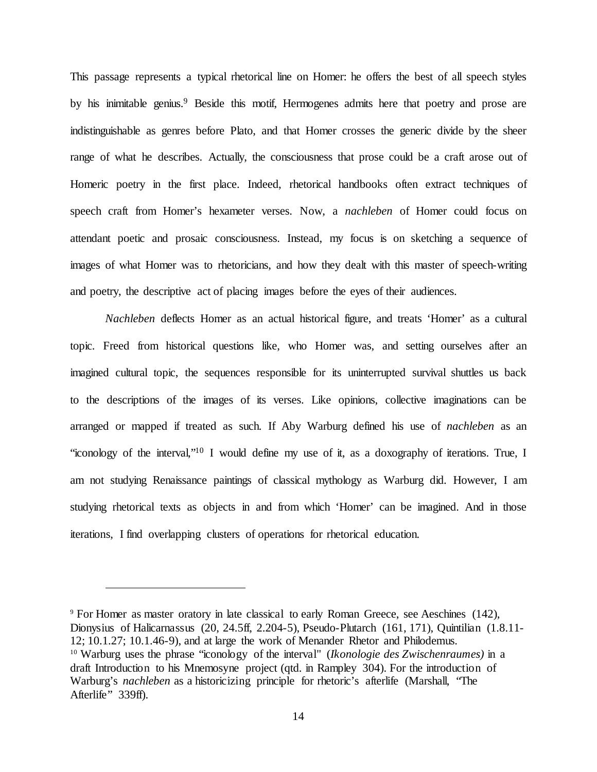This passage represents a typical rhetorical line on Homer: he offers the best of all speech styles by his inimitable genius.[9] Beside this motif, Hermogenes admits here that poetry and prose are indistinguishable as genres before Plato, and that Homer crosses the generic divide by the sheer range of what he describes. Actually, the consciousness that prose could be a craft arose out of Homeric poetry in the first place. Indeed, rhetorical handbooks often extract techniques of speech craft from Homer's hexameter verses. Now, a *nachleben* of Homer could focus on attendant poetic and prosaic consciousness. Instead, my focus is on sketching a sequence of images of what Homer was to rhetoricians, and how they dealt with this master of speech-writing and poetry, the descriptive act of placing images before the eyes of their audiences.

*Nachleben* deflects Homer as an actual historical figure, and treats 'Homer' as a cultural topic. Freed from historical questions like, who Homer was, and setting ourselves after an imagined cultural topic, the sequences responsible for its uninterrupted survival shuttles us back to the descriptions of the images of its verses. Like opinions, collective imaginations can be arranged or mapped if treated as such. If Aby Warburg defined his use of *nachleben* as an "iconology of the interval,"[10] I would define my use of it, as a doxography of iterations. True, I am not studying Renaissance paintings of classical mythology as Warburg did. However, I am studying rhetorical texts as objects in and from which 'Homer' can be imagined. And in those iterations, I find overlapping clusters of operations for rhetorical education.

---

[9] For Homer as master oratory in late classical to early Roman Greece, see Aeschines (142), Dionysius of Halicarnassus (20, 24.5ff, 2.204-5), Pseudo-Plutarch (161, 171), Quintilian (1.8.11-12; 10.1.27; 10.1.46-9), and at large the work of Menander Rhetor and Philodemus.

[10] Warburg uses the phrase "iconology of the interval" (*Ikonologie des Zwischenraumes)* in a draft Introduction to his Mnemosyne project (qtd. in Rampley 304). For the introduction of Warburg's *nachleben* as a historicizing principle for rhetoric's afterlife (Marshall, "The Afterlife" 339ff).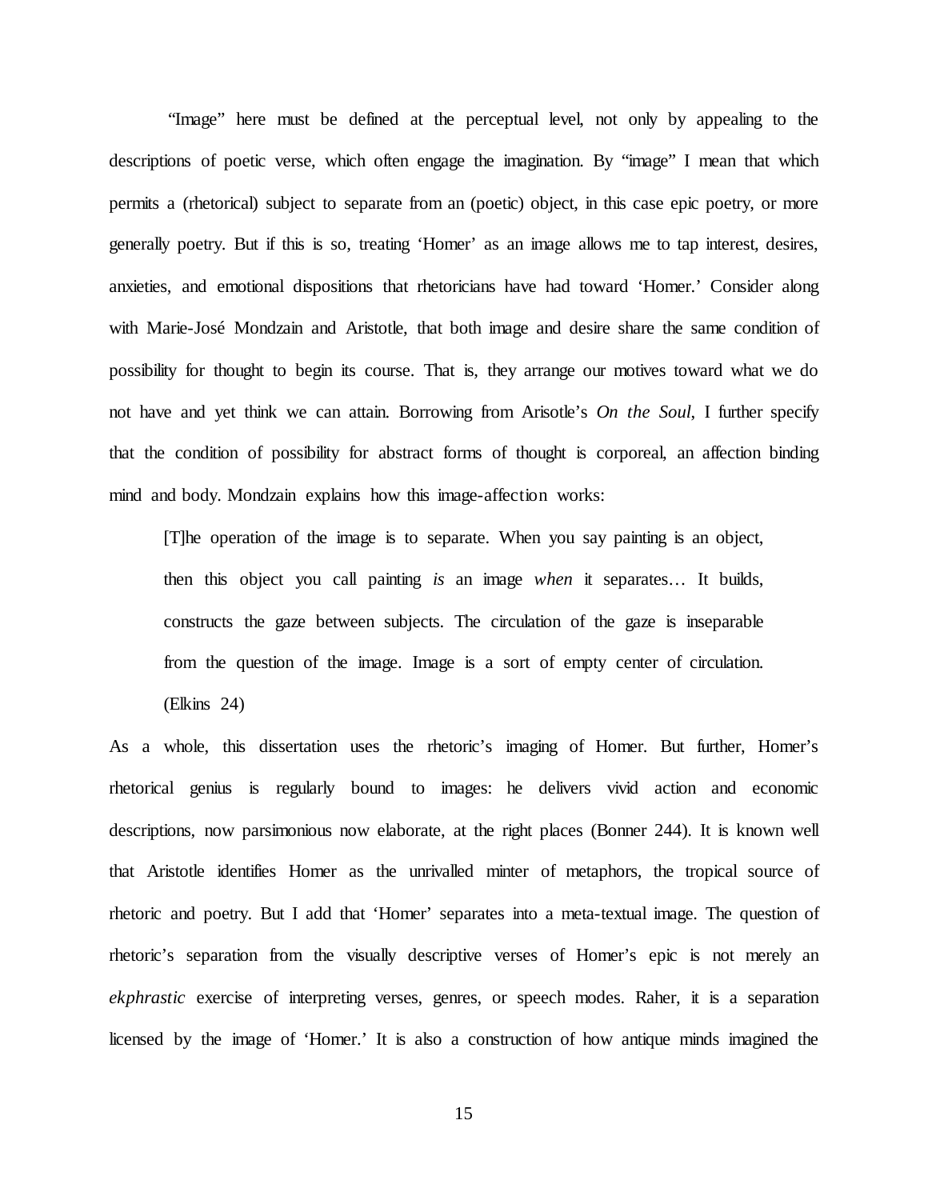"Image" here must be defined at the perceptual level, not only by appealing to the descriptions of poetic verse, which often engage the imagination. By "image" I mean that which permits a (rhetorical) subject to separate from an (poetic) object, in this case epic poetry, or more generally poetry. But if this is so, treating 'Homer' as an image allows me to tap interest, desires, anxieties, and emotional dispositions that rhetoricians have had toward 'Homer.' Consider along with Marie-José Mondzain and Aristotle, that both image and desire share the same condition of possibility for thought to begin its course. That is, they arrange our motives toward what we do not have and yet think we can attain. Borrowing from Arisotle's *On the Soul*, I further specify that the condition of possibility for abstract forms of thought is corporeal, an affection binding mind and body. Mondzain explains how this image-affection works:

> [T]he operation of the image is to separate. When you say painting is an object, then this object you call painting *is* an image *when* it separates… It builds, constructs the gaze between subjects. The circulation of the gaze is inseparable from the question of the image. Image is a sort of empty center of circulation. (Elkins 24)

As a whole, this dissertation uses the rhetoric's imaging of Homer. But further, Homer's rhetorical genius is regularly bound to images: he delivers vivid action and economic descriptions, now parsimonious now elaborate, at the right places (Bonner 244). It is known well that Aristotle identifies Homer as the unrivalled minter of metaphors, the tropical source of rhetoric and poetry. But I add that 'Homer' separates into a meta-textual image. The question of rhetoric's separation from the visually descriptive verses of Homer's epic is not merely an *ekphrastic* exercise of interpreting verses, genres, or speech modes. Raher, it is a separation licensed by the image of 'Homer.' It is also a construction of how antique minds imagined the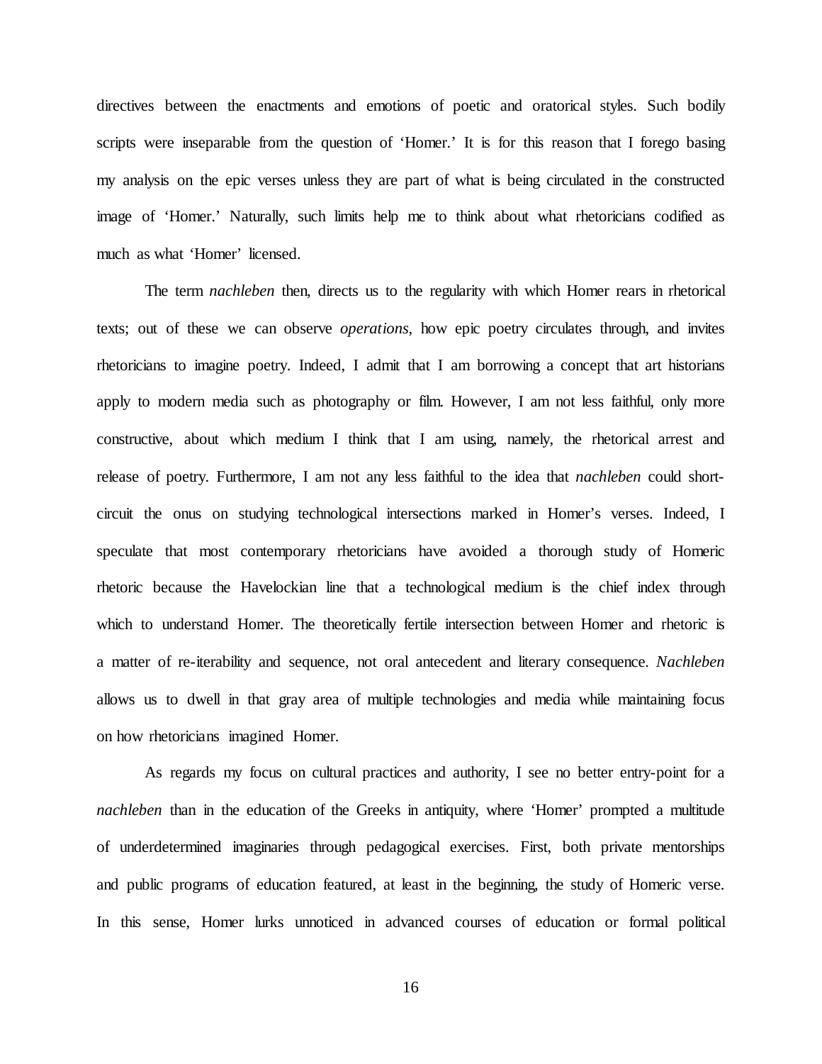directives between the enactments and emotions of poetic and oratorical styles. Such bodily scripts were inseparable from the question of 'Homer.' It is for this reason that I forego basing my analysis on the epic verses unless they are part of what is being circulated in the constructed image of 'Homer.' Naturally, such limits help me to think about what rhetoricians codified as much as what 'Homer' licensed.

The term *nachleben* then, directs us to the regularity with which Homer rears in rhetorical texts; out of these we can observe *operations*, how epic poetry circulates through, and invites rhetoricians to imagine poetry. Indeed, I admit that I am borrowing a concept that art historians apply to modern media such as photography or film. However, I am not less faithful, only more constructive, about which medium I think that I am using, namely, the rhetorical arrest and release of poetry. Furthermore, I am not any less faithful to the idea that *nachleben* could short-circuit the onus on studying technological intersections marked in Homer's verses. Indeed, I speculate that most contemporary rhetoricians have avoided a thorough study of Homeric rhetoric because the Havelockian line that a technological medium is the chief index through which to understand Homer. The theoretically fertile intersection between Homer and rhetoric is a matter of re-iterability and sequence, not oral antecedent and literary consequence. *Nachleben* allows us to dwell in that gray area of multiple technologies and media while maintaining focus on how rhetoricians imagined Homer.

As regards my focus on cultural practices and authority, I see no better entry-point for a *nachleben* than in the education of the Greeks in antiquity, where 'Homer' prompted a multitude of underdetermined imaginaries through pedagogical exercises. First, both private mentorships and public programs of education featured, at least in the beginning, the study of Homeric verse. In this sense, Homer lurks unnoticed in advanced courses of education or formal political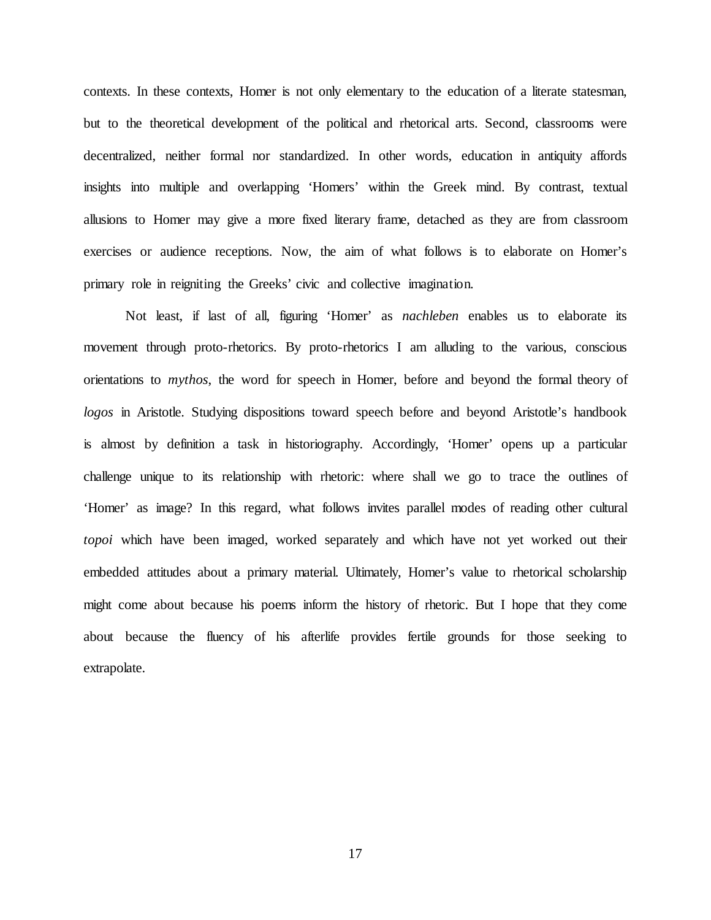contexts. In these contexts, Homer is not only elementary to the education of a literate statesman, but to the theoretical development of the political and rhetorical arts. Second, classrooms were decentralized, neither formal nor standardized. In other words, education in antiquity affords insights into multiple and overlapping 'Homers' within the Greek mind. By contrast, textual allusions to Homer may give a more fixed literary frame, detached as they are from classroom exercises or audience receptions. Now, the aim of what follows is to elaborate on Homer's primary role in reigniting the Greeks' civic and collective imagination.

Not least, if last of all, figuring 'Homer' as *nachleben* enables us to elaborate its movement through proto-rhetorics. By proto-rhetorics I am alluding to the various, conscious orientations to *mythos*, the word for speech in Homer, before and beyond the formal theory of *logos* in Aristotle. Studying dispositions toward speech before and beyond Aristotle's handbook is almost by definition a task in historiography. Accordingly, 'Homer' opens up a particular challenge unique to its relationship with rhetoric: where shall we go to trace the outlines of 'Homer' as image? In this regard, what follows invites parallel modes of reading other cultural *topoi* which have been imaged, worked separately and which have not yet worked out their embedded attitudes about a primary material. Ultimately, Homer's value to rhetorical scholarship might come about because his poems inform the history of rhetoric. But I hope that they come about because the fluency of his afterlife provides fertile grounds for those seeking to extrapolate.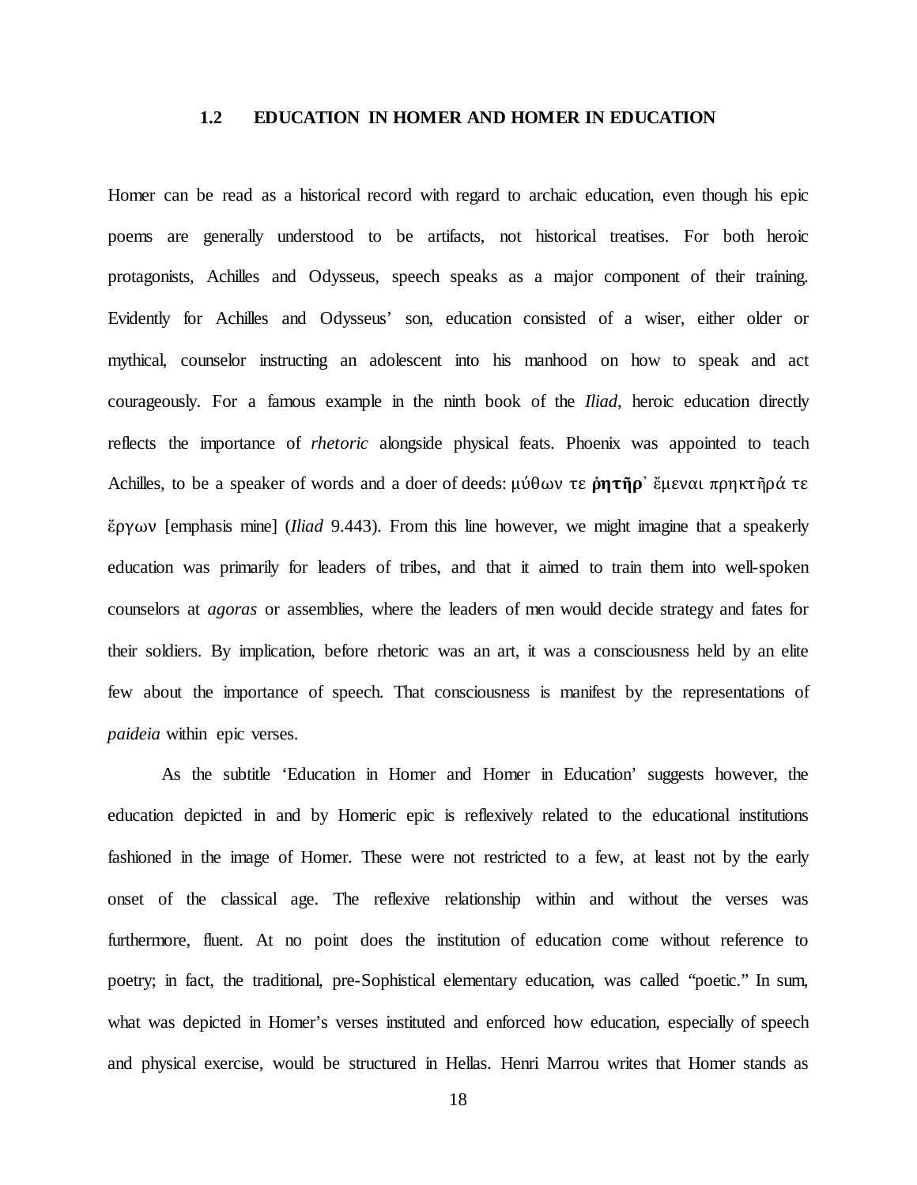## 1.2 EDUCATION IN HOMER AND HOMER IN EDUCATION

Homer can be read as a historical record with regard to archaic education, even though his epic poems are generally understood to be artifacts, not historical treatises. For both heroic protagonists, Achilles and Odysseus, speech speaks as a major component of their training. Evidently for Achilles and Odysseus' son, education consisted of a wiser, either older or mythical, counselor instructing an adolescent into his manhood on how to speak and act courageously. For a famous example in the ninth book of the *Iliad*, heroic education directly reflects the importance of *rhetoric* alongside physical feats. Phoenix was appointed to teach Achilles, to be a speaker of words and a doer of deeds: μύθων τε **ῥητῆρ**᾽ ἔμεναι πρηκτῆρά τε ἔργων [emphasis mine] (*Iliad* 9.443). From this line however, we might imagine that a speakerly education was primarily for leaders of tribes, and that it aimed to train them into well-spoken counselors at *agoras* or assemblies, where the leaders of men would decide strategy and fates for their soldiers. By implication, before rhetoric was an art, it was a consciousness held by an elite few about the importance of speech. That consciousness is manifest by the representations of *paideia* within epic verses.

As the subtitle 'Education in Homer and Homer in Education' suggests however, the education depicted in and by Homeric epic is reflexively related to the educational institutions fashioned in the image of Homer. These were not restricted to a few, at least not by the early onset of the classical age. The reflexive relationship within and without the verses was furthermore, fluent. At no point does the institution of education come without reference to poetry; in fact, the traditional, pre-Sophistical elementary education, was called "poetic." In sum, what was depicted in Homer's verses instituted and enforced how education, especially of speech and physical exercise, would be structured in Hellas. Henri Marrou writes that Homer stands as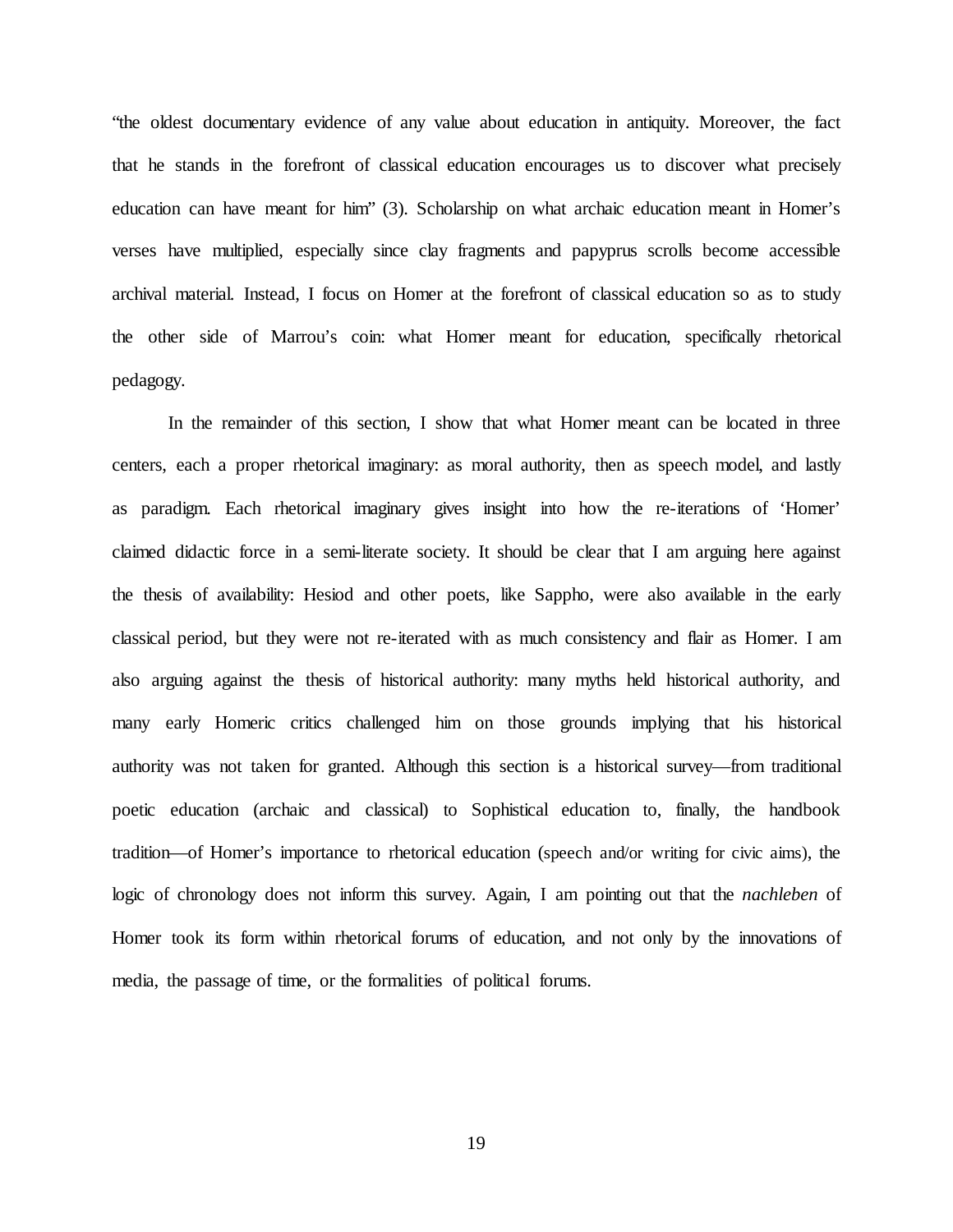“the oldest documentary evidence of any value about education in antiquity. Moreover, the fact that he stands in the forefront of classical education encourages us to discover what precisely education can have meant for him” (3). Scholarship on what archaic education meant in Homer’s verses have multiplied, especially since clay fragments and papyprus scrolls become accessible archival material. Instead, I focus on Homer at the forefront of classical education so as to study the other side of Marrou’s coin: what Homer meant for education, specifically rhetorical pedagogy.

In the remainder of this section, I show that what Homer meant can be located in three centers, each a proper rhetorical imaginary: as moral authority, then as speech model, and lastly as paradigm. Each rhetorical imaginary gives insight into how the re-iterations of ‘Homer’ claimed didactic force in a semi-literate society. It should be clear that I am arguing here against the thesis of availability: Hesiod and other poets, like Sappho, were also available in the early classical period, but they were not re-iterated with as much consistency and flair as Homer. I am also arguing against the thesis of historical authority: many myths held historical authority, and many early Homeric critics challenged him on those grounds implying that his historical authority was not taken for granted. Although this section is a historical survey—from traditional poetic education (archaic and classical) to Sophistical education to, finally, the handbook tradition—of Homer’s importance to rhetorical education (speech and/or writing for civic aims), the logic of chronology does not inform this survey. Again, I am pointing out that the *nachleben* of Homer took its form within rhetorical forums of education, and not only by the innovations of media, the passage of time, or the formalities of political forums.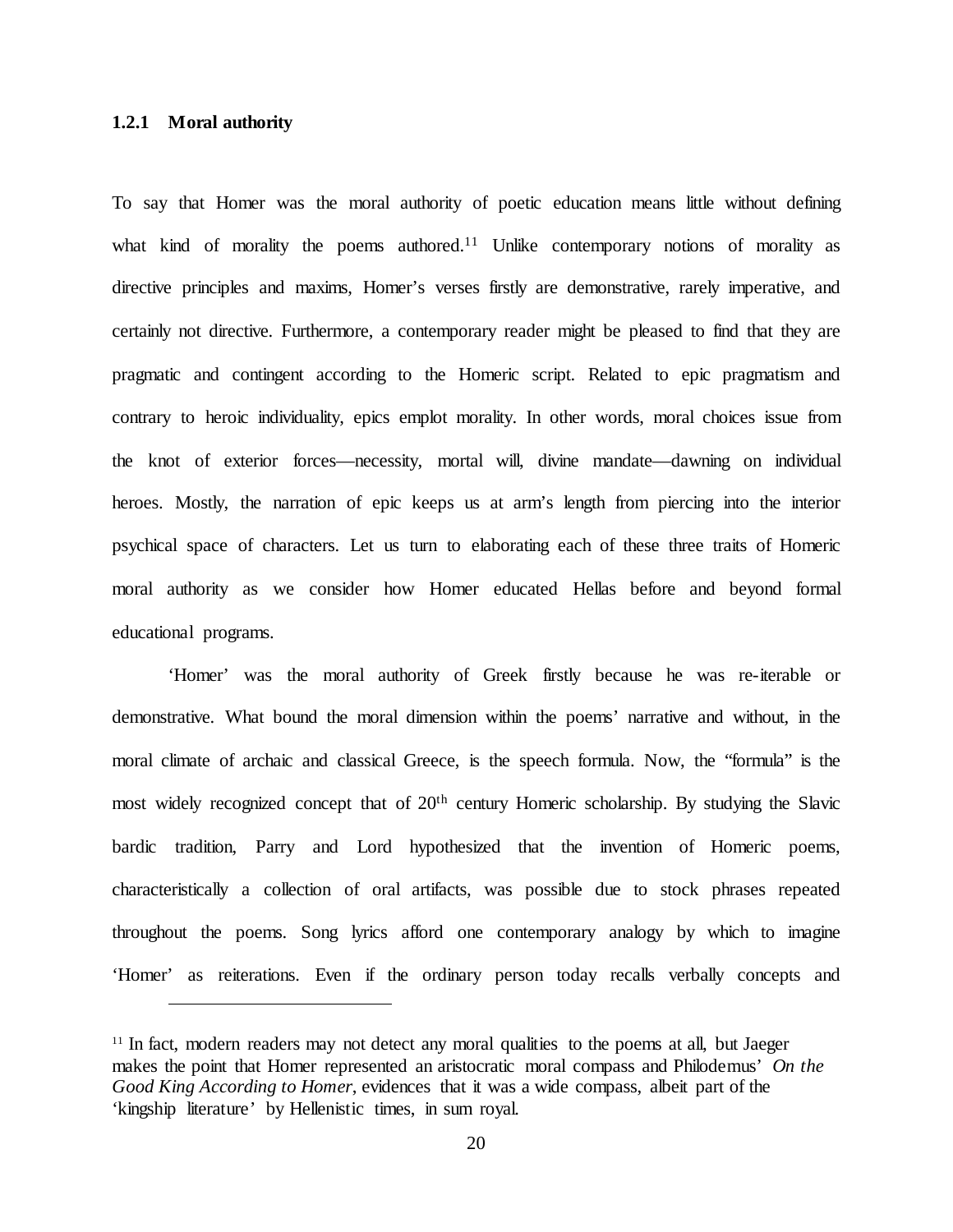### 1.2.1 Moral authority

To say that Homer was the moral authority of poetic education means little without defining what kind of morality the poems authored.[11] Unlike contemporary notions of morality as directive principles and maxims, Homer's verses firstly are demonstrative, rarely imperative, and certainly not directive. Furthermore, a contemporary reader might be pleased to find that they are pragmatic and contingent according to the Homeric script. Related to epic pragmatism and contrary to heroic individuality, epics emplot morality. In other words, moral choices issue from the knot of exterior forces—necessity, mortal will, divine mandate—dawning on individual heroes. Mostly, the narration of epic keeps us at arm's length from piercing into the interior psychical space of characters. Let us turn to elaborating each of these three traits of Homeric moral authority as we consider how Homer educated Hellas before and beyond formal educational programs.

'Homer' was the moral authority of Greek firstly because he was re-iterable or demonstrative. What bound the moral dimension within the poems' narrative and without, in the moral climate of archaic and classical Greece, is the speech formula. Now, the "formula" is the most widely recognized concept that of 20th century Homeric scholarship. By studying the Slavic bardic tradition, Parry and Lord hypothesized that the invention of Homeric poems, characteristically a collection of oral artifacts, was possible due to stock phrases repeated throughout the poems. Song lyrics afford one contemporary analogy by which to imagine 'Homer' as reiterations. Even if the ordinary person today recalls verbally concepts and

[11] In fact, modern readers may not detect any moral qualities to the poems at all, but Jaeger makes the point that Homer represented an aristocratic moral compass and Philodemus' *On the Good King According to Homer*, evidences that it was a wide compass, albeit part of the 'kingship literature' by Hellenistic times, in sum royal.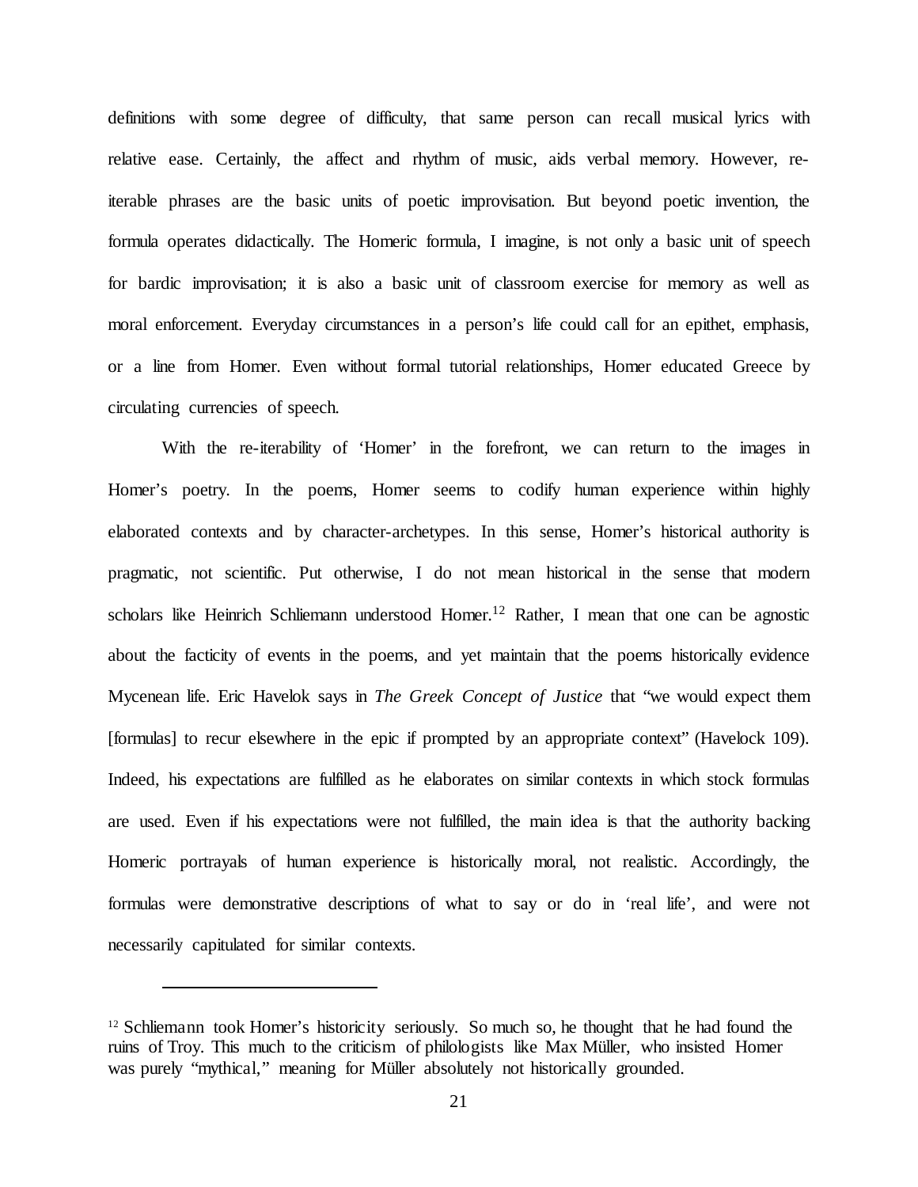definitions with some degree of difficulty, that same person can recall musical lyrics with relative ease. Certainly, the affect and rhythm of music, aids verbal memory. However, re-iterable phrases are the basic units of poetic improvisation. But beyond poetic invention, the formula operates didactically. The Homeric formula, I imagine, is not only a basic unit of speech for bardic improvisation; it is also a basic unit of classroom exercise for memory as well as moral enforcement. Everyday circumstances in a person's life could call for an epithet, emphasis, or a line from Homer. Even without formal tutorial relationships, Homer educated Greece by circulating currencies of speech.

With the re-iterability of 'Homer' in the forefront, we can return to the images in Homer's poetry. In the poems, Homer seems to codify human experience within highly elaborated contexts and by character-archetypes. In this sense, Homer's historical authority is pragmatic, not scientific. Put otherwise, I do not mean historical in the sense that modern scholars like Heinrich Schliemann understood Homer.[12] Rather, I mean that one can be agnostic about the facticity of events in the poems, and yet maintain that the poems historically evidence Mycenean life. Eric Havelok says in *The Greek Concept of Justice* that "we would expect them [formulas] to recur elsewhere in the epic if prompted by an appropriate context" (Havelock 109). Indeed, his expectations are fulfilled as he elaborates on similar contexts in which stock formulas are used. Even if his expectations were not fulfilled, the main idea is that the authority backing Homeric portrayals of human experience is historically moral, not realistic. Accordingly, the formulas were demonstrative descriptions of what to say or do in 'real life', and were not necessarily capitulated for similar contexts.

---

[12] Schliemann took Homer's historicity seriously. So much so, he thought that he had found the ruins of Troy. This much to the criticism of philologists like Max Müller, who insisted Homer was purely "mythical," meaning for Müller absolutely not historically grounded.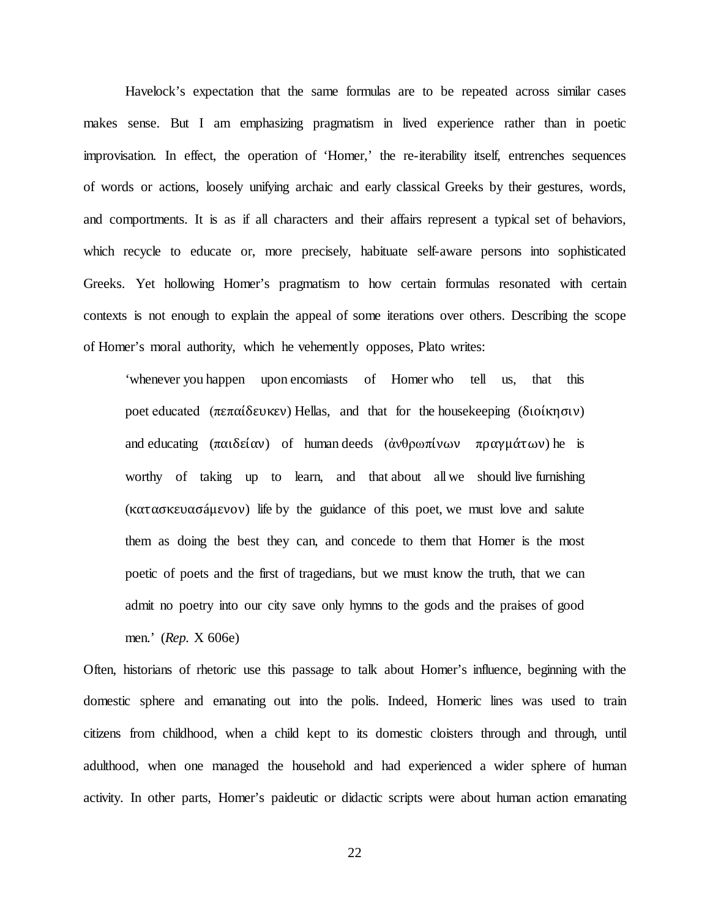Havelock's expectation that the same formulas are to be repeated across similar cases makes sense. But I am emphasizing pragmatism in lived experience rather than in poetic improvisation. In effect, the operation of 'Homer,' the re-iterability itself, entrenches sequences of words or actions, loosely unifying archaic and early classical Greeks by their gestures, words, and comportments. It is as if all characters and their affairs represent a typical set of behaviors, which recycle to educate or, more precisely, habituate self-aware persons into sophisticated Greeks. Yet hollowing Homer's pragmatism to how certain formulas resonated with certain contexts is not enough to explain the appeal of some iterations over others. Describing the scope of Homer's moral authority, which he vehemently opposes, Plato writes:

> 'whenever you happen upon encomiasts of Homer who tell us, that this poet educated (πεπαίδευκεν) Hellas, and that for the housekeeping (διοίκησιν) and educating (παιδείαν) of human deeds (ἀνθρωπίνων πραγμάτων) he is worthy of taking up to learn, and that about all we should live furnishing (κατασκευασάμενον) life by the guidance of this poet, we must love and salute them as doing the best they can, and concede to them that Homer is the most poetic of poets and the first of tragedians, but we must know the truth, that we can admit no poetry into our city save only hymns to the gods and the praises of good men.' (*Rep.* X 606e)

Often, historians of rhetoric use this passage to talk about Homer's influence, beginning with the domestic sphere and emanating out into the polis. Indeed, Homeric lines was used to train citizens from childhood, when a child kept to its domestic cloisters through and through, until adulthood, when one managed the household and had experienced a wider sphere of human activity. In other parts, Homer's paideutic or didactic scripts were about human action emanating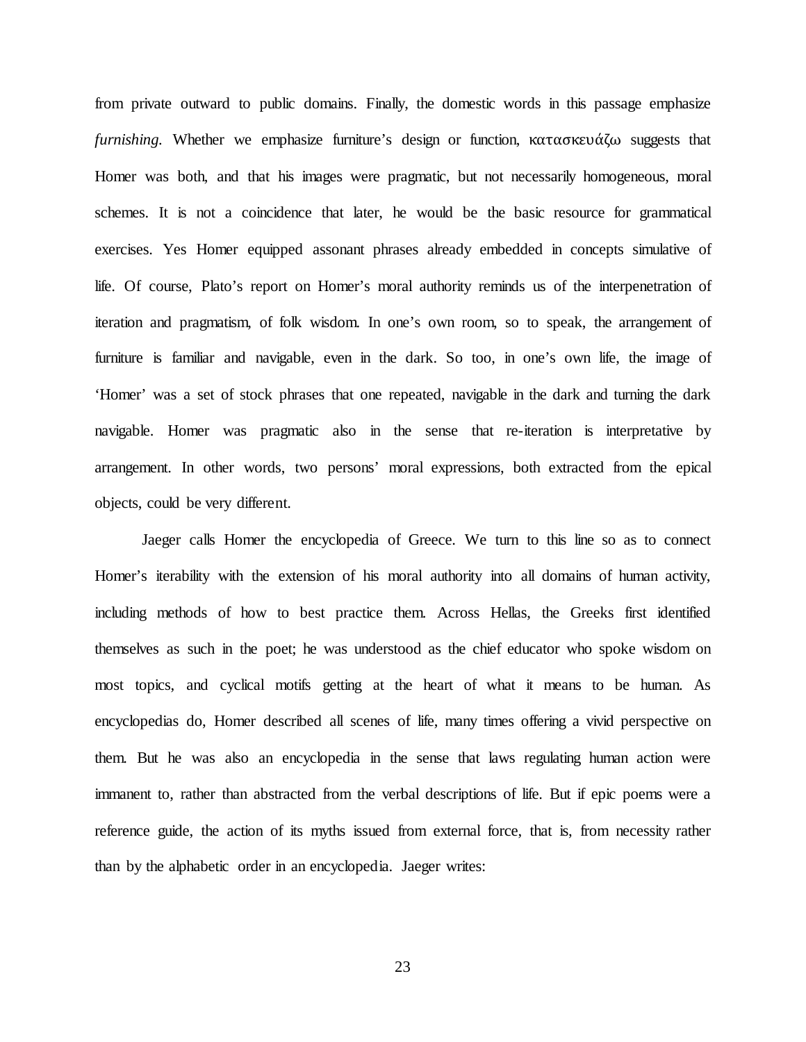from private outward to public domains. Finally, the domestic words in this passage emphasize *furnishing*. Whether we emphasize furniture's design or function, κατασκευάζω suggests that Homer was both, and that his images were pragmatic, but not necessarily homogeneous, moral schemes. It is not a coincidence that later, he would be the basic resource for grammatical exercises. Yes Homer equipped assonant phrases already embedded in concepts simulative of life. Of course, Plato's report on Homer's moral authority reminds us of the interpenetration of iteration and pragmatism, of folk wisdom. In one's own room, so to speak, the arrangement of furniture is familiar and navigable, even in the dark. So too, in one's own life, the image of 'Homer' was a set of stock phrases that one repeated, navigable in the dark and turning the dark navigable. Homer was pragmatic also in the sense that re-iteration is interpretative by arrangement. In other words, two persons' moral expressions, both extracted from the epical objects, could be very different.

Jaeger calls Homer the encyclopedia of Greece. We turn to this line so as to connect Homer's iterability with the extension of his moral authority into all domains of human activity, including methods of how to best practice them. Across Hellas, the Greeks first identified themselves as such in the poet; he was understood as the chief educator who spoke wisdom on most topics, and cyclical motifs getting at the heart of what it means to be human. As encyclopedias do, Homer described all scenes of life, many times offering a vivid perspective on them. But he was also an encyclopedia in the sense that laws regulating human action were immanent to, rather than abstracted from the verbal descriptions of life. But if epic poems were a reference guide, the action of its myths issued from external force, that is, from necessity rather than by the alphabetic order in an encyclopedia. Jaeger writes: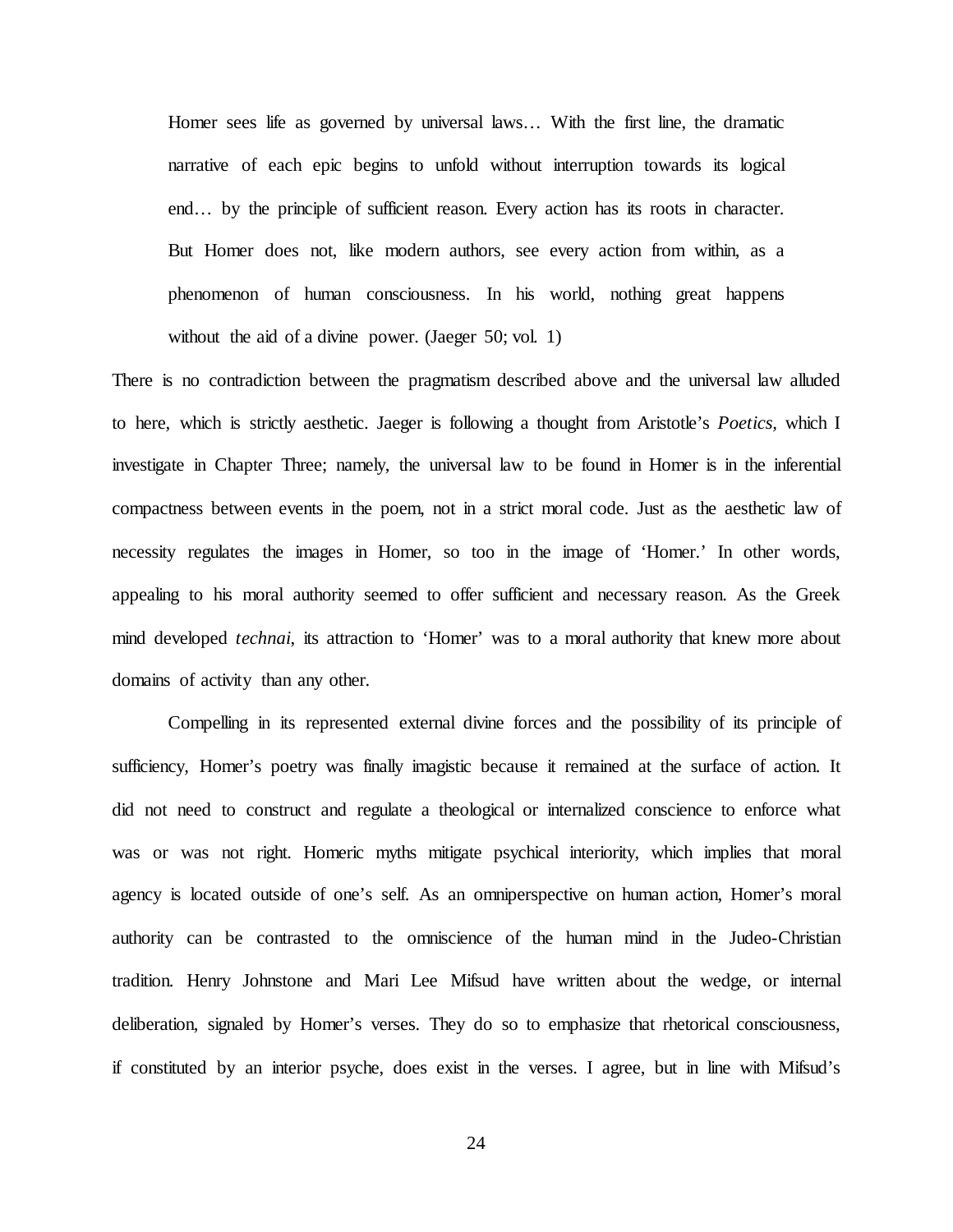> Homer sees life as governed by universal laws… With the first line, the dramatic narrative of each epic begins to unfold without interruption towards its logical end… by the principle of sufficient reason. Every action has its roots in character. But Homer does not, like modern authors, see every action from within, as a phenomenon of human consciousness. In his world, nothing great happens without the aid of a divine power. (Jaeger 50; vol. 1)

There is no contradiction between the pragmatism described above and the universal law alluded to here, which is strictly aesthetic. Jaeger is following a thought from Aristotle's *Poetics,* which I investigate in Chapter Three; namely, the universal law to be found in Homer is in the inferential compactness between events in the poem, not in a strict moral code. Just as the aesthetic law of necessity regulates the images in Homer, so too in the image of 'Homer.' In other words, appealing to his moral authority seemed to offer sufficient and necessary reason. As the Greek mind developed *technai,* its attraction to 'Homer' was to a moral authority that knew more about domains of activity than any other.

Compelling in its represented external divine forces and the possibility of its principle of sufficiency, Homer's poetry was finally imagistic because it remained at the surface of action. It did not need to construct and regulate a theological or internalized conscience to enforce what was or was not right. Homeric myths mitigate psychical interiority, which implies that moral agency is located outside of one's self. As an omniperspective on human action, Homer's moral authority can be contrasted to the omniscience of the human mind in the Judeo-Christian tradition. Henry Johnstone and Mari Lee Mifsud have written about the wedge, or internal deliberation, signaled by Homer's verses. They do so to emphasize that rhetorical consciousness, if constituted by an interior psyche, does exist in the verses. I agree, but in line with Mifsud's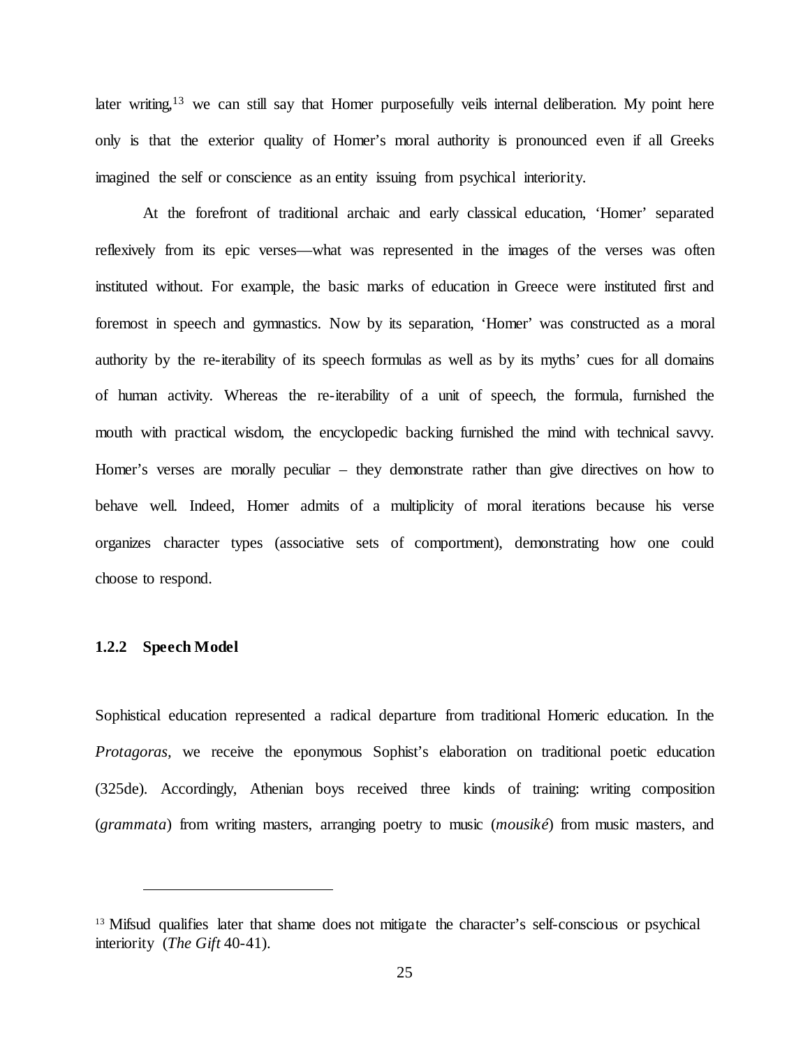later writing,[13] we can still say that Homer purposefully veils internal deliberation. My point here only is that the exterior quality of Homer's moral authority is pronounced even if all Greeks imagined the self or conscience as an entity issuing from psychical interiority.

At the forefront of traditional archaic and early classical education, 'Homer' separated reflexively from its epic verses—what was represented in the images of the verses was often instituted without. For example, the basic marks of education in Greece were instituted first and foremost in speech and gymnastics. Now by its separation, 'Homer' was constructed as a moral authority by the re-iterability of its speech formulas as well as by its myths' cues for all domains of human activity. Whereas the re-iterability of a unit of speech, the formula, furnished the mouth with practical wisdom, the encyclopedic backing furnished the mind with technical savvy. Homer's verses are morally peculiar – they demonstrate rather than give directives on how to behave well. Indeed, Homer admits of a multiplicity of moral iterations because his verse organizes character types (associative sets of comportment), demonstrating how one could choose to respond.

### 1.2.2 Speech Model

Sophistical education represented a radical departure from traditional Homeric education. In the *Protagoras,* we receive the eponymous Sophist's elaboration on traditional poetic education (325de). Accordingly, Athenian boys received three kinds of training: writing composition (*grammata*) from writing masters, arranging poetry to music (*mousiké*) from music masters, and

---

[13] Mifsud qualifies later that shame does not mitigate the character's self-conscious or psychical interiority (*The Gift* 40-41).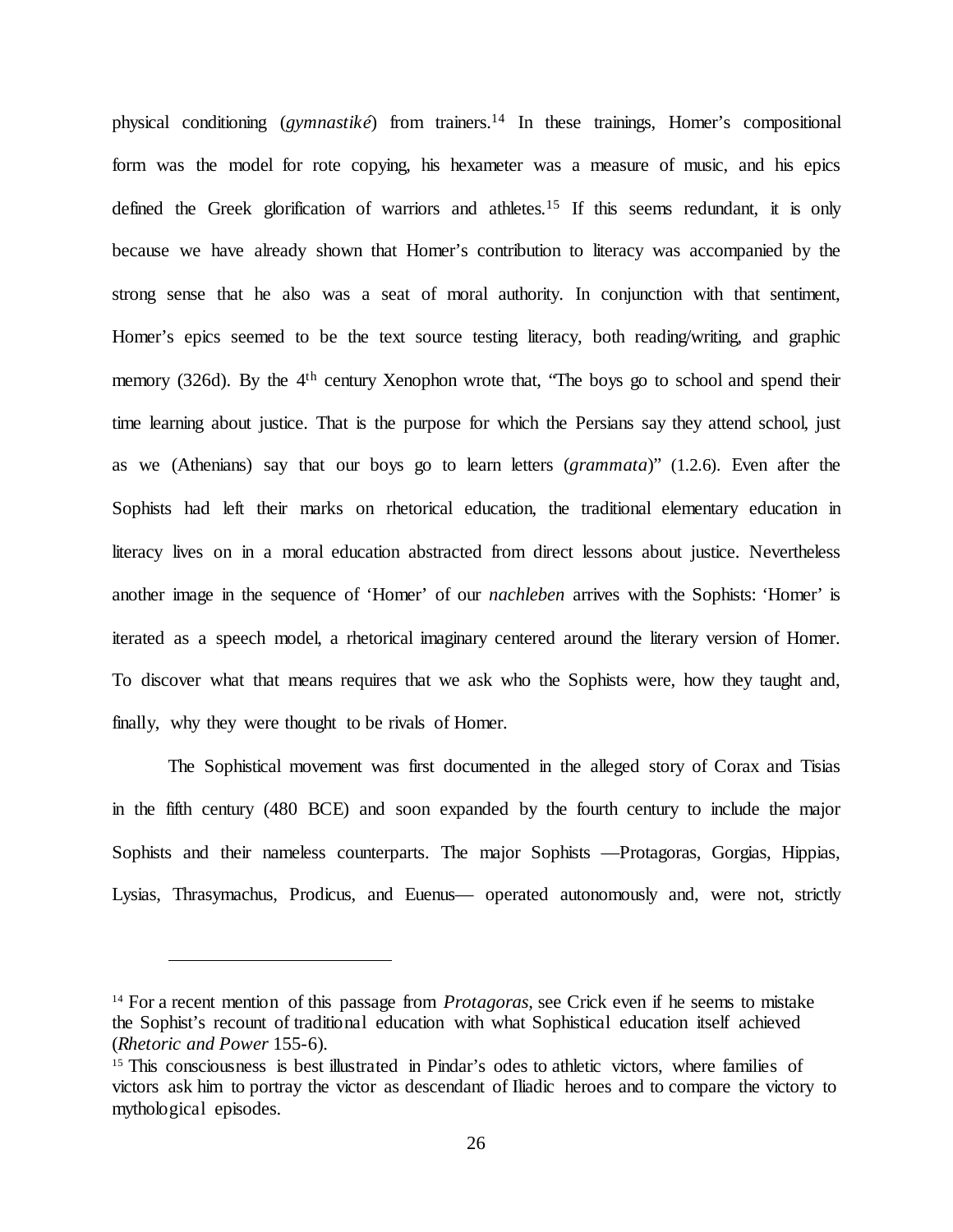physical conditioning (*gymnastiké*) from trainers.[14] In these trainings, Homer's compositional form was the model for rote copying, his hexameter was a measure of music, and his epics defined the Greek glorification of warriors and athletes.[15] If this seems redundant, it is only because we have already shown that Homer's contribution to literacy was accompanied by the strong sense that he also was a seat of moral authority. In conjunction with that sentiment, Homer's epics seemed to be the text source testing literacy, both reading/writing, and graphic memory (326d). By the 4th century Xenophon wrote that, "The boys go to school and spend their time learning about justice. That is the purpose for which the Persians say they attend school, just as we (Athenians) say that our boys go to learn letters (*grammata*)" (1.2.6). Even after the Sophists had left their marks on rhetorical education, the traditional elementary education in literacy lives on in a moral education abstracted from direct lessons about justice. Nevertheless another image in the sequence of 'Homer' of our *nachleben* arrives with the Sophists: 'Homer' is iterated as a speech model, a rhetorical imaginary centered around the literary version of Homer. To discover what that means requires that we ask who the Sophists were, how they taught and, finally, why they were thought to be rivals of Homer.

The Sophistical movement was first documented in the alleged story of Corax and Tisias in the fifth century (480 BCE) and soon expanded by the fourth century to include the major Sophists and their nameless counterparts. The major Sophists —Protagoras, Gorgias, Hippias, Lysias, Thrasymachus, Prodicus, and Euenus— operated autonomously and, were not, strictly

---

[14] For a recent mention of this passage from *Protagoras,* see Crick even if he seems to mistake the Sophist's recount of traditional education with what Sophistical education itself achieved (*Rhetoric and Power* 155-6).

[15] This consciousness is best illustrated in Pindar's odes to athletic victors, where families of victors ask him to portray the victor as descendant of Iliadic heroes and to compare the victory to mythological episodes.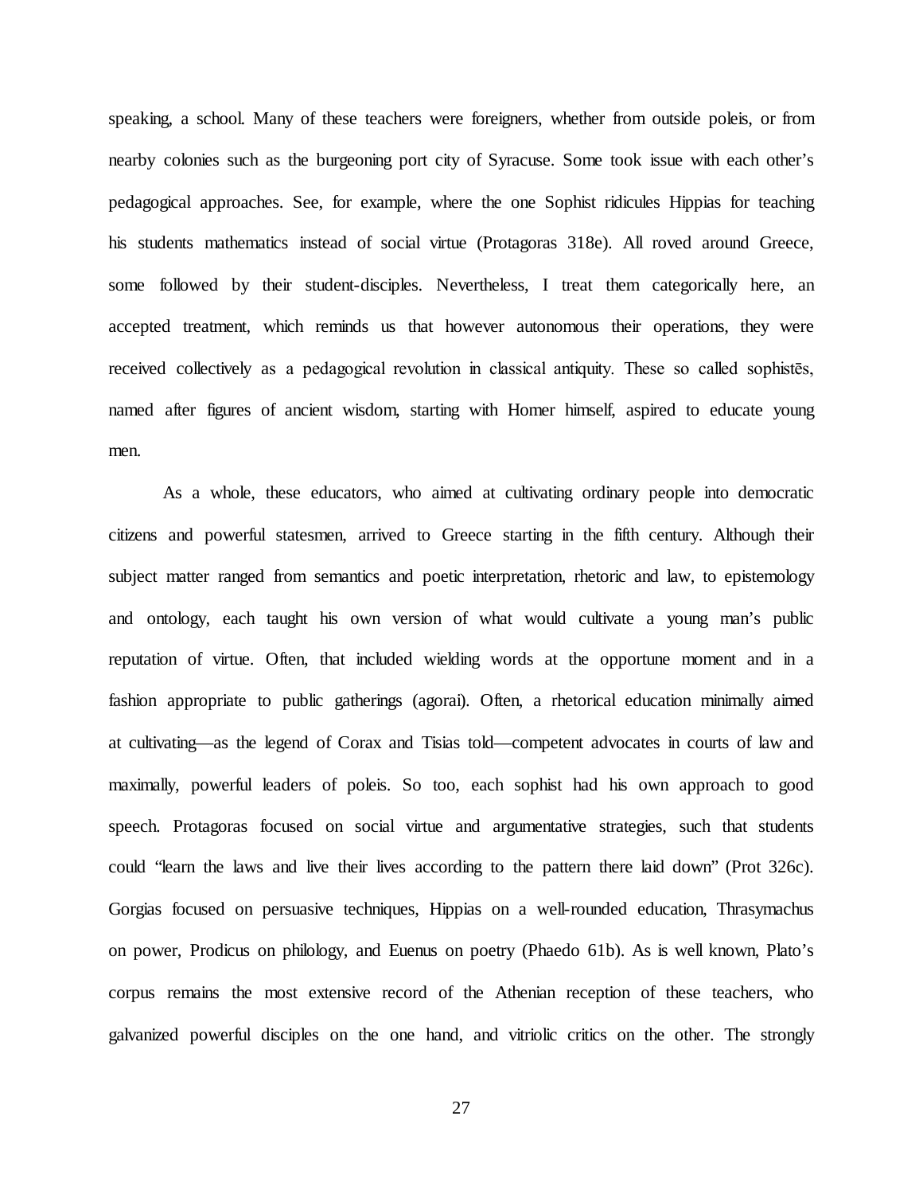speaking, a school. Many of these teachers were foreigners, whether from outside poleis, or from nearby colonies such as the burgeoning port city of Syracuse. Some took issue with each other's pedagogical approaches. See, for example, where the one Sophist ridicules Hippias for teaching his students mathematics instead of social virtue (Protagoras 318e). All roved around Greece, some followed by their student-disciples. Nevertheless, I treat them categorically here, an accepted treatment, which reminds us that however autonomous their operations, they were received collectively as a pedagogical revolution in classical antiquity. These so called sophistēs, named after figures of ancient wisdom, starting with Homer himself, aspired to educate young men.

As a whole, these educators, who aimed at cultivating ordinary people into democratic citizens and powerful statesmen, arrived to Greece starting in the fifth century. Although their subject matter ranged from semantics and poetic interpretation, rhetoric and law, to epistemology and ontology, each taught his own version of what would cultivate a young man's public reputation of virtue. Often, that included wielding words at the opportune moment and in a fashion appropriate to public gatherings (agorai). Often, a rhetorical education minimally aimed at cultivating—as the legend of Corax and Tisias told—competent advocates in courts of law and maximally, powerful leaders of poleis. So too, each sophist had his own approach to good speech. Protagoras focused on social virtue and argumentative strategies, such that students could "learn the laws and live their lives according to the pattern there laid down" (Prot 326c). Gorgias focused on persuasive techniques, Hippias on a well-rounded education, Thrasymachus on power, Prodicus on philology, and Euenus on poetry (Phaedo 61b). As is well known, Plato's corpus remains the most extensive record of the Athenian reception of these teachers, who galvanized powerful disciples on the one hand, and vitriolic critics on the other. The strongly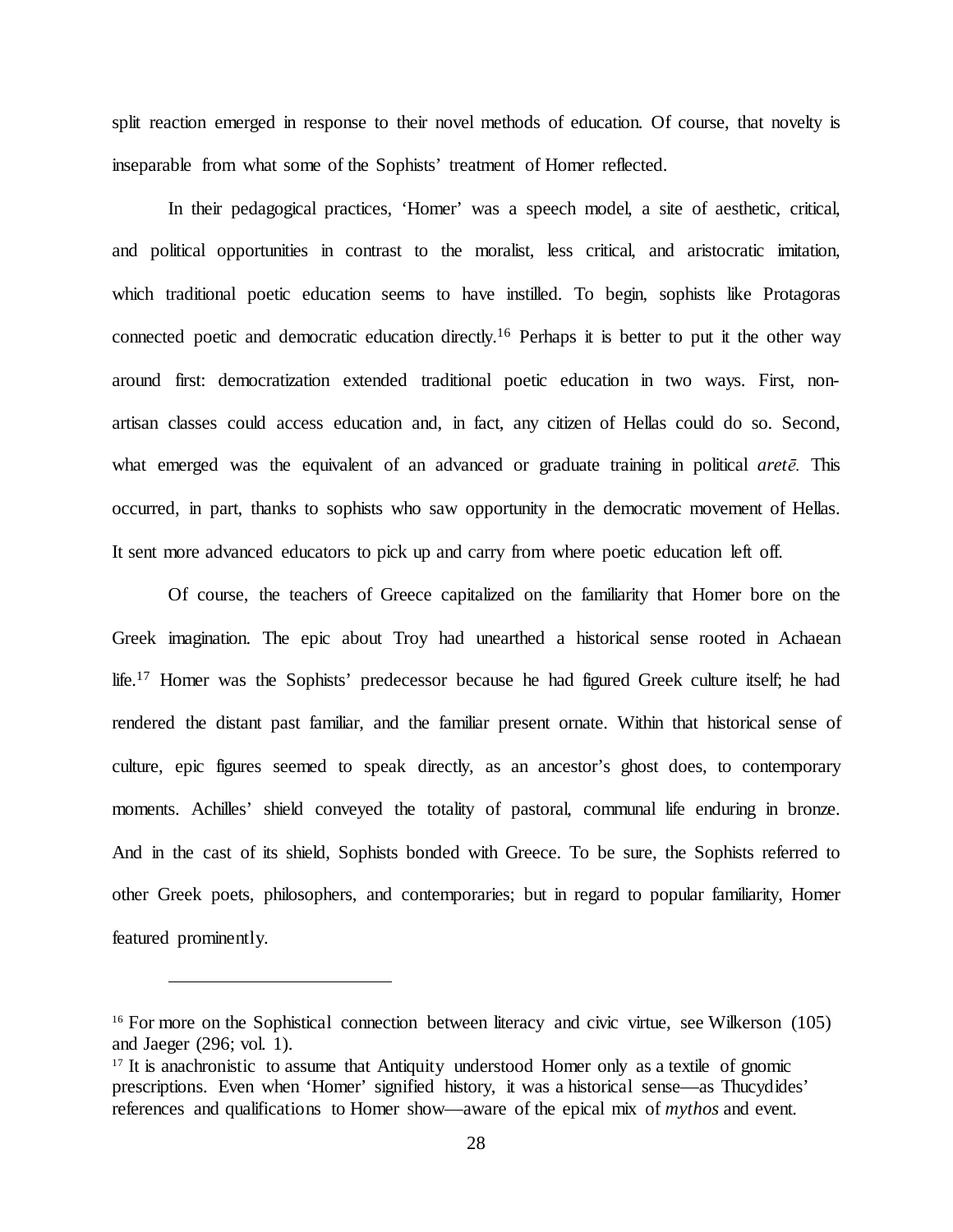split reaction emerged in response to their novel methods of education. Of course, that novelty is inseparable from what some of the Sophists' treatment of Homer reflected.

In their pedagogical practices, 'Homer' was a speech model, a site of aesthetic, critical, and political opportunities in contrast to the moralist, less critical, and aristocratic imitation, which traditional poetic education seems to have instilled. To begin, sophists like Protagoras connected poetic and democratic education directly.[16] Perhaps it is better to put it the other way around first: democratization extended traditional poetic education in two ways. First, non-artisan classes could access education and, in fact, any citizen of Hellas could do so. Second, what emerged was the equivalent of an advanced or graduate training in political *aretē.* This occurred, in part, thanks to sophists who saw opportunity in the democratic movement of Hellas. It sent more advanced educators to pick up and carry from where poetic education left off.

Of course, the teachers of Greece capitalized on the familiarity that Homer bore on the Greek imagination. The epic about Troy had unearthed a historical sense rooted in Achaean life.[17] Homer was the Sophists' predecessor because he had figured Greek culture itself; he had rendered the distant past familiar, and the familiar present ornate. Within that historical sense of culture, epic figures seemed to speak directly, as an ancestor's ghost does, to contemporary moments. Achilles' shield conveyed the totality of pastoral, communal life enduring in bronze. And in the cast of its shield, Sophists bonded with Greece. To be sure, the Sophists referred to other Greek poets, philosophers, and contemporaries; but in regard to popular familiarity, Homer featured prominently.

---

[16] For more on the Sophistical connection between literacy and civic virtue, see Wilkerson (105) and Jaeger (296; vol. 1).

[17] It is anachronistic to assume that Antiquity understood Homer only as a textile of gnomic prescriptions. Even when 'Homer' signified history, it was a historical sense—as Thucydides' references and qualifications to Homer show—aware of the epical mix of *mythos* and event.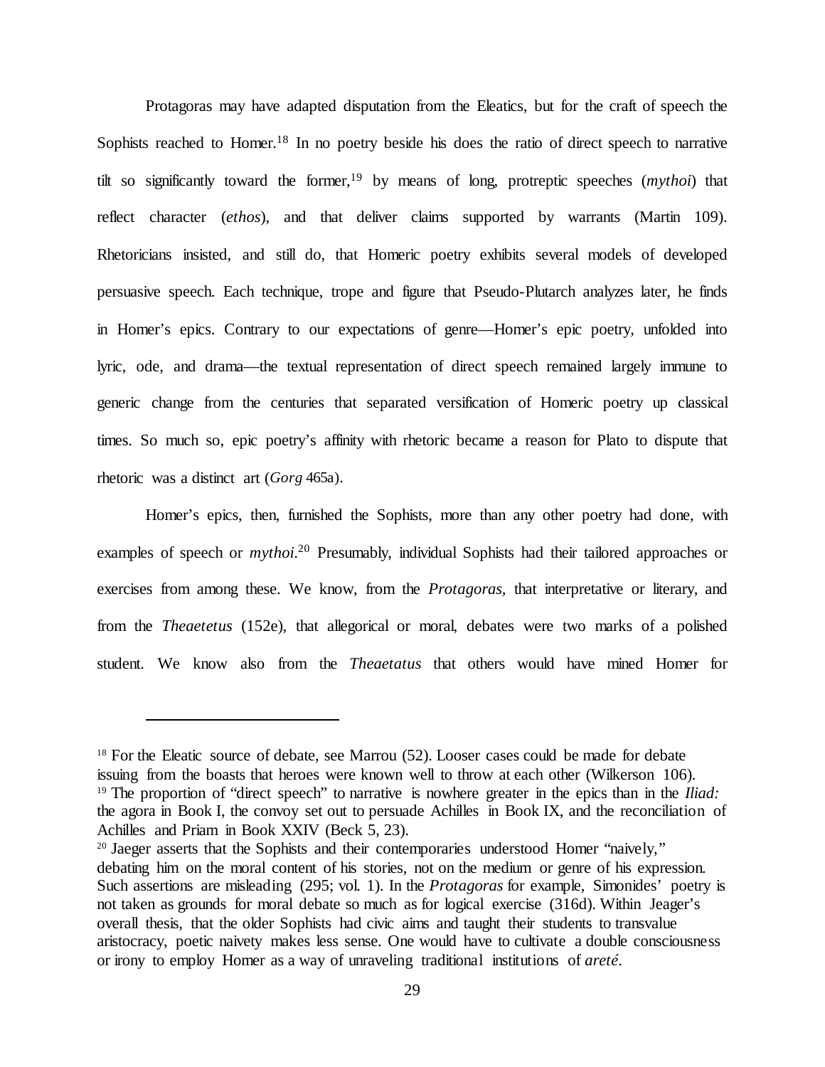Protagoras may have adapted disputation from the Eleatics, but for the craft of speech the Sophists reached to Homer.[18] In no poetry beside his does the ratio of direct speech to narrative tilt so significantly toward the former,[19] by means of long, protreptic speeches (*mythoi*) that reflect character (*ethos*), and that deliver claims supported by warrants (Martin 109). Rhetoricians insisted, and still do, that Homeric poetry exhibits several models of developed persuasive speech. Each technique, trope and figure that Pseudo-Plutarch analyzes later, he finds in Homer's epics. Contrary to our expectations of genre—Homer's epic poetry, unfolded into lyric, ode, and drama—the textual representation of direct speech remained largely immune to generic change from the centuries that separated versification of Homeric poetry up classical times. So much so, epic poetry's affinity with rhetoric became a reason for Plato to dispute that rhetoric was a distinct art (*Gorg* 465a).

Homer's epics, then, furnished the Sophists, more than any other poetry had done, with examples of speech or *mythoi*.[20] Presumably, individual Sophists had their tailored approaches or exercises from among these. We know, from the *Protagoras*, that interpretative or literary, and from the *Theaetetus* (152e), that allegorical or moral, debates were two marks of a polished student. We know also from the *Theaetatus* that others would have mined Homer for

---

[18] For the Eleatic source of debate, see Marrou (52). Looser cases could be made for debate issuing from the boasts that heroes were known well to throw at each other (Wilkerson 106).

[19] The proportion of "direct speech" to narrative is nowhere greater in the epics than in the *Iliad:* the agora in Book I, the convoy set out to persuade Achilles in Book IX, and the reconciliation of Achilles and Priam in Book XXIV (Beck 5, 23).

[20] Jaeger asserts that the Sophists and their contemporaries understood Homer "naively," debating him on the moral content of his stories, not on the medium or genre of his expression. Such assertions are misleading (295; vol. 1). In the *Protagoras* for example, Simonides' poetry is not taken as grounds for moral debate so much as for logical exercise (316d). Within Jeager's overall thesis, that the older Sophists had civic aims and taught their students to transvalue aristocracy, poetic naivety makes less sense. One would have to cultivate a double consciousness or irony to employ Homer as a way of unraveling traditional institutions of *areté*.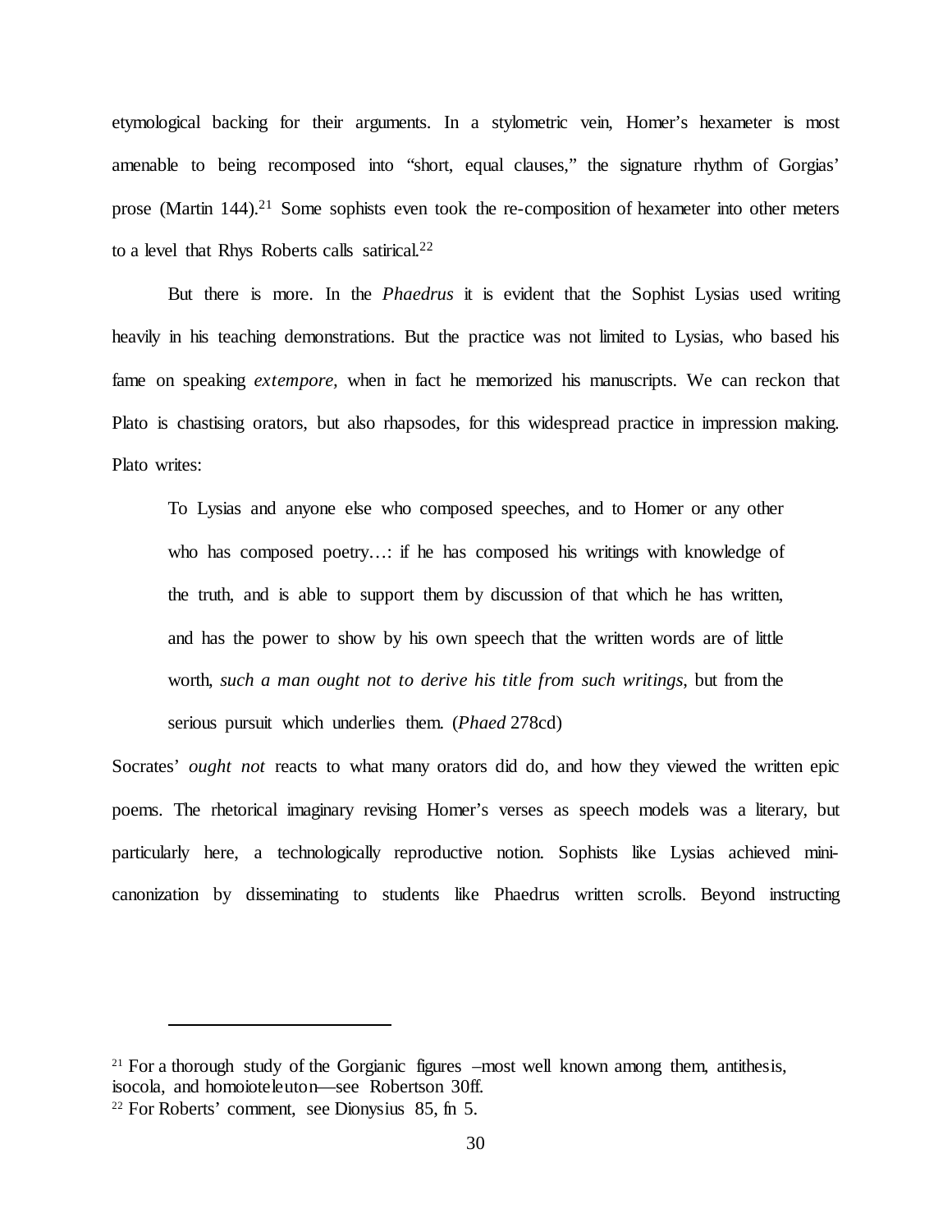etymological backing for their arguments. In a stylometric vein, Homer's hexameter is most amenable to being recomposed into "short, equal clauses," the signature rhythm of Gorgias' prose (Martin 144).[21] Some sophists even took the re-composition of hexameter into other meters to a level that Rhys Roberts calls satirical.[22]

But there is more. In the *Phaedrus* it is evident that the Sophist Lysias used writing heavily in his teaching demonstrations. But the practice was not limited to Lysias, who based his fame on speaking *extempore,* when in fact he memorized his manuscripts. We can reckon that Plato is chastising orators, but also rhapsodes, for this widespread practice in impression making. Plato writes:

> To Lysias and anyone else who composed speeches, and to Homer or any other who has composed poetry…: if he has composed his writings with knowledge of the truth, and is able to support them by discussion of that which he has written, and has the power to show by his own speech that the written words are of little worth, *such a man ought not to derive his title from such writings*, but from the serious pursuit which underlies them. (*Phaed* 278cd)

Socrates' *ought not* reacts to what many orators did do, and how they viewed the written epic poems. The rhetorical imaginary revising Homer's verses as speech models was a literary, but particularly here, a technologically reproductive notion. Sophists like Lysias achieved mini-canonization by disseminating to students like Phaedrus written scrolls. Beyond instructing

---

[21] For a thorough study of the Gorgianic figures –most well known among them, antithesis, isocola, and homoioteleuton—see Robertson 30ff.

[22] For Roberts' comment, see Dionysius 85, fn 5.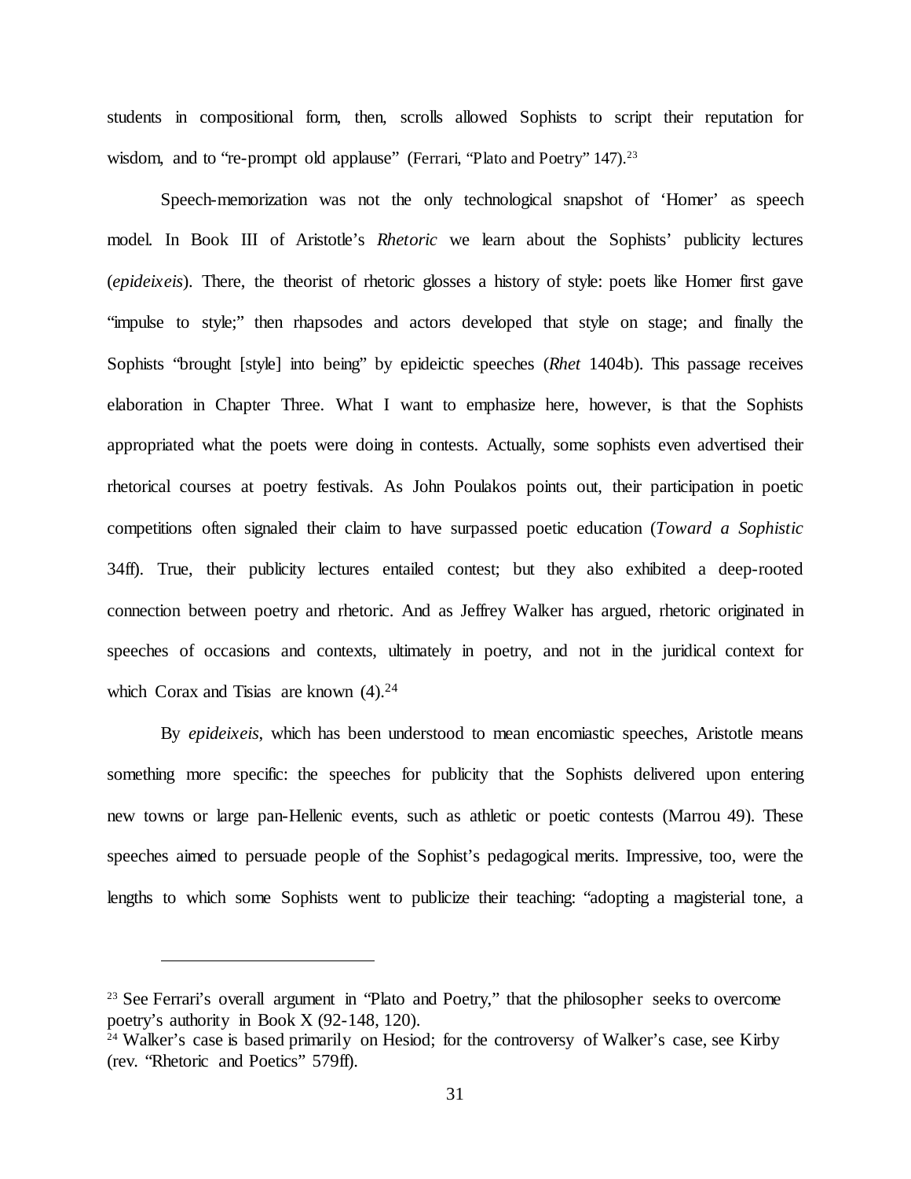students in compositional form, then, scrolls allowed Sophists to script their reputation for wisdom, and to "re-prompt old applause" (Ferrari, "Plato and Poetry" 147).[23]

Speech-memorization was not the only technological snapshot of 'Homer' as speech model. In Book III of Aristotle's *Rhetoric* we learn about the Sophists' publicity lectures (*epideixeis*). There, the theorist of rhetoric glosses a history of style: poets like Homer first gave "impulse to style;" then rhapsodes and actors developed that style on stage; and finally the Sophists "brought [style] into being" by epideictic speeches (*Rhet* 1404b). This passage receives elaboration in Chapter Three. What I want to emphasize here, however, is that the Sophists appropriated what the poets were doing in contests. Actually, some sophists even advertised their rhetorical courses at poetry festivals. As John Poulakos points out, their participation in poetic competitions often signaled their claim to have surpassed poetic education (*Toward a Sophistic* 34ff). True, their publicity lectures entailed contest; but they also exhibited a deep-rooted connection between poetry and rhetoric. And as Jeffrey Walker has argued, rhetoric originated in speeches of occasions and contexts, ultimately in poetry, and not in the juridical context for which Corax and Tisias are known (4).[24]

By *epideixeis*, which has been understood to mean encomiastic speeches, Aristotle means something more specific: the speeches for publicity that the Sophists delivered upon entering new towns or large pan-Hellenic events, such as athletic or poetic contests (Marrou 49). These speeches aimed to persuade people of the Sophist's pedagogical merits. Impressive, too, were the lengths to which some Sophists went to publicize their teaching: "adopting a magisterial tone, a

---

[23] See Ferrari's overall argument in "Plato and Poetry," that the philosopher seeks to overcome poetry's authority in Book X (92-148, 120).

[24] Walker's case is based primarily on Hesiod; for the controversy of Walker's case, see Kirby (rev. "Rhetoric and Poetics" 579ff).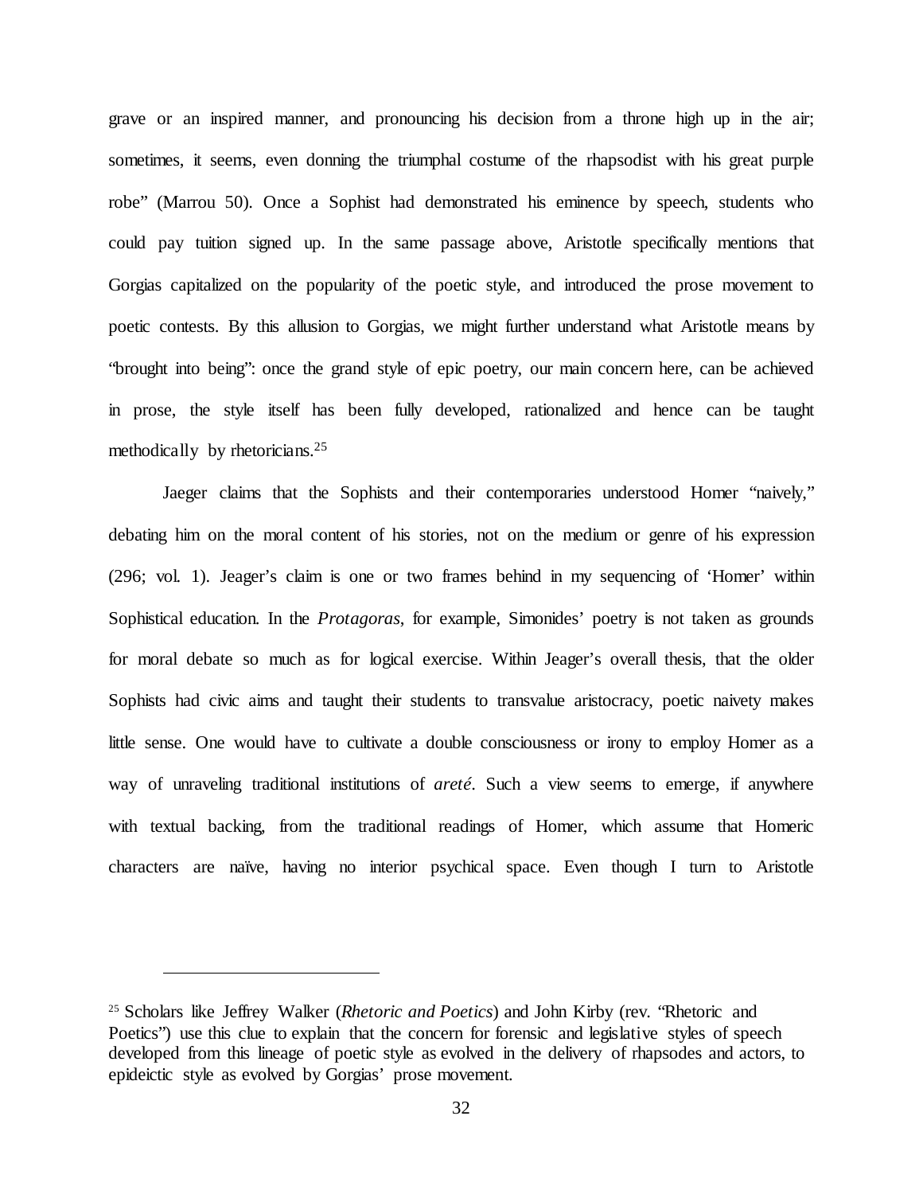grave or an inspired manner, and pronouncing his decision from a throne high up in the air; sometimes, it seems, even donning the triumphal costume of the rhapsodist with his great purple robe" (Marrou 50). Once a Sophist had demonstrated his eminence by speech, students who could pay tuition signed up. In the same passage above, Aristotle specifically mentions that Gorgias capitalized on the popularity of the poetic style, and introduced the prose movement to poetic contests. By this allusion to Gorgias, we might further understand what Aristotle means by "brought into being": once the grand style of epic poetry, our main concern here, can be achieved in prose, the style itself has been fully developed, rationalized and hence can be taught methodically by rhetoricians.[25]

Jaeger claims that the Sophists and their contemporaries understood Homer "naively," debating him on the moral content of his stories, not on the medium or genre of his expression (296; vol. 1). Jeager's claim is one or two frames behind in my sequencing of 'Homer' within Sophistical education. In the *Protagoras*, for example, Simonides' poetry is not taken as grounds for moral debate so much as for logical exercise. Within Jeager's overall thesis, that the older Sophists had civic aims and taught their students to transvalue aristocracy, poetic naivety makes little sense. One would have to cultivate a double consciousness or irony to employ Homer as a way of unraveling traditional institutions of *areté*. Such a view seems to emerge, if anywhere with textual backing, from the traditional readings of Homer, which assume that Homeric characters are naïve, having no interior psychical space. Even though I turn to Aristotle

---

[25] Scholars like Jeffrey Walker (*Rhetoric and Poetics*) and John Kirby (rev. "Rhetoric and Poetics") use this clue to explain that the concern for forensic and legislative styles of speech developed from this lineage of poetic style as evolved in the delivery of rhapsodes and actors, to epideictic style as evolved by Gorgias' prose movement.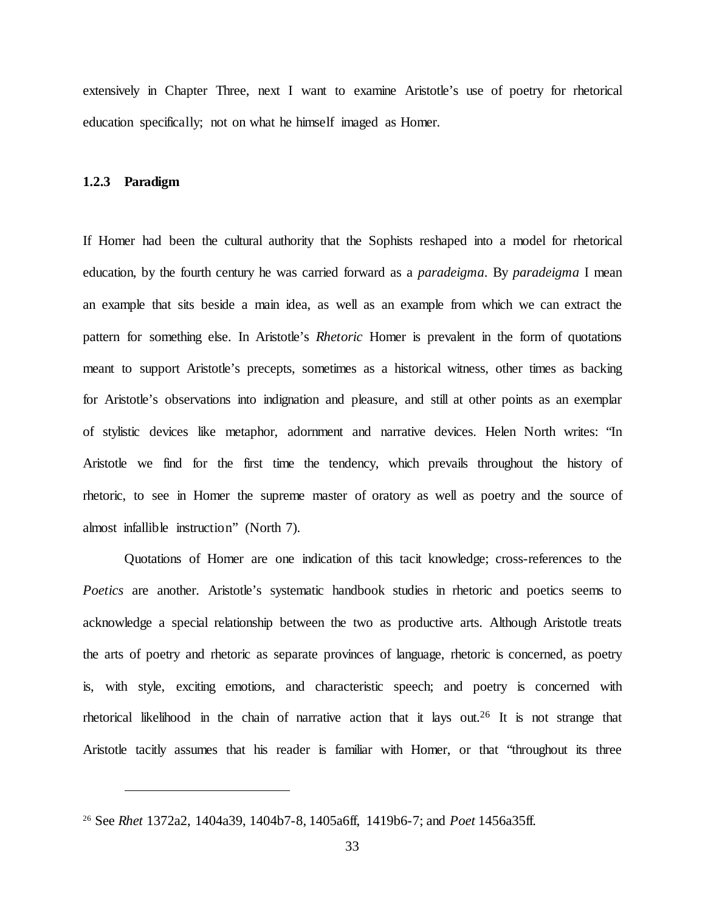extensively in Chapter Three, next I want to examine Aristotle's use of poetry for rhetorical education specifically; not on what he himself imaged as Homer.

### 1.2.3 Paradigm

If Homer had been the cultural authority that the Sophists reshaped into a model for rhetorical education, by the fourth century he was carried forward as a *paradeigma*. By *paradeigma* I mean an example that sits beside a main idea, as well as an example from which we can extract the pattern for something else. In Aristotle's *Rhetoric* Homer is prevalent in the form of quotations meant to support Aristotle's precepts, sometimes as a historical witness, other times as backing for Aristotle's observations into indignation and pleasure, and still at other points as an exemplar of stylistic devices like metaphor, adornment and narrative devices. Helen North writes: "In Aristotle we find for the first time the tendency, which prevails throughout the history of rhetoric, to see in Homer the supreme master of oratory as well as poetry and the source of almost infallible instruction" (North 7).

Quotations of Homer are one indication of this tacit knowledge; cross-references to the *Poetics* are another. Aristotle's systematic handbook studies in rhetoric and poetics seems to acknowledge a special relationship between the two as productive arts. Although Aristotle treats the arts of poetry and rhetoric as separate provinces of language, rhetoric is concerned, as poetry is, with style, exciting emotions, and characteristic speech; and poetry is concerned with rhetorical likelihood in the chain of narrative action that it lays out.[26] It is not strange that Aristotle tacitly assumes that his reader is familiar with Homer, or that "throughout its three

---

[26] See *Rhet* 1372a2, 1404a39, 1404b7-8, 1405a6ff, 1419b6-7; and *Poet* 1456a35ff.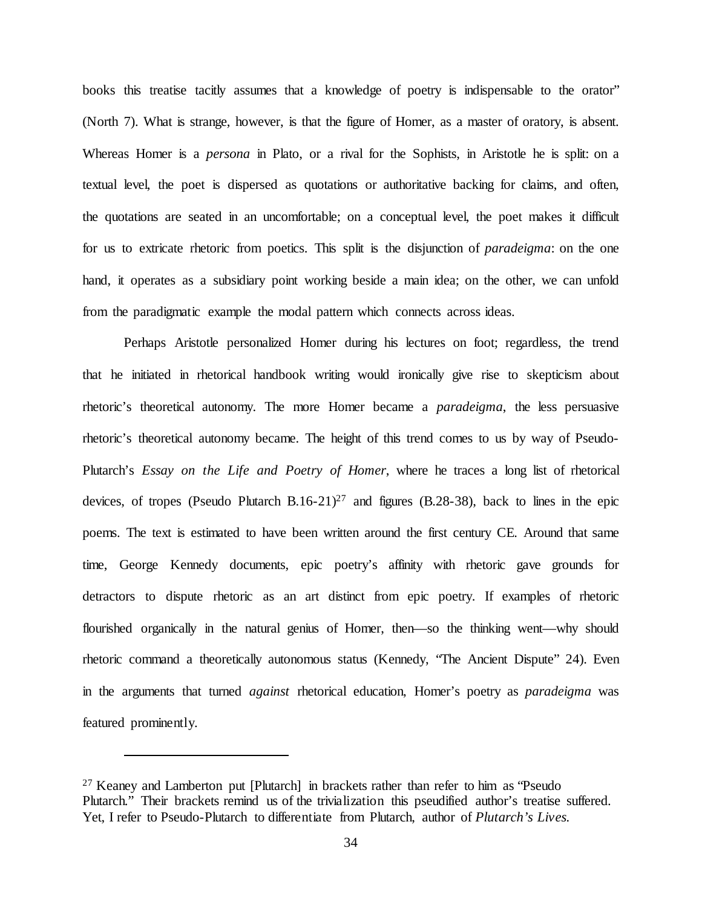books this treatise tacitly assumes that a knowledge of poetry is indispensable to the orator" (North 7). What is strange, however, is that the figure of Homer, as a master of oratory, is absent. Whereas Homer is a *persona* in Plato, or a rival for the Sophists, in Aristotle he is split: on a textual level, the poet is dispersed as quotations or authoritative backing for claims, and often, the quotations are seated in an uncomfortable; on a conceptual level, the poet makes it difficult for us to extricate rhetoric from poetics. This split is the disjunction of *paradeigma*: on the one hand, it operates as a subsidiary point working beside a main idea; on the other, we can unfold from the paradigmatic example the modal pattern which connects across ideas.

Perhaps Aristotle personalized Homer during his lectures on foot; regardless, the trend that he initiated in rhetorical handbook writing would ironically give rise to skepticism about rhetoric's theoretical autonomy. The more Homer became a *paradeigma*, the less persuasive rhetoric's theoretical autonomy became. The height of this trend comes to us by way of Pseudo-Plutarch's *Essay on the Life and Poetry of Homer*, where he traces a long list of rhetorical devices, of tropes (Pseudo Plutarch B.16-21)[27] and figures (B.28-38), back to lines in the epic poems. The text is estimated to have been written around the first century CE. Around that same time, George Kennedy documents, epic poetry's affinity with rhetoric gave grounds for detractors to dispute rhetoric as an art distinct from epic poetry. If examples of rhetoric flourished organically in the natural genius of Homer, then—so the thinking went—why should rhetoric command a theoretically autonomous status (Kennedy, "The Ancient Dispute" 24). Even in the arguments that turned *against* rhetorical education, Homer's poetry as *paradeigma* was featured prominently.

---

[27] Keaney and Lamberton put [Plutarch] in brackets rather than refer to him as "Pseudo Plutarch." Their brackets remind us of the trivialization this pseudified author's treatise suffered. Yet, I refer to Pseudo-Plutarch to differentiate from Plutarch, author of *Plutarch's Lives.*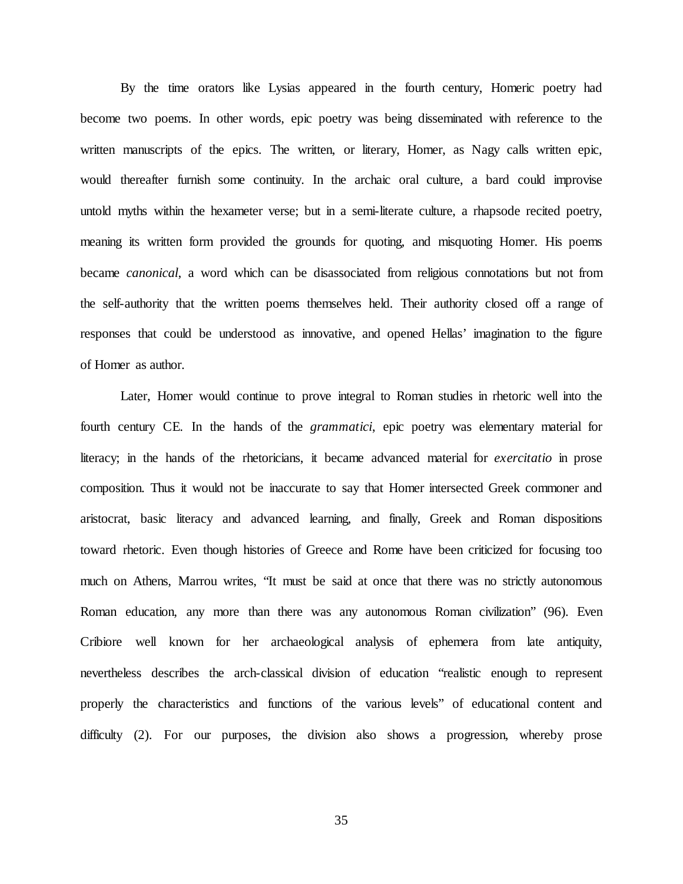By the time orators like Lysias appeared in the fourth century, Homeric poetry had become two poems. In other words, epic poetry was being disseminated with reference to the written manuscripts of the epics. The written, or literary, Homer, as Nagy calls written epic, would thereafter furnish some continuity. In the archaic oral culture, a bard could improvise untold myths within the hexameter verse; but in a semi-literate culture, a rhapsode recited poetry, meaning its written form provided the grounds for quoting, and misquoting Homer. His poems became *canonical*, a word which can be disassociated from religious connotations but not from the self-authority that the written poems themselves held. Their authority closed off a range of responses that could be understood as innovative, and opened Hellas' imagination to the figure of Homer as author.

Later, Homer would continue to prove integral to Roman studies in rhetoric well into the fourth century CE. In the hands of the *grammatici*, epic poetry was elementary material for literacy; in the hands of the rhetoricians, it became advanced material for *exercitatio* in prose composition. Thus it would not be inaccurate to say that Homer intersected Greek commoner and aristocrat, basic literacy and advanced learning, and finally, Greek and Roman dispositions toward rhetoric. Even though histories of Greece and Rome have been criticized for focusing too much on Athens, Marrou writes, "It must be said at once that there was no strictly autonomous Roman education, any more than there was any autonomous Roman civilization" (96). Even Cribiore well known for her archaeological analysis of ephemera from late antiquity, nevertheless describes the arch-classical division of education "realistic enough to represent properly the characteristics and functions of the various levels" of educational content and difficulty (2). For our purposes, the division also shows a progression, whereby prose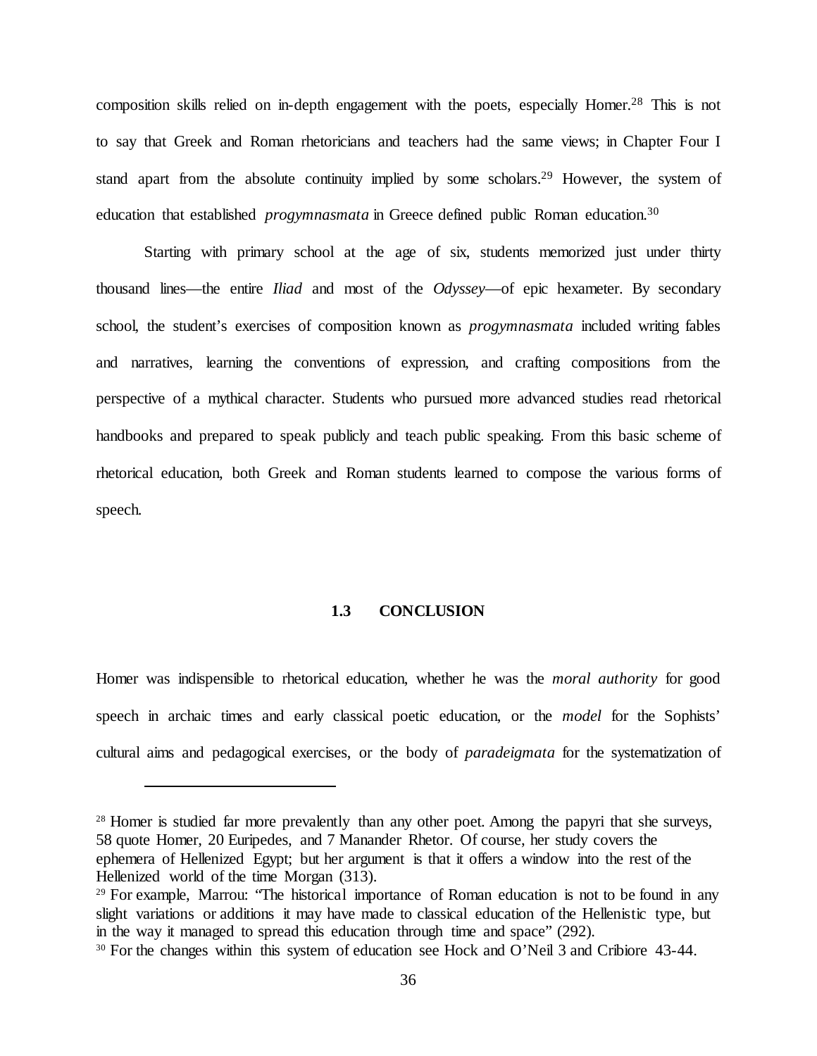composition skills relied on in-depth engagement with the poets, especially Homer.[28] This is not to say that Greek and Roman rhetoricians and teachers had the same views; in Chapter Four I stand apart from the absolute continuity implied by some scholars.[29] However, the system of education that established *progymnasmata* in Greece defined public Roman education.[30]

Starting with primary school at the age of six, students memorized just under thirty thousand lines—the entire *Iliad* and most of the *Odyssey*—of epic hexameter. By secondary school, the student's exercises of composition known as *progymnasmata* included writing fables and narratives, learning the conventions of expression, and crafting compositions from the perspective of a mythical character. Students who pursued more advanced studies read rhetorical handbooks and prepared to speak publicly and teach public speaking. From this basic scheme of rhetorical education, both Greek and Roman students learned to compose the various forms of speech.

### 1.3 CONCLUSION

Homer was indispensible to rhetorical education, whether he was the *moral authority* for good speech in archaic times and early classical poetic education, or the *model* for the Sophists' cultural aims and pedagogical exercises, or the body of *paradeigmata* for the systematization of

---

[28] Homer is studied far more prevalently than any other poet. Among the papyri that she surveys, 58 quote Homer, 20 Euripedes, and 7 Manander Rhetor. Of course, her study covers the ephemera of Hellenized Egypt; but her argument is that it offers a window into the rest of the Hellenized world of the time Morgan (313).

[29] For example, Marrou: "The historical importance of Roman education is not to be found in any slight variations or additions it may have made to classical education of the Hellenistic type, but in the way it managed to spread this education through time and space" (292).

[30] For the changes within this system of education see Hock and O'Neil 3 and Cribiore 43-44.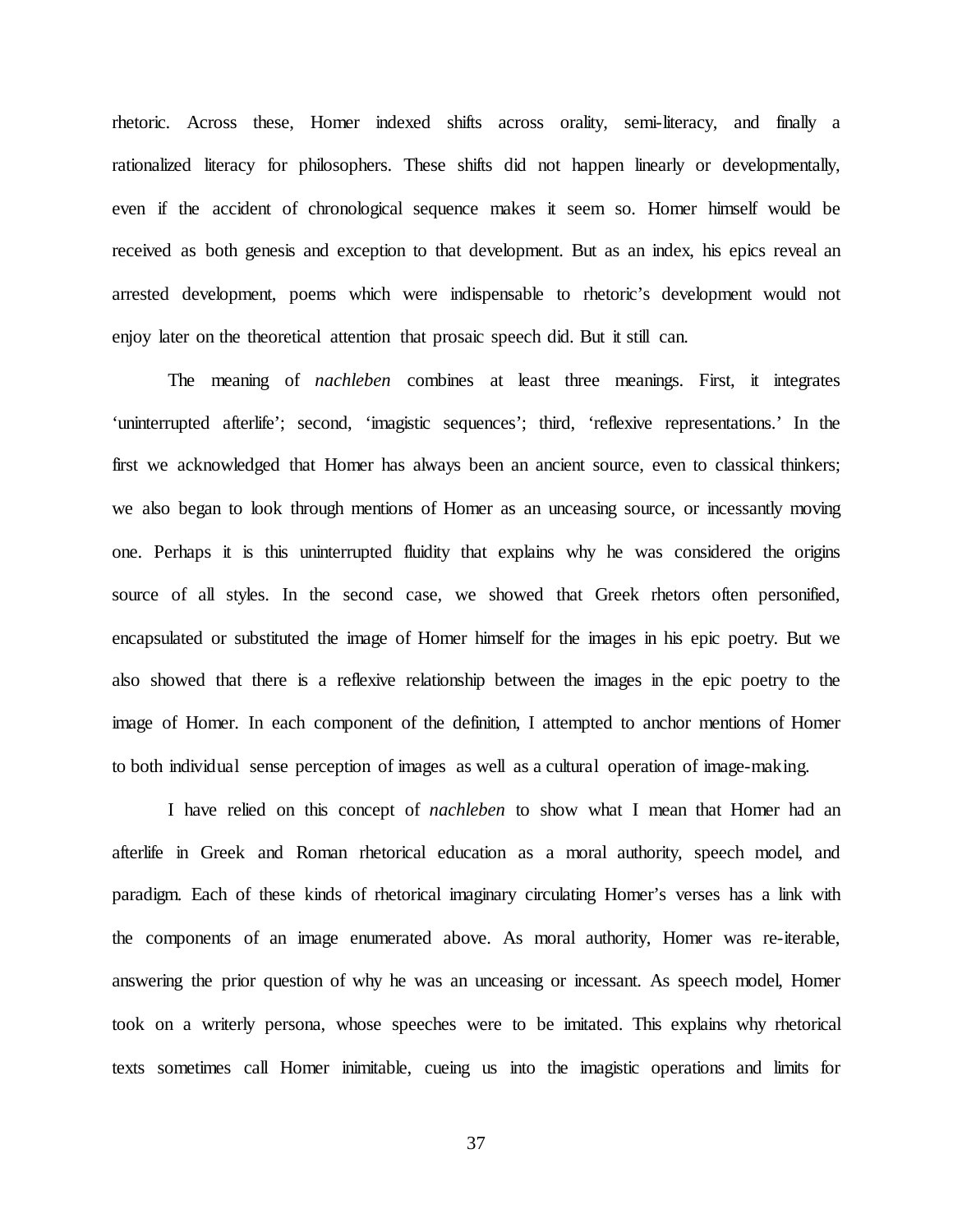rhetoric. Across these, Homer indexed shifts across orality, semi-literacy, and finally a rationalized literacy for philosophers. These shifts did not happen linearly or developmentally, even if the accident of chronological sequence makes it seem so. Homer himself would be received as both genesis and exception to that development. But as an index, his epics reveal an arrested development, poems which were indispensable to rhetoric's development would not enjoy later on the theoretical attention that prosaic speech did. But it still can.

The meaning of *nachleben* combines at least three meanings. First, it integrates 'uninterrupted afterlife'; second, 'imagistic sequences'; third, 'reflexive representations.' In the first we acknowledged that Homer has always been an ancient source, even to classical thinkers; we also began to look through mentions of Homer as an unceasing source, or incessantly moving one. Perhaps it is this uninterrupted fluidity that explains why he was considered the origins source of all styles. In the second case, we showed that Greek rhetors often personified, encapsulated or substituted the image of Homer himself for the images in his epic poetry. But we also showed that there is a reflexive relationship between the images in the epic poetry to the image of Homer. In each component of the definition, I attempted to anchor mentions of Homer to both individual sense perception of images as well as a cultural operation of image-making.

I have relied on this concept of *nachleben* to show what I mean that Homer had an afterlife in Greek and Roman rhetorical education as a moral authority, speech model, and paradigm. Each of these kinds of rhetorical imaginary circulating Homer's verses has a link with the components of an image enumerated above. As moral authority, Homer was re-iterable, answering the prior question of why he was an unceasing or incessant. As speech model, Homer took on a writerly persona, whose speeches were to be imitated. This explains why rhetorical texts sometimes call Homer inimitable, cueing us into the imagistic operations and limits for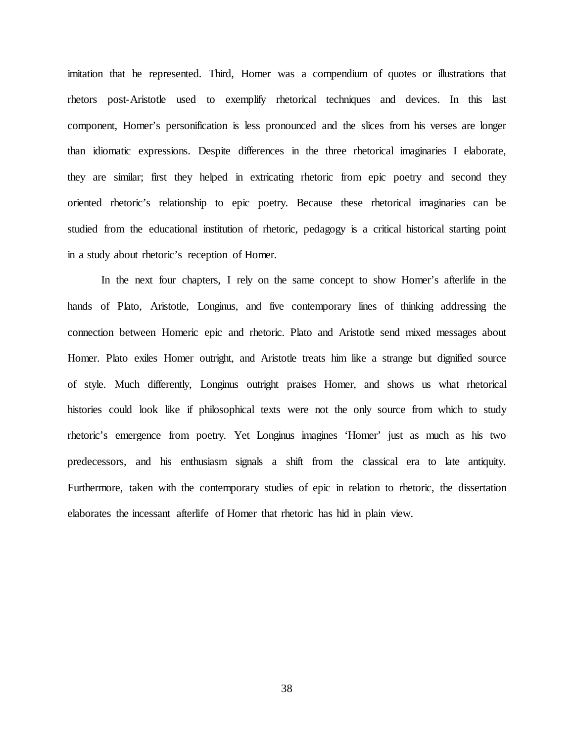imitation that he represented. Third, Homer was a compendium of quotes or illustrations that rhetors post-Aristotle used to exemplify rhetorical techniques and devices. In this last component, Homer's personification is less pronounced and the slices from his verses are longer than idiomatic expressions. Despite differences in the three rhetorical imaginaries I elaborate, they are similar; first they helped in extricating rhetoric from epic poetry and second they oriented rhetoric's relationship to epic poetry. Because these rhetorical imaginaries can be studied from the educational institution of rhetoric, pedagogy is a critical historical starting point in a study about rhetoric's reception of Homer.

In the next four chapters, I rely on the same concept to show Homer's afterlife in the hands of Plato, Aristotle, Longinus, and five contemporary lines of thinking addressing the connection between Homeric epic and rhetoric. Plato and Aristotle send mixed messages about Homer. Plato exiles Homer outright, and Aristotle treats him like a strange but dignified source of style. Much differently, Longinus outright praises Homer, and shows us what rhetorical histories could look like if philosophical texts were not the only source from which to study rhetoric's emergence from poetry. Yet Longinus imagines 'Homer' just as much as his two predecessors, and his enthusiasm signals a shift from the classical era to late antiquity. Furthermore, taken with the contemporary studies of epic in relation to rhetoric, the dissertation elaborates the incessant afterlife of Homer that rhetoric has hid in plain view.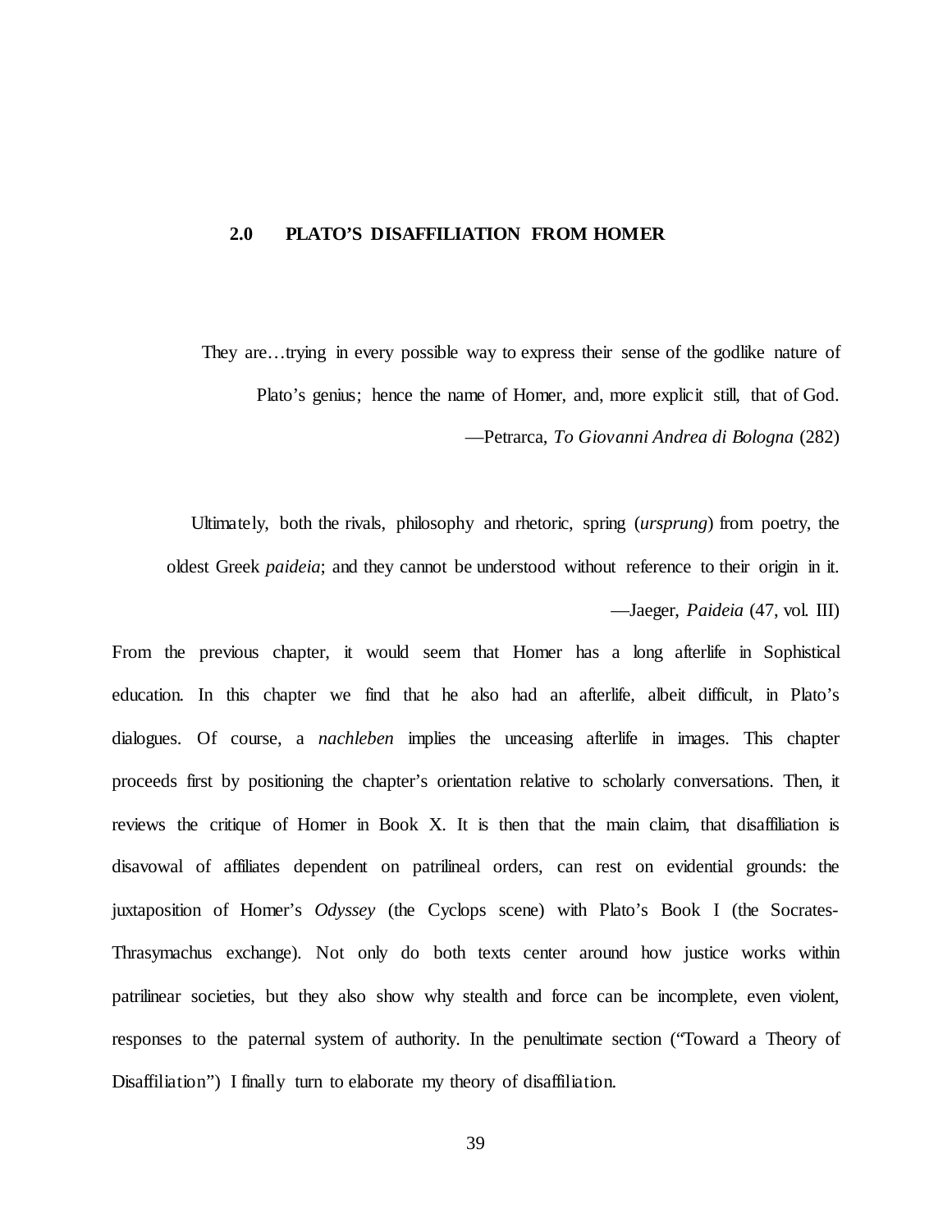## 2.0 PLATO'S DISAFFILIATION FROM HOMER

> They are…trying in every possible way to express their sense of the godlike nature of Plato's genius; hence the name of Homer, and, more explicit still, that of God.
>
> —Petrarca, *To Giovanni Andrea di Bologna* (282)

> Ultimately, both the rivals, philosophy and rhetoric, spring (*ursprung*) from poetry, the oldest Greek *paideia*; and they cannot be understood without reference to their origin in it.
>
> —Jaeger, *Paideia* (47, vol. III)

From the previous chapter, it would seem that Homer has a long afterlife in Sophistical education. In this chapter we find that he also had an afterlife, albeit difficult, in Plato's dialogues. Of course, a *nachleben* implies the unceasing afterlife in images. This chapter proceeds first by positioning the chapter's orientation relative to scholarly conversations. Then, it reviews the critique of Homer in Book X. It is then that the main claim, that disaffiliation is disavowal of affiliates dependent on patrilineal orders, can rest on evidential grounds: the juxtaposition of Homer's *Odyssey* (the Cyclops scene) with Plato's Book I (the Socrates-Thrasymachus exchange). Not only do both texts center around how justice works within patrilinear societies, but they also show why stealth and force can be incomplete, even violent, responses to the paternal system of authority. In the penultimate section ("Toward a Theory of Disaffiliation") I finally turn to elaborate my theory of disaffiliation.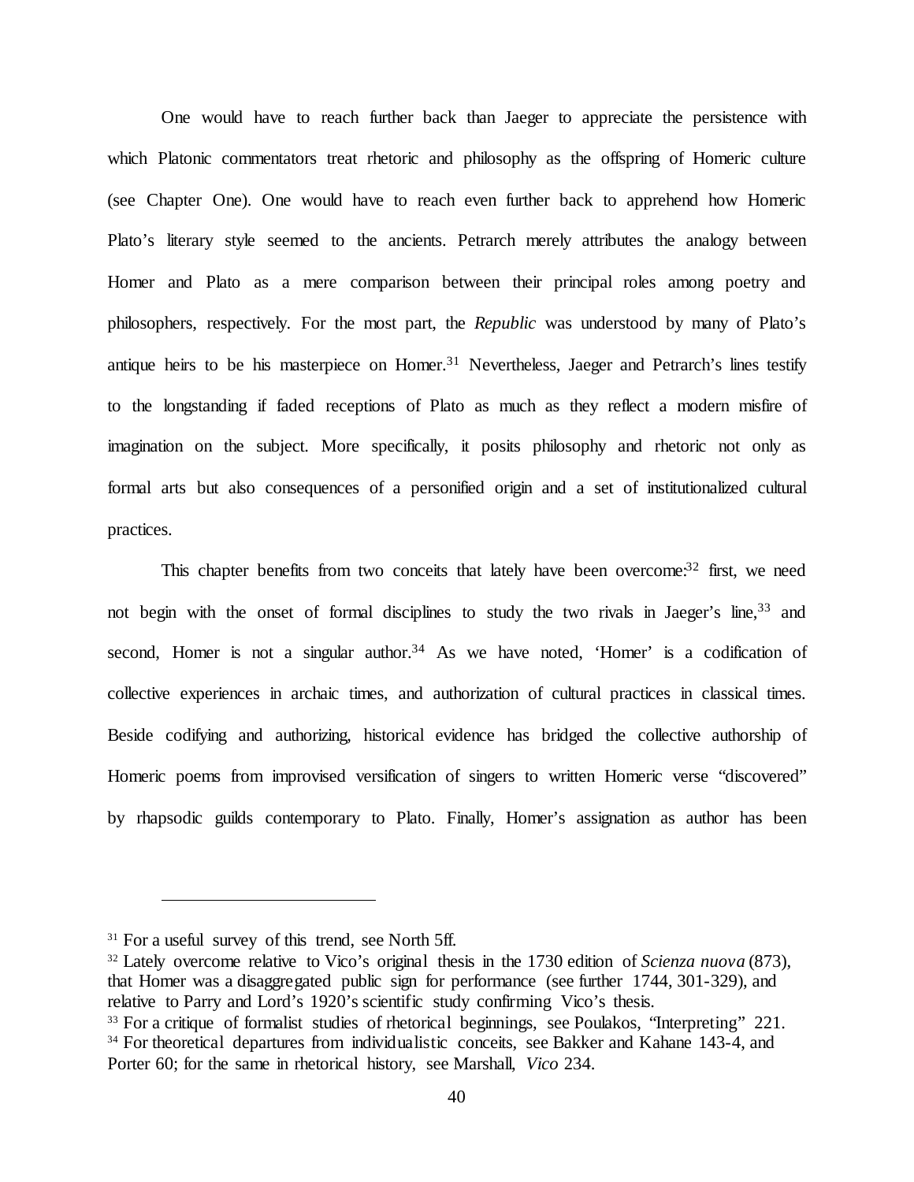One would have to reach further back than Jaeger to appreciate the persistence with which Platonic commentators treat rhetoric and philosophy as the offspring of Homeric culture (see Chapter One). One would have to reach even further back to apprehend how Homeric Plato's literary style seemed to the ancients. Petrarch merely attributes the analogy between Homer and Plato as a mere comparison between their principal roles among poetry and philosophers, respectively. For the most part, the *Republic* was understood by many of Plato's antique heirs to be his masterpiece on Homer.[31] Nevertheless, Jaeger and Petrarch's lines testify to the longstanding if faded receptions of Plato as much as they reflect a modern misfire of imagination on the subject. More specifically, it posits philosophy and rhetoric not only as formal arts but also consequences of a personified origin and a set of institutionalized cultural practices.

This chapter benefits from two conceits that lately have been overcome:[32] first, we need not begin with the onset of formal disciplines to study the two rivals in Jaeger's line,[33] and second, Homer is not a singular author.[34] As we have noted, 'Homer' is a codification of collective experiences in archaic times, and authorization of cultural practices in classical times. Beside codifying and authorizing, historical evidence has bridged the collective authorship of Homeric poems from improvised versification of singers to written Homeric verse "discovered" by rhapsodic guilds contemporary to Plato. Finally, Homer's assignation as author has been

---

[31] For a useful survey of this trend, see North 5ff.

[32] Lately overcome relative to Vico's original thesis in the 1730 edition of *Scienza nuova* (873), that Homer was a disaggregated public sign for performance (see further 1744, 301-329), and relative to Parry and Lord's 1920's scientific study confirming Vico's thesis.

[33] For a critique of formalist studies of rhetorical beginnings, see Poulakos, "Interpreting" 221.

[34] For theoretical departures from individualistic conceits, see Bakker and Kahane 143-4, and Porter 60; for the same in rhetorical history, see Marshall, *Vico* 234.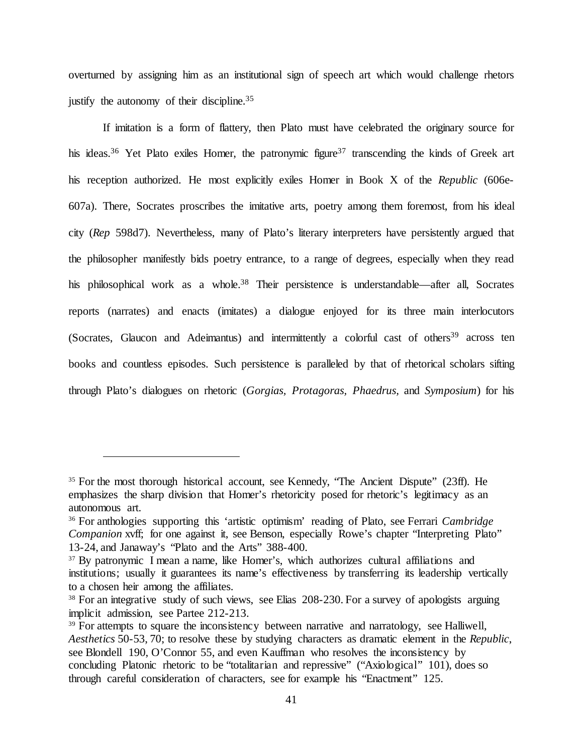overturned by assigning him as an institutional sign of speech art which would challenge rhetors justify the autonomy of their discipline.[35]

If imitation is a form of flattery, then Plato must have celebrated the originary source for his ideas.[36] Yet Plato exiles Homer, the patronymic figure[37] transcending the kinds of Greek art his reception authorized. He most explicitly exiles Homer in Book X of the *Republic* (606e-607a). There, Socrates proscribes the imitative arts, poetry among them foremost, from his ideal city (*Rep* 598d7). Nevertheless, many of Plato's literary interpreters have persistently argued that the philosopher manifestly bids poetry entrance, to a range of degrees, especially when they read his philosophical work as a whole.[38] Their persistence is understandable—after all, Socrates reports (narrates) and enacts (imitates) a dialogue enjoyed for its three main interlocutors (Socrates, Glaucon and Adeimantus) and intermittently a colorful cast of others[39] across ten books and countless episodes. Such persistence is paralleled by that of rhetorical scholars sifting through Plato's dialogues on rhetoric (*Gorgias, Protagoras, Phaedrus,* and *Symposium*) for his

---

[35] For the most thorough historical account, see Kennedy, "The Ancient Dispute" (23ff). He emphasizes the sharp division that Homer's rhetoricity posed for rhetoric's legitimacy as an autonomous art.

[36] For anthologies supporting this 'artistic optimism' reading of Plato, see Ferrari *Cambridge Companion* xvff; for one against it, see Benson, especially Rowe's chapter "Interpreting Plato" 13-24, and Janaway's "Plato and the Arts" 388-400.

[37] By patronymic I mean a name, like Homer's, which authorizes cultural affiliations and institutions; usually it guarantees its name's effectiveness by transferring its leadership vertically to a chosen heir among the affiliates.

[38] For an integrative study of such views, see Elias 208-230. For a survey of apologists arguing implicit admission, see Partee 212-213.

[39] For attempts to square the inconsistency between narrative and narratology, see Halliwell, *Aesthetics* 50-53, 70; to resolve these by studying characters as dramatic element in the *Republic*, see Blondell 190, O'Connor 55, and even Kauffman who resolves the inconsistency by concluding Platonic rhetoric to be "totalitarian and repressive" ("Axiological" 101), does so through careful consideration of characters, see for example his "Enactment" 125.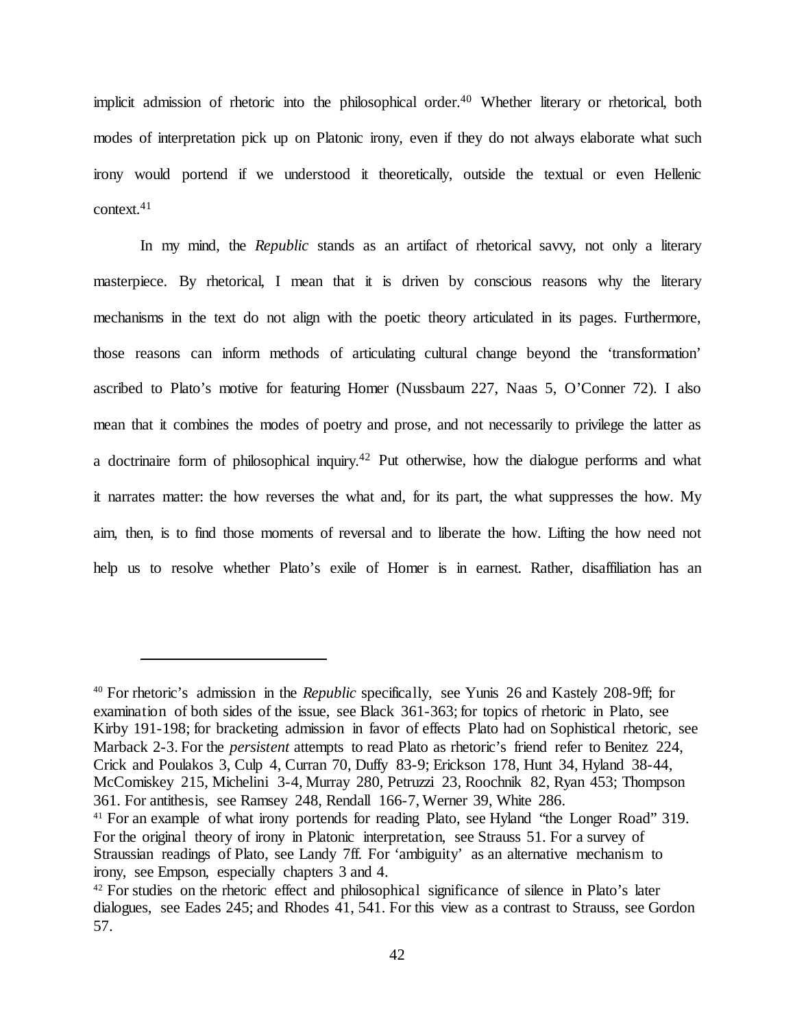implicit admission of rhetoric into the philosophical order.[40] Whether literary or rhetorical, both modes of interpretation pick up on Platonic irony, even if they do not always elaborate what such irony would portend if we understood it theoretically, outside the textual or even Hellenic context.[41]

In my mind, the *Republic* stands as an artifact of rhetorical savvy, not only a literary masterpiece. By rhetorical, I mean that it is driven by conscious reasons why the literary mechanisms in the text do not align with the poetic theory articulated in its pages. Furthermore, those reasons can inform methods of articulating cultural change beyond the 'transformation' ascribed to Plato's motive for featuring Homer (Nussbaum 227, Naas 5, O'Conner 72). I also mean that it combines the modes of poetry and prose, and not necessarily to privilege the latter as a doctrinaire form of philosophical inquiry.[42] Put otherwise, how the dialogue performs and what it narrates matter: the how reverses the what and, for its part, the what suppresses the how. My aim, then, is to find those moments of reversal and to liberate the how. Lifting the how need not help us to resolve whether Plato's exile of Homer is in earnest. Rather, disaffiliation has an

---

[40] For rhetoric's admission in the *Republic* specifically, see Yunis 26 and Kastely 208-9ff; for examination of both sides of the issue, see Black 361-363; for topics of rhetoric in Plato, see Kirby 191-198; for bracketing admission in favor of effects Plato had on Sophistical rhetoric, see Marback 2-3. For the *persistent* attempts to read Plato as rhetoric's friend refer to Benitez 224, Crick and Poulakos 3, Culp 4, Curran 70, Duffy 83-9; Erickson 178, Hunt 34, Hyland 38-44, McComiskey 215, Michelini 3-4, Murray 280, Petruzzi 23, Roochnik 82, Ryan 453; Thompson 361. For antithesis, see Ramsey 248, Rendall 166-7, Werner 39, White 286.

[41] For an example of what irony portends for reading Plato, see Hyland "the Longer Road" 319. For the original theory of irony in Platonic interpretation, see Strauss 51. For a survey of Straussian readings of Plato, see Landy 7ff. For 'ambiguity' as an alternative mechanism to irony, see Empson, especially chapters 3 and 4.

[42] For studies on the rhetoric effect and philosophical significance of silence in Plato's later dialogues, see Eades 245; and Rhodes 41, 541. For this view as a contrast to Strauss, see Gordon 57.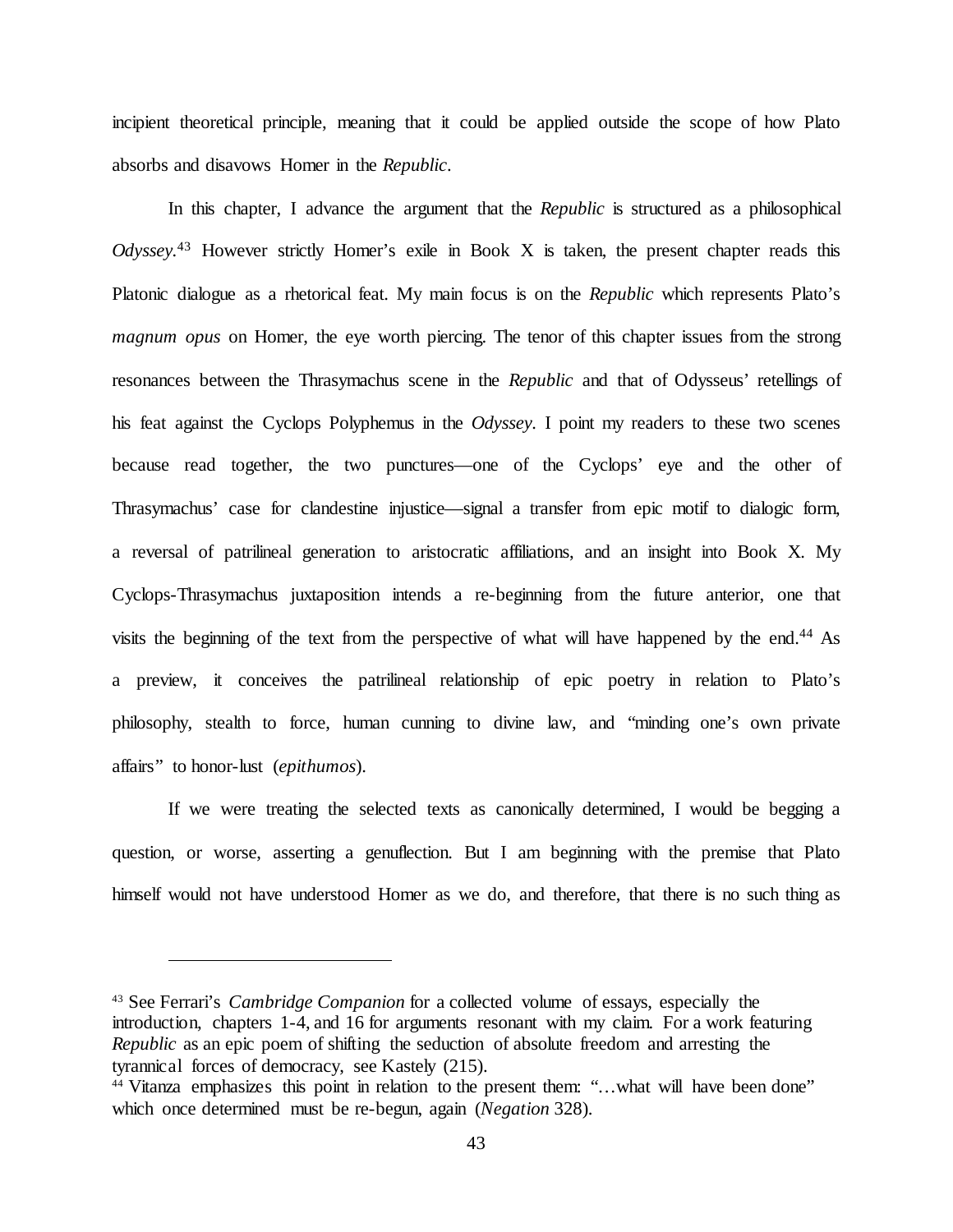incipient theoretical principle, meaning that it could be applied outside the scope of how Plato absorbs and disavows Homer in the *Republic*.

In this chapter, I advance the argument that the *Republic* is structured as a philosophical *Odyssey*.[43] However strictly Homer's exile in Book X is taken, the present chapter reads this Platonic dialogue as a rhetorical feat. My main focus is on the *Republic* which represents Plato's *magnum opus* on Homer, the eye worth piercing. The tenor of this chapter issues from the strong resonances between the Thrasymachus scene in the *Republic* and that of Odysseus' retellings of his feat against the Cyclops Polyphemus in the *Odyssey*. I point my readers to these two scenes because read together, the two punctures—one of the Cyclops' eye and the other of Thrasymachus' case for clandestine injustice—signal a transfer from epic motif to dialogic form, a reversal of patrilineal generation to aristocratic affiliations, and an insight into Book X. My Cyclops-Thrasymachus juxtaposition intends a re-beginning from the future anterior, one that visits the beginning of the text from the perspective of what will have happened by the end.[44] As a preview, it conceives the patrilineal relationship of epic poetry in relation to Plato's philosophy, stealth to force, human cunning to divine law, and "minding one's own private affairs" to honor-lust (*epithumos*).

If we were treating the selected texts as canonically determined, I would be begging a question, or worse, asserting a genuflection. But I am beginning with the premise that Plato himself would not have understood Homer as we do, and therefore, that there is no such thing as

---

[43] See Ferrari's *Cambridge Companion* for a collected volume of essays, especially the introduction, chapters 1-4, and 16 for arguments resonant with my claim. For a work featuring *Republic* as an epic poem of shifting the seduction of absolute freedom and arresting the tyrannical forces of democracy, see Kastely (215).

[44] Vitanza emphasizes this point in relation to the present them: "…what will have been done" which once determined must be re-begun, again (*Negation* 328).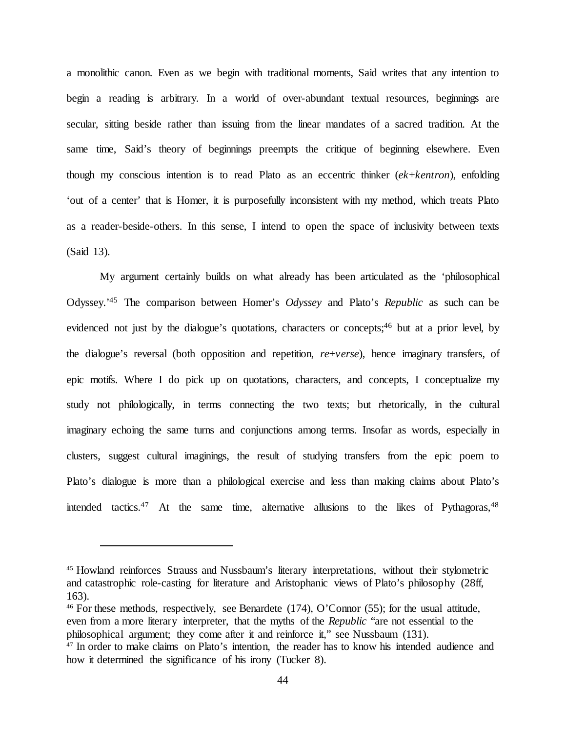a monolithic canon. Even as we begin with traditional moments, Said writes that any intention to begin a reading is arbitrary. In a world of over-abundant textual resources, beginnings are secular, sitting beside rather than issuing from the linear mandates of a sacred tradition. At the same time, Said's theory of beginnings preempts the critique of beginning elsewhere. Even though my conscious intention is to read Plato as an eccentric thinker (*ek+kentron*), enfolding 'out of a center' that is Homer, it is purposefully inconsistent with my method, which treats Plato as a reader-beside-others. In this sense, I intend to open the space of inclusivity between texts (Said 13).

My argument certainly builds on what already has been articulated as the 'philosophical Odyssey.'[45] The comparison between Homer's *Odyssey* and Plato's *Republic* as such can be evidenced not just by the dialogue's quotations, characters or concepts;[46] but at a prior level, by the dialogue's reversal (both opposition and repetition, *re+verse*), hence imaginary transfers, of epic motifs. Where I do pick up on quotations, characters, and concepts, I conceptualize my study not philologically, in terms connecting the two texts; but rhetorically, in the cultural imaginary echoing the same turns and conjunctions among terms. Insofar as words, especially in clusters, suggest cultural imaginings, the result of studying transfers from the epic poem to Plato's dialogue is more than a philological exercise and less than making claims about Plato's intended tactics.[47] At the same time, alternative allusions to the likes of Pythagoras,[48]

---

[45] Howland reinforces Strauss and Nussbaum's literary interpretations, without their stylometric and catastrophic role-casting for literature and Aristophanic views of Plato's philosophy (28ff, 163).

[46] For these methods, respectively, see Benardete (174), O'Connor (55); for the usual attitude, even from a more literary interpreter, that the myths of the *Republic* "are not essential to the philosophical argument; they come after it and reinforce it," see Nussbaum (131).

[47] In order to make claims on Plato's intention, the reader has to know his intended audience and how it determined the significance of his irony (Tucker 8).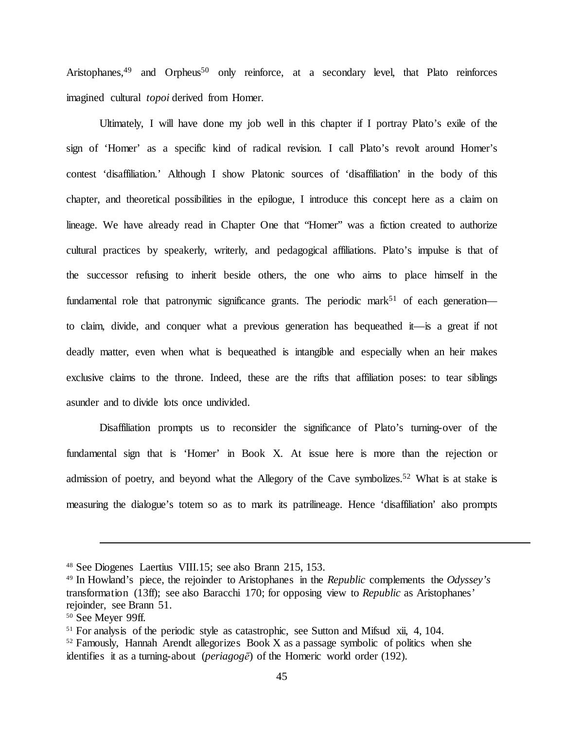Aristophanes,[49] and Orpheus[50] only reinforce, at a secondary level, that Plato reinforces imagined cultural *topoi* derived from Homer.

Ultimately, I will have done my job well in this chapter if I portray Plato's exile of the sign of 'Homer' as a specific kind of radical revision. I call Plato's revolt around Homer's contest 'disaffiliation.' Although I show Platonic sources of 'disaffiliation' in the body of this chapter, and theoretical possibilities in the epilogue, I introduce this concept here as a claim on lineage. We have already read in Chapter One that "Homer" was a fiction created to authorize cultural practices by speakerly, writerly, and pedagogical affiliations. Plato's impulse is that of the successor refusing to inherit beside others, the one who aims to place himself in the fundamental role that patronymic significance grants. The periodic mark[51] of each generation—to claim, divide, and conquer what a previous generation has bequeathed it—is a great if not deadly matter, even when what is bequeathed is intangible and especially when an heir makes exclusive claims to the throne. Indeed, these are the rifts that affiliation poses: to tear siblings asunder and to divide lots once undivided.

Disaffiliation prompts us to reconsider the significance of Plato's turning-over of the fundamental sign that is 'Homer' in Book X. At issue here is more than the rejection or admission of poetry, and beyond what the Allegory of the Cave symbolizes.[52] What is at stake is measuring the dialogue's totem so as to mark its patrilineage. Hence 'disaffiliation' also prompts

---

[48] See Diogenes Laertius VIII.15; see also Brann 215, 153.

[49] In Howland's piece, the rejoinder to Aristophanes in the *Republic* complements the *Odyssey's* transformation (13ff); see also Baracchi 170; for opposing view to *Republic* as Aristophanes' rejoinder, see Brann 51.

[50] See Meyer 99ff.

[51] For analysis of the periodic style as catastrophic, see Sutton and Mifsud xii, 4, 104.

[52] Famously, Hannah Arendt allegorizes Book X as a passage symbolic of politics when she identifies it as a turning-about (*periagogē*) of the Homeric world order (192).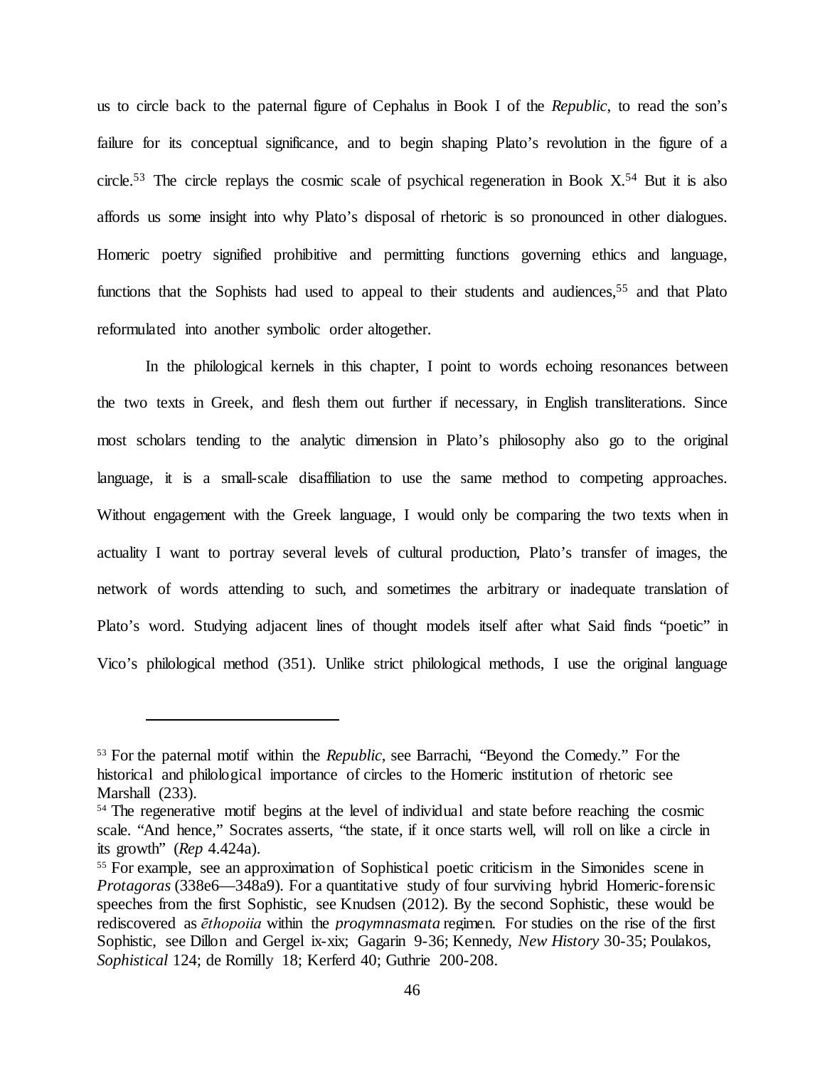us to circle back to the paternal figure of Cephalus in Book I of the *Republic*, to read the son's failure for its conceptual significance, and to begin shaping Plato's revolution in the figure of a circle.[53] The circle replays the cosmic scale of psychical regeneration in Book X.[54] But it is also affords us some insight into why Plato's disposal of rhetoric is so pronounced in other dialogues. Homeric poetry signified prohibitive and permitting functions governing ethics and language, functions that the Sophists had used to appeal to their students and audiences,[55] and that Plato reformulated into another symbolic order altogether.

In the philological kernels in this chapter, I point to words echoing resonances between the two texts in Greek, and flesh them out further if necessary, in English transliterations. Since most scholars tending to the analytic dimension in Plato's philosophy also go to the original language, it is a small-scale disaffiliation to use the same method to competing approaches. Without engagement with the Greek language, I would only be comparing the two texts when in actuality I want to portray several levels of cultural production, Plato's transfer of images, the network of words attending to such, and sometimes the arbitrary or inadequate translation of Plato's word. Studying adjacent lines of thought models itself after what Said finds "poetic" in Vico's philological method (351). Unlike strict philological methods, I use the original language

---

[53] For the paternal motif within the *Republic*, see Barrachi, "Beyond the Comedy." For the historical and philological importance of circles to the Homeric institution of rhetoric see Marshall (233).

[54] The regenerative motif begins at the level of individual and state before reaching the cosmic scale. "And hence," Socrates asserts, "the state, if it once starts well, will roll on like a circle in its growth" (*Rep* 4.424a).

[55] For example, see an approximation of Sophistical poetic criticism in the Simonides scene in *Protagoras* (338e6—348a9). For a quantitative study of four surviving hybrid Homeric-forensic speeches from the first Sophistic, see Knudsen (2012). By the second Sophistic, these would be rediscovered as *ēthopoiia* within the *progymnasmata* regimen. For studies on the rise of the first Sophistic, see Dillon and Gergel ix-xix; Gagarin 9-36; Kennedy, *New History* 30-35; Poulakos, *Sophistical* 124; de Romilly 18; Kerferd 40; Guthrie 200-208.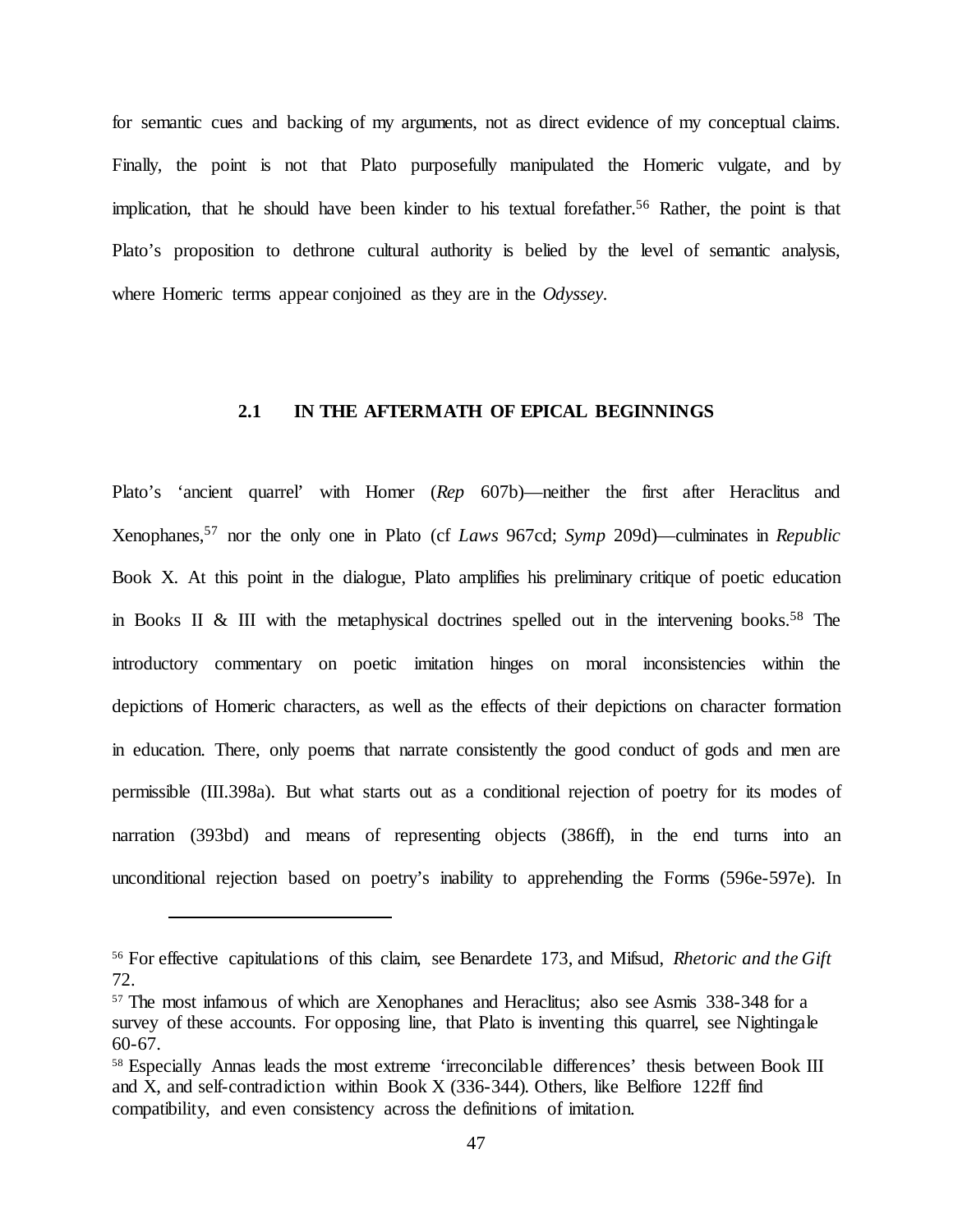for semantic cues and backing of my arguments, not as direct evidence of my conceptual claims. Finally, the point is not that Plato purposefully manipulated the Homeric vulgate, and by implication, that he should have been kinder to his textual forefather.[56] Rather, the point is that Plato's proposition to dethrone cultural authority is belied by the level of semantic analysis, where Homeric terms appear conjoined as they are in the *Odyssey*.

## 2.1 IN THE AFTERMATH OF EPICAL BEGINNINGS

Plato's 'ancient quarrel' with Homer (*Rep* 607b)—neither the first after Heraclitus and Xenophanes,[57] nor the only one in Plato (cf *Laws* 967cd; *Symp* 209d)—culminates in *Republic* Book X. At this point in the dialogue, Plato amplifies his preliminary critique of poetic education in Books II & III with the metaphysical doctrines spelled out in the intervening books.[58] The introductory commentary on poetic imitation hinges on moral inconsistencies within the depictions of Homeric characters, as well as the effects of their depictions on character formation in education. There, only poems that narrate consistently the good conduct of gods and men are permissible (III.398a). But what starts out as a conditional rejection of poetry for its modes of narration (393bd) and means of representing objects (386ff), in the end turns into an unconditional rejection based on poetry's inability to apprehending the Forms (596e-597e). In

---

[56] For effective capitulations of this claim, see Benardete 173, and Mifsud, *Rhetoric and the Gift* 72.

[57] The most infamous of which are Xenophanes and Heraclitus; also see Asmis 338-348 for a survey of these accounts. For opposing line, that Plato is inventing this quarrel, see Nightingale 60-67.

[58] Especially Annas leads the most extreme 'irreconcilable differences' thesis between Book III and X, and self-contradiction within Book X (336-344). Others, like Belfiore 122ff find compatibility, and even consistency across the definitions of imitation.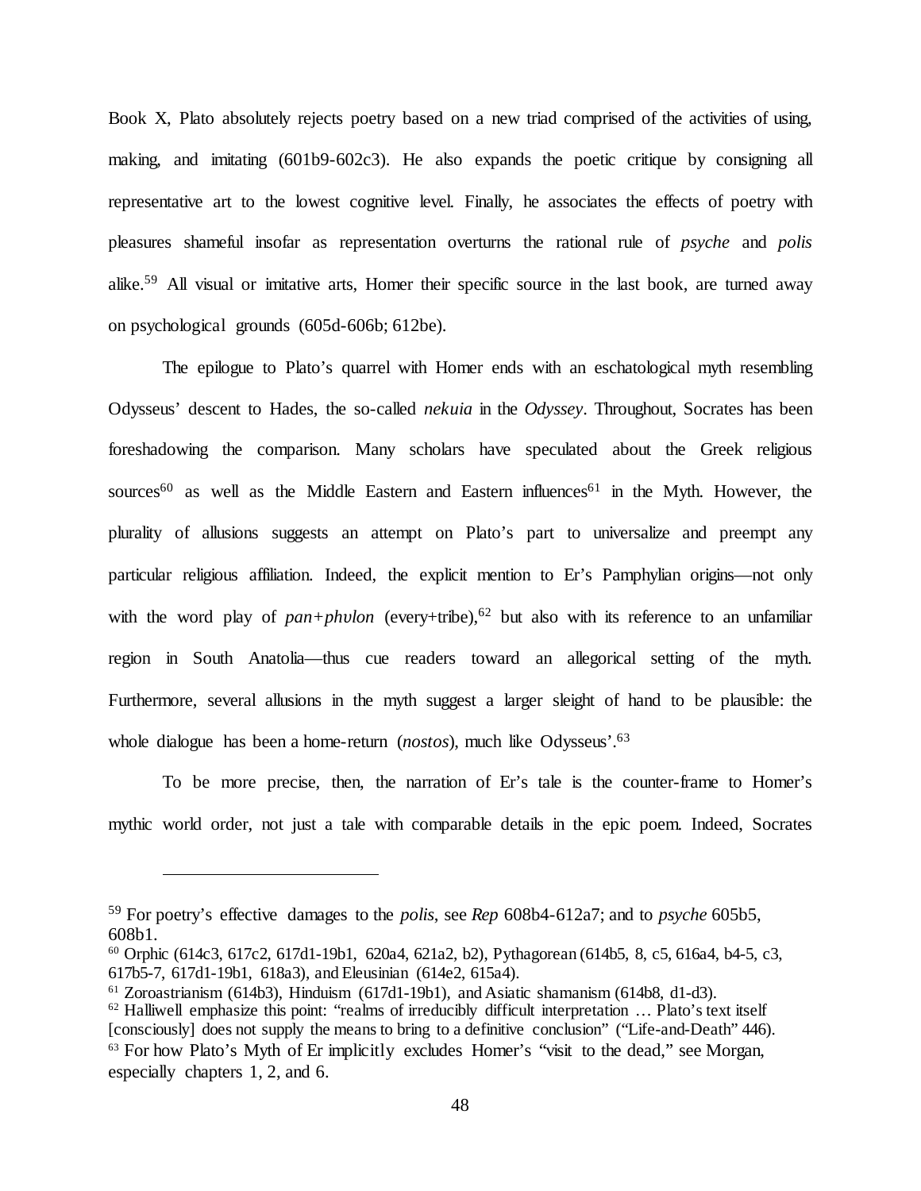Book X, Plato absolutely rejects poetry based on a new triad comprised of the activities of using, making, and imitating (601b9-602c3). He also expands the poetic critique by consigning all representative art to the lowest cognitive level. Finally, he associates the effects of poetry with pleasures shameful insofar as representation overturns the rational rule of *psyche* and *polis* alike.[59] All visual or imitative arts, Homer their specific source in the last book, are turned away on psychological grounds (605d-606b; 612be).

The epilogue to Plato's quarrel with Homer ends with an eschatological myth resembling Odysseus' descent to Hades, the so-called *nekuia* in the *Odyssey*. Throughout, Socrates has been foreshadowing the comparison. Many scholars have speculated about the Greek religious sources[60] as well as the Middle Eastern and Eastern influences[61] in the Myth. However, the plurality of allusions suggests an attempt on Plato's part to universalize and preempt any particular religious affiliation. Indeed, the explicit mention to Er's Pamphylian origins—not only with the word play of *pan+phylon* (every+tribe),[62] but also with its reference to an unfamiliar region in South Anatolia—thus cue readers toward an allegorical setting of the myth. Furthermore, several allusions in the myth suggest a larger sleight of hand to be plausible: the whole dialogue has been a home-return (*nostos*), much like Odysseus'.[63]

To be more precise, then, the narration of Er's tale is the counter-frame to Homer's mythic world order, not just a tale with comparable details in the epic poem. Indeed, Socrates

---

[59] For poetry's effective damages to the *polis*, see *Rep* 608b4-612a7; and to *psyche* 605b5, 608b1.

[60] Orphic (614c3, 617c2, 617d1-19b1, 620a4, 621a2, b2), Pythagorean (614b5, 8, c5, 616a4, b4-5, c3, 617b5-7, 617d1-19b1, 618a3), and Eleusinian (614e2, 615a4).

[61] Zoroastrianism (614b3), Hinduism (617d1-19b1), and Asiatic shamanism (614b8, d1-d3).

[62] Halliwell emphasize this point: "realms of irreducibly difficult interpretation … Plato's text itself [consciously] does not supply the means to bring to a definitive conclusion" ("Life-and-Death" 446).

[63] For how Plato's Myth of Er implicitly excludes Homer's "visit to the dead," see Morgan, especially chapters 1, 2, and 6.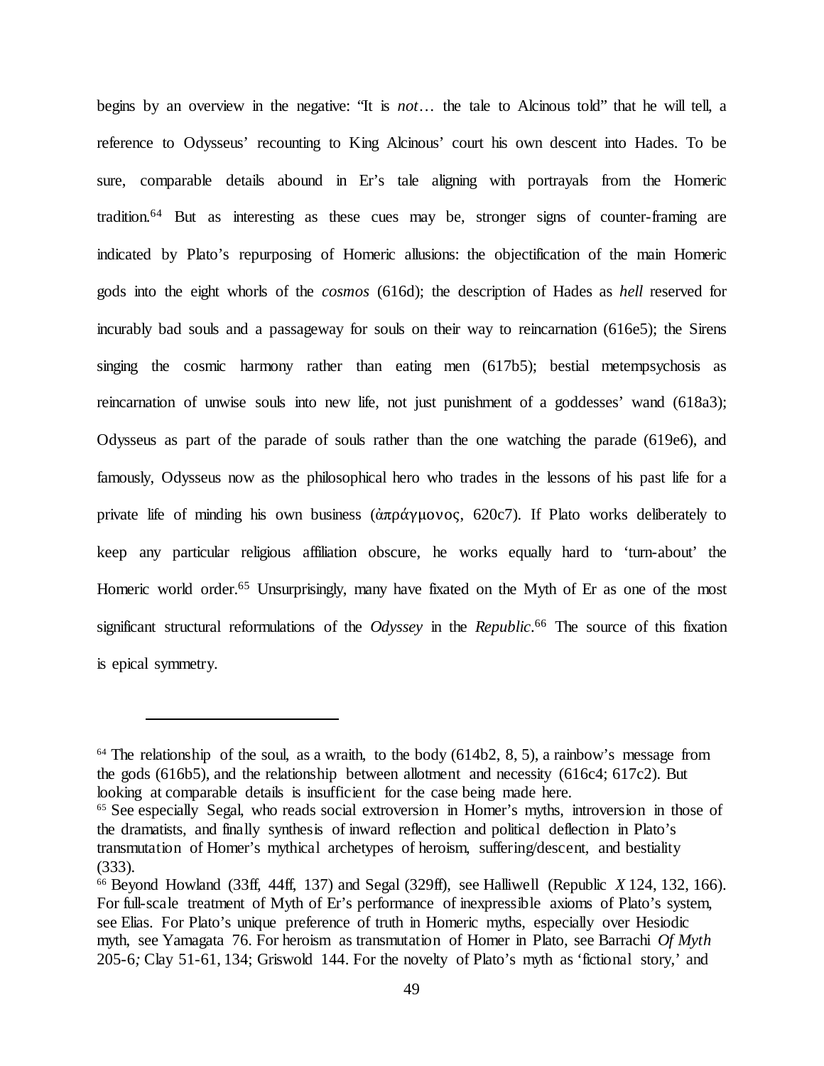begins by an overview in the negative: "It is *not*… the tale to Alcinous told" that he will tell, a reference to Odysseus' recounting to King Alcinous' court his own descent into Hades. To be sure, comparable details abound in Er's tale aligning with portrayals from the Homeric tradition.[64] But as interesting as these cues may be, stronger signs of counter-framing are indicated by Plato's repurposing of Homeric allusions: the objectification of the main Homeric gods into the eight whorls of the *cosmos* (616d); the description of Hades as *hell* reserved for incurably bad souls and a passageway for souls on their way to reincarnation (616e5); the Sirens singing the cosmic harmony rather than eating men (617b5); bestial metempsychosis as reincarnation of unwise souls into new life, not just punishment of a goddesses' wand (618a3); Odysseus as part of the parade of souls rather than the one watching the parade (619e6), and famously, Odysseus now as the philosophical hero who trades in the lessons of his past life for a private life of minding his own business (ἀπράγμονος, 620c7). If Plato works deliberately to keep any particular religious affiliation obscure, he works equally hard to 'turn-about' the Homeric world order.[65] Unsurprisingly, many have fixated on the Myth of Er as one of the most significant structural reformulations of the *Odyssey* in the *Republic*.[66] The source of this fixation is epical symmetry.

---

[64] The relationship of the soul, as a wraith, to the body (614b2, 8, 5), a rainbow's message from the gods (616b5), and the relationship between allotment and necessity (616c4; 617c2). But looking at comparable details is insufficient for the case being made here.

[65] See especially Segal, who reads social extroversion in Homer's myths, introversion in those of the dramatists, and finally synthesis of inward reflection and political deflection in Plato's transmutation of Homer's mythical archetypes of heroism, suffering/descent, and bestiality (333).

[66] Beyond Howland (33ff, 44ff, 137) and Segal (329ff), see Halliwell (Republic *X* 124, 132, 166). For full-scale treatment of Myth of Er's performance of inexpressible axioms of Plato's system, see Elias. For Plato's unique preference of truth in Homeric myths, especially over Hesiodic myth, see Yamagata 76. For heroism as transmutation of Homer in Plato, see Barrachi *Of Myth* 205-6*;* Clay 51-61, 134; Griswold 144. For the novelty of Plato's myth as 'fictional story,' and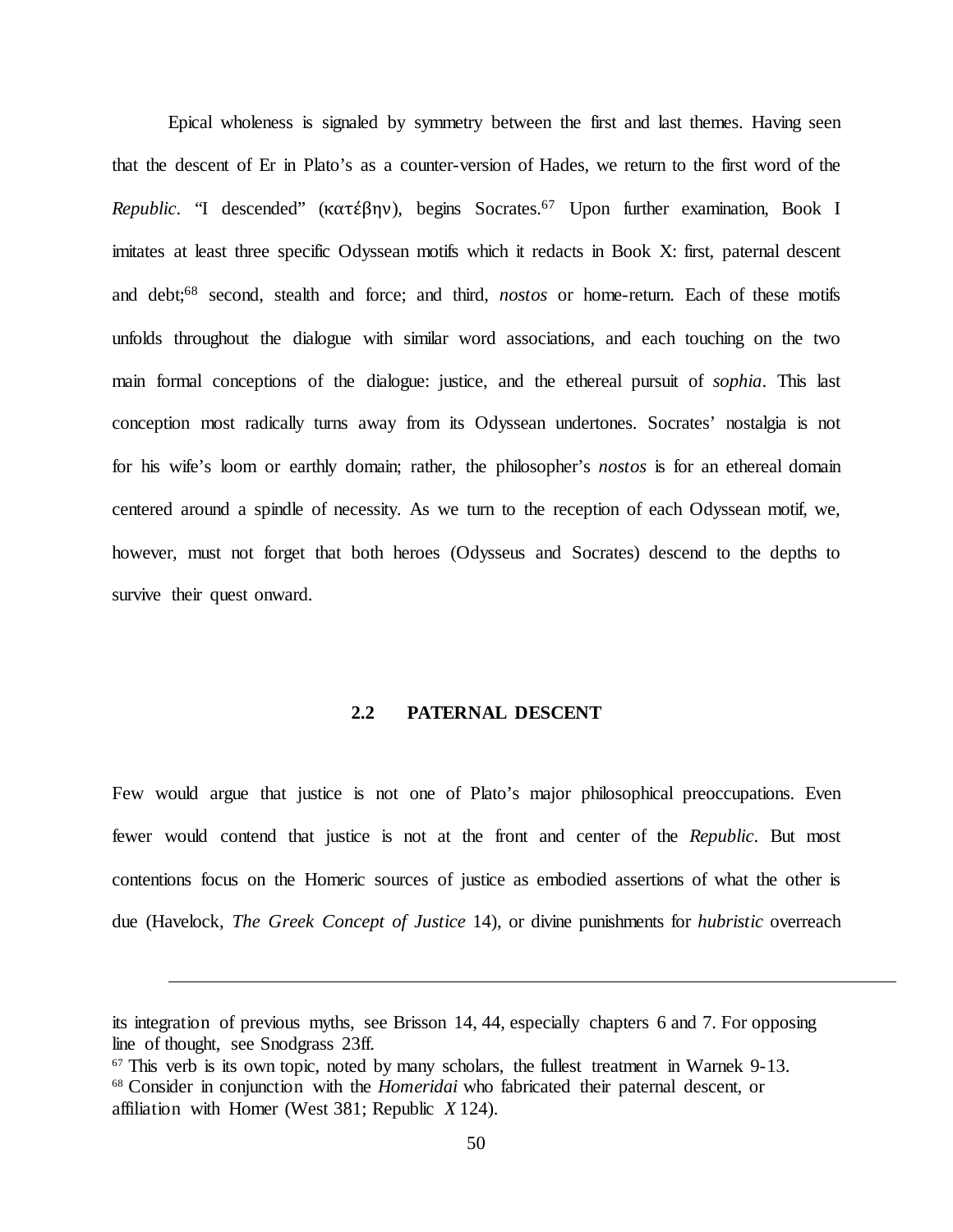Epical wholeness is signaled by symmetry between the first and last themes. Having seen that the descent of Er in Plato's as a counter-version of Hades, we return to the first word of the *Republic*. "I descended" (κατέβην), begins Socrates.[67] Upon further examination, Book I imitates at least three specific Odyssean motifs which it redacts in Book X: first, paternal descent and debt;[68] second, stealth and force; and third, *nostos* or home-return. Each of these motifs unfolds throughout the dialogue with similar word associations, and each touching on the two main formal conceptions of the dialogue: justice, and the ethereal pursuit of *sophia*. This last conception most radically turns away from its Odyssean undertones. Socrates' nostalgia is not for his wife's loom or earthly domain; rather, the philosopher's *nostos* is for an ethereal domain centered around a spindle of necessity. As we turn to the reception of each Odyssean motif, we, however, must not forget that both heroes (Odysseus and Socrates) descend to the depths to survive their quest onward.

## 2.2 PATERNAL DESCENT

Few would argue that justice is not one of Plato's major philosophical preoccupations. Even fewer would contend that justice is not at the front and center of the *Republic*. But most contentions focus on the Homeric sources of justice as embodied assertions of what the other is due (Havelock, *The Greek Concept of Justice* 14), or divine punishments for *hubristic* overreach

---

its integration of previous myths, see Brisson 14, 44, especially chapters 6 and 7. For opposing line of thought, see Snodgrass 23ff.

[67] This verb is its own topic, noted by many scholars, the fullest treatment in Warnek 9-13.

[68] Consider in conjunction with the *Homeridai* who fabricated their paternal descent, or affiliation with Homer (West 381; Republic *X* 124).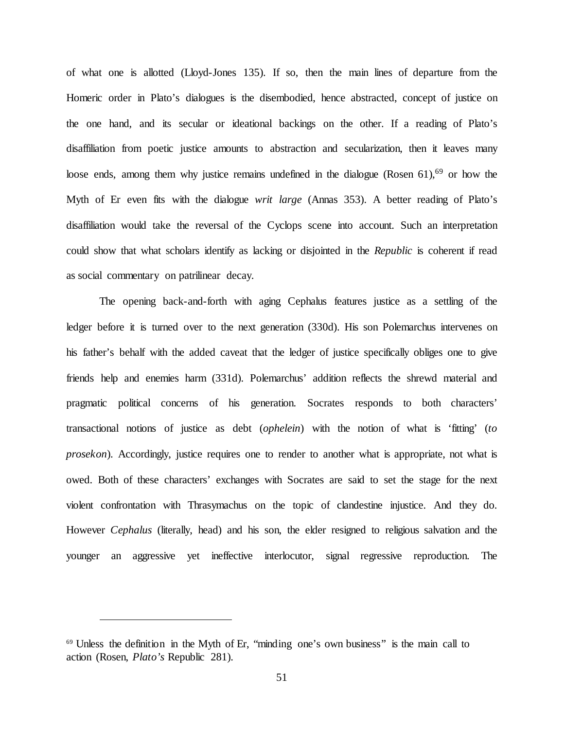of what one is allotted (Lloyd-Jones 135). If so, then the main lines of departure from the Homeric order in Plato's dialogues is the disembodied, hence abstracted, concept of justice on the one hand, and its secular or ideational backings on the other. If a reading of Plato's disaffiliation from poetic justice amounts to abstraction and secularization, then it leaves many loose ends, among them why justice remains undefined in the dialogue (Rosen 61),[69] or how the Myth of Er even fits with the dialogue *writ large* (Annas 353). A better reading of Plato's disaffiliation would take the reversal of the Cyclops scene into account. Such an interpretation could show that what scholars identify as lacking or disjointed in the *Republic* is coherent if read as social commentary on patrilinear decay.

The opening back-and-forth with aging Cephalus features justice as a settling of the ledger before it is turned over to the next generation (330d). His son Polemarchus intervenes on his father's behalf with the added caveat that the ledger of justice specifically obliges one to give friends help and enemies harm (331d). Polemarchus' addition reflects the shrewd material and pragmatic political concerns of his generation. Socrates responds to both characters' transactional notions of justice as debt (*ophelein*) with the notion of what is 'fitting' (*to prosekon*). Accordingly, justice requires one to render to another what is appropriate, not what is owed. Both of these characters' exchanges with Socrates are said to set the stage for the next violent confrontation with Thrasymachus on the topic of clandestine injustice. And they do. However *Cephalus* (literally, head) and his son, the elder resigned to religious salvation and the younger an aggressive yet ineffective interlocutor, signal regressive reproduction. The

---

[69] Unless the definition in the Myth of Er, "minding one's own business" is the main call to action (Rosen, *Plato's* Republic 281).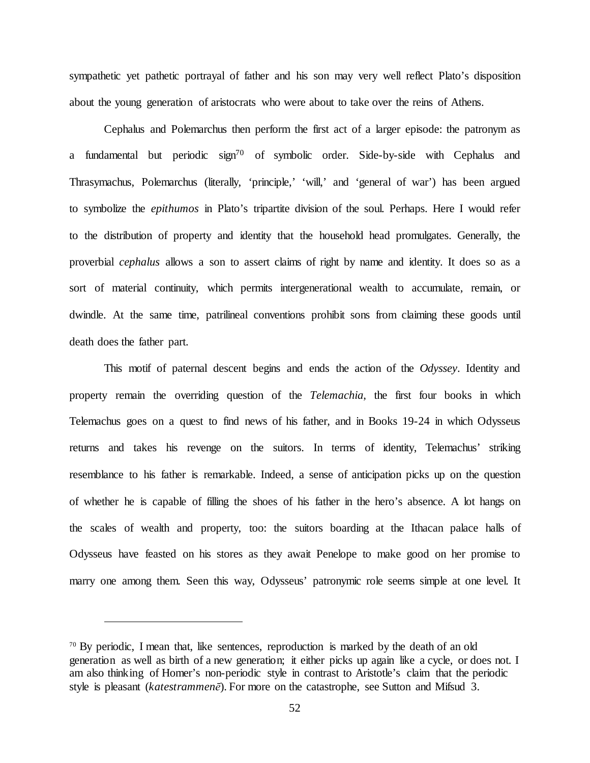sympathetic yet pathetic portrayal of father and his son may very well reflect Plato's disposition about the young generation of aristocrats who were about to take over the reins of Athens.

Cephalus and Polemarchus then perform the first act of a larger episode: the patronym as a fundamental but periodic sign[70] of symbolic order. Side-by-side with Cephalus and Thrasymachus, Polemarchus (literally, 'principle,' 'will,' and 'general of war') has been argued to symbolize the *epithumos* in Plato's tripartite division of the soul. Perhaps. Here I would refer to the distribution of property and identity that the household head promulgates. Generally, the proverbial *cephalus* allows a son to assert claims of right by name and identity. It does so as a sort of material continuity, which permits intergenerational wealth to accumulate, remain, or dwindle. At the same time, patrilineal conventions prohibit sons from claiming these goods until death does the father part.

This motif of paternal descent begins and ends the action of the *Odyssey*. Identity and property remain the overriding question of the *Telemachia*, the first four books in which Telemachus goes on a quest to find news of his father, and in Books 19-24 in which Odysseus returns and takes his revenge on the suitors. In terms of identity, Telemachus' striking resemblance to his father is remarkable. Indeed, a sense of anticipation picks up on the question of whether he is capable of filling the shoes of his father in the hero's absence. A lot hangs on the scales of wealth and property, too: the suitors boarding at the Ithacan palace halls of Odysseus have feasted on his stores as they await Penelope to make good on her promise to marry one among them. Seen this way, Odysseus' patronymic role seems simple at one level. It

---

[70] By periodic, I mean that, like sentences, reproduction is marked by the death of an old generation as well as birth of a new generation; it either picks up again like a cycle, or does not. I am also thinking of Homer's non-periodic style in contrast to Aristotle's claim that the periodic style is pleasant (*katestrammenē*). For more on the catastrophe, see Sutton and Mifsud 3.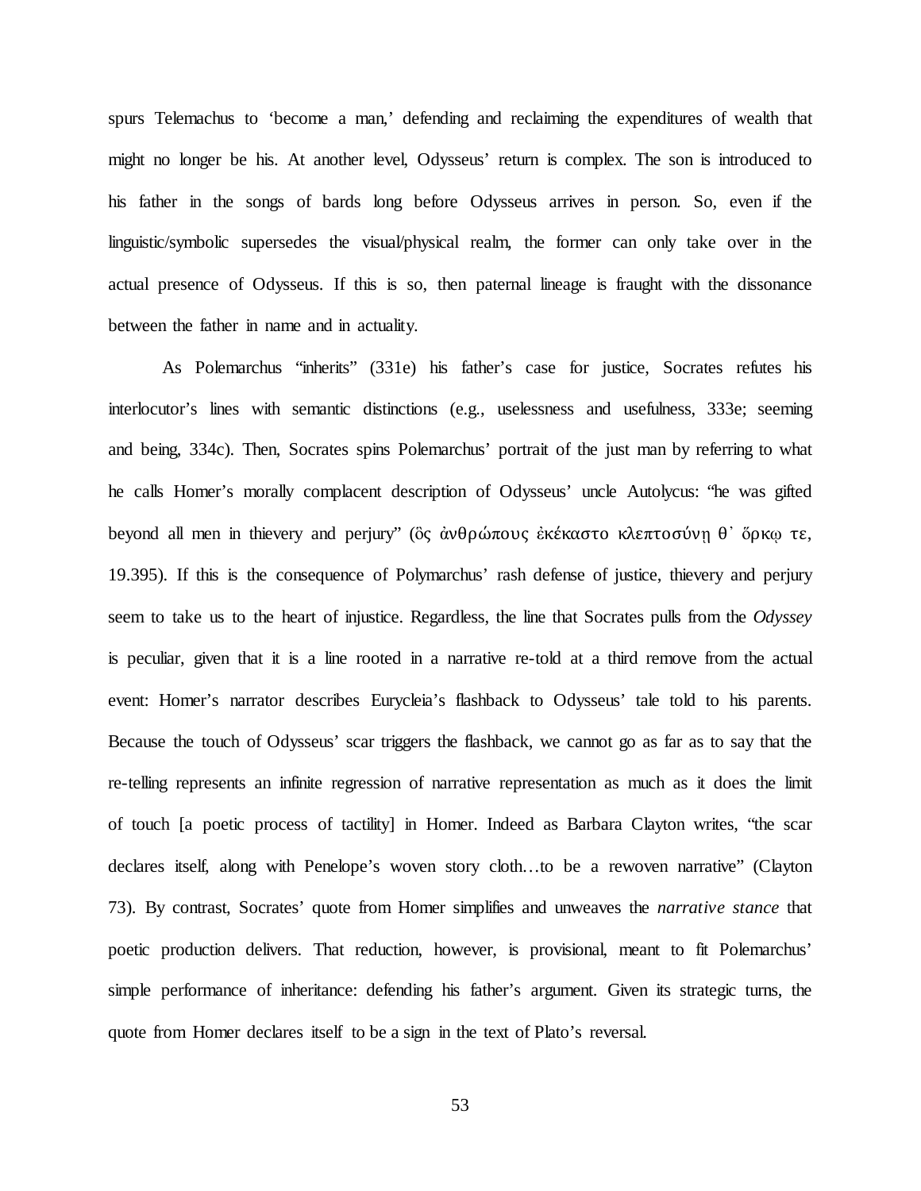spurs Telemachus to 'become a man,' defending and reclaiming the expenditures of wealth that might no longer be his. At another level, Odysseus' return is complex. The son is introduced to his father in the songs of bards long before Odysseus arrives in person. So, even if the linguistic/symbolic supersedes the visual/physical realm, the former can only take over in the actual presence of Odysseus. If this is so, then paternal lineage is fraught with the dissonance between the father in name and in actuality.

As Polemarchus "inherits" (331e) his father's case for justice, Socrates refutes his interlocutor's lines with semantic distinctions (e.g., uselessness and usefulness, 333e; seeming and being, 334c). Then, Socrates spins Polemarchus' portrait of the just man by referring to what he calls Homer's morally complacent description of Odysseus' uncle Autolycus: "he was gifted beyond all men in thievery and perjury" (ὃς ἀνθρώπους ἐκέκαστο κλεπτοσύνῃ θ᾽ ὅρκῳ τε, 19.395). If this is the consequence of Polymarchus' rash defense of justice, thievery and perjury seem to take us to the heart of injustice. Regardless, the line that Socrates pulls from the *Odyssey* is peculiar, given that it is a line rooted in a narrative re-told at a third remove from the actual event: Homer's narrator describes Eurycleia's flashback to Odysseus' tale told to his parents. Because the touch of Odysseus' scar triggers the flashback, we cannot go as far as to say that the re-telling represents an infinite regression of narrative representation as much as it does the limit of touch [a poetic process of tactility] in Homer. Indeed as Barbara Clayton writes, "the scar declares itself, along with Penelope's woven story cloth…to be a rewoven narrative" (Clayton 73). By contrast, Socrates' quote from Homer simplifies and unweaves the *narrative stance* that poetic production delivers. That reduction, however, is provisional, meant to fit Polemarchus' simple performance of inheritance: defending his father's argument. Given its strategic turns, the quote from Homer declares itself to be a sign in the text of Plato's reversal.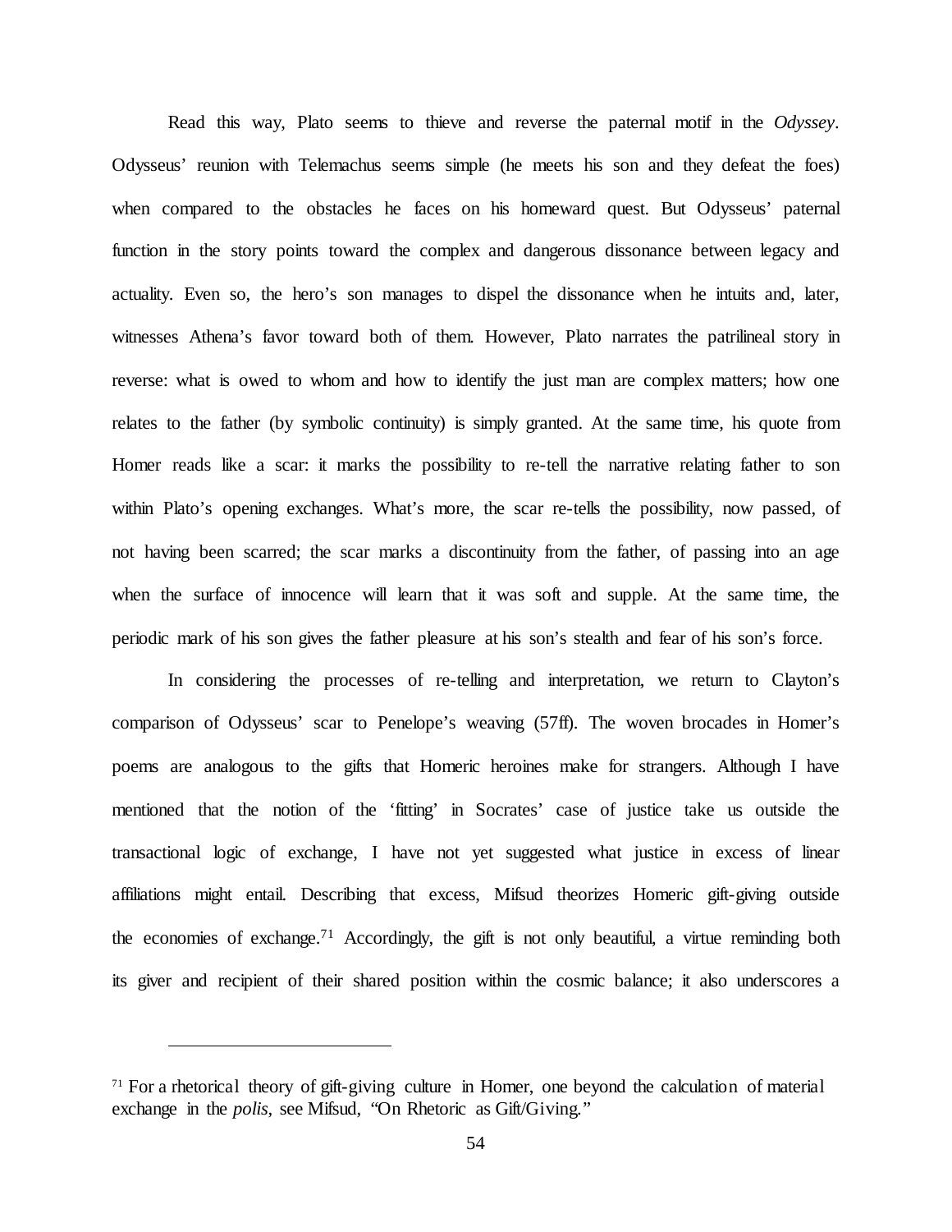Read this way, Plato seems to thieve and reverse the paternal motif in the *Odyssey*. Odysseus' reunion with Telemachus seems simple (he meets his son and they defeat the foes) when compared to the obstacles he faces on his homeward quest. But Odysseus' paternal function in the story points toward the complex and dangerous dissonance between legacy and actuality. Even so, the hero's son manages to dispel the dissonance when he intuits and, later, witnesses Athena's favor toward both of them. However, Plato narrates the patrilineal story in reverse: what is owed to whom and how to identify the just man are complex matters; how one relates to the father (by symbolic continuity) is simply granted. At the same time, his quote from Homer reads like a scar: it marks the possibility to re-tell the narrative relating father to son within Plato's opening exchanges. What's more, the scar re-tells the possibility, now passed, of not having been scarred; the scar marks a discontinuity from the father, of passing into an age when the surface of innocence will learn that it was soft and supple. At the same time, the periodic mark of his son gives the father pleasure at his son's stealth and fear of his son's force.

In considering the processes of re-telling and interpretation, we return to Clayton's comparison of Odysseus' scar to Penelope's weaving (57ff). The woven brocades in Homer's poems are analogous to the gifts that Homeric heroines make for strangers. Although I have mentioned that the notion of the 'fitting' in Socrates' case of justice take us outside the transactional logic of exchange, I have not yet suggested what justice in excess of linear affiliations might entail. Describing that excess, Mifsud theorizes Homeric gift-giving outside the economies of exchange.[71] Accordingly, the gift is not only beautiful, a virtue reminding both its giver and recipient of their shared position within the cosmic balance; it also underscores a

---

[71] For a rhetorical theory of gift-giving culture in Homer, one beyond the calculation of material exchange in the *polis*, see Mifsud, "On Rhetoric as Gift/Giving."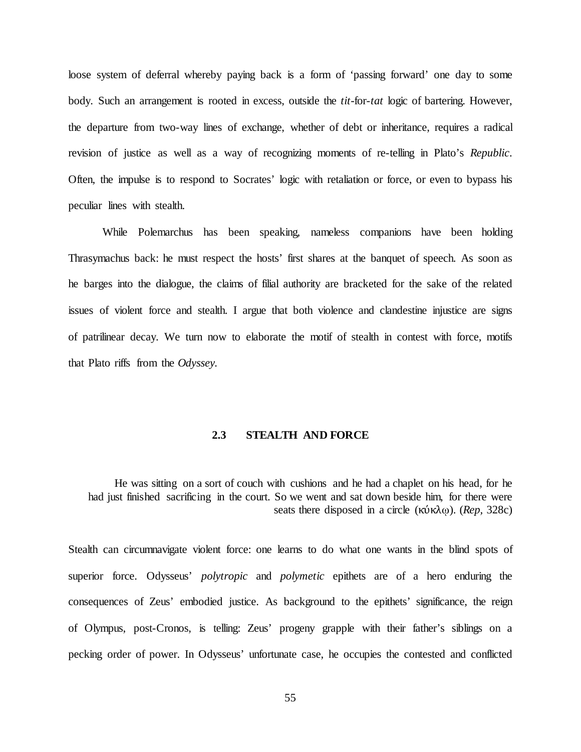loose system of deferral whereby paying back is a form of 'passing forward' one day to some body. Such an arrangement is rooted in excess, outside the *tit*-for-*tat* logic of bartering. However, the departure from two-way lines of exchange, whether of debt or inheritance, requires a radical revision of justice as well as a way of recognizing moments of re-telling in Plato's *Republic*. Often, the impulse is to respond to Socrates' logic with retaliation or force, or even to bypass his peculiar lines with stealth.

While Polemarchus has been speaking, nameless companions have been holding Thrasymachus back: he must respect the hosts' first shares at the banquet of speech. As soon as he barges into the dialogue, the claims of filial authority are bracketed for the sake of the related issues of violent force and stealth. I argue that both violence and clandestine injustice are signs of patrilinear decay. We turn now to elaborate the motif of stealth in contest with force, motifs that Plato riffs from the *Odyssey.*

## 2.3 STEALTH AND FORCE

> He was sitting on a sort of couch with cushions and he had a chaplet on his head, for he had just finished sacrificing in the court. So we went and sat down beside him, for there were seats there disposed in a circle (κύκλῳ). (*Rep*, 328c)

Stealth can circumnavigate violent force: one learns to do what one wants in the blind spots of superior force. Odysseus' *polytropic* and *polymetic* epithets are of a hero enduring the consequences of Zeus' embodied justice. As background to the epithets' significance, the reign of Olympus, post-Cronos, is telling: Zeus' progeny grapple with their father's siblings on a pecking order of power. In Odysseus' unfortunate case, he occupies the contested and conflicted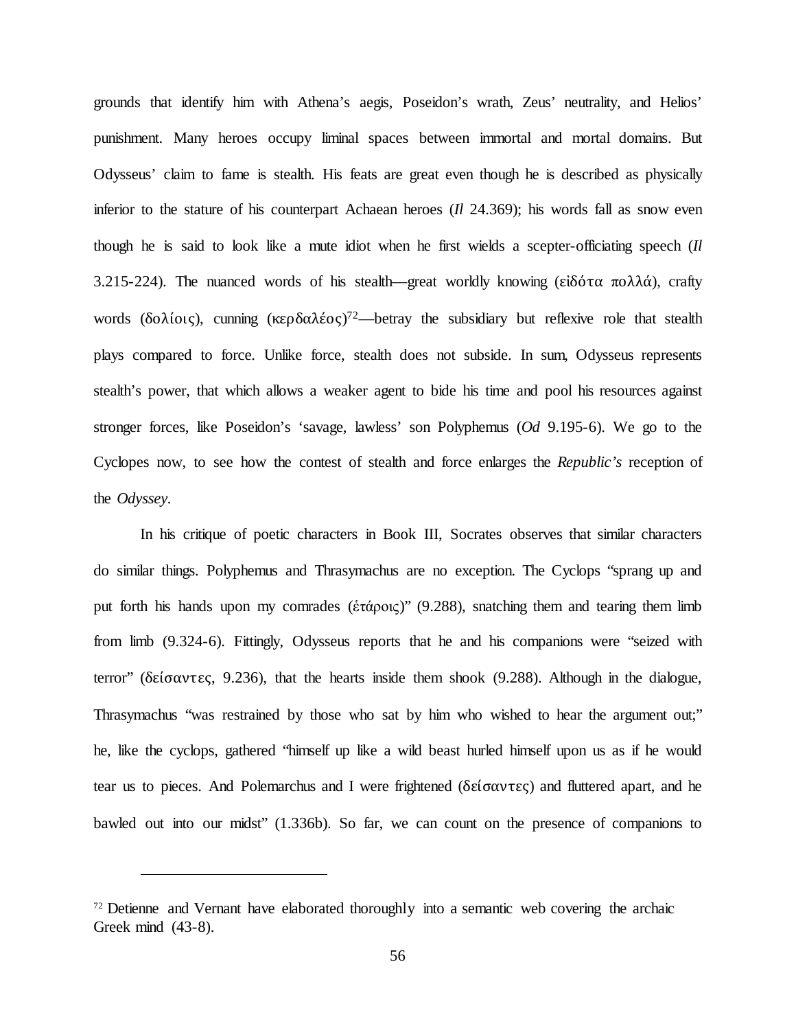grounds that identify him with Athena's aegis, Poseidon's wrath, Zeus' neutrality, and Helios' punishment. Many heroes occupy liminal spaces between immortal and mortal domains. But Odysseus' claim to fame is stealth. His feats are great even though he is described as physically inferior to the stature of his counterpart Achaean heroes (*Il* 24.369); his words fall as snow even though he is said to look like a mute idiot when he first wields a scepter-officiating speech (*Il* 3.215-224). The nuanced words of his stealth—great worldly knowing (εἰδότα πολλά), crafty words (δολίοις), cunning (κερδαλέος)[72]—betray the subsidiary but reflexive role that stealth plays compared to force. Unlike force, stealth does not subside. In sum, Odysseus represents stealth's power, that which allows a weaker agent to bide his time and pool his resources against stronger forces, like Poseidon's 'savage, lawless' son Polyphemus (*Od* 9.195-6). We go to the Cyclopes now, to see how the contest of stealth and force enlarges the *Republic's* reception of the *Odyssey*.

In his critique of poetic characters in Book III, Socrates observes that similar characters do similar things. Polyphemus and Thrasymachus are no exception. The Cyclops "sprang up and put forth his hands upon my comrades (ἑτάροις)" (9.288), snatching them and tearing them limb from limb (9.324-6). Fittingly, Odysseus reports that he and his companions were "seized with terror" (δείσαντες, 9.236), that the hearts inside them shook (9.288). Although in the dialogue, Thrasymachus "was restrained by those who sat by him who wished to hear the argument out;" he, like the cyclops, gathered "himself up like a wild beast hurled himself upon us as if he would tear us to pieces. And Polemarchus and I were frightened (δείσαντες) and fluttered apart, and he bawled out into our midst" (1.336b). So far, we can count on the presence of companions to

---

[72] Detienne and Vernant have elaborated thoroughly into a semantic web covering the archaic Greek mind (43-8).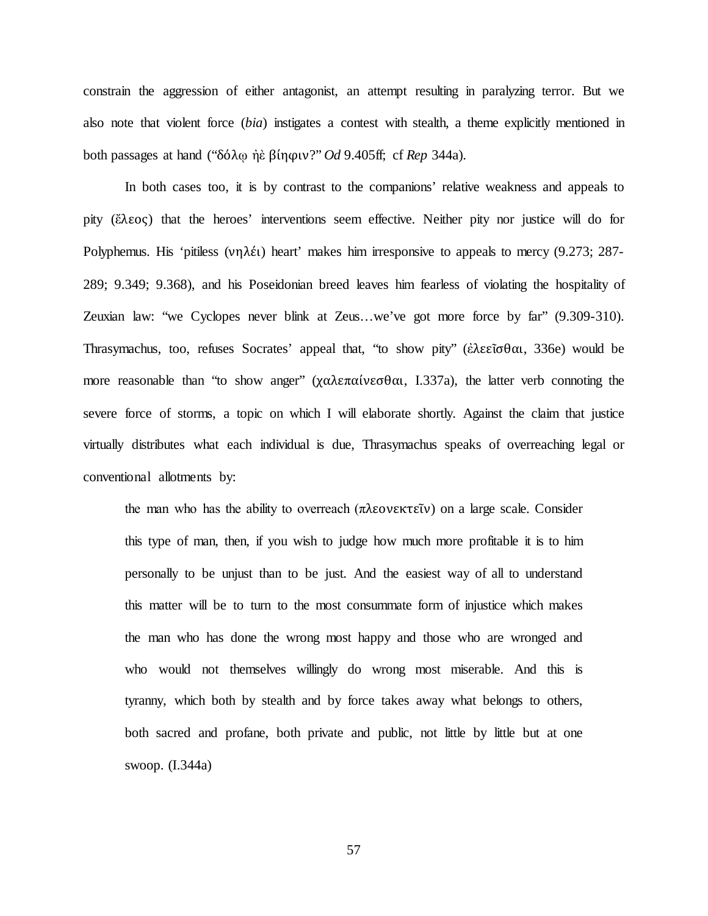constrain the aggression of either antagonist, an attempt resulting in paralyzing terror. But we also note that violent force (*bia*) instigates a contest with stealth, a theme explicitly mentioned in both passages at hand ("δόλῳ ἠὲ βίηφιν?" *Od* 9.405ff; cf *Rep* 344a).

In both cases too, it is by contrast to the companions' relative weakness and appeals to pity (ἔλεος) that the heroes' interventions seem effective. Neither pity nor justice will do for Polyphemus. His 'pitiless (νηλέι) heart' makes him irresponsive to appeals to mercy (9.273; 287-289; 9.349; 9.368), and his Poseidonian breed leaves him fearless of violating the hospitality of Zeuxian law: "we Cyclopes never blink at Zeus…we've got more force by far" (9.309-310). Thrasymachus, too, refuses Socrates' appeal that, "to show pity" (ἐλεεῖσθαι, 336e) would be more reasonable than "to show anger" (χαλεπαίνεσθαι, I.337a), the latter verb connoting the severe force of storms, a topic on which I will elaborate shortly. Against the claim that justice virtually distributes what each individual is due, Thrasymachus speaks of overreaching legal or conventional allotments by:

> the man who has the ability to overreach (πλεονεκτεῖν) on a large scale. Consider this type of man, then, if you wish to judge how much more profitable it is to him personally to be unjust than to be just. And the easiest way of all to understand this matter will be to turn to the most consummate form of injustice which makes the man who has done the wrong most happy and those who are wronged and who would not themselves willingly do wrong most miserable. And this is tyranny, which both by stealth and by force takes away what belongs to others, both sacred and profane, both private and public, not little by little but at one swoop. (I.344a)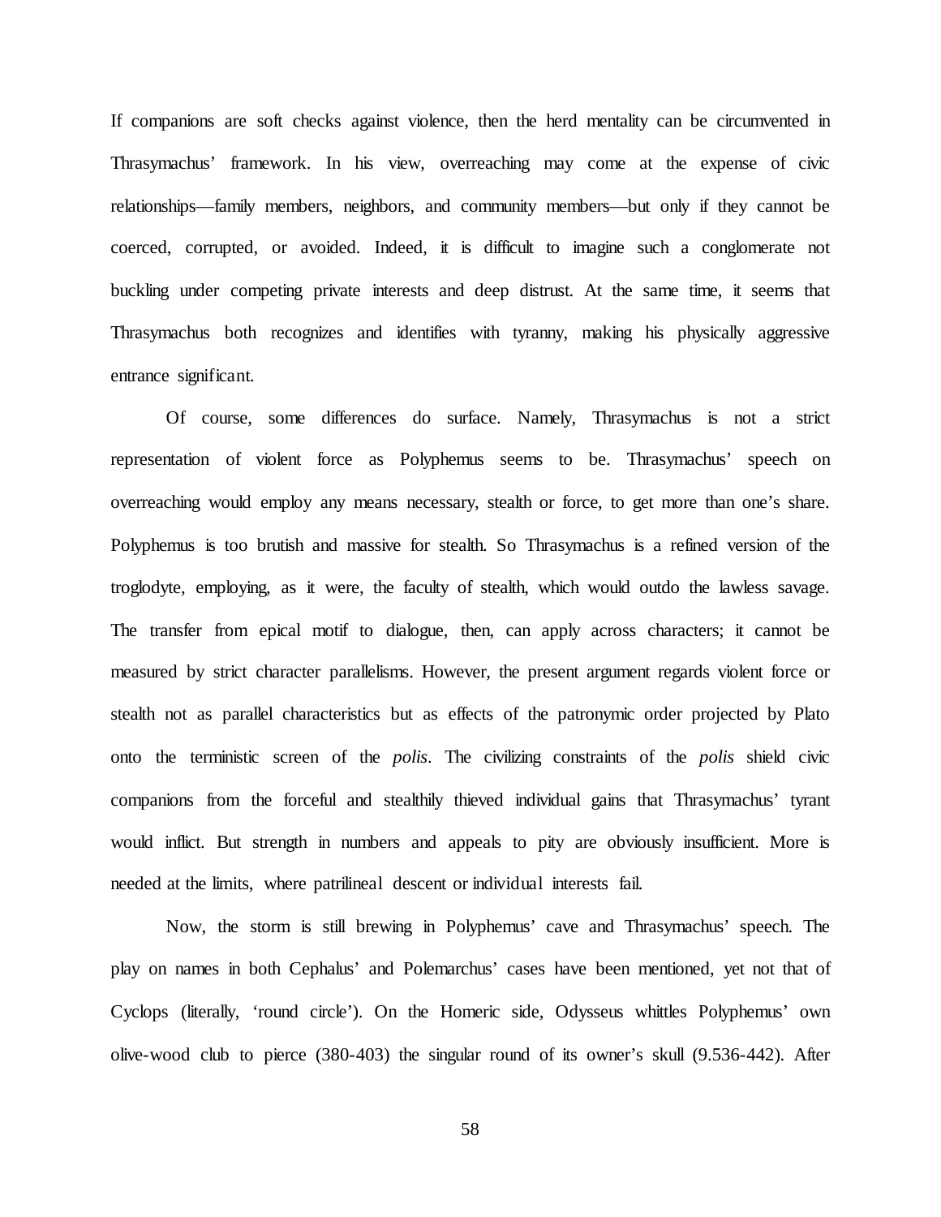If companions are soft checks against violence, then the herd mentality can be circumvented in Thrasymachus' framework. In his view, overreaching may come at the expense of civic relationships—family members, neighbors, and community members—but only if they cannot be coerced, corrupted, or avoided. Indeed, it is difficult to imagine such a conglomerate not buckling under competing private interests and deep distrust. At the same time, it seems that Thrasymachus both recognizes and identifies with tyranny, making his physically aggressive entrance significant.

Of course, some differences do surface. Namely, Thrasymachus is not a strict representation of violent force as Polyphemus seems to be. Thrasymachus' speech on overreaching would employ any means necessary, stealth or force, to get more than one's share. Polyphemus is too brutish and massive for stealth. So Thrasymachus is a refined version of the troglodyte, employing, as it were, the faculty of stealth, which would outdo the lawless savage. The transfer from epical motif to dialogue, then, can apply across characters; it cannot be measured by strict character parallelisms. However, the present argument regards violent force or stealth not as parallel characteristics but as effects of the patronymic order projected by Plato onto the terministic screen of the *polis*. The civilizing constraints of the *polis* shield civic companions from the forceful and stealthily thieved individual gains that Thrasymachus' tyrant would inflict. But strength in numbers and appeals to pity are obviously insufficient. More is needed at the limits, where patrilineal descent or individual interests fail.

Now, the storm is still brewing in Polyphemus' cave and Thrasymachus' speech. The play on names in both Cephalus' and Polemarchus' cases have been mentioned, yet not that of Cyclops (literally, 'round circle'). On the Homeric side, Odysseus whittles Polyphemus' own olive-wood club to pierce (380-403) the singular round of its owner's skull (9.536-442). After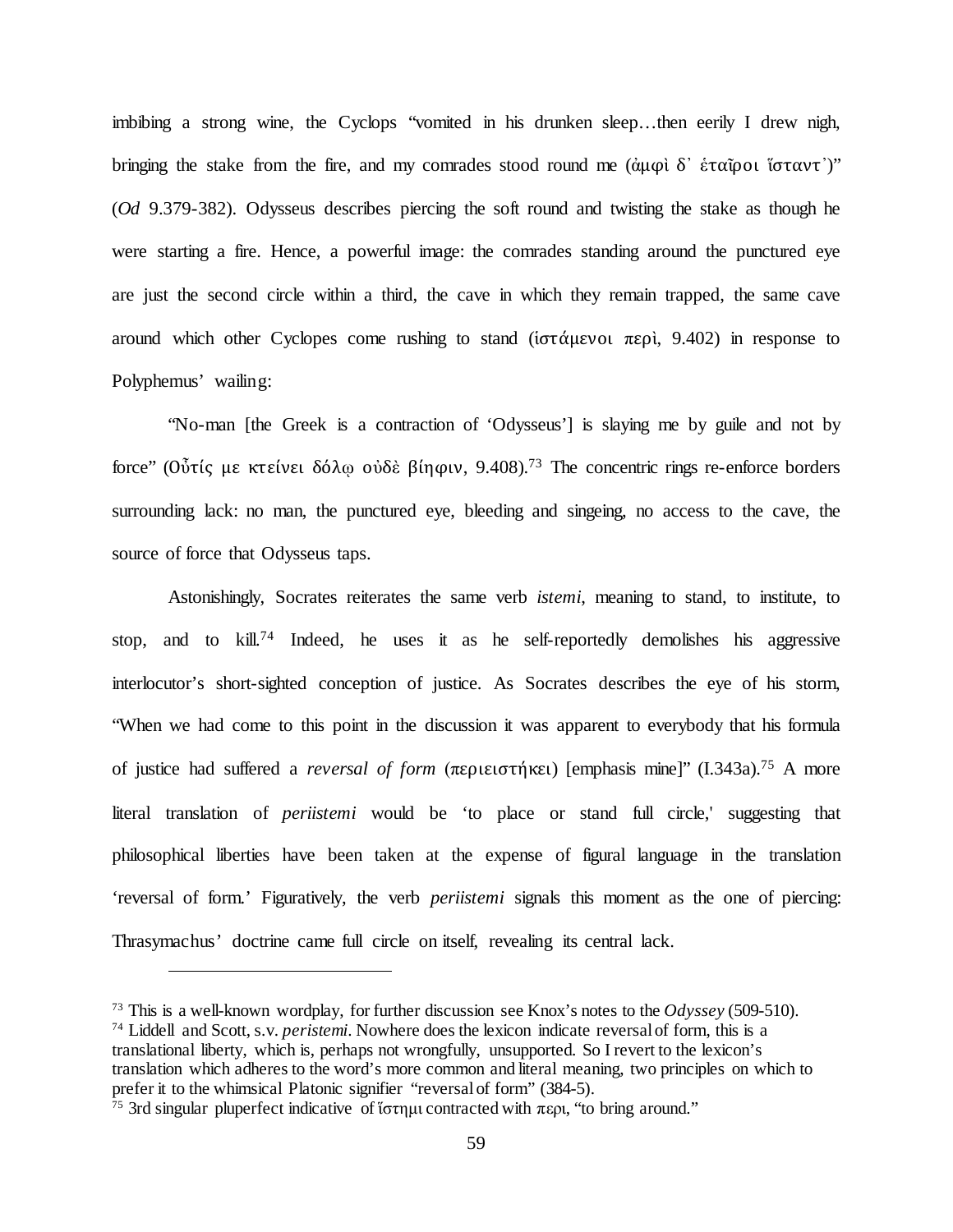imbibing a strong wine, the Cyclops "vomited in his drunken sleep…then eerily I drew nigh, bringing the stake from the fire, and my comrades stood round me (ἀμφὶ δ᾽ ἑταῖροι ἵσταντ᾽)" (*Od* 9.379-382). Odysseus describes piercing the soft round and twisting the stake as though he were starting a fire. Hence, a powerful image: the comrades standing around the punctured eye are just the second circle within a third, the cave in which they remain trapped, the same cave around which other Cyclopes come rushing to stand (ἱστάμενοι περὶ, 9.402) in response to Polyphemus' wailing:

"No-man [the Greek is a contraction of 'Odysseus'] is slaying me by guile and not by force" (Οὖτίς με κτείνει δόλῳ οὐδὲ βίηφιν, 9.408).[73] The concentric rings re-enforce borders surrounding lack: no man, the punctured eye, bleeding and singeing, no access to the cave, the source of force that Odysseus taps.

Astonishingly, Socrates reiterates the same verb *istemi*, meaning to stand, to institute, to stop, and to kill.[74] Indeed, he uses it as he self-reportedly demolishes his aggressive interlocutor's short-sighted conception of justice. As Socrates describes the eye of his storm, "When we had come to this point in the discussion it was apparent to everybody that his formula of justice had suffered a *reversal of form* (περιειστήκει) [emphasis mine]" (I.343a).[75] A more literal translation of *periistemi* would be 'to place or stand full circle,' suggesting that philosophical liberties have been taken at the expense of figural language in the translation 'reversal of form.' Figuratively, the verb *periistemi* signals this moment as the one of piercing: Thrasymachus' doctrine came full circle on itself, revealing its central lack.

---

[73] This is a well-known wordplay, for further discussion see Knox's notes to the *Odyssey* (509-510).

[74] Liddell and Scott, s.v. *peristemi*. Nowhere does the lexicon indicate reversal of form, this is a translational liberty, which is, perhaps not wrongfully, unsupported. So I revert to the lexicon's translation which adheres to the word's more common and literal meaning, two principles on which to prefer it to the whimsical Platonic signifier "reversal of form" (384-5).

[75] 3rd singular pluperfect indicative of ἵστημι contracted with περι, "to bring around."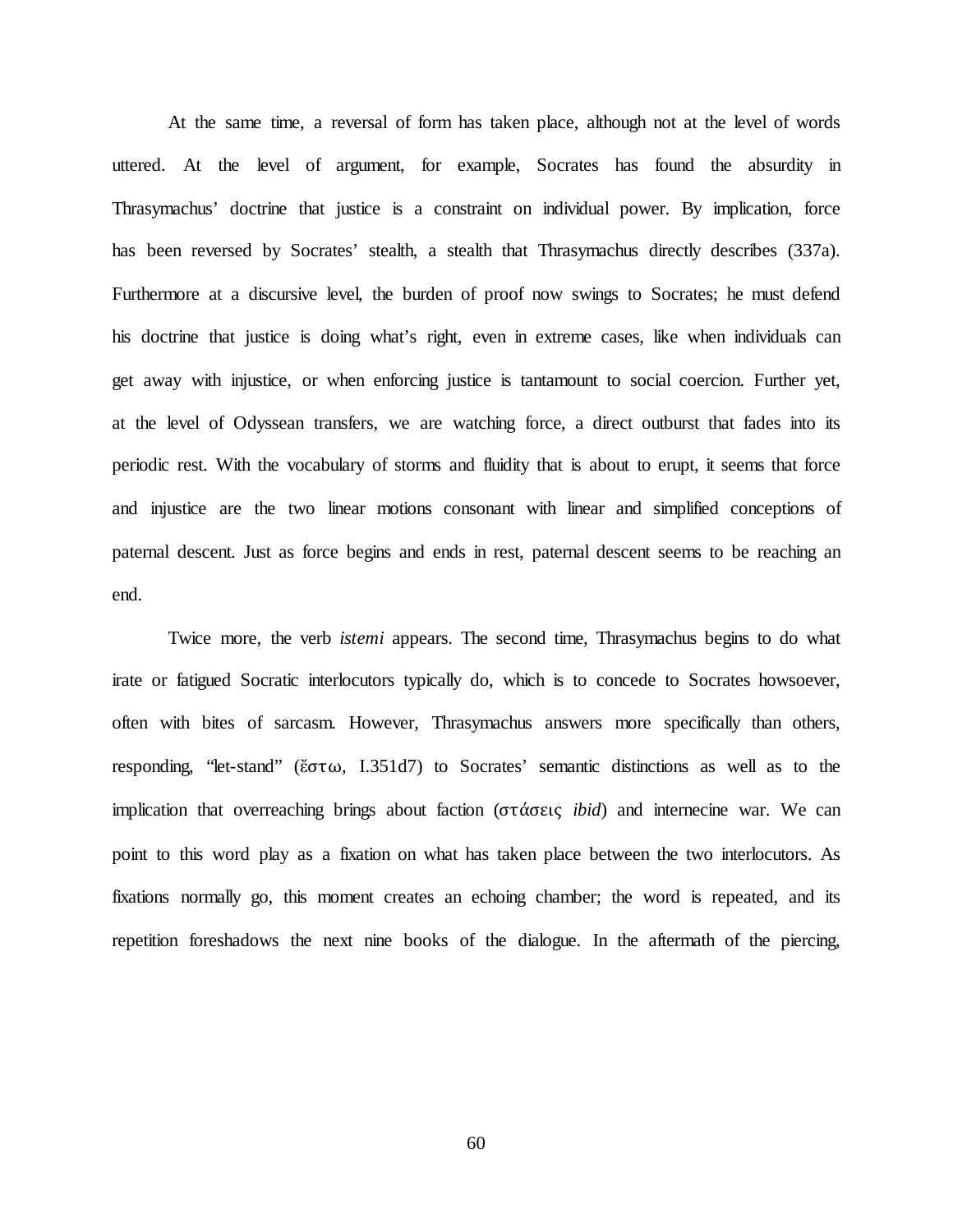At the same time, a reversal of form has taken place, although not at the level of words uttered. At the level of argument, for example, Socrates has found the absurdity in Thrasymachus' doctrine that justice is a constraint on individual power. By implication, force has been reversed by Socrates' stealth, a stealth that Thrasymachus directly describes (337a). Furthermore at a discursive level, the burden of proof now swings to Socrates; he must defend his doctrine that justice is doing what's right, even in extreme cases, like when individuals can get away with injustice, or when enforcing justice is tantamount to social coercion. Further yet, at the level of Odyssean transfers, we are watching force, a direct outburst that fades into its periodic rest. With the vocabulary of storms and fluidity that is about to erupt, it seems that force and injustice are the two linear motions consonant with linear and simplified conceptions of paternal descent. Just as force begins and ends in rest, paternal descent seems to be reaching an end.

Twice more, the verb *istemi* appears. The second time, Thrasymachus begins to do what irate or fatigued Socratic interlocutors typically do, which is to concede to Socrates howsoever, often with bites of sarcasm. However, Thrasymachus answers more specifically than others, responding, "let-stand" (ἔστω, I.351d7) to Socrates' semantic distinctions as well as to the implication that overreaching brings about faction (στάσεις *ibid*) and internecine war. We can point to this word play as a fixation on what has taken place between the two interlocutors. As fixations normally go, this moment creates an echoing chamber; the word is repeated, and its repetition foreshadows the next nine books of the dialogue. In the aftermath of the piercing,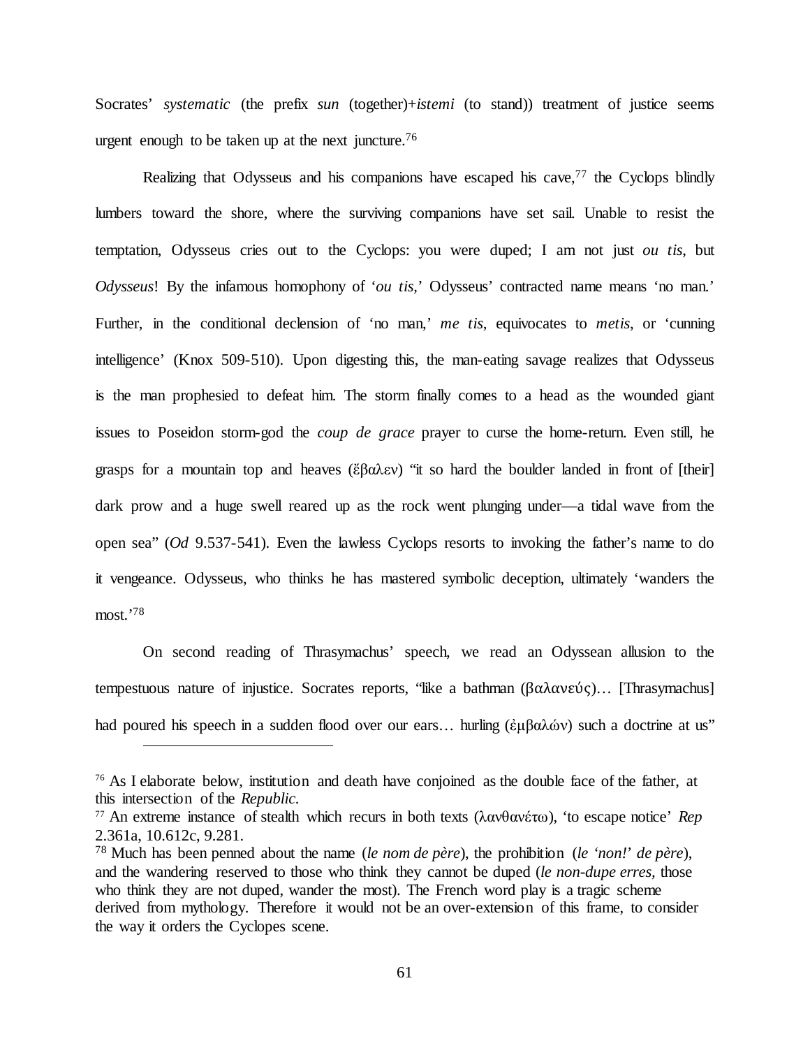Socrates' *systematic* (the prefix *sun* (together)+*istemi* (to stand)) treatment of justice seems urgent enough to be taken up at the next juncture.[76]

Realizing that Odysseus and his companions have escaped his cave,[77] the Cyclops blindly lumbers toward the shore, where the surviving companions have set sail. Unable to resist the temptation, Odysseus cries out to the Cyclops: you were duped; I am not just *ou tis*, but *Odysseus*! By the infamous homophony of '*ou tis*,' Odysseus' contracted name means 'no man.' Further, in the conditional declension of 'no man,' *me tis*, equivocates to *metis*, or 'cunning intelligence' (Knox 509-510). Upon digesting this, the man-eating savage realizes that Odysseus is the man prophesied to defeat him. The storm finally comes to a head as the wounded giant issues to Poseidon storm-god the *coup de grace* prayer to curse the home-return. Even still, he grasps for a mountain top and heaves (ἔβαλεν) "it so hard the boulder landed in front of [their] dark prow and a huge swell reared up as the rock went plunging under—a tidal wave from the open sea" (*Od* 9.537-541). Even the lawless Cyclops resorts to invoking the father's name to do it vengeance. Odysseus, who thinks he has mastered symbolic deception, ultimately 'wanders the most.'[78]

On second reading of Thrasymachus' speech, we read an Odyssean allusion to the tempestuous nature of injustice. Socrates reports, "like a bathman (βαλανεύς)… [Thrasymachus] had poured his speech in a sudden flood over our ears… hurling (ἐμβαλών) such a doctrine at us"

---

[76] As I elaborate below, institution and death have conjoined as the double face of the father, at this intersection of the *Republic*.

[77] An extreme instance of stealth which recurs in both texts (λανθανέτω), 'to escape notice' *Rep* 2.361a, 10.612c, 9.281.

[78] Much has been penned about the name (*le nom de père*), the prohibition (*le 'non!' de père*), and the wandering reserved to those who think they cannot be duped (*le non-dupe erres,* those who think they are not duped, wander the most). The French word play is a tragic scheme derived from mythology. Therefore it would not be an over-extension of this frame, to consider the way it orders the Cyclopes scene.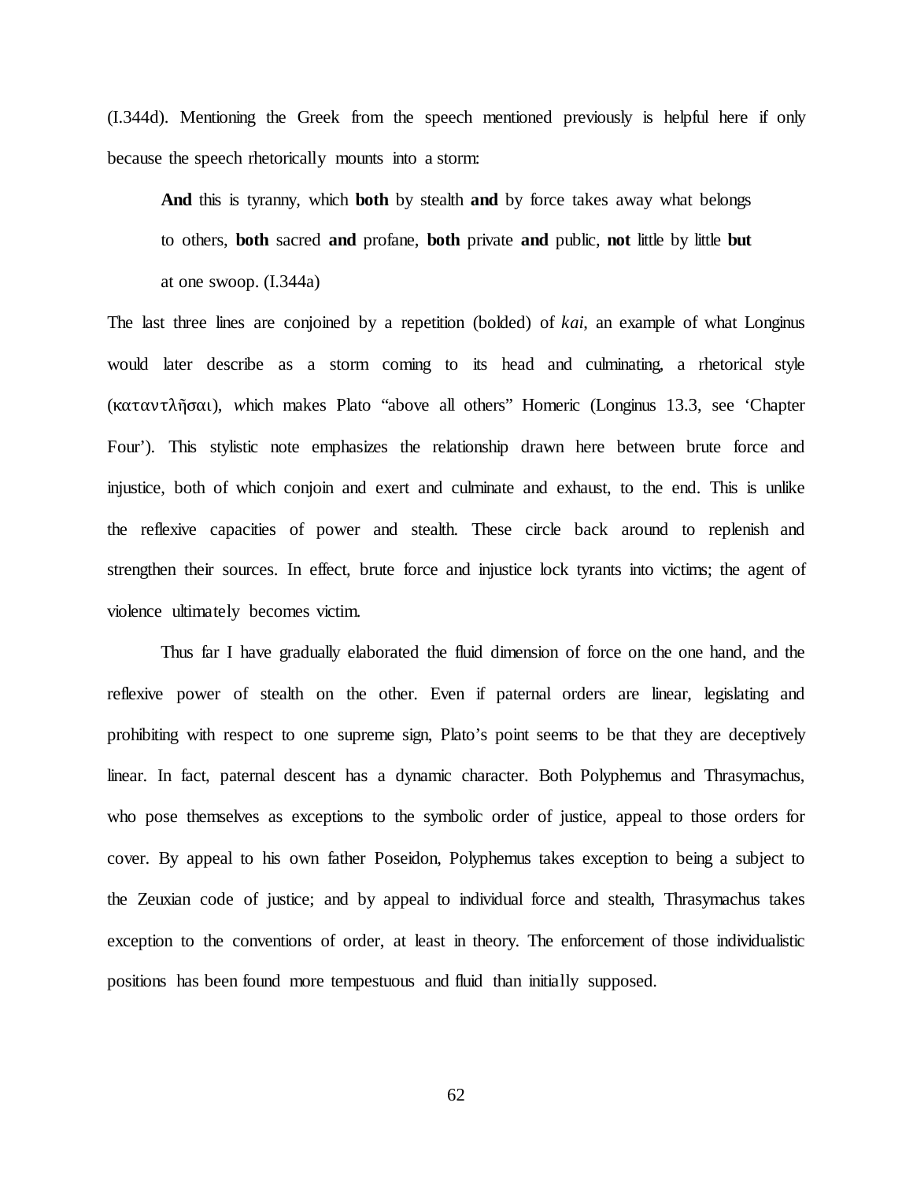(I.344d). Mentioning the Greek from the speech mentioned previously is helpful here if only because the speech rhetorically mounts into a storm:

> **And** this is tyranny, which **both** by stealth **and** by force takes away what belongs to others, **both** sacred **and** profane, **both** private **and** public, **not** little by little **but** at one swoop. (I.344a)

The last three lines are conjoined by a repetition (bolded) of *kai*, an example of what Longinus would later describe as a storm coming to its head and culminating, a rhetorical style (καταντλῆσαι), *w*hich makes Plato "above all others" Homeric (Longinus 13.3, see 'Chapter Four'). This stylistic note emphasizes the relationship drawn here between brute force and injustice, both of which conjoin and exert and culminate and exhaust, to the end. This is unlike the reflexive capacities of power and stealth. These circle back around to replenish and strengthen their sources. In effect, brute force and injustice lock tyrants into victims; the agent of violence ultimately becomes victim.

Thus far I have gradually elaborated the fluid dimension of force on the one hand, and the reflexive power of stealth on the other. Even if paternal orders are linear, legislating and prohibiting with respect to one supreme sign, Plato's point seems to be that they are deceptively linear. In fact, paternal descent has a dynamic character. Both Polyphemus and Thrasymachus, who pose themselves as exceptions to the symbolic order of justice, appeal to those orders for cover. By appeal to his own father Poseidon, Polyphemus takes exception to being a subject to the Zeuxian code of justice; and by appeal to individual force and stealth, Thrasymachus takes exception to the conventions of order, at least in theory. The enforcement of those individualistic positions has been found more tempestuous and fluid than initially supposed.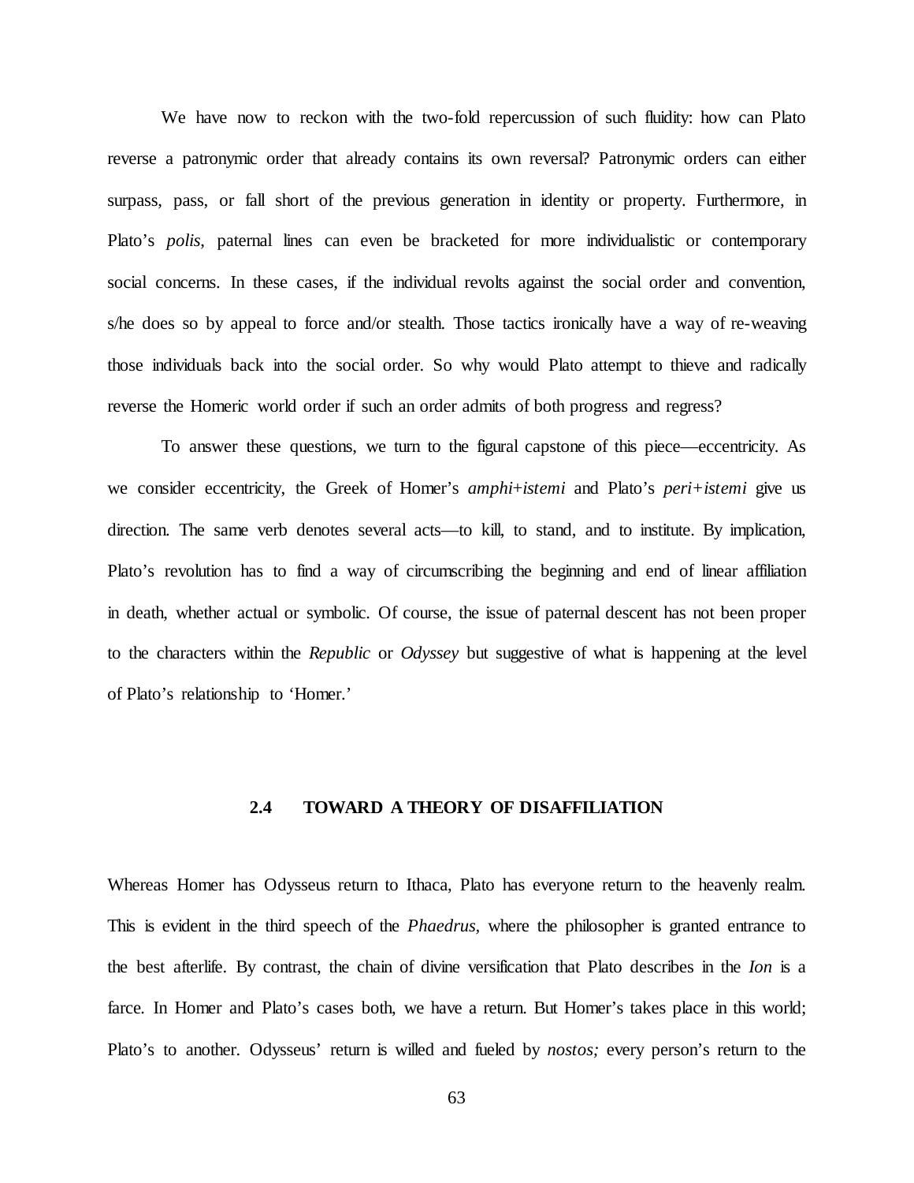We have now to reckon with the two-fold repercussion of such fluidity: how can Plato reverse a patronymic order that already contains its own reversal? Patronymic orders can either surpass, pass, or fall short of the previous generation in identity or property. Furthermore, in Plato's *polis*, paternal lines can even be bracketed for more individualistic or contemporary social concerns. In these cases, if the individual revolts against the social order and convention, s/he does so by appeal to force and/or stealth. Those tactics ironically have a way of re-weaving those individuals back into the social order. So why would Plato attempt to thieve and radically reverse the Homeric world order if such an order admits of both progress and regress?

To answer these questions, we turn to the figural capstone of this piece—eccentricity. As we consider eccentricity, the Greek of Homer's *amphi+istemi* and Plato's *peri+istemi* give us direction. The same verb denotes several acts—to kill, to stand, and to institute. By implication, Plato's revolution has to find a way of circumscribing the beginning and end of linear affiliation in death, whether actual or symbolic. Of course, the issue of paternal descent has not been proper to the characters within the *Republic* or *Odyssey* but suggestive of what is happening at the level of Plato's relationship to 'Homer.'

### 2.4 TOWARD A THEORY OF DISAFFILIATION

Whereas Homer has Odysseus return to Ithaca, Plato has everyone return to the heavenly realm. This is evident in the third speech of the *Phaedrus,* where the philosopher is granted entrance to the best afterlife. By contrast, the chain of divine versification that Plato describes in the *Ion* is a farce. In Homer and Plato's cases both, we have a return. But Homer's takes place in this world; Plato's to another. Odysseus' return is willed and fueled by *nostos;* every person's return to the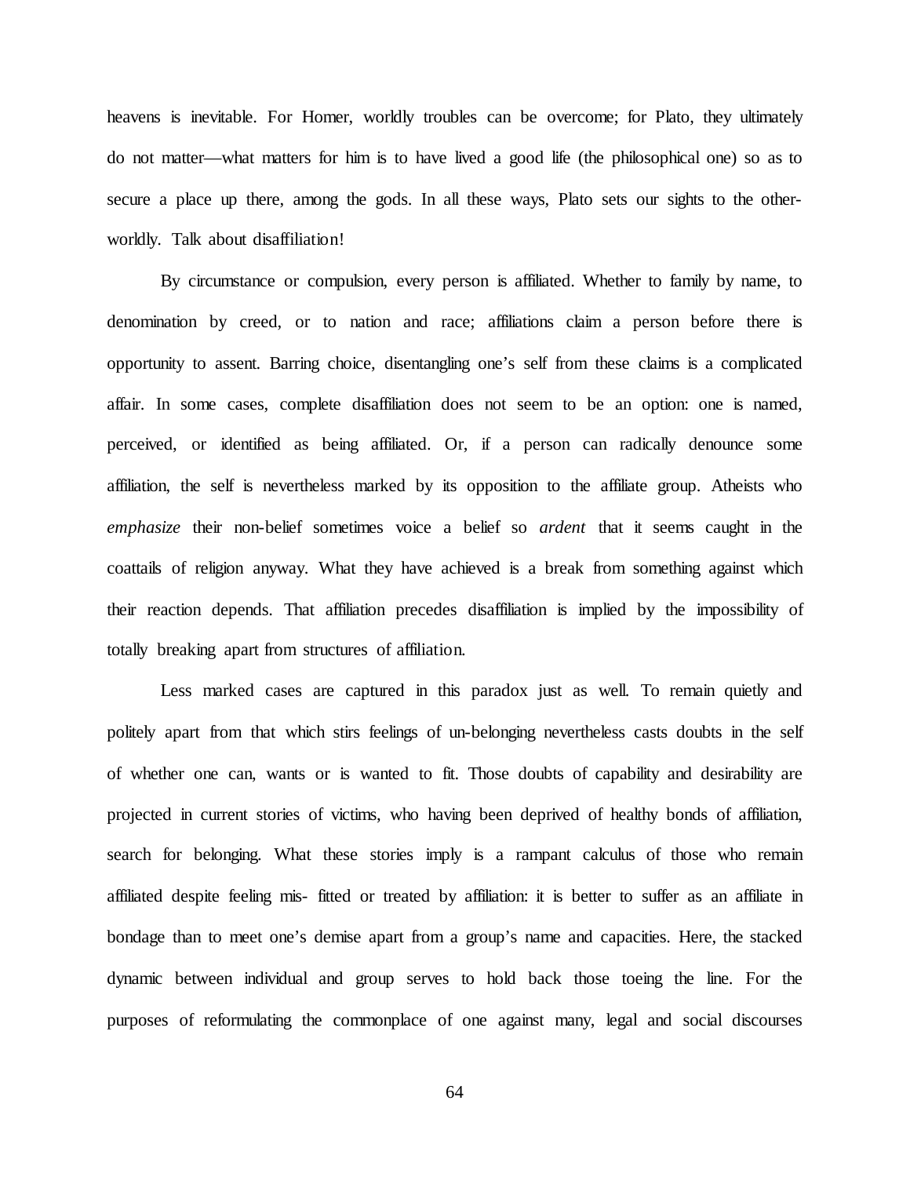heavens is inevitable. For Homer, worldly troubles can be overcome; for Plato, they ultimately do not matter—what matters for him is to have lived a good life (the philosophical one) so as to secure a place up there, among the gods. In all these ways, Plato sets our sights to the other-worldly. Talk about disaffiliation!

By circumstance or compulsion, every person is affiliated. Whether to family by name, to denomination by creed, or to nation and race; affiliations claim a person before there is opportunity to assent. Barring choice, disentangling one's self from these claims is a complicated affair. In some cases, complete disaffiliation does not seem to be an option: one is named, perceived, or identified as being affiliated. Or, if a person can radically denounce some affiliation, the self is nevertheless marked by its opposition to the affiliate group. Atheists who *emphasize* their non-belief sometimes voice a belief so *ardent* that it seems caught in the coattails of religion anyway. What they have achieved is a break from something against which their reaction depends. That affiliation precedes disaffiliation is implied by the impossibility of totally breaking apart from structures of affiliation.

Less marked cases are captured in this paradox just as well. To remain quietly and politely apart from that which stirs feelings of un-belonging nevertheless casts doubts in the self of whether one can, wants or is wanted to fit. Those doubts of capability and desirability are projected in current stories of victims, who having been deprived of healthy bonds of affiliation, search for belonging. What these stories imply is a rampant calculus of those who remain affiliated despite feeling mis- fitted or treated by affiliation: it is better to suffer as an affiliate in bondage than to meet one's demise apart from a group's name and capacities. Here, the stacked dynamic between individual and group serves to hold back those toeing the line. For the purposes of reformulating the commonplace of one against many, legal and social discourses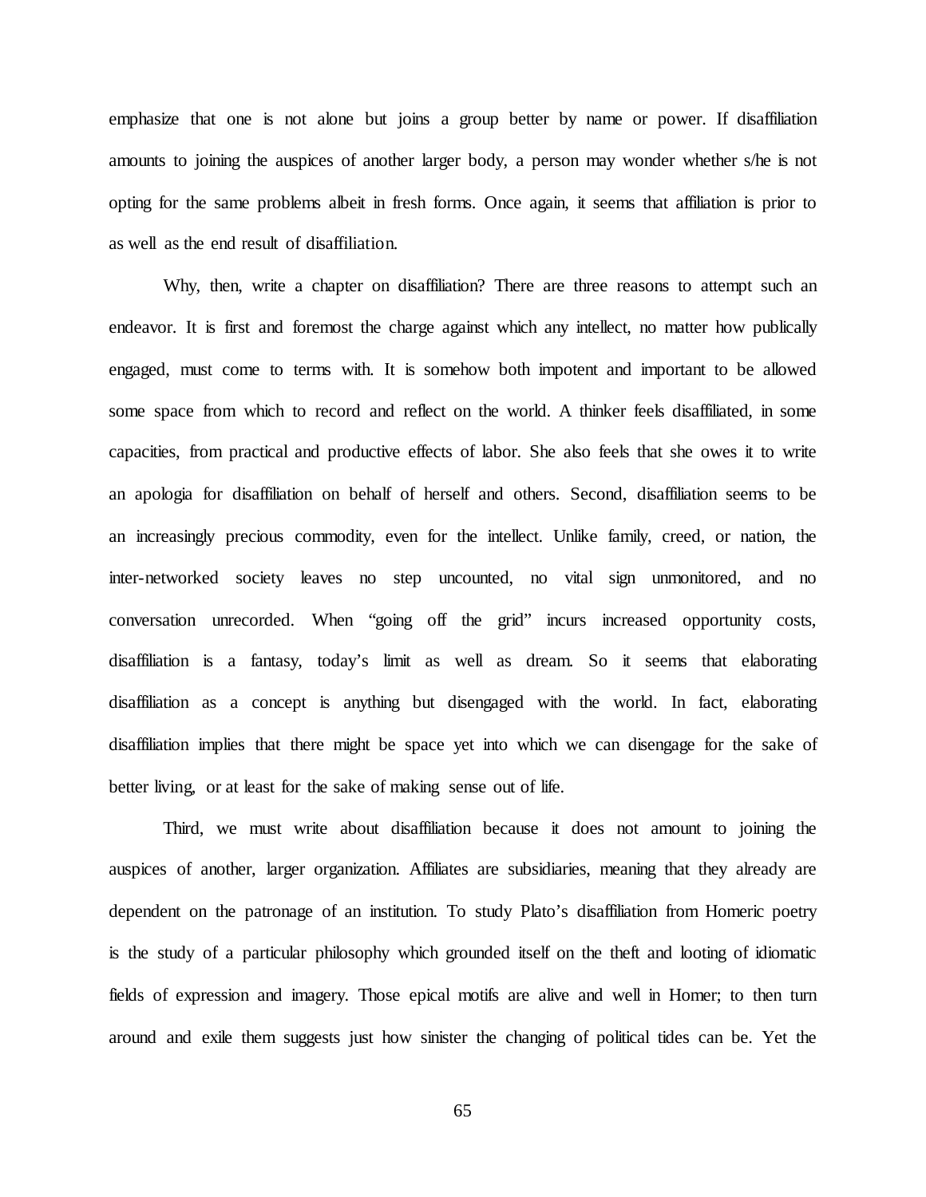emphasize that one is not alone but joins a group better by name or power. If disaffiliation amounts to joining the auspices of another larger body, a person may wonder whether s/he is not opting for the same problems albeit in fresh forms. Once again, it seems that affiliation is prior to as well as the end result of disaffiliation.

Why, then, write a chapter on disaffiliation? There are three reasons to attempt such an endeavor. It is first and foremost the charge against which any intellect, no matter how publically engaged, must come to terms with. It is somehow both impotent and important to be allowed some space from which to record and reflect on the world. A thinker feels disaffiliated, in some capacities, from practical and productive effects of labor. She also feels that she owes it to write an apologia for disaffiliation on behalf of herself and others. Second, disaffiliation seems to be an increasingly precious commodity, even for the intellect. Unlike family, creed, or nation, the inter-networked society leaves no step uncounted, no vital sign unmonitored, and no conversation unrecorded. When "going off the grid" incurs increased opportunity costs, disaffiliation is a fantasy, today's limit as well as dream. So it seems that elaborating disaffiliation as a concept is anything but disengaged with the world. In fact, elaborating disaffiliation implies that there might be space yet into which we can disengage for the sake of better living, or at least for the sake of making sense out of life.

Third, we must write about disaffiliation because it does not amount to joining the auspices of another, larger organization. Affiliates are subsidiaries, meaning that they already are dependent on the patronage of an institution. To study Plato's disaffiliation from Homeric poetry is the study of a particular philosophy which grounded itself on the theft and looting of idiomatic fields of expression and imagery. Those epical motifs are alive and well in Homer; to then turn around and exile them suggests just how sinister the changing of political tides can be. Yet the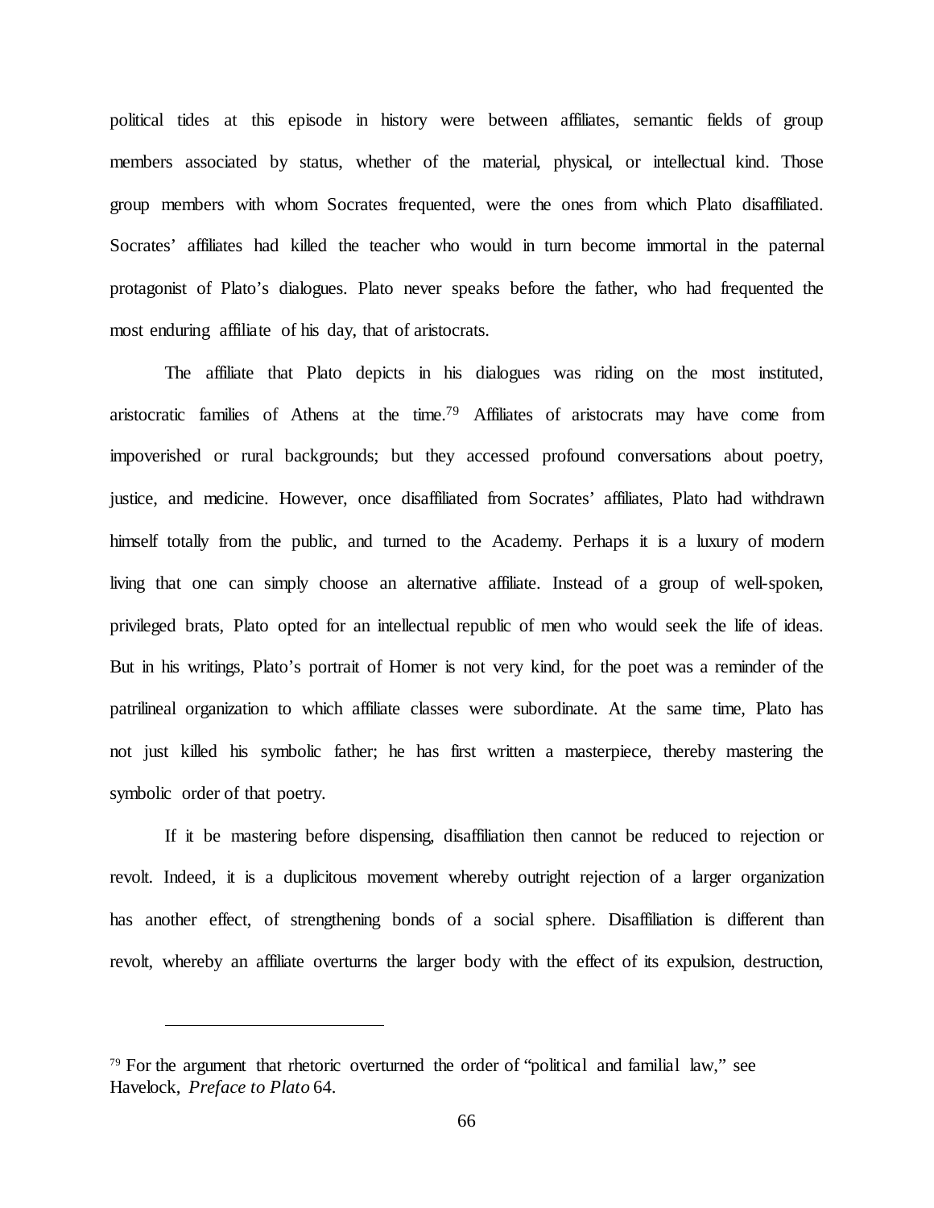political tides at this episode in history were between affiliates, semantic fields of group members associated by status, whether of the material, physical, or intellectual kind. Those group members with whom Socrates frequented, were the ones from which Plato disaffiliated. Socrates' affiliates had killed the teacher who would in turn become immortal in the paternal protagonist of Plato's dialogues. Plato never speaks before the father, who had frequented the most enduring affiliate of his day, that of aristocrats.

The affiliate that Plato depicts in his dialogues was riding on the most instituted, aristocratic families of Athens at the time.[79] Affiliates of aristocrats may have come from impoverished or rural backgrounds; but they accessed profound conversations about poetry, justice, and medicine. However, once disaffiliated from Socrates' affiliates, Plato had withdrawn himself totally from the public, and turned to the Academy. Perhaps it is a luxury of modern living that one can simply choose an alternative affiliate. Instead of a group of well-spoken, privileged brats, Plato opted for an intellectual republic of men who would seek the life of ideas. But in his writings, Plato's portrait of Homer is not very kind, for the poet was a reminder of the patrilineal organization to which affiliate classes were subordinate. At the same time, Plato has not just killed his symbolic father; he has first written a masterpiece, thereby mastering the symbolic order of that poetry.

If it be mastering before dispensing, disaffiliation then cannot be reduced to rejection or revolt. Indeed, it is a duplicitous movement whereby outright rejection of a larger organization has another effect, of strengthening bonds of a social sphere. Disaffiliation is different than revolt, whereby an affiliate overturns the larger body with the effect of its expulsion, destruction,

---

[79] For the argument that rhetoric overturned the order of "political and familial law," see Havelock, *Preface to Plato* 64.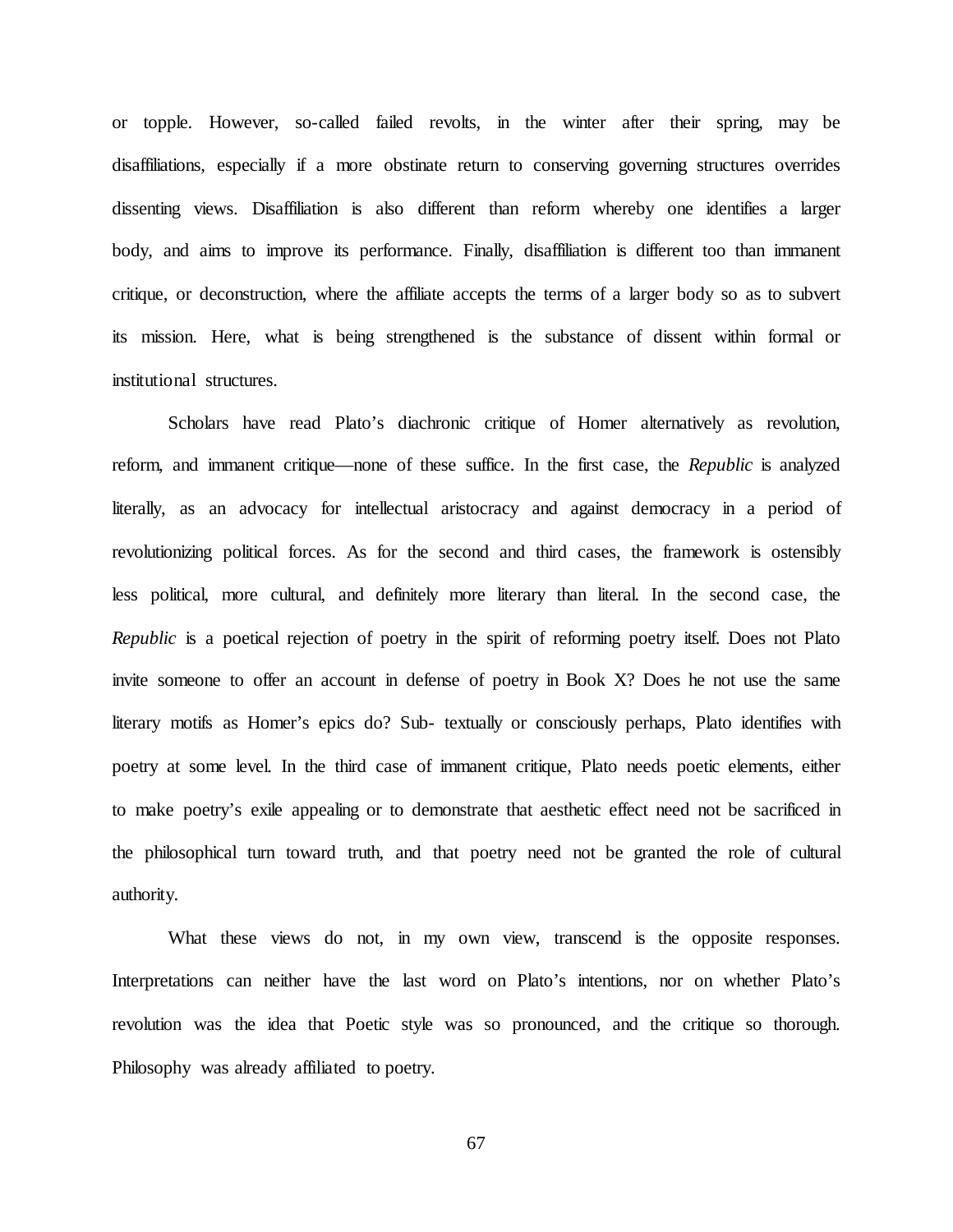or topple. However, so-called failed revolts, in the winter after their spring, may be disaffiliations, especially if a more obstinate return to conserving governing structures overrides dissenting views. Disaffiliation is also different than reform whereby one identifies a larger body, and aims to improve its performance. Finally, disaffiliation is different too than immanent critique, or deconstruction, where the affiliate accepts the terms of a larger body so as to subvert its mission. Here, what is being strengthened is the substance of dissent within formal or institutional structures.

Scholars have read Plato's diachronic critique of Homer alternatively as revolution, reform, and immanent critique—none of these suffice. In the first case, the *Republic* is analyzed literally, as an advocacy for intellectual aristocracy and against democracy in a period of revolutionizing political forces. As for the second and third cases, the framework is ostensibly less political, more cultural, and definitely more literary than literal. In the second case, the *Republic* is a poetical rejection of poetry in the spirit of reforming poetry itself. Does not Plato invite someone to offer an account in defense of poetry in Book X? Does he not use the same literary motifs as Homer's epics do? Sub- textually or consciously perhaps, Plato identifies with poetry at some level. In the third case of immanent critique, Plato needs poetic elements, either to make poetry's exile appealing or to demonstrate that aesthetic effect need not be sacrificed in the philosophical turn toward truth, and that poetry need not be granted the role of cultural authority.

What these views do not, in my own view, transcend is the opposite responses. Interpretations can neither have the last word on Plato's intentions, nor on whether Plato's revolution was the idea that Poetic style was so pronounced, and the critique so thorough. Philosophy was already affiliated to poetry.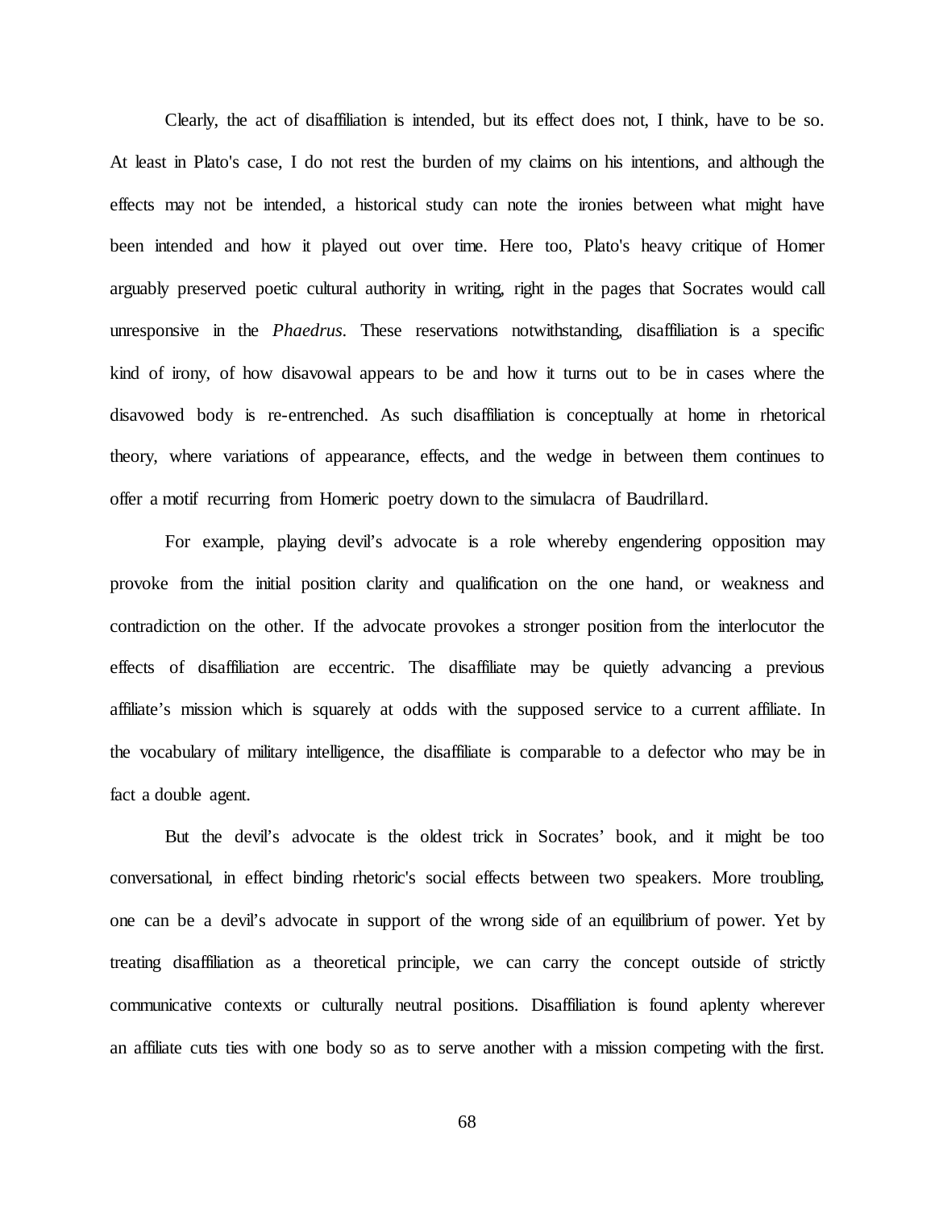Clearly, the act of disaffiliation is intended, but its effect does not, I think, have to be so. At least in Plato's case, I do not rest the burden of my claims on his intentions, and although the effects may not be intended, a historical study can note the ironies between what might have been intended and how it played out over time. Here too, Plato's heavy critique of Homer arguably preserved poetic cultural authority in writing, right in the pages that Socrates would call unresponsive in the *Phaedrus*. These reservations notwithstanding, disaffiliation is a specific kind of irony, of how disavowal appears to be and how it turns out to be in cases where the disavowed body is re-entrenched. As such disaffiliation is conceptually at home in rhetorical theory, where variations of appearance, effects, and the wedge in between them continues to offer a motif recurring from Homeric poetry down to the simulacra of Baudrillard.

For example, playing devil's advocate is a role whereby engendering opposition may provoke from the initial position clarity and qualification on the one hand, or weakness and contradiction on the other. If the advocate provokes a stronger position from the interlocutor the effects of disaffiliation are eccentric. The disaffiliate may be quietly advancing a previous affiliate's mission which is squarely at odds with the supposed service to a current affiliate. In the vocabulary of military intelligence, the disaffiliate is comparable to a defector who may be in fact a double agent.

But the devil's advocate is the oldest trick in Socrates' book, and it might be too conversational, in effect binding rhetoric's social effects between two speakers. More troubling, one can be a devil's advocate in support of the wrong side of an equilibrium of power. Yet by treating disaffiliation as a theoretical principle, we can carry the concept outside of strictly communicative contexts or culturally neutral positions. Disaffiliation is found aplenty wherever an affiliate cuts ties with one body so as to serve another with a mission competing with the first.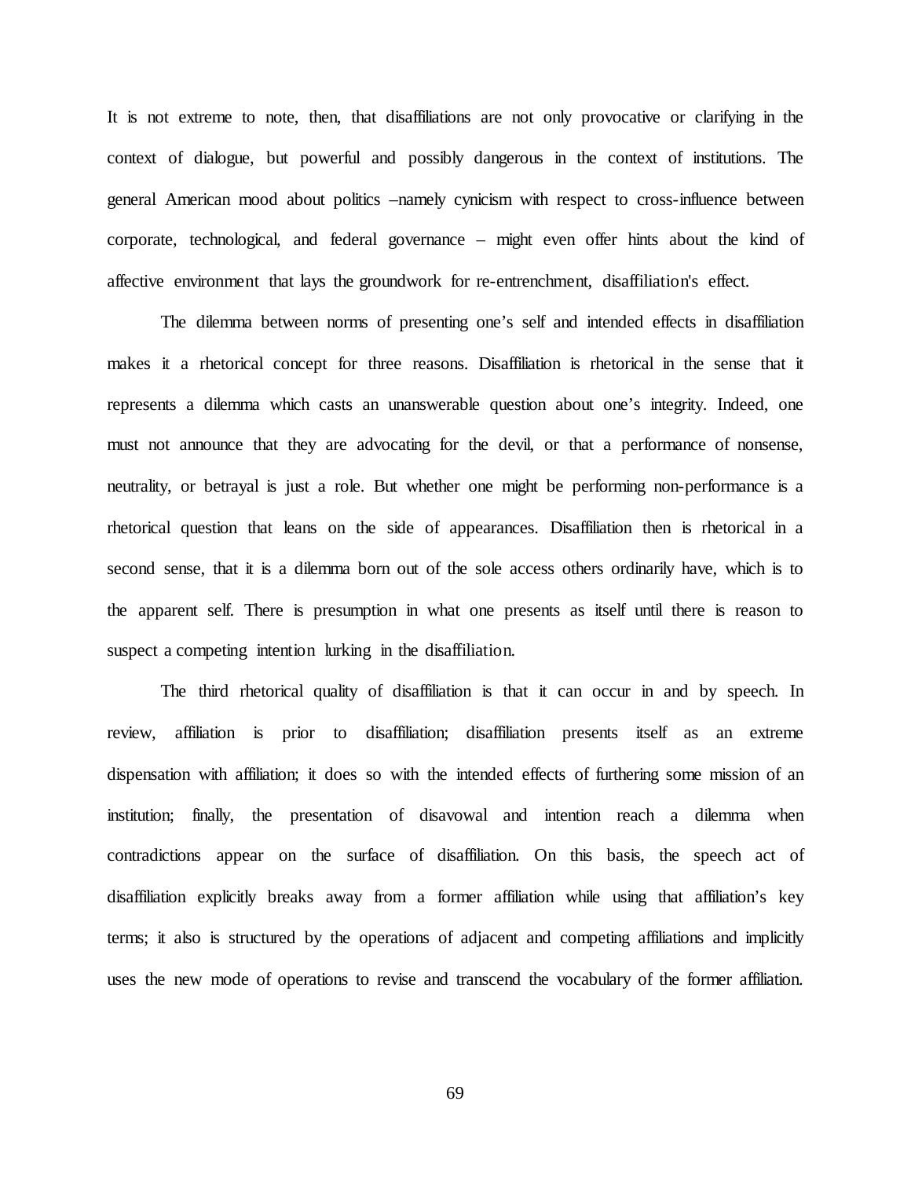It is not extreme to note, then, that disaffiliations are not only provocative or clarifying in the context of dialogue, but powerful and possibly dangerous in the context of institutions. The general American mood about politics –namely cynicism with respect to cross-influence between corporate, technological, and federal governance – might even offer hints about the kind of affective environment that lays the groundwork for re-entrenchment, disaffiliation's effect.

The dilemma between norms of presenting one's self and intended effects in disaffiliation makes it a rhetorical concept for three reasons. Disaffiliation is rhetorical in the sense that it represents a dilemma which casts an unanswerable question about one's integrity. Indeed, one must not announce that they are advocating for the devil, or that a performance of nonsense, neutrality, or betrayal is just a role. But whether one might be performing non-performance is a rhetorical question that leans on the side of appearances. Disaffiliation then is rhetorical in a second sense, that it is a dilemma born out of the sole access others ordinarily have, which is to the apparent self. There is presumption in what one presents as itself until there is reason to suspect a competing intention lurking in the disaffiliation.

The third rhetorical quality of disaffiliation is that it can occur in and by speech. In review, affiliation is prior to disaffiliation; disaffiliation presents itself as an extreme dispensation with affiliation; it does so with the intended effects of furthering some mission of an institution; finally, the presentation of disavowal and intention reach a dilemma when contradictions appear on the surface of disaffiliation. On this basis, the speech act of disaffiliation explicitly breaks away from a former affiliation while using that affiliation's key terms; it also is structured by the operations of adjacent and competing affiliations and implicitly uses the new mode of operations to revise and transcend the vocabulary of the former affiliation.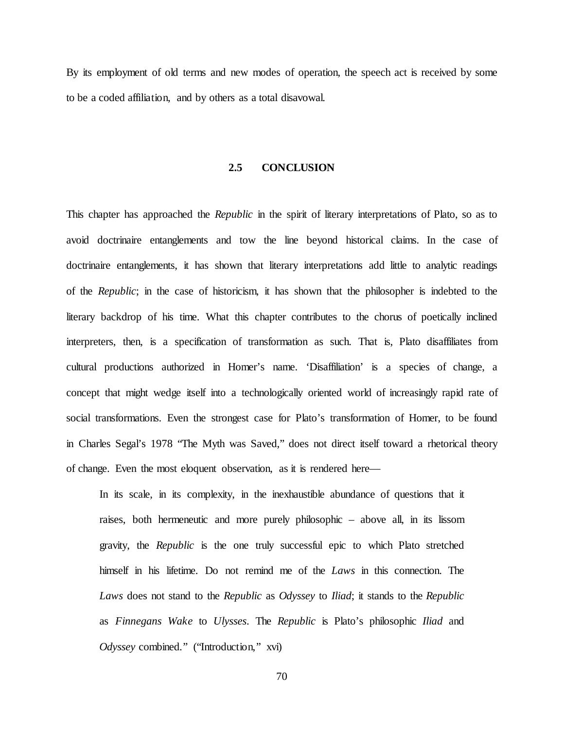By its employment of old terms and new modes of operation, the speech act is received by some to be a coded affiliation, and by others as a total disavowal.

## 2.5 CONCLUSION

This chapter has approached the *Republic* in the spirit of literary interpretations of Plato, so as to avoid doctrinaire entanglements and tow the line beyond historical claims. In the case of doctrinaire entanglements, it has shown that literary interpretations add little to analytic readings of the *Republic*; in the case of historicism, it has shown that the philosopher is indebted to the literary backdrop of his time. What this chapter contributes to the chorus of poetically inclined interpreters, then, is a specification of transformation as such. That is, Plato disaffiliates from cultural productions authorized in Homer's name. 'Disaffiliation' is a species of change, a concept that might wedge itself into a technologically oriented world of increasingly rapid rate of social transformations. Even the strongest case for Plato's transformation of Homer, to be found in Charles Segal's 1978 "The Myth was Saved," does not direct itself toward a rhetorical theory of change. Even the most eloquent observation, as it is rendered here—

> In its scale, in its complexity, in the inexhaustible abundance of questions that it raises, both hermeneutic and more purely philosophic – above all, in its lissom gravity, the *Republic* is the one truly successful epic to which Plato stretched himself in his lifetime. Do not remind me of the *Laws* in this connection. The *Laws* does not stand to the *Republic* as *Odyssey* to *Iliad*; it stands to the *Republic* as *Finnegans Wake* to *Ulysses*. The *Republic* is Plato's philosophic *Iliad* and *Odyssey* combined." ("Introduction," xvi)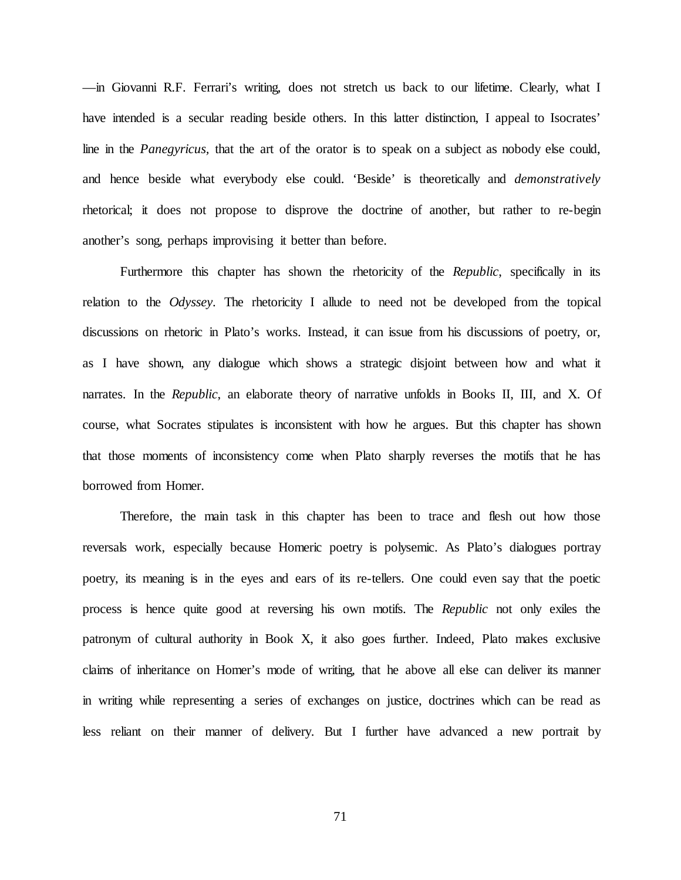—in Giovanni R.F. Ferrari's writing, does not stretch us back to our lifetime. Clearly, what I have intended is a secular reading beside others. In this latter distinction, I appeal to Isocrates' line in the *Panegyricus*, that the art of the orator is to speak on a subject as nobody else could, and hence beside what everybody else could. 'Beside' is theoretically and *demonstratively* rhetorical; it does not propose to disprove the doctrine of another, but rather to re-begin another's song, perhaps improvising it better than before.

Furthermore this chapter has shown the rhetoricity of the *Republic*, specifically in its relation to the *Odyssey*. The rhetoricity I allude to need not be developed from the topical discussions on rhetoric in Plato's works. Instead, it can issue from his discussions of poetry, or, as I have shown, any dialogue which shows a strategic disjoint between how and what it narrates. In the *Republic*, an elaborate theory of narrative unfolds in Books II, III, and X. Of course, what Socrates stipulates is inconsistent with how he argues. But this chapter has shown that those moments of inconsistency come when Plato sharply reverses the motifs that he has borrowed from Homer.

Therefore, the main task in this chapter has been to trace and flesh out how those reversals work, especially because Homeric poetry is polysemic. As Plato's dialogues portray poetry, its meaning is in the eyes and ears of its re-tellers. One could even say that the poetic process is hence quite good at reversing his own motifs. The *Republic* not only exiles the patronym of cultural authority in Book X, it also goes further. Indeed, Plato makes exclusive claims of inheritance on Homer's mode of writing, that he above all else can deliver its manner in writing while representing a series of exchanges on justice, doctrines which can be read as less reliant on their manner of delivery. But I further have advanced a new portrait by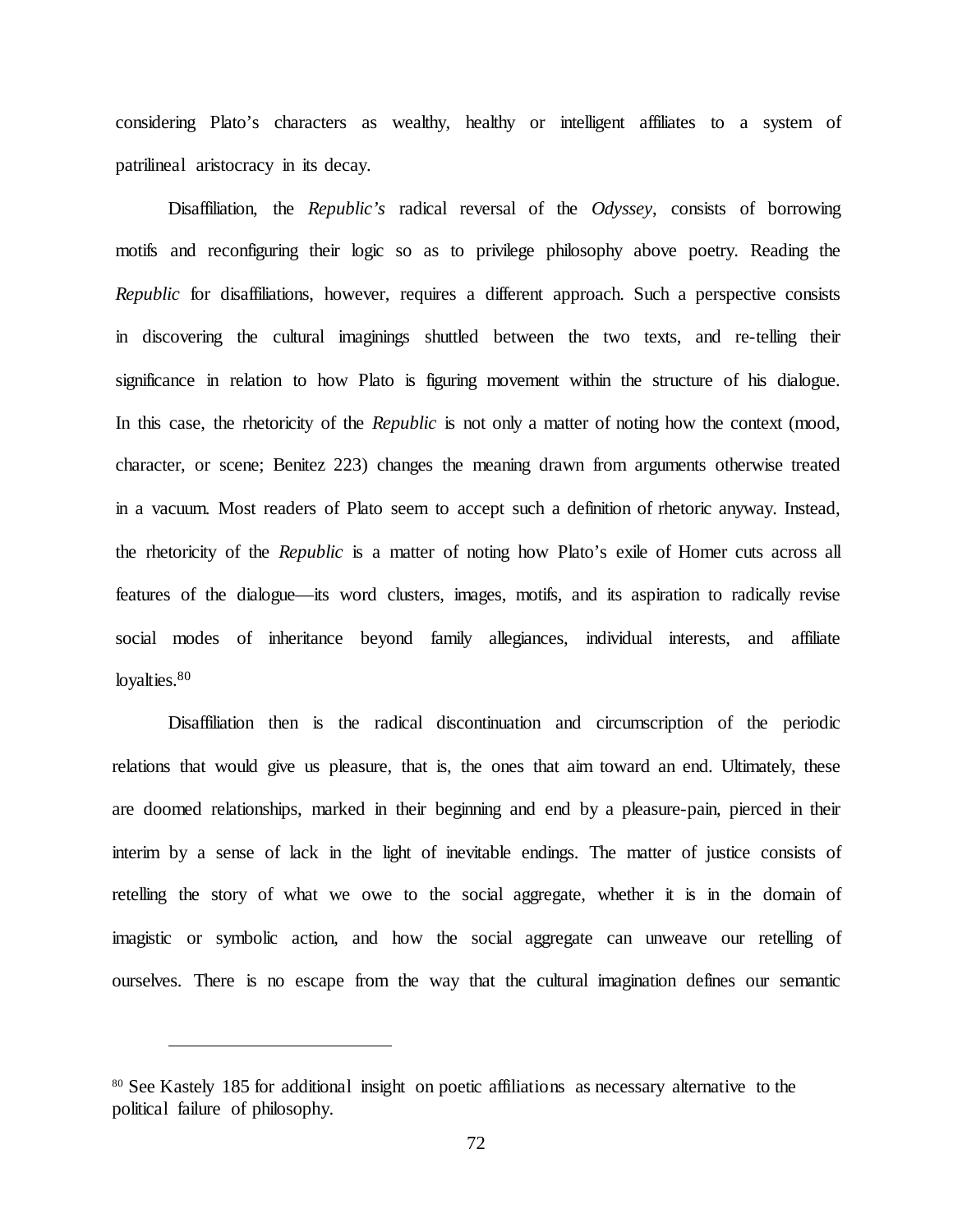considering Plato's characters as wealthy, healthy or intelligent affiliates to a system of patrilineal aristocracy in its decay.

Disaffiliation, the *Republic's* radical reversal of the *Odyssey*, consists of borrowing motifs and reconfiguring their logic so as to privilege philosophy above poetry. Reading the *Republic* for disaffiliations, however, requires a different approach. Such a perspective consists in discovering the cultural imaginings shuttled between the two texts, and re-telling their significance in relation to how Plato is figuring movement within the structure of his dialogue. In this case, the rhetoricity of the *Republic* is not only a matter of noting how the context (mood, character, or scene; Benitez 223) changes the meaning drawn from arguments otherwise treated in a vacuum. Most readers of Plato seem to accept such a definition of rhetoric anyway. Instead, the rhetoricity of the *Republic* is a matter of noting how Plato's exile of Homer cuts across all features of the dialogue—its word clusters, images, motifs, and its aspiration to radically revise social modes of inheritance beyond family allegiances, individual interests, and affiliate loyalties.[80]

Disaffiliation then is the radical discontinuation and circumscription of the periodic relations that would give us pleasure, that is, the ones that aim toward an end. Ultimately, these are doomed relationships, marked in their beginning and end by a pleasure-pain, pierced in their interim by a sense of lack in the light of inevitable endings. The matter of justice consists of retelling the story of what we owe to the social aggregate, whether it is in the domain of imagistic or symbolic action, and how the social aggregate can unweave our retelling of ourselves. There is no escape from the way that the cultural imagination defines our semantic

---

[80] See Kastely 185 for additional insight on poetic affiliations as necessary alternative to the political failure of philosophy.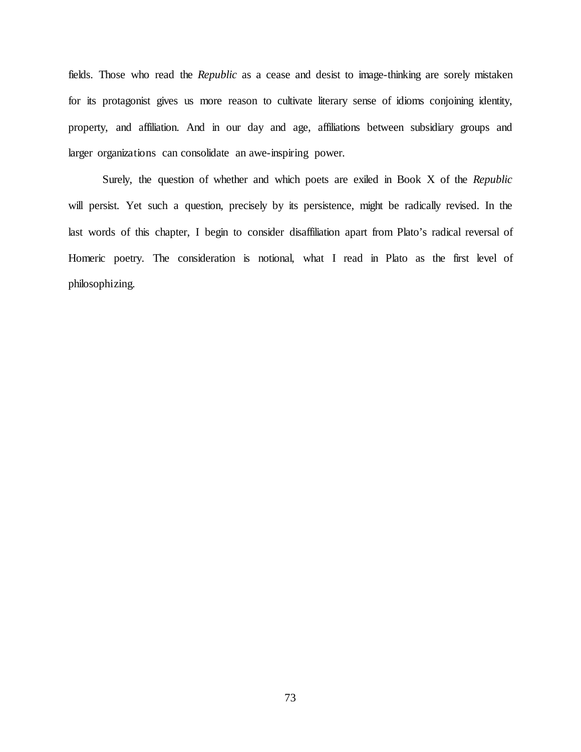fields. Those who read the *Republic* as a cease and desist to image-thinking are sorely mistaken for its protagonist gives us more reason to cultivate literary sense of idioms conjoining identity, property, and affiliation. And in our day and age, affiliations between subsidiary groups and larger organizations can consolidate an awe-inspiring power.

Surely, the question of whether and which poets are exiled in Book X of the *Republic* will persist. Yet such a question, precisely by its persistence, might be radically revised. In the last words of this chapter, I begin to consider disaffiliation apart from Plato's radical reversal of Homeric poetry. The consideration is notional, what I read in Plato as the first level of philosophizing.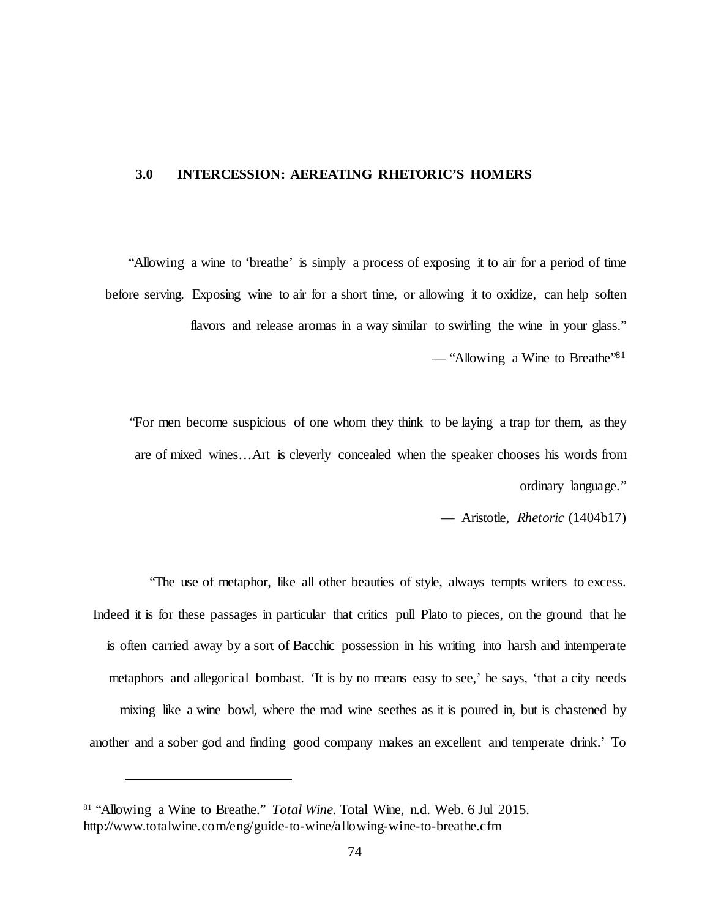## 3.0 INTERCESSION: AEREATING RHETORIC'S HOMERS

> "Allowing a wine to 'breathe' is simply a process of exposing it to air for a period of time before serving. Exposing wine to air for a short time, or allowing it to oxidize, can help soften flavors and release aromas in a way similar to swirling the wine in your glass."
>
> — "Allowing a Wine to Breathe"[81]

> "For men become suspicious of one whom they think to be laying a trap for them, as they are of mixed wines…Art is cleverly concealed when the speaker chooses his words from ordinary language."
>
> — Aristotle, *Rhetoric* (1404b17)

"The use of metaphor, like all other beauties of style, always tempts writers to excess. Indeed it is for these passages in particular that critics pull Plato to pieces, on the ground that he is often carried away by a sort of Bacchic possession in his writing into harsh and intemperate metaphors and allegorical bombast. 'It is by no means easy to see,' he says, 'that a city needs mixing like a wine bowl, where the mad wine seethes as it is poured in, but is chastened by another and a sober god and finding good company makes an excellent and temperate drink.' To

---

[81] "Allowing a Wine to Breathe." *Total Wine*. Total Wine, n.d. Web. 6 Jul 2015. http://www.totalwine.com/eng/guide-to-wine/allowing-wine-to-breathe.cfm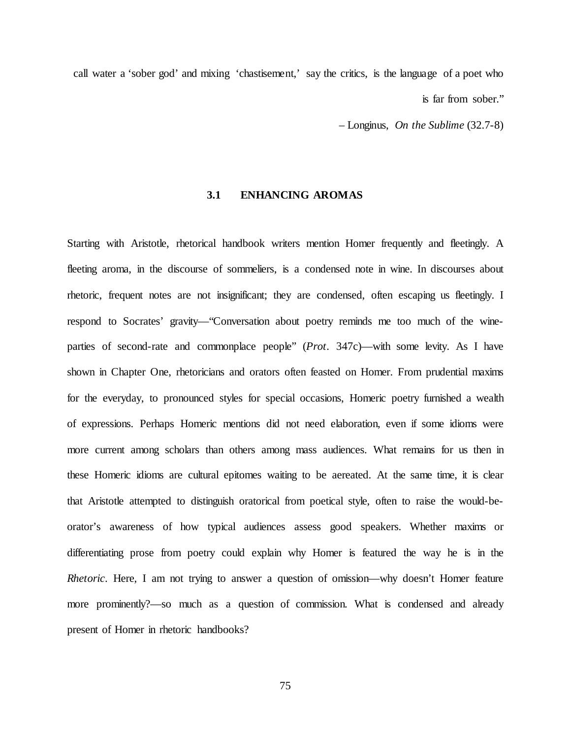call water a 'sober god' and mixing 'chastisement,' say the critics, is the language of a poet who is far from sober."

– Longinus, *On the Sublime* (32.7-8)

## 3.1 ENHANCING AROMAS

Starting with Aristotle, rhetorical handbook writers mention Homer frequently and fleetingly. A fleeting aroma, in the discourse of sommeliers, is a condensed note in wine. In discourses about rhetoric, frequent notes are not insignificant; they are condensed, often escaping us fleetingly. I respond to Socrates' gravity—"Conversation about poetry reminds me too much of the wine-parties of second-rate and commonplace people" (*Prot*. 347c)—with some levity. As I have shown in Chapter One, rhetoricians and orators often feasted on Homer. From prudential maxims for the everyday, to pronounced styles for special occasions, Homeric poetry furnished a wealth of expressions. Perhaps Homeric mentions did not need elaboration, even if some idioms were more current among scholars than others among mass audiences. What remains for us then in these Homeric idioms are cultural epitomes waiting to be aereated. At the same time, it is clear that Aristotle attempted to distinguish oratorical from poetical style, often to raise the would-be-orator's awareness of how typical audiences assess good speakers. Whether maxims or differentiating prose from poetry could explain why Homer is featured the way he is in the *Rhetoric*. Here, I am not trying to answer a question of omission—why doesn't Homer feature more prominently?—so much as a question of commission. What is condensed and already present of Homer in rhetoric handbooks?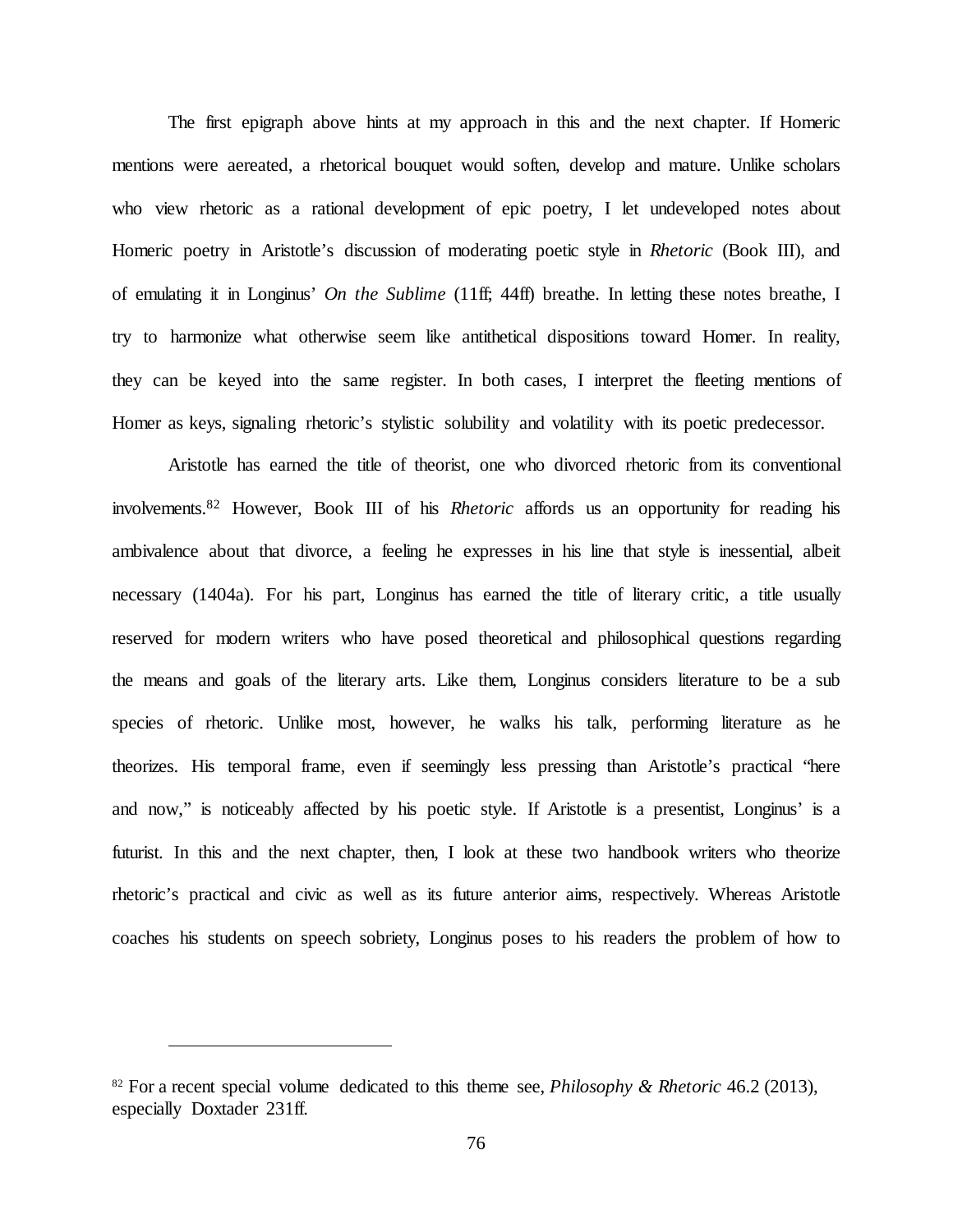The first epigraph above hints at my approach in this and the next chapter. If Homeric mentions were aereated, a rhetorical bouquet would soften, develop and mature. Unlike scholars who view rhetoric as a rational development of epic poetry, I let undeveloped notes about Homeric poetry in Aristotle's discussion of moderating poetic style in *Rhetoric* (Book III), and of emulating it in Longinus' *On the Sublime* (11ff; 44ff) breathe. In letting these notes breathe, I try to harmonize what otherwise seem like antithetical dispositions toward Homer. In reality, they can be keyed into the same register. In both cases, I interpret the fleeting mentions of Homer as keys, signaling rhetoric's stylistic solubility and volatility with its poetic predecessor.

Aristotle has earned the title of theorist, one who divorced rhetoric from its conventional involvements.[82] However, Book III of his *Rhetoric* affords us an opportunity for reading his ambivalence about that divorce, a feeling he expresses in his line that style is inessential, albeit necessary (1404a). For his part, Longinus has earned the title of literary critic, a title usually reserved for modern writers who have posed theoretical and philosophical questions regarding the means and goals of the literary arts. Like them, Longinus considers literature to be a sub species of rhetoric. Unlike most, however, he walks his talk, performing literature as he theorizes. His temporal frame, even if seemingly less pressing than Aristotle's practical "here and now," is noticeably affected by his poetic style. If Aristotle is a presentist, Longinus' is a futurist. In this and the next chapter, then, I look at these two handbook writers who theorize rhetoric's practical and civic as well as its future anterior aims, respectively. Whereas Aristotle coaches his students on speech sobriety, Longinus poses to his readers the problem of how to

---

[82] For a recent special volume dedicated to this theme see, *Philosophy & Rhetoric* 46.2 (2013), especially Doxtader 231ff.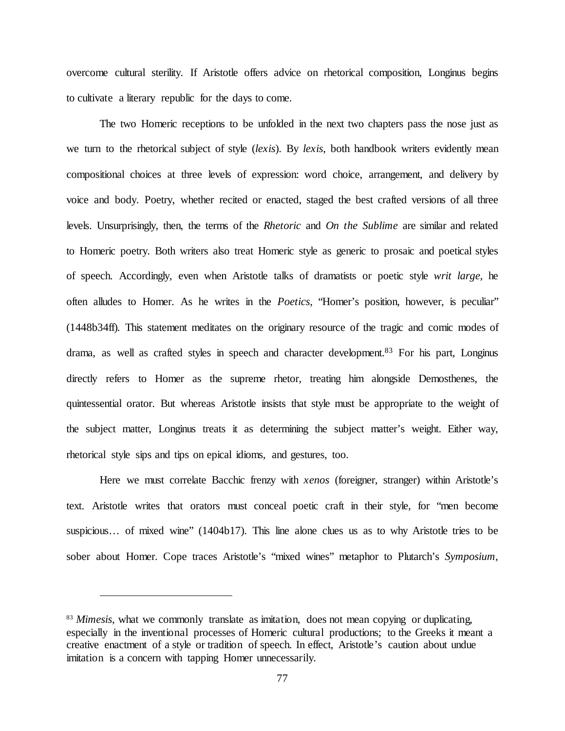overcome cultural sterility. If Aristotle offers advice on rhetorical composition, Longinus begins to cultivate a literary republic for the days to come.

The two Homeric receptions to be unfolded in the next two chapters pass the nose just as we turn to the rhetorical subject of style (*lexis*). By *lexis*, both handbook writers evidently mean compositional choices at three levels of expression: word choice, arrangement, and delivery by voice and body. Poetry, whether recited or enacted, staged the best crafted versions of all three levels. Unsurprisingly, then, the terms of the *Rhetoric* and *On the Sublime* are similar and related to Homeric poetry. Both writers also treat Homeric style as generic to prosaic and poetical styles of speech. Accordingly, even when Aristotle talks of dramatists or poetic style *writ large*, he often alludes to Homer. As he writes in the *Poetics*, "Homer's position, however, is peculiar" (1448b34ff). This statement meditates on the originary resource of the tragic and comic modes of drama, as well as crafted styles in speech and character development.[83] For his part, Longinus directly refers to Homer as the supreme rhetor, treating him alongside Demosthenes, the quintessential orator. But whereas Aristotle insists that style must be appropriate to the weight of the subject matter, Longinus treats it as determining the subject matter's weight. Either way, rhetorical style sips and tips on epical idioms, and gestures, too.

Here we must correlate Bacchic frenzy with *xenos* (foreigner, stranger) within Aristotle's text. Aristotle writes that orators must conceal poetic craft in their style, for "men become suspicious… of mixed wine" (1404b17). This line alone clues us as to why Aristotle tries to be sober about Homer. Cope traces Aristotle's "mixed wines" metaphor to Plutarch's *Symposium*,

---

[83] *Mimesis*, what we commonly translate as imitation, does not mean copying or duplicating, especially in the inventional processes of Homeric cultural productions; to the Greeks it meant a creative enactment of a style or tradition of speech. In effect, Aristotle's caution about undue imitation is a concern with tapping Homer unnecessarily.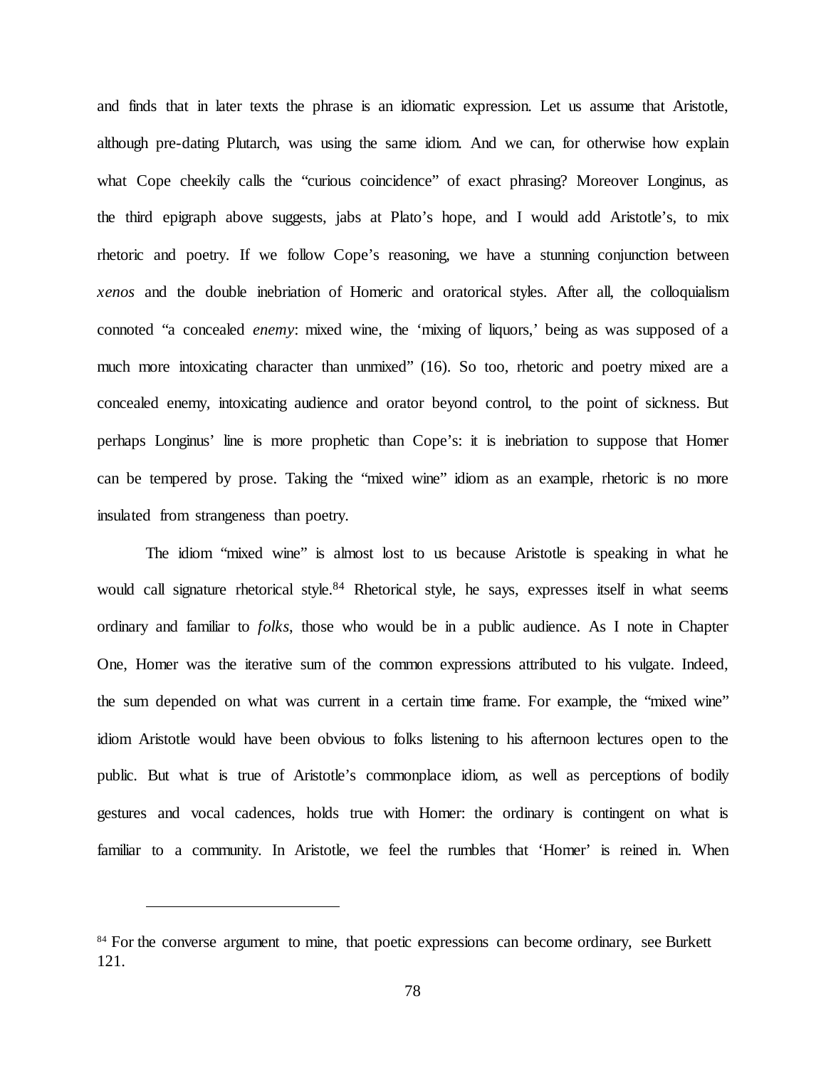and finds that in later texts the phrase is an idiomatic expression. Let us assume that Aristotle, although pre-dating Plutarch, was using the same idiom. And we can, for otherwise how explain what Cope cheekily calls the "curious coincidence" of exact phrasing? Moreover Longinus, as the third epigraph above suggests, jabs at Plato's hope, and I would add Aristotle's, to mix rhetoric and poetry. If we follow Cope's reasoning, we have a stunning conjunction between *xenos* and the double inebriation of Homeric and oratorical styles. After all, the colloquialism connoted "a concealed *enemy*: mixed wine, the 'mixing of liquors,' being as was supposed of a much more intoxicating character than unmixed" (16). So too, rhetoric and poetry mixed are a concealed enemy, intoxicating audience and orator beyond control, to the point of sickness. But perhaps Longinus' line is more prophetic than Cope's: it is inebriation to suppose that Homer can be tempered by prose. Taking the "mixed wine" idiom as an example, rhetoric is no more insulated from strangeness than poetry.

The idiom "mixed wine" is almost lost to us because Aristotle is speaking in what he would call signature rhetorical style.[84] Rhetorical style, he says, expresses itself in what seems ordinary and familiar to *folks*, those who would be in a public audience. As I note in Chapter One, Homer was the iterative sum of the common expressions attributed to his vulgate. Indeed, the sum depended on what was current in a certain time frame. For example, the "mixed wine" idiom Aristotle would have been obvious to folks listening to his afternoon lectures open to the public. But what is true of Aristotle's commonplace idiom, as well as perceptions of bodily gestures and vocal cadences, holds true with Homer: the ordinary is contingent on what is familiar to a community. In Aristotle, we feel the rumbles that 'Homer' is reined in. When

[84] For the converse argument to mine, that poetic expressions can become ordinary, see Burkett 121.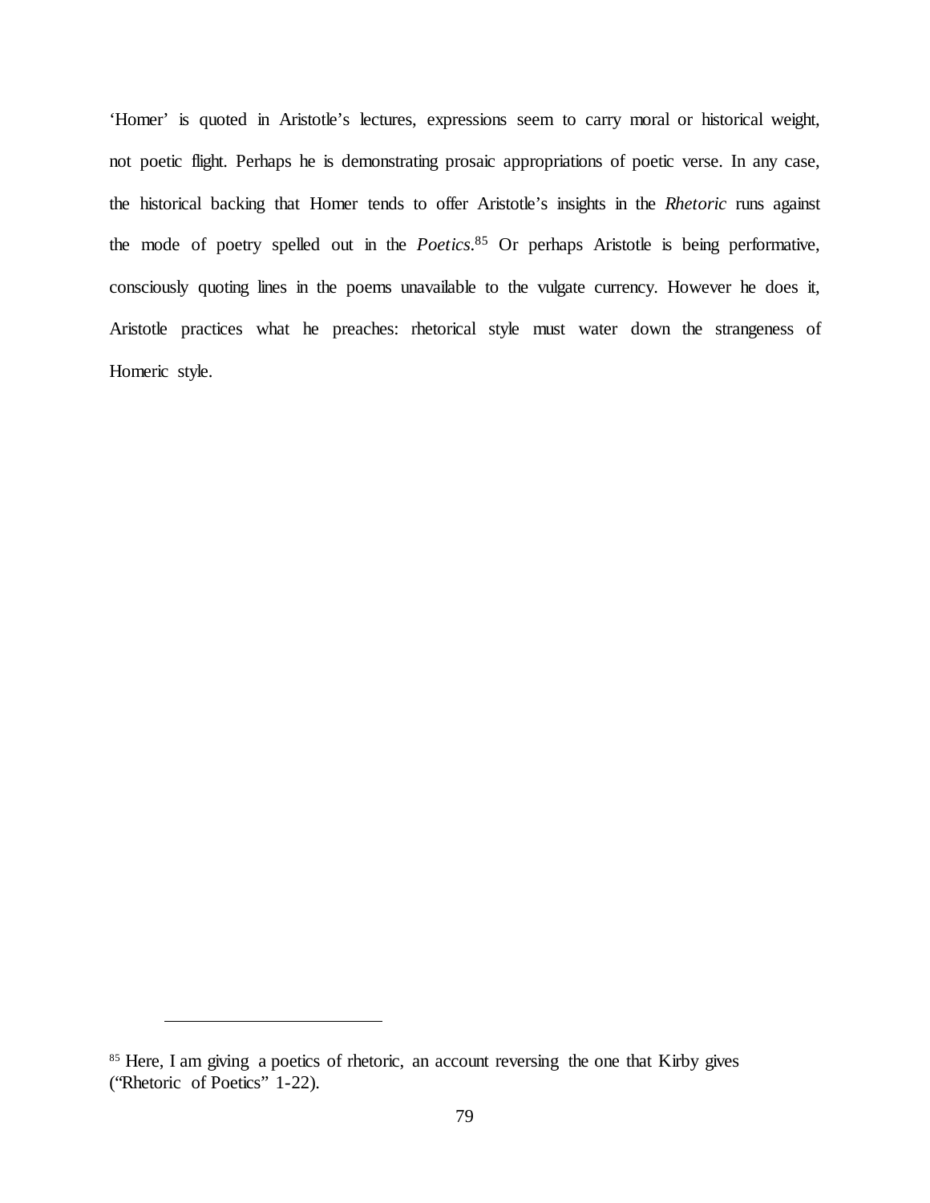'Homer' is quoted in Aristotle's lectures, expressions seem to carry moral or historical weight, not poetic flight. Perhaps he is demonstrating prosaic appropriations of poetic verse. In any case, the historical backing that Homer tends to offer Aristotle's insights in the *Rhetoric* runs against the mode of poetry spelled out in the *Poetics*.[85] Or perhaps Aristotle is being performative, consciously quoting lines in the poems unavailable to the vulgate currency. However he does it, Aristotle practices what he preaches: rhetorical style must water down the strangeness of Homeric style.

---

[85] Here, I am giving a poetics of rhetoric, an account reversing the one that Kirby gives ("Rhetoric of Poetics" 1-22).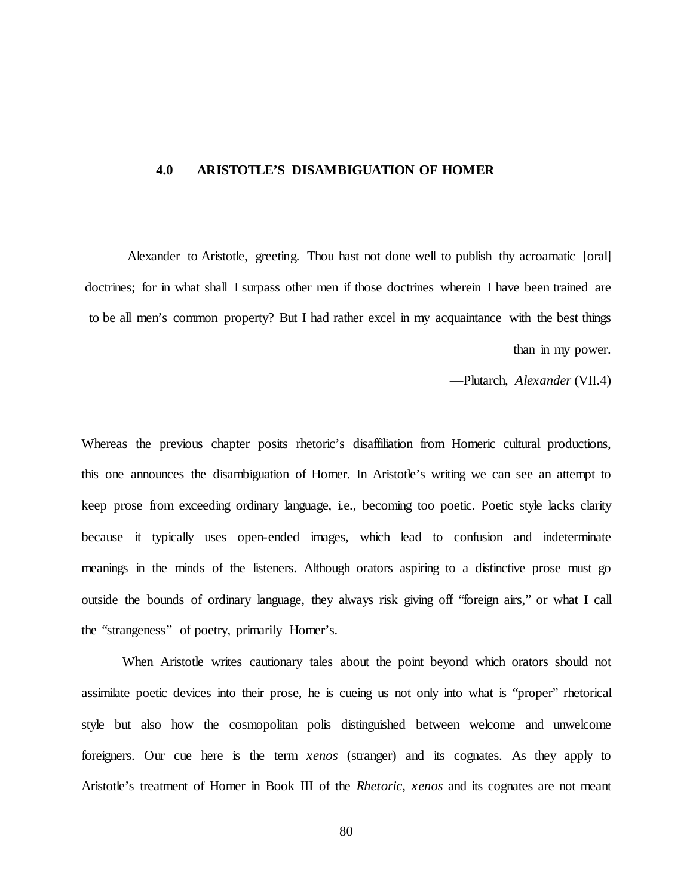# 4.0 ARISTOTLE'S DISAMBIGUATION OF HOMER

> Alexander to Aristotle, greeting. Thou hast not done well to publish thy acroamatic [oral] doctrines; for in what shall I surpass other men if those doctrines wherein I have been trained are to be all men's common property? But I had rather excel in my acquaintance with the best things than in my power.
>
> —Plutarch, *Alexander* (VII.4)

Whereas the previous chapter posits rhetoric's disaffiliation from Homeric cultural productions, this one announces the disambiguation of Homer. In Aristotle's writing we can see an attempt to keep prose from exceeding ordinary language, i.e., becoming too poetic. Poetic style lacks clarity because it typically uses open-ended images, which lead to confusion and indeterminate meanings in the minds of the listeners. Although orators aspiring to a distinctive prose must go outside the bounds of ordinary language, they always risk giving off "foreign airs," or what I call the "strangeness" of poetry, primarily Homer's.

When Aristotle writes cautionary tales about the point beyond which orators should not assimilate poetic devices into their prose, he is cueing us not only into what is "proper" rhetorical style but also how the cosmopolitan polis distinguished between welcome and unwelcome foreigners. Our cue here is the term *xenos* (stranger) and its cognates. As they apply to Aristotle's treatment of Homer in Book III of the *Rhetoric*, *xenos* and its cognates are not meant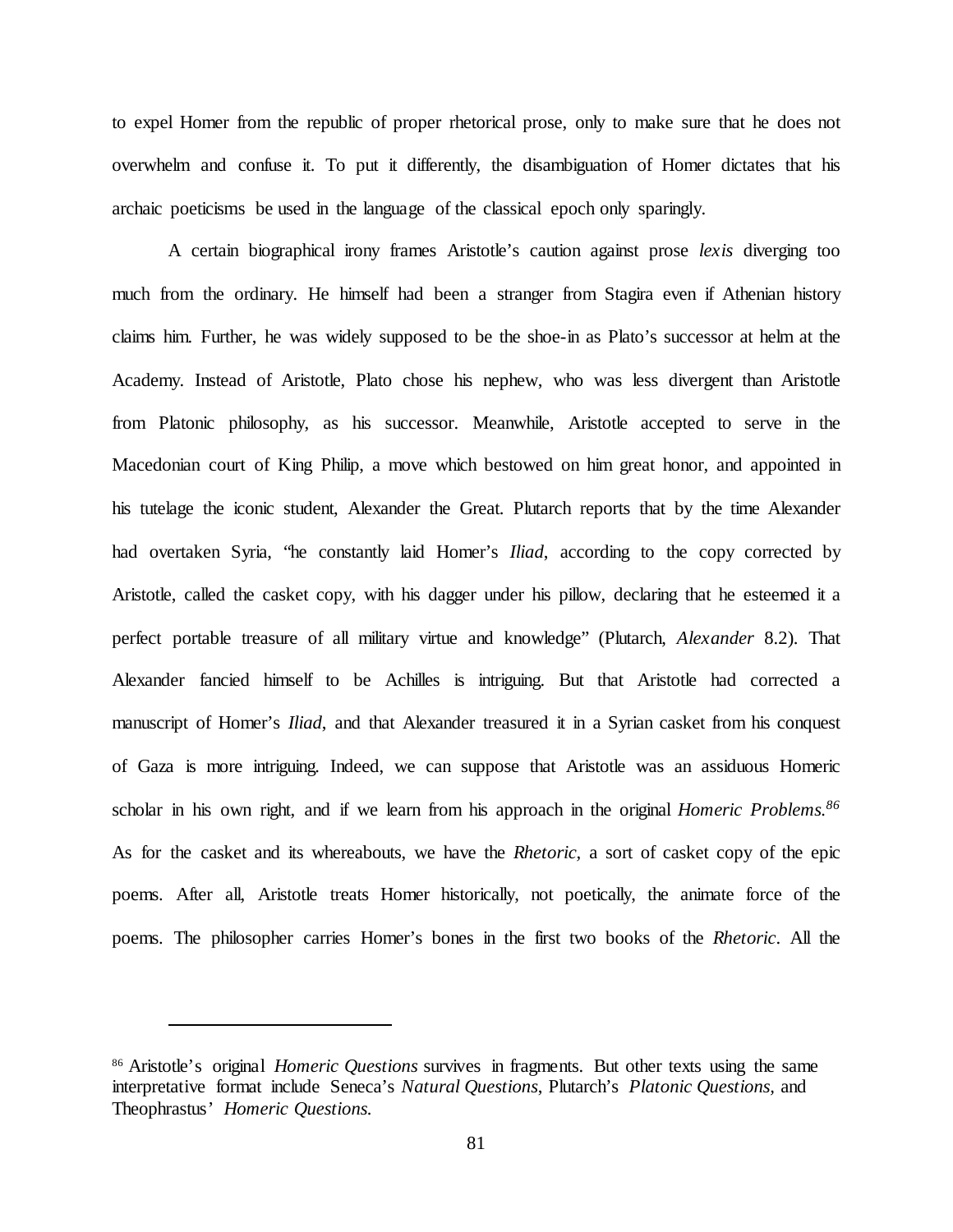to expel Homer from the republic of proper rhetorical prose, only to make sure that he does not overwhelm and confuse it. To put it differently, the disambiguation of Homer dictates that his archaic poeticisms be used in the language of the classical epoch only sparingly.

A certain biographical irony frames Aristotle's caution against prose *lexis* diverging too much from the ordinary. He himself had been a stranger from Stagira even if Athenian history claims him. Further, he was widely supposed to be the shoe-in as Plato's successor at helm at the Academy. Instead of Aristotle, Plato chose his nephew, who was less divergent than Aristotle from Platonic philosophy, as his successor. Meanwhile, Aristotle accepted to serve in the Macedonian court of King Philip, a move which bestowed on him great honor, and appointed in his tutelage the iconic student, Alexander the Great. Plutarch reports that by the time Alexander had overtaken Syria, "he constantly laid Homer's *Iliad*, according to the copy corrected by Aristotle, called the casket copy, with his dagger under his pillow, declaring that he esteemed it a perfect portable treasure of all military virtue and knowledge" (Plutarch, *Alexander* 8.2). That Alexander fancied himself to be Achilles is intriguing. But that Aristotle had corrected a manuscript of Homer's *Iliad*, and that Alexander treasured it in a Syrian casket from his conquest of Gaza is more intriguing. Indeed, we can suppose that Aristotle was an assiduous Homeric scholar in his own right, and if we learn from his approach in the original *Homeric Problems.*[86] As for the casket and its whereabouts, we have the *Rhetoric*, a sort of casket copy of the epic poems. After all, Aristotle treats Homer historically, not poetically, the animate force of the poems. The philosopher carries Homer's bones in the first two books of the *Rhetoric*. All the

---

[86] Aristotle's original *Homeric Questions* survives in fragments. But other texts using the same interpretative format include Seneca's *Natural Questions*, Plutarch's *Platonic Questions*, and Theophrastus' *Homeric Questions.*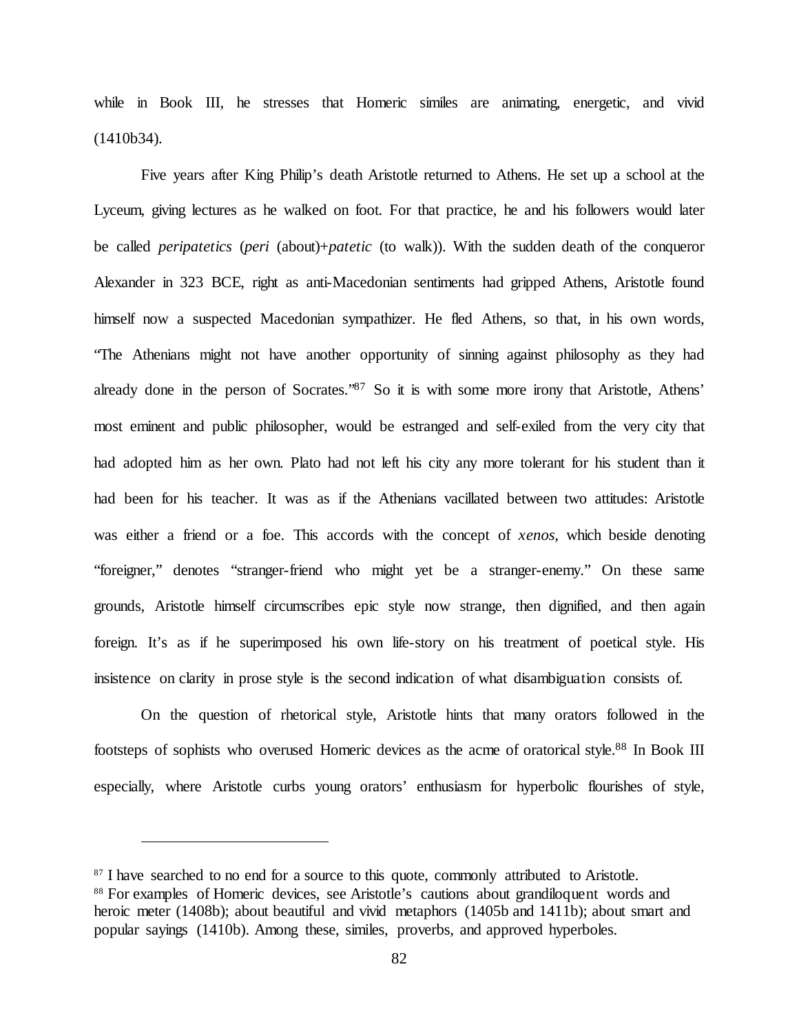while in Book III, he stresses that Homeric similes are animating, energetic, and vivid (1410b34).

Five years after King Philip's death Aristotle returned to Athens. He set up a school at the Lyceum, giving lectures as he walked on foot. For that practice, he and his followers would later be called *peripatetics* (*peri* (about)+*patetic* (to walk)). With the sudden death of the conqueror Alexander in 323 BCE, right as anti-Macedonian sentiments had gripped Athens, Aristotle found himself now a suspected Macedonian sympathizer. He fled Athens, so that, in his own words, "The Athenians might not have another opportunity of sinning against philosophy as they had already done in the person of Socrates."[87] So it is with some more irony that Aristotle, Athens' most eminent and public philosopher, would be estranged and self-exiled from the very city that had adopted him as her own. Plato had not left his city any more tolerant for his student than it had been for his teacher. It was as if the Athenians vacillated between two attitudes: Aristotle was either a friend or a foe. This accords with the concept of *xenos,* which beside denoting "foreigner," denotes "stranger-friend who might yet be a stranger-enemy." On these same grounds, Aristotle himself circumscribes epic style now strange, then dignified, and then again foreign. It's as if he superimposed his own life-story on his treatment of poetical style. His insistence on clarity in prose style is the second indication of what disambiguation consists of.

On the question of rhetorical style, Aristotle hints that many orators followed in the footsteps of sophists who overused Homeric devices as the acme of oratorical style.[88] In Book III especially, where Aristotle curbs young orators' enthusiasm for hyperbolic flourishes of style,

---

[87] I have searched to no end for a source to this quote, commonly attributed to Aristotle.

[88] For examples of Homeric devices, see Aristotle's cautions about grandiloquent words and heroic meter (1408b); about beautiful and vivid metaphors (1405b and 1411b); about smart and popular sayings (1410b). Among these, similes, proverbs, and approved hyperboles.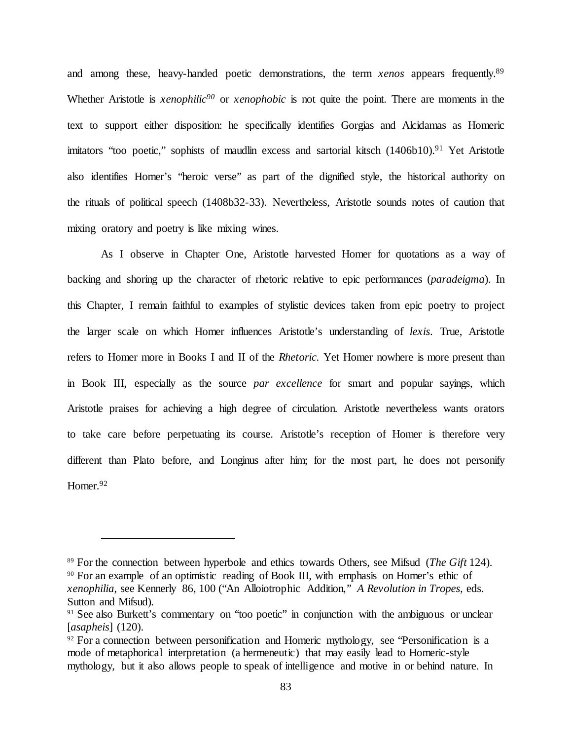and among these, heavy-handed poetic demonstrations, the term *xenos* appears frequently.[89] Whether Aristotle is *xenophilic*[90] or *xenophobic* is not quite the point. There are moments in the text to support either disposition: he specifically identifies Gorgias and Alcidamas as Homeric imitators "too poetic," sophists of maudlin excess and sartorial kitsch (1406b10).[91] Yet Aristotle also identifies Homer's "heroic verse" as part of the dignified style, the historical authority on the rituals of political speech (1408b32-33). Nevertheless, Aristotle sounds notes of caution that mixing oratory and poetry is like mixing wines.

As I observe in Chapter One, Aristotle harvested Homer for quotations as a way of backing and shoring up the character of rhetoric relative to epic performances (*paradeigma*). In this Chapter, I remain faithful to examples of stylistic devices taken from epic poetry to project the larger scale on which Homer influences Aristotle's understanding of *lexis*. True, Aristotle refers to Homer more in Books I and II of the *Rhetoric*. Yet Homer nowhere is more present than in Book III, especially as the source *par excellence* for smart and popular sayings, which Aristotle praises for achieving a high degree of circulation. Aristotle nevertheless wants orators to take care before perpetuating its course. Aristotle's reception of Homer is therefore very different than Plato before, and Longinus after him; for the most part, he does not personify Homer.[92]

---

[89] For the connection between hyperbole and ethics towards Others, see Mifsud (*The Gift* 124).

[90] For an example of an optimistic reading of Book III, with emphasis on Homer's ethic of *xenophilia*, see Kennerly 86, 100 ("An Alloiotrophic Addition," *A Revolution in Tropes*, eds. Sutton and Mifsud).

[91] See also Burkett's commentary on "too poetic" in conjunction with the ambiguous or unclear [*asapheis*] (120).

[92] For a connection between personification and Homeric mythology, see "Personification is a mode of metaphorical interpretation (a hermeneutic) that may easily lead to Homeric-style mythology, but it also allows people to speak of intelligence and motive in or behind nature. In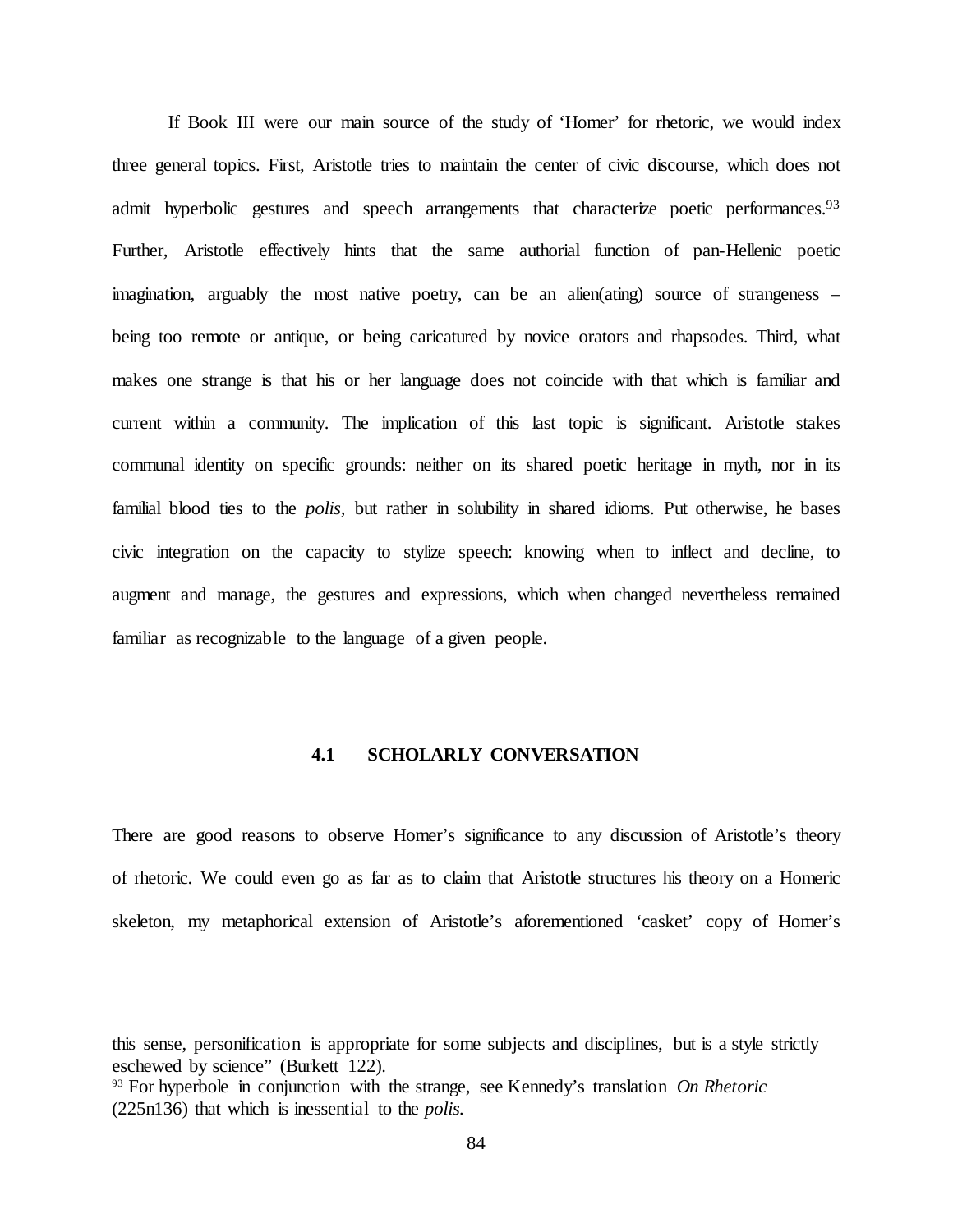If Book III were our main source of the study of 'Homer' for rhetoric, we would index three general topics. First, Aristotle tries to maintain the center of civic discourse, which does not admit hyperbolic gestures and speech arrangements that characterize poetic performances.[93] Further, Aristotle effectively hints that the same authorial function of pan-Hellenic poetic imagination, arguably the most native poetry, can be an alien(ating) source of strangeness – being too remote or antique, or being caricatured by novice orators and rhapsodes. Third, what makes one strange is that his or her language does not coincide with that which is familiar and current within a community. The implication of this last topic is significant. Aristotle stakes communal identity on specific grounds: neither on its shared poetic heritage in myth, nor in its familial blood ties to the *polis*, but rather in solubility in shared idioms. Put otherwise, he bases civic integration on the capacity to stylize speech: knowing when to inflect and decline, to augment and manage, the gestures and expressions, which when changed nevertheless remained familiar as recognizable to the language of a given people.

### 4.1 SCHOLARLY CONVERSATION

There are good reasons to observe Homer's significance to any discussion of Aristotle's theory of rhetoric. We could even go as far as to claim that Aristotle structures his theory on a Homeric skeleton, my metaphorical extension of Aristotle's aforementioned 'casket' copy of Homer's

---

this sense, personification is appropriate for some subjects and disciplines, but is a style strictly eschewed by science" (Burkett 122).

[93] For hyperbole in conjunction with the strange, see Kennedy's translation *On Rhetoric* (225n136) that which is inessential to the *polis*.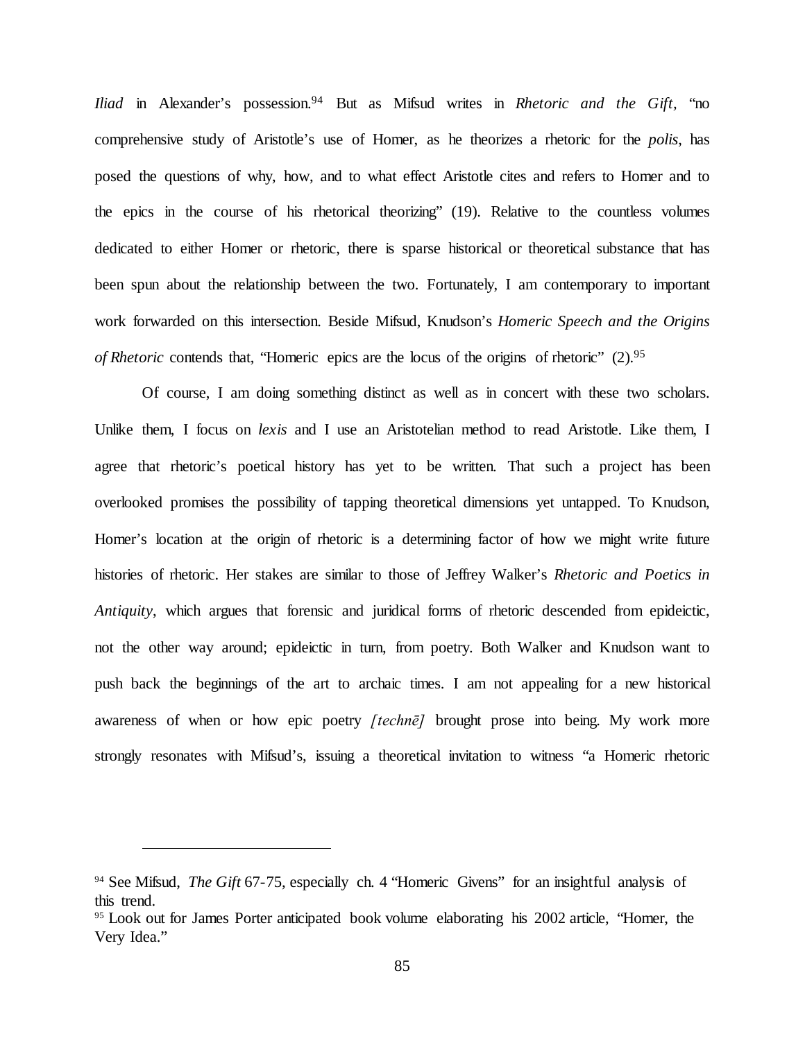*Iliad* in Alexander's possession.[94] But as Mifsud writes in *Rhetoric and the Gift,* "no comprehensive study of Aristotle's use of Homer, as he theorizes a rhetoric for the *polis*, has posed the questions of why, how, and to what effect Aristotle cites and refers to Homer and to the epics in the course of his rhetorical theorizing" (19). Relative to the countless volumes dedicated to either Homer or rhetoric, there is sparse historical or theoretical substance that has been spun about the relationship between the two. Fortunately, I am contemporary to important work forwarded on this intersection. Beside Mifsud, Knudson's *Homeric Speech and the Origins of Rhetoric* contends that, "Homeric epics are the locus of the origins of rhetoric" (2).[95]

Of course, I am doing something distinct as well as in concert with these two scholars. Unlike them, I focus on *lexis* and I use an Aristotelian method to read Aristotle. Like them, I agree that rhetoric's poetical history has yet to be written. That such a project has been overlooked promises the possibility of tapping theoretical dimensions yet untapped. To Knudson, Homer's location at the origin of rhetoric is a determining factor of how we might write future histories of rhetoric. Her stakes are similar to those of Jeffrey Walker's *Rhetoric and Poetics in Antiquity*, which argues that forensic and juridical forms of rhetoric descended from epideictic, not the other way around; epideictic in turn, from poetry. Both Walker and Knudson want to push back the beginnings of the art to archaic times. I am not appealing for a new historical awareness of when or how epic poetry *[technē]* brought prose into being. My work more strongly resonates with Mifsud's, issuing a theoretical invitation to witness "a Homeric rhetoric

---

[94] See Mifsud, *The Gift* 67-75, especially ch. 4 "Homeric Givens" for an insightful analysis of this trend.

[95] Look out for James Porter anticipated book volume elaborating his 2002 article, "Homer, the Very Idea."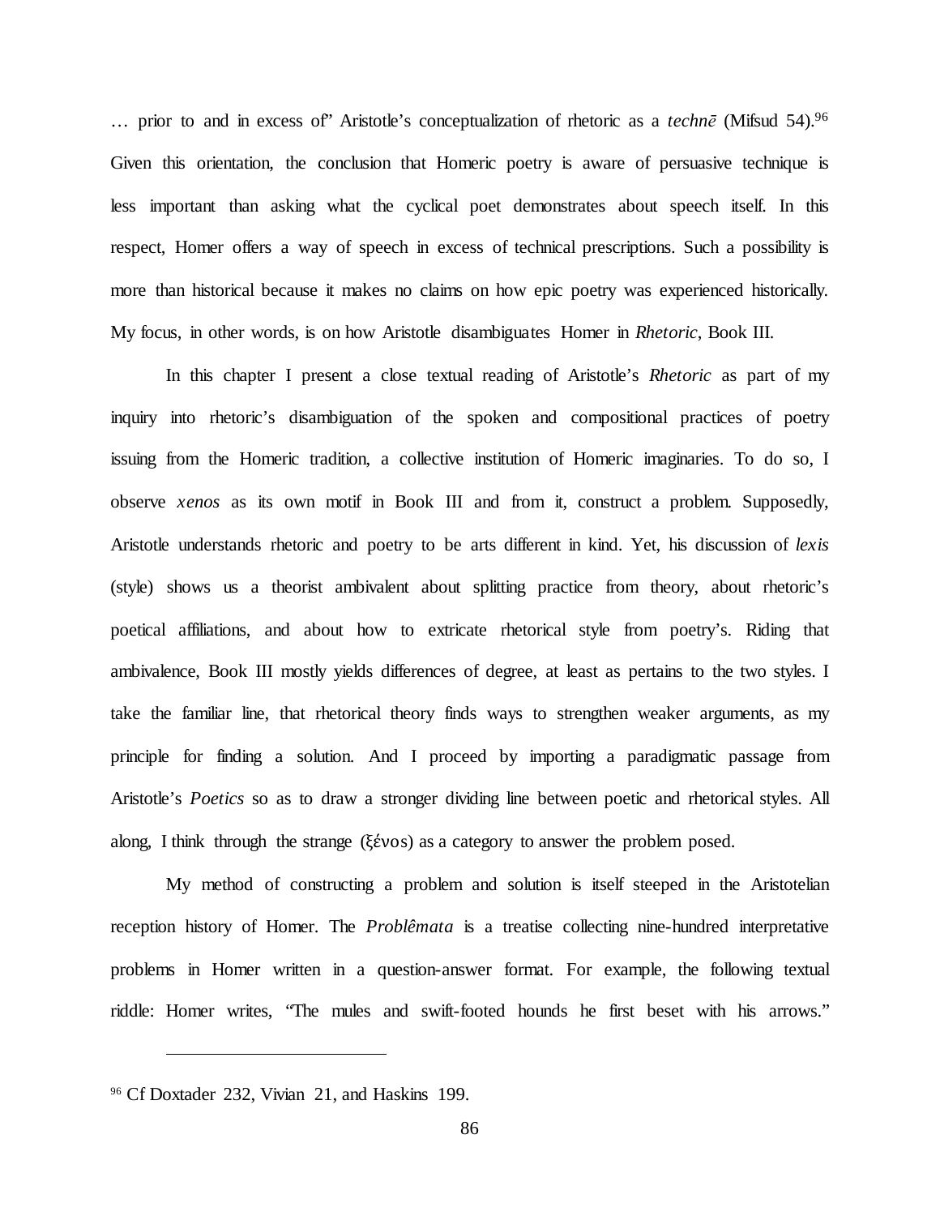… prior to and in excess of" Aristotle's conceptualization of rhetoric as a *technē* (Mifsud 54).[96] Given this orientation, the conclusion that Homeric poetry is aware of persuasive technique is less important than asking what the cyclical poet demonstrates about speech itself. In this respect, Homer offers a way of speech in excess of technical prescriptions. Such a possibility is more than historical because it makes no claims on how epic poetry was experienced historically. My focus, in other words, is on how Aristotle disambiguates Homer in *Rhetoric*, Book III.

In this chapter I present a close textual reading of Aristotle's *Rhetoric* as part of my inquiry into rhetoric's disambiguation of the spoken and compositional practices of poetry issuing from the Homeric tradition, a collective institution of Homeric imaginaries. To do so, I observe *xenos* as its own motif in Book III and from it, construct a problem. Supposedly, Aristotle understands rhetoric and poetry to be arts different in kind. Yet, his discussion of *lexis* (style) shows us a theorist ambivalent about splitting practice from theory, about rhetoric's poetical affiliations, and about how to extricate rhetorical style from poetry's. Riding that ambivalence, Book III mostly yields differences of degree, at least as pertains to the two styles. I take the familiar line, that rhetorical theory finds ways to strengthen weaker arguments, as my principle for finding a solution. And I proceed by importing a paradigmatic passage from Aristotle's *Poetics* so as to draw a stronger dividing line between poetic and rhetorical styles. All along, I think through the strange (ξένος) as a category to answer the problem posed.

My method of constructing a problem and solution is itself steeped in the Aristotelian reception history of Homer. The *Problêmata* is a treatise collecting nine-hundred interpretative problems in Homer written in a question-answer format. For example, the following textual riddle: Homer writes, "The mules and swift-footed hounds he first beset with his arrows."

---

[96] Cf Doxtader 232, Vivian 21, and Haskins 199.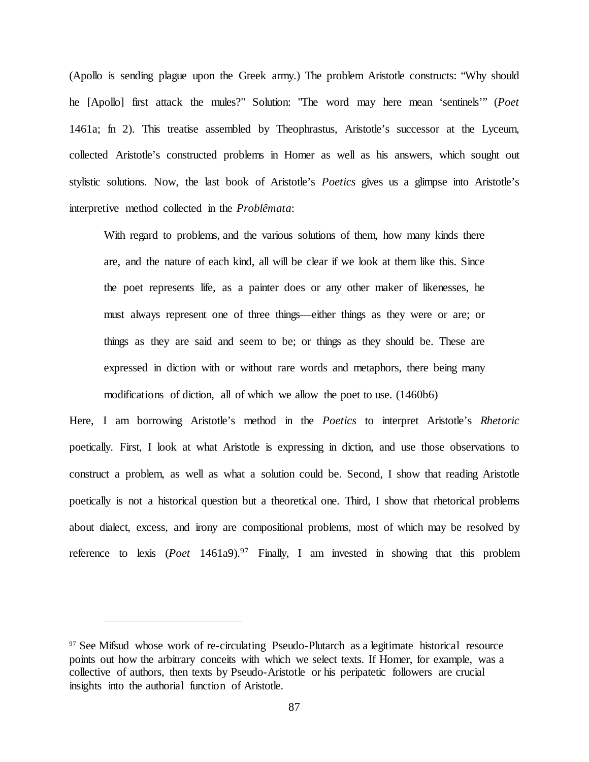(Apollo is sending plague upon the Greek army.) The problem Aristotle constructs: "Why should he [Apollo] first attack the mules?" Solution: "The word may here mean 'sentinels'" (*Poet* 1461a; fn 2). This treatise assembled by Theophrastus, Aristotle's successor at the Lyceum, collected Aristotle's constructed problems in Homer as well as his answers, which sought out stylistic solutions. Now, the last book of Aristotle's *Poetics* gives us a glimpse into Aristotle's interpretive method collected in the *Problêmata*:

> With regard to problems, and the various solutions of them, how many kinds there are, and the nature of each kind, all will be clear if we look at them like this. Since the poet represents life, as a painter does or any other maker of likenesses, he must always represent one of three things—either things as they were or are; or things as they are said and seem to be; or things as they should be. These are expressed in diction with or without rare words and metaphors, there being many modifications of diction, all of which we allow the poet to use. (1460b6)

Here, I am borrowing Aristotle's method in the *Poetics* to interpret Aristotle's *Rhetoric* poetically. First, I look at what Aristotle is expressing in diction, and use those observations to construct a problem, as well as what a solution could be. Second, I show that reading Aristotle poetically is not a historical question but a theoretical one. Third, I show that rhetorical problems about dialect, excess, and irony are compositional problems, most of which may be resolved by reference to lexis (*Poet* 1461a9).[97] Finally, I am invested in showing that this problem

---

[97] See Mifsud whose work of re-circulating Pseudo-Plutarch as a legitimate historical resource points out how the arbitrary conceits with which we select texts. If Homer, for example, was a collective of authors, then texts by Pseudo-Aristotle or his peripatetic followers are crucial insights into the authorial function of Aristotle.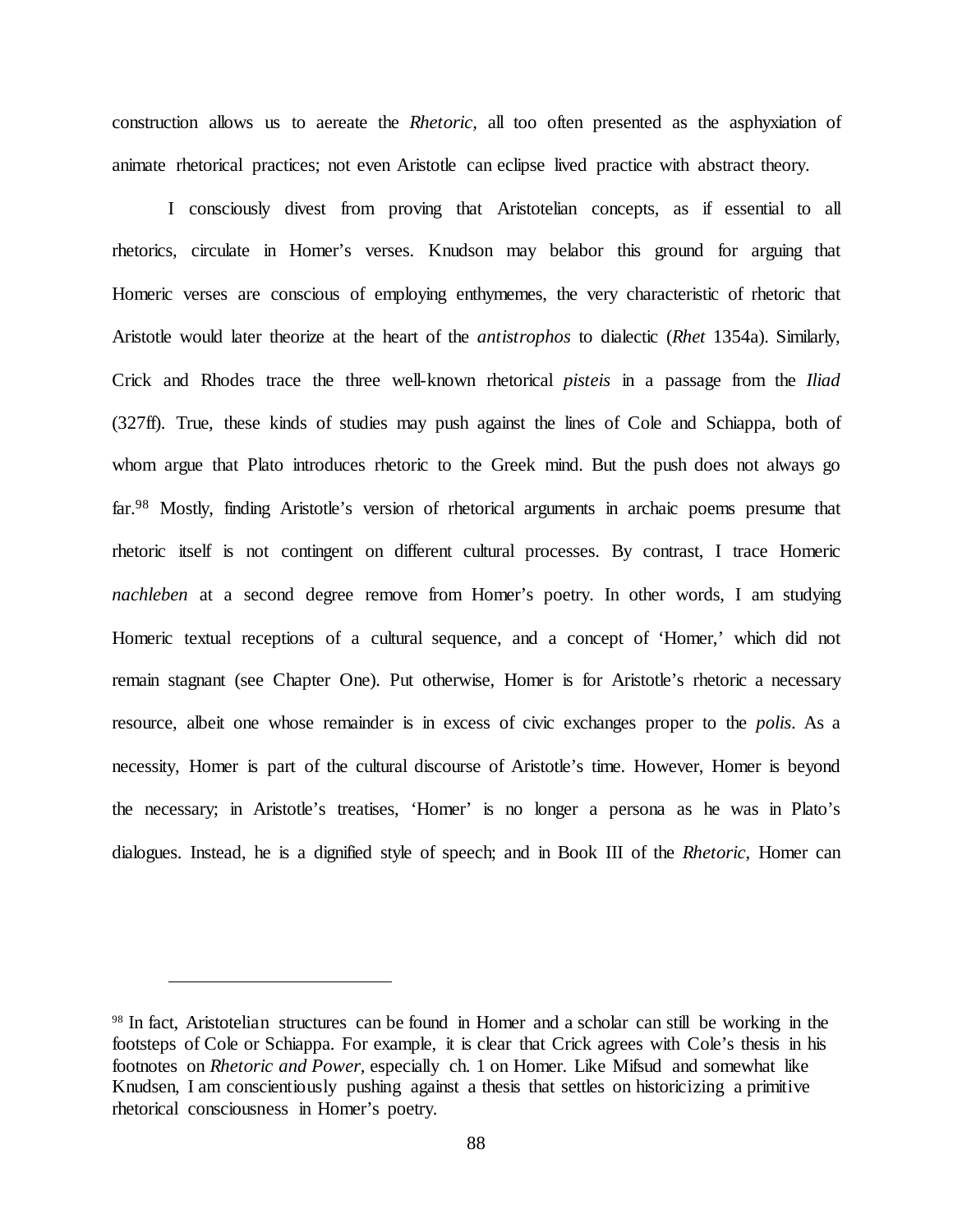construction allows us to aereate the *Rhetoric,* all too often presented as the asphyxiation of animate rhetorical practices; not even Aristotle can eclipse lived practice with abstract theory.

I consciously divest from proving that Aristotelian concepts, as if essential to all rhetorics, circulate in Homer's verses. Knudson may belabor this ground for arguing that Homeric verses are conscious of employing enthymemes, the very characteristic of rhetoric that Aristotle would later theorize at the heart of the *antistrophos* to dialectic (*Rhet* 1354a). Similarly, Crick and Rhodes trace the three well-known rhetorical *pisteis* in a passage from the *Iliad* (327ff). True, these kinds of studies may push against the lines of Cole and Schiappa, both of whom argue that Plato introduces rhetoric to the Greek mind. But the push does not always go far.[98] Mostly, finding Aristotle's version of rhetorical arguments in archaic poems presume that rhetoric itself is not contingent on different cultural processes. By contrast, I trace Homeric *nachleben* at a second degree remove from Homer's poetry. In other words, I am studying Homeric textual receptions of a cultural sequence, and a concept of 'Homer,' which did not remain stagnant (see Chapter One). Put otherwise, Homer is for Aristotle's rhetoric a necessary resource, albeit one whose remainder is in excess of civic exchanges proper to the *polis*. As a necessity, Homer is part of the cultural discourse of Aristotle's time. However, Homer is beyond the necessary; in Aristotle's treatises, 'Homer' is no longer a persona as he was in Plato's dialogues. Instead, he is a dignified style of speech; and in Book III of the *Rhetoric,* Homer can

---

[98] In fact, Aristotelian structures can be found in Homer and a scholar can still be working in the footsteps of Cole or Schiappa. For example, it is clear that Crick agrees with Cole's thesis in his footnotes on *Rhetoric and Power,* especially ch. 1 on Homer. Like Mifsud and somewhat like Knudsen, I am conscientiously pushing against a thesis that settles on historicizing a primitive rhetorical consciousness in Homer's poetry.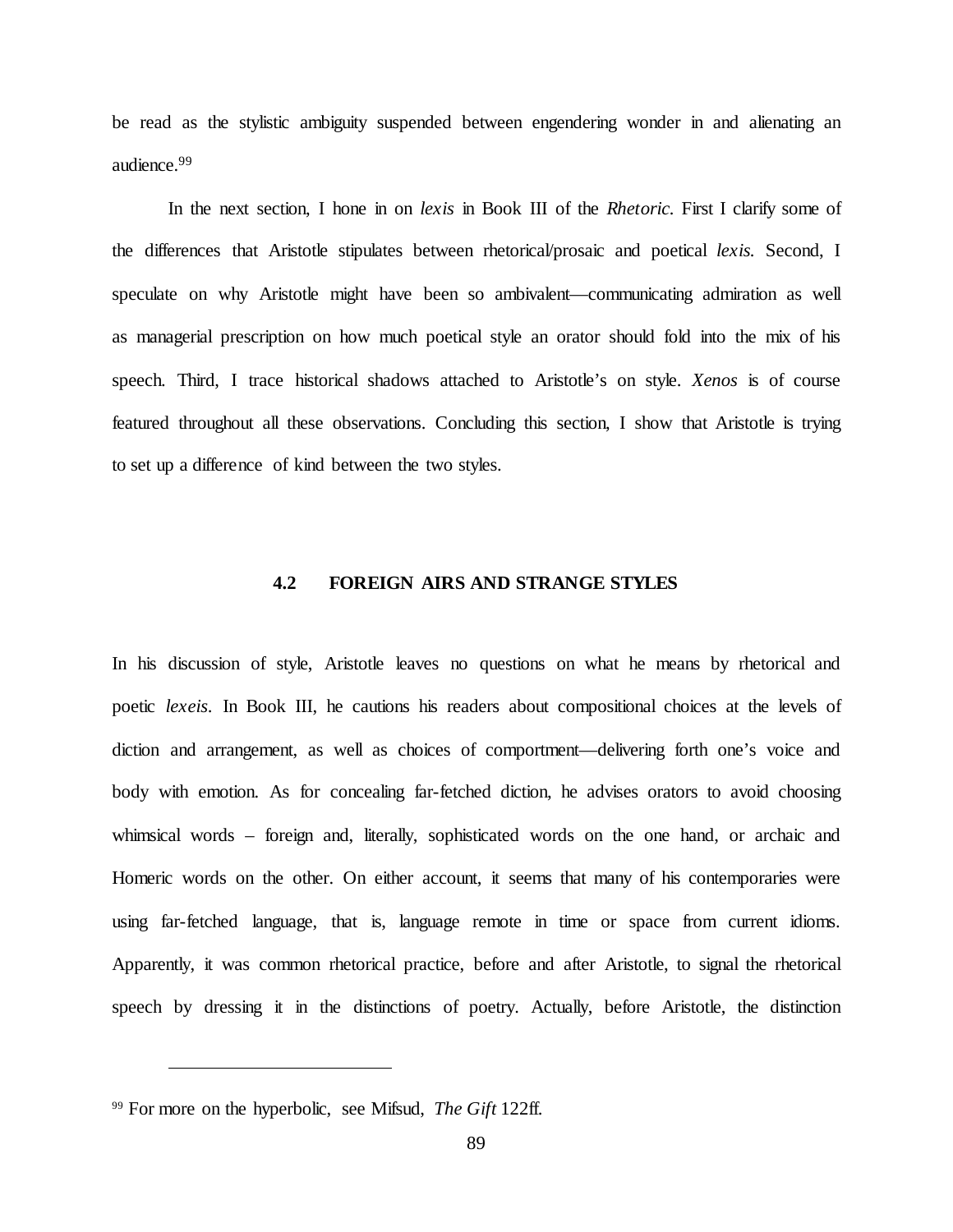be read as the stylistic ambiguity suspended between engendering wonder in and alienating an audience.[99]

In the next section, I hone in on *lexis* in Book III of the *Rhetoric*. First I clarify some of the differences that Aristotle stipulates between rhetorical/prosaic and poetical *lexis*. Second, I speculate on why Aristotle might have been so ambivalent—communicating admiration as well as managerial prescription on how much poetical style an orator should fold into the mix of his speech. Third, I trace historical shadows attached to Aristotle's on style. *Xenos* is of course featured throughout all these observations. Concluding this section, I show that Aristotle is trying to set up a difference of kind between the two styles.

## 4.2 FOREIGN AIRS AND STRANGE STYLES

In his discussion of style, Aristotle leaves no questions on what he means by rhetorical and poetic *lexeis*. In Book III, he cautions his readers about compositional choices at the levels of diction and arrangement, as well as choices of comportment—delivering forth one's voice and body with emotion. As for concealing far-fetched diction, he advises orators to avoid choosing whimsical words – foreign and, literally, sophisticated words on the one hand, or archaic and Homeric words on the other. On either account, it seems that many of his contemporaries were using far-fetched language, that is, language remote in time or space from current idioms. Apparently, it was common rhetorical practice, before and after Aristotle, to signal the rhetorical speech by dressing it in the distinctions of poetry. Actually, before Aristotle, the distinction

---

[99] For more on the hyperbolic, see Mifsud, *The Gift* 122ff.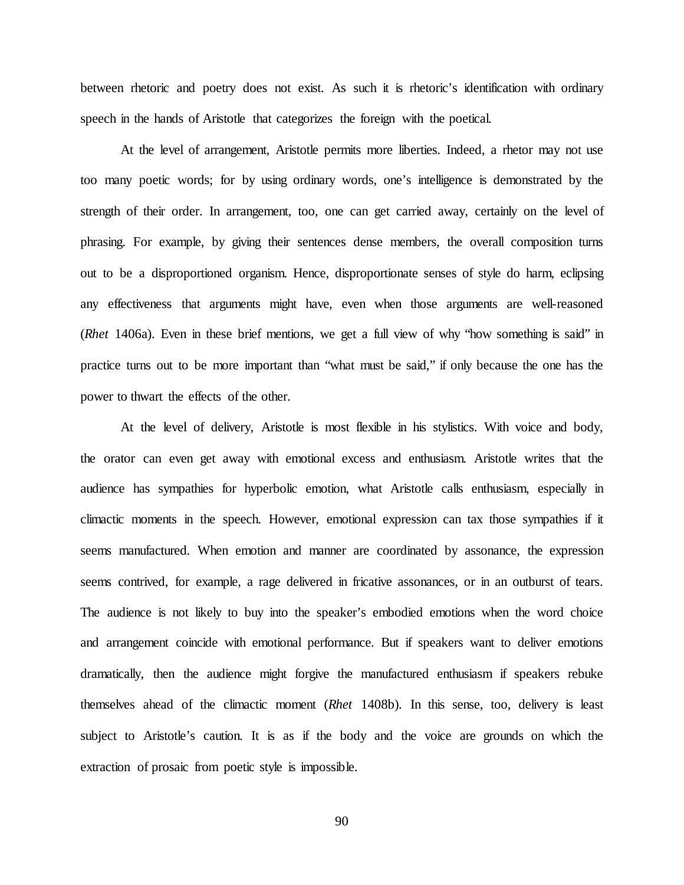between rhetoric and poetry does not exist. As such it is rhetoric's identification with ordinary speech in the hands of Aristotle that categorizes the foreign with the poetical.

At the level of arrangement, Aristotle permits more liberties. Indeed, a rhetor may not use too many poetic words; for by using ordinary words, one's intelligence is demonstrated by the strength of their order. In arrangement, too, one can get carried away, certainly on the level of phrasing. For example, by giving their sentences dense members, the overall composition turns out to be a disproportioned organism. Hence, disproportionate senses of style do harm, eclipsing any effectiveness that arguments might have, even when those arguments are well-reasoned (*Rhet* 1406a). Even in these brief mentions, we get a full view of why "how something is said" in practice turns out to be more important than "what must be said," if only because the one has the power to thwart the effects of the other.

At the level of delivery, Aristotle is most flexible in his stylistics. With voice and body, the orator can even get away with emotional excess and enthusiasm. Aristotle writes that the audience has sympathies for hyperbolic emotion, what Aristotle calls enthusiasm, especially in climactic moments in the speech. However, emotional expression can tax those sympathies if it seems manufactured. When emotion and manner are coordinated by assonance, the expression seems contrived, for example, a rage delivered in fricative assonances, or in an outburst of tears. The audience is not likely to buy into the speaker's embodied emotions when the word choice and arrangement coincide with emotional performance. But if speakers want to deliver emotions dramatically, then the audience might forgive the manufactured enthusiasm if speakers rebuke themselves ahead of the climactic moment (*Rhet* 1408b). In this sense, too, delivery is least subject to Aristotle's caution. It is as if the body and the voice are grounds on which the extraction of prosaic from poetic style is impossible.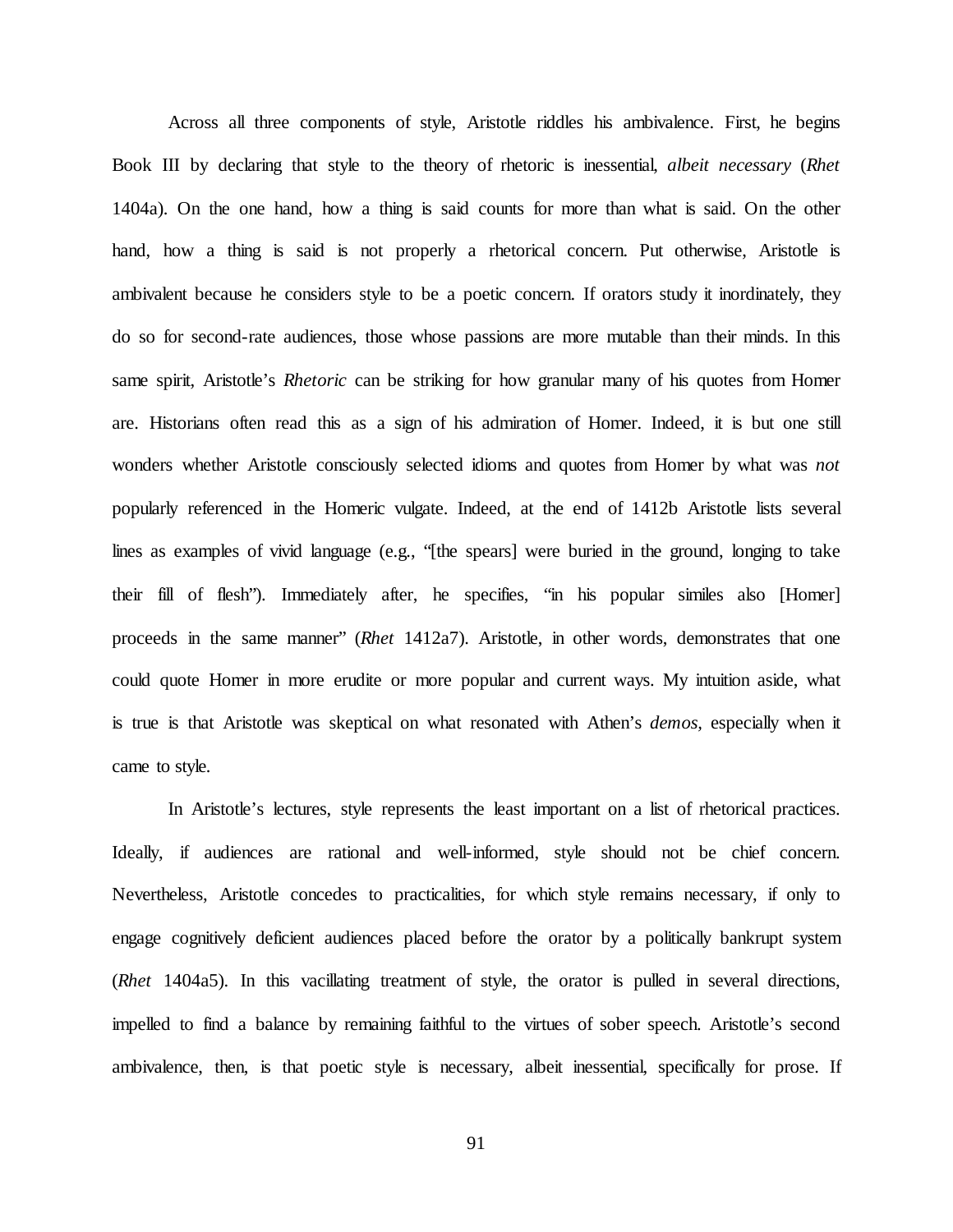Across all three components of style, Aristotle riddles his ambivalence. First, he begins Book III by declaring that style to the theory of rhetoric is inessential, *albeit necessary* (*Rhet* 1404a). On the one hand, how a thing is said counts for more than what is said. On the other hand, how a thing is said is not properly a rhetorical concern. Put otherwise, Aristotle is ambivalent because he considers style to be a poetic concern. If orators study it inordinately, they do so for second-rate audiences, those whose passions are more mutable than their minds. In this same spirit, Aristotle's *Rhetoric* can be striking for how granular many of his quotes from Homer are. Historians often read this as a sign of his admiration of Homer. Indeed, it is but one still wonders whether Aristotle consciously selected idioms and quotes from Homer by what was *not* popularly referenced in the Homeric vulgate. Indeed, at the end of 1412b Aristotle lists several lines as examples of vivid language (e.g., "[the spears] were buried in the ground, longing to take their fill of flesh"). Immediately after, he specifies, "in his popular similes also [Homer] proceeds in the same manner" (*Rhet* 1412a7). Aristotle, in other words, demonstrates that one could quote Homer in more erudite or more popular and current ways. My intuition aside, what is true is that Aristotle was skeptical on what resonated with Athen's *demos*, especially when it came to style.

In Aristotle's lectures, style represents the least important on a list of rhetorical practices. Ideally, if audiences are rational and well-informed, style should not be chief concern. Nevertheless, Aristotle concedes to practicalities, for which style remains necessary, if only to engage cognitively deficient audiences placed before the orator by a politically bankrupt system (*Rhet* 1404a5). In this vacillating treatment of style, the orator is pulled in several directions, impelled to find a balance by remaining faithful to the virtues of sober speech. Aristotle's second ambivalence, then, is that poetic style is necessary, albeit inessential, specifically for prose. If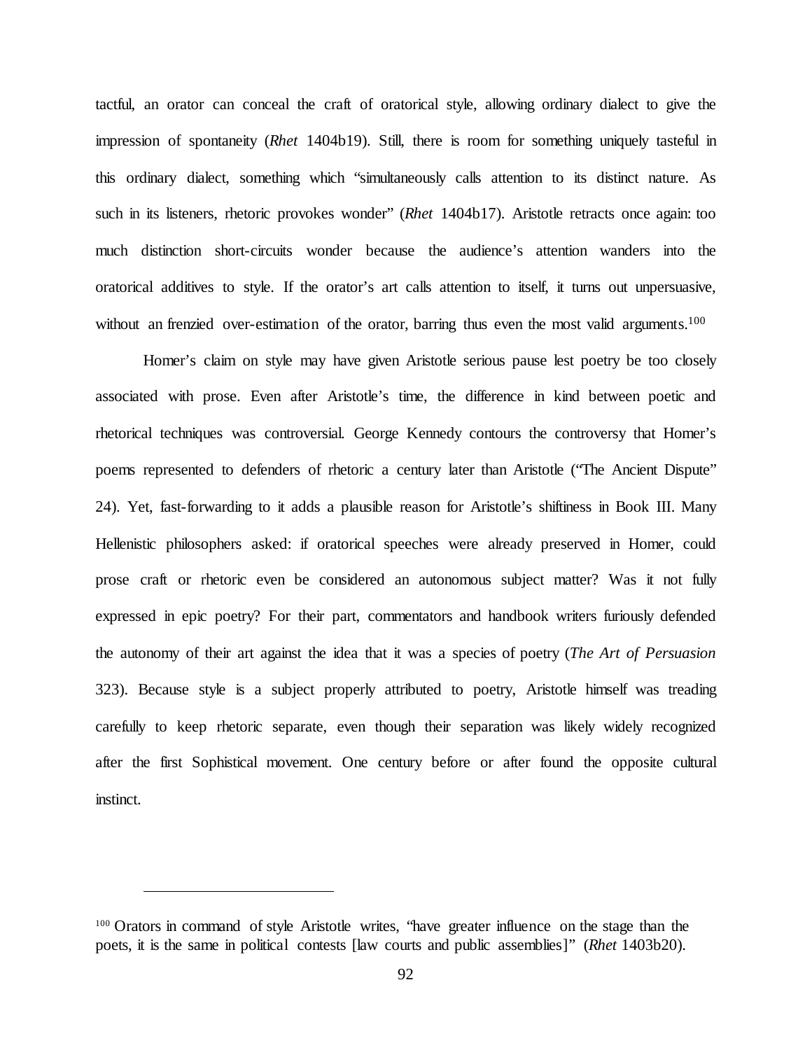tactful, an orator can conceal the craft of oratorical style, allowing ordinary dialect to give the impression of spontaneity (*Rhet* 1404b19). Still, there is room for something uniquely tasteful in this ordinary dialect, something which "simultaneously calls attention to its distinct nature. As such in its listeners, rhetoric provokes wonder" (*Rhet* 1404b17). Aristotle retracts once again: too much distinction short-circuits wonder because the audience's attention wanders into the oratorical additives to style. If the orator's art calls attention to itself, it turns out unpersuasive, without an frenzied over-estimation of the orator, barring thus even the most valid arguments.[100]

Homer's claim on style may have given Aristotle serious pause lest poetry be too closely associated with prose. Even after Aristotle's time, the difference in kind between poetic and rhetorical techniques was controversial. George Kennedy contours the controversy that Homer's poems represented to defenders of rhetoric a century later than Aristotle ("The Ancient Dispute" 24). Yet, fast-forwarding to it adds a plausible reason for Aristotle's shiftiness in Book III. Many Hellenistic philosophers asked: if oratorical speeches were already preserved in Homer, could prose craft or rhetoric even be considered an autonomous subject matter? Was it not fully expressed in epic poetry? For their part, commentators and handbook writers furiously defended the autonomy of their art against the idea that it was a species of poetry (*The Art of Persuasion* 323). Because style is a subject properly attributed to poetry, Aristotle himself was treading carefully to keep rhetoric separate, even though their separation was likely widely recognized after the first Sophistical movement. One century before or after found the opposite cultural instinct.

---

[100] Orators in command of style Aristotle writes, "have greater influence on the stage than the poets, it is the same in political contests [law courts and public assemblies]" (*Rhet* 1403b20).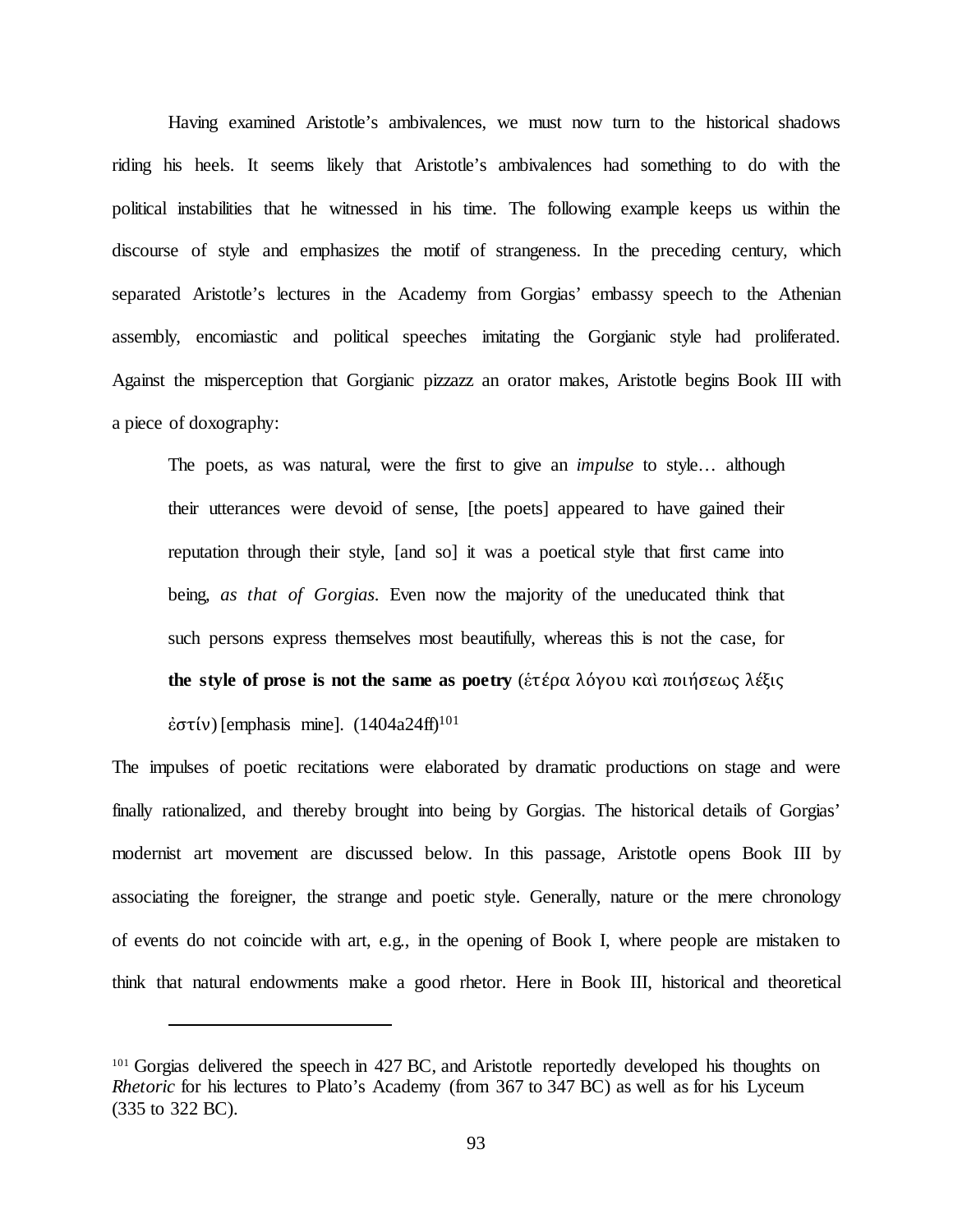Having examined Aristotle's ambivalences, we must now turn to the historical shadows riding his heels. It seems likely that Aristotle's ambivalences had something to do with the political instabilities that he witnessed in his time. The following example keeps us within the discourse of style and emphasizes the motif of strangeness. In the preceding century, which separated Aristotle's lectures in the Academy from Gorgias' embassy speech to the Athenian assembly, encomiastic and political speeches imitating the Gorgianic style had proliferated. Against the misperception that Gorgianic pizzazz an orator makes, Aristotle begins Book III with a piece of doxography:

> The poets, as was natural, were the first to give an *impulse* to style… although their utterances were devoid of sense, [the poets] appeared to have gained their reputation through their style, [and so] it was a poetical style that first came into being, *as that of Gorgias*. Even now the majority of the uneducated think that such persons express themselves most beautifully, whereas this is not the case, for **the style of prose is not the same as poetry** (ἑτέρα λόγου καὶ ποιήσεως λέξις ἐστίν) [emphasis mine]. (1404a24ff)[101]

The impulses of poetic recitations were elaborated by dramatic productions on stage and were finally rationalized, and thereby brought into being by Gorgias. The historical details of Gorgias' modernist art movement are discussed below. In this passage, Aristotle opens Book III by associating the foreigner, the strange and poetic style. Generally, nature or the mere chronology of events do not coincide with art, e.g., in the opening of Book I, where people are mistaken to think that natural endowments make a good rhetor. Here in Book III, historical and theoretical

---

[101] Gorgias delivered the speech in 427 BC, and Aristotle reportedly developed his thoughts on *Rhetoric* for his lectures to Plato's Academy (from 367 to 347 BC) as well as for his Lyceum (335 to 322 BC).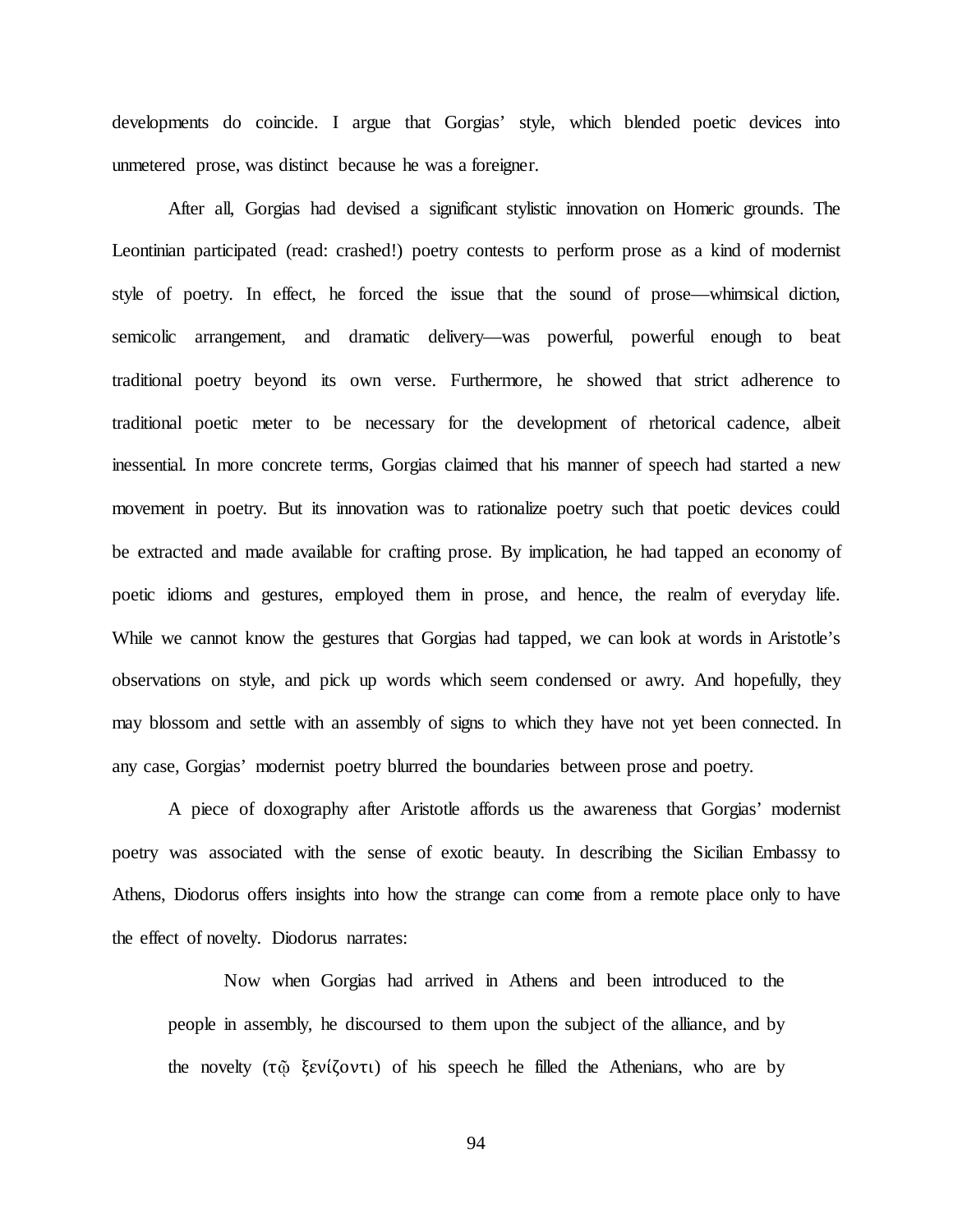developments do coincide. I argue that Gorgias' style, which blended poetic devices into unmetered prose, was distinct because he was a foreigner.

After all, Gorgias had devised a significant stylistic innovation on Homeric grounds. The Leontinian participated (read: crashed!) poetry contests to perform prose as a kind of modernist style of poetry. In effect, he forced the issue that the sound of prose—whimsical diction, semicolic arrangement, and dramatic delivery—was powerful, powerful enough to beat traditional poetry beyond its own verse. Furthermore, he showed that strict adherence to traditional poetic meter to be necessary for the development of rhetorical cadence, albeit inessential. In more concrete terms, Gorgias claimed that his manner of speech had started a new movement in poetry. But its innovation was to rationalize poetry such that poetic devices could be extracted and made available for crafting prose. By implication, he had tapped an economy of poetic idioms and gestures, employed them in prose, and hence, the realm of everyday life. While we cannot know the gestures that Gorgias had tapped, we can look at words in Aristotle's observations on style, and pick up words which seem condensed or awry. And hopefully, they may blossom and settle with an assembly of signs to which they have not yet been connected. In any case, Gorgias' modernist poetry blurred the boundaries between prose and poetry.

A piece of doxography after Aristotle affords us the awareness that Gorgias' modernist poetry was associated with the sense of exotic beauty. In describing the Sicilian Embassy to Athens, Diodorus offers insights into how the strange can come from a remote place only to have the effect of novelty. Diodorus narrates:

> Now when Gorgias had arrived in Athens and been introduced to the people in assembly, he discoursed to them upon the subject of the alliance, and by the novelty (τῷ ξενίζοντι) of his speech he filled the Athenians, who are by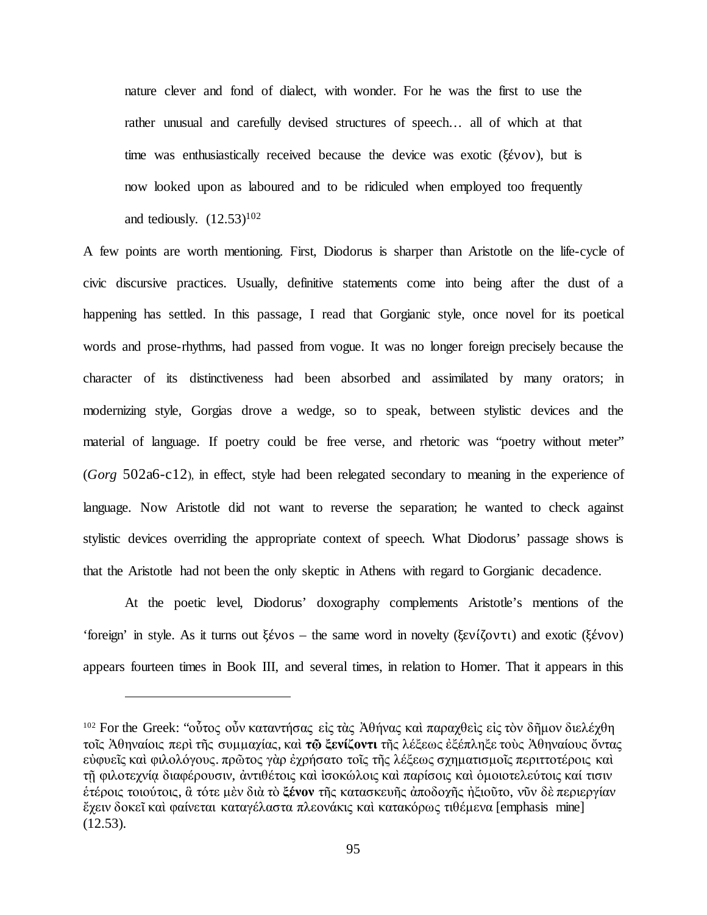> nature clever and fond of dialect, with wonder. For he was the first to use the rather unusual and carefully devised structures of speech… all of which at that time was enthusiastically received because the device was exotic (ξένον), but is now looked upon as laboured and to be ridiculed when employed too frequently and tediously. (12.53)[102]

A few points are worth mentioning. First, Diodorus is sharper than Aristotle on the life-cycle of civic discursive practices. Usually, definitive statements come into being after the dust of a happening has settled. In this passage, I read that Gorgianic style, once novel for its poetical words and prose-rhythms, had passed from vogue. It was no longer foreign precisely because the character of its distinctiveness had been absorbed and assimilated by many orators; in modernizing style, Gorgias drove a wedge, so to speak, between stylistic devices and the material of language. If poetry could be free verse, and rhetoric was "poetry without meter" (*Gorg* 502a6-c12), in effect, style had been relegated secondary to meaning in the experience of language. Now Aristotle did not want to reverse the separation; he wanted to check against stylistic devices overriding the appropriate context of speech. What Diodorus' passage shows is that the Aristotle had not been the only skeptic in Athens with regard to Gorgianic decadence.

At the poetic level, Diodorus' doxography complements Aristotle's mentions of the 'foreign' in style. As it turns out ξένος – the same word in novelty (ξενίζοντι) and exotic (ξένον) appears fourteen times in Book III, and several times, in relation to Homer. That it appears in this

---

[102] For the Greek: "οὗτος οὖν καταντήσας εἰς τὰς Ἀθήνας καὶ παραχθεὶς εἰς τὸν δῆμον διελέχθη τοῖς Ἀθηναίοις περὶ τῆς συμμαχίας, καὶ **τῷ ξενίζοντι** τῆς λέξεως ἐξέπληξε τοὺς Ἀθηναίους ὄντας εὐφυεῖς καὶ φιλολόγους. πρῶτος γὰρ ἐχρήσατο τοῖς τῆς λέξεως σχηματισμοῖς περιττοτέροις καὶ τῇ φιλοτεχνίᾳ διαφέρουσιν, ἀντιθέτοις καὶ ἰσοκώλοις καὶ παρίσοις καὶ ὁμοιοτελεύτοις καί τισιν ἑτέροις τοιούτοις, ἃ τότε μὲν διὰ τὸ **ξένον** τῆς κατασκευῆς ἀποδοχῆς ἠξιοῦτο, νῦν δὲ περιεργίαν ἔχειν δοκεῖ καὶ φαίνεται καταγέλαστα πλεονάκις καὶ κατακόρως τιθέμενα [emphasis mine] (12.53).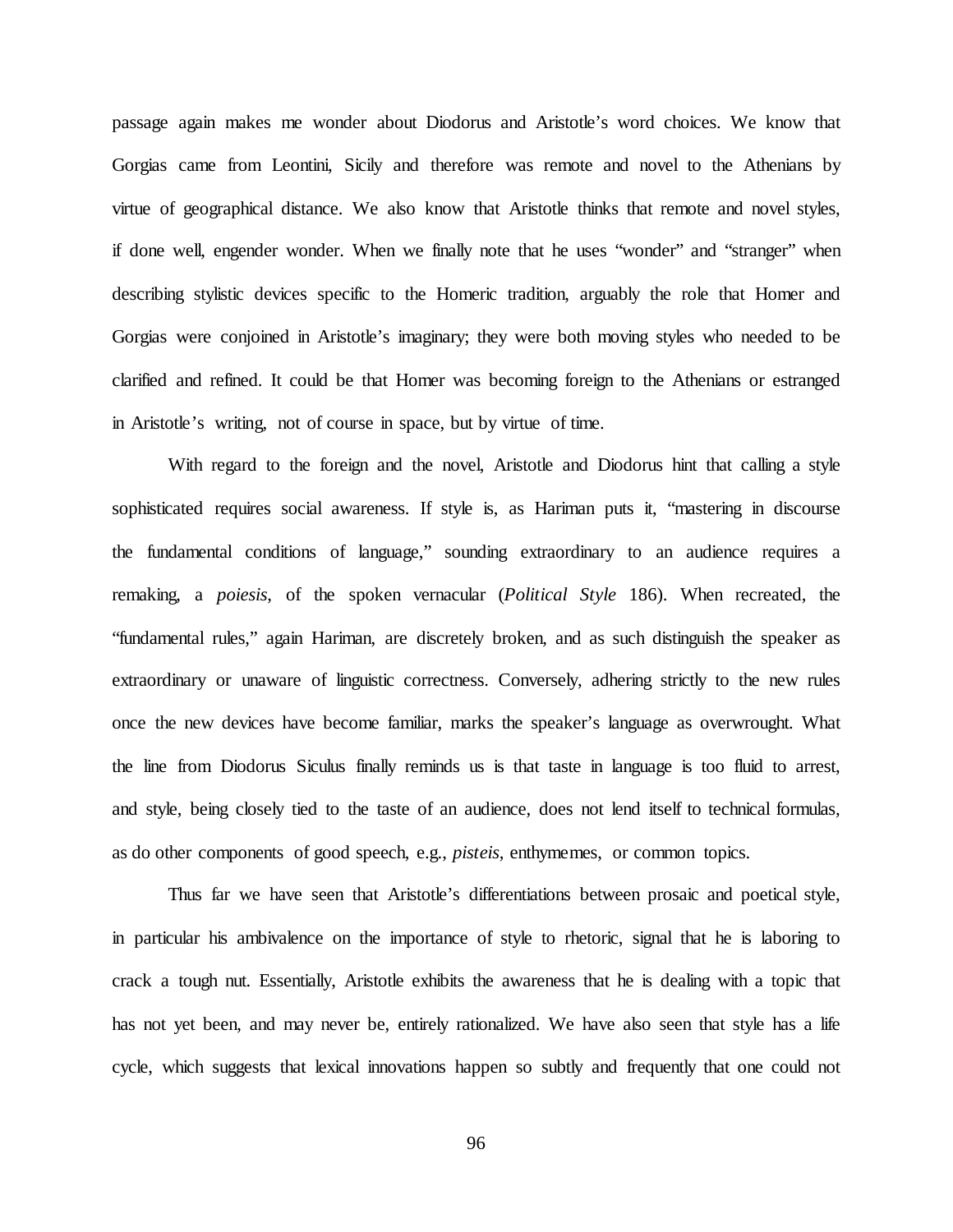passage again makes me wonder about Diodorus and Aristotle's word choices. We know that Gorgias came from Leontini, Sicily and therefore was remote and novel to the Athenians by virtue of geographical distance. We also know that Aristotle thinks that remote and novel styles, if done well, engender wonder. When we finally note that he uses "wonder" and "stranger" when describing stylistic devices specific to the Homeric tradition, arguably the role that Homer and Gorgias were conjoined in Aristotle's imaginary; they were both moving styles who needed to be clarified and refined. It could be that Homer was becoming foreign to the Athenians or estranged in Aristotle's writing, not of course in space, but by virtue of time.

With regard to the foreign and the novel, Aristotle and Diodorus hint that calling a style sophisticated requires social awareness. If style is, as Hariman puts it, "mastering in discourse the fundamental conditions of language," sounding extraordinary to an audience requires a remaking, a *poiesis*, of the spoken vernacular (*Political Style* 186). When recreated, the "fundamental rules," again Hariman, are discretely broken, and as such distinguish the speaker as extraordinary or unaware of linguistic correctness. Conversely, adhering strictly to the new rules once the new devices have become familiar, marks the speaker's language as overwrought. What the line from Diodorus Siculus finally reminds us is that taste in language is too fluid to arrest, and style, being closely tied to the taste of an audience, does not lend itself to technical formulas, as do other components of good speech, e.g., *pisteis*, enthymemes, or common topics.

Thus far we have seen that Aristotle's differentiations between prosaic and poetical style, in particular his ambivalence on the importance of style to rhetoric, signal that he is laboring to crack a tough nut. Essentially, Aristotle exhibits the awareness that he is dealing with a topic that has not yet been, and may never be, entirely rationalized. We have also seen that style has a life cycle, which suggests that lexical innovations happen so subtly and frequently that one could not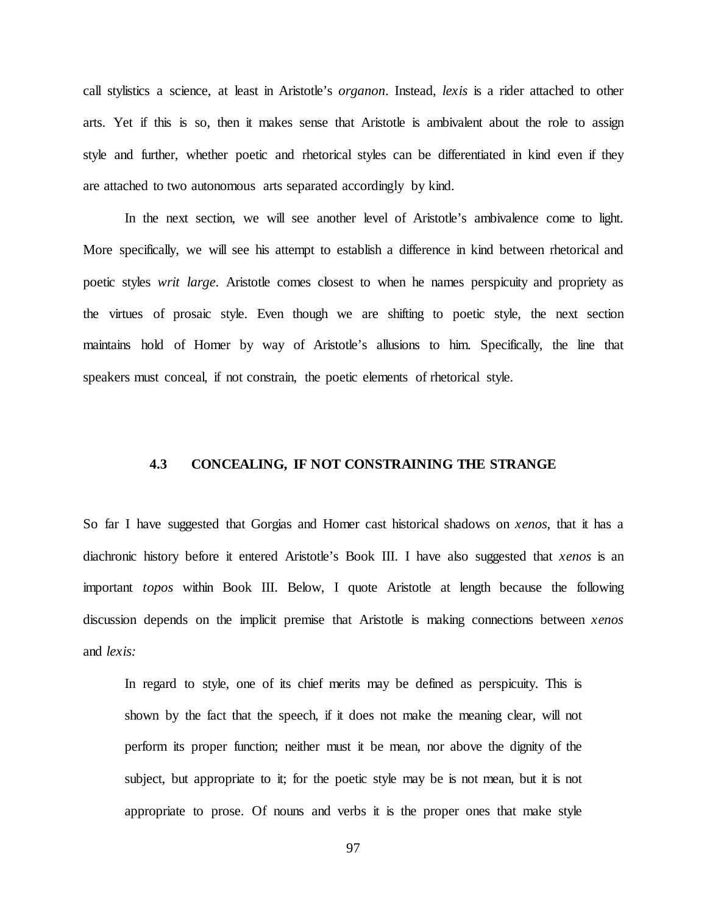call stylistics a science, at least in Aristotle's *organon*. Instead, *lexis* is a rider attached to other arts. Yet if this is so, then it makes sense that Aristotle is ambivalent about the role to assign style and further, whether poetic and rhetorical styles can be differentiated in kind even if they are attached to two autonomous arts separated accordingly by kind.

In the next section, we will see another level of Aristotle's ambivalence come to light. More specifically, we will see his attempt to establish a difference in kind between rhetorical and poetic styles *writ large*. Aristotle comes closest to when he names perspicuity and propriety as the virtues of prosaic style. Even though we are shifting to poetic style, the next section maintains hold of Homer by way of Aristotle's allusions to him. Specifically, the line that speakers must conceal, if not constrain, the poetic elements of rhetorical style.

### 4.3 CONCEALING, IF NOT CONSTRAINING THE STRANGE

So far I have suggested that Gorgias and Homer cast historical shadows on *xenos*, that it has a diachronic history before it entered Aristotle's Book III. I have also suggested that *xenos* is an important *topos* within Book III. Below, I quote Aristotle at length because the following discussion depends on the implicit premise that Aristotle is making connections between *xenos* and *lexis:*

> In regard to style, one of its chief merits may be defined as perspicuity. This is shown by the fact that the speech, if it does not make the meaning clear, will not perform its proper function; neither must it be mean, nor above the dignity of the subject, but appropriate to it; for the poetic style may be is not mean, but it is not appropriate to prose. Of nouns and verbs it is the proper ones that make style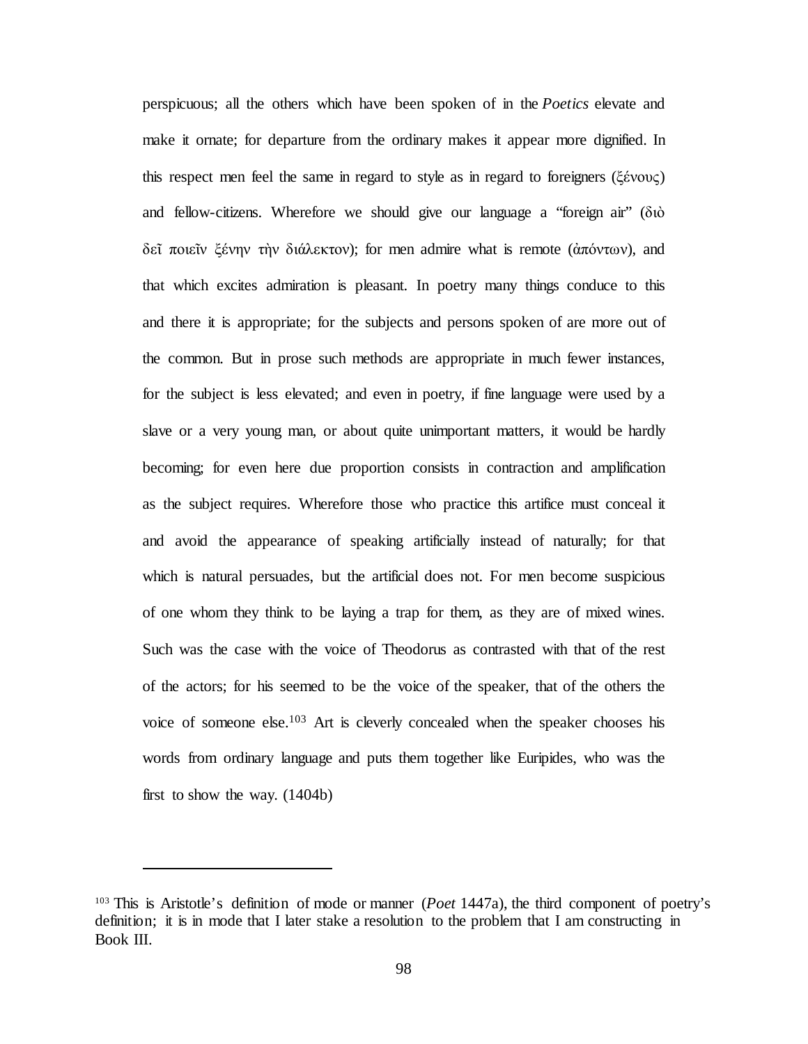perspicuous; all the others which have been spoken of in the *Poetics* elevate and make it ornate; for departure from the ordinary makes it appear more dignified. In this respect men feel the same in regard to style as in regard to foreigners (ξένους) and fellow-citizens. Wherefore we should give our language a "foreign air" (διὸ δεῖ ποιεῖν ξένην τὴν διάλεκτον); for men admire what is remote (ἀπόντων), and that which excites admiration is pleasant. In poetry many things conduce to this and there it is appropriate; for the subjects and persons spoken of are more out of the common. But in prose such methods are appropriate in much fewer instances, for the subject is less elevated; and even in poetry, if fine language were used by a slave or a very young man, or about quite unimportant matters, it would be hardly becoming; for even here due proportion consists in contraction and amplification as the subject requires. Wherefore those who practice this artifice must conceal it and avoid the appearance of speaking artificially instead of naturally; for that which is natural persuades, but the artificial does not. For men become suspicious of one whom they think to be laying a trap for them, as they are of mixed wines. Such was the case with the voice of Theodorus as contrasted with that of the rest of the actors; for his seemed to be the voice of the speaker, that of the others the voice of someone else.[103] Art is cleverly concealed when the speaker chooses his words from ordinary language and puts them together like Euripides, who was the first to show the way. (1404b)

---

[103] This is Aristotle's definition of mode or manner (*Poet* 1447a), the third component of poetry's definition; it is in mode that I later stake a resolution to the problem that I am constructing in Book III.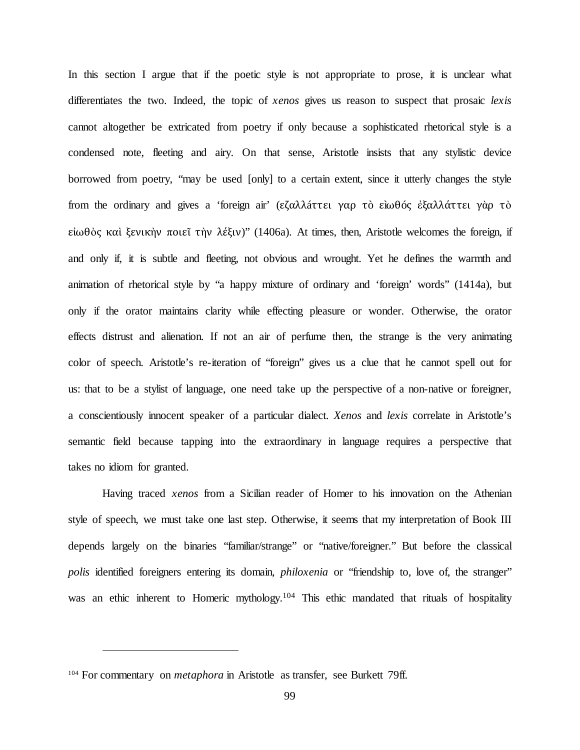In this section I argue that if the poetic style is not appropriate to prose, it is unclear what differentiates the two. Indeed, the topic of *xenos* gives us reason to suspect that prosaic *lexis* cannot altogether be extricated from poetry if only because a sophisticated rhetorical style is a condensed note, fleeting and airy. On that sense, Aristotle insists that any stylistic device borrowed from poetry, "may be used [only] to a certain extent, since it utterly changes the style from the ordinary and gives a 'foreign air' (εζαλλάττει γαρ τὸ εἰωθός ἐξαλλάττει γὰρ τὸ εἰωθὸς καὶ ξενικὴν ποιεῖ τὴν λέξιν)" (1406a). At times, then, Aristotle welcomes the foreign, if and only if, it is subtle and fleeting, not obvious and wrought. Yet he defines the warmth and animation of rhetorical style by "a happy mixture of ordinary and 'foreign' words" (1414a), but only if the orator maintains clarity while effecting pleasure or wonder. Otherwise, the orator effects distrust and alienation. If not an air of perfume then, the strange is the very animating color of speech. Aristotle's re-iteration of "foreign" gives us a clue that he cannot spell out for us: that to be a stylist of language, one need take up the perspective of a non-native or foreigner, a conscientiously innocent speaker of a particular dialect. *Xenos* and *lexis* correlate in Aristotle's semantic field because tapping into the extraordinary in language requires a perspective that takes no idiom for granted.

Having traced *xenos* from a Sicilian reader of Homer to his innovation on the Athenian style of speech, we must take one last step. Otherwise, it seems that my interpretation of Book III depends largely on the binaries "familiar/strange" or "native/foreigner." But before the classical *polis* identified foreigners entering its domain, *philoxenia* or "friendship to, love of, the stranger" was an ethic inherent to Homeric mythology.[104] This ethic mandated that rituals of hospitality

---

[104] For commentary on *metaphora* in Aristotle as transfer, see Burkett 79ff.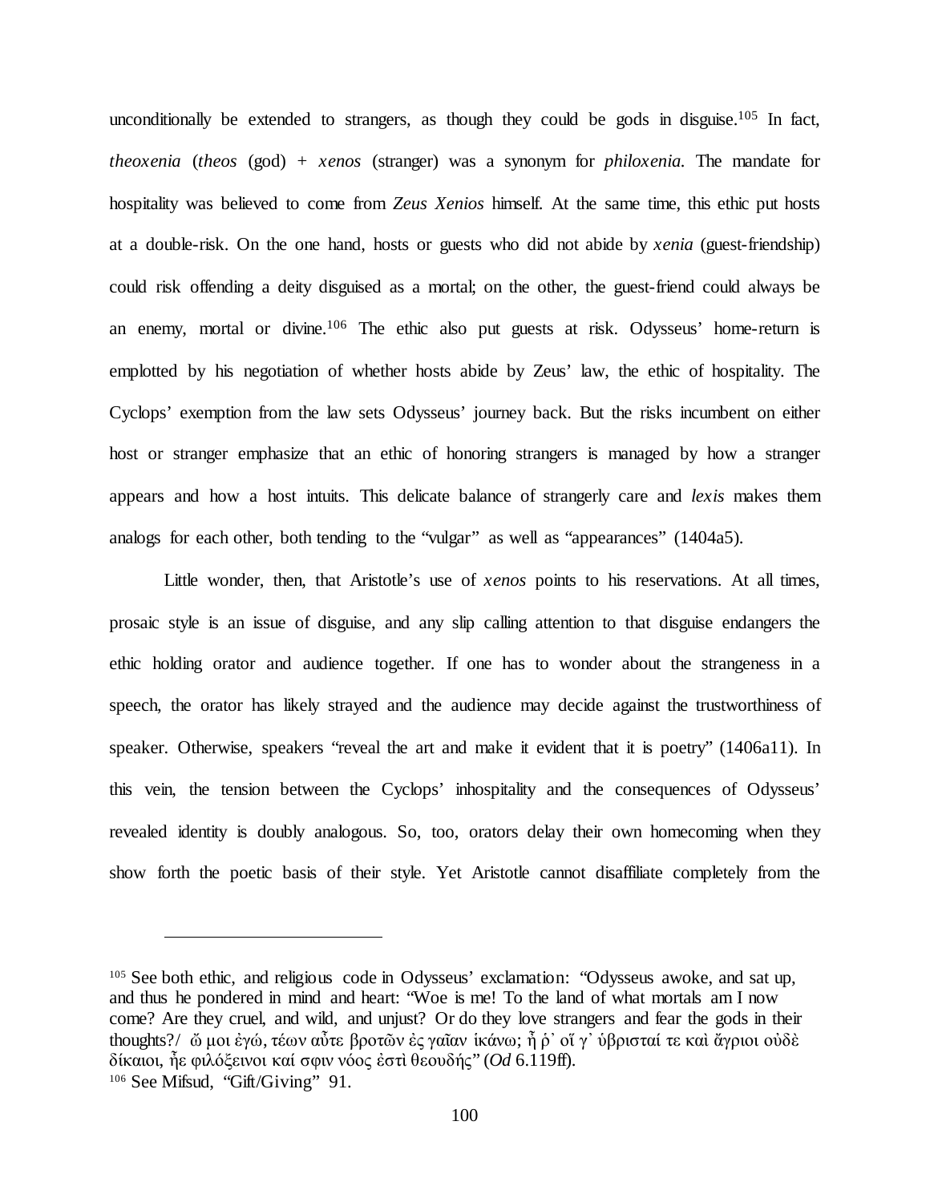unconditionally be extended to strangers, as though they could be gods in disguise.[105] In fact, *theoxenia* (*theos* (god) + *xenos* (stranger) was a synonym for *philoxenia*. The mandate for hospitality was believed to come from *Zeus Xenios* himself. At the same time, this ethic put hosts at a double-risk. On the one hand, hosts or guests who did not abide by *xenia* (guest-friendship) could risk offending a deity disguised as a mortal; on the other, the guest-friend could always be an enemy, mortal or divine.[106] The ethic also put guests at risk. Odysseus' home-return is emplotted by his negotiation of whether hosts abide by Zeus' law, the ethic of hospitality. The Cyclops' exemption from the law sets Odysseus' journey back. But the risks incumbent on either host or stranger emphasize that an ethic of honoring strangers is managed by how a stranger appears and how a host intuits. This delicate balance of strangerly care and *lexis* makes them analogs for each other, both tending to the "vulgar" as well as "appearances" (1404a5).

Little wonder, then, that Aristotle's use of *xenos* points to his reservations. At all times, prosaic style is an issue of disguise, and any slip calling attention to that disguise endangers the ethic holding orator and audience together. If one has to wonder about the strangeness in a speech, the orator has likely strayed and the audience may decide against the trustworthiness of speaker. Otherwise, speakers "reveal the art and make it evident that it is poetry" (1406a11). In this vein, the tension between the Cyclops' inhospitality and the consequences of Odysseus' revealed identity is doubly analogous. So, too, orators delay their own homecoming when they show forth the poetic basis of their style. Yet Aristotle cannot disaffiliate completely from the

---

[105] See both ethic, and religious code in Odysseus' exclamation: "Odysseus awoke, and sat up, and thus he pondered in mind and heart: "Woe is me! To the land of what mortals am I now come? Are they cruel, and wild, and unjust? Or do they love strangers and fear the gods in their thoughts?/ ὤ μοι ἐγώ, τέων αὖτε βροτῶν ἐς γαῖαν ἱκάνω; ἦ ῥ᾽ οἵ γ᾽ ὑβρισταί τε καὶ ἄγριοι οὐδὲ δίκαιοι, ἦε φιλόξεινοι καί σφιν νόος ἐστὶ θεουδής" (*Od* 6.119ff).

[106] See Mifsud, "Gift/Giving" 91.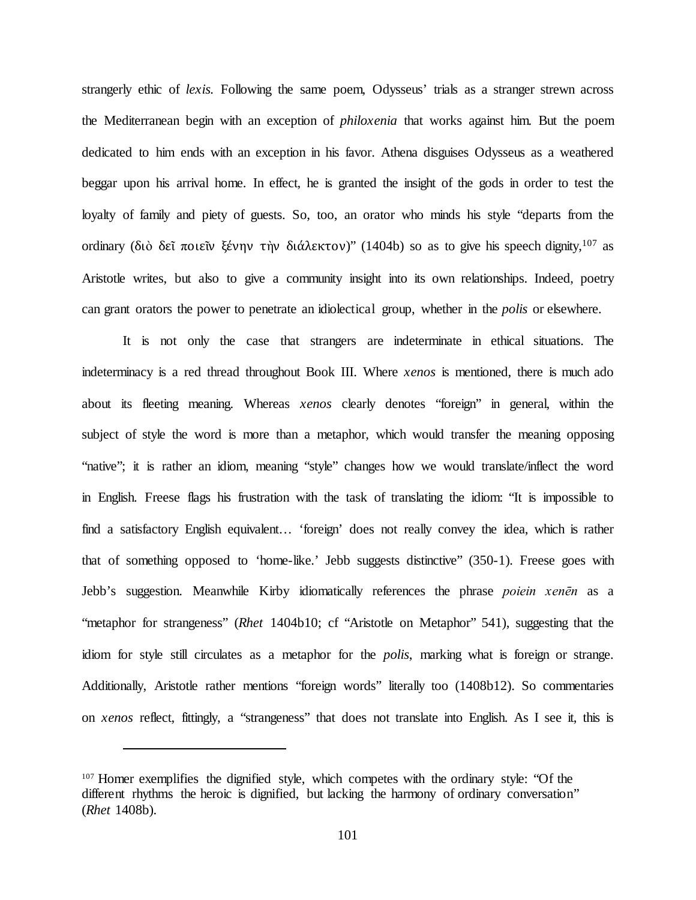strangerly ethic of *lexis*. Following the same poem, Odysseus' trials as a stranger strewn across the Mediterranean begin with an exception of *philoxenia* that works against him. But the poem dedicated to him ends with an exception in his favor. Athena disguises Odysseus as a weathered beggar upon his arrival home. In effect, he is granted the insight of the gods in order to test the loyalty of family and piety of guests. So, too, an orator who minds his style "departs from the ordinary (διὸ δεῖ ποιεῖν ξένην τὴν διάλεκτον)" (1404b) so as to give his speech dignity,[107] as Aristotle writes, but also to give a community insight into its own relationships. Indeed, poetry can grant orators the power to penetrate an idiolectical group, whether in the *polis* or elsewhere.

It is not only the case that strangers are indeterminate in ethical situations. The indeterminacy is a red thread throughout Book III. Where *xenos* is mentioned, there is much ado about its fleeting meaning. Whereas *xenos* clearly denotes "foreign" in general, within the subject of style the word is more than a metaphor, which would transfer the meaning opposing "native"; it is rather an idiom, meaning "style" changes how we would translate/inflect the word in English. Freese flags his frustration with the task of translating the idiom: "It is impossible to find a satisfactory English equivalent… 'foreign' does not really convey the idea, which is rather that of something opposed to 'home-like.' Jebb suggests distinctive" (350-1). Freese goes with Jebb's suggestion. Meanwhile Kirby idiomatically references the phrase *poiein xenēn* as a "metaphor for strangeness" (*Rhet* 1404b10; cf "Aristotle on Metaphor" 541), suggesting that the idiom for style still circulates as a metaphor for the *polis*, marking what is foreign or strange. Additionally, Aristotle rather mentions "foreign words" literally too (1408b12). So commentaries on *xenos* reflect, fittingly, a "strangeness" that does not translate into English. As I see it, this is

---

[107] Homer exemplifies the dignified style, which competes with the ordinary style: "Of the different rhythms the heroic is dignified, but lacking the harmony of ordinary conversation" (*Rhet* 1408b).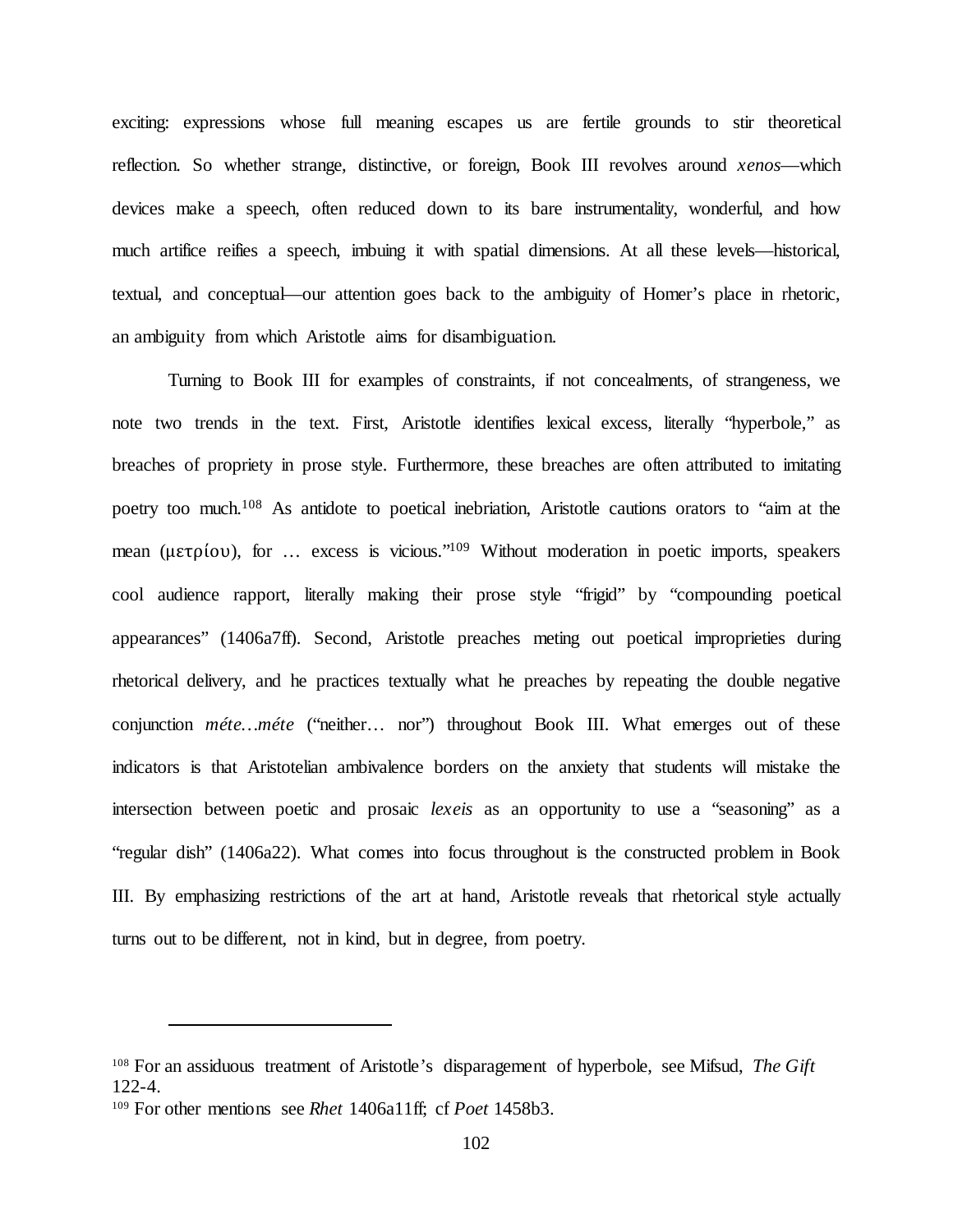exciting: expressions whose full meaning escapes us are fertile grounds to stir theoretical reflection. So whether strange, distinctive, or foreign, Book III revolves around *xenos*—which devices make a speech, often reduced down to its bare instrumentality, wonderful, and how much artifice reifies a speech, imbuing it with spatial dimensions. At all these levels—historical, textual, and conceptual—our attention goes back to the ambiguity of Homer's place in rhetoric, an ambiguity from which Aristotle aims for disambiguation.

Turning to Book III for examples of constraints, if not concealments, of strangeness, we note two trends in the text. First, Aristotle identifies lexical excess, literally "hyperbole," as breaches of propriety in prose style. Furthermore, these breaches are often attributed to imitating poetry too much.[108] As antidote to poetical inebriation, Aristotle cautions orators to "aim at the mean (μετρίου), for … excess is vicious."[109] Without moderation in poetic imports, speakers cool audience rapport, literally making their prose style "frigid" by "compounding poetical appearances" (1406a7ff). Second, Aristotle preaches meting out poetical improprieties during rhetorical delivery, and he practices textually what he preaches by repeating the double negative conjunction *méte…méte* ("neither… nor") throughout Book III. What emerges out of these indicators is that Aristotelian ambivalence borders on the anxiety that students will mistake the intersection between poetic and prosaic *lexeis* as an opportunity to use a "seasoning" as a "regular dish" (1406a22). What comes into focus throughout is the constructed problem in Book III. By emphasizing restrictions of the art at hand, Aristotle reveals that rhetorical style actually turns out to be different, not in kind, but in degree, from poetry.

---

[108] For an assiduous treatment of Aristotle's disparagement of hyperbole, see Mifsud, *The Gift* 122-4.

[109] For other mentions see *Rhet* 1406a11ff; cf *Poet* 1458b3.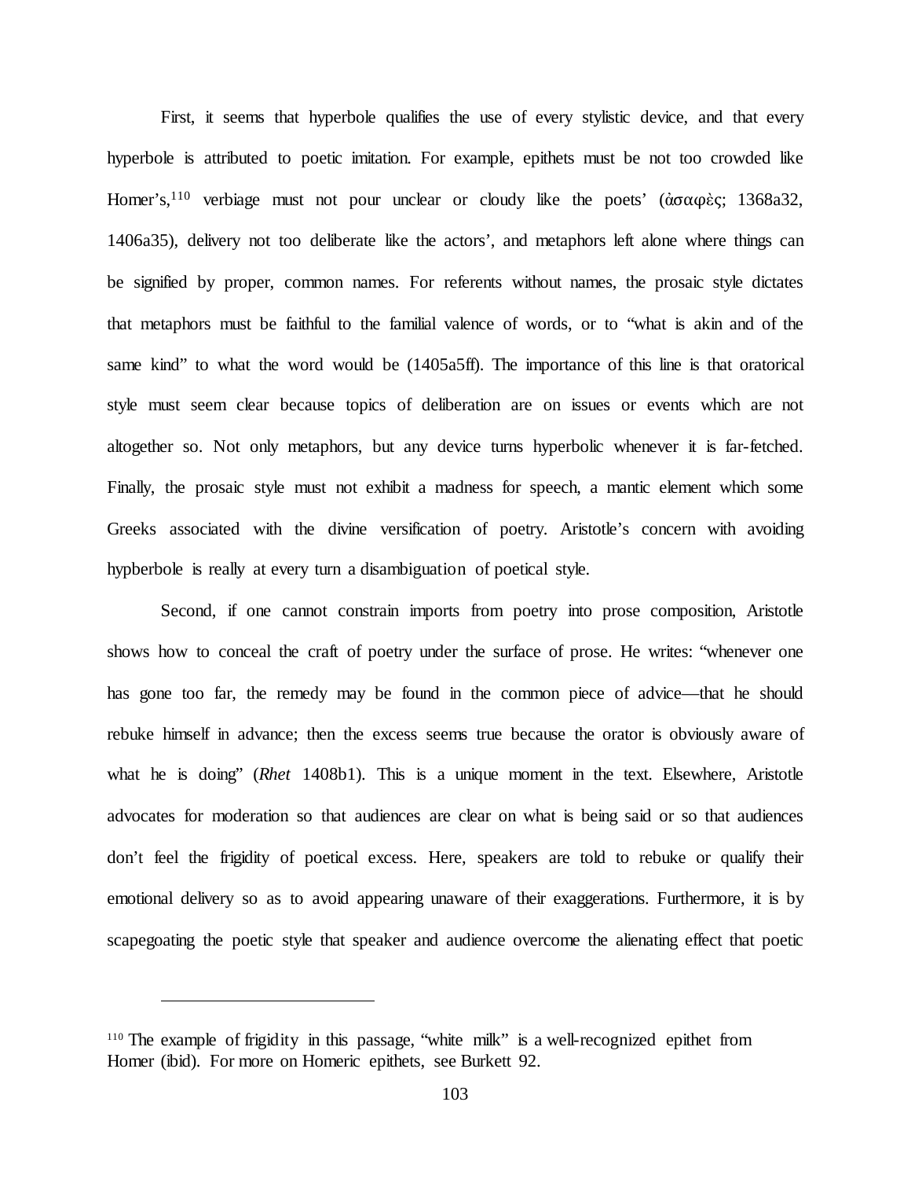First, it seems that hyperbole qualifies the use of every stylistic device, and that every hyperbole is attributed to poetic imitation. For example, epithets must be not too crowded like Homer's,[110] verbiage must not pour unclear or cloudy like the poets' (ἀσαφὲς; 1368a32, 1406a35), delivery not too deliberate like the actors', and metaphors left alone where things can be signified by proper, common names. For referents without names, the prosaic style dictates that metaphors must be faithful to the familial valence of words, or to "what is akin and of the same kind" to what the word would be (1405a5ff). The importance of this line is that oratorical style must seem clear because topics of deliberation are on issues or events which are not altogether so. Not only metaphors, but any device turns hyperbolic whenever it is far-fetched. Finally, the prosaic style must not exhibit a madness for speech, a mantic element which some Greeks associated with the divine versification of poetry. Aristotle's concern with avoiding hypberbole is really at every turn a disambiguation of poetical style.

Second, if one cannot constrain imports from poetry into prose composition, Aristotle shows how to conceal the craft of poetry under the surface of prose. He writes: "whenever one has gone too far, the remedy may be found in the common piece of advice—that he should rebuke himself in advance; then the excess seems true because the orator is obviously aware of what he is doing" (*Rhet* 1408b1). This is a unique moment in the text. Elsewhere, Aristotle advocates for moderation so that audiences are clear on what is being said or so that audiences don't feel the frigidity of poetical excess. Here, speakers are told to rebuke or qualify their emotional delivery so as to avoid appearing unaware of their exaggerations. Furthermore, it is by scapegoating the poetic style that speaker and audience overcome the alienating effect that poetic

---

[110] The example of frigidity in this passage, "white milk" is a well-recognized epithet from Homer (ibid). For more on Homeric epithets, see Burkett 92.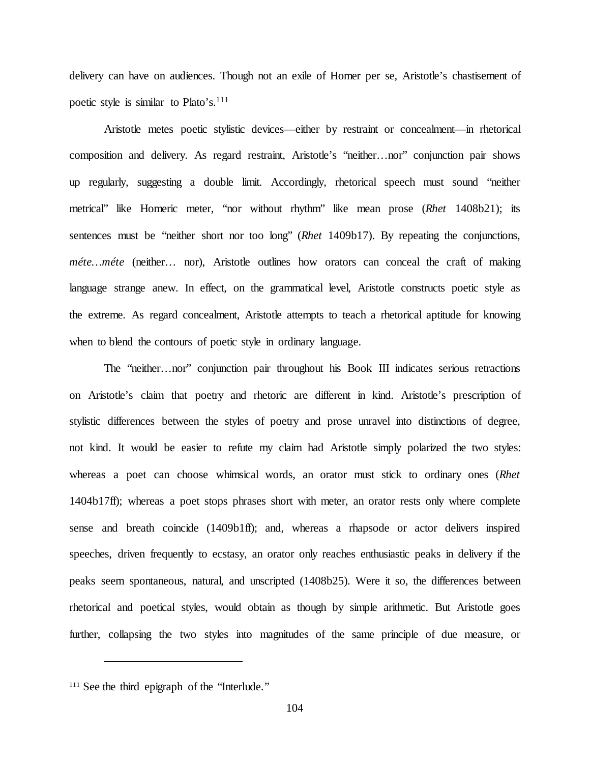delivery can have on audiences. Though not an exile of Homer per se, Aristotle's chastisement of poetic style is similar to Plato's.[111]

Aristotle metes poetic stylistic devices—either by restraint or concealment—in rhetorical composition and delivery. As regard restraint, Aristotle's "neither…nor" conjunction pair shows up regularly, suggesting a double limit. Accordingly, rhetorical speech must sound "neither metrical" like Homeric meter, "nor without rhythm" like mean prose (*Rhet* 1408b21); its sentences must be "neither short nor too long" (*Rhet* 1409b17). By repeating the conjunctions, *méte…méte* (neither… nor), Aristotle outlines how orators can conceal the craft of making language strange anew. In effect, on the grammatical level, Aristotle constructs poetic style as the extreme. As regard concealment, Aristotle attempts to teach a rhetorical aptitude for knowing when to blend the contours of poetic style in ordinary language.

The "neither…nor" conjunction pair throughout his Book III indicates serious retractions on Aristotle's claim that poetry and rhetoric are different in kind. Aristotle's prescription of stylistic differences between the styles of poetry and prose unravel into distinctions of degree, not kind. It would be easier to refute my claim had Aristotle simply polarized the two styles: whereas a poet can choose whimsical words, an orator must stick to ordinary ones (*Rhet* 1404b17ff); whereas a poet stops phrases short with meter, an orator rests only where complete sense and breath coincide (1409b1ff); and, whereas a rhapsode or actor delivers inspired speeches, driven frequently to ecstasy, an orator only reaches enthusiastic peaks in delivery if the peaks seem spontaneous, natural, and unscripted (1408b25). Were it so, the differences between rhetorical and poetical styles, would obtain as though by simple arithmetic. But Aristotle goes further, collapsing the two styles into magnitudes of the same principle of due measure, or

---

[111] See the third epigraph of the "Interlude."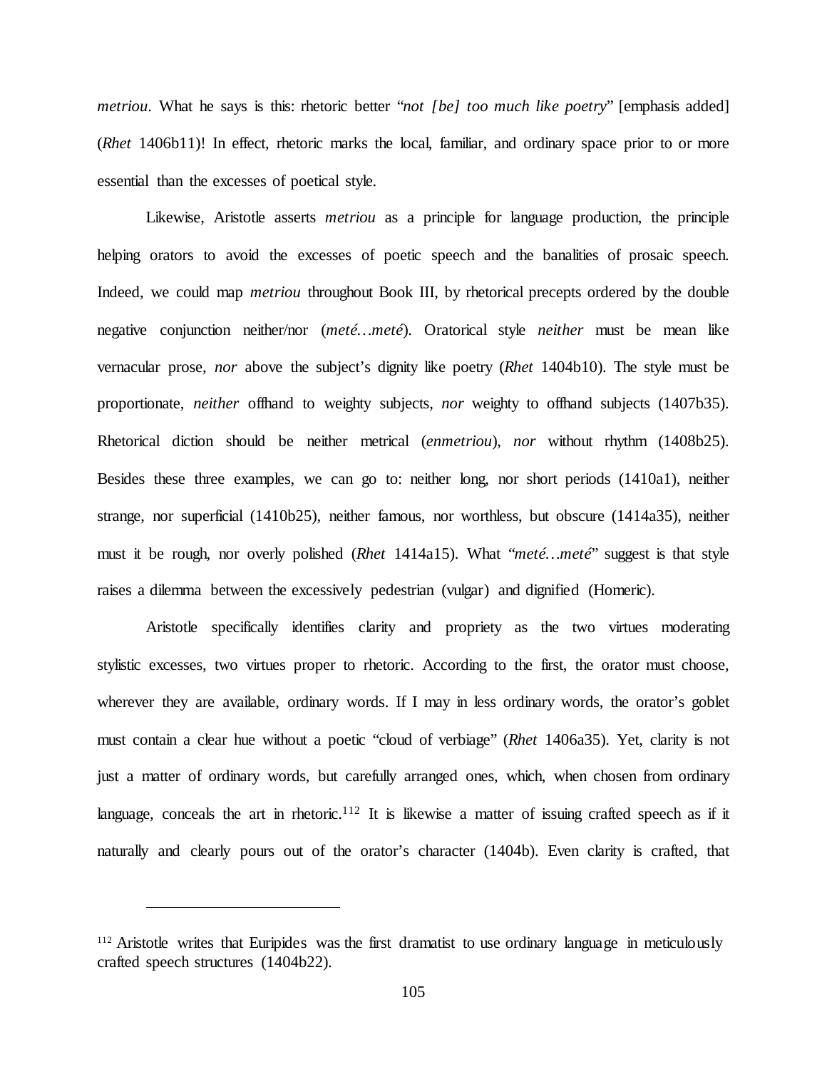*metriou*. What he says is this: rhetoric better "*not [be] too much like poetry*" [emphasis added] (*Rhet* 1406b11)! In effect, rhetoric marks the local, familiar, and ordinary space prior to or more essential than the excesses of poetical style.

Likewise, Aristotle asserts *metriou* as a principle for language production, the principle helping orators to avoid the excesses of poetic speech and the banalities of prosaic speech. Indeed, we could map *metriou* throughout Book III, by rhetorical precepts ordered by the double negative conjunction neither/nor (*meté…meté*). Oratorical style *neither* must be mean like vernacular prose, *nor* above the subject's dignity like poetry (*Rhet* 1404b10). The style must be proportionate, *neither* offhand to weighty subjects, *nor* weighty to offhand subjects (1407b35). Rhetorical diction should be neither metrical (*enmetriou*), *nor* without rhythm (1408b25). Besides these three examples, we can go to: neither long, nor short periods (1410a1), neither strange, nor superficial (1410b25), neither famous, nor worthless, but obscure (1414a35), neither must it be rough, nor overly polished (*Rhet* 1414a15). What "*meté…meté*" suggest is that style raises a dilemma between the excessively pedestrian (vulgar) and dignified (Homeric).

Aristotle specifically identifies clarity and propriety as the two virtues moderating stylistic excesses, two virtues proper to rhetoric. According to the first, the orator must choose, wherever they are available, ordinary words. If I may in less ordinary words, the orator's goblet must contain a clear hue without a poetic "cloud of verbiage" (*Rhet* 1406a35). Yet, clarity is not just a matter of ordinary words, but carefully arranged ones, which, when chosen from ordinary language, conceals the art in rhetoric.[112] It is likewise a matter of issuing crafted speech as if it naturally and clearly pours out of the orator's character (1404b). Even clarity is crafted, that

---

[112] Aristotle writes that Euripides was the first dramatist to use ordinary language in meticulously crafted speech structures (1404b22).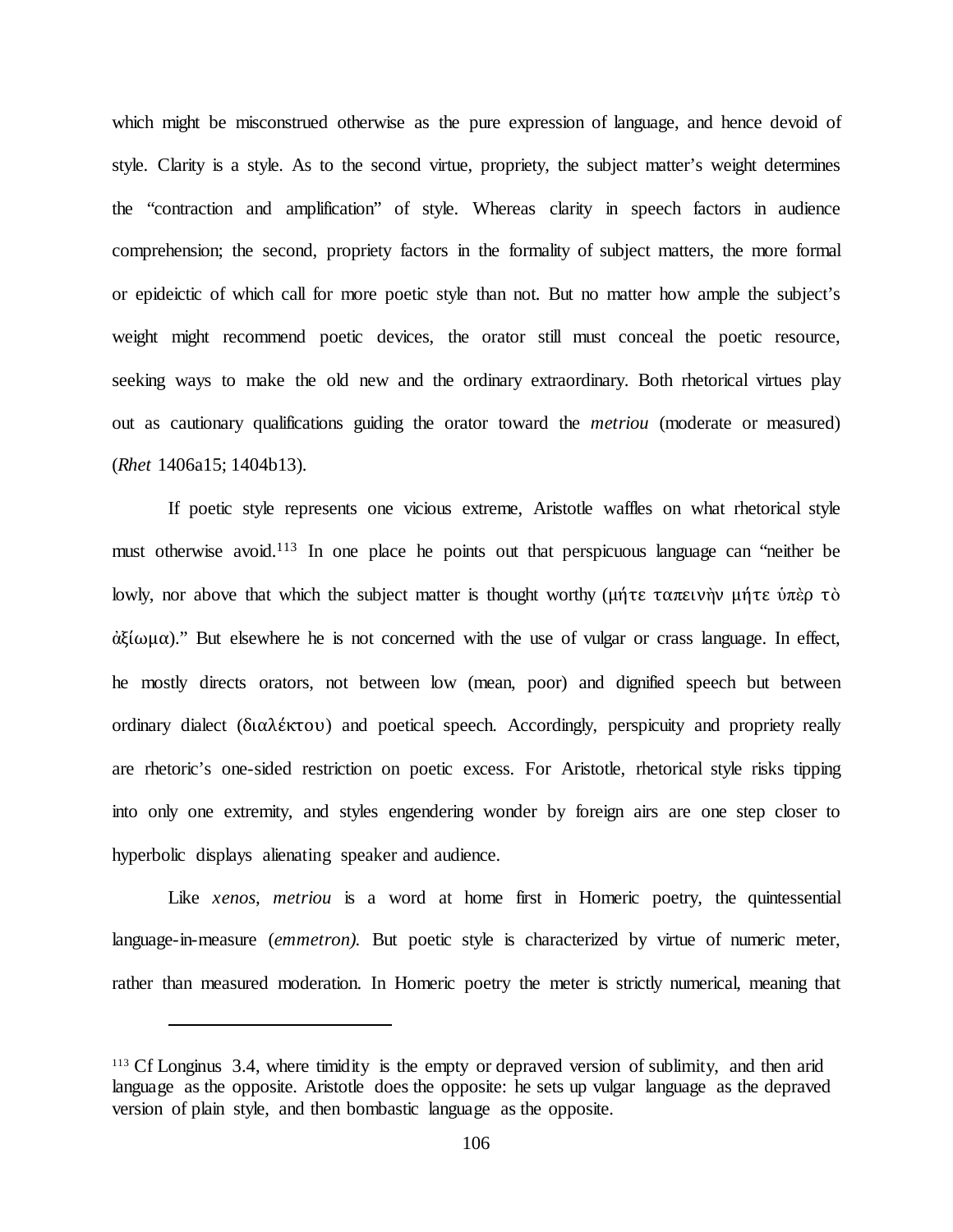which might be misconstrued otherwise as the pure expression of language, and hence devoid of style. Clarity is a style. As to the second virtue, propriety, the subject matter's weight determines the "contraction and amplification" of style. Whereas clarity in speech factors in audience comprehension; the second, propriety factors in the formality of subject matters, the more formal or epideictic of which call for more poetic style than not. But no matter how ample the subject's weight might recommend poetic devices, the orator still must conceal the poetic resource, seeking ways to make the old new and the ordinary extraordinary. Both rhetorical virtues play out as cautionary qualifications guiding the orator toward the *metriou* (moderate or measured) (*Rhet* 1406a15; 1404b13).

If poetic style represents one vicious extreme, Aristotle waffles on what rhetorical style must otherwise avoid.[113] In one place he points out that perspicuous language can "neither be lowly, nor above that which the subject matter is thought worthy (μήτε ταπεινὴν μήτε ὑπὲρ τὸ ἀξίωμα)." But elsewhere he is not concerned with the use of vulgar or crass language. In effect, he mostly directs orators, not between low (mean, poor) and dignified speech but between ordinary dialect (διαλέκτου) and poetical speech. Accordingly, perspicuity and propriety really are rhetoric's one-sided restriction on poetic excess. For Aristotle, rhetorical style risks tipping into only one extremity, and styles engendering wonder by foreign airs are one step closer to hyperbolic displays alienating speaker and audience.

Like *xenos*, *metriou* is a word at home first in Homeric poetry, the quintessential language-in-measure (*emmetron).* But poetic style is characterized by virtue of numeric meter, rather than measured moderation. In Homeric poetry the meter is strictly numerical, meaning that

---

[113] Cf Longinus 3.4, where timidity is the empty or depraved version of sublimity, and then arid language as the opposite. Aristotle does the opposite: he sets up vulgar language as the depraved version of plain style, and then bombastic language as the opposite.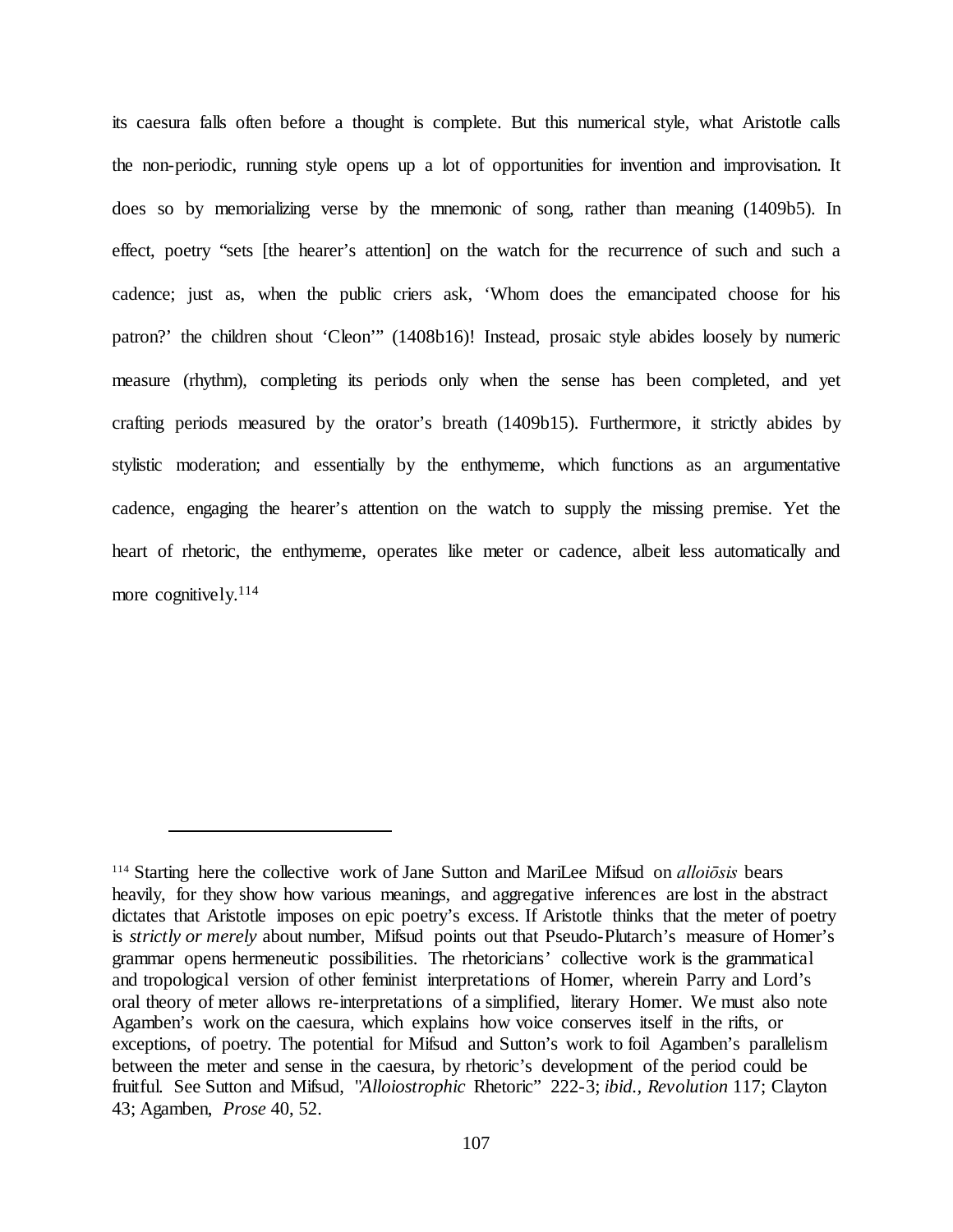its caesura falls often before a thought is complete. But this numerical style, what Aristotle calls the non-periodic, running style opens up a lot of opportunities for invention and improvisation. It does so by memorializing verse by the mnemonic of song, rather than meaning (1409b5). In effect, poetry "sets [the hearer's attention] on the watch for the recurrence of such and such a cadence; just as, when the public criers ask, 'Whom does the emancipated choose for his patron?' the children shout 'Cleon'" (1408b16)! Instead, prosaic style abides loosely by numeric measure (rhythm), completing its periods only when the sense has been completed, and yet crafting periods measured by the orator's breath (1409b15). Furthermore, it strictly abides by stylistic moderation; and essentially by the enthymeme, which functions as an argumentative cadence, engaging the hearer's attention on the watch to supply the missing premise. Yet the heart of rhetoric, the enthymeme, operates like meter or cadence, albeit less automatically and more cognitively.[114]

[114] Starting here the collective work of Jane Sutton and MariLee Mifsud on *alloiōsis* bears heavily, for they show how various meanings, and aggregative inferences are lost in the abstract dictates that Aristotle imposes on epic poetry's excess. If Aristotle thinks that the meter of poetry is *strictly or merely* about number, Mifsud points out that Pseudo-Plutarch's measure of Homer's grammar opens hermeneutic possibilities. The rhetoricians' collective work is the grammatical and tropological version of other feminist interpretations of Homer, wherein Parry and Lord's oral theory of meter allows re-interpretations of a simplified, literary Homer. We must also note Agamben's work on the caesura, which explains how voice conserves itself in the rifts, or exceptions, of poetry. The potential for Mifsud and Sutton's work to foil Agamben's parallelism between the meter and sense in the caesura, by rhetoric's development of the period could be fruitful. See Sutton and Mifsud, "*Alloiostrophic* Rhetoric" 222-3; *ibid., Revolution* 117; Clayton 43; Agamben, *Prose* 40, 52.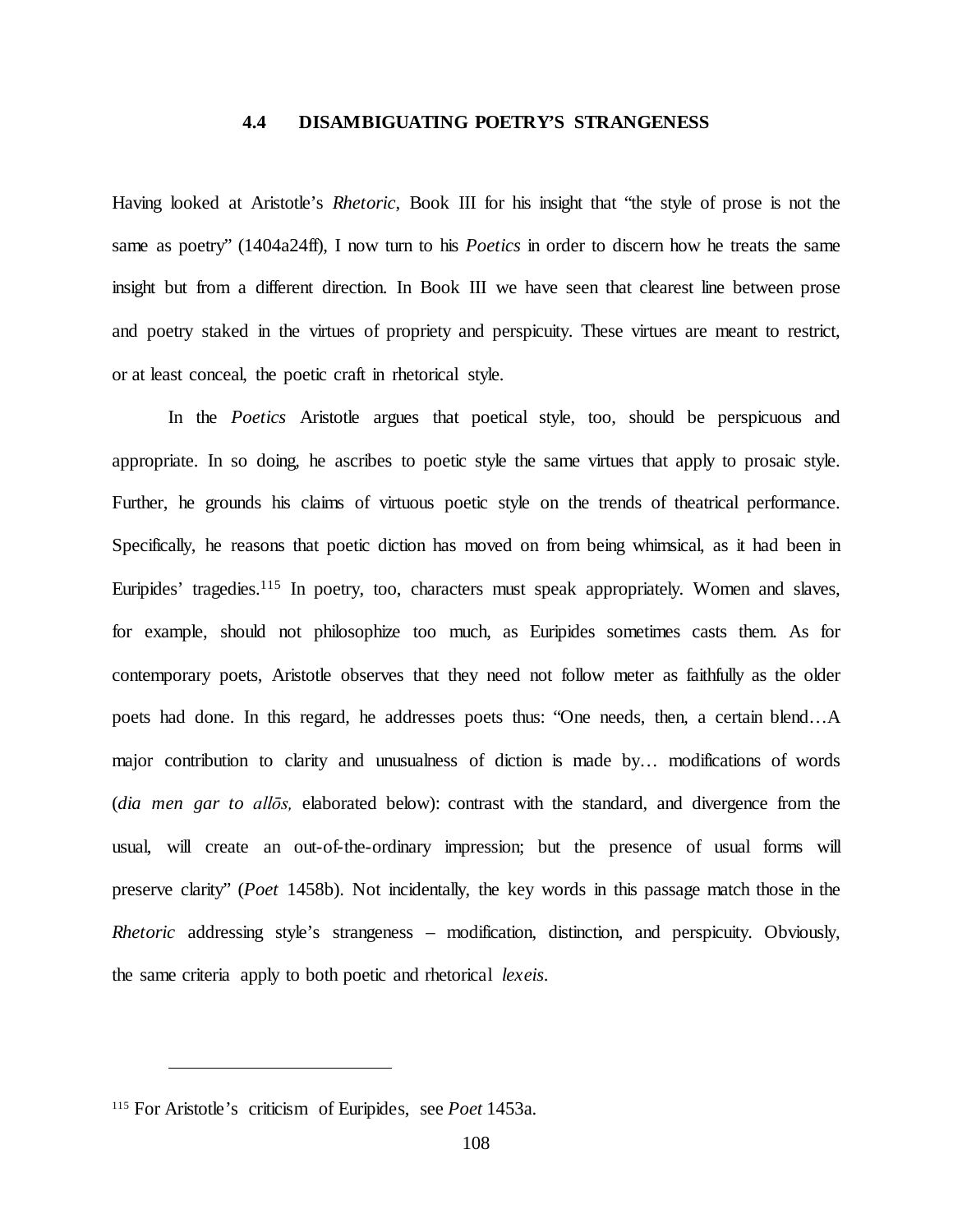## 4.4 DISAMBIGUATING POETRY'S STRANGENESS

Having looked at Aristotle's *Rhetoric*, Book III for his insight that "the style of prose is not the same as poetry" (1404a24ff), I now turn to his *Poetics* in order to discern how he treats the same insight but from a different direction. In Book III we have seen that clearest line between prose and poetry staked in the virtues of propriety and perspicuity. These virtues are meant to restrict, or at least conceal, the poetic craft in rhetorical style.

In the *Poetics* Aristotle argues that poetical style, too, should be perspicuous and appropriate. In so doing, he ascribes to poetic style the same virtues that apply to prosaic style. Further, he grounds his claims of virtuous poetic style on the trends of theatrical performance. Specifically, he reasons that poetic diction has moved on from being whimsical, as it had been in Euripides' tragedies.[115] In poetry, too, characters must speak appropriately. Women and slaves, for example, should not philosophize too much, as Euripides sometimes casts them. As for contemporary poets, Aristotle observes that they need not follow meter as faithfully as the older poets had done. In this regard, he addresses poets thus: "One needs, then, a certain blend…A major contribution to clarity and unusualness of diction is made by… modifications of words (*dia men gar to allōs,* elaborated below): contrast with the standard, and divergence from the usual, will create an out-of-the-ordinary impression; but the presence of usual forms will preserve clarity" (*Poet* 1458b). Not incidentally, the key words in this passage match those in the *Rhetoric* addressing style's strangeness – modification, distinction, and perspicuity. Obviously, the same criteria apply to both poetic and rhetorical *lexeis*.

---

[115] For Aristotle's criticism of Euripides, see *Poet* 1453a.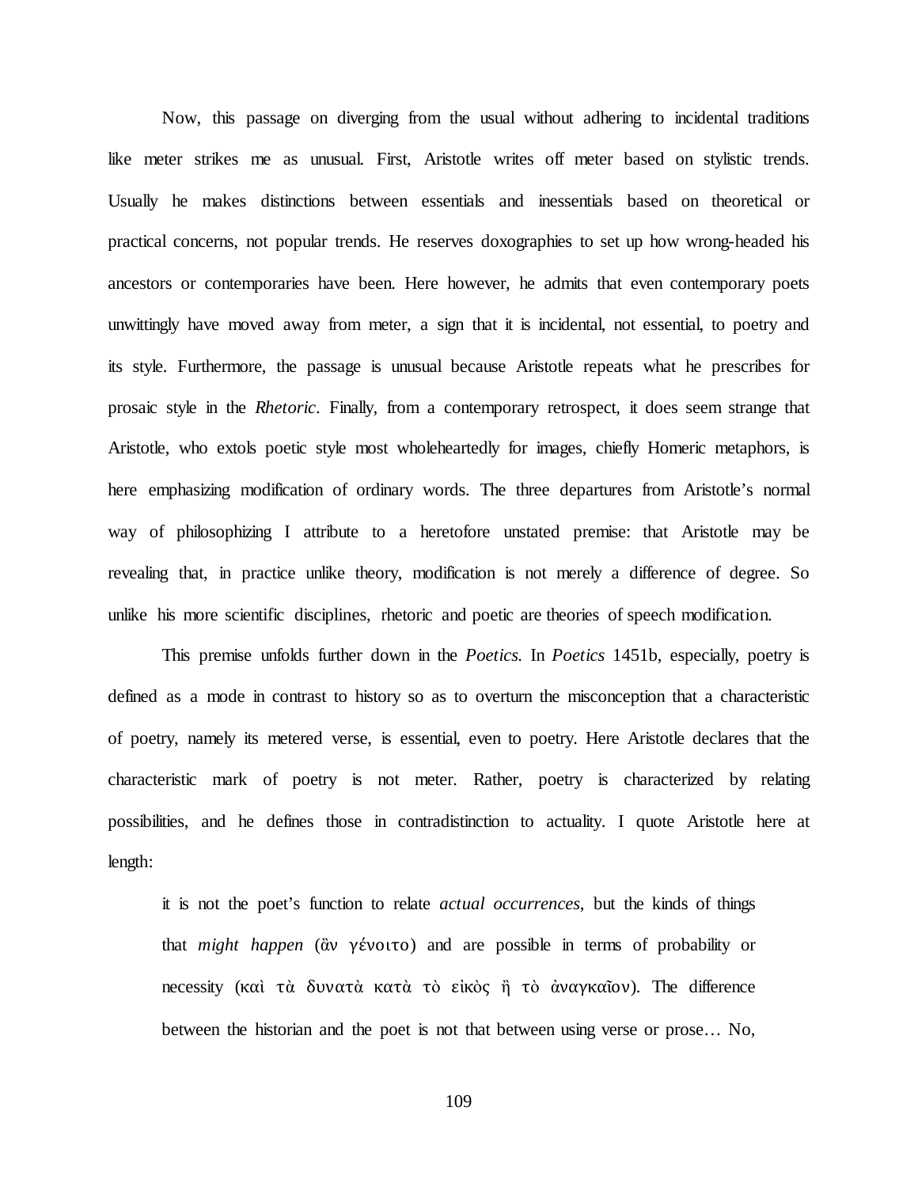Now, this passage on diverging from the usual without adhering to incidental traditions like meter strikes me as unusual. First, Aristotle writes off meter based on stylistic trends. Usually he makes distinctions between essentials and inessentials based on theoretical or practical concerns, not popular trends. He reserves doxographies to set up how wrong-headed his ancestors or contemporaries have been. Here however, he admits that even contemporary poets unwittingly have moved away from meter, a sign that it is incidental, not essential, to poetry and its style. Furthermore, the passage is unusual because Aristotle repeats what he prescribes for prosaic style in the *Rhetoric*. Finally, from a contemporary retrospect, it does seem strange that Aristotle, who extols poetic style most wholeheartedly for images, chiefly Homeric metaphors, is here emphasizing modification of ordinary words. The three departures from Aristotle's normal way of philosophizing I attribute to a heretofore unstated premise: that Aristotle may be revealing that, in practice unlike theory, modification is not merely a difference of degree. So unlike his more scientific disciplines, rhetoric and poetic are theories of speech modification.

This premise unfolds further down in the *Poetics*. In *Poetics* 1451b, especially, poetry is defined as a mode in contrast to history so as to overturn the misconception that a characteristic of poetry, namely its metered verse, is essential, even to poetry. Here Aristotle declares that the characteristic mark of poetry is not meter. Rather, poetry is characterized by relating possibilities, and he defines those in contradistinction to actuality. I quote Aristotle here at length:

> it is not the poet's function to relate *actual occurrences*, but the kinds of things that *might happen* (ἂν γένοιτο) and are possible in terms of probability or necessity (καὶ τὰ δυνατὰ κατὰ τὸ εἰκὸς ἢ τὸ ἀναγκαῖον). The difference between the historian and the poet is not that between using verse or prose… No,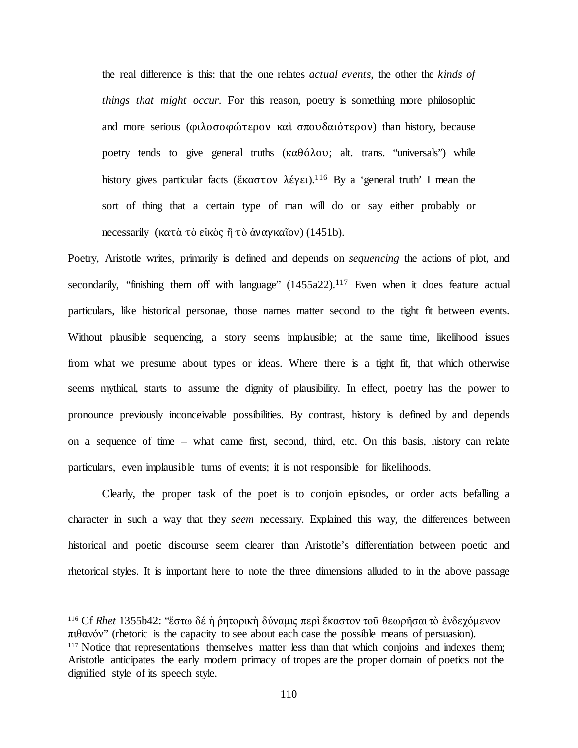> the real difference is this: that the one relates *actual events*, the other the *kinds of things that might occur*. For this reason, poetry is something more philosophic and more serious (φιλοσοφώτερον καὶ σπουδαιότερον) than history, because poetry tends to give general truths (καθόλου; alt. trans. "universals") while history gives particular facts (ἕκαστον λέγει).[116] By a 'general truth' I mean the sort of thing that a certain type of man will do or say either probably or necessarily (κατὰ τὸ εἰκὸς ἢ τὸ ἀναγκαῖον) (1451b).

Poetry, Aristotle writes, primarily is defined and depends on *sequencing* the actions of plot, and secondarily, "finishing them off with language" (1455a22).[117] Even when it does feature actual particulars, like historical personae, those names matter second to the tight fit between events. Without plausible sequencing, a story seems implausible; at the same time, likelihood issues from what we presume about types or ideas. Where there is a tight fit, that which otherwise seems mythical, starts to assume the dignity of plausibility. In effect, poetry has the power to pronounce previously inconceivable possibilities. By contrast, history is defined by and depends on a sequence of time – what came first, second, third, etc. On this basis, history can relate particulars, even implausible turns of events; it is not responsible for likelihoods.

Clearly, the proper task of the poet is to conjoin episodes, or order acts befalling a character in such a way that they *seem* necessary. Explained this way, the differences between historical and poetic discourse seem clearer than Aristotle's differentiation between poetic and rhetorical styles. It is important here to note the three dimensions alluded to in the above passage

---

[116] Cf *Rhet* 1355b42: "ἔστω δέ ἡ ῥητορικὴ δύναμις περὶ ἕκαστον τοῦ θεωρῆσαι τὸ ἐνδεχόμενον πιθανόν" (rhetoric is the capacity to see about each case the possible means of persuasion).

[117] Notice that representations themselves matter less than that which conjoins and indexes them; Aristotle anticipates the early modern primacy of tropes are the proper domain of poetics not the dignified style of its speech style.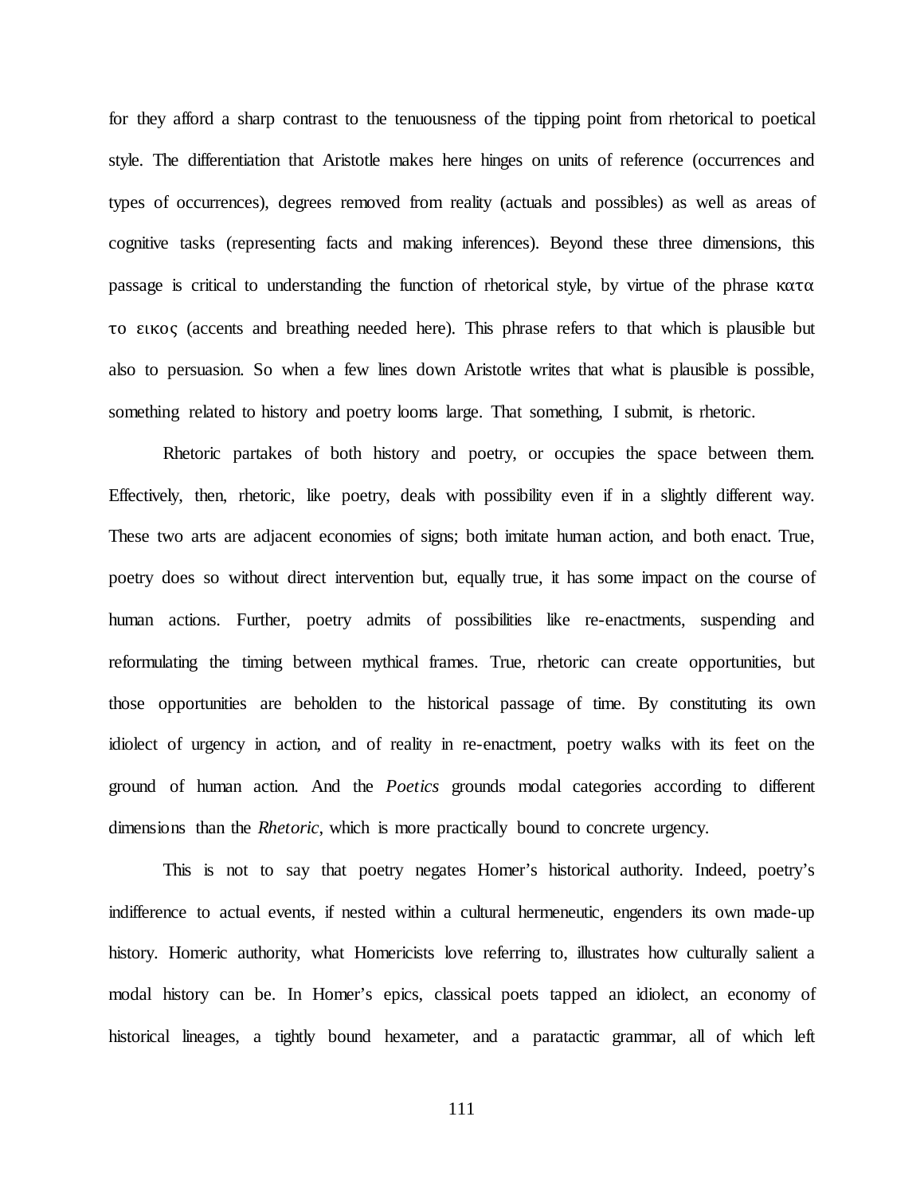for they afford a sharp contrast to the tenuousness of the tipping point from rhetorical to poetical style. The differentiation that Aristotle makes here hinges on units of reference (occurrences and types of occurrences), degrees removed from reality (actuals and possibles) as well as areas of cognitive tasks (representing facts and making inferences). Beyond these three dimensions, this passage is critical to understanding the function of rhetorical style, by virtue of the phrase κατα το εικος (accents and breathing needed here). This phrase refers to that which is plausible but also to persuasion. So when a few lines down Aristotle writes that what is plausible is possible, something related to history and poetry looms large. That something, I submit, is rhetoric.

Rhetoric partakes of both history and poetry, or occupies the space between them. Effectively, then, rhetoric, like poetry, deals with possibility even if in a slightly different way. These two arts are adjacent economies of signs; both imitate human action, and both enact. True, poetry does so without direct intervention but, equally true, it has some impact on the course of human actions. Further, poetry admits of possibilities like re-enactments, suspending and reformulating the timing between mythical frames. True, rhetoric can create opportunities, but those opportunities are beholden to the historical passage of time. By constituting its own idiolect of urgency in action, and of reality in re-enactment, poetry walks with its feet on the ground of human action. And the *Poetics* grounds modal categories according to different dimensions than the *Rhetoric*, which is more practically bound to concrete urgency.

This is not to say that poetry negates Homer's historical authority. Indeed, poetry's indifference to actual events, if nested within a cultural hermeneutic, engenders its own made-up history. Homeric authority, what Homericists love referring to, illustrates how culturally salient a modal history can be. In Homer's epics, classical poets tapped an idiolect, an economy of historical lineages, a tightly bound hexameter, and a paratactic grammar, all of which left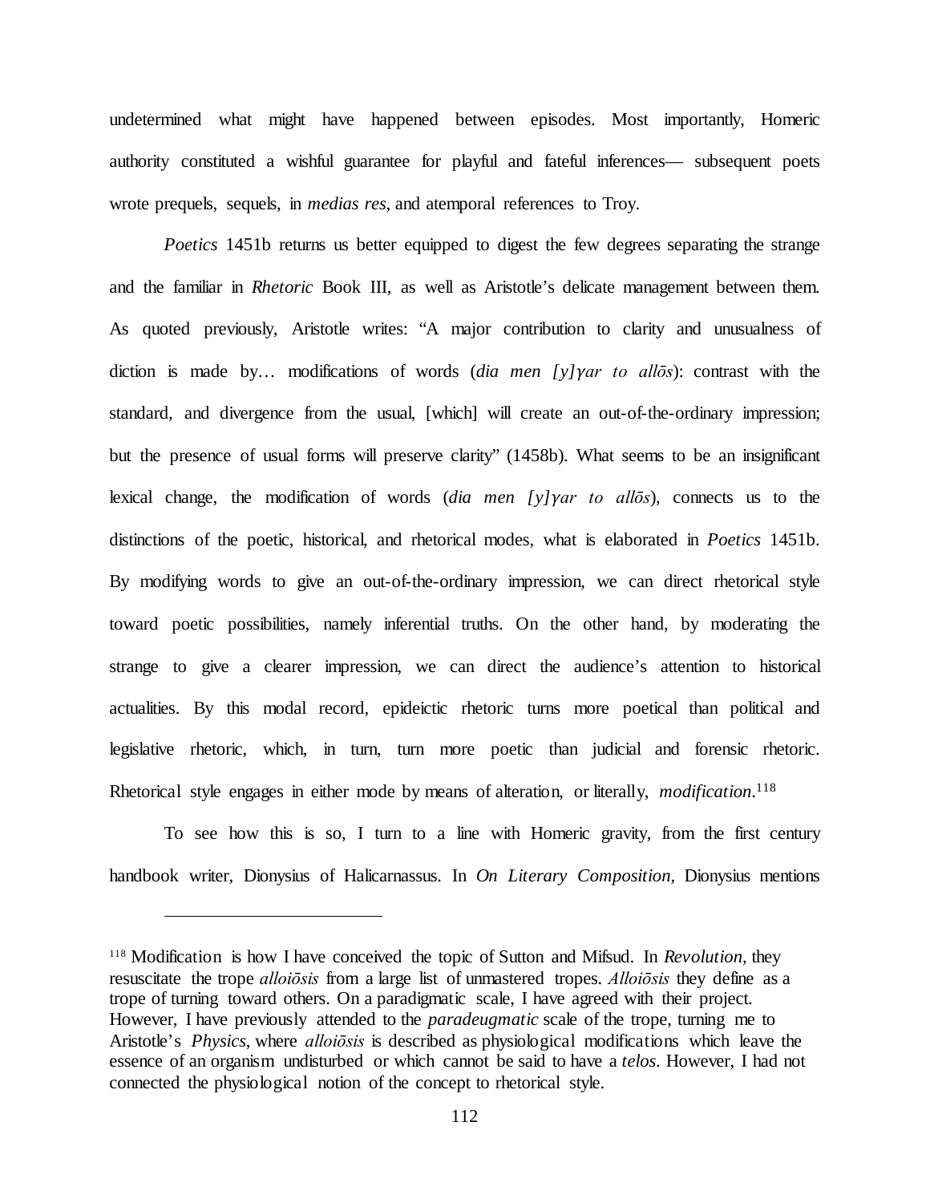undetermined what might have happened between episodes. Most importantly, Homeric authority constituted a wishful guarantee for playful and fateful inferences— subsequent poets wrote prequels, sequels, in *medias res*, and atemporal references to Troy.

*Poetics* 1451b returns us better equipped to digest the few degrees separating the strange and the familiar in *Rhetoric* Book III, as well as Aristotle's delicate management between them. As quoted previously, Aristotle writes: "A major contribution to clarity and unusualness of diction is made by… modifications of words (*dia men [y]γar to allōs*): contrast with the standard, and divergence from the usual, [which] will create an out-of-the-ordinary impression; but the presence of usual forms will preserve clarity" (1458b). What seems to be an insignificant lexical change, the modification of words (*dia men [y]γar to allōs*), connects us to the distinctions of the poetic, historical, and rhetorical modes, what is elaborated in *Poetics* 1451b. By modifying words to give an out-of-the-ordinary impression, we can direct rhetorical style toward poetic possibilities, namely inferential truths. On the other hand, by moderating the strange to give a clearer impression, we can direct the audience's attention to historical actualities. By this modal record, epideictic rhetoric turns more poetical than political and legislative rhetoric, which, in turn, turn more poetic than judicial and forensic rhetoric. Rhetorical style engages in either mode by means of alteration, or literally, *modification*.[118]

To see how this is so, I turn to a line with Homeric gravity, from the first century handbook writer, Dionysius of Halicarnassus. In *On Literary Composition*, Dionysius mentions

---

[118] Modification is how I have conceived the topic of Sutton and Mifsud. In *Revolution*, they resuscitate the trope *alloiōsis* from a large list of unmastered tropes. *Alloiōsis* they define as a trope of turning toward others. On a paradigmatic scale, I have agreed with their project. However, I have previously attended to the *paradeugmatic* scale of the trope, turning me to Aristotle's *Physics*, where *alloiōsis* is described as physiological modifications which leave the essence of an organism undisturbed or which cannot be said to have a *telos*. However, I had not connected the physiological notion of the concept to rhetorical style.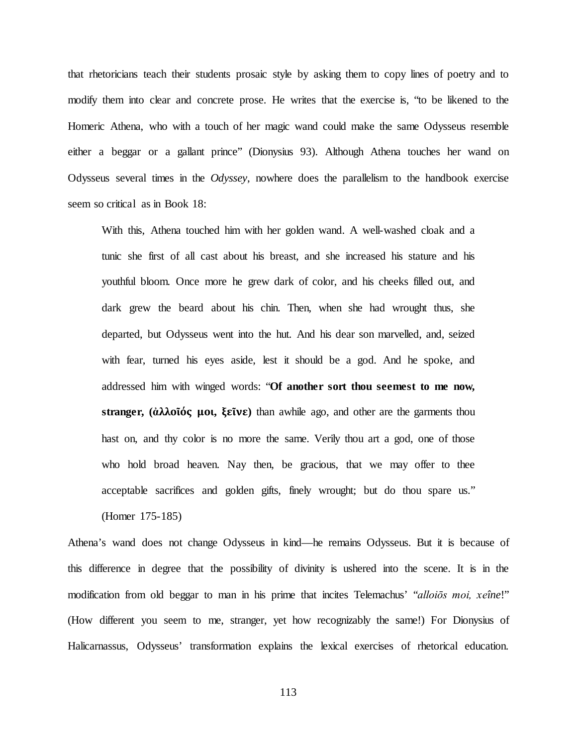that rhetoricians teach their students prosaic style by asking them to copy lines of poetry and to modify them into clear and concrete prose. He writes that the exercise is, "to be likened to the Homeric Athena, who with a touch of her magic wand could make the same Odysseus resemble either a beggar or a gallant prince" (Dionysius 93). Although Athena touches her wand on Odysseus several times in the *Odyssey*, nowhere does the parallelism to the handbook exercise seem so critical as in Book 18:

> With this, Athena touched him with her golden wand. A well-washed cloak and a tunic she first of all cast about his breast, and she increased his stature and his youthful bloom. Once more he grew dark of color, and his cheeks filled out, and dark grew the beard about his chin. Then, when she had wrought thus, she departed, but Odysseus went into the hut. And his dear son marvelled, and, seized with fear, turned his eyes aside, lest it should be a god. And he spoke, and addressed him with winged words: "**Of another sort thou seemest to me now, stranger, (ἀλλοῖός μοι, ξεῖνε)** than awhile ago, and other are the garments thou hast on, and thy color is no more the same. Verily thou art a god, one of those who hold broad heaven. Nay then, be gracious, that we may offer to thee acceptable sacrifices and golden gifts, finely wrought; but do thou spare us." (Homer 175-185)

Athena's wand does not change Odysseus in kind—he remains Odysseus. But it is because of this difference in degree that the possibility of divinity is ushered into the scene. It is in the modification from old beggar to man in his prime that incites Telemachus' "*alloiōs moi, xeîne*!" (How different you seem to me, stranger, yet how recognizably the same!) For Dionysius of Halicarnassus, Odysseus' transformation explains the lexical exercises of rhetorical education.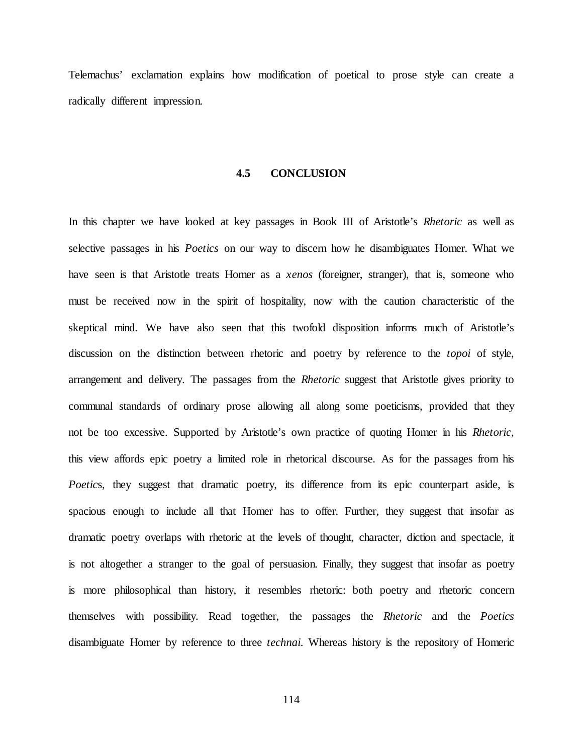Telemachus' exclamation explains how modification of poetical to prose style can create a radically different impression.

## 4.5 CONCLUSION

In this chapter we have looked at key passages in Book III of Aristotle's *Rhetoric* as well as selective passages in his *Poetics* on our way to discern how he disambiguates Homer. What we have seen is that Aristotle treats Homer as a *xenos* (foreigner, stranger), that is, someone who must be received now in the spirit of hospitality, now with the caution characteristic of the skeptical mind. We have also seen that this twofold disposition informs much of Aristotle's discussion on the distinction between rhetoric and poetry by reference to the *topoi* of style, arrangement and delivery. The passages from the *Rhetoric* suggest that Aristotle gives priority to communal standards of ordinary prose allowing all along some poeticisms, provided that they not be too excessive. Supported by Aristotle's own practice of quoting Homer in his *Rhetoric*, this view affords epic poetry a limited role in rhetorical discourse. As for the passages from his *Poetic*s, they suggest that dramatic poetry, its difference from its epic counterpart aside, is spacious enough to include all that Homer has to offer. Further, they suggest that insofar as dramatic poetry overlaps with rhetoric at the levels of thought, character, diction and spectacle, it is not altogether a stranger to the goal of persuasion. Finally, they suggest that insofar as poetry is more philosophical than history, it resembles rhetoric: both poetry and rhetoric concern themselves with possibility. Read together, the passages the *Rhetoric* and the *Poetics* disambiguate Homer by reference to three *technai*. Whereas history is the repository of Homeric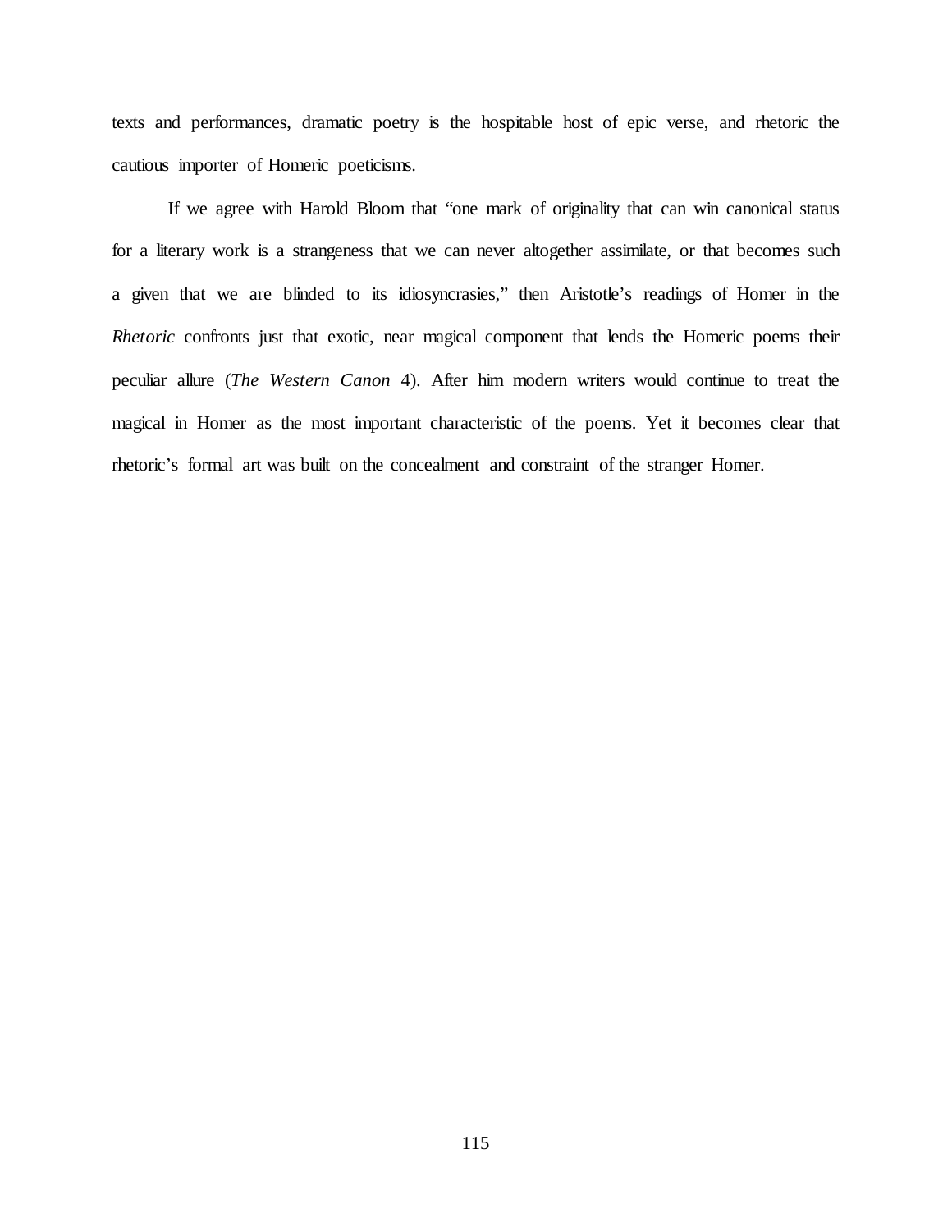texts and performances, dramatic poetry is the hospitable host of epic verse, and rhetoric the cautious importer of Homeric poeticisms.

If we agree with Harold Bloom that "one mark of originality that can win canonical status for a literary work is a strangeness that we can never altogether assimilate, or that becomes such a given that we are blinded to its idiosyncrasies," then Aristotle's readings of Homer in the *Rhetoric* confronts just that exotic, near magical component that lends the Homeric poems their peculiar allure (*The Western Canon* 4). After him modern writers would continue to treat the magical in Homer as the most important characteristic of the poems. Yet it becomes clear that rhetoric's formal art was built on the concealment and constraint of the stranger Homer.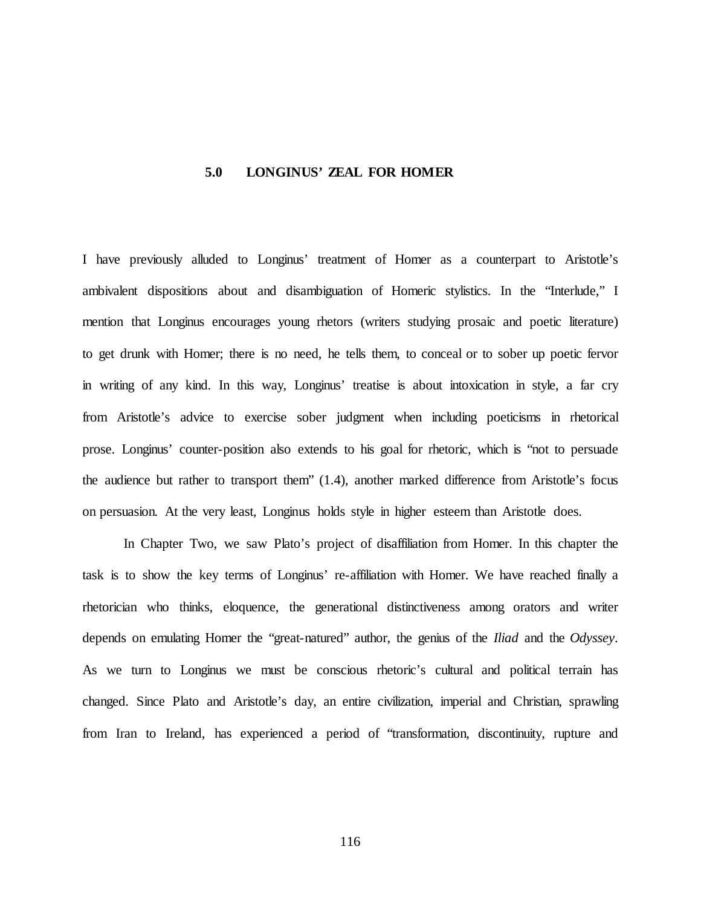## 5.0 LONGINUS' ZEAL FOR HOMER

I have previously alluded to Longinus' treatment of Homer as a counterpart to Aristotle's ambivalent dispositions about and disambiguation of Homeric stylistics. In the "Interlude," I mention that Longinus encourages young rhetors (writers studying prosaic and poetic literature) to get drunk with Homer; there is no need, he tells them, to conceal or to sober up poetic fervor in writing of any kind. In this way, Longinus' treatise is about intoxication in style, a far cry from Aristotle's advice to exercise sober judgment when including poeticisms in rhetorical prose. Longinus' counter-position also extends to his goal for rhetoric, which is "not to persuade the audience but rather to transport them" (1.4), another marked difference from Aristotle's focus on persuasion. At the very least, Longinus holds style in higher esteem than Aristotle does.

In Chapter Two, we saw Plato's project of disaffiliation from Homer. In this chapter the task is to show the key terms of Longinus' re-affiliation with Homer. We have reached finally a rhetorician who thinks, eloquence, the generational distinctiveness among orators and writer depends on emulating Homer the "great-natured" author, the genius of the *Iliad* and the *Odyssey*. As we turn to Longinus we must be conscious rhetoric's cultural and political terrain has changed. Since Plato and Aristotle's day, an entire civilization, imperial and Christian, sprawling from Iran to Ireland, has experienced a period of "transformation, discontinuity, rupture and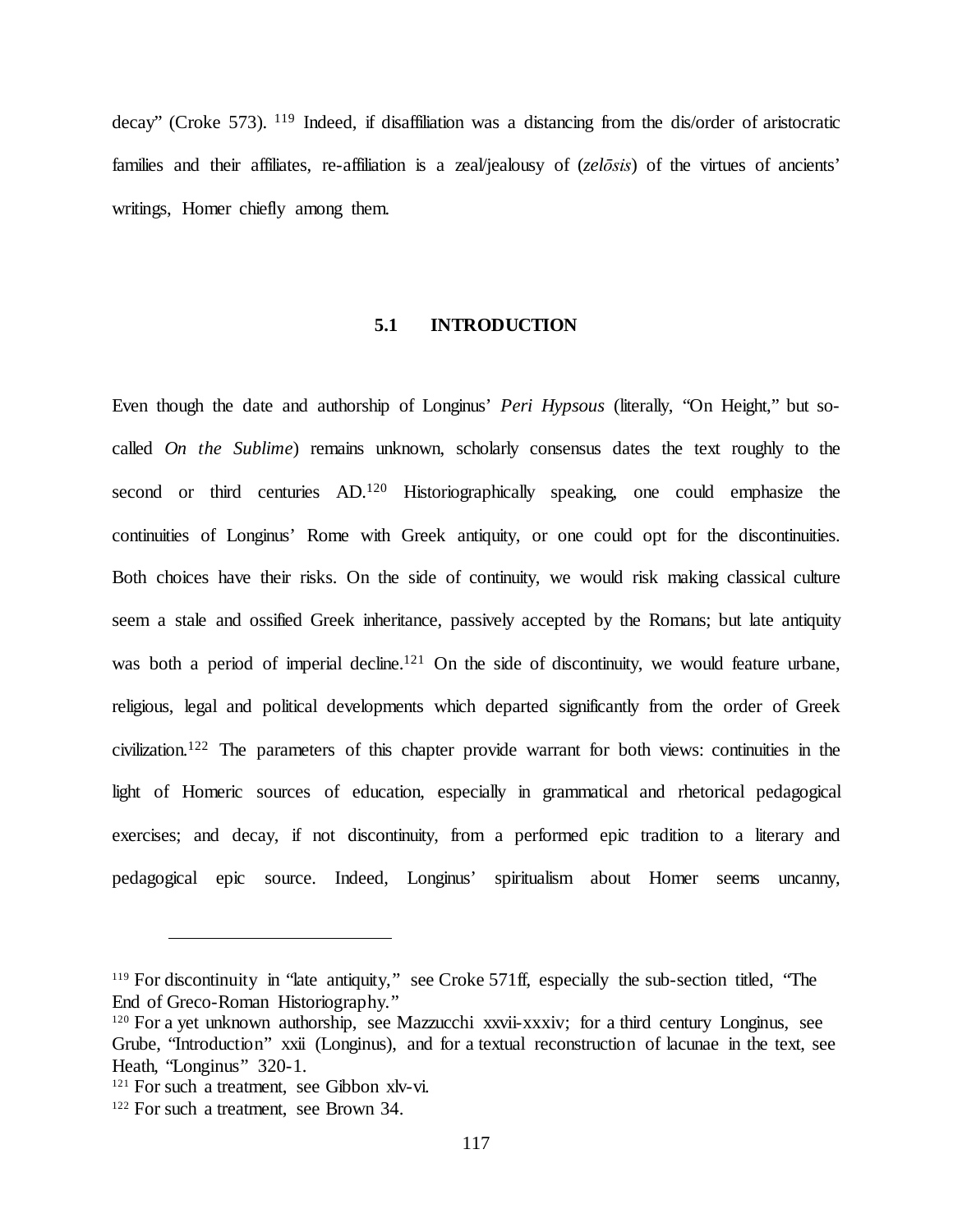decay" (Croke 573). [119] Indeed, if disaffiliation was a distancing from the dis/order of aristocratic families and their affiliates, re-affiliation is a zeal/jealousy of (*zelōsis*) of the virtues of ancients' writings, Homer chiefly among them.

### 5.1 INTRODUCTION

Even though the date and authorship of Longinus' *Peri Hypsous* (literally, "On Height," but so-called *On the Sublime*) remains unknown, scholarly consensus dates the text roughly to the second or third centuries AD.[120] Historiographically speaking, one could emphasize the continuities of Longinus' Rome with Greek antiquity, or one could opt for the discontinuities. Both choices have their risks. On the side of continuity, we would risk making classical culture seem a stale and ossified Greek inheritance, passively accepted by the Romans; but late antiquity was both a period of imperial decline.[121] On the side of discontinuity, we would feature urbane, religious, legal and political developments which departed significantly from the order of Greek civilization.[122] The parameters of this chapter provide warrant for both views: continuities in the light of Homeric sources of education, especially in grammatical and rhetorical pedagogical exercises; and decay, if not discontinuity, from a performed epic tradition to a literary and pedagogical epic source. Indeed, Longinus' spiritualism about Homer seems uncanny,

---

[119] For discontinuity in "late antiquity," see Croke 571ff, especially the sub-section titled, "The End of Greco-Roman Historiography."

[120] For a yet unknown authorship, see Mazzucchi xxvii-xxxiv; for a third century Longinus, see Grube, "Introduction" xxii (Longinus), and for a textual reconstruction of lacunae in the text, see Heath, "Longinus" 320-1.

[121] For such a treatment, see Gibbon xlv-vi.

[122] For such a treatment, see Brown 34.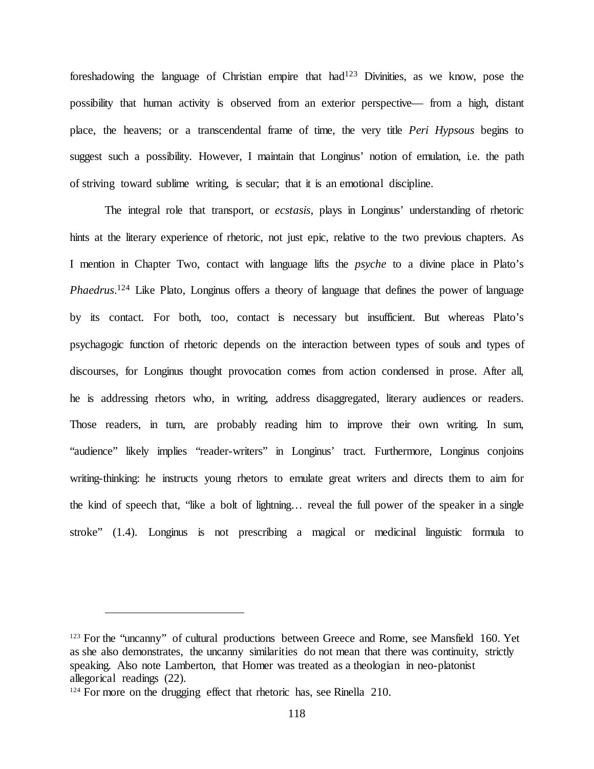foreshadowing the language of Christian empire that had[123] Divinities, as we know, pose the possibility that human activity is observed from an exterior perspective— from a high, distant place, the heavens; or a transcendental frame of time, the very title *Peri Hypsous* begins to suggest such a possibility. However, I maintain that Longinus' notion of emulation, i.e. the path of striving toward sublime writing, is secular; that it is an emotional discipline.

The integral role that transport, or *ecstasis*, plays in Longinus' understanding of rhetoric hints at the literary experience of rhetoric, not just epic, relative to the two previous chapters. As I mention in Chapter Two, contact with language lifts the *psyche* to a divine place in Plato's *Phaedrus*.[124] Like Plato, Longinus offers a theory of language that defines the power of language by its contact. For both, too, contact is necessary but insufficient. But whereas Plato's psychagogic function of rhetoric depends on the interaction between types of souls and types of discourses, for Longinus thought provocation comes from action condensed in prose. After all, he is addressing rhetors who, in writing, address disaggregated, literary audiences or readers. Those readers, in turn, are probably reading him to improve their own writing. In sum, "audience" likely implies "reader-writers" in Longinus' tract. Furthermore, Longinus conjoins writing-thinking: he instructs young rhetors to emulate great writers and directs them to aim for the kind of speech that, "like a bolt of lightning… reveal the full power of the speaker in a single stroke" (1.4). Longinus is not prescribing a magical or medicinal linguistic formula to

---

[123] For the "uncanny" of cultural productions between Greece and Rome, see Mansfield 160. Yet as she also demonstrates, the uncanny similarities do not mean that there was continuity, strictly speaking. Also note Lamberton, that Homer was treated as a theologian in neo-platonist allegorical readings (22).

[124] For more on the drugging effect that rhetoric has, see Rinella 210.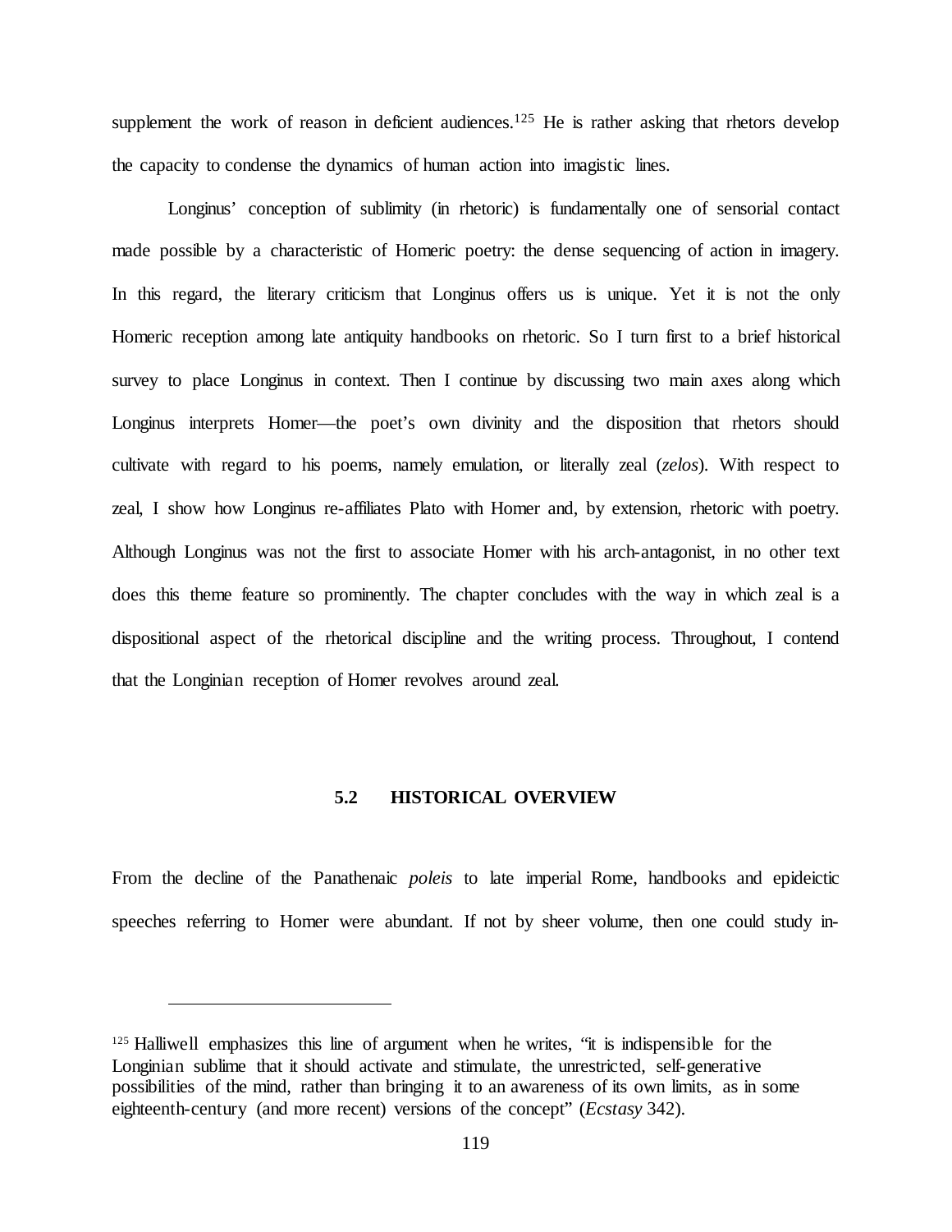supplement the work of reason in deficient audiences.[125] He is rather asking that rhetors develop the capacity to condense the dynamics of human action into imagistic lines.

Longinus' conception of sublimity (in rhetoric) is fundamentally one of sensorial contact made possible by a characteristic of Homeric poetry: the dense sequencing of action in imagery. In this regard, the literary criticism that Longinus offers us is unique. Yet it is not the only Homeric reception among late antiquity handbooks on rhetoric. So I turn first to a brief historical survey to place Longinus in context. Then I continue by discussing two main axes along which Longinus interprets Homer—the poet's own divinity and the disposition that rhetors should cultivate with regard to his poems, namely emulation, or literally zeal (*zelos*). With respect to zeal, I show how Longinus re-affiliates Plato with Homer and, by extension, rhetoric with poetry. Although Longinus was not the first to associate Homer with his arch-antagonist, in no other text does this theme feature so prominently. The chapter concludes with the way in which zeal is a dispositional aspect of the rhetorical discipline and the writing process. Throughout, I contend that the Longinian reception of Homer revolves around zeal.

## 5.2 HISTORICAL OVERVIEW

From the decline of the Panathenaic *poleis* to late imperial Rome, handbooks and epideictic speeches referring to Homer were abundant. If not by sheer volume, then one could study in-

---

[125] Halliwell emphasizes this line of argument when he writes, "it is indispensible for the Longinian sublime that it should activate and stimulate, the unrestricted, self-generative possibilities of the mind, rather than bringing it to an awareness of its own limits, as in some eighteenth-century (and more recent) versions of the concept" (*Ecstasy* 342).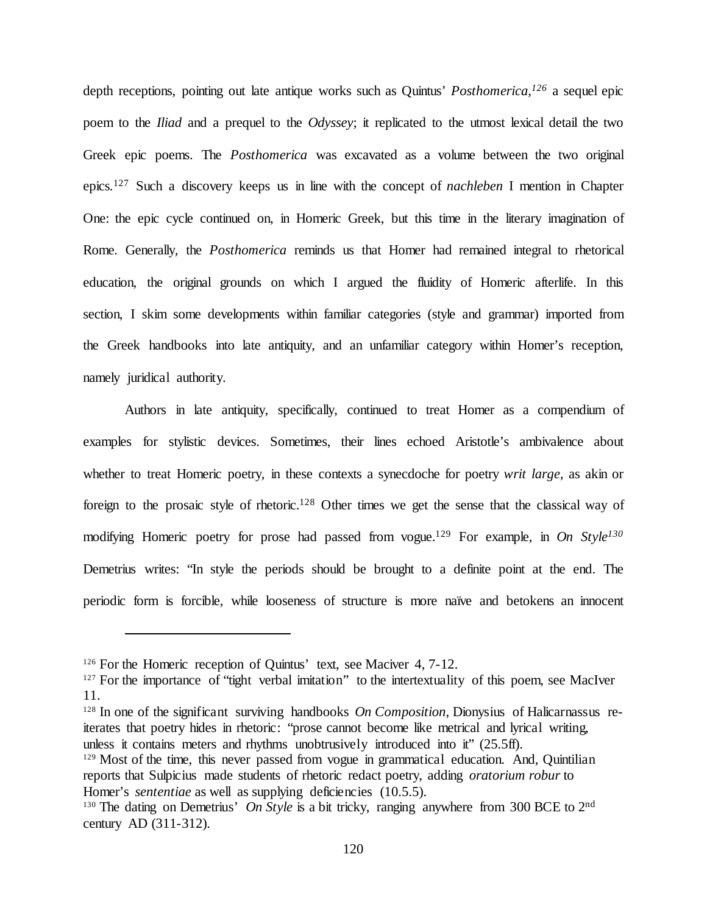depth receptions, pointing out late antique works such as Quintus' *Posthomerica*,[126] a sequel epic poem to the *Iliad* and a prequel to the *Odyssey*; it replicated to the utmost lexical detail the two Greek epic poems. The *Posthomerica* was excavated as a volume between the two original epics.[127] Such a discovery keeps us in line with the concept of *nachleben* I mention in Chapter One: the epic cycle continued on, in Homeric Greek, but this time in the literary imagination of Rome. Generally, the *Posthomerica* reminds us that Homer had remained integral to rhetorical education, the original grounds on which I argued the fluidity of Homeric afterlife. In this section, I skim some developments within familiar categories (style and grammar) imported from the Greek handbooks into late antiquity, and an unfamiliar category within Homer's reception, namely juridical authority.

Authors in late antiquity, specifically, continued to treat Homer as a compendium of examples for stylistic devices. Sometimes, their lines echoed Aristotle's ambivalence about whether to treat Homeric poetry, in these contexts a synecdoche for poetry *writ large*, as akin or foreign to the prosaic style of rhetoric.[128] Other times we get the sense that the classical way of modifying Homeric poetry for prose had passed from vogue.[129] For example, in *On Style*[130] Demetrius writes: "In style the periods should be brought to a definite point at the end. The periodic form is forcible, while looseness of structure is more naïve and betokens an innocent

---

[126] For the Homeric reception of Quintus' text, see Maciver 4, 7-12.

[127] For the importance of "tight verbal imitation" to the intertextuality of this poem, see MacIver 11.

[128] In one of the significant surviving handbooks *On Composition*, Dionysius of Halicarnassus re-iterates that poetry hides in rhetoric: "prose cannot become like metrical and lyrical writing, unless it contains meters and rhythms unobtrusively introduced into it" (25.5ff).

[129] Most of the time, this never passed from vogue in grammatical education. And, Quintilian reports that Sulpicius made students of rhetoric redact poetry, adding *oratorium robur* to Homer's *sententiae* as well as supplying deficiencies (10.5.5).

[130] The dating on Demetrius' *On Style* is a bit tricky, ranging anywhere from 300 BCE to 2nd century AD (311-312).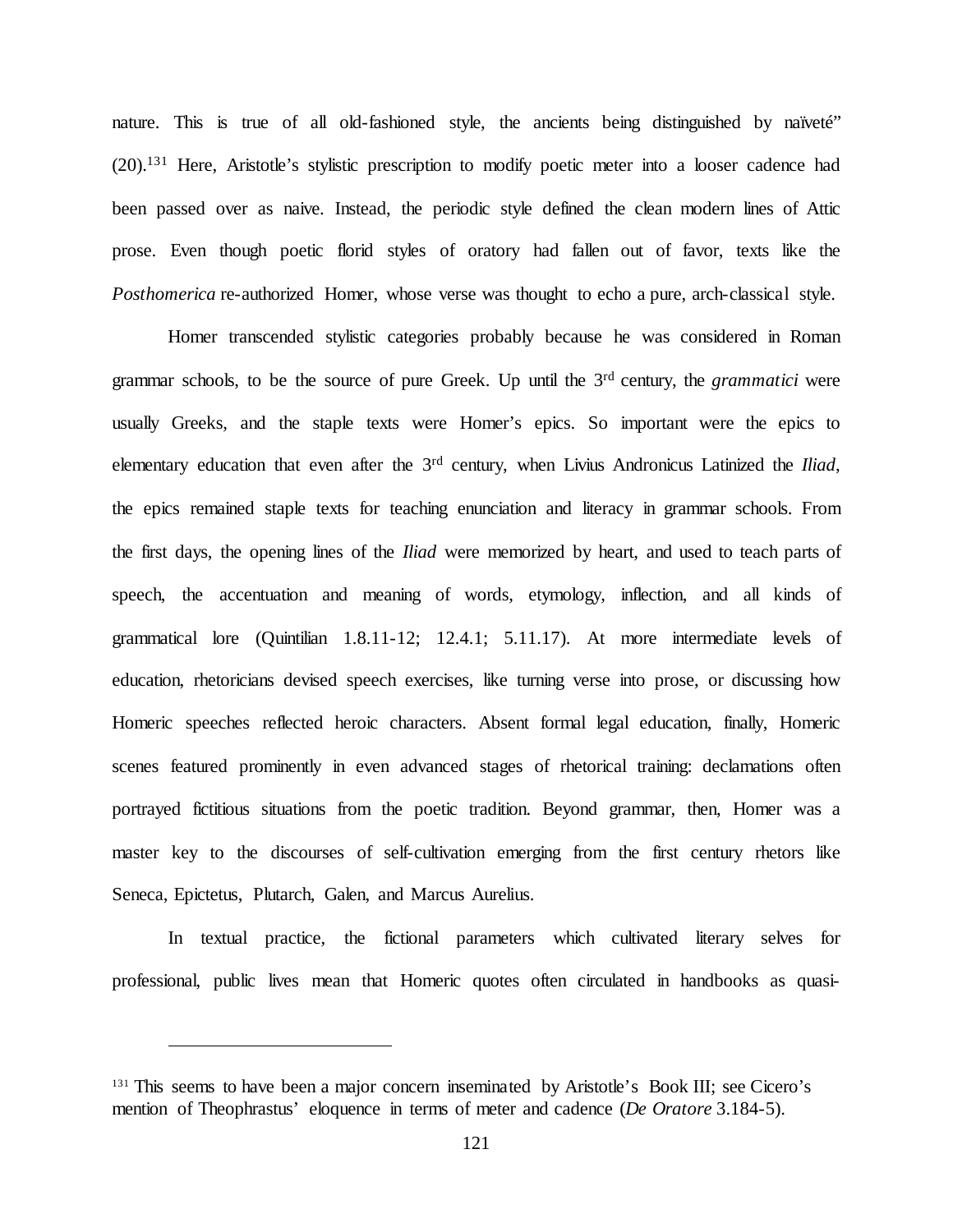nature. This is true of all old-fashioned style, the ancients being distinguished by naïveté" (20).[131] Here, Aristotle's stylistic prescription to modify poetic meter into a looser cadence had been passed over as naive. Instead, the periodic style defined the clean modern lines of Attic prose. Even though poetic florid styles of oratory had fallen out of favor, texts like the *Posthomerica* re-authorized Homer, whose verse was thought to echo a pure, arch-classical style.

Homer transcended stylistic categories probably because he was considered in Roman grammar schools, to be the source of pure Greek. Up until the 3rd century, the *grammatici* were usually Greeks, and the staple texts were Homer's epics. So important were the epics to elementary education that even after the 3rd century, when Livius Andronicus Latinized the *Iliad*, the epics remained staple texts for teaching enunciation and literacy in grammar schools. From the first days, the opening lines of the *Iliad* were memorized by heart, and used to teach parts of speech, the accentuation and meaning of words, etymology, inflection, and all kinds of grammatical lore (Quintilian 1.8.11-12; 12.4.1; 5.11.17). At more intermediate levels of education, rhetoricians devised speech exercises, like turning verse into prose, or discussing how Homeric speeches reflected heroic characters. Absent formal legal education, finally, Homeric scenes featured prominently in even advanced stages of rhetorical training: declamations often portrayed fictitious situations from the poetic tradition. Beyond grammar, then, Homer was a master key to the discourses of self-cultivation emerging from the first century rhetors like Seneca, Epictetus, Plutarch, Galen, and Marcus Aurelius.

In textual practice, the fictional parameters which cultivated literary selves for professional, public lives mean that Homeric quotes often circulated in handbooks as quasi-

---

[131] This seems to have been a major concern inseminated by Aristotle's Book III; see Cicero's mention of Theophrastus' eloquence in terms of meter and cadence (*De Oratore* 3.184-5).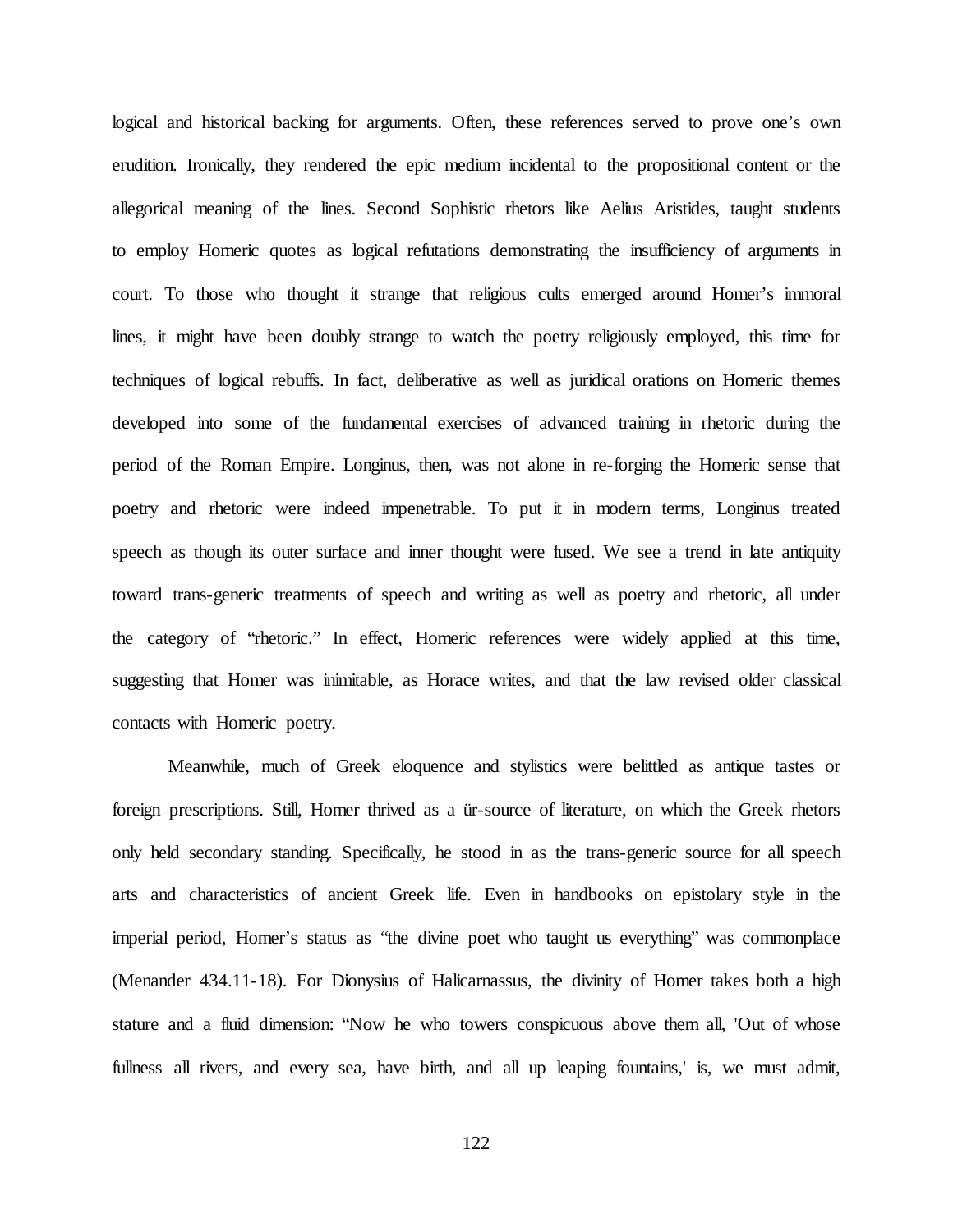logical and historical backing for arguments. Often, these references served to prove one's own erudition. Ironically, they rendered the epic medium incidental to the propositional content or the allegorical meaning of the lines. Second Sophistic rhetors like Aelius Aristides, taught students to employ Homeric quotes as logical refutations demonstrating the insufficiency of arguments in court. To those who thought it strange that religious cults emerged around Homer's immoral lines, it might have been doubly strange to watch the poetry religiously employed, this time for techniques of logical rebuffs. In fact, deliberative as well as juridical orations on Homeric themes developed into some of the fundamental exercises of advanced training in rhetoric during the period of the Roman Empire. Longinus, then, was not alone in re-forging the Homeric sense that poetry and rhetoric were indeed impenetrable. To put it in modern terms, Longinus treated speech as though its outer surface and inner thought were fused. We see a trend in late antiquity toward trans-generic treatments of speech and writing as well as poetry and rhetoric, all under the category of "rhetoric." In effect, Homeric references were widely applied at this time, suggesting that Homer was inimitable, as Horace writes, and that the law revised older classical contacts with Homeric poetry.

Meanwhile, much of Greek eloquence and stylistics were belittled as antique tastes or foreign prescriptions. Still, Homer thrived as a ür-source of literature, on which the Greek rhetors only held secondary standing. Specifically, he stood in as the trans-generic source for all speech arts and characteristics of ancient Greek life. Even in handbooks on epistolary style in the imperial period, Homer's status as "the divine poet who taught us everything" was commonplace (Menander 434.11-18). For Dionysius of Halicarnassus, the divinity of Homer takes both a high stature and a fluid dimension: "Now he who towers conspicuous above them all, 'Out of whose fullness all rivers, and every sea, have birth, and all up leaping fountains,' is, we must admit,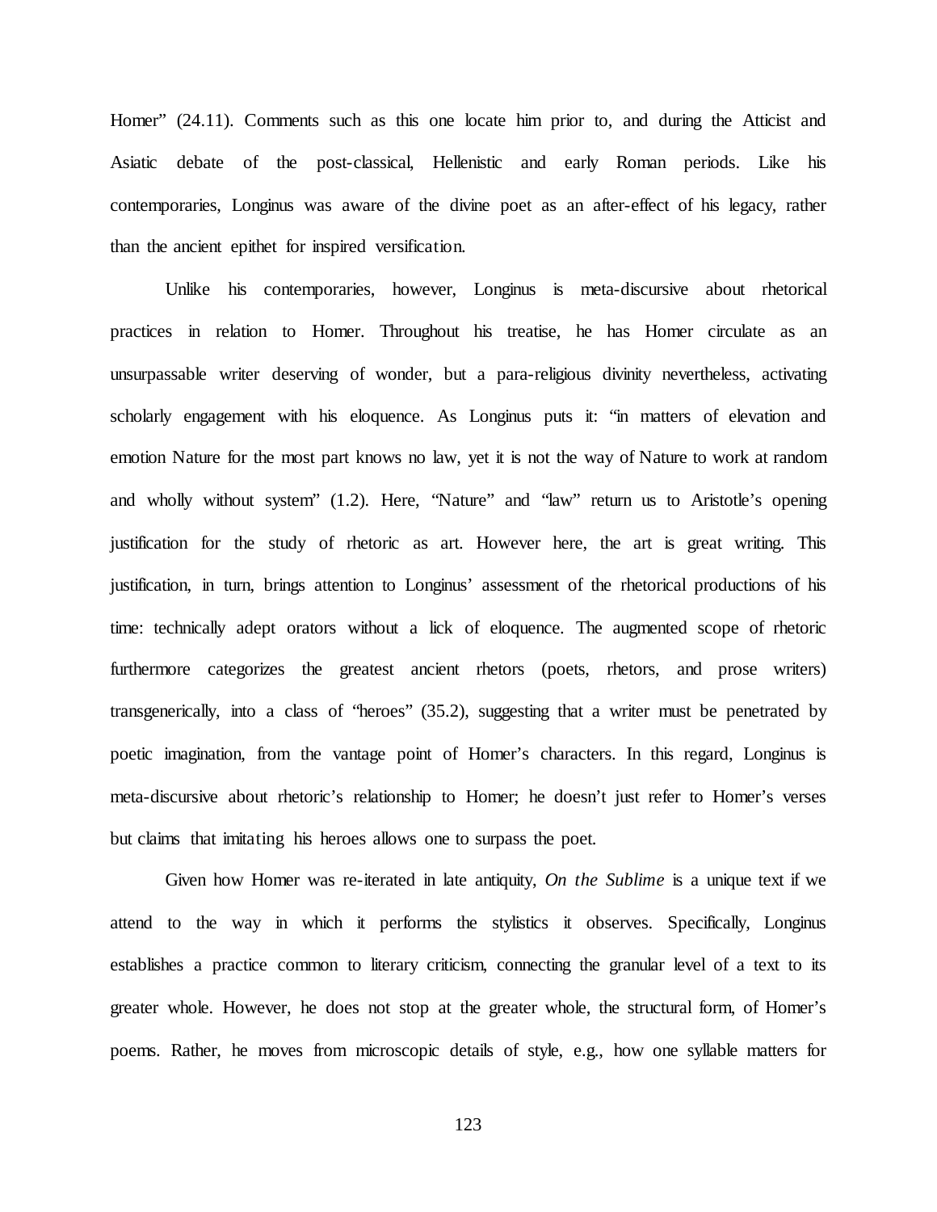Homer" (24.11). Comments such as this one locate him prior to, and during the Atticist and Asiatic debate of the post-classical, Hellenistic and early Roman periods. Like his contemporaries, Longinus was aware of the divine poet as an after-effect of his legacy, rather than the ancient epithet for inspired versification.

Unlike his contemporaries, however, Longinus is meta-discursive about rhetorical practices in relation to Homer. Throughout his treatise, he has Homer circulate as an unsurpassable writer deserving of wonder, but a para-religious divinity nevertheless, activating scholarly engagement with his eloquence. As Longinus puts it: "in matters of elevation and emotion Nature for the most part knows no law, yet it is not the way of Nature to work at random and wholly without system" (1.2). Here, "Nature" and "law" return us to Aristotle's opening justification for the study of rhetoric as art. However here, the art is great writing. This justification, in turn, brings attention to Longinus' assessment of the rhetorical productions of his time: technically adept orators without a lick of eloquence. The augmented scope of rhetoric furthermore categorizes the greatest ancient rhetors (poets, rhetors, and prose writers) transgenerically, into a class of "heroes" (35.2), suggesting that a writer must be penetrated by poetic imagination, from the vantage point of Homer's characters. In this regard, Longinus is meta-discursive about rhetoric's relationship to Homer; he doesn't just refer to Homer's verses but claims that imitating his heroes allows one to surpass the poet.

Given how Homer was re-iterated in late antiquity, *On the Sublime* is a unique text if we attend to the way in which it performs the stylistics it observes. Specifically, Longinus establishes a practice common to literary criticism, connecting the granular level of a text to its greater whole. However, he does not stop at the greater whole, the structural form, of Homer's poems. Rather, he moves from microscopic details of style, e.g., how one syllable matters for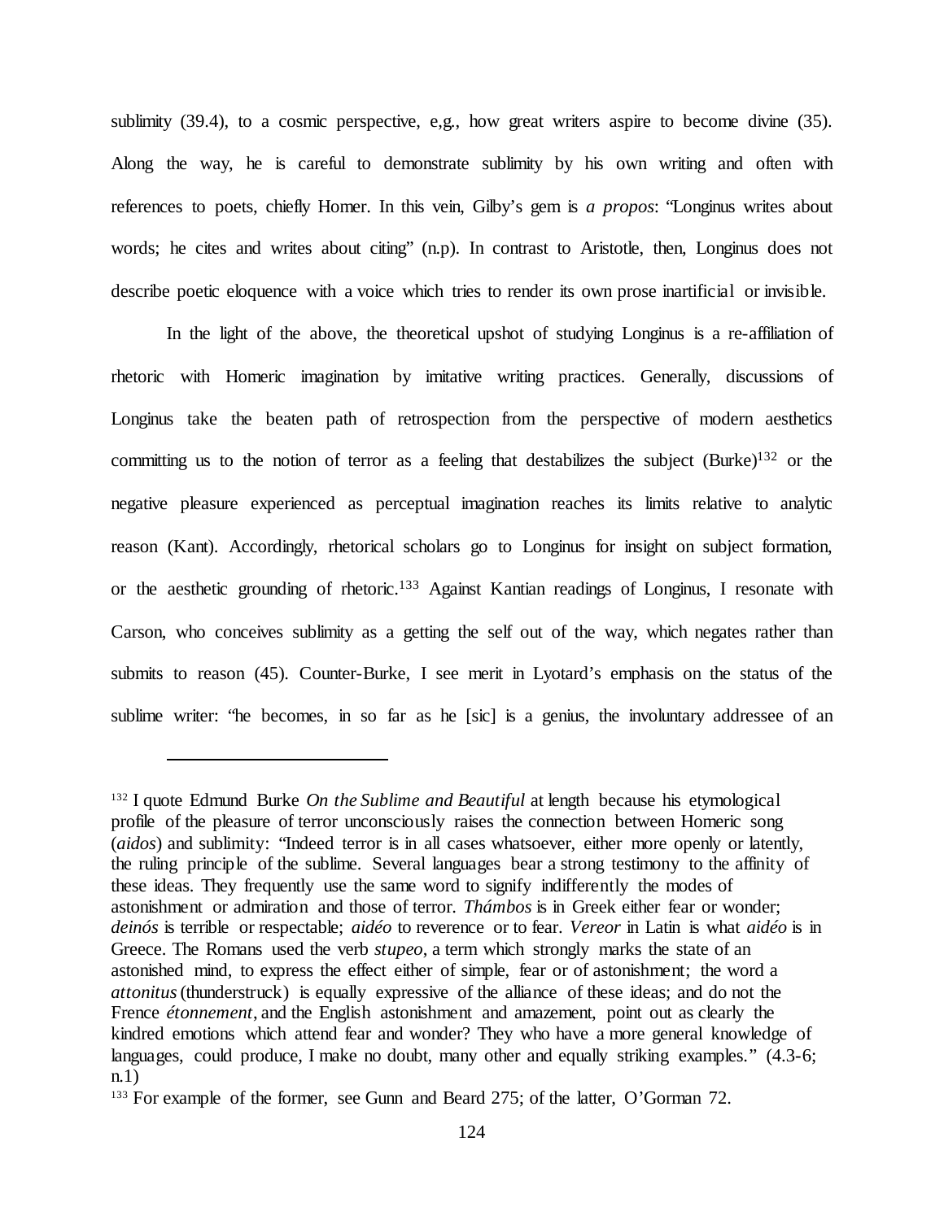sublimity (39.4), to a cosmic perspective, e,g., how great writers aspire to become divine (35). Along the way, he is careful to demonstrate sublimity by his own writing and often with references to poets, chiefly Homer. In this vein, Gilby's gem is *a propos*: "Longinus writes about words; he cites and writes about citing" (n.p). In contrast to Aristotle, then, Longinus does not describe poetic eloquence with a voice which tries to render its own prose inartificial or invisible.

In the light of the above, the theoretical upshot of studying Longinus is a re-affiliation of rhetoric with Homeric imagination by imitative writing practices. Generally, discussions of Longinus take the beaten path of retrospection from the perspective of modern aesthetics committing us to the notion of terror as a feeling that destabilizes the subject (Burke)[132] or the negative pleasure experienced as perceptual imagination reaches its limits relative to analytic reason (Kant). Accordingly, rhetorical scholars go to Longinus for insight on subject formation, or the aesthetic grounding of rhetoric.[133] Against Kantian readings of Longinus, I resonate with Carson, who conceives sublimity as a getting the self out of the way, which negates rather than submits to reason (45). Counter-Burke, I see merit in Lyotard's emphasis on the status of the sublime writer: "he becomes, in so far as he [sic] is a genius, the involuntary addressee of an

---

[132] I quote Edmund Burke *On the Sublime and Beautiful* at length because his etymological profile of the pleasure of terror unconsciously raises the connection between Homeric song (*aidos*) and sublimity: "Indeed terror is in all cases whatsoever, either more openly or latently, the ruling principle of the sublime. Several languages bear a strong testimony to the affinity of these ideas. They frequently use the same word to signify indifferently the modes of astonishment or admiration and those of terror. *Thámbos* is in Greek either fear or wonder; *deinós* is terrible or respectable; *aidéo* to reverence or to fear. *Vereor* in Latin is what *aidéo* is in Greece. The Romans used the verb *stupeo*, a term which strongly marks the state of an astonished mind, to express the effect either of simple, fear or of astonishment; the word a *attonitus* (thunderstruck) is equally expressive of the alliance of these ideas; and do not the Frence *étonnement*, and the English astonishment and amazement, point out as clearly the kindred emotions which attend fear and wonder? They who have a more general knowledge of languages, could produce, I make no doubt, many other and equally striking examples." (4.3-6; n.1)

[133] For example of the former, see Gunn and Beard 275; of the latter, O'Gorman 72.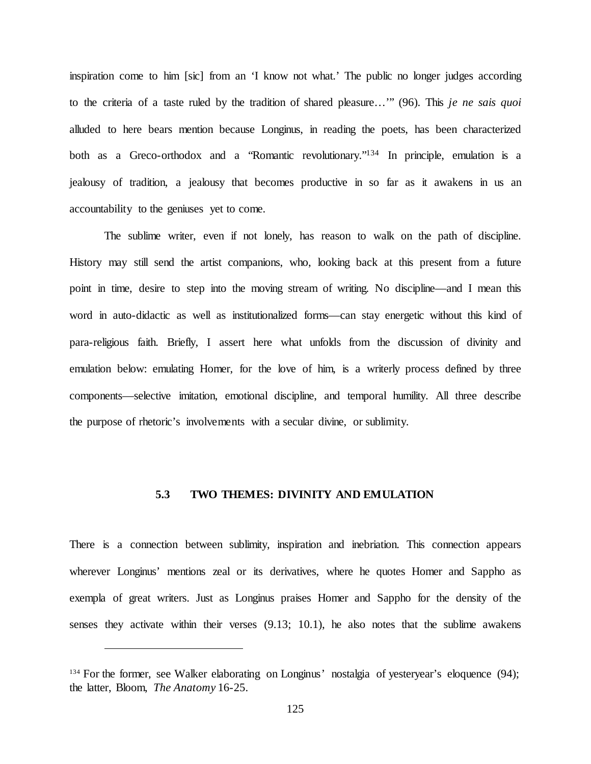inspiration come to him [sic] from an 'I know not what.' The public no longer judges according to the criteria of a taste ruled by the tradition of shared pleasure…'" (96). This *je ne sais quoi* alluded to here bears mention because Longinus, in reading the poets, has been characterized both as a Greco-orthodox and a "Romantic revolutionary."[134] In principle, emulation is a jealousy of tradition, a jealousy that becomes productive in so far as it awakens in us an accountability to the geniuses yet to come.

The sublime writer, even if not lonely, has reason to walk on the path of discipline. History may still send the artist companions, who, looking back at this present from a future point in time, desire to step into the moving stream of writing. No discipline—and I mean this word in auto-didactic as well as institutionalized forms—can stay energetic without this kind of para-religious faith. Briefly, I assert here what unfolds from the discussion of divinity and emulation below: emulating Homer, for the love of him, is a writerly process defined by three components—selective imitation, emotional discipline, and temporal humility. All three describe the purpose of rhetoric's involvements with a secular divine, or sublimity.

## 5.3 TWO THEMES: DIVINITY AND EMULATION

There is a connection between sublimity, inspiration and inebriation. This connection appears wherever Longinus' mentions zeal or its derivatives, where he quotes Homer and Sappho as exempla of great writers. Just as Longinus praises Homer and Sappho for the density of the senses they activate within their verses (9.13; 10.1), he also notes that the sublime awakens

[134] For the former, see Walker elaborating on Longinus' nostalgia of yesteryear's eloquence (94); the latter, Bloom, *The Anatomy* 16-25.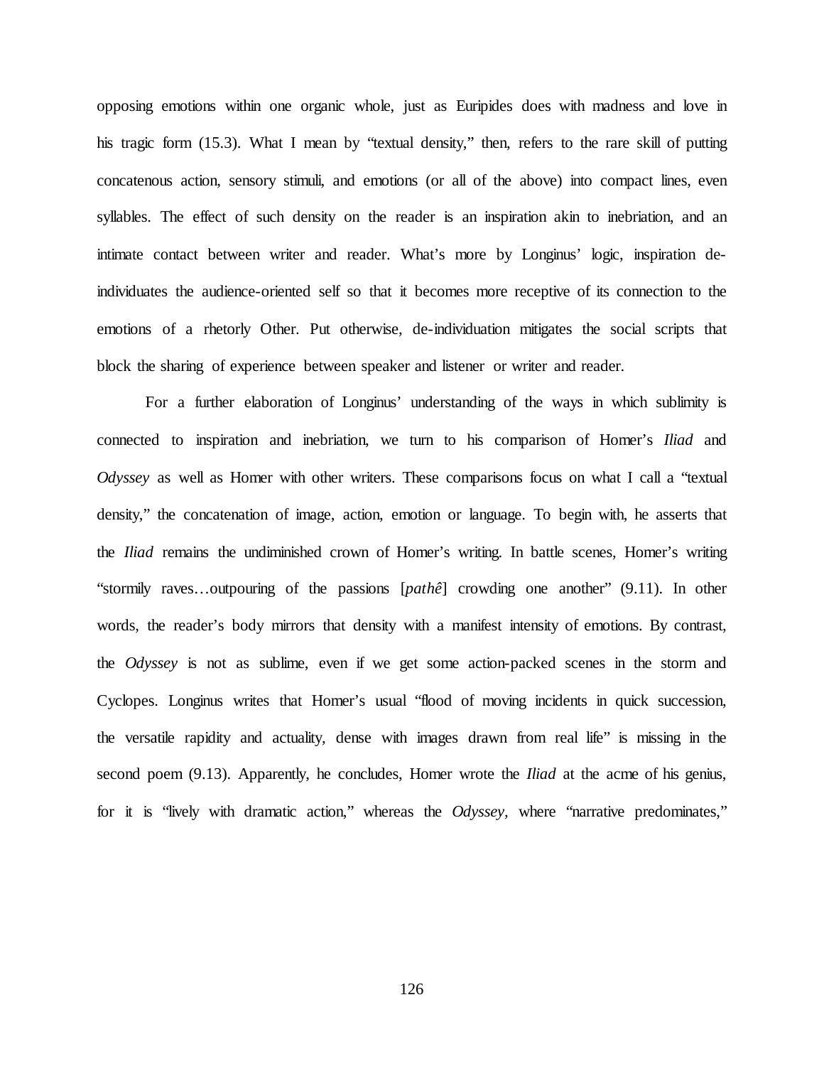opposing emotions within one organic whole, just as Euripides does with madness and love in his tragic form (15.3). What I mean by "textual density," then, refers to the rare skill of putting concatenous action, sensory stimuli, and emotions (or all of the above) into compact lines, even syllables. The effect of such density on the reader is an inspiration akin to inebriation, and an intimate contact between writer and reader. What's more by Longinus' logic, inspiration de-individuates the audience-oriented self so that it becomes more receptive of its connection to the emotions of a rhetorly Other. Put otherwise, de-individuation mitigates the social scripts that block the sharing of experience between speaker and listener or writer and reader.

For a further elaboration of Longinus' understanding of the ways in which sublimity is connected to inspiration and inebriation, we turn to his comparison of Homer's *Iliad* and *Odyssey* as well as Homer with other writers. These comparisons focus on what I call a "textual density," the concatenation of image, action, emotion or language. To begin with, he asserts that the *Iliad* remains the undiminished crown of Homer's writing. In battle scenes, Homer's writing "stormily raves…outpouring of the passions [*pathê*] crowding one another" (9.11). In other words, the reader's body mirrors that density with a manifest intensity of emotions. By contrast, the *Odyssey* is not as sublime, even if we get some action-packed scenes in the storm and Cyclopes. Longinus writes that Homer's usual "flood of moving incidents in quick succession, the versatile rapidity and actuality, dense with images drawn from real life" is missing in the second poem (9.13). Apparently, he concludes, Homer wrote the *Iliad* at the acme of his genius, for it is "lively with dramatic action," whereas the *Odyssey*, where "narrative predominates,"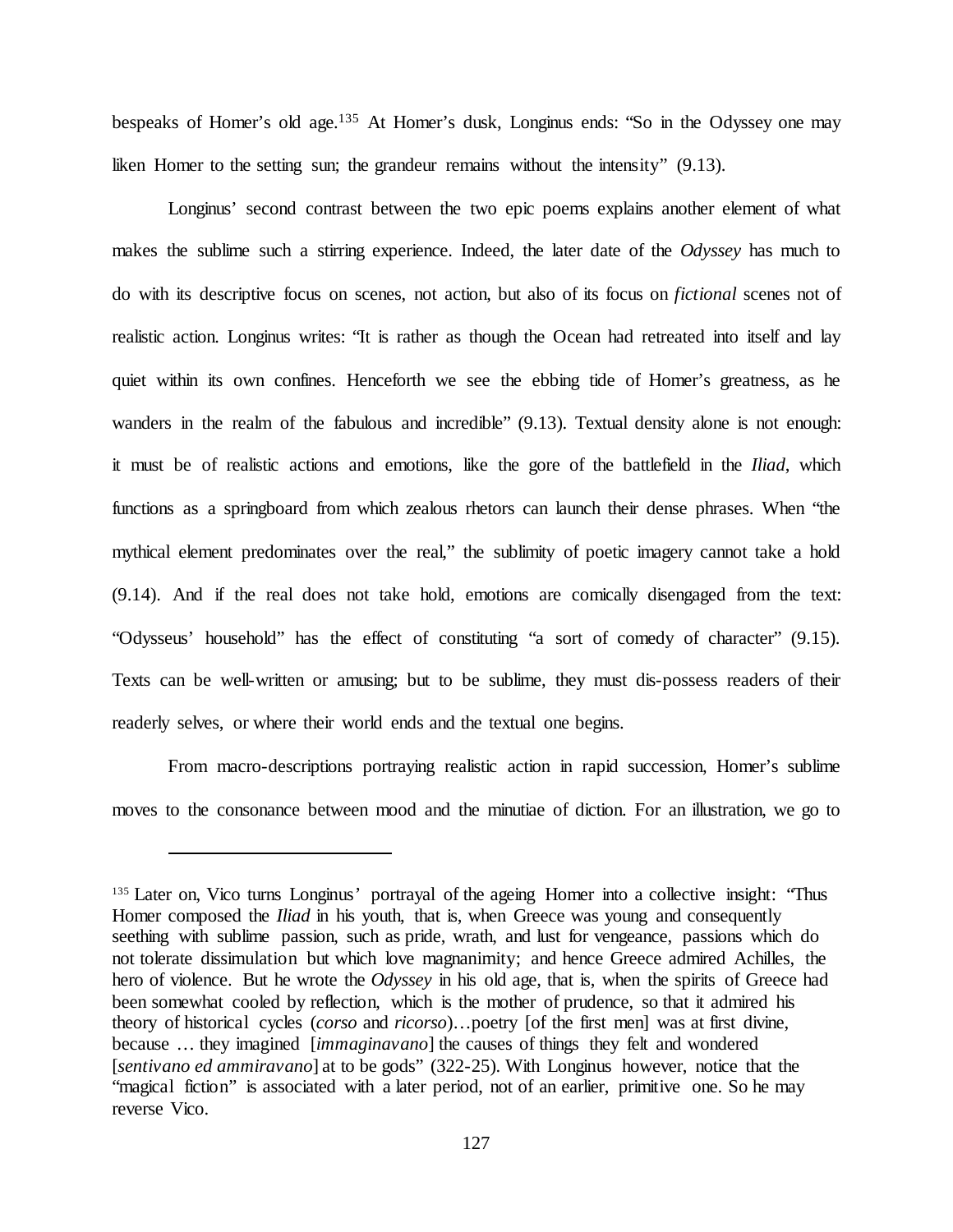bespeaks of Homer's old age.[135] At Homer's dusk, Longinus ends: "So in the Odyssey one may liken Homer to the setting sun; the grandeur remains without the intensity" (9.13).

Longinus' second contrast between the two epic poems explains another element of what makes the sublime such a stirring experience. Indeed, the later date of the *Odyssey* has much to do with its descriptive focus on scenes, not action, but also of its focus on *fictional* scenes not of realistic action. Longinus writes: "It is rather as though the Ocean had retreated into itself and lay quiet within its own confines. Henceforth we see the ebbing tide of Homer's greatness, as he wanders in the realm of the fabulous and incredible" (9.13). Textual density alone is not enough: it must be of realistic actions and emotions, like the gore of the battlefield in the *Iliad*, which functions as a springboard from which zealous rhetors can launch their dense phrases. When "the mythical element predominates over the real," the sublimity of poetic imagery cannot take a hold (9.14). And if the real does not take hold, emotions are comically disengaged from the text: "Odysseus' household" has the effect of constituting "a sort of comedy of character" (9.15). Texts can be well-written or amusing; but to be sublime, they must dis-possess readers of their readerly selves, or where their world ends and the textual one begins.

From macro-descriptions portraying realistic action in rapid succession, Homer's sublime moves to the consonance between mood and the minutiae of diction. For an illustration, we go to

---

[135] Later on, Vico turns Longinus' portrayal of the ageing Homer into a collective insight: "Thus Homer composed the *Iliad* in his youth, that is, when Greece was young and consequently seething with sublime passion, such as pride, wrath, and lust for vengeance, passions which do not tolerate dissimulation but which love magnanimity; and hence Greece admired Achilles, the hero of violence. But he wrote the *Odyssey* in his old age, that is, when the spirits of Greece had been somewhat cooled by reflection, which is the mother of prudence, so that it admired his theory of historical cycles (*corso* and *ricorso*)…poetry [of the first men] was at first divine, because … they imagined [*immaginavano*] the causes of things they felt and wondered [*sentivano ed ammiravano*] at to be gods" (322-25). With Longinus however, notice that the "magical fiction" is associated with a later period, not of an earlier, primitive one. So he may reverse Vico.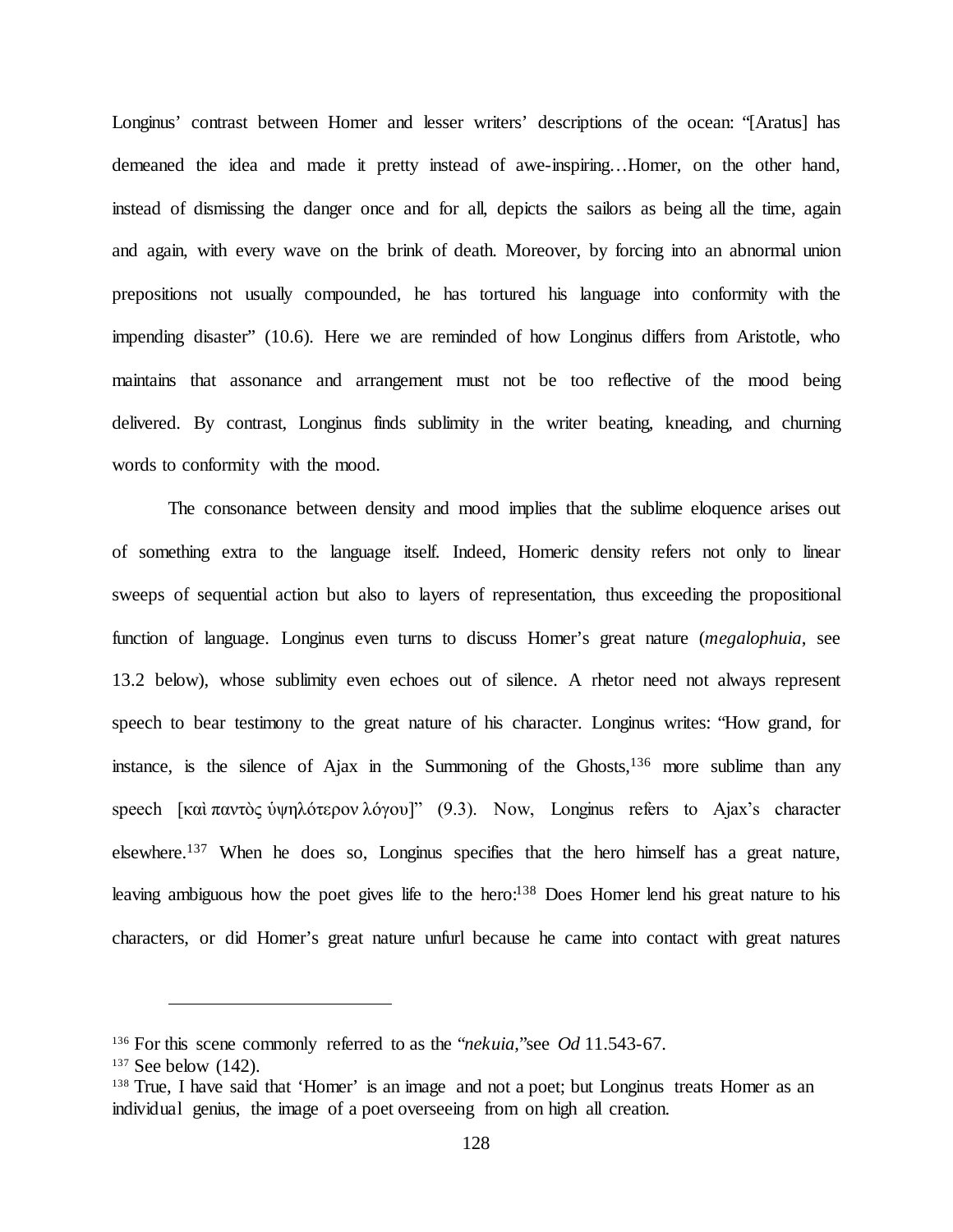Longinus' contrast between Homer and lesser writers' descriptions of the ocean: "[Aratus] has demeaned the idea and made it pretty instead of awe-inspiring…Homer, on the other hand, instead of dismissing the danger once and for all, depicts the sailors as being all the time, again and again, with every wave on the brink of death. Moreover, by forcing into an abnormal union prepositions not usually compounded, he has tortured his language into conformity with the impending disaster" (10.6). Here we are reminded of how Longinus differs from Aristotle, who maintains that assonance and arrangement must not be too reflective of the mood being delivered. By contrast, Longinus finds sublimity in the writer beating, kneading, and churning words to conformity with the mood.

The consonance between density and mood implies that the sublime eloquence arises out of something extra to the language itself. Indeed, Homeric density refers not only to linear sweeps of sequential action but also to layers of representation, thus exceeding the propositional function of language. Longinus even turns to discuss Homer's great nature (*megalophuia*, see 13.2 below), whose sublimity even echoes out of silence. A rhetor need not always represent speech to bear testimony to the great nature of his character. Longinus writes: "How grand, for instance, is the silence of Ajax in the Summoning of the Ghosts,[136] more sublime than any speech [καὶ παντὸς ὑψηλότερον λόγου]" (9.3). Now, Longinus refers to Ajax's character elsewhere.[137] When he does so, Longinus specifies that the hero himself has a great nature, leaving ambiguous how the poet gives life to the hero:[138] Does Homer lend his great nature to his characters, or did Homer's great nature unfurl because he came into contact with great natures

---

[136] For this scene commonly referred to as the "*nekuia*,"see *Od* 11.543-67.

[137] See below (142).

[138] True, I have said that 'Homer' is an image and not a poet; but Longinus treats Homer as an individual genius, the image of a poet overseeing from on high all creation.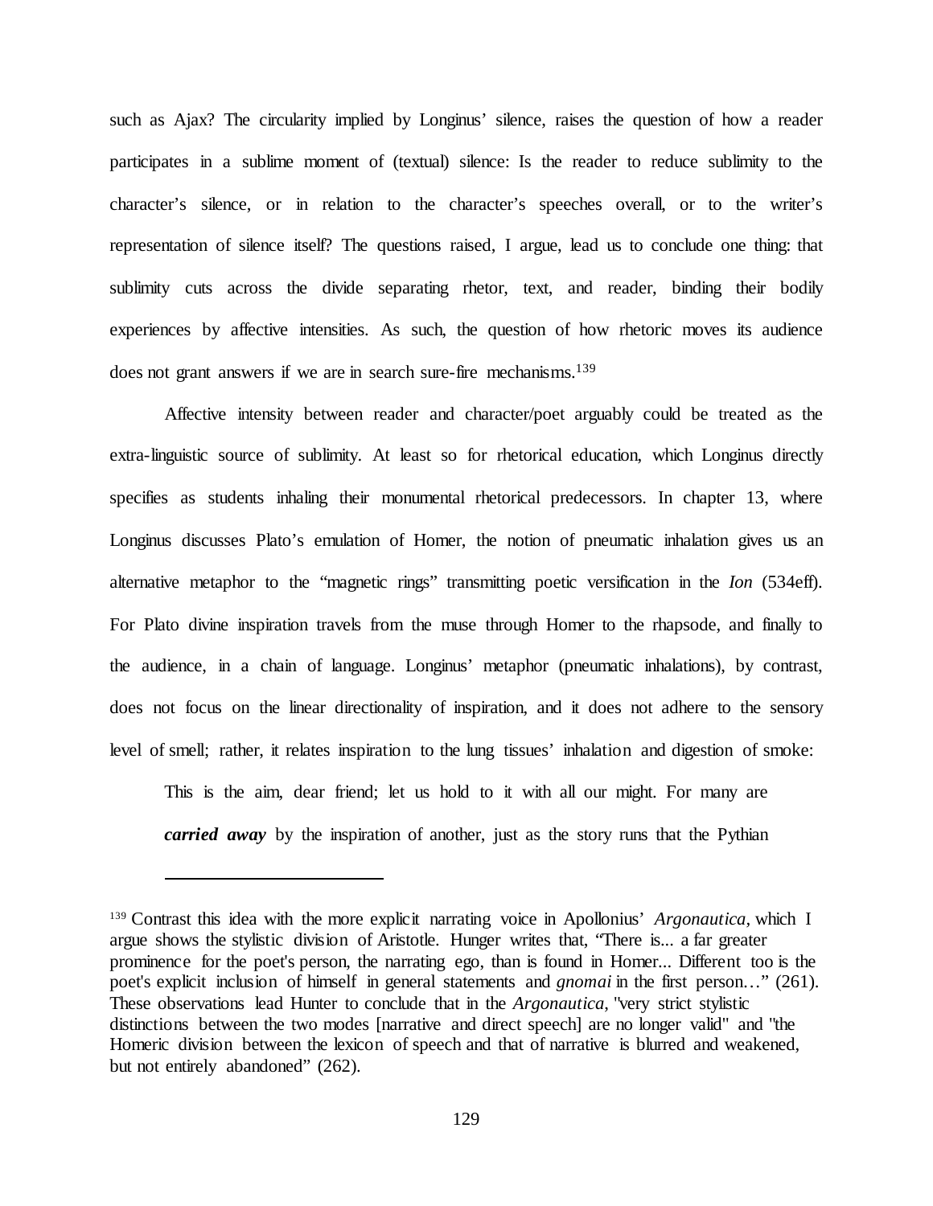such as Ajax? The circularity implied by Longinus' silence, raises the question of how a reader participates in a sublime moment of (textual) silence: Is the reader to reduce sublimity to the character's silence, or in relation to the character's speeches overall, or to the writer's representation of silence itself? The questions raised, I argue, lead us to conclude one thing: that sublimity cuts across the divide separating rhetor, text, and reader, binding their bodily experiences by affective intensities. As such, the question of how rhetoric moves its audience does not grant answers if we are in search sure-fire mechanisms.[139]

Affective intensity between reader and character/poet arguably could be treated as the extra-linguistic source of sublimity. At least so for rhetorical education, which Longinus directly specifies as students inhaling their monumental rhetorical predecessors. In chapter 13, where Longinus discusses Plato's emulation of Homer, the notion of pneumatic inhalation gives us an alternative metaphor to the "magnetic rings" transmitting poetic versification in the *Ion* (534eff). For Plato divine inspiration travels from the muse through Homer to the rhapsode, and finally to the audience, in a chain of language. Longinus' metaphor (pneumatic inhalations), by contrast, does not focus on the linear directionality of inspiration, and it does not adhere to the sensory level of smell; rather, it relates inspiration to the lung tissues' inhalation and digestion of smoke:

> This is the aim, dear friend; let us hold to it with all our might. For many are ***carried away*** by the inspiration of another, just as the story runs that the Pythian

[139] Contrast this idea with the more explicit narrating voice in Apollonius' *Argonautica*, which I argue shows the stylistic division of Aristotle. Hunger writes that, "There is... a far greater prominence for the poet's person, the narrating ego, than is found in Homer... Different too is the poet's explicit inclusion of himself in general statements and *gnomai* in the first person…" (261). These observations lead Hunter to conclude that in the *Argonautica,* "very strict stylistic distinctions between the two modes [narrative and direct speech] are no longer valid" and "the Homeric division between the lexicon of speech and that of narrative is blurred and weakened, but not entirely abandoned" (262).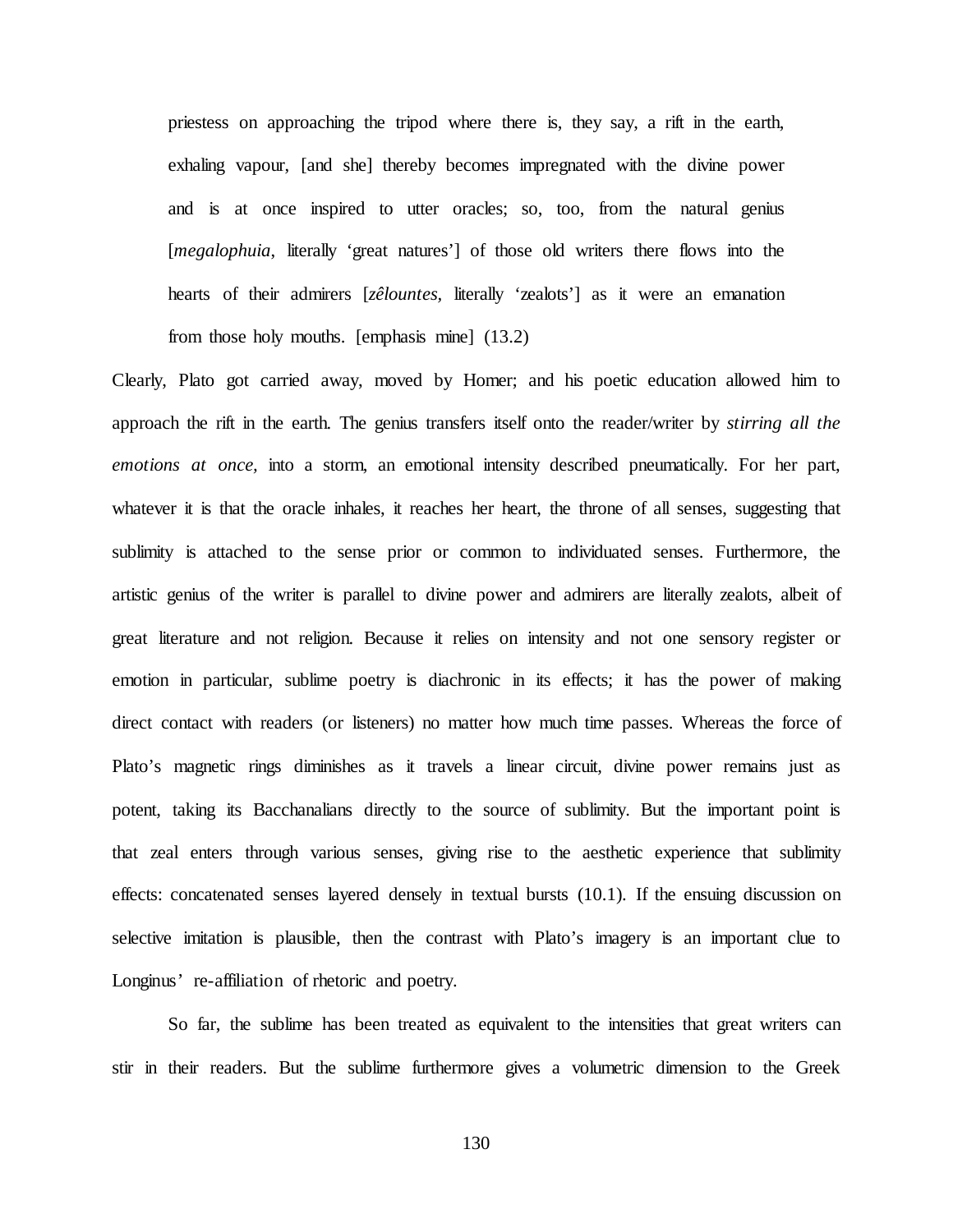> priestess on approaching the tripod where there is, they say, a rift in the earth, exhaling vapour, [and she] thereby becomes impregnated with the divine power and is at once inspired to utter oracles; so, too, from the natural genius [*megalophuia*, literally 'great natures'] of those old writers there flows into the hearts of their admirers [*zêlountes*, literally 'zealots'] as it were an emanation from those holy mouths. [emphasis mine] (13.2)

Clearly, Plato got carried away, moved by Homer; and his poetic education allowed him to approach the rift in the earth. The genius transfers itself onto the reader/writer by *stirring all the emotions at once*, into a storm, an emotional intensity described pneumatically. For her part, whatever it is that the oracle inhales, it reaches her heart, the throne of all senses, suggesting that sublimity is attached to the sense prior or common to individuated senses. Furthermore, the artistic genius of the writer is parallel to divine power and admirers are literally zealots, albeit of great literature and not religion. Because it relies on intensity and not one sensory register or emotion in particular, sublime poetry is diachronic in its effects; it has the power of making direct contact with readers (or listeners) no matter how much time passes. Whereas the force of Plato's magnetic rings diminishes as it travels a linear circuit, divine power remains just as potent, taking its Bacchanalians directly to the source of sublimity. But the important point is that zeal enters through various senses, giving rise to the aesthetic experience that sublimity effects: concatenated senses layered densely in textual bursts (10.1). If the ensuing discussion on selective imitation is plausible, then the contrast with Plato's imagery is an important clue to Longinus' re-affiliation of rhetoric and poetry.

So far, the sublime has been treated as equivalent to the intensities that great writers can stir in their readers. But the sublime furthermore gives a volumetric dimension to the Greek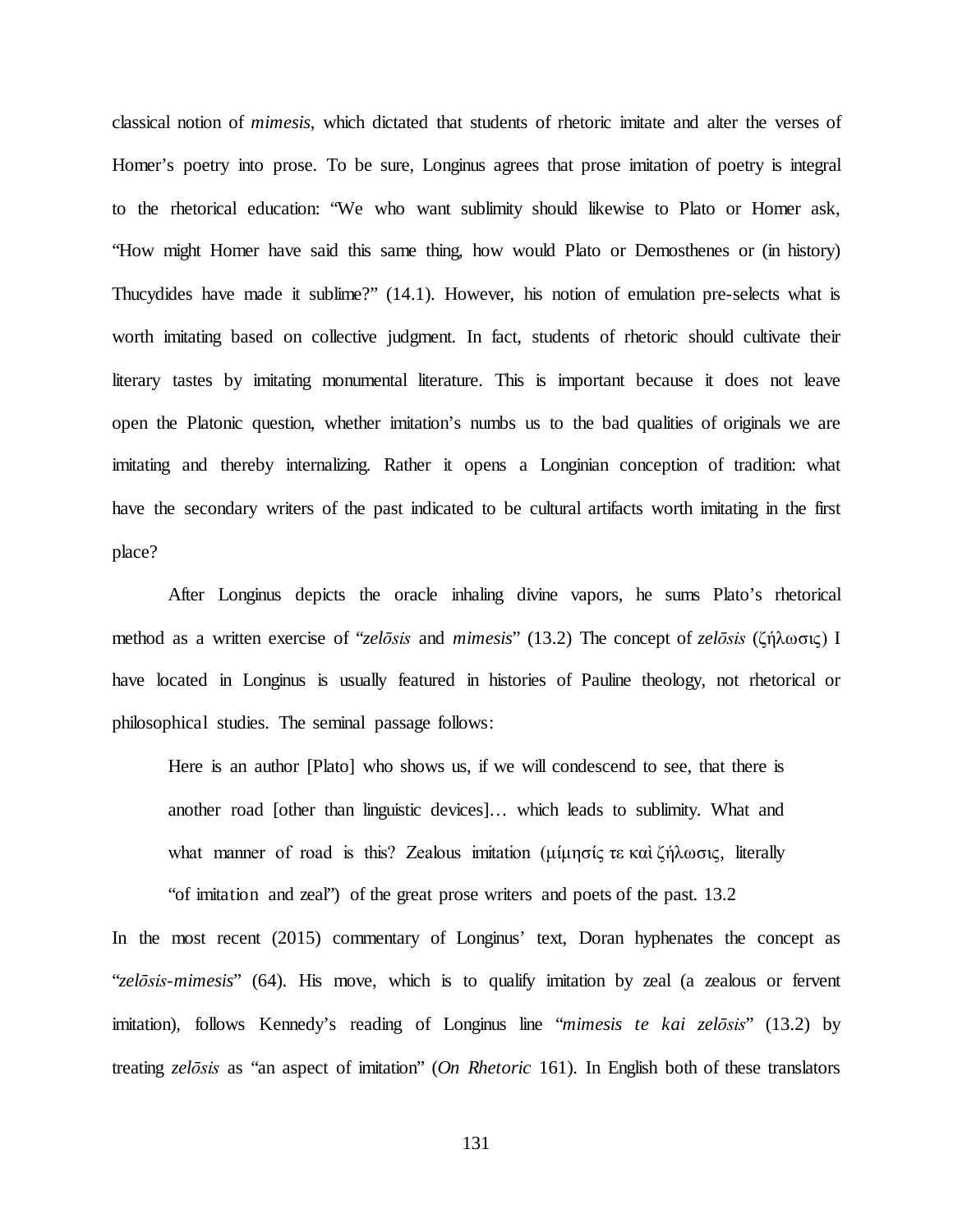classical notion of *mimesis*, which dictated that students of rhetoric imitate and alter the verses of Homer's poetry into prose. To be sure, Longinus agrees that prose imitation of poetry is integral to the rhetorical education: "We who want sublimity should likewise to Plato or Homer ask, "How might Homer have said this same thing, how would Plato or Demosthenes or (in history) Thucydides have made it sublime?" (14.1). However, his notion of emulation pre-selects what is worth imitating based on collective judgment. In fact, students of rhetoric should cultivate their literary tastes by imitating monumental literature. This is important because it does not leave open the Platonic question, whether imitation's numbs us to the bad qualities of originals we are imitating and thereby internalizing. Rather it opens a Longinian conception of tradition: what have the secondary writers of the past indicated to be cultural artifacts worth imitating in the first place?

After Longinus depicts the oracle inhaling divine vapors, he sums Plato's rhetorical method as a written exercise of "*zelōsis* and *mimesis*" (13.2) The concept of *zelōsis* (ζήλωσις) I have located in Longinus is usually featured in histories of Pauline theology, not rhetorical or philosophical studies. The seminal passage follows:

> Here is an author [Plato] who shows us, if we will condescend to see, that there is another road [other than linguistic devices]… which leads to sublimity. What and what manner of road is this? Zealous imitation (μίμησίς τε καὶ ζήλωσις, literally "of imitation and zeal") of the great prose writers and poets of the past. 13.2

In the most recent (2015) commentary of Longinus' text, Doran hyphenates the concept as "*zelōsis-mimesis*" (64). His move, which is to qualify imitation by zeal (a zealous or fervent imitation), follows Kennedy's reading of Longinus line "*mimesis te kai zelōsis*" (13.2) by treating *zelōsis* as "an aspect of imitation" (*On Rhetoric* 161). In English both of these translators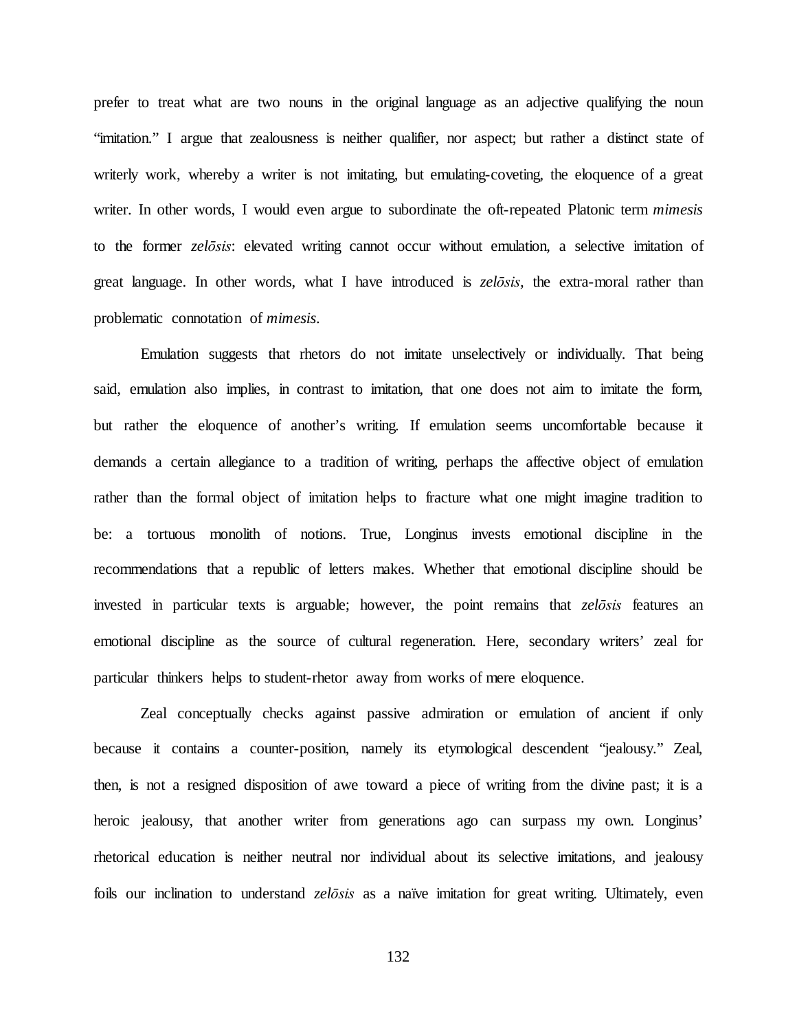prefer to treat what are two nouns in the original language as an adjective qualifying the noun "imitation." I argue that zealousness is neither qualifier, nor aspect; but rather a distinct state of writerly work, whereby a writer is not imitating, but emulating-coveting, the eloquence of a great writer. In other words, I would even argue to subordinate the oft-repeated Platonic term *mimesis* to the former *zelōsis*: elevated writing cannot occur without emulation, a selective imitation of great language. In other words, what I have introduced is *zelōsis*, the extra-moral rather than problematic connotation of *mimesis*.

Emulation suggests that rhetors do not imitate unselectively or individually. That being said, emulation also implies, in contrast to imitation, that one does not aim to imitate the form, but rather the eloquence of another's writing. If emulation seems uncomfortable because it demands a certain allegiance to a tradition of writing, perhaps the affective object of emulation rather than the formal object of imitation helps to fracture what one might imagine tradition to be: a tortuous monolith of notions. True, Longinus invests emotional discipline in the recommendations that a republic of letters makes. Whether that emotional discipline should be invested in particular texts is arguable; however, the point remains that *zelōsis* features an emotional discipline as the source of cultural regeneration. Here, secondary writers' zeal for particular thinkers helps to student-rhetor away from works of mere eloquence.

Zeal conceptually checks against passive admiration or emulation of ancient if only because it contains a counter-position, namely its etymological descendent "jealousy." Zeal, then, is not a resigned disposition of awe toward a piece of writing from the divine past; it is a heroic jealousy, that another writer from generations ago can surpass my own. Longinus' rhetorical education is neither neutral nor individual about its selective imitations, and jealousy foils our inclination to understand *zelōsis* as a naïve imitation for great writing. Ultimately, even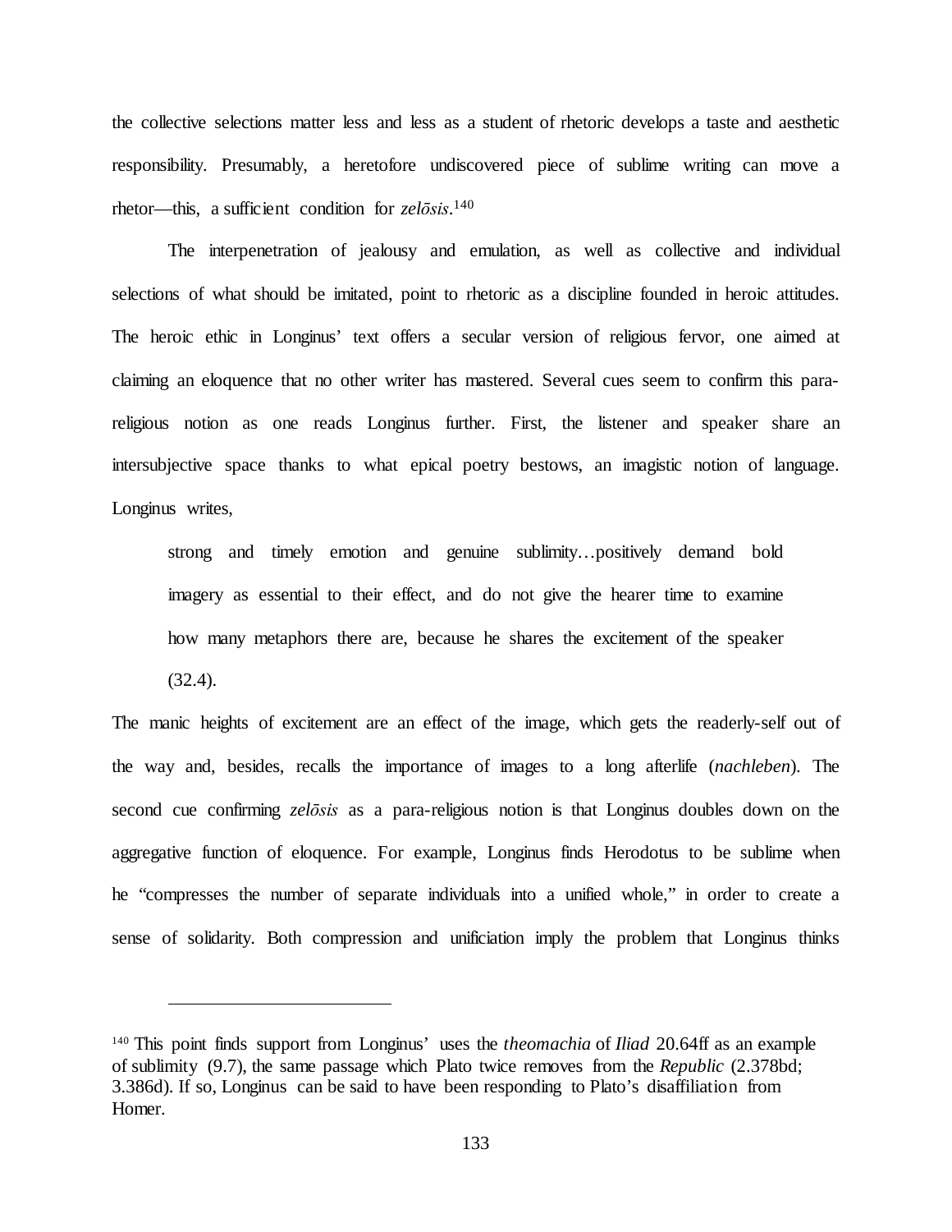the collective selections matter less and less as a student of rhetoric develops a taste and aesthetic responsibility. Presumably, a heretofore undiscovered piece of sublime writing can move a rhetor—this, a sufficient condition for *zelōsis*.[140]

The interpenetration of jealousy and emulation, as well as collective and individual selections of what should be imitated, point to rhetoric as a discipline founded in heroic attitudes. The heroic ethic in Longinus' text offers a secular version of religious fervor, one aimed at claiming an eloquence that no other writer has mastered. Several cues seem to confirm this para-religious notion as one reads Longinus further. First, the listener and speaker share an intersubjective space thanks to what epical poetry bestows, an imagistic notion of language. Longinus writes,

> strong and timely emotion and genuine sublimity…positively demand bold imagery as essential to their effect, and do not give the hearer time to examine how many metaphors there are, because he shares the excitement of the speaker (32.4).

The manic heights of excitement are an effect of the image, which gets the readerly-self out of the way and, besides, recalls the importance of images to a long afterlife (*nachleben*). The second cue confirming *zelōsis* as a para-religious notion is that Longinus doubles down on the aggregative function of eloquence. For example, Longinus finds Herodotus to be sublime when he "compresses the number of separate individuals into a unified whole," in order to create a sense of solidarity. Both compression and unificiation imply the problem that Longinus thinks

---

[140] This point finds support from Longinus' uses the *theomachia* of *Iliad* 20.64ff as an example of sublimity (9.7), the same passage which Plato twice removes from the *Republic* (2.378bd; 3.386d). If so, Longinus can be said to have been responding to Plato's disaffiliation from Homer.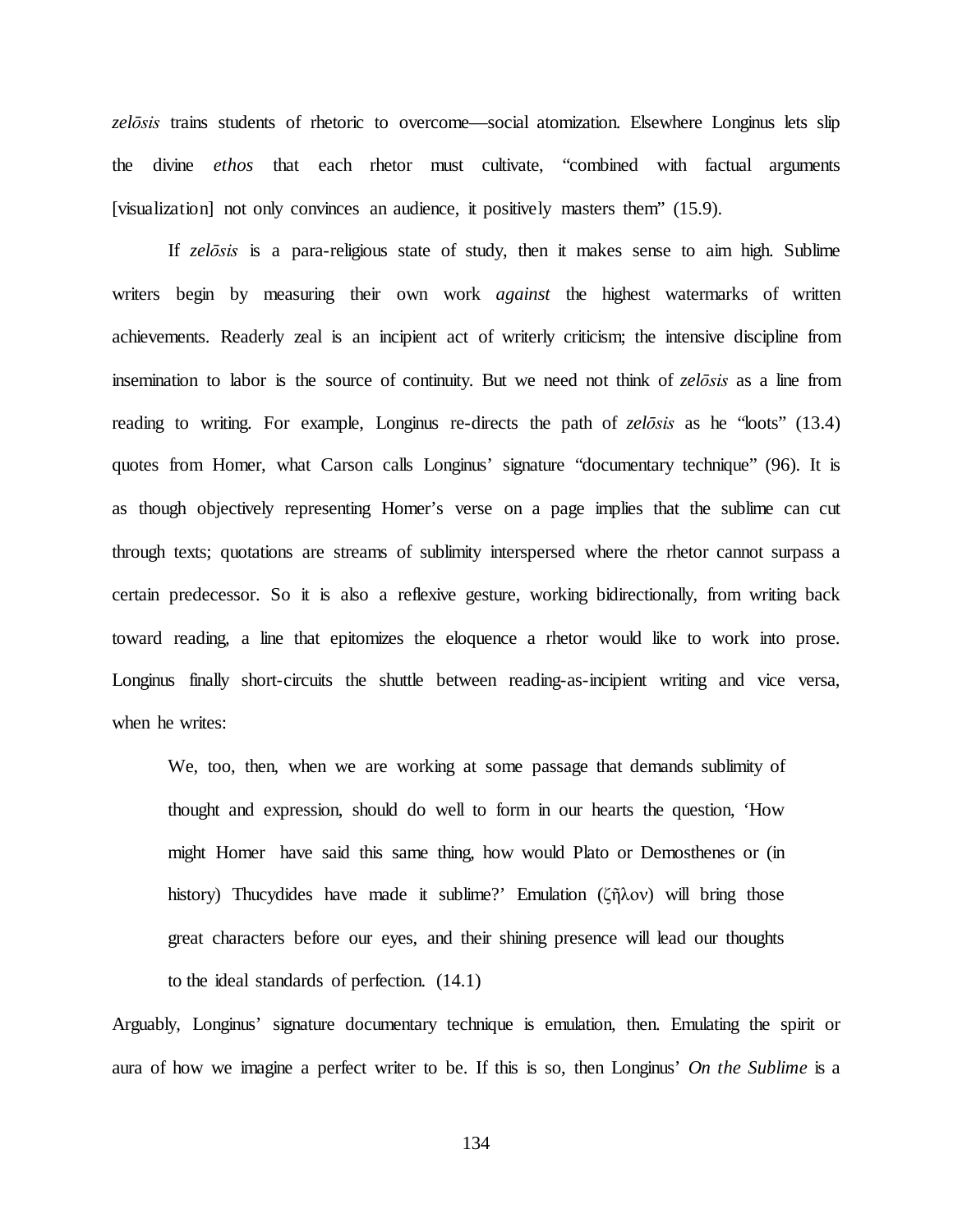*zelōsis* trains students of rhetoric to overcome—social atomization. Elsewhere Longinus lets slip the divine *ethos* that each rhetor must cultivate, "combined with factual arguments [visualization] not only convinces an audience, it positively masters them" (15.9).

If *zelōsis* is a para-religious state of study, then it makes sense to aim high. Sublime writers begin by measuring their own work *against* the highest watermarks of written achievements. Readerly zeal is an incipient act of writerly criticism; the intensive discipline from insemination to labor is the source of continuity. But we need not think of *zelōsis* as a line from reading to writing. For example, Longinus re-directs the path of *zelōsis* as he "loots" (13.4) quotes from Homer, what Carson calls Longinus' signature "documentary technique" (96). It is as though objectively representing Homer's verse on a page implies that the sublime can cut through texts; quotations are streams of sublimity interspersed where the rhetor cannot surpass a certain predecessor. So it is also a reflexive gesture, working bidirectionally, from writing back toward reading, a line that epitomizes the eloquence a rhetor would like to work into prose. Longinus finally short-circuits the shuttle between reading-as-incipient writing and vice versa, when he writes:

> We, too, then, when we are working at some passage that demands sublimity of thought and expression, should do well to form in our hearts the question, 'How might Homer have said this same thing, how would Plato or Demosthenes or (in history) Thucydides have made it sublime?' Emulation (ζῆλον) will bring those great characters before our eyes, and their shining presence will lead our thoughts to the ideal standards of perfection. (14.1)

Arguably, Longinus' signature documentary technique is emulation, then. Emulating the spirit or aura of how we imagine a perfect writer to be. If this is so, then Longinus' *On the Sublime* is a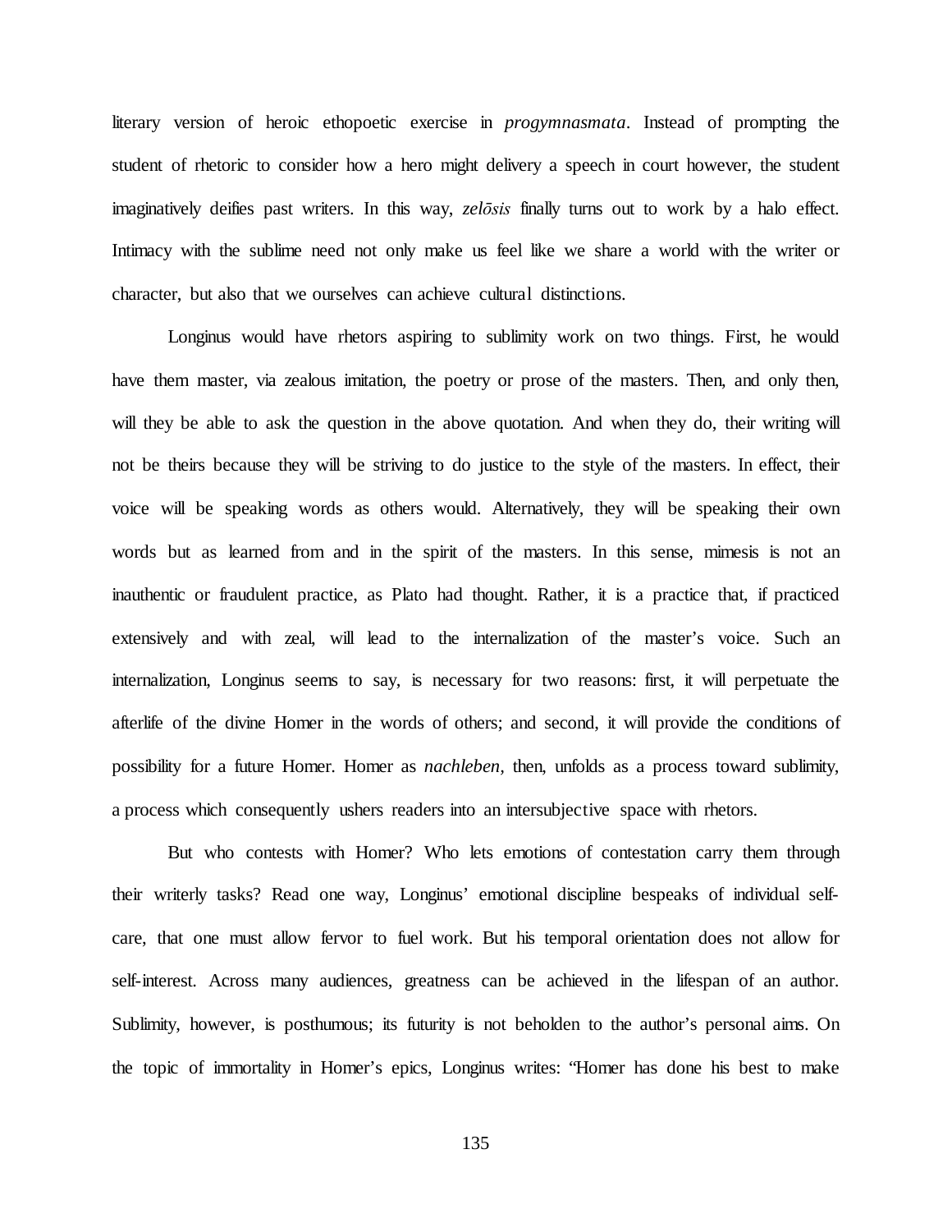literary version of heroic ethopoetic exercise in *progymnasmata*. Instead of prompting the student of rhetoric to consider how a hero might delivery a speech in court however, the student imaginatively deifies past writers. In this way, *zelōsis* finally turns out to work by a halo effect. Intimacy with the sublime need not only make us feel like we share a world with the writer or character, but also that we ourselves can achieve cultural distinctions.

Longinus would have rhetors aspiring to sublimity work on two things. First, he would have them master, via zealous imitation, the poetry or prose of the masters. Then, and only then, will they be able to ask the question in the above quotation. And when they do, their writing will not be theirs because they will be striving to do justice to the style of the masters. In effect, their voice will be speaking words as others would. Alternatively, they will be speaking their own words but as learned from and in the spirit of the masters. In this sense, mimesis is not an inauthentic or fraudulent practice, as Plato had thought. Rather, it is a practice that, if practiced extensively and with zeal, will lead to the internalization of the master's voice. Such an internalization, Longinus seems to say, is necessary for two reasons: first, it will perpetuate the afterlife of the divine Homer in the words of others; and second, it will provide the conditions of possibility for a future Homer. Homer as *nachleben*, then, unfolds as a process toward sublimity, a process which consequently ushers readers into an intersubjective space with rhetors.

But who contests with Homer? Who lets emotions of contestation carry them through their writerly tasks? Read one way, Longinus' emotional discipline bespeaks of individual self-care, that one must allow fervor to fuel work. But his temporal orientation does not allow for self-interest. Across many audiences, greatness can be achieved in the lifespan of an author. Sublimity, however, is posthumous; its futurity is not beholden to the author's personal aims. On the topic of immortality in Homer's epics, Longinus writes: "Homer has done his best to make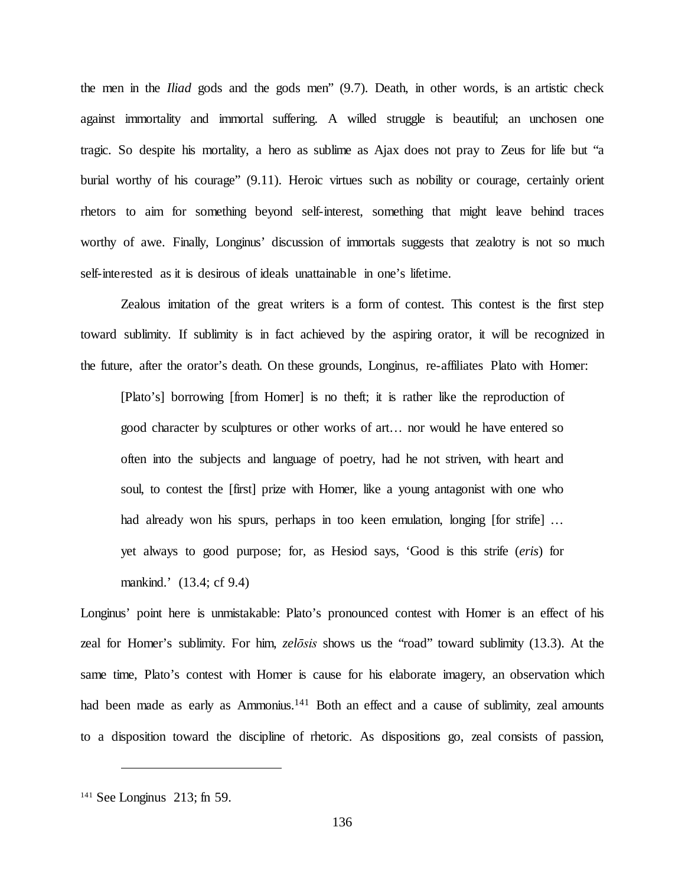the men in the *Iliad* gods and the gods men" (9.7). Death, in other words, is an artistic check against immortality and immortal suffering. A willed struggle is beautiful; an unchosen one tragic. So despite his mortality, a hero as sublime as Ajax does not pray to Zeus for life but "a burial worthy of his courage" (9.11). Heroic virtues such as nobility or courage, certainly orient rhetors to aim for something beyond self-interest, something that might leave behind traces worthy of awe. Finally, Longinus' discussion of immortals suggests that zealotry is not so much self-interested as it is desirous of ideals unattainable in one's lifetime.

Zealous imitation of the great writers is a form of contest. This contest is the first step toward sublimity. If sublimity is in fact achieved by the aspiring orator, it will be recognized in the future, after the orator's death. On these grounds, Longinus, re-affiliates Plato with Homer:

> [Plato's] borrowing [from Homer] is no theft; it is rather like the reproduction of good character by sculptures or other works of art… nor would he have entered so often into the subjects and language of poetry, had he not striven, with heart and soul, to contest the [first] prize with Homer, like a young antagonist with one who had already won his spurs, perhaps in too keen emulation, longing [for strife] … yet always to good purpose; for, as Hesiod says, 'Good is this strife (*eris*) for mankind.' (13.4; cf 9.4)

Longinus' point here is unmistakable: Plato's pronounced contest with Homer is an effect of his zeal for Homer's sublimity. For him, *zelōsis* shows us the "road" toward sublimity (13.3). At the same time, Plato's contest with Homer is cause for his elaborate imagery, an observation which had been made as early as Ammonius.[141] Both an effect and a cause of sublimity, zeal amounts to a disposition toward the discipline of rhetoric. As dispositions go, zeal consists of passion,

---

[141] See Longinus 213; fn 59.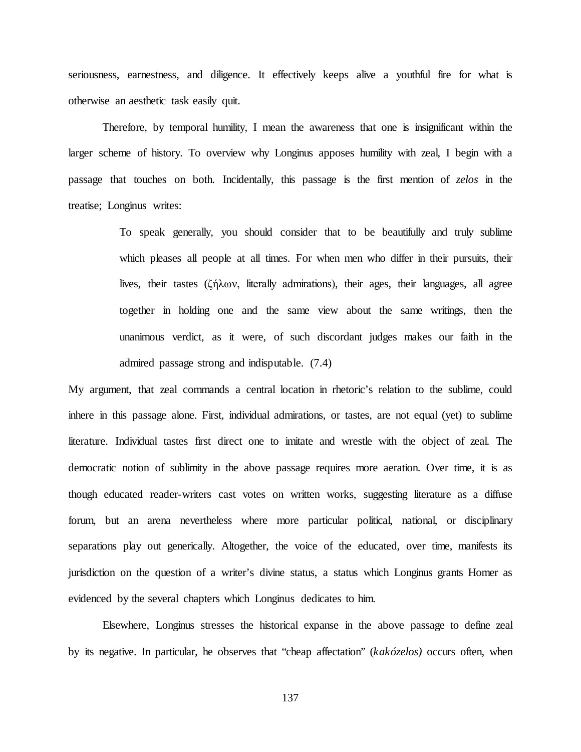seriousness, earnestness, and diligence. It effectively keeps alive a youthful fire for what is otherwise an aesthetic task easily quit.

Therefore, by temporal humility, I mean the awareness that one is insignificant within the larger scheme of history. To overview why Longinus apposes humility with zeal, I begin with a passage that touches on both. Incidentally, this passage is the first mention of *zelos* in the treatise; Longinus writes:

> To speak generally, you should consider that to be beautifully and truly sublime which pleases all people at all times. For when men who differ in their pursuits, their lives, their tastes (ζήλων, literally admirations), their ages, their languages, all agree together in holding one and the same view about the same writings, then the unanimous verdict, as it were, of such discordant judges makes our faith in the admired passage strong and indisputable. (7.4)

My argument, that zeal commands a central location in rhetoric's relation to the sublime, could inhere in this passage alone. First, individual admirations, or tastes, are not equal (yet) to sublime literature. Individual tastes first direct one to imitate and wrestle with the object of zeal. The democratic notion of sublimity in the above passage requires more aeration. Over time, it is as though educated reader-writers cast votes on written works, suggesting literature as a diffuse forum, but an arena nevertheless where more particular political, national, or disciplinary separations play out generically. Altogether, the voice of the educated, over time, manifests its jurisdiction on the question of a writer's divine status, a status which Longinus grants Homer as evidenced by the several chapters which Longinus dedicates to him.

Elsewhere, Longinus stresses the historical expanse in the above passage to define zeal by its negative. In particular, he observes that "cheap affectation" (*kakózelos)* occurs often, when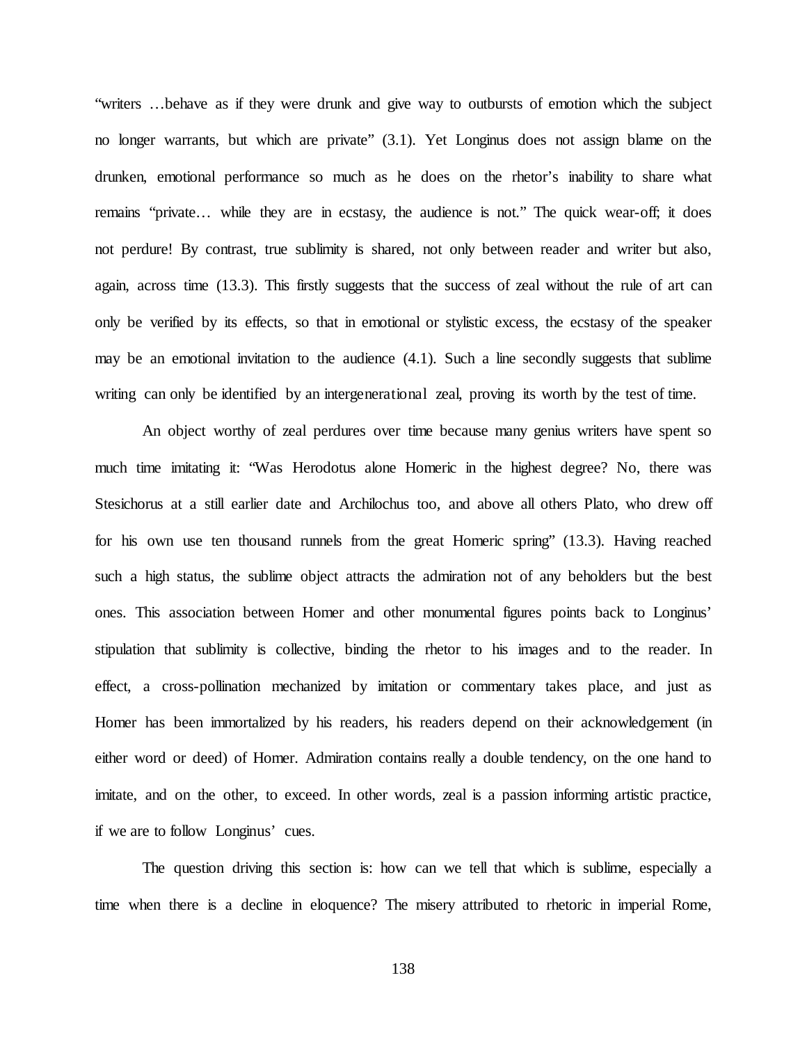"writers …behave as if they were drunk and give way to outbursts of emotion which the subject no longer warrants, but which are private" (3.1). Yet Longinus does not assign blame on the drunken, emotional performance so much as he does on the rhetor's inability to share what remains "private… while they are in ecstasy, the audience is not." The quick wear-off; it does not perdure! By contrast, true sublimity is shared, not only between reader and writer but also, again, across time (13.3). This firstly suggests that the success of zeal without the rule of art can only be verified by its effects, so that in emotional or stylistic excess, the ecstasy of the speaker may be an emotional invitation to the audience (4.1). Such a line secondly suggests that sublime writing can only be identified by an intergenerational zeal, proving its worth by the test of time.

An object worthy of zeal perdures over time because many genius writers have spent so much time imitating it: "Was Herodotus alone Homeric in the highest degree? No, there was Stesichorus at a still earlier date and Archilochus too, and above all others Plato, who drew off for his own use ten thousand runnels from the great Homeric spring" (13.3). Having reached such a high status, the sublime object attracts the admiration not of any beholders but the best ones. This association between Homer and other monumental figures points back to Longinus' stipulation that sublimity is collective, binding the rhetor to his images and to the reader. In effect, a cross-pollination mechanized by imitation or commentary takes place, and just as Homer has been immortalized by his readers, his readers depend on their acknowledgement (in either word or deed) of Homer. Admiration contains really a double tendency, on the one hand to imitate, and on the other, to exceed. In other words, zeal is a passion informing artistic practice, if we are to follow Longinus' cues.

The question driving this section is: how can we tell that which is sublime, especially a time when there is a decline in eloquence? The misery attributed to rhetoric in imperial Rome,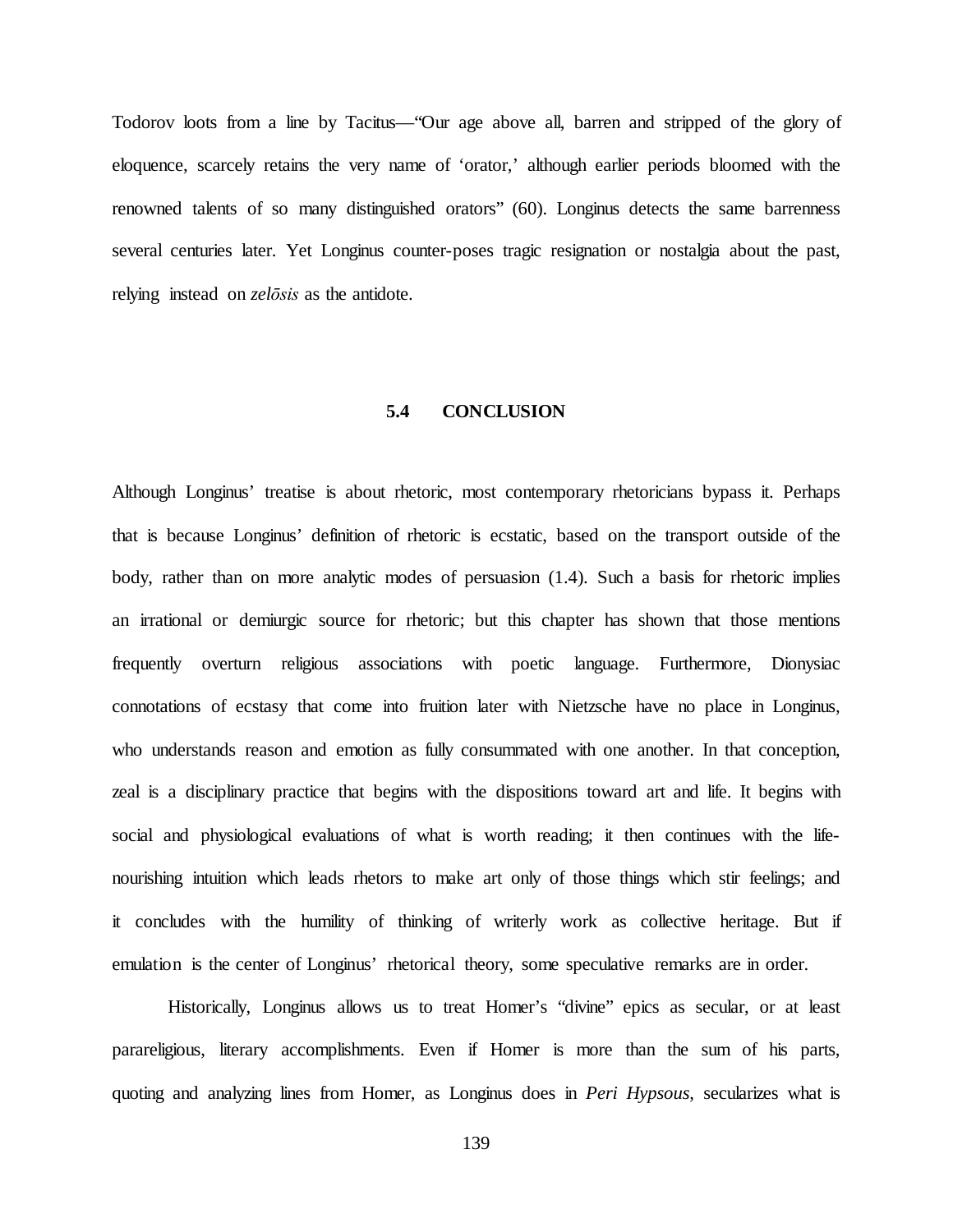Todorov loots from a line by Tacitus—"Our age above all, barren and stripped of the glory of eloquence, scarcely retains the very name of 'orator,' although earlier periods bloomed with the renowned talents of so many distinguished orators" (60). Longinus detects the same barrenness several centuries later. Yet Longinus counter-poses tragic resignation or nostalgia about the past, relying instead on *zelōsis* as the antidote.

## 5.4 CONCLUSION

Although Longinus' treatise is about rhetoric, most contemporary rhetoricians bypass it. Perhaps that is because Longinus' definition of rhetoric is ecstatic, based on the transport outside of the body, rather than on more analytic modes of persuasion (1.4). Such a basis for rhetoric implies an irrational or demiurgic source for rhetoric; but this chapter has shown that those mentions frequently overturn religious associations with poetic language. Furthermore, Dionysiac connotations of ecstasy that come into fruition later with Nietzsche have no place in Longinus, who understands reason and emotion as fully consummated with one another. In that conception, zeal is a disciplinary practice that begins with the dispositions toward art and life. It begins with social and physiological evaluations of what is worth reading; it then continues with the life-nourishing intuition which leads rhetors to make art only of those things which stir feelings; and it concludes with the humility of thinking of writerly work as collective heritage. But if emulation is the center of Longinus' rhetorical theory, some speculative remarks are in order.

Historically, Longinus allows us to treat Homer's "divine" epics as secular, or at least parareligious, literary accomplishments. Even if Homer is more than the sum of his parts, quoting and analyzing lines from Homer, as Longinus does in *Peri Hypsous*, secularizes what is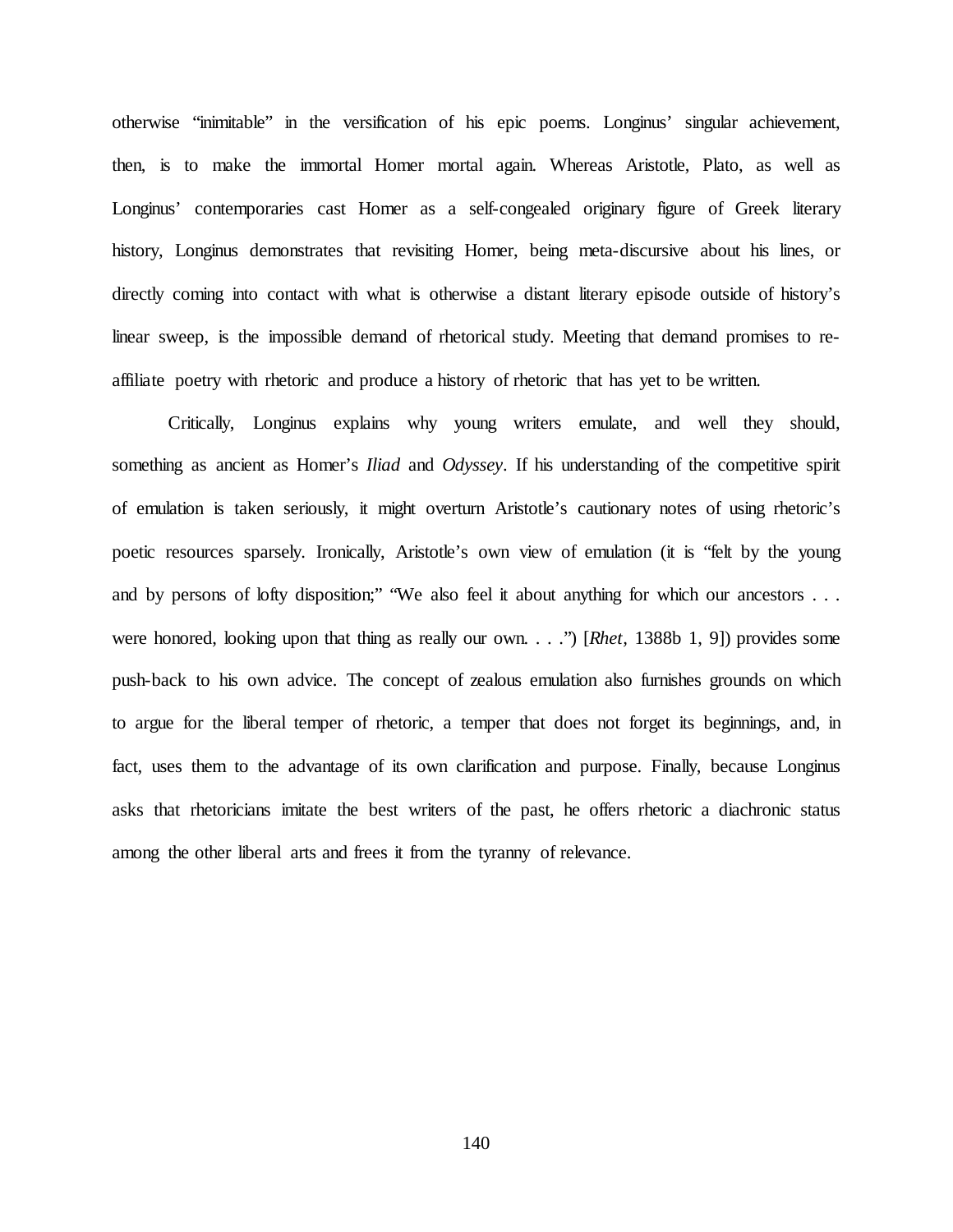otherwise "inimitable" in the versification of his epic poems. Longinus' singular achievement, then, is to make the immortal Homer mortal again. Whereas Aristotle, Plato, as well as Longinus' contemporaries cast Homer as a self-congealed originary figure of Greek literary history, Longinus demonstrates that revisiting Homer, being meta-discursive about his lines, or directly coming into contact with what is otherwise a distant literary episode outside of history's linear sweep, is the impossible demand of rhetorical study. Meeting that demand promises to re-affiliate poetry with rhetoric and produce a history of rhetoric that has yet to be written.

Critically, Longinus explains why young writers emulate, and well they should, something as ancient as Homer's *Iliad* and *Odyssey*. If his understanding of the competitive spirit of emulation is taken seriously, it might overturn Aristotle's cautionary notes of using rhetoric's poetic resources sparsely. Ironically, Aristotle's own view of emulation (it is "felt by the young and by persons of lofty disposition;" "We also feel it about anything for which our ancestors . . . were honored, looking upon that thing as really our own. . . .") [*Rhet*, 1388b 1, 9]) provides some push-back to his own advice. The concept of zealous emulation also furnishes grounds on which to argue for the liberal temper of rhetoric, a temper that does not forget its beginnings, and, in fact, uses them to the advantage of its own clarification and purpose. Finally, because Longinus asks that rhetoricians imitate the best writers of the past, he offers rhetoric a diachronic status among the other liberal arts and frees it from the tyranny of relevance.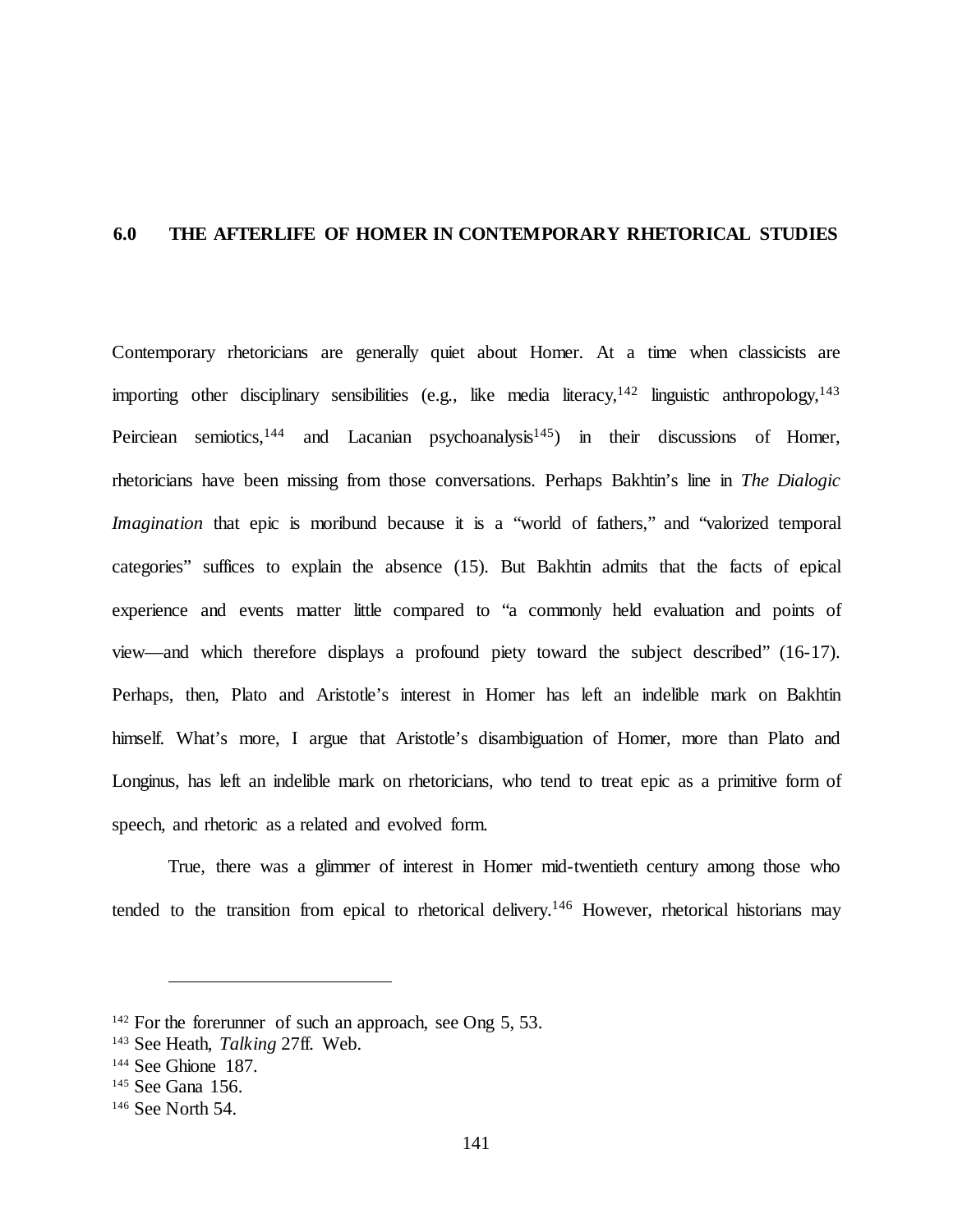# 6.0 THE AFTERLIFE OF HOMER IN CONTEMPORARY RHETORICAL STUDIES

Contemporary rhetoricians are generally quiet about Homer. At a time when classicists are importing other disciplinary sensibilities (e.g., like media literacy,[142] linguistic anthropology,[143] Peirciean semiotics,[144] and Lacanian psychoanalysis[145]) in their discussions of Homer, rhetoricians have been missing from those conversations. Perhaps Bakhtin's line in *The Dialogic Imagination* that epic is moribund because it is a "world of fathers," and "valorized temporal categories" suffices to explain the absence (15). But Bakhtin admits that the facts of epical experience and events matter little compared to "a commonly held evaluation and points of view—and which therefore displays a profound piety toward the subject described" (16-17). Perhaps, then, Plato and Aristotle's interest in Homer has left an indelible mark on Bakhtin himself. What's more, I argue that Aristotle's disambiguation of Homer, more than Plato and Longinus, has left an indelible mark on rhetoricians, who tend to treat epic as a primitive form of speech, and rhetoric as a related and evolved form.

True, there was a glimmer of interest in Homer mid-twentieth century among those who tended to the transition from epical to rhetorical delivery.[146] However, rhetorical historians may

---

[142] For the forerunner of such an approach, see Ong 5, 53.

[143] See Heath, *Talking* 27ff. Web.

[144] See Ghione 187.

[145] See Gana 156.

[146] See North 54.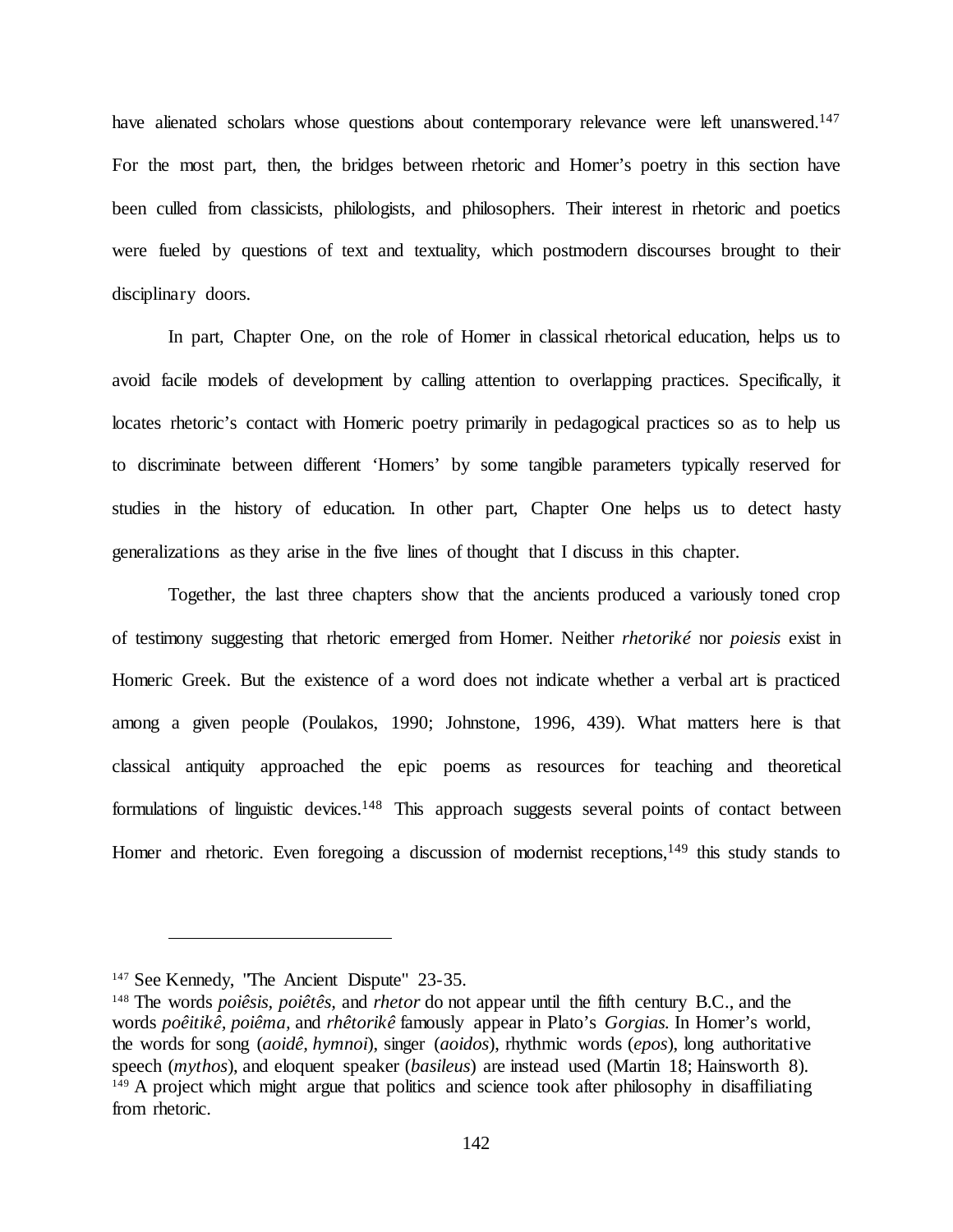have alienated scholars whose questions about contemporary relevance were left unanswered.[147] For the most part, then, the bridges between rhetoric and Homer's poetry in this section have been culled from classicists, philologists, and philosophers. Their interest in rhetoric and poetics were fueled by questions of text and textuality, which postmodern discourses brought to their disciplinary doors.

In part, Chapter One, on the role of Homer in classical rhetorical education, helps us to avoid facile models of development by calling attention to overlapping practices. Specifically, it locates rhetoric's contact with Homeric poetry primarily in pedagogical practices so as to help us to discriminate between different 'Homers' by some tangible parameters typically reserved for studies in the history of education. In other part, Chapter One helps us to detect hasty generalizations as they arise in the five lines of thought that I discuss in this chapter.

Together, the last three chapters show that the ancients produced a variously toned crop of testimony suggesting that rhetoric emerged from Homer. Neither *rhetoriké* nor *poiesis* exist in Homeric Greek. But the existence of a word does not indicate whether a verbal art is practiced among a given people (Poulakos, 1990; Johnstone, 1996, 439). What matters here is that classical antiquity approached the epic poems as resources for teaching and theoretical formulations of linguistic devices.[148] This approach suggests several points of contact between Homer and rhetoric. Even foregoing a discussion of modernist receptions,[149] this study stands to

---

[147] See Kennedy, "The Ancient Dispute" 23-35.

[148] The words *poiêsis, poiêtês,* and *rhetor* do not appear until the fifth century B.C., and the words *poêitikê, poiêma,* and *rhêtorikê* famously appear in Plato's *Gorgias.* In Homer's world, the words for song (*aoidê, hymnoi*), singer (*aoidos*), rhythmic words (*epos*), long authoritative speech (*mythos*), and eloquent speaker (*basileus*) are instead used (Martin 18; Hainsworth 8).

[149] A project which might argue that politics and science took after philosophy in disaffiliating from rhetoric.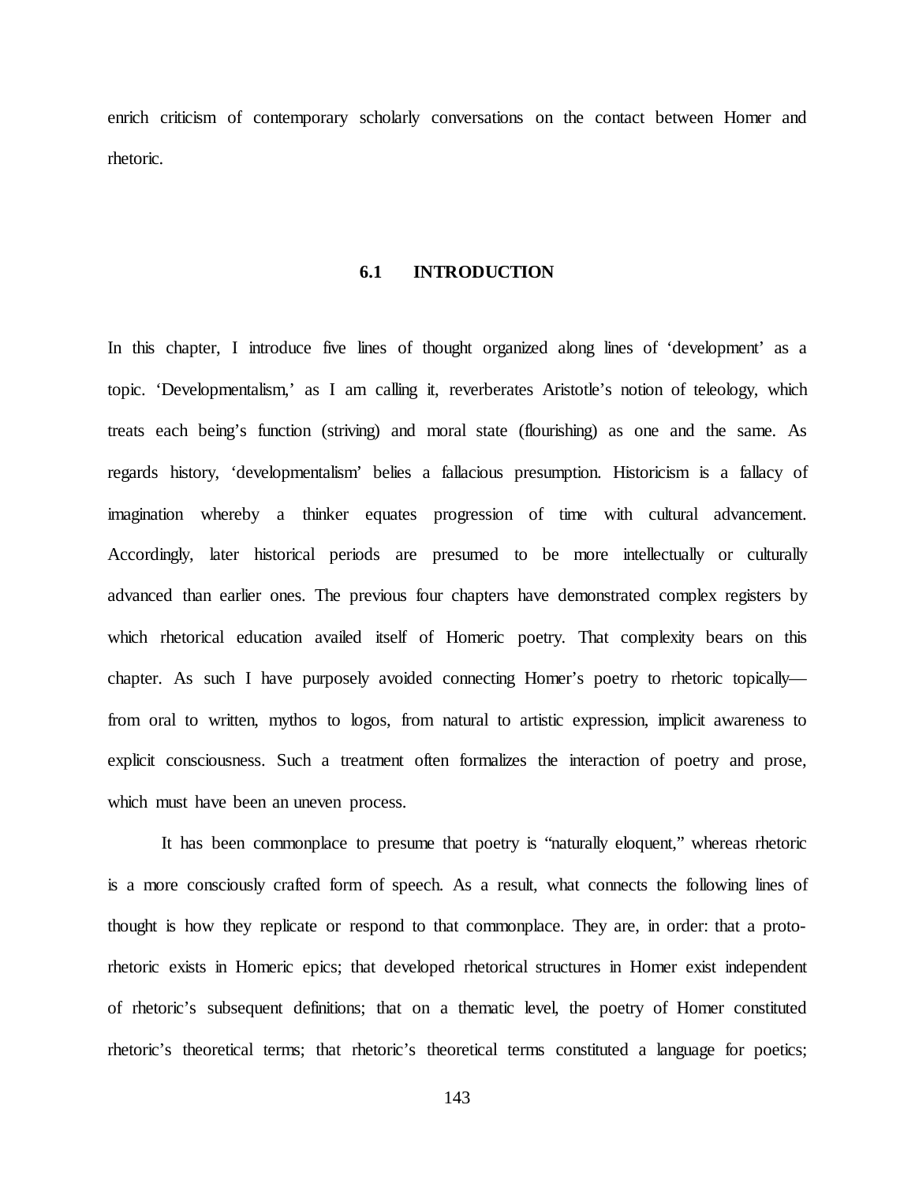enrich criticism of contemporary scholarly conversations on the contact between Homer and rhetoric.

## 6.1 INTRODUCTION

In this chapter, I introduce five lines of thought organized along lines of 'development' as a topic. 'Developmentalism,' as I am calling it, reverberates Aristotle's notion of teleology, which treats each being's function (striving) and moral state (flourishing) as one and the same. As regards history, 'developmentalism' belies a fallacious presumption. Historicism is a fallacy of imagination whereby a thinker equates progression of time with cultural advancement. Accordingly, later historical periods are presumed to be more intellectually or culturally advanced than earlier ones. The previous four chapters have demonstrated complex registers by which rhetorical education availed itself of Homeric poetry. That complexity bears on this chapter. As such I have purposely avoided connecting Homer's poetry to rhetoric topically—from oral to written, mythos to logos, from natural to artistic expression, implicit awareness to explicit consciousness. Such a treatment often formalizes the interaction of poetry and prose, which must have been an uneven process.

It has been commonplace to presume that poetry is "naturally eloquent," whereas rhetoric is a more consciously crafted form of speech. As a result, what connects the following lines of thought is how they replicate or respond to that commonplace. They are, in order: that a proto-rhetoric exists in Homeric epics; that developed rhetorical structures in Homer exist independent of rhetoric's subsequent definitions; that on a thematic level, the poetry of Homer constituted rhetoric's theoretical terms; that rhetoric's theoretical terms constituted a language for poetics;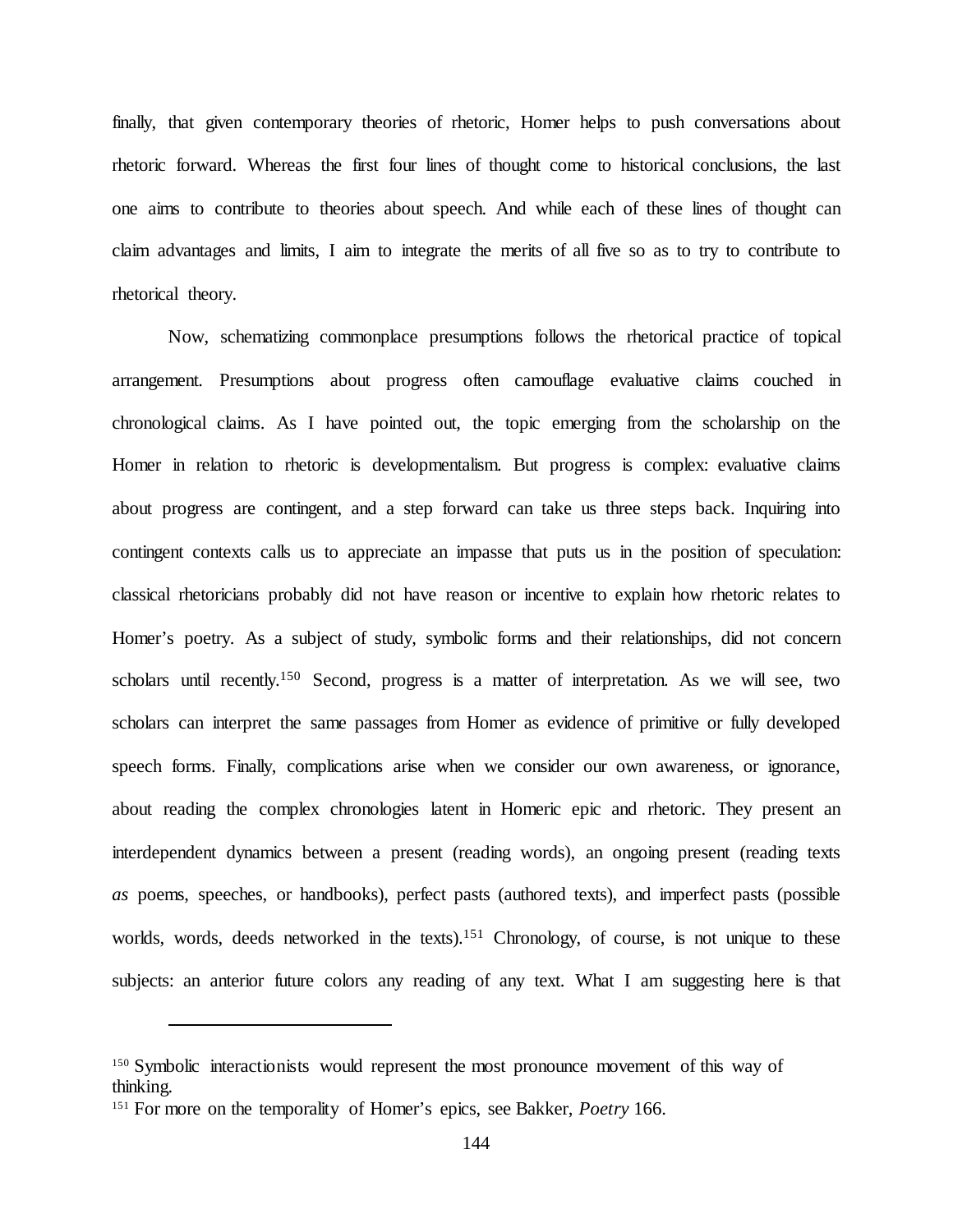finally, that given contemporary theories of rhetoric, Homer helps to push conversations about rhetoric forward. Whereas the first four lines of thought come to historical conclusions, the last one aims to contribute to theories about speech. And while each of these lines of thought can claim advantages and limits, I aim to integrate the merits of all five so as to try to contribute to rhetorical theory.

Now, schematizing commonplace presumptions follows the rhetorical practice of topical arrangement. Presumptions about progress often camouflage evaluative claims couched in chronological claims. As I have pointed out, the topic emerging from the scholarship on the Homer in relation to rhetoric is developmentalism. But progress is complex: evaluative claims about progress are contingent, and a step forward can take us three steps back. Inquiring into contingent contexts calls us to appreciate an impasse that puts us in the position of speculation: classical rhetoricians probably did not have reason or incentive to explain how rhetoric relates to Homer's poetry. As a subject of study, symbolic forms and their relationships, did not concern scholars until recently.[150] Second, progress is a matter of interpretation. As we will see, two scholars can interpret the same passages from Homer as evidence of primitive or fully developed speech forms. Finally, complications arise when we consider our own awareness, or ignorance, about reading the complex chronologies latent in Homeric epic and rhetoric. They present an interdependent dynamics between a present (reading words), an ongoing present (reading texts *as* poems, speeches, or handbooks), perfect pasts (authored texts), and imperfect pasts (possible worlds, words, deeds networked in the texts).[151] Chronology, of course, is not unique to these subjects: an anterior future colors any reading of any text. What I am suggesting here is that

[150] Symbolic interactionists would represent the most pronounce movement of this way of thinking.

[151] For more on the temporality of Homer's epics, see Bakker, *Poetry* 166.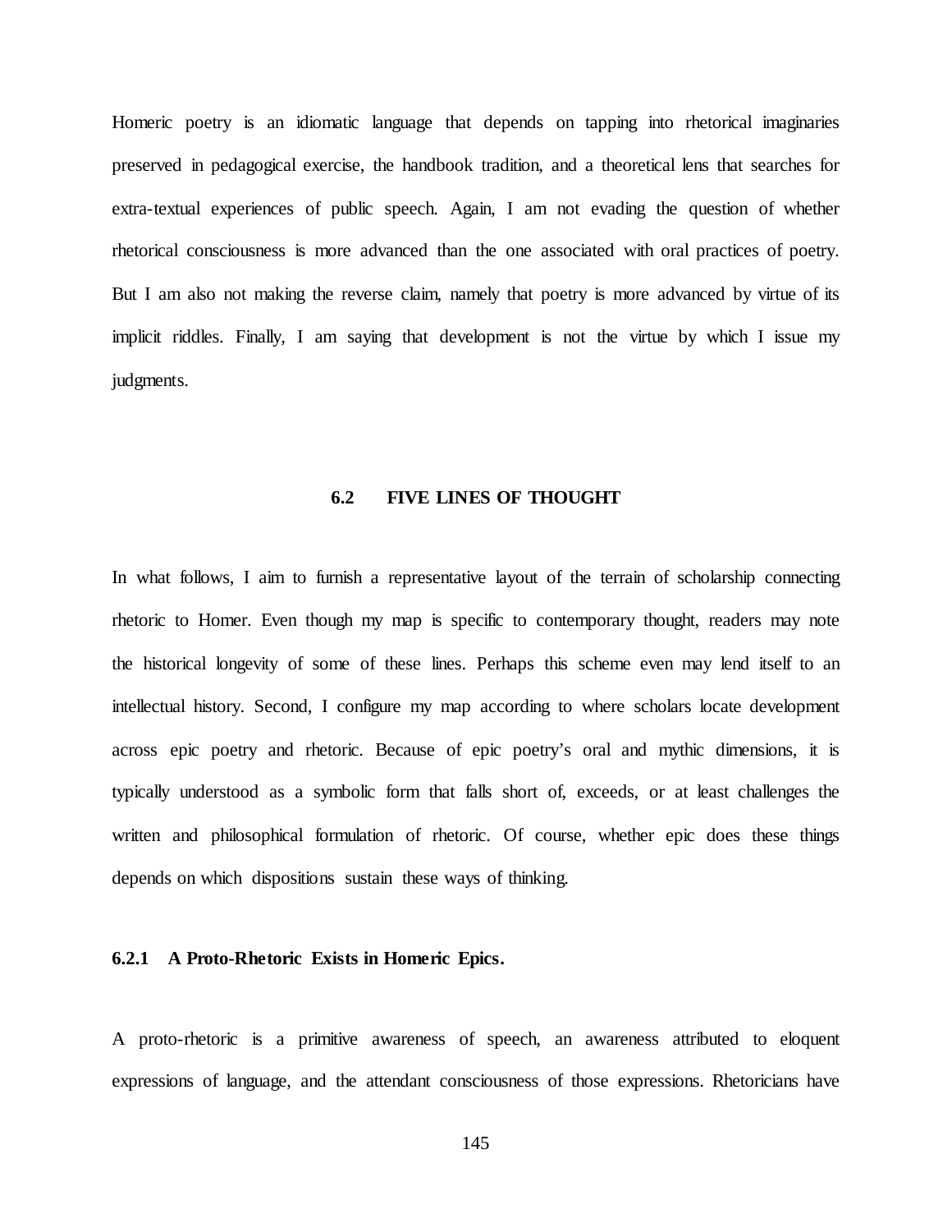Homeric poetry is an idiomatic language that depends on tapping into rhetorical imaginaries preserved in pedagogical exercise, the handbook tradition, and a theoretical lens that searches for extra-textual experiences of public speech. Again, I am not evading the question of whether rhetorical consciousness is more advanced than the one associated with oral practices of poetry. But I am also not making the reverse claim, namely that poetry is more advanced by virtue of its implicit riddles. Finally, I am saying that development is not the virtue by which I issue my judgments.

## 6.2 FIVE LINES OF THOUGHT

In what follows, I aim to furnish a representative layout of the terrain of scholarship connecting rhetoric to Homer. Even though my map is specific to contemporary thought, readers may note the historical longevity of some of these lines. Perhaps this scheme even may lend itself to an intellectual history. Second, I configure my map according to where scholars locate development across epic poetry and rhetoric. Because of epic poetry's oral and mythic dimensions, it is typically understood as a symbolic form that falls short of, exceeds, or at least challenges the written and philosophical formulation of rhetoric. Of course, whether epic does these things depends on which dispositions sustain these ways of thinking.

### 6.2.1 A Proto-Rhetoric Exists in Homeric Epics.

A proto-rhetoric is a primitive awareness of speech, an awareness attributed to eloquent expressions of language, and the attendant consciousness of those expressions. Rhetoricians have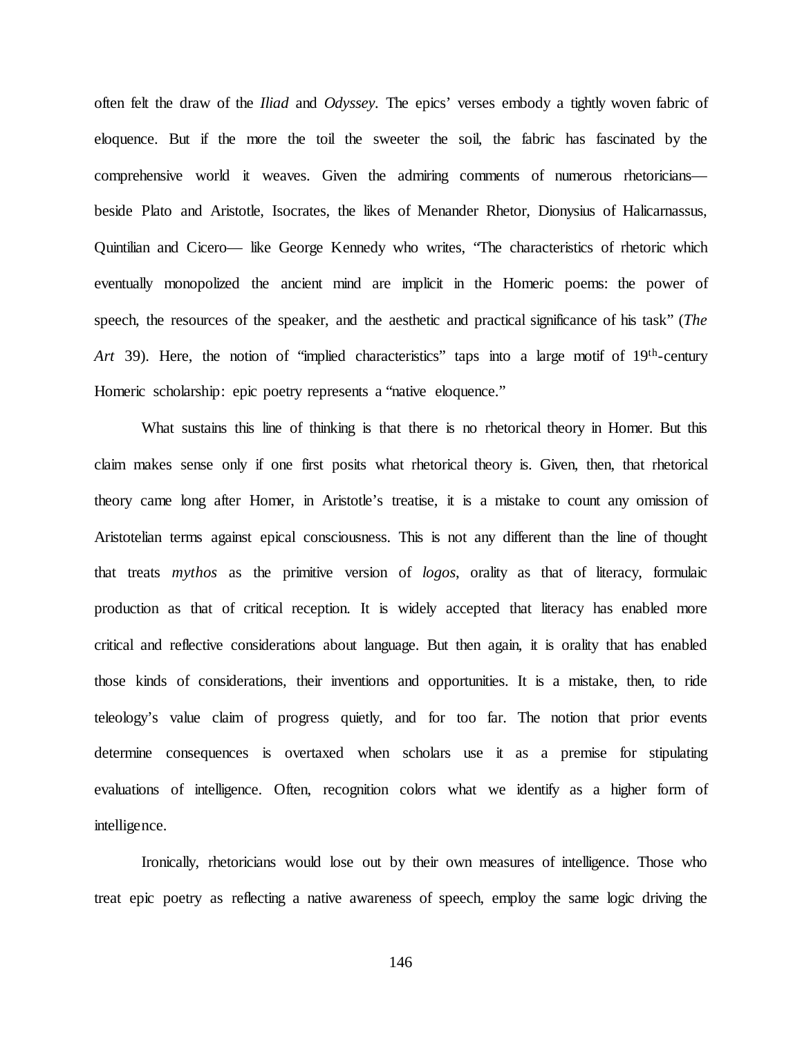often felt the draw of the *Iliad* and *Odyssey*. The epics' verses embody a tightly woven fabric of eloquence. But if the more the toil the sweeter the soil, the fabric has fascinated by the comprehensive world it weaves. Given the admiring comments of numerous rhetoricians—beside Plato and Aristotle, Isocrates, the likes of Menander Rhetor, Dionysius of Halicarnassus, Quintilian and Cicero— like George Kennedy who writes, "The characteristics of rhetoric which eventually monopolized the ancient mind are implicit in the Homeric poems: the power of speech, the resources of the speaker, and the aesthetic and practical significance of his task" (*The Art* 39). Here, the notion of "implied characteristics" taps into a large motif of 19th-century Homeric scholarship: epic poetry represents a "native eloquence."

What sustains this line of thinking is that there is no rhetorical theory in Homer. But this claim makes sense only if one first posits what rhetorical theory is. Given, then, that rhetorical theory came long after Homer, in Aristotle's treatise, it is a mistake to count any omission of Aristotelian terms against epical consciousness. This is not any different than the line of thought that treats *mythos* as the primitive version of *logos*, orality as that of literacy, formulaic production as that of critical reception. It is widely accepted that literacy has enabled more critical and reflective considerations about language. But then again, it is orality that has enabled those kinds of considerations, their inventions and opportunities. It is a mistake, then, to ride teleology's value claim of progress quietly, and for too far. The notion that prior events determine consequences is overtaxed when scholars use it as a premise for stipulating evaluations of intelligence. Often, recognition colors what we identify as a higher form of intelligence.

Ironically, rhetoricians would lose out by their own measures of intelligence. Those who treat epic poetry as reflecting a native awareness of speech, employ the same logic driving the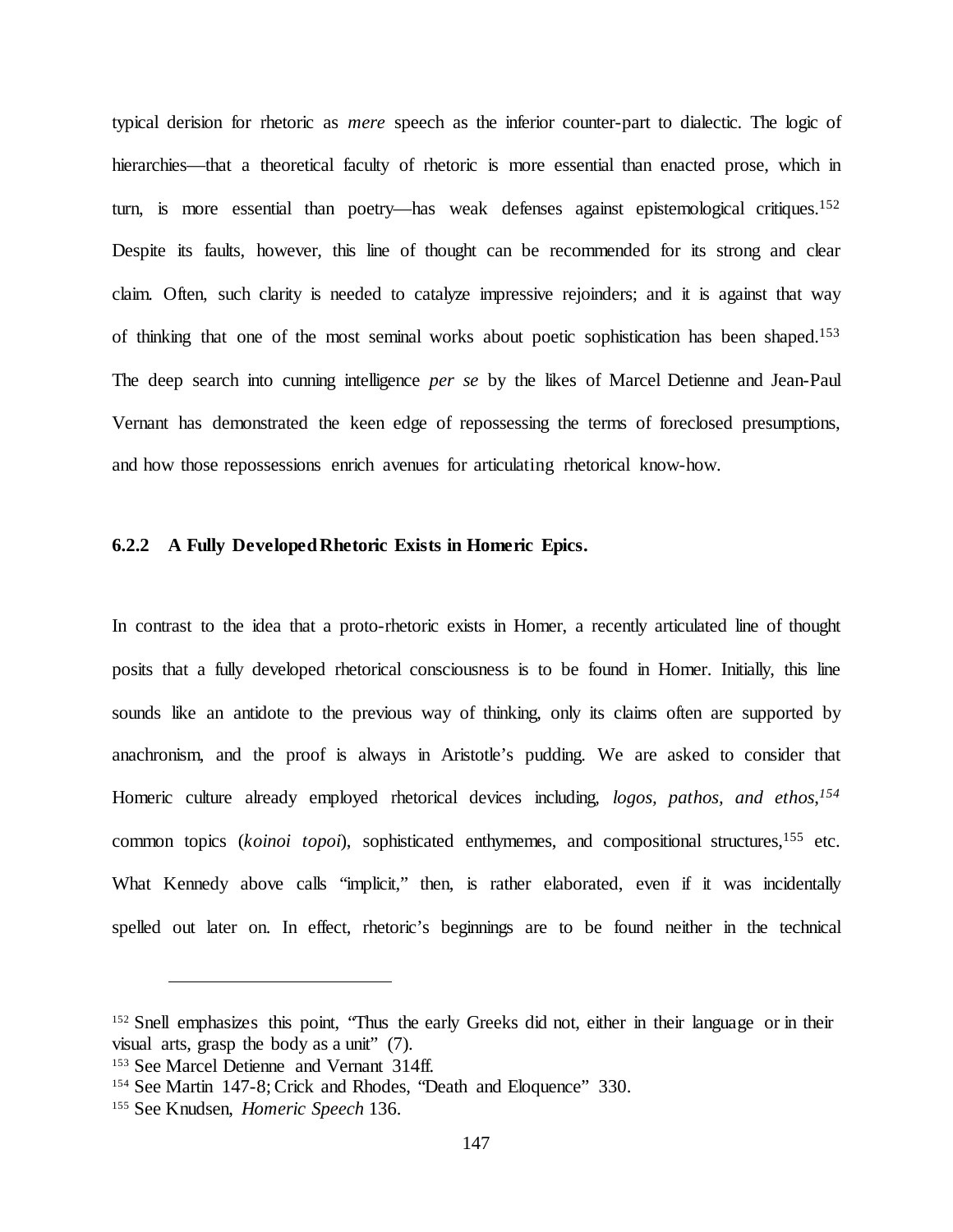typical derision for rhetoric as *mere* speech as the inferior counter-part to dialectic. The logic of hierarchies—that a theoretical faculty of rhetoric is more essential than enacted prose, which in turn, is more essential than poetry—has weak defenses against epistemological critiques.[152] Despite its faults, however, this line of thought can be recommended for its strong and clear claim. Often, such clarity is needed to catalyze impressive rejoinders; and it is against that way of thinking that one of the most seminal works about poetic sophistication has been shaped.[153] The deep search into cunning intelligence *per se* by the likes of Marcel Detienne and Jean-Paul Vernant has demonstrated the keen edge of repossessing the terms of foreclosed presumptions, and how those repossessions enrich avenues for articulating rhetorical know-how.

### 6.2.2 A Fully Developed Rhetoric Exists in Homeric Epics.

In contrast to the idea that a proto-rhetoric exists in Homer, a recently articulated line of thought posits that a fully developed rhetorical consciousness is to be found in Homer. Initially, this line sounds like an antidote to the previous way of thinking, only its claims often are supported by anachronism, and the proof is always in Aristotle's pudding. We are asked to consider that Homeric culture already employed rhetorical devices including, *logos, pathos, and ethos,*[154] common topics (*koinoi topoi*), sophisticated enthymemes, and compositional structures,[155] etc. What Kennedy above calls "implicit," then, is rather elaborated, even if it was incidentally spelled out later on. In effect, rhetoric's beginnings are to be found neither in the technical

---

[152] Snell emphasizes this point, "Thus the early Greeks did not, either in their language or in their visual arts, grasp the body as a unit" (7).

[153] See Marcel Detienne and Vernant 314ff.

[154] See Martin 147-8; Crick and Rhodes, "Death and Eloquence" 330.

[155] See Knudsen, *Homeric Speech* 136.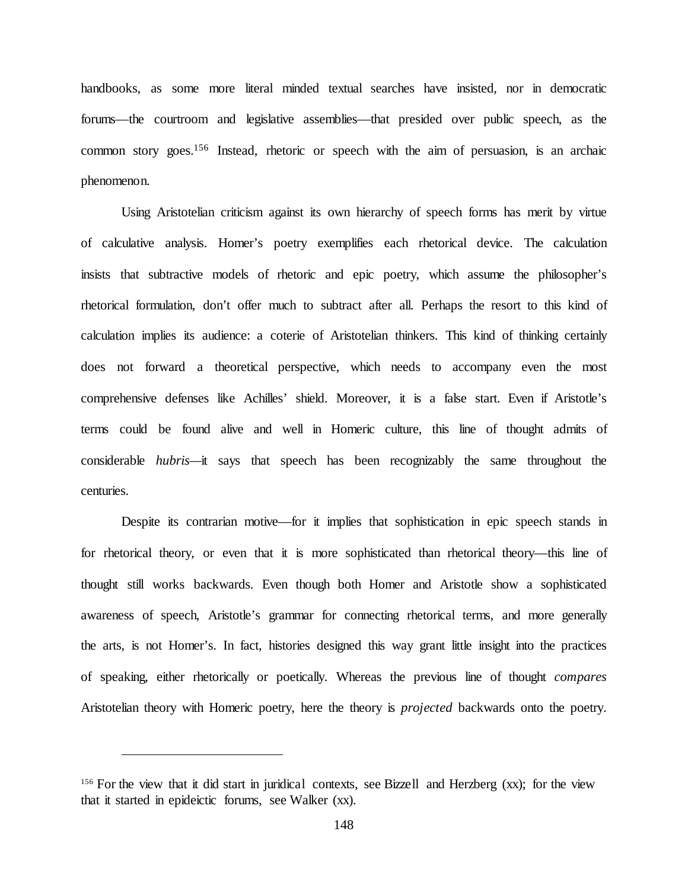handbooks, as some more literal minded textual searches have insisted, nor in democratic forums—the courtroom and legislative assemblies—that presided over public speech, as the common story goes.[156] Instead, rhetoric or speech with the aim of persuasion, is an archaic phenomenon.

Using Aristotelian criticism against its own hierarchy of speech forms has merit by virtue of calculative analysis. Homer's poetry exemplifies each rhetorical device. The calculation insists that subtractive models of rhetoric and epic poetry, which assume the philosopher's rhetorical formulation, don't offer much to subtract after all. Perhaps the resort to this kind of calculation implies its audience: a coterie of Aristotelian thinkers. This kind of thinking certainly does not forward a theoretical perspective, which needs to accompany even the most comprehensive defenses like Achilles' shield. Moreover, it is a false start. Even if Aristotle's terms could be found alive and well in Homeric culture, this line of thought admits of considerable *hubris*—it says that speech has been recognizably the same throughout the centuries.

Despite its contrarian motive—for it implies that sophistication in epic speech stands in for rhetorical theory, or even that it is more sophisticated than rhetorical theory—this line of thought still works backwards. Even though both Homer and Aristotle show a sophisticated awareness of speech, Aristotle's grammar for connecting rhetorical terms, and more generally the arts, is not Homer's. In fact, histories designed this way grant little insight into the practices of speaking, either rhetorically or poetically. Whereas the previous line of thought *compares* Aristotelian theory with Homeric poetry, here the theory is *projected* backwards onto the poetry.

---

[156] For the view that it did start in juridical contexts, see Bizzell and Herzberg (xx); for the view that it started in epideictic forums, see Walker (xx).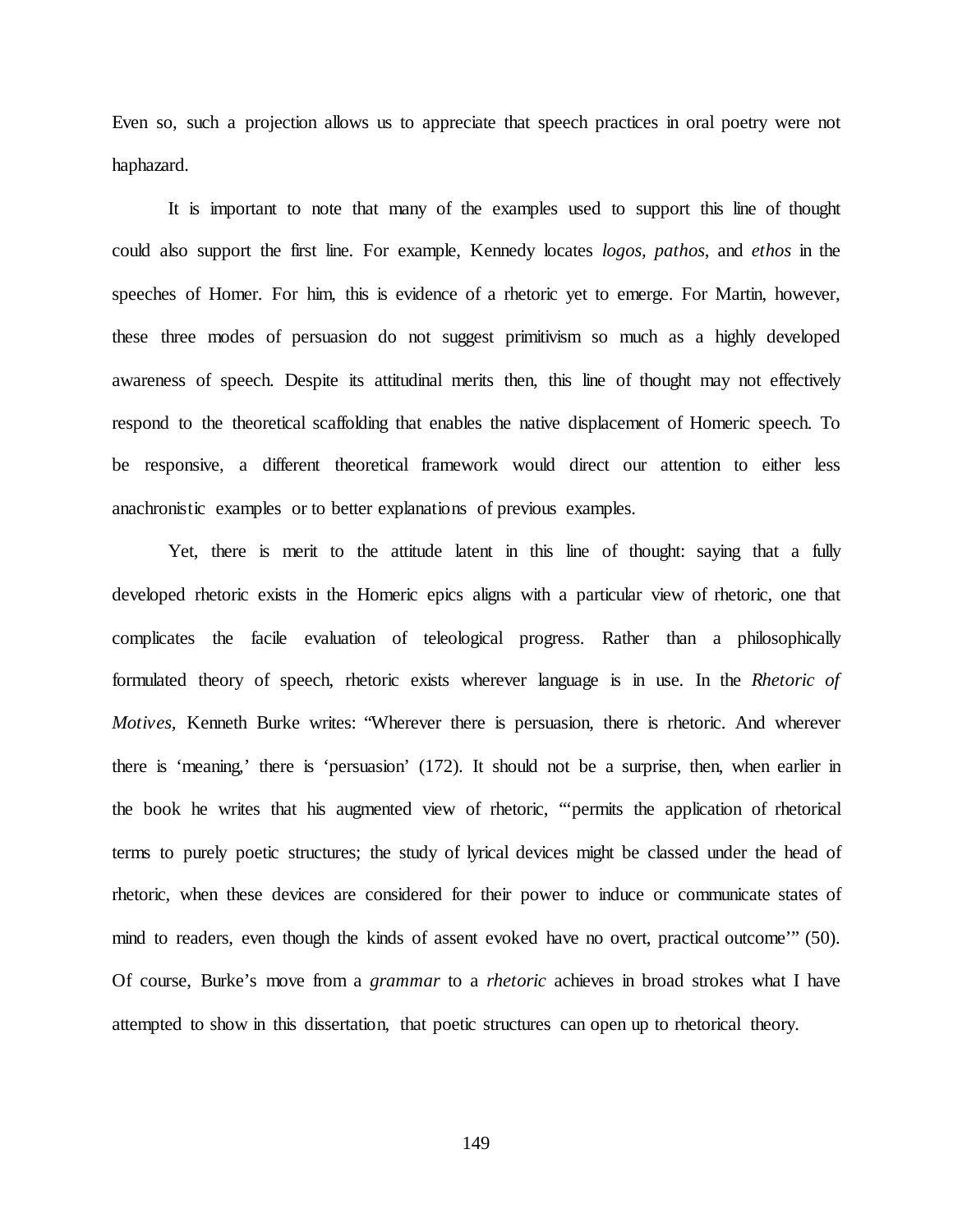Even so, such a projection allows us to appreciate that speech practices in oral poetry were not haphazard.

It is important to note that many of the examples used to support this line of thought could also support the first line. For example, Kennedy locates *logos, pathos*, and *ethos* in the speeches of Homer. For him, this is evidence of a rhetoric yet to emerge. For Martin, however, these three modes of persuasion do not suggest primitivism so much as a highly developed awareness of speech. Despite its attitudinal merits then, this line of thought may not effectively respond to the theoretical scaffolding that enables the native displacement of Homeric speech. To be responsive, a different theoretical framework would direct our attention to either less anachronistic examples or to better explanations of previous examples.

Yet, there is merit to the attitude latent in this line of thought: saying that a fully developed rhetoric exists in the Homeric epics aligns with a particular view of rhetoric, one that complicates the facile evaluation of teleological progress. Rather than a philosophically formulated theory of speech, rhetoric exists wherever language is in use. In the *Rhetoric of Motives,* Kenneth Burke writes: "Wherever there is persuasion, there is rhetoric. And wherever there is 'meaning,' there is 'persuasion' (172). It should not be a surprise, then, when earlier in the book he writes that his augmented view of rhetoric, "'permits the application of rhetorical terms to purely poetic structures; the study of lyrical devices might be classed under the head of rhetoric, when these devices are considered for their power to induce or communicate states of mind to readers, even though the kinds of assent evoked have no overt, practical outcome'" (50). Of course, Burke's move from a *grammar* to a *rhetoric* achieves in broad strokes what I have attempted to show in this dissertation, that poetic structures can open up to rhetorical theory.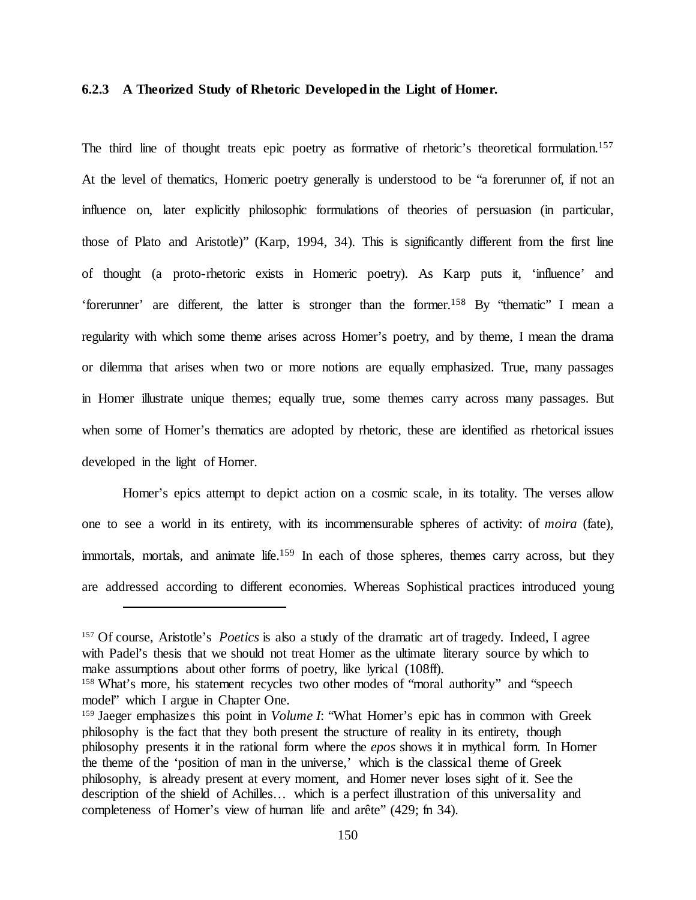### 6.2.3 A Theorized Study of Rhetoric Developed in the Light of Homer.

The third line of thought treats epic poetry as formative of rhetoric's theoretical formulation.[157] At the level of thematics, Homeric poetry generally is understood to be "a forerunner of, if not an influence on, later explicitly philosophic formulations of theories of persuasion (in particular, those of Plato and Aristotle)" (Karp, 1994, 34). This is significantly different from the first line of thought (a proto-rhetoric exists in Homeric poetry). As Karp puts it, 'influence' and 'forerunner' are different, the latter is stronger than the former.[158] By "thematic" I mean a regularity with which some theme arises across Homer's poetry, and by theme, I mean the drama or dilemma that arises when two or more notions are equally emphasized. True, many passages in Homer illustrate unique themes; equally true, some themes carry across many passages. But when some of Homer's thematics are adopted by rhetoric, these are identified as rhetorical issues developed in the light of Homer.

Homer's epics attempt to depict action on a cosmic scale, in its totality. The verses allow one to see a world in its entirety, with its incommensurable spheres of activity: of *moira* (fate), immortals, mortals, and animate life.[159] In each of those spheres, themes carry across, but they are addressed according to different economies. Whereas Sophistical practices introduced young

---

[157] Of course, Aristotle's *Poetics* is also a study of the dramatic art of tragedy. Indeed, I agree with Padel's thesis that we should not treat Homer as the ultimate literary source by which to make assumptions about other forms of poetry, like lyrical (108ff).

[158] What's more, his statement recycles two other modes of "moral authority" and "speech model" which I argue in Chapter One.

[159] Jaeger emphasizes this point in *Volume I*: "What Homer's epic has in common with Greek philosophy is the fact that they both present the structure of reality in its entirety, though philosophy presents it in the rational form where the *epos* shows it in mythical form. In Homer the theme of the 'position of man in the universe,' which is the classical theme of Greek philosophy, is already present at every moment, and Homer never loses sight of it. See the description of the shield of Achilles… which is a perfect illustration of this universality and completeness of Homer's view of human life and arête" (429; fn 34).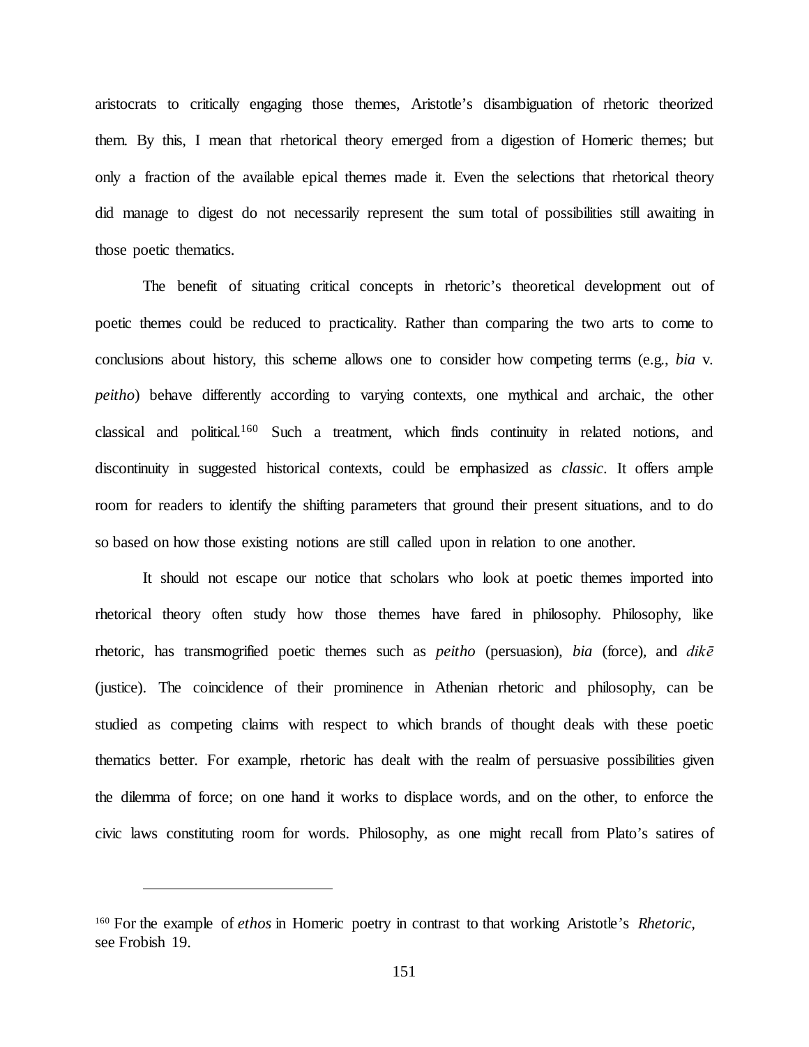aristocrats to critically engaging those themes, Aristotle's disambiguation of rhetoric theorized them. By this, I mean that rhetorical theory emerged from a digestion of Homeric themes; but only a fraction of the available epical themes made it. Even the selections that rhetorical theory did manage to digest do not necessarily represent the sum total of possibilities still awaiting in those poetic thematics.

The benefit of situating critical concepts in rhetoric's theoretical development out of poetic themes could be reduced to practicality. Rather than comparing the two arts to come to conclusions about history, this scheme allows one to consider how competing terms (e.g., *bia* v. *peitho*) behave differently according to varying contexts, one mythical and archaic, the other classical and political.[160] Such a treatment, which finds continuity in related notions, and discontinuity in suggested historical contexts, could be emphasized as *classic*. It offers ample room for readers to identify the shifting parameters that ground their present situations, and to do so based on how those existing notions are still called upon in relation to one another.

It should not escape our notice that scholars who look at poetic themes imported into rhetorical theory often study how those themes have fared in philosophy. Philosophy, like rhetoric, has transmogrified poetic themes such as *peitho* (persuasion), *bia* (force), and *dikē* (justice). The coincidence of their prominence in Athenian rhetoric and philosophy, can be studied as competing claims with respect to which brands of thought deals with these poetic thematics better. For example, rhetoric has dealt with the realm of persuasive possibilities given the dilemma of force; on one hand it works to displace words, and on the other, to enforce the civic laws constituting room for words. Philosophy, as one might recall from Plato's satires of

---

[160] For the example of *ethos* in Homeric poetry in contrast to that working Aristotle's *Rhetoric*, see Frobish 19.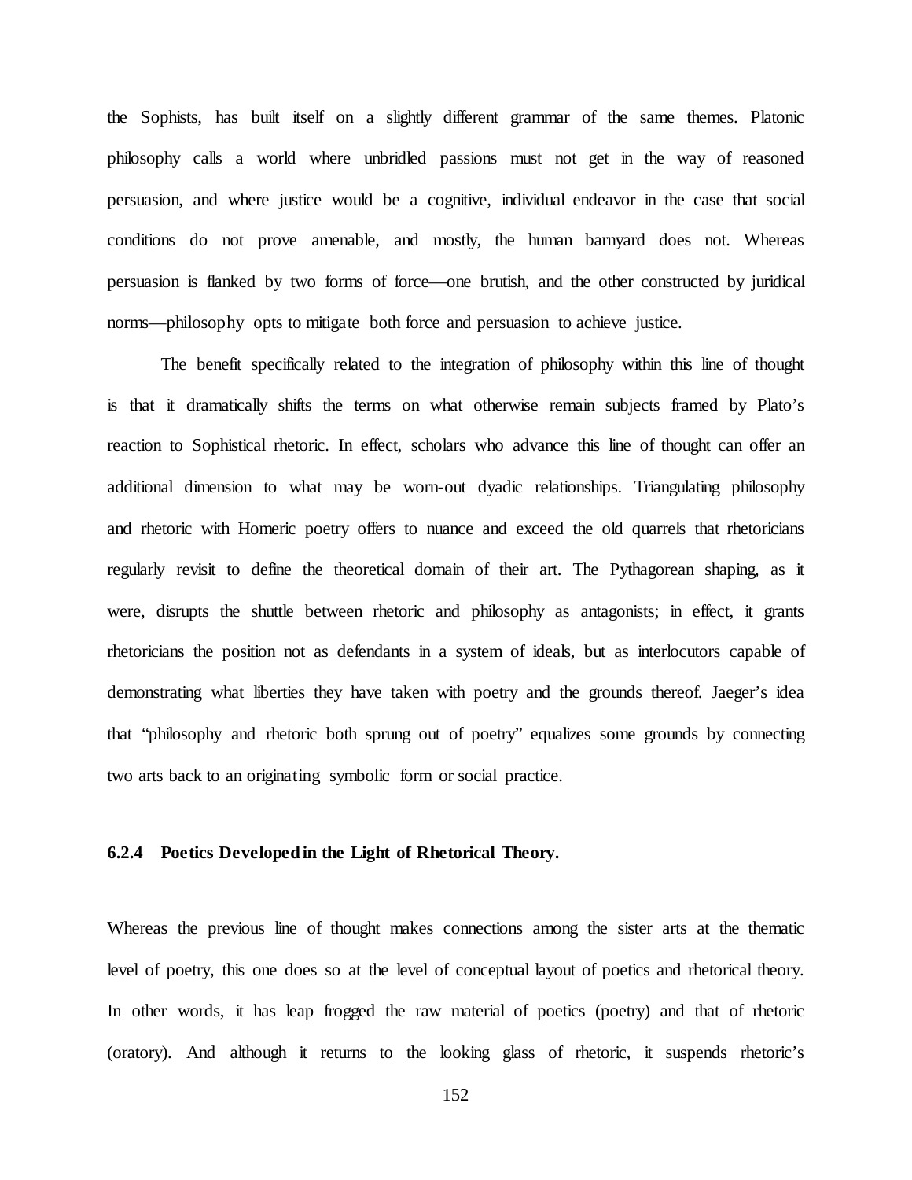the Sophists, has built itself on a slightly different grammar of the same themes. Platonic philosophy calls a world where unbridled passions must not get in the way of reasoned persuasion, and where justice would be a cognitive, individual endeavor in the case that social conditions do not prove amenable, and mostly, the human barnyard does not. Whereas persuasion is flanked by two forms of force—one brutish, and the other constructed by juridical norms—philosophy opts to mitigate both force and persuasion to achieve justice.

The benefit specifically related to the integration of philosophy within this line of thought is that it dramatically shifts the terms on what otherwise remain subjects framed by Plato's reaction to Sophistical rhetoric. In effect, scholars who advance this line of thought can offer an additional dimension to what may be worn-out dyadic relationships. Triangulating philosophy and rhetoric with Homeric poetry offers to nuance and exceed the old quarrels that rhetoricians regularly revisit to define the theoretical domain of their art. The Pythagorean shaping, as it were, disrupts the shuttle between rhetoric and philosophy as antagonists; in effect, it grants rhetoricians the position not as defendants in a system of ideals, but as interlocutors capable of demonstrating what liberties they have taken with poetry and the grounds thereof. Jaeger's idea that "philosophy and rhetoric both sprung out of poetry" equalizes some grounds by connecting two arts back to an originating symbolic form or social practice.

### 6.2.4 Poetics Developed in the Light of Rhetorical Theory.

Whereas the previous line of thought makes connections among the sister arts at the thematic level of poetry, this one does so at the level of conceptual layout of poetics and rhetorical theory. In other words, it has leap frogged the raw material of poetics (poetry) and that of rhetoric (oratory). And although it returns to the looking glass of rhetoric, it suspends rhetoric's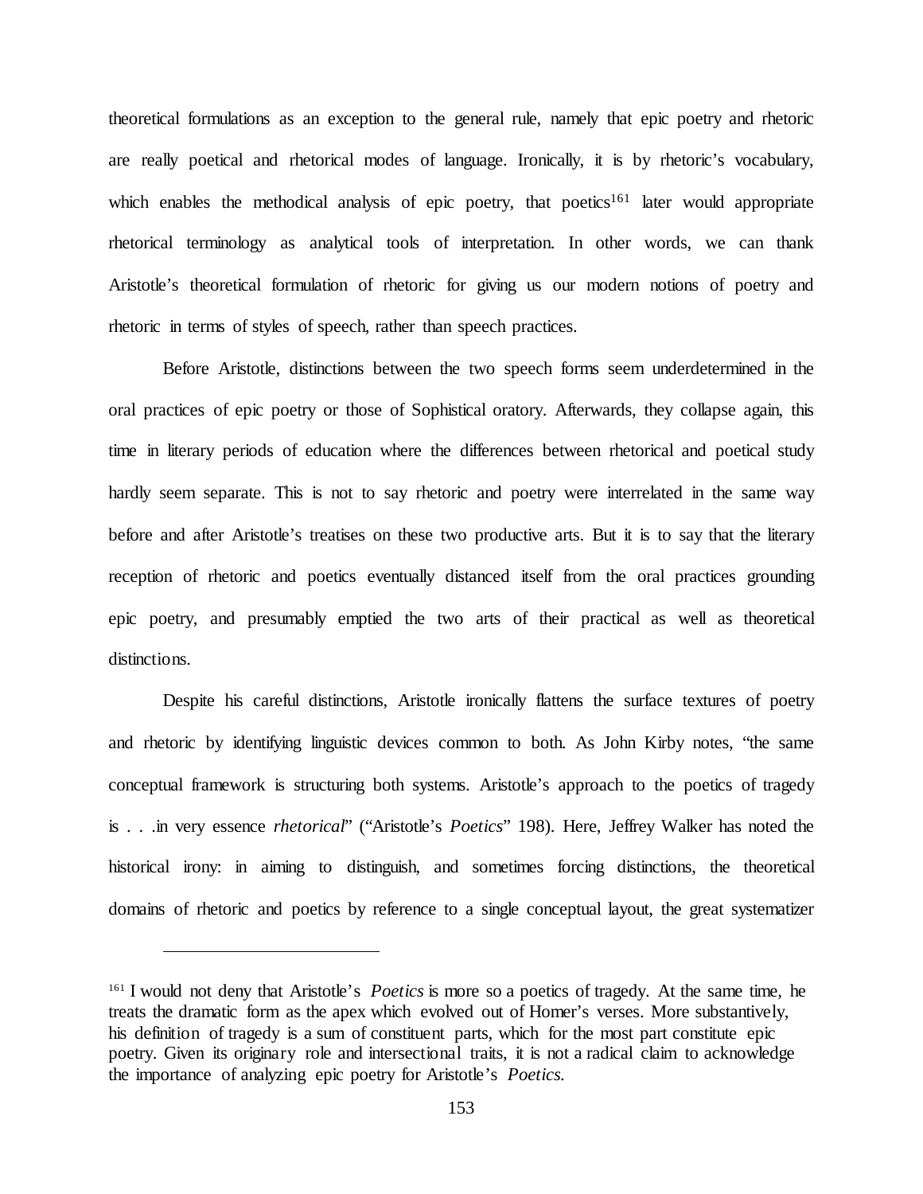theoretical formulations as an exception to the general rule, namely that epic poetry and rhetoric are really poetical and rhetorical modes of language. Ironically, it is by rhetoric's vocabulary, which enables the methodical analysis of epic poetry, that poetics[161] later would appropriate rhetorical terminology as analytical tools of interpretation. In other words, we can thank Aristotle's theoretical formulation of rhetoric for giving us our modern notions of poetry and rhetoric in terms of styles of speech, rather than speech practices.

Before Aristotle, distinctions between the two speech forms seem underdetermined in the oral practices of epic poetry or those of Sophistical oratory. Afterwards, they collapse again, this time in literary periods of education where the differences between rhetorical and poetical study hardly seem separate. This is not to say rhetoric and poetry were interrelated in the same way before and after Aristotle's treatises on these two productive arts. But it is to say that the literary reception of rhetoric and poetics eventually distanced itself from the oral practices grounding epic poetry, and presumably emptied the two arts of their practical as well as theoretical distinctions.

Despite his careful distinctions, Aristotle ironically flattens the surface textures of poetry and rhetoric by identifying linguistic devices common to both. As John Kirby notes, "the same conceptual framework is structuring both systems. Aristotle's approach to the poetics of tragedy is . . .in very essence *rhetorical*" ("Aristotle's *Poetics*" 198). Here, Jeffrey Walker has noted the historical irony: in aiming to distinguish, and sometimes forcing distinctions, the theoretical domains of rhetoric and poetics by reference to a single conceptual layout, the great systematizer

---

[161] I would not deny that Aristotle's *Poetics* is more so a poetics of tragedy. At the same time, he treats the dramatic form as the apex which evolved out of Homer's verses. More substantively, his definition of tragedy is a sum of constituent parts, which for the most part constitute epic poetry. Given its originary role and intersectional traits, it is not a radical claim to acknowledge the importance of analyzing epic poetry for Aristotle's *Poetics*.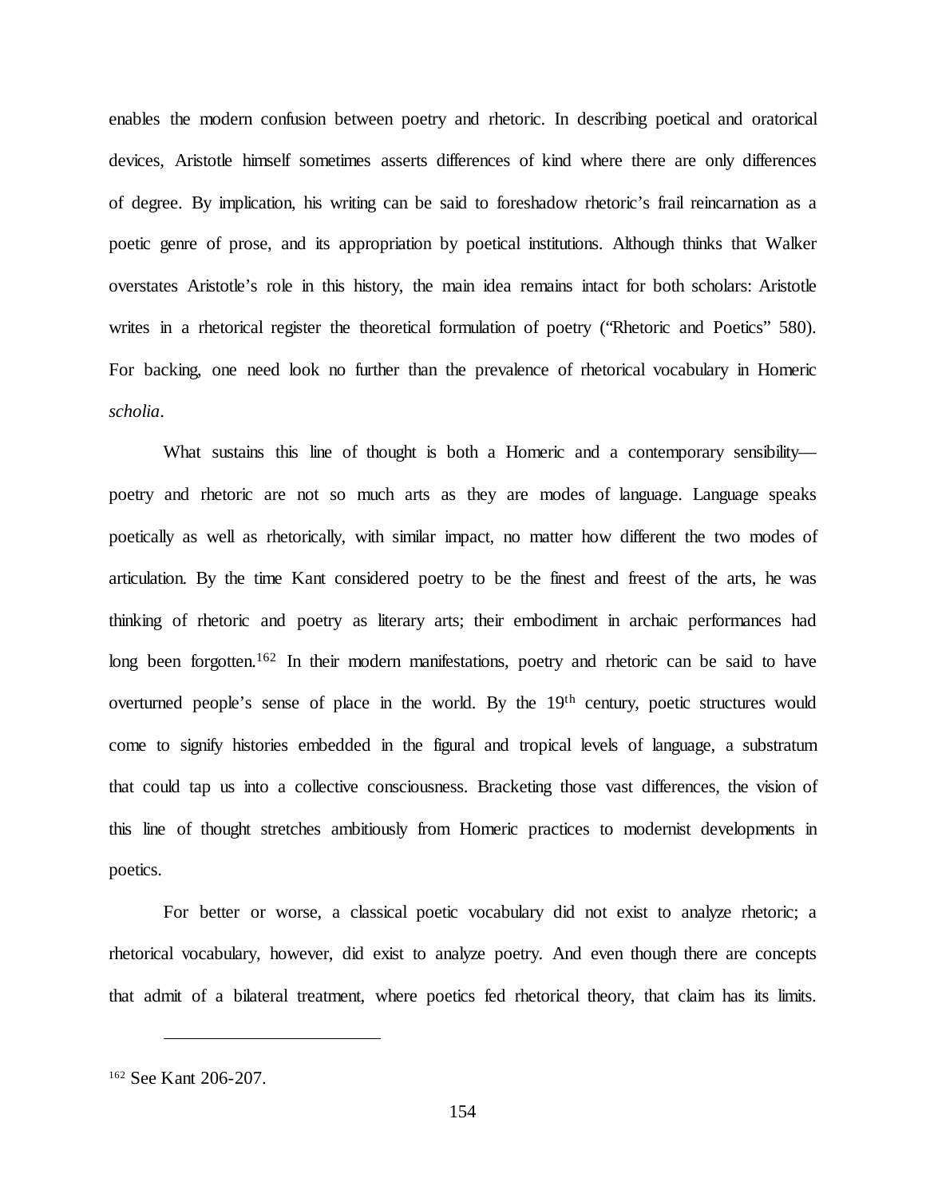enables the modern confusion between poetry and rhetoric. In describing poetical and oratorical devices, Aristotle himself sometimes asserts differences of kind where there are only differences of degree. By implication, his writing can be said to foreshadow rhetoric's frail reincarnation as a poetic genre of prose, and its appropriation by poetical institutions. Although thinks that Walker overstates Aristotle's role in this history, the main idea remains intact for both scholars: Aristotle writes in a rhetorical register the theoretical formulation of poetry ("Rhetoric and Poetics" 580). For backing, one need look no further than the prevalence of rhetorical vocabulary in Homeric *scholia*.

What sustains this line of thought is both a Homeric and a contemporary sensibility—poetry and rhetoric are not so much arts as they are modes of language. Language speaks poetically as well as rhetorically, with similar impact, no matter how different the two modes of articulation. By the time Kant considered poetry to be the finest and freest of the arts, he was thinking of rhetoric and poetry as literary arts; their embodiment in archaic performances had long been forgotten.[162] In their modern manifestations, poetry and rhetoric can be said to have overturned people's sense of place in the world. By the 19th century, poetic structures would come to signify histories embedded in the figural and tropical levels of language, a substratum that could tap us into a collective consciousness. Bracketing those vast differences, the vision of this line of thought stretches ambitiously from Homeric practices to modernist developments in poetics.

For better or worse, a classical poetic vocabulary did not exist to analyze rhetoric; a rhetorical vocabulary, however, did exist to analyze poetry. And even though there are concepts that admit of a bilateral treatment, where poetics fed rhetorical theory, that claim has its limits.

---

[162] See Kant 206-207.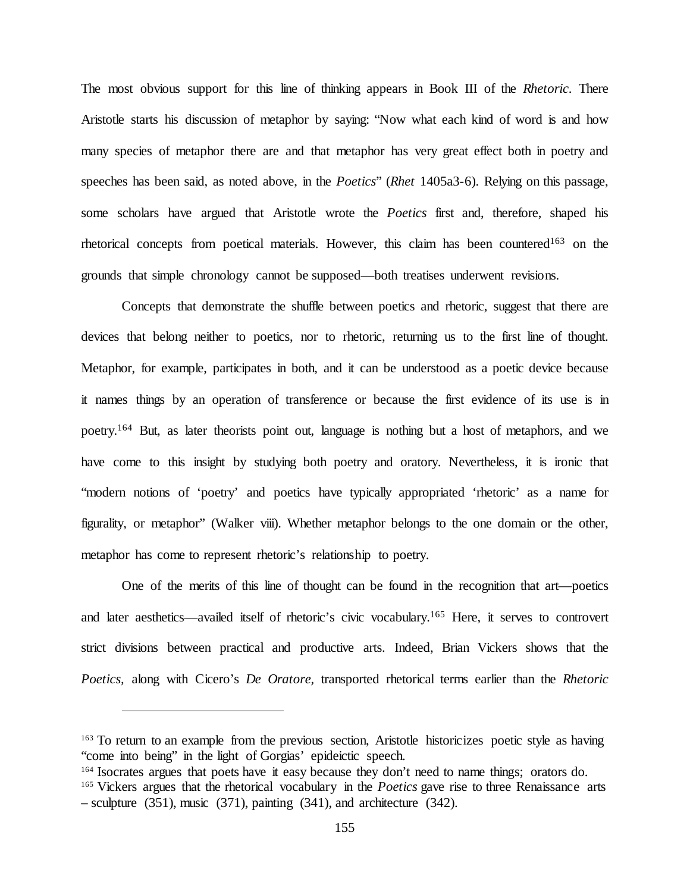The most obvious support for this line of thinking appears in Book III of the *Rhetoric*. There Aristotle starts his discussion of metaphor by saying: "Now what each kind of word is and how many species of metaphor there are and that metaphor has very great effect both in poetry and speeches has been said, as noted above, in the *Poetics*" (*Rhet* 1405a3-6). Relying on this passage, some scholars have argued that Aristotle wrote the *Poetics* first and, therefore, shaped his rhetorical concepts from poetical materials. However, this claim has been countered[163] on the grounds that simple chronology cannot be supposed—both treatises underwent revisions.

Concepts that demonstrate the shuffle between poetics and rhetoric, suggest that there are devices that belong neither to poetics, nor to rhetoric, returning us to the first line of thought. Metaphor, for example, participates in both, and it can be understood as a poetic device because it names things by an operation of transference or because the first evidence of its use is in poetry.[164] But, as later theorists point out, language is nothing but a host of metaphors, and we have come to this insight by studying both poetry and oratory. Nevertheless, it is ironic that "modern notions of 'poetry' and poetics have typically appropriated 'rhetoric' as a name for figurality, or metaphor" (Walker viii). Whether metaphor belongs to the one domain or the other, metaphor has come to represent rhetoric's relationship to poetry.

One of the merits of this line of thought can be found in the recognition that art—poetics and later aesthetics—availed itself of rhetoric's civic vocabulary.[165] Here, it serves to controvert strict divisions between practical and productive arts. Indeed, Brian Vickers shows that the *Poetics,* along with Cicero's *De Oratore,* transported rhetorical terms earlier than the *Rhetoric*

---

[163] To return to an example from the previous section, Aristotle historicizes poetic style as having "come into being" in the light of Gorgias' epideictic speech.

[164] Isocrates argues that poets have it easy because they don't need to name things; orators do.

[165] Vickers argues that the rhetorical vocabulary in the *Poetics* gave rise to three Renaissance arts – sculpture (351), music (371), painting (341), and architecture (342).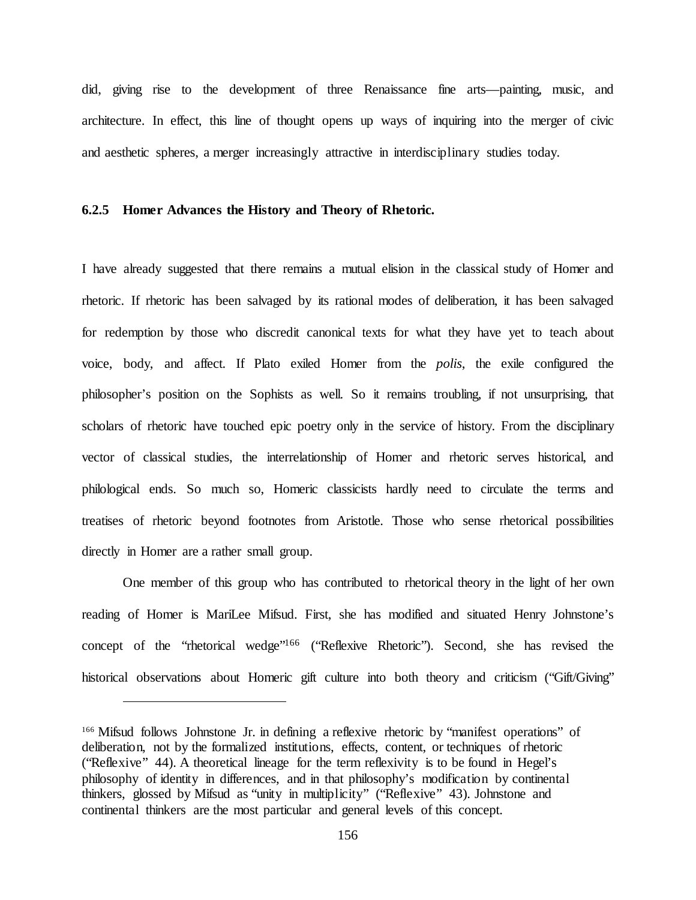did, giving rise to the development of three Renaissance fine arts—painting, music, and architecture. In effect, this line of thought opens up ways of inquiring into the merger of civic and aesthetic spheres, a merger increasingly attractive in interdisciplinary studies today.

### 6.2.5 Homer Advances the History and Theory of Rhetoric.

I have already suggested that there remains a mutual elision in the classical study of Homer and rhetoric. If rhetoric has been salvaged by its rational modes of deliberation, it has been salvaged for redemption by those who discredit canonical texts for what they have yet to teach about voice, body, and affect. If Plato exiled Homer from the *polis*, the exile configured the philosopher's position on the Sophists as well. So it remains troubling, if not unsurprising, that scholars of rhetoric have touched epic poetry only in the service of history. From the disciplinary vector of classical studies, the interrelationship of Homer and rhetoric serves historical, and philological ends. So much so, Homeric classicists hardly need to circulate the terms and treatises of rhetoric beyond footnotes from Aristotle. Those who sense rhetorical possibilities directly in Homer are a rather small group.

One member of this group who has contributed to rhetorical theory in the light of her own reading of Homer is MariLee Mifsud. First, she has modified and situated Henry Johnstone's concept of the "rhetorical wedge"[166] ("Reflexive Rhetoric"). Second, she has revised the historical observations about Homeric gift culture into both theory and criticism ("Gift/Giving"

---

[166] Mifsud follows Johnstone Jr. in defining a reflexive rhetoric by "manifest operations" of deliberation, not by the formalized institutions, effects, content, or techniques of rhetoric ("Reflexive" 44). A theoretical lineage for the term reflexivity is to be found in Hegel's philosophy of identity in differences, and in that philosophy's modification by continental thinkers, glossed by Mifsud as "unity in multiplicity" ("Reflexive" 43). Johnstone and continental thinkers are the most particular and general levels of this concept.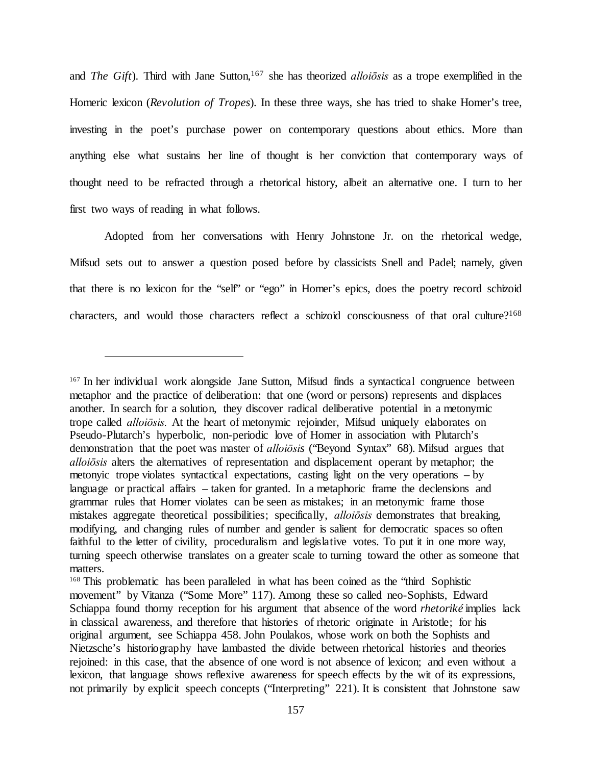and *The Gift*). Third with Jane Sutton,[167] she has theorized *alloiōsis* as a trope exemplified in the Homeric lexicon (*Revolution of Tropes*). In these three ways, she has tried to shake Homer's tree, investing in the poet's purchase power on contemporary questions about ethics. More than anything else what sustains her line of thought is her conviction that contemporary ways of thought need to be refracted through a rhetorical history, albeit an alternative one. I turn to her first two ways of reading in what follows.

Adopted from her conversations with Henry Johnstone Jr. on the rhetorical wedge, Mifsud sets out to answer a question posed before by classicists Snell and Padel; namely, given that there is no lexicon for the "self" or "ego" in Homer's epics, does the poetry record schizoid characters, and would those characters reflect a schizoid consciousness of that oral culture?[168]

---

[167] In her individual work alongside Jane Sutton, Mifsud finds a syntactical congruence between metaphor and the practice of deliberation: that one (word or persons) represents and displaces another. In search for a solution, they discover radical deliberative potential in a metonymic trope called *alloiōsis.* At the heart of metonymic rejoinder, Mifsud uniquely elaborates on Pseudo-Plutarch's hyperbolic, non-periodic love of Homer in association with Plutarch's demonstration that the poet was master of *alloiōsis* ("Beyond Syntax" 68). Mifsud argues that *alloiōsis* alters the alternatives of representation and displacement operant by metaphor; the metonyic trope violates syntactical expectations, casting light on the very operations – by language or practical affairs – taken for granted. In a metaphoric frame the declensions and grammar rules that Homer violates can be seen as mistakes; in an metonymic frame those mistakes aggregate theoretical possibilities; specifically, *alloiōsis* demonstrates that breaking, modifying, and changing rules of number and gender is salient for democratic spaces so often faithful to the letter of civility, proceduralism and legislative votes. To put it in one more way, turning speech otherwise translates on a greater scale to turning toward the other as someone that matters.

[168] This problematic has been paralleled in what has been coined as the "third Sophistic movement" by Vitanza ("Some More" 117). Among these so called neo-Sophists, Edward Schiappa found thorny reception for his argument that absence of the word *rhetoriké* implies lack in classical awareness, and therefore that histories of rhetoric originate in Aristotle; for his original argument, see Schiappa 458. John Poulakos, whose work on both the Sophists and Nietzsche's historiography have lambasted the divide between rhetorical histories and theories rejoined: in this case, that the absence of one word is not absence of lexicon; and even without a lexicon, that language shows reflexive awareness for speech effects by the wit of its expressions, not primarily by explicit speech concepts ("Interpreting" 221). It is consistent that Johnstone saw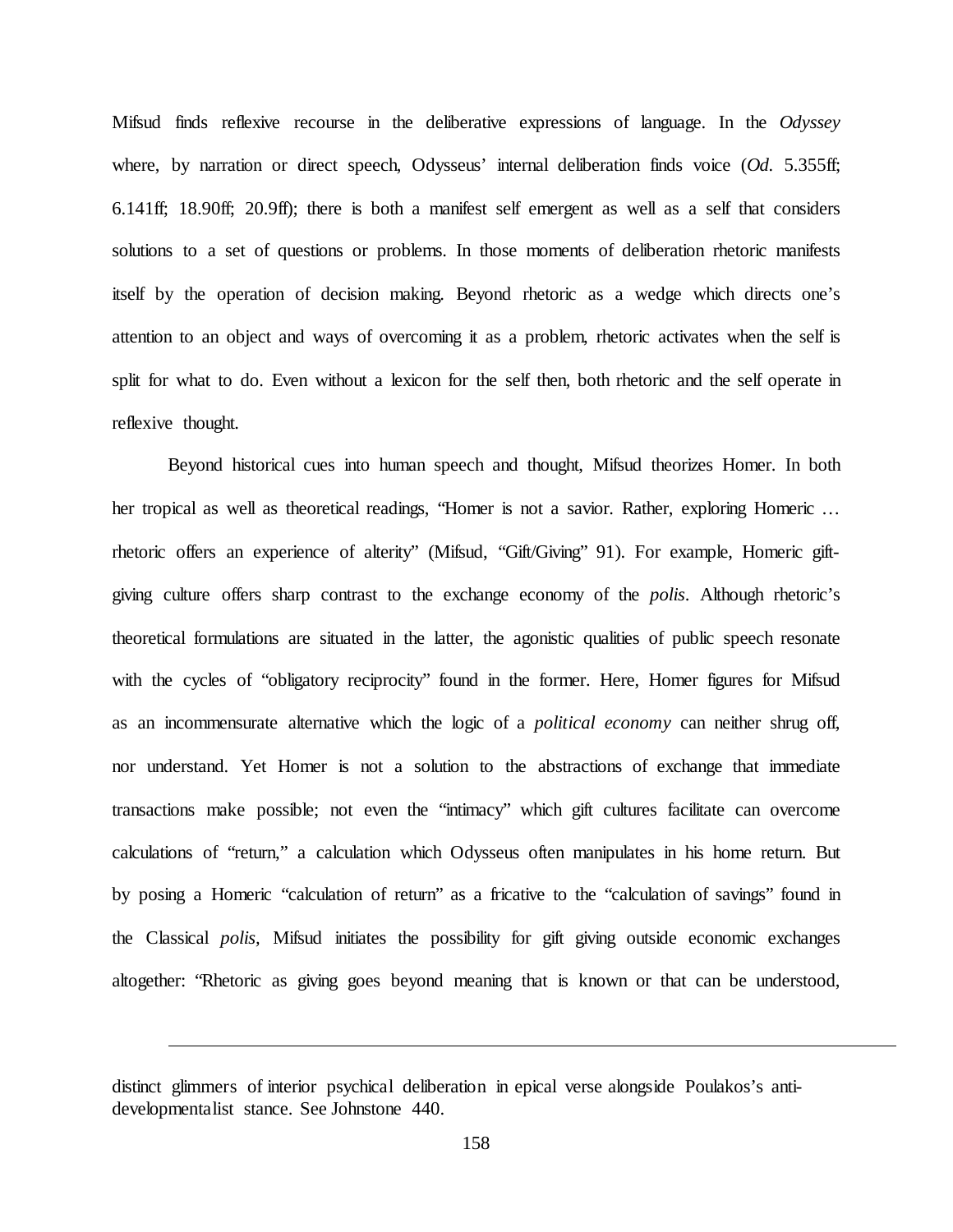Mifsud finds reflexive recourse in the deliberative expressions of language. In the *Odyssey* where, by narration or direct speech, Odysseus' internal deliberation finds voice (*Od.* 5.355ff; 6.141ff; 18.90ff; 20.9ff); there is both a manifest self emergent as well as a self that considers solutions to a set of questions or problems. In those moments of deliberation rhetoric manifests itself by the operation of decision making. Beyond rhetoric as a wedge which directs one's attention to an object and ways of overcoming it as a problem, rhetoric activates when the self is split for what to do. Even without a lexicon for the self then, both rhetoric and the self operate in reflexive thought.

Beyond historical cues into human speech and thought, Mifsud theorizes Homer. In both her tropical as well as theoretical readings, "Homer is not a savior. Rather, exploring Homeric … rhetoric offers an experience of alterity" (Mifsud, "Gift/Giving" 91). For example, Homeric gift-giving culture offers sharp contrast to the exchange economy of the *polis*. Although rhetoric's theoretical formulations are situated in the latter, the agonistic qualities of public speech resonate with the cycles of "obligatory reciprocity" found in the former. Here, Homer figures for Mifsud as an incommensurate alternative which the logic of a *political economy* can neither shrug off, nor understand. Yet Homer is not a solution to the abstractions of exchange that immediate transactions make possible; not even the "intimacy" which gift cultures facilitate can overcome calculations of "return," a calculation which Odysseus often manipulates in his home return. But by posing a Homeric "calculation of return" as a fricative to the "calculation of savings" found in the Classical *polis*, Mifsud initiates the possibility for gift giving outside economic exchanges altogether: "Rhetoric as giving goes beyond meaning that is known or that can be understood,

---

distinct glimmers of interior psychical deliberation in epical verse alongside Poulakos's anti-developmentalist stance. See Johnstone 440.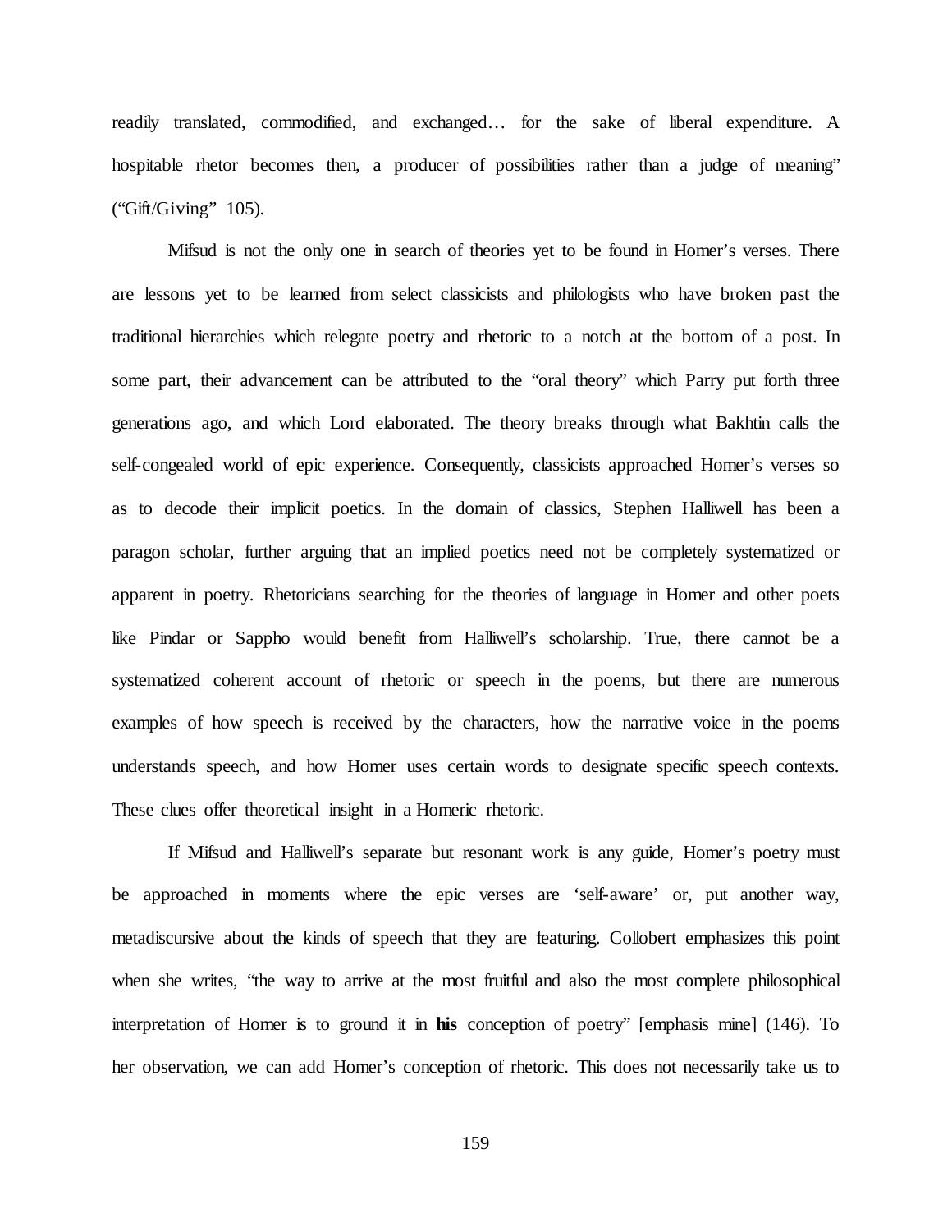readily translated, commodified, and exchanged… for the sake of liberal expenditure. A hospitable rhetor becomes then, a producer of possibilities rather than a judge of meaning" ("Gift/Giving" 105).

Mifsud is not the only one in search of theories yet to be found in Homer's verses. There are lessons yet to be learned from select classicists and philologists who have broken past the traditional hierarchies which relegate poetry and rhetoric to a notch at the bottom of a post. In some part, their advancement can be attributed to the "oral theory" which Parry put forth three generations ago, and which Lord elaborated. The theory breaks through what Bakhtin calls the self-congealed world of epic experience. Consequently, classicists approached Homer's verses so as to decode their implicit poetics. In the domain of classics, Stephen Halliwell has been a paragon scholar, further arguing that an implied poetics need not be completely systematized or apparent in poetry. Rhetoricians searching for the theories of language in Homer and other poets like Pindar or Sappho would benefit from Halliwell's scholarship. True, there cannot be a systematized coherent account of rhetoric or speech in the poems, but there are numerous examples of how speech is received by the characters, how the narrative voice in the poems understands speech, and how Homer uses certain words to designate specific speech contexts. These clues offer theoretical insight in a Homeric rhetoric.

If Mifsud and Halliwell's separate but resonant work is any guide, Homer's poetry must be approached in moments where the epic verses are 'self-aware' or, put another way, metadiscursive about the kinds of speech that they are featuring. Collobert emphasizes this point when she writes, "the way to arrive at the most fruitful and also the most complete philosophical interpretation of Homer is to ground it in **his** conception of poetry" [emphasis mine] (146). To her observation, we can add Homer's conception of rhetoric. This does not necessarily take us to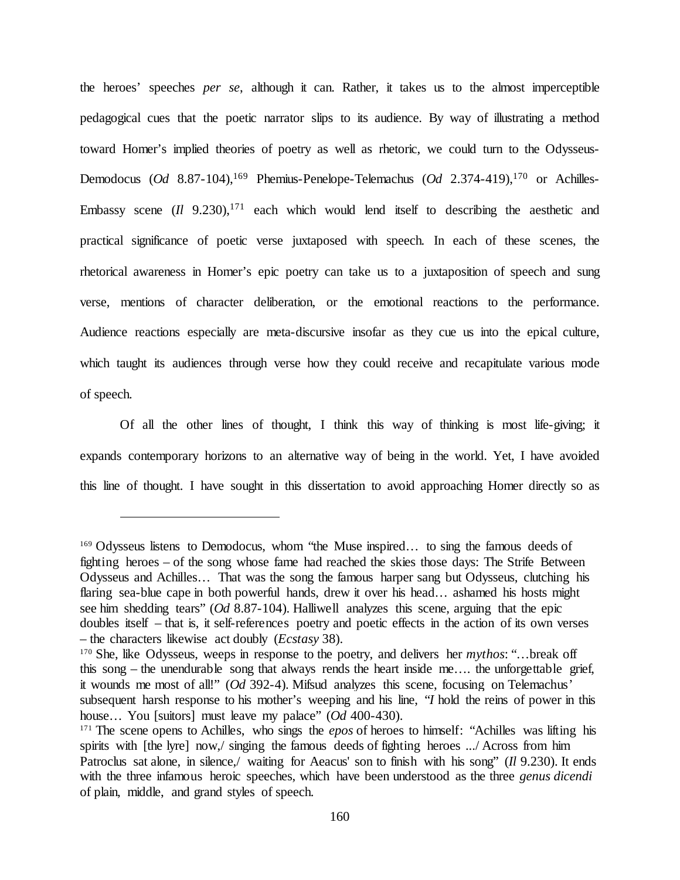the heroes' speeches *per se*, although it can. Rather, it takes us to the almost imperceptible pedagogical cues that the poetic narrator slips to its audience. By way of illustrating a method toward Homer's implied theories of poetry as well as rhetoric, we could turn to the Odysseus-Demodocus (*Od* 8.87-104),[169] Phemius-Penelope-Telemachus (*Od* 2.374-419),[170] or Achilles-Embassy scene (*Il* 9.230),[171] each which would lend itself to describing the aesthetic and practical significance of poetic verse juxtaposed with speech. In each of these scenes, the rhetorical awareness in Homer's epic poetry can take us to a juxtaposition of speech and sung verse, mentions of character deliberation, or the emotional reactions to the performance. Audience reactions especially are meta-discursive insofar as they cue us into the epical culture, which taught its audiences through verse how they could receive and recapitulate various mode of speech.

Of all the other lines of thought, I think this way of thinking is most life-giving; it expands contemporary horizons to an alternative way of being in the world. Yet, I have avoided this line of thought. I have sought in this dissertation to avoid approaching Homer directly so as

---

[169] Odysseus listens to Demodocus, whom "the Muse inspired… to sing the famous deeds of fighting heroes – of the song whose fame had reached the skies those days: The Strife Between Odysseus and Achilles… That was the song the famous harper sang but Odysseus, clutching his flaring sea-blue cape in both powerful hands, drew it over his head… ashamed his hosts might see him shedding tears" (*Od* 8.87-104). Halliwell analyzes this scene, arguing that the epic doubles itself – that is, it self-references poetry and poetic effects in the action of its own verses – the characters likewise act doubly (*Ecstasy* 38).

[170] She, like Odysseus, weeps in response to the poetry, and delivers her *mythos*: "…break off this song – the unendurable song that always rends the heart inside me…. the unforgettable grief, it wounds me most of all!" (*Od* 392-4). Mifsud analyzes this scene, focusing on Telemachus' subsequent harsh response to his mother's weeping and his line, "*I* hold the reins of power in this house… You [suitors] must leave my palace" (*Od* 400-430).

[171] The scene opens to Achilles, who sings the *epos* of heroes to himself: "Achilles was lifting his spirits with [the lyre] now,/ singing the famous deeds of fighting heroes .../ Across from him Patroclus sat alone, in silence,/ waiting for Aeacus' son to finish with his song" (*Il* 9.230). It ends with the three infamous heroic speeches, which have been understood as the three *genus dicendi* of plain, middle, and grand styles of speech.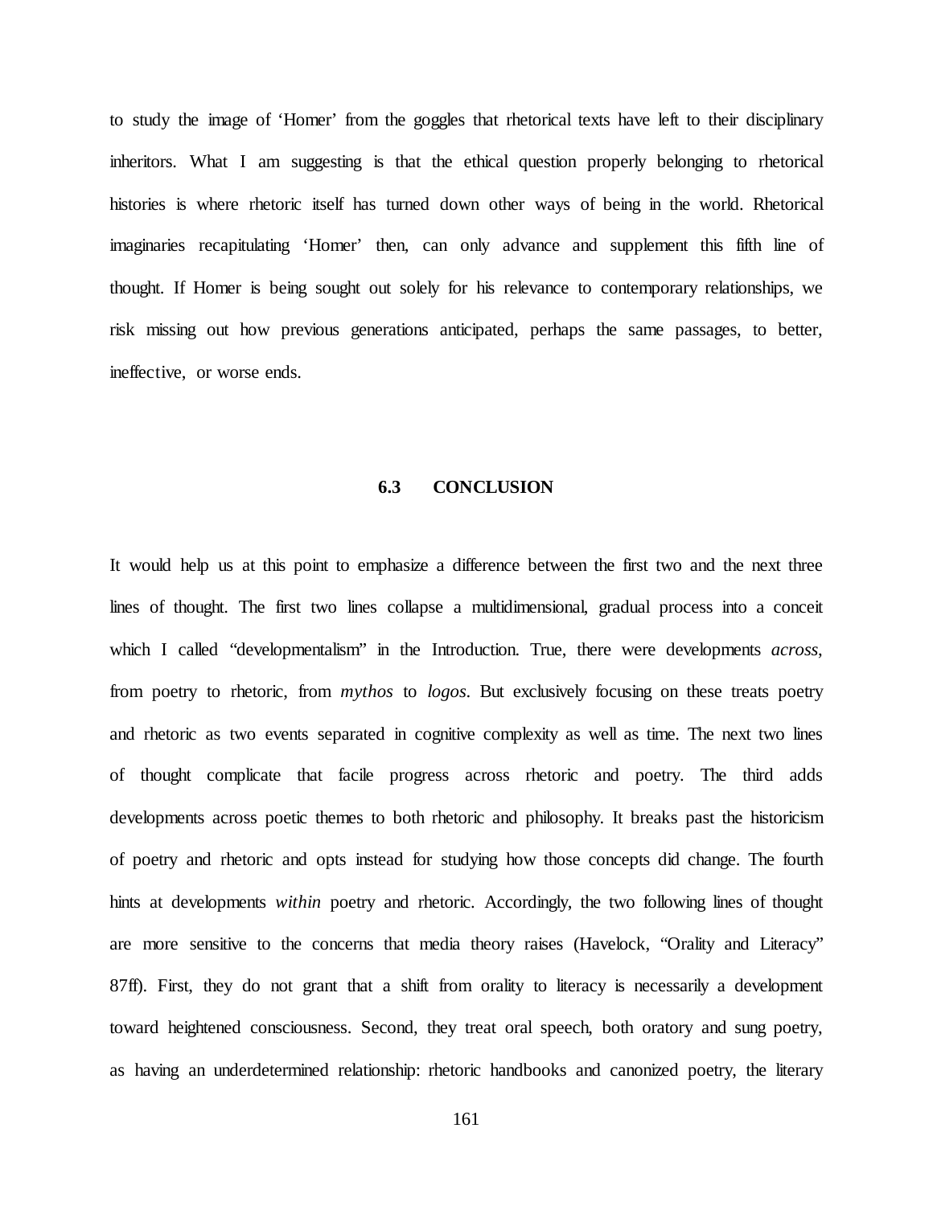to study the image of 'Homer' from the goggles that rhetorical texts have left to their disciplinary inheritors. What I am suggesting is that the ethical question properly belonging to rhetorical histories is where rhetoric itself has turned down other ways of being in the world. Rhetorical imaginaries recapitulating 'Homer' then, can only advance and supplement this fifth line of thought. If Homer is being sought out solely for his relevance to contemporary relationships, we risk missing out how previous generations anticipated, perhaps the same passages, to better, ineffective, or worse ends.

## 6.3 CONCLUSION

It would help us at this point to emphasize a difference between the first two and the next three lines of thought. The first two lines collapse a multidimensional, gradual process into a conceit which I called "developmentalism" in the Introduction. True, there were developments *across*, from poetry to rhetoric, from *mythos* to *logos*. But exclusively focusing on these treats poetry and rhetoric as two events separated in cognitive complexity as well as time. The next two lines of thought complicate that facile progress across rhetoric and poetry. The third adds developments across poetic themes to both rhetoric and philosophy. It breaks past the historicism of poetry and rhetoric and opts instead for studying how those concepts did change. The fourth hints at developments *within* poetry and rhetoric. Accordingly, the two following lines of thought are more sensitive to the concerns that media theory raises (Havelock, "Orality and Literacy" 87ff). First, they do not grant that a shift from orality to literacy is necessarily a development toward heightened consciousness. Second, they treat oral speech, both oratory and sung poetry, as having an underdetermined relationship: rhetoric handbooks and canonized poetry, the literary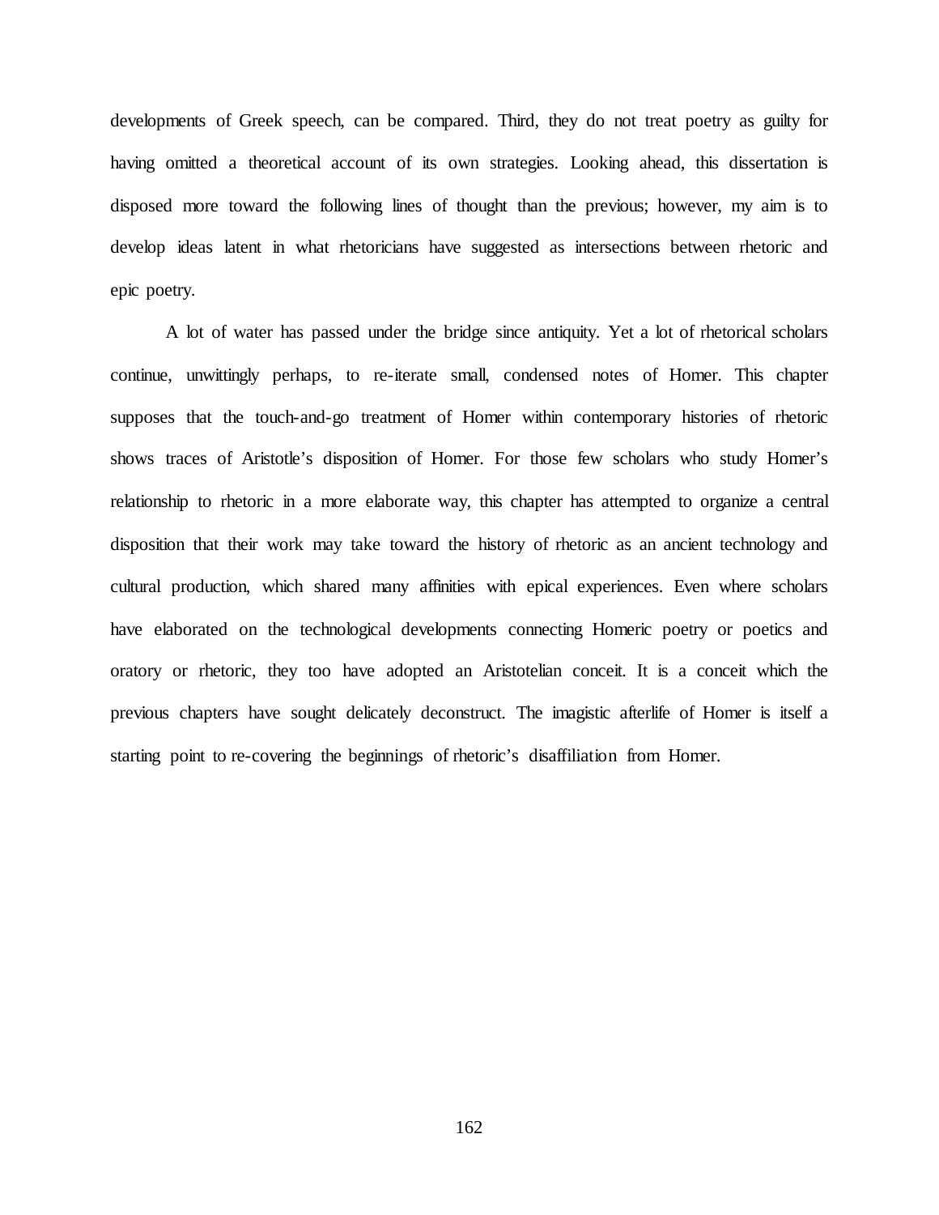developments of Greek speech, can be compared. Third, they do not treat poetry as guilty for having omitted a theoretical account of its own strategies. Looking ahead, this dissertation is disposed more toward the following lines of thought than the previous; however, my aim is to develop ideas latent in what rhetoricians have suggested as intersections between rhetoric and epic poetry.

A lot of water has passed under the bridge since antiquity. Yet a lot of rhetorical scholars continue, unwittingly perhaps, to re-iterate small, condensed notes of Homer. This chapter supposes that the touch-and-go treatment of Homer within contemporary histories of rhetoric shows traces of Aristotle's disposition of Homer. For those few scholars who study Homer's relationship to rhetoric in a more elaborate way, this chapter has attempted to organize a central disposition that their work may take toward the history of rhetoric as an ancient technology and cultural production, which shared many affinities with epical experiences. Even where scholars have elaborated on the technological developments connecting Homeric poetry or poetics and oratory or rhetoric, they too have adopted an Aristotelian conceit. It is a conceit which the previous chapters have sought delicately deconstruct. The imagistic afterlife of Homer is itself a starting point to re-covering the beginnings of rhetoric's disaffiliation from Homer.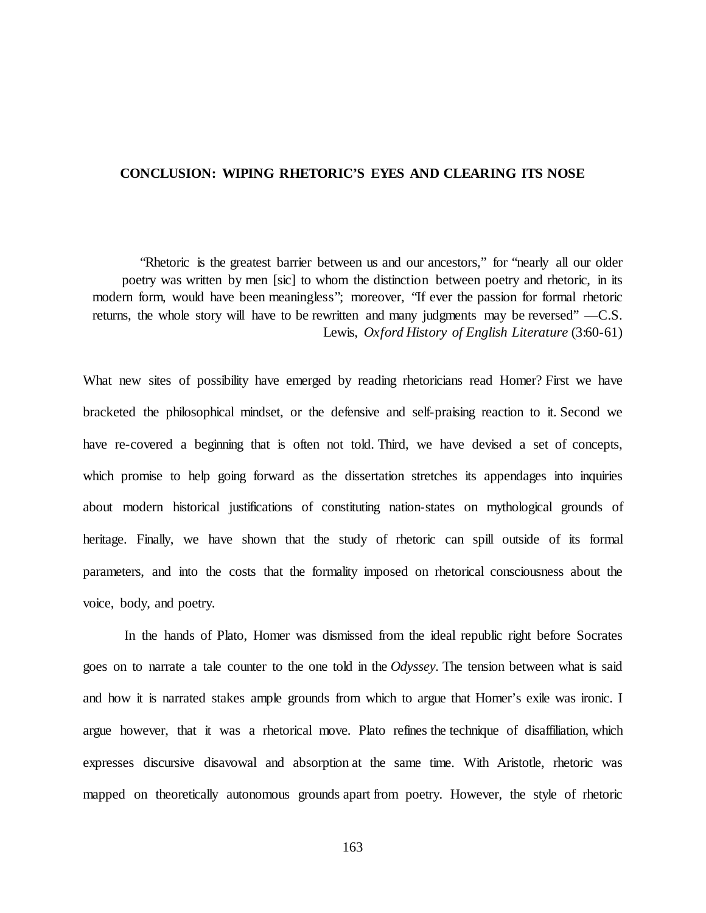# CONCLUSION: WIPING RHETORIC'S EYES AND CLEARING ITS NOSE

> "Rhetoric is the greatest barrier between us and our ancestors," for "nearly all our older poetry was written by men [sic] to whom the distinction between poetry and rhetoric, in its modern form, would have been meaningless"; moreover, "If ever the passion for formal rhetoric returns, the whole story will have to be rewritten and many judgments may be reversed" —C.S. Lewis, *Oxford History of English Literature* (3:60-61)

What new sites of possibility have emerged by reading rhetoricians read Homer? First we have bracketed the philosophical mindset, or the defensive and self-praising reaction to it. Second we have re-covered a beginning that is often not told. Third, we have devised a set of concepts, which promise to help going forward as the dissertation stretches its appendages into inquiries about modern historical justifications of constituting nation-states on mythological grounds of heritage. Finally, we have shown that the study of rhetoric can spill outside of its formal parameters, and into the costs that the formality imposed on rhetorical consciousness about the voice, body, and poetry.

In the hands of Plato, Homer was dismissed from the ideal republic right before Socrates goes on to narrate a tale counter to the one told in the *Odyssey*. The tension between what is said and how it is narrated stakes ample grounds from which to argue that Homer's exile was ironic. I argue however, that it was a rhetorical move. Plato refines the technique of disaffiliation, which expresses discursive disavowal and absorption at the same time. With Aristotle, rhetoric was mapped on theoretically autonomous grounds apart from poetry. However, the style of rhetoric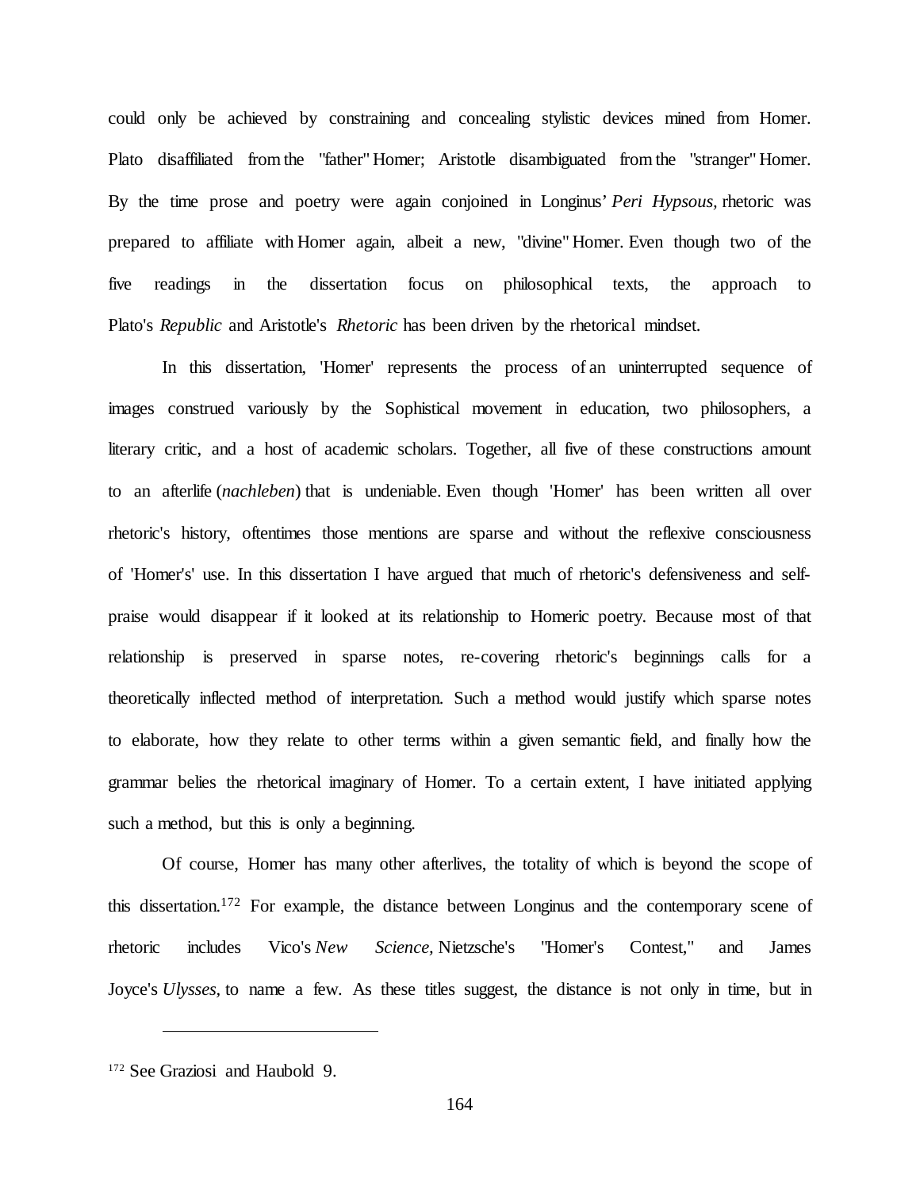could only be achieved by constraining and concealing stylistic devices mined from Homer. Plato disaffiliated from the "father" Homer; Aristotle disambiguated from the "stranger" Homer. By the time prose and poetry were again conjoined in Longinus' *Peri Hypsous,* rhetoric was prepared to affiliate with Homer again, albeit a new, "divine" Homer. Even though two of the five readings in the dissertation focus on philosophical texts, the approach to Plato's *Republic* and Aristotle's *Rhetoric* has been driven by the rhetorical mindset.

In this dissertation, 'Homer' represents the process of an uninterrupted sequence of images construed variously by the Sophistical movement in education, two philosophers, a literary critic, and a host of academic scholars. Together, all five of these constructions amount to an afterlife (*nachleben*) that is undeniable. Even though 'Homer' has been written all over rhetoric's history, oftentimes those mentions are sparse and without the reflexive consciousness of 'Homer's' use. In this dissertation I have argued that much of rhetoric's defensiveness and self-praise would disappear if it looked at its relationship to Homeric poetry. Because most of that relationship is preserved in sparse notes, re-covering rhetoric's beginnings calls for a theoretically inflected method of interpretation. Such a method would justify which sparse notes to elaborate, how they relate to other terms within a given semantic field, and finally how the grammar belies the rhetorical imaginary of Homer. To a certain extent, I have initiated applying such a method, but this is only a beginning.

Of course, Homer has many other afterlives, the totality of which is beyond the scope of this dissertation.[172] For example, the distance between Longinus and the contemporary scene of rhetoric includes Vico's *New Science,* Nietzsche's "Homer's Contest," and James Joyce's *Ulysses,* to name a few. As these titles suggest, the distance is not only in time, but in

---

[172] See Graziosi and Haubold 9.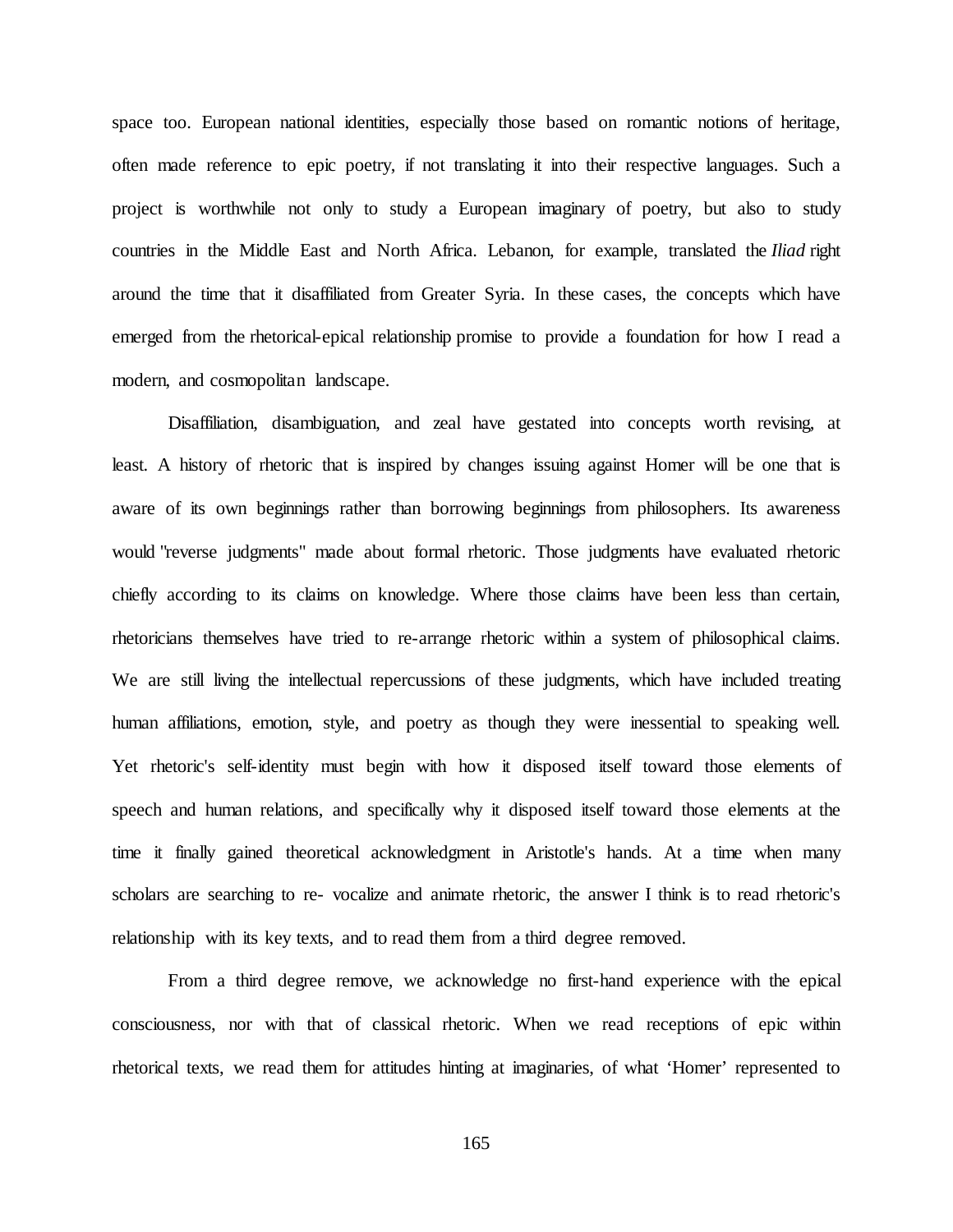space too. European national identities, especially those based on romantic notions of heritage, often made reference to epic poetry, if not translating it into their respective languages. Such a project is worthwhile not only to study a European imaginary of poetry, but also to study countries in the Middle East and North Africa. Lebanon, for example, translated the *Iliad* right around the time that it disaffiliated from Greater Syria. In these cases, the concepts which have emerged from the rhetorical-epical relationship promise to provide a foundation for how I read a modern, and cosmopolitan landscape.

Disaffiliation, disambiguation, and zeal have gestated into concepts worth revising, at least. A history of rhetoric that is inspired by changes issuing against Homer will be one that is aware of its own beginnings rather than borrowing beginnings from philosophers. Its awareness would "reverse judgments" made about formal rhetoric. Those judgments have evaluated rhetoric chiefly according to its claims on knowledge. Where those claims have been less than certain, rhetoricians themselves have tried to re-arrange rhetoric within a system of philosophical claims. We are still living the intellectual repercussions of these judgments, which have included treating human affiliations, emotion, style, and poetry as though they were inessential to speaking well. Yet rhetoric's self-identity must begin with how it disposed itself toward those elements of speech and human relations, and specifically why it disposed itself toward those elements at the time it finally gained theoretical acknowledgment in Aristotle's hands. At a time when many scholars are searching to re- vocalize and animate rhetoric, the answer I think is to read rhetoric's relationship with its key texts, and to read them from a third degree removed.

From a third degree remove, we acknowledge no first-hand experience with the epical consciousness, nor with that of classical rhetoric. When we read receptions of epic within rhetorical texts, we read them for attitudes hinting at imaginaries, of what 'Homer' represented to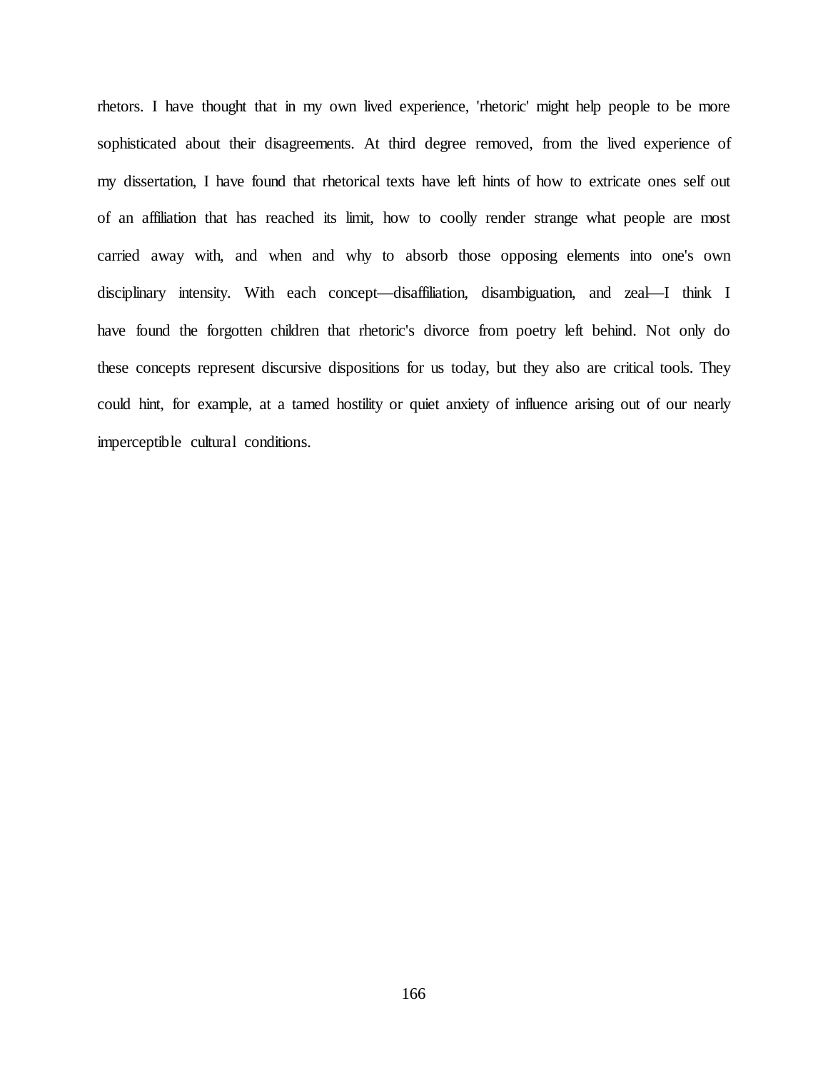rhetors. I have thought that in my own lived experience, 'rhetoric' might help people to be more sophisticated about their disagreements. At third degree removed, from the lived experience of my dissertation, I have found that rhetorical texts have left hints of how to extricate ones self out of an affiliation that has reached its limit, how to coolly render strange what people are most carried away with, and when and why to absorb those opposing elements into one's own disciplinary intensity. With each concept—disaffiliation, disambiguation, and zeal—I think I have found the forgotten children that rhetoric's divorce from poetry left behind. Not only do these concepts represent discursive dispositions for us today, but they also are critical tools. They could hint, for example, at a tamed hostility or quiet anxiety of influence arising out of our nearly imperceptible cultural conditions.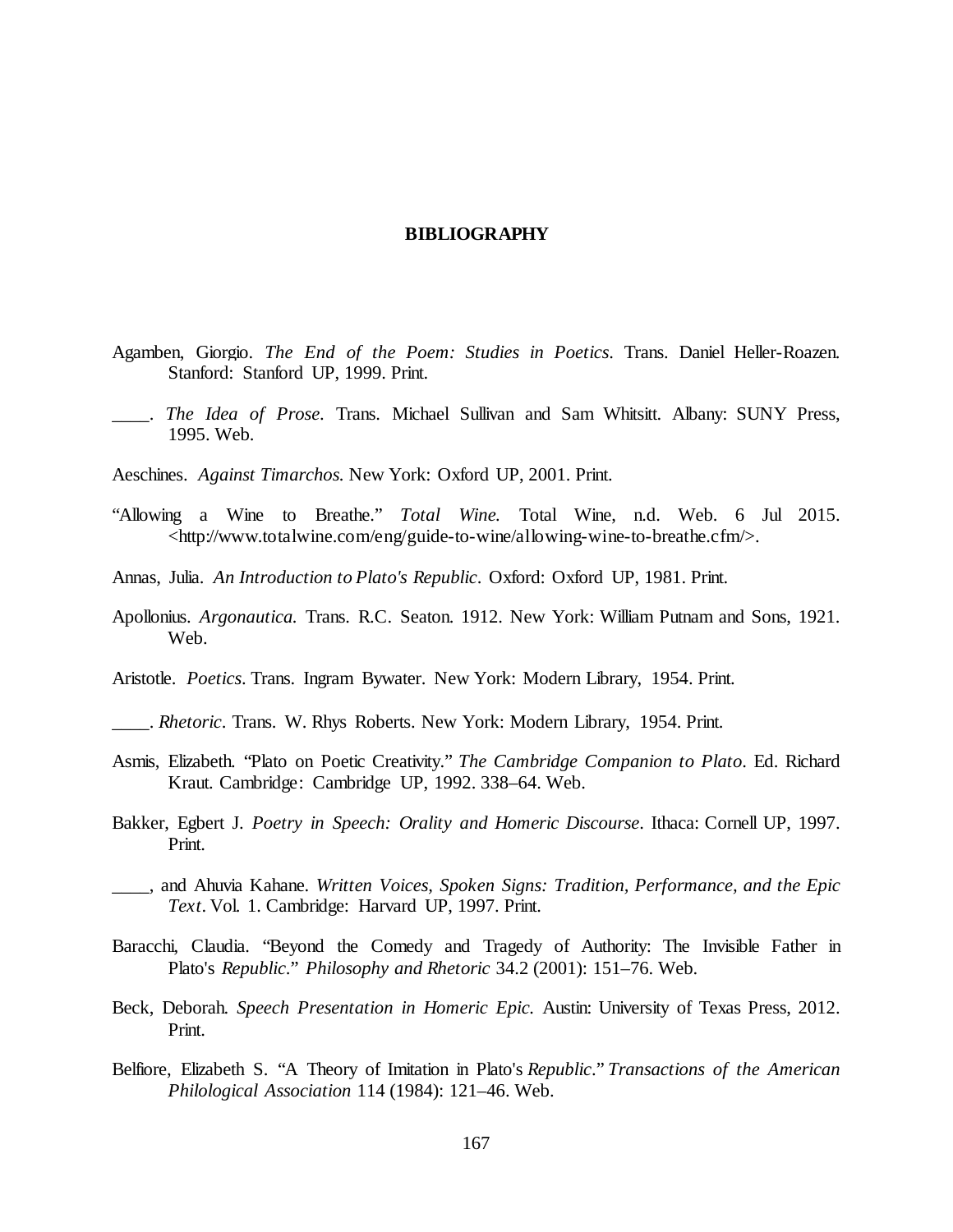# BIBLIOGRAPHY

Agamben, Giorgio. *The End of the Poem: Studies in Poetics*. Trans. Daniel Heller-Roazen. Stanford: Stanford UP, 1999. Print.

____. *The Idea of Prose*. Trans. Michael Sullivan and Sam Whitsitt. Albany: SUNY Press, 1995. Web.

Aeschines. *Against Timarchos*. New York: Oxford UP, 2001. Print.

"Allowing a Wine to Breathe." *Total Wine*. Total Wine, n.d. Web. 6 Jul 2015. <http://www.totalwine.com/eng/guide-to-wine/allowing-wine-to-breathe.cfm/>.

Annas, Julia. *An Introduction to Plato's Republic*. Oxford: Oxford UP, 1981. Print.

Apollonius. *Argonautica*. Trans. R.C. Seaton. 1912. New York: William Putnam and Sons, 1921. Web.

Aristotle. *Poetics*. Trans. Ingram Bywater. New York: Modern Library, 1954. Print.

____. *Rhetoric*. Trans. W. Rhys Roberts. New York: Modern Library, 1954. Print.

Asmis, Elizabeth. "Plato on Poetic Creativity." *The Cambridge Companion to Plato*. Ed. Richard Kraut. Cambridge: Cambridge UP, 1992. 338–64. Web.

Bakker, Egbert J. *Poetry in Speech: Orality and Homeric Discourse*. Ithaca: Cornell UP, 1997. Print.

____, and Ahuvia Kahane. *Written Voices, Spoken Signs: Tradition, Performance, and the Epic Text*. Vol. 1. Cambridge: Harvard UP, 1997. Print.

Baracchi, Claudia. "Beyond the Comedy and Tragedy of Authority: The Invisible Father in Plato's *Republic*." *Philosophy and Rhetoric* 34.2 (2001): 151–76. Web.

Beck, Deborah. *Speech Presentation in Homeric Epic*. Austin: University of Texas Press, 2012. Print.

Belfiore, Elizabeth S. "A Theory of Imitation in Plato's *Republic*." *Transactions of the American Philological Association* 114 (1984): 121–46. Web.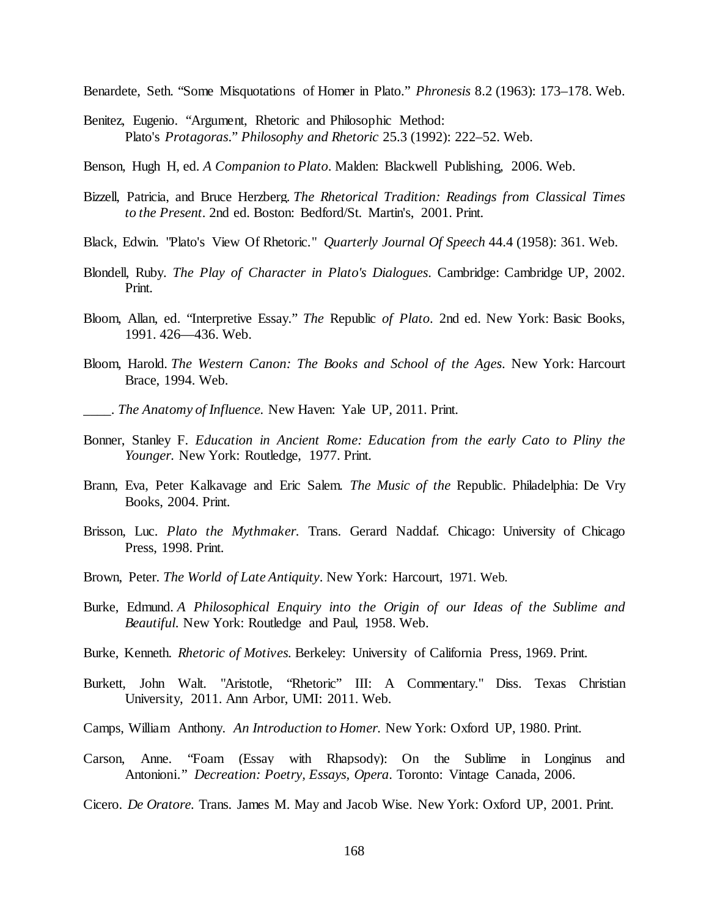Benardete, Seth. "Some Misquotations of Homer in Plato." *Phronesis* 8.2 (1963): 173–178. Web.

Benitez, Eugenio. "Argument, Rhetoric and Philosophic Method: Plato's *Protagoras*." *Philosophy and Rhetoric* 25.3 (1992): 222–52. Web.

Benson, Hugh H, ed. *A Companion to Plato*. Malden: Blackwell Publishing, 2006. Web.

Bizzell, Patricia, and Bruce Herzberg. *The Rhetorical Tradition: Readings from Classical Times to the Present*. 2nd ed. Boston: Bedford/St. Martin's, 2001. Print.

Black, Edwin. "Plato's View Of Rhetoric." *Quarterly Journal Of Speech* 44.4 (1958): 361. Web.

Blondell, Ruby. *The Play of Character in Plato's Dialogues*. Cambridge: Cambridge UP, 2002. Print.

Bloom, Allan, ed. "Interpretive Essay." *The* Republic *of Plato*. 2nd ed. New York: Basic Books, 1991. 426—436. Web.

Bloom, Harold. *The Western Canon: The Books and School of the Ages*. New York: Harcourt Brace, 1994. Web.

____. *The Anatomy of Influence.* New Haven: Yale UP, 2011. Print.

Bonner, Stanley F. *Education in Ancient Rome: Education from the early Cato to Pliny the Younger.* New York: Routledge, 1977. Print.

Brann, Eva, Peter Kalkavage and Eric Salem. *The Music of the* Republic. Philadelphia: De Vry Books, 2004. Print.

Brisson, Luc. *Plato the Mythmaker.* Trans. Gerard Naddaf. Chicago: University of Chicago Press, 1998. Print.

Brown, Peter. *The World of Late Antiquity*. New York: Harcourt, 1971. Web.

Burke, Edmund. *A Philosophical Enquiry into the Origin of our Ideas of the Sublime and Beautiful.* New York: Routledge and Paul, 1958. Web.

Burke, Kenneth. *Rhetoric of Motives.* Berkeley: University of California Press, 1969. Print.

Burkett, John Walt. "Aristotle, "Rhetoric" III: A Commentary." Diss. Texas Christian University, 2011. Ann Arbor, UMI: 2011. Web.

Camps, William Anthony. *An Introduction to Homer.* New York: Oxford UP, 1980. Print.

Carson, Anne. "Foam (Essay with Rhapsody): On the Sublime in Longinus and Antonioni." *Decreation: Poetry, Essays, Opera*. Toronto: Vintage Canada, 2006.

Cicero. *De Oratore.* Trans. James M. May and Jacob Wise. New York: Oxford UP, 2001. Print.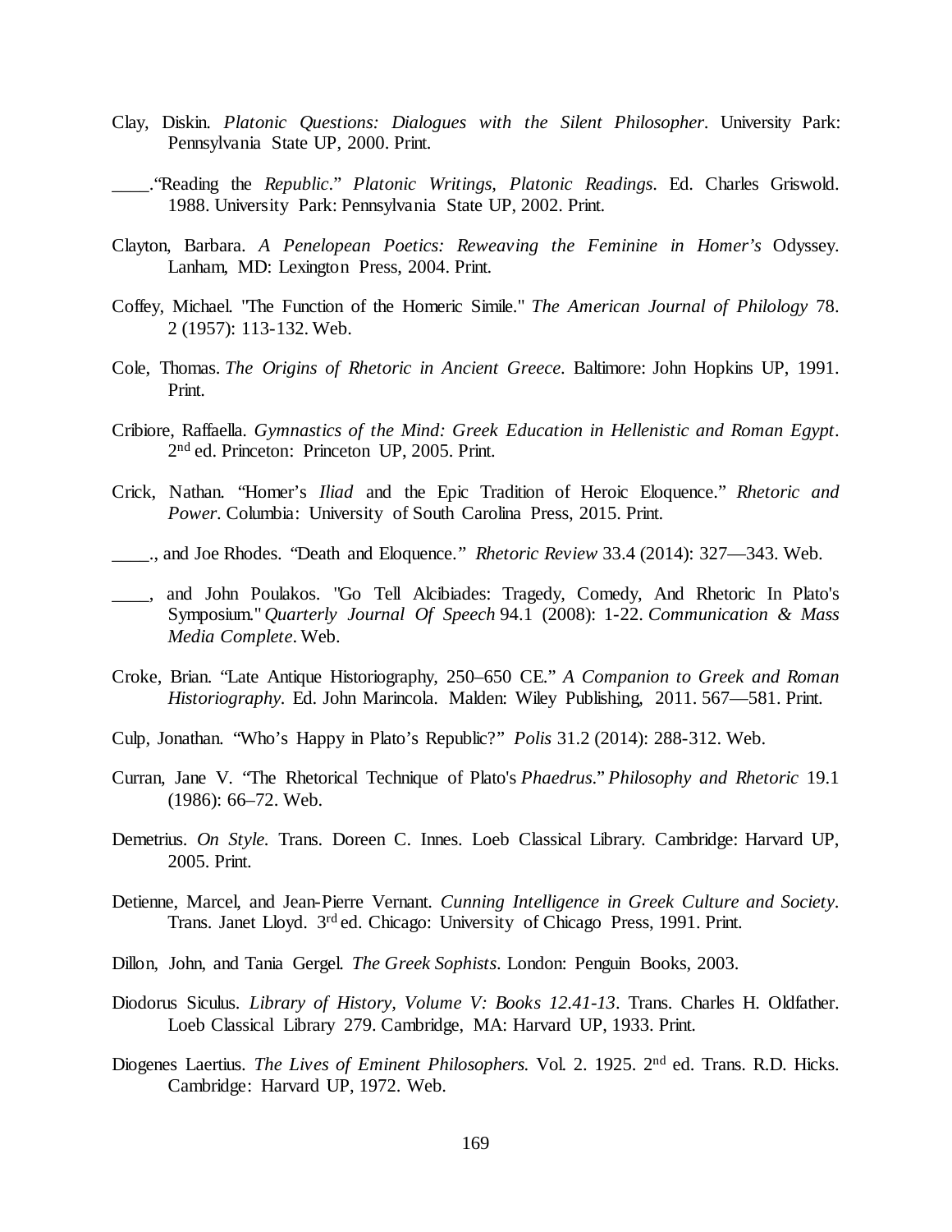Clay, Diskin. *Platonic Questions: Dialogues with the Silent Philosopher*. University Park: Pennsylvania State UP, 2000. Print.

____."Reading the *Republic*." *Platonic Writings, Platonic Readings*. Ed. Charles Griswold. 1988. University Park: Pennsylvania State UP, 2002. Print.

Clayton, Barbara. *A Penelopean Poetics: Reweaving the Feminine in Homer's* Odyssey. Lanham, MD: Lexington Press, 2004. Print.

Coffey, Michael. "The Function of the Homeric Simile." *The American Journal of Philology* 78. 2 (1957): 113-132. Web.

Cole, Thomas. *The Origins of Rhetoric in Ancient Greece*. Baltimore: John Hopkins UP, 1991. Print.

Cribiore, Raffaella. *Gymnastics of the Mind: Greek Education in Hellenistic and Roman Egypt*. 2nd ed. Princeton: Princeton UP, 2005. Print.

Crick, Nathan. "Homer's *Iliad* and the Epic Tradition of Heroic Eloquence." *Rhetoric and Power*. Columbia: University of South Carolina Press, 2015. Print.

____., and Joe Rhodes. "Death and Eloquence." *Rhetoric Review* 33.4 (2014): 327—343. Web.

____, and John Poulakos. "Go Tell Alcibiades: Tragedy, Comedy, And Rhetoric In Plato's Symposium." *Quarterly Journal Of Speech* 94.1 (2008): 1-22. *Communication & Mass Media Complete*. Web.

Croke, Brian. "Late Antique Historiography, 250–650 CE." *A Companion to Greek and Roman Historiography*. Ed. John Marincola. Malden: Wiley Publishing, 2011. 567—581. Print.

Culp, Jonathan. "Who's Happy in Plato's Republic?" *Polis* 31.2 (2014): 288-312. Web.

Curran, Jane V. "The Rhetorical Technique of Plato's *Phaedrus*." *Philosophy and Rhetoric* 19.1 (1986): 66–72. Web.

Demetrius. *On Style*. Trans. Doreen C. Innes. Loeb Classical Library. Cambridge: Harvard UP, 2005. Print.

Detienne, Marcel, and Jean-Pierre Vernant. *Cunning Intelligence in Greek Culture and Society*. Trans. Janet Lloyd. 3rd ed. Chicago: University of Chicago Press, 1991. Print.

Dillon, John, and Tania Gergel. *The Greek Sophists*. London: Penguin Books, 2003.

Diodorus Siculus. *Library of History, Volume V: Books 12.41-13*. Trans. Charles H. Oldfather. Loeb Classical Library 279. Cambridge, MA: Harvard UP, 1933. Print.

Diogenes Laertius. *The Lives of Eminent Philosophers.* Vol. 2. 1925. 2nd ed. Trans. R.D. Hicks. Cambridge: Harvard UP, 1972. Web.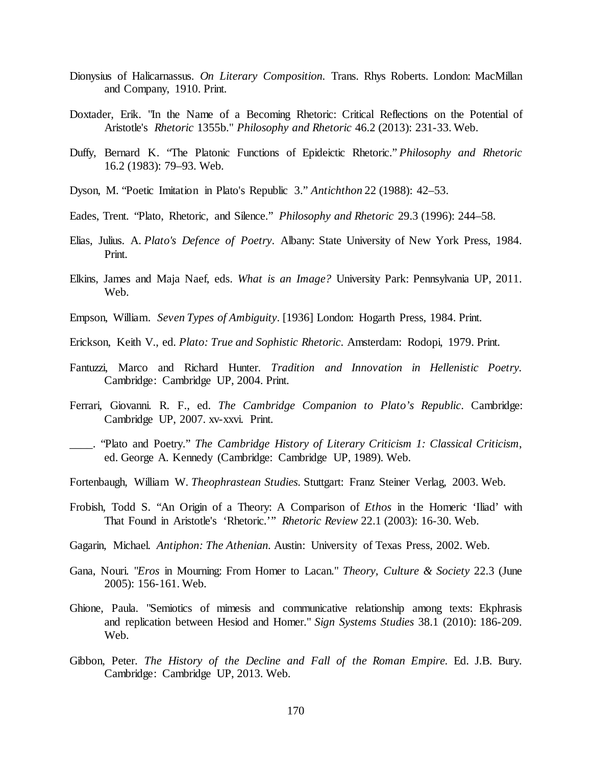Dionysius of Halicarnassus. *On Literary Composition.* Trans. Rhys Roberts. London: MacMillan and Company, 1910. Print.

Doxtader, Erik. "In the Name of a Becoming Rhetoric: Critical Reflections on the Potential of Aristotle's *Rhetoric* 1355b." *Philosophy and Rhetoric* 46.2 (2013): 231-33. Web.

Duffy, Bernard K. "The Platonic Functions of Epideictic Rhetoric." *Philosophy and Rhetoric* 16.2 (1983): 79–93. Web.

Dyson, M. "Poetic Imitation in Plato's Republic 3." *Antichthon* 22 (1988): 42–53.

Eades, Trent. "Plato, Rhetoric, and Silence." *Philosophy and Rhetoric* 29.3 (1996): 244–58.

Elias, Julius. A. *Plato's Defence of Poetry*. Albany: State University of New York Press, 1984. Print.

Elkins, James and Maja Naef, eds. *What is an Image?* University Park: Pennsylvania UP, 2011. Web.

Empson, William. *Seven Types of Ambiguity*. [1936] London: Hogarth Press, 1984. Print.

Erickson, Keith V., ed. *Plato: True and Sophistic Rhetoric*. Amsterdam: Rodopi, 1979. Print.

Fantuzzi, Marco and Richard Hunter. *Tradition and Innovation in Hellenistic Poetry.* Cambridge: Cambridge UP, 2004. Print.

Ferrari, Giovanni. R. F., ed. *The Cambridge Companion to Plato's Republic*. Cambridge: Cambridge UP, 2007. xv-xxvi. Print.

____. "Plato and Poetry." *The Cambridge History of Literary Criticism 1: Classical Criticism*, ed. George A. Kennedy (Cambridge: Cambridge UP, 1989). Web.

Fortenbaugh, William W. *Theophrastean Studies.* Stuttgart: Franz Steiner Verlag, 2003. Web.

Frobish, Todd S. "An Origin of a Theory: A Comparison of *Ethos* in the Homeric 'Iliad' with That Found in Aristotle's 'Rhetoric.'" *Rhetoric Review* 22.1 (2003): 16-30. Web.

Gagarin, Michael. *Antiphon: The Athenian*. Austin: University of Texas Press, 2002. Web.

Gana, Nouri. "*Eros* in Mourning: From Homer to Lacan." *Theory, Culture & Society* 22.3 (June 2005): 156-161. Web.

Ghione, Paula. "Semiotics of mimesis and communicative relationship among texts: Ekphrasis and replication between Hesiod and Homer." *Sign Systems Studies* 38.1 (2010): 186-209. Web.

Gibbon, Peter. *The History of the Decline and Fall of the Roman Empire.* Ed. J.B. Bury. Cambridge: Cambridge UP, 2013. Web.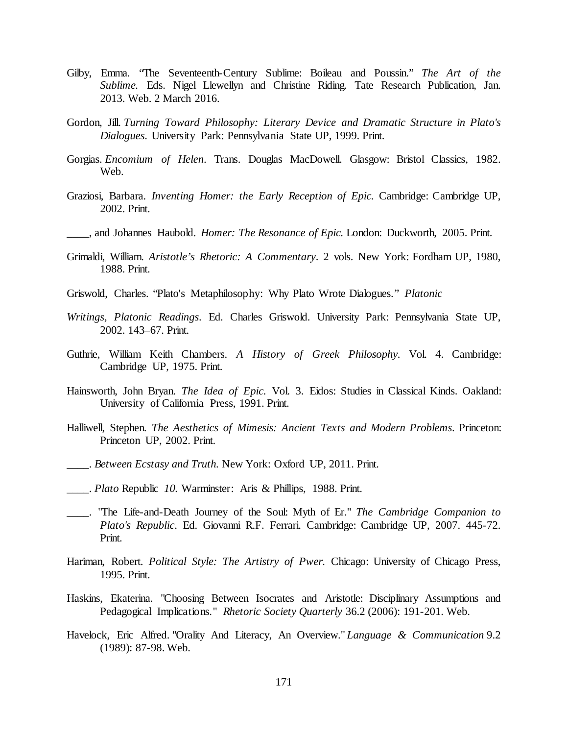Gilby, Emma. "The Seventeenth-Century Sublime: Boileau and Poussin." *The Art of the Sublime*. Eds. Nigel Llewellyn and Christine Riding. Tate Research Publication, Jan. 2013. Web. 2 March 2016.

Gordon, Jill. *Turning Toward Philosophy: Literary Device and Dramatic Structure in Plato's Dialogues*. University Park: Pennsylvania State UP, 1999. Print.

Gorgias. *Encomium of Helen*. Trans. Douglas MacDowell. Glasgow: Bristol Classics, 1982. Web.

Graziosi, Barbara. *Inventing Homer: the Early Reception of Epic.* Cambridge: Cambridge UP, 2002. Print.

____, and Johannes Haubold. *Homer: The Resonance of Epic.* London: Duckworth, 2005. Print.

Grimaldi, William. *Aristotle's Rhetoric: A Commentary*. 2 vols. New York: Fordham UP, 1980, 1988. Print.

Griswold, Charles. "Plato's Metaphilosophy: Why Plato Wrote Dialogues." *Platonic Writings, Platonic Readings*. Ed. Charles Griswold. University Park: Pennsylvania State UP, 2002. 143–67. Print.

Guthrie, William Keith Chambers. *A History of Greek Philosophy*. Vol. 4. Cambridge: Cambridge UP, 1975. Print.

Hainsworth, John Bryan. *The Idea of Epic.* Vol. 3. Eidos: Studies in Classical Kinds. Oakland: University of California Press, 1991. Print.

Halliwell, Stephen. *The Aesthetics of Mimesis: Ancient Texts and Modern Problems*. Princeton: Princeton UP, 2002. Print.

____. *Between Ecstasy and Truth.* New York: Oxford UP, 2011. Print.

____. *Plato* Republic *10.* Warminster: Aris & Phillips, 1988. Print.

____. "The Life-and-Death Journey of the Soul: Myth of Er." *The Cambridge Companion to Plato's Republic*. Ed. Giovanni R.F. Ferrari. Cambridge: Cambridge UP, 2007. 445-72. Print.

Hariman, Robert. *Political Style: The Artistry of Pwer.* Chicago: University of Chicago Press, 1995. Print.

Haskins, Ekaterina. "Choosing Between Isocrates and Aristotle: Disciplinary Assumptions and Pedagogical Implications." *Rhetoric Society Quarterly* 36.2 (2006): 191-201. Web.

Havelock, Eric Alfred. "Orality And Literacy, An Overview." *Language & Communication* 9.2 (1989): 87-98. Web.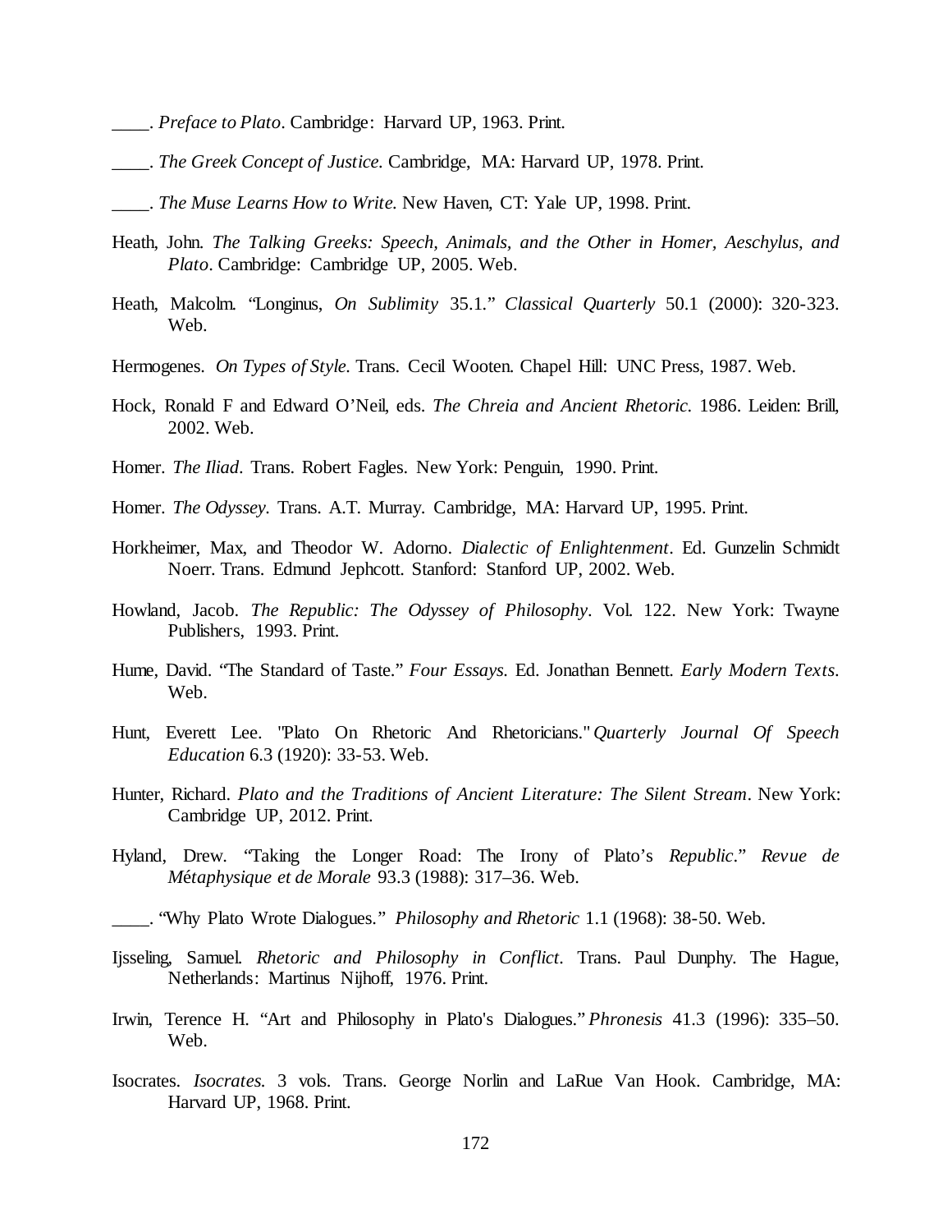____. *Preface to Plato*. Cambridge: Harvard UP, 1963. Print.

____. *The Greek Concept of Justice*. Cambridge, MA: Harvard UP, 1978. Print.

____. *The Muse Learns How to Write*. New Haven, CT: Yale UP, 1998. Print.

Heath, John. *The Talking Greeks: Speech, Animals, and the Other in Homer, Aeschylus, and Plato*. Cambridge: Cambridge UP, 2005. Web.

Heath, Malcolm. "Longinus, *On Sublimity* 35.1." *Classical Quarterly* 50.1 (2000): 320-323. Web.

Hermogenes. *On Types of Style*. Trans. Cecil Wooten. Chapel Hill: UNC Press, 1987. Web.

Hock, Ronald F and Edward O'Neil, eds. *The Chreia and Ancient Rhetoric*. 1986. Leiden: Brill, 2002. Web.

Homer. *The Iliad*. Trans. Robert Fagles. New York: Penguin, 1990. Print.

Homer. *The Odyssey*. Trans. A.T. Murray. Cambridge, MA: Harvard UP, 1995. Print.

Horkheimer, Max, and Theodor W. Adorno. *Dialectic of Enlightenment*. Ed. Gunzelin Schmidt Noerr. Trans. Edmund Jephcott. Stanford: Stanford UP, 2002. Web.

Howland, Jacob. *The Republic: The Odyssey of Philosophy*. Vol. 122. New York: Twayne Publishers, 1993. Print.

Hume, David. "The Standard of Taste." *Four Essays*. Ed. Jonathan Bennett. *Early Modern Texts*. Web.

Hunt, Everett Lee. "Plato On Rhetoric And Rhetoricians." *Quarterly Journal Of Speech Education* 6.3 (1920): 33-53. Web.

Hunter, Richard. *Plato and the Traditions of Ancient Literature: The Silent Stream*. New York: Cambridge UP, 2012. Print.

Hyland, Drew. "Taking the Longer Road: The Irony of Plato's *Republic*." *Revue de Métaphysique et de Morale* 93.3 (1988): 317–36. Web.

____. "Why Plato Wrote Dialogues." *Philosophy and Rhetoric* 1.1 (1968): 38-50. Web.

Ijsseling, Samuel. *Rhetoric and Philosophy in Conflict*. Trans. Paul Dunphy. The Hague, Netherlands: Martinus Nijhoff, 1976. Print.

Irwin, Terence H. "Art and Philosophy in Plato's Dialogues." *Phronesis* 41.3 (1996): 335–50. Web.

Isocrates. *Isocrates*. 3 vols. Trans. George Norlin and LaRue Van Hook. Cambridge, MA: Harvard UP, 1968. Print.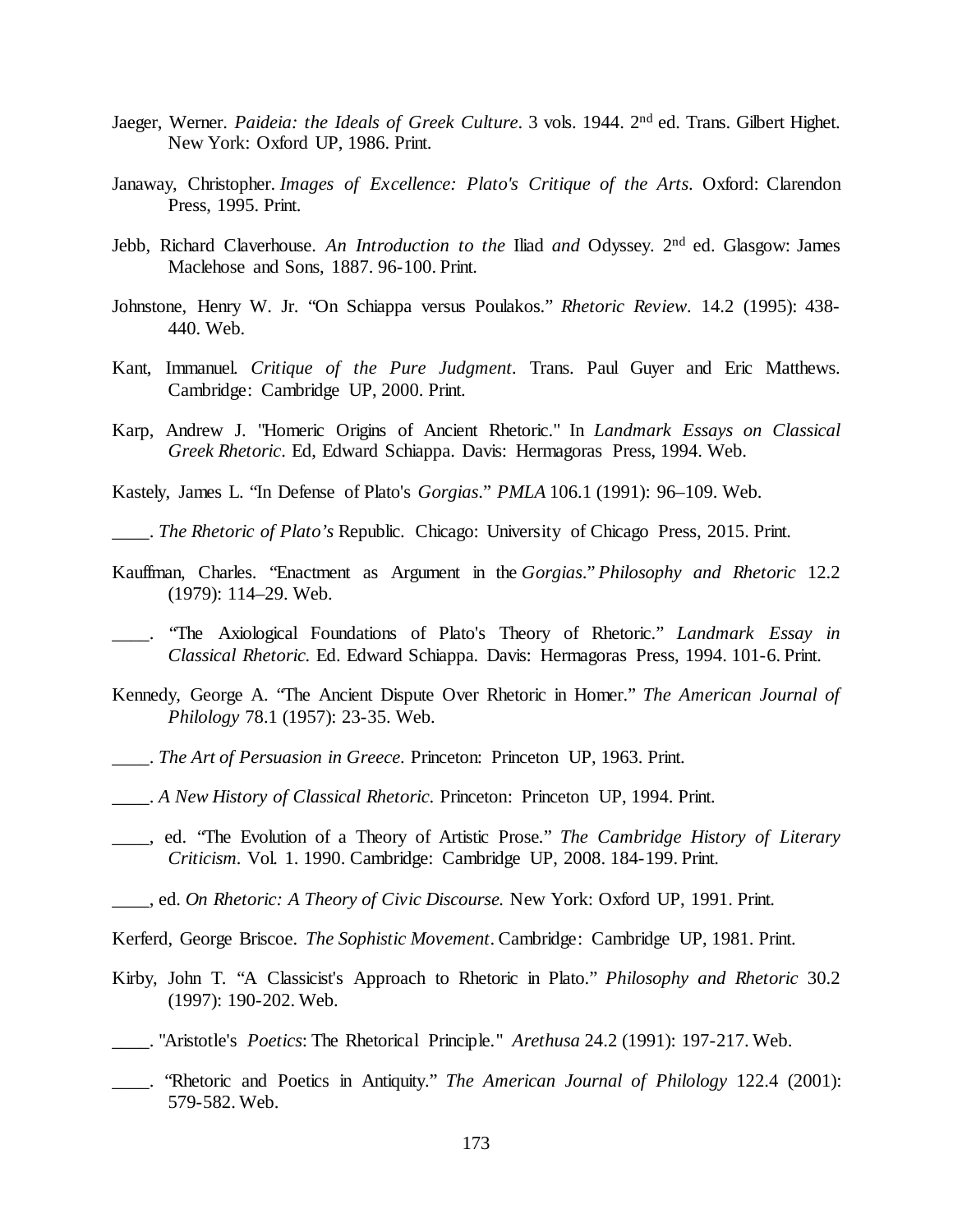Jaeger, Werner. *Paideia: the Ideals of Greek Culture*. 3 vols. 1944. 2nd ed. Trans. Gilbert Highet. New York: Oxford UP, 1986. Print.

Janaway, Christopher. *Images of Excellence: Plato's Critique of the Arts*. Oxford: Clarendon Press, 1995. Print.

Jebb, Richard Claverhouse. *An Introduction to the* Iliad *and* Odyssey. 2nd ed. Glasgow: James Maclehose and Sons, 1887. 96-100. Print.

Johnstone, Henry W. Jr. "On Schiappa versus Poulakos." *Rhetoric Review*. 14.2 (1995): 438-440. Web.

Kant, Immanuel. *Critique of the Pure Judgment*. Trans. Paul Guyer and Eric Matthews. Cambridge: Cambridge UP, 2000. Print.

Karp, Andrew J. "Homeric Origins of Ancient Rhetoric." In *Landmark Essays on Classical Greek Rhetoric*. Ed, Edward Schiappa. Davis: Hermagoras Press, 1994. Web.

Kastely, James L. "In Defense of Plato's *Gorgias*." *PMLA* 106.1 (1991): 96–109. Web.

____. *The Rhetoric of Plato's* Republic. Chicago: University of Chicago Press, 2015. Print.

Kauffman, Charles. "Enactment as Argument in the *Gorgias*." *Philosophy and Rhetoric* 12.2 (1979): 114–29. Web.

____. "The Axiological Foundations of Plato's Theory of Rhetoric." *Landmark Essay in Classical Rhetoric*. Ed. Edward Schiappa. Davis: Hermagoras Press, 1994. 101-6. Print.

Kennedy, George A. "The Ancient Dispute Over Rhetoric in Homer." *The American Journal of Philology* 78.1 (1957): 23-35. Web.

____. *The Art of Persuasion in Greece*. Princeton: Princeton UP, 1963. Print.

____. *A New History of Classical Rhetoric*. Princeton: Princeton UP, 1994. Print.

____, ed. "The Evolution of a Theory of Artistic Prose." *The Cambridge History of Literary Criticism*. Vol. 1. 1990. Cambridge: Cambridge UP, 2008. 184-199. Print.

____, ed. *On Rhetoric: A Theory of Civic Discourse.* New York: Oxford UP, 1991. Print.

Kerferd, George Briscoe. *The Sophistic Movement*. Cambridge: Cambridge UP, 1981. Print.

Kirby, John T. "A Classicist's Approach to Rhetoric in Plato." *Philosophy and Rhetoric* 30.2 (1997): 190-202. Web.

____. "Aristotle's *Poetics*: The Rhetorical Principle." *Arethusa* 24.2 (1991): 197-217. Web.

____. "Rhetoric and Poetics in Antiquity." *The American Journal of Philology* 122.4 (2001): 579-582. Web.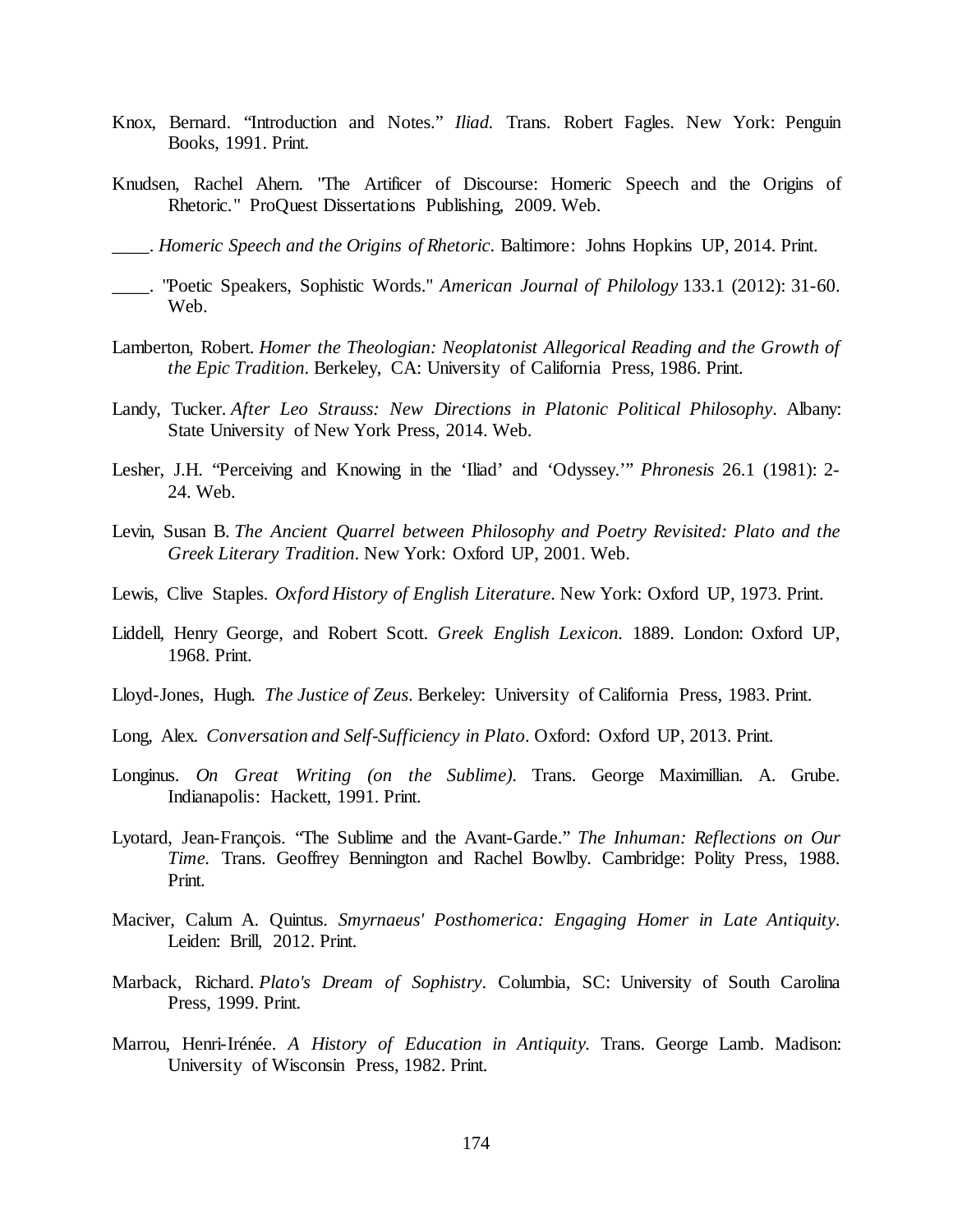Knox, Bernard. "Introduction and Notes." *Iliad.* Trans. Robert Fagles. New York: Penguin Books, 1991. Print.

Knudsen, Rachel Ahern. "The Artificer of Discourse: Homeric Speech and the Origins of Rhetoric." ProQuest Dissertations Publishing, 2009. Web.

____. *Homeric Speech and the Origins of Rhetoric*. Baltimore: Johns Hopkins UP, 2014. Print.

____. "Poetic Speakers, Sophistic Words." *American Journal of Philology* 133.1 (2012): 31-60. Web.

Lamberton, Robert. *Homer the Theologian: Neoplatonist Allegorical Reading and the Growth of the Epic Tradition*. Berkeley, CA: University of California Press, 1986. Print.

Landy, Tucker. *After Leo Strauss: New Directions in Platonic Political Philosophy*. Albany: State University of New York Press, 2014. Web.

Lesher, J.H. "Perceiving and Knowing in the 'Iliad' and 'Odyssey.'" *Phronesis* 26.1 (1981): 2-24. Web.

Levin, Susan B. *The Ancient Quarrel between Philosophy and Poetry Revisited: Plato and the Greek Literary Tradition*. New York: Oxford UP, 2001. Web.

Lewis, Clive Staples. *Oxford History of English Literature*. New York: Oxford UP, 1973. Print.

Liddell, Henry George, and Robert Scott. *Greek English Lexicon.* 1889. London: Oxford UP, 1968. Print.

Lloyd-Jones, Hugh. *The Justice of Zeus*. Berkeley: University of California Press, 1983. Print.

Long, Alex. *Conversation and Self-Sufficiency in Plato*. Oxford: Oxford UP, 2013. Print.

Longinus. *On Great Writing (on the Sublime).* Trans. George Maximillian. A. Grube. Indianapolis: Hackett, 1991. Print.

Lyotard, Jean-François. "The Sublime and the Avant-Garde." *The Inhuman: Reflections on Our Time.* Trans. Geoffrey Bennington and Rachel Bowlby. Cambridge: Polity Press, 1988. Print.

Maciver, Calum A. Quintus. *Smyrnaeus' Posthomerica: Engaging Homer in Late Antiquity*. Leiden: Brill, 2012. Print.

Marback, Richard. *Plato's Dream of Sophistry*. Columbia, SC: University of South Carolina Press, 1999. Print.

Marrou, Henri-Irénée. *A History of Education in Antiquity.* Trans. George Lamb. Madison: University of Wisconsin Press, 1982. Print.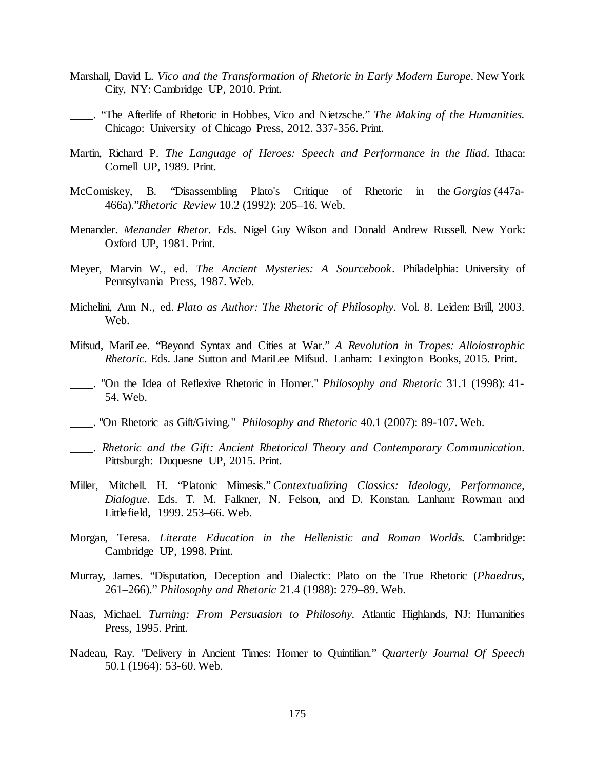Marshall, David L. *Vico and the Transformation of Rhetoric in Early Modern Europe*. New York City, NY: Cambridge UP, 2010. Print.

____. "The Afterlife of Rhetoric in Hobbes, Vico and Nietzsche." *The Making of the Humanities.* Chicago: University of Chicago Press, 2012. 337-356. Print.

Martin, Richard P. *The Language of Heroes: Speech and Performance in the Iliad*. Ithaca: Cornell UP, 1989. Print.

McComiskey, B. "Disassembling Plato's Critique of Rhetoric in the *Gorgias* (447a-466a)."*Rhetoric Review* 10.2 (1992): 205–16. Web.

Menander. *Menander Rhetor*. Eds. Nigel Guy Wilson and Donald Andrew Russell. New York: Oxford UP, 1981. Print.

Meyer, Marvin W., ed. *The Ancient Mysteries: A Sourcebook*. Philadelphia: University of Pennsylvania Press, 1987. Web.

Michelini, Ann N., ed. *Plato as Author: The Rhetoric of Philosophy*. Vol. 8. Leiden: Brill, 2003. Web.

Mifsud, MariLee. "Beyond Syntax and Cities at War." *A Revolution in Tropes: Alloiostrophic Rhetoric*. Eds. Jane Sutton and MariLee Mifsud. Lanham: Lexington Books, 2015. Print.

____. "On the Idea of Reflexive Rhetoric in Homer." *Philosophy and Rhetoric* 31.1 (1998): 41-54. Web.

____. "On Rhetoric as Gift/Giving." *Philosophy and Rhetoric* 40.1 (2007): 89-107. Web.

____. *Rhetoric and the Gift: Ancient Rhetorical Theory and Contemporary Communication*. Pittsburgh: Duquesne UP, 2015. Print.

Miller, Mitchell. H. "Platonic Mimesis." *Contextualizing Classics: Ideology, Performance, Dialogue*. Eds. T. M. Falkner, N. Felson, and D. Konstan. Lanham: Rowman and Littlefield, 1999. 253–66. Web.

Morgan, Teresa. *Literate Education in the Hellenistic and Roman Worlds.* Cambridge: Cambridge UP, 1998. Print.

Murray, James. "Disputation, Deception and Dialectic: Plato on the True Rhetoric (*Phaedrus*, 261–266)." *Philosophy and Rhetoric* 21.4 (1988): 279–89. Web.

Naas, Michael. *Turning: From Persuasion to Philosohy.* Atlantic Highlands, NJ: Humanities Press, 1995. Print.

Nadeau, Ray. "Delivery in Ancient Times: Homer to Quintilian." *Quarterly Journal Of Speech* 50.1 (1964): 53-60. Web.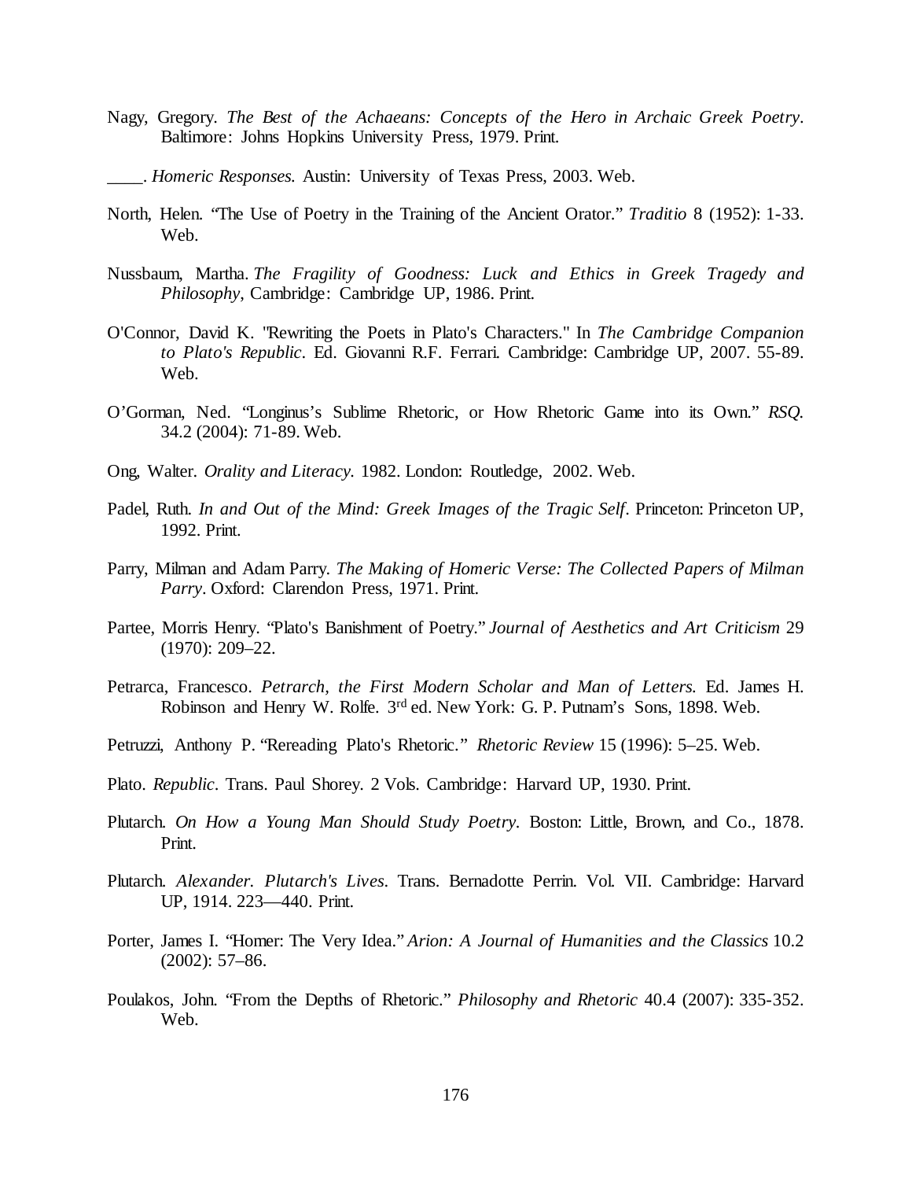Nagy, Gregory. *The Best of the Achaeans: Concepts of the Hero in Archaic Greek Poetry*. Baltimore: Johns Hopkins University Press, 1979. Print.

____. *Homeric Responses.* Austin: University of Texas Press, 2003. Web.

North, Helen. "The Use of Poetry in the Training of the Ancient Orator." *Traditio* 8 (1952): 1-33. Web.

Nussbaum, Martha. *The Fragility of Goodness: Luck and Ethics in Greek Tragedy and Philosophy*, Cambridge: Cambridge UP, 1986. Print.

O'Connor, David K. "Rewriting the Poets in Plato's Characters." In *The Cambridge Companion to Plato's Republic*. Ed. Giovanni R.F. Ferrari. Cambridge: Cambridge UP, 2007. 55-89. Web.

O'Gorman, Ned. "Longinus's Sublime Rhetoric, or How Rhetoric Game into its Own." *RSQ.* 34.2 (2004): 71-89. Web.

Ong, Walter. *Orality and Literacy.* 1982. London: Routledge, 2002. Web.

Padel, Ruth. *In and Out of the Mind: Greek Images of the Tragic Self*. Princeton: Princeton UP, 1992. Print.

Parry, Milman and Adam Parry. *The Making of Homeric Verse: The Collected Papers of Milman Parry*. Oxford: Clarendon Press, 1971. Print.

Partee, Morris Henry. "Plato's Banishment of Poetry." *Journal of Aesthetics and Art Criticism* 29 (1970): 209–22.

Petrarca, Francesco. *Petrarch, the First Modern Scholar and Man of Letters.* Ed. James H. Robinson and Henry W. Rolfe. 3rd ed. New York: G. P. Putnam's Sons, 1898. Web.

Petruzzi, Anthony P. "Rereading Plato's Rhetoric." *Rhetoric Review* 15 (1996): 5–25. Web.

Plato. *Republic*. Trans. Paul Shorey. 2 Vols. Cambridge: Harvard UP, 1930. Print.

Plutarch. *On How a Young Man Should Study Poetry.* Boston: Little, Brown, and Co., 1878. Print.

Plutarch. *Alexander. Plutarch's Lives*. Trans. Bernadotte Perrin. Vol. VII. Cambridge: Harvard UP, 1914. 223—440. Print.

Porter, James I. "Homer: The Very Idea." *Arion: A Journal of Humanities and the Classics* 10.2 (2002): 57–86.

Poulakos, John. "From the Depths of Rhetoric." *Philosophy and Rhetoric* 40.4 (2007): 335-352. Web.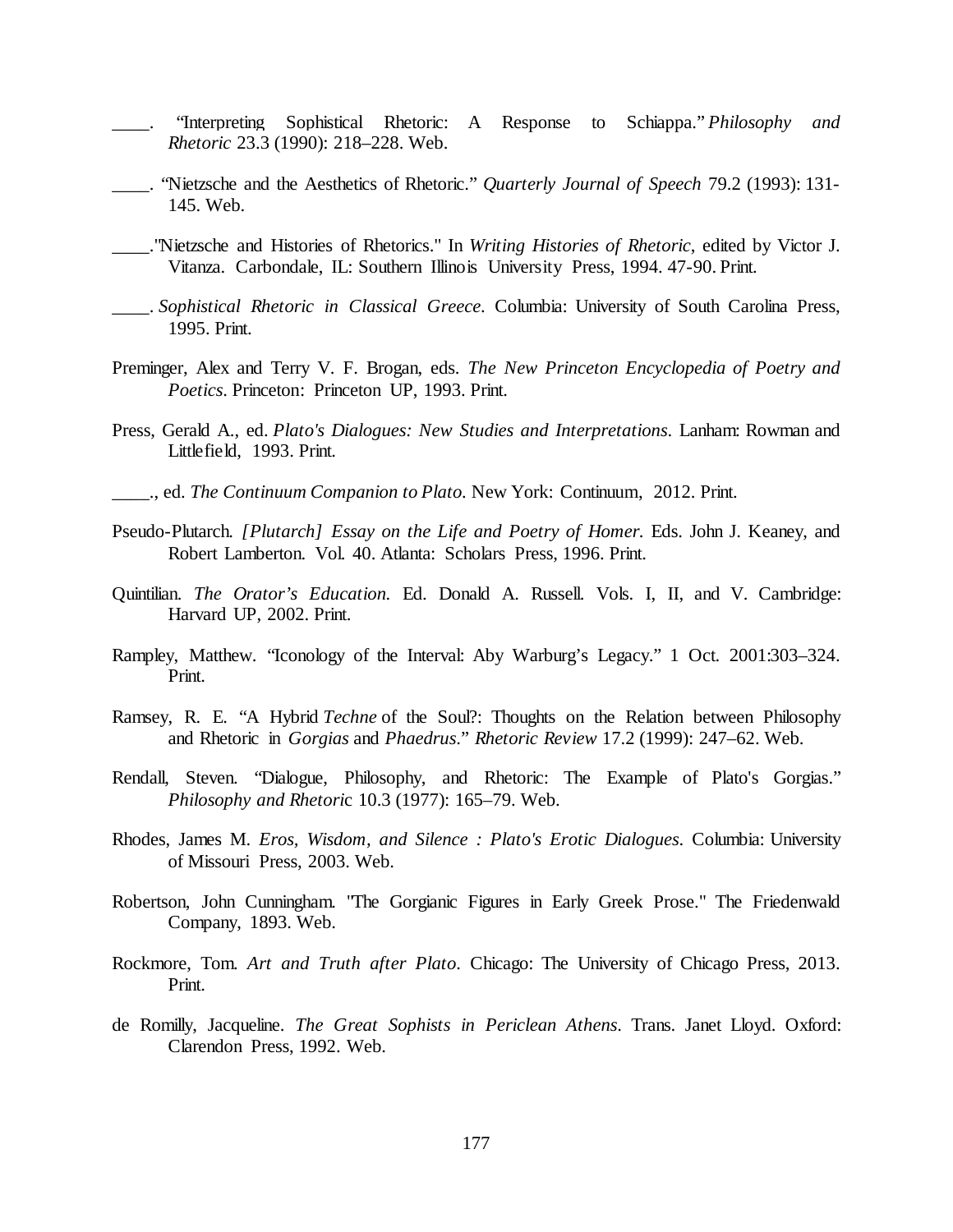____. "Interpreting Sophistical Rhetoric: A Response to Schiappa." *Philosophy and Rhetoric* 23.3 (1990): 218–228. Web.

____. "Nietzsche and the Aesthetics of Rhetoric." *Quarterly Journal of Speech* 79.2 (1993): 131-145. Web.

____."Nietzsche and Histories of Rhetorics." In *Writing Histories of Rhetoric*, edited by Victor J. Vitanza. Carbondale, IL: Southern Illinois University Press, 1994. 47-90. Print.

____. *Sophistical Rhetoric in Classical Greece*. Columbia: University of South Carolina Press, 1995. Print.

Preminger, Alex and Terry V. F. Brogan, eds. *The New Princeton Encyclopedia of Poetry and Poetics*. Princeton: Princeton UP, 1993. Print.

Press, Gerald A., ed. *Plato's Dialogues: New Studies and Interpretations*. Lanham: Rowman and Littlefield, 1993. Print.

____., ed. *The Continuum Companion to Plato*. New York: Continuum, 2012. Print.

Pseudo-Plutarch. *[Plutarch] Essay on the Life and Poetry of Homer*. Eds. John J. Keaney, and Robert Lamberton. Vol. 40. Atlanta: Scholars Press, 1996. Print.

Quintilian. *The Orator's Education*. Ed. Donald A. Russell. Vols. I, II, and V. Cambridge: Harvard UP, 2002. Print.

Rampley, Matthew. "Iconology of the Interval: Aby Warburg's Legacy." 1 Oct. 2001:303–324. Print.

Ramsey, R. E. "A Hybrid *Techne* of the Soul?: Thoughts on the Relation between Philosophy and Rhetoric in *Gorgias* and *Phaedrus*." *Rhetoric Review* 17.2 (1999): 247–62. Web.

Rendall, Steven. "Dialogue, Philosophy, and Rhetoric: The Example of Plato's Gorgias." *Philosophy and Rhetoric* 10.3 (1977): 165–79. Web.

Rhodes, James M. *Eros, Wisdom, and Silence : Plato's Erotic Dialogues*. Columbia: University of Missouri Press, 2003. Web.

Robertson, John Cunningham. "The Gorgianic Figures in Early Greek Prose." The Friedenwald Company, 1893. Web.

Rockmore, Tom. *Art and Truth after Plato*. Chicago: The University of Chicago Press, 2013. Print.

de Romilly, Jacqueline. *The Great Sophists in Periclean Athens*. Trans. Janet Lloyd. Oxford: Clarendon Press, 1992. Web.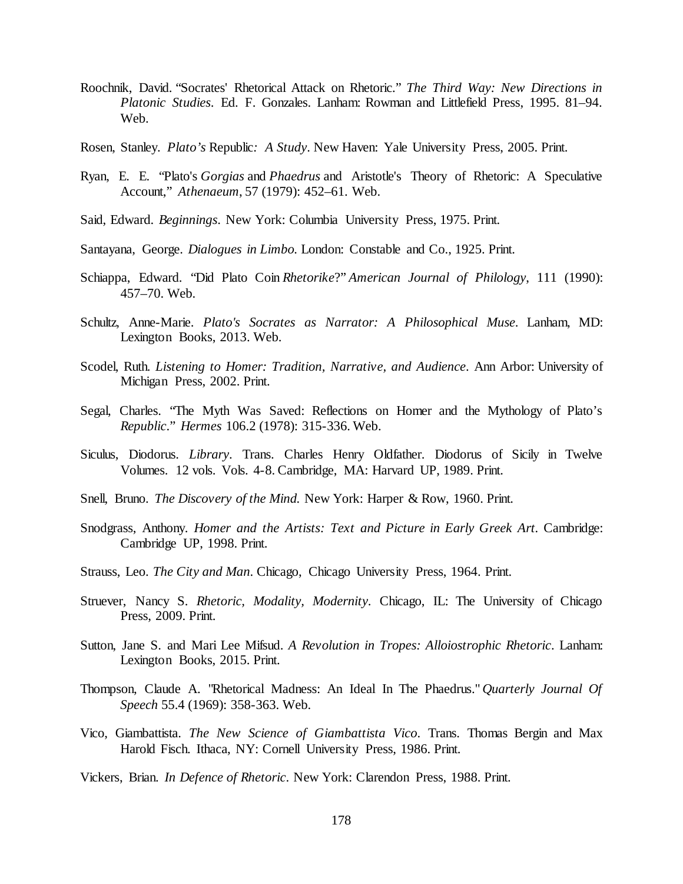Roochnik, David. "Socrates' Rhetorical Attack on Rhetoric." *The Third Way: New Directions in Platonic Studies*. Ed. F. Gonzales. Lanham: Rowman and Littlefield Press, 1995. 81–94. Web.

Rosen, Stanley. *Plato's* Republic*: A Study*. New Haven: Yale University Press, 2005. Print.

Ryan, E. E. "Plato's *Gorgias* and *Phaedrus* and Aristotle's Theory of Rhetoric: A Speculative Account," *Athenaeum*, 57 (1979): 452–61. Web.

Said, Edward. *Beginnings*. New York: Columbia University Press, 1975. Print.

Santayana, George. *Dialogues in Limbo*. London: Constable and Co., 1925. Print.

Schiappa, Edward. "Did Plato Coin *Rhetorike*?" *American Journal of Philology*, 111 (1990): 457–70. Web.

Schultz, Anne-Marie. *Plato's Socrates as Narrator: A Philosophical Muse*. Lanham, MD: Lexington Books, 2013. Web.

Scodel, Ruth. *Listening to Homer: Tradition, Narrative, and Audience*. Ann Arbor: University of Michigan Press, 2002. Print.

Segal, Charles. "The Myth Was Saved: Reflections on Homer and the Mythology of Plato's *Republic*." *Hermes* 106.2 (1978): 315-336. Web.

Siculus, Diodorus. *Library*. Trans. Charles Henry Oldfather. Diodorus of Sicily in Twelve Volumes. 12 vols. Vols. 4-8. Cambridge, MA: Harvard UP, 1989. Print.

Snell, Bruno. *The Discovery of the Mind.* New York: Harper & Row, 1960. Print.

Snodgrass, Anthony. *Homer and the Artists: Text and Picture in Early Greek Art*. Cambridge: Cambridge UP, 1998. Print.

Strauss, Leo. *The City and Man*. Chicago, Chicago University Press, 1964. Print.

Struever, Nancy S. *Rhetoric, Modality, Modernity*. Chicago, IL: The University of Chicago Press, 2009. Print.

Sutton, Jane S. and Mari Lee Mifsud. *A Revolution in Tropes: Alloiostrophic Rhetoric*. Lanham: Lexington Books, 2015. Print.

Thompson, Claude A. "Rhetorical Madness: An Ideal In The Phaedrus." *Quarterly Journal Of Speech* 55.4 (1969): 358-363. Web.

Vico, Giambattista. *The New Science of Giambattista Vico*. Trans. Thomas Bergin and Max Harold Fisch. Ithaca, NY: Cornell University Press, 1986. Print.

Vickers, Brian. *In Defence of Rhetoric*. New York: Clarendon Press, 1988. Print.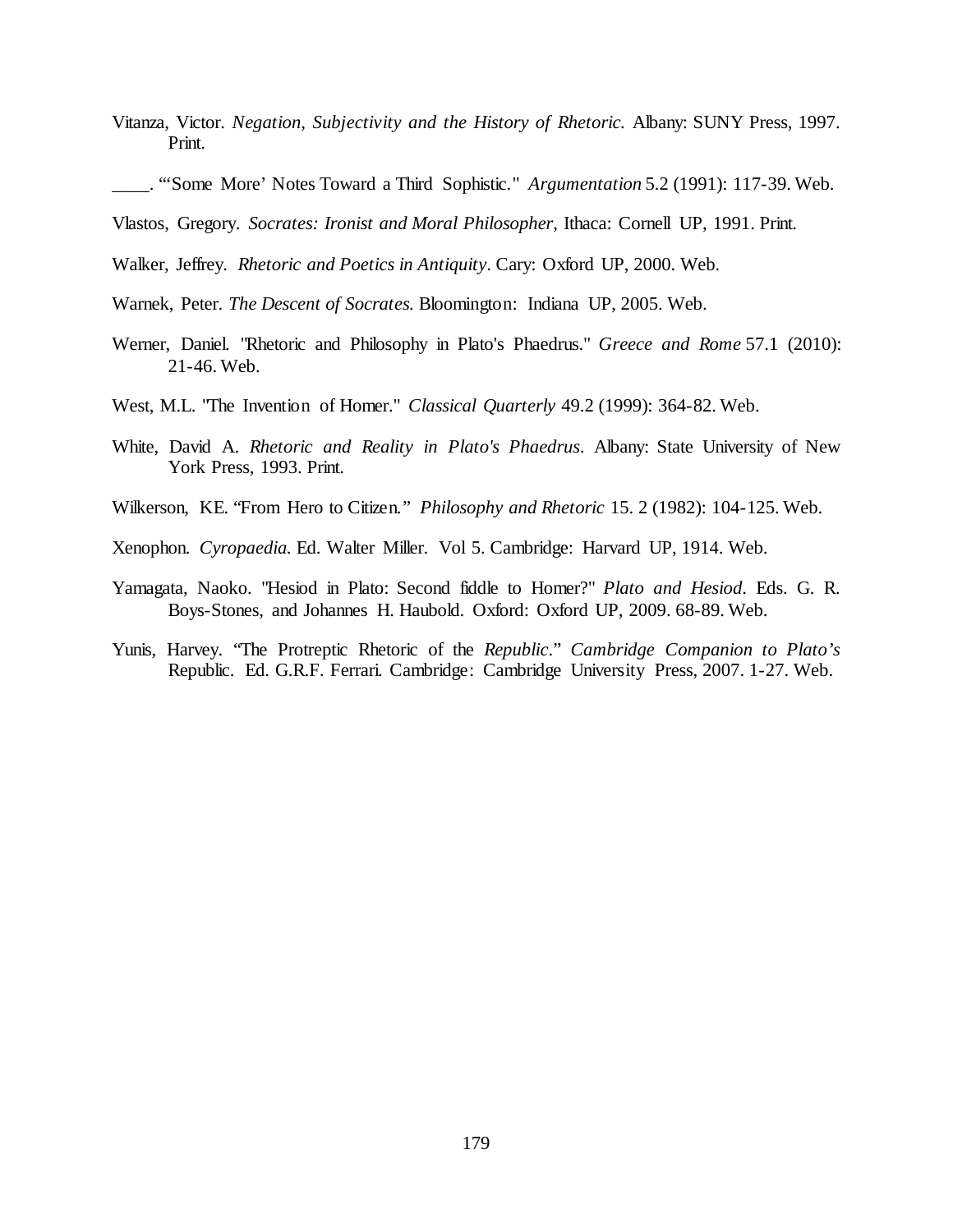Vitanza, Victor. *Negation, Subjectivity and the History of Rhetoric.* Albany: SUNY Press, 1997. Print.

____. "'Some More' Notes Toward a Third Sophistic." *Argumentation* 5.2 (1991): 117-39. Web.

Vlastos, Gregory. *Socrates: Ironist and Moral Philosopher*, Ithaca: Cornell UP, 1991. Print.

Walker, Jeffrey. *Rhetoric and Poetics in Antiquity*. Cary: Oxford UP, 2000. Web.

Warnek, Peter. *The Descent of Socrates.* Bloomington: Indiana UP, 2005. Web.

Werner, Daniel. "Rhetoric and Philosophy in Plato's Phaedrus." *Greece and Rome* 57.1 (2010): 21-46. Web.

West, M.L. "The Invention of Homer." *Classical Quarterly* 49.2 (1999): 364-82. Web.

White, David A. *Rhetoric and Reality in Plato's Phaedrus.* Albany: State University of New York Press, 1993. Print.

Wilkerson, KE. "From Hero to Citizen." *Philosophy and Rhetoric* 15. 2 (1982): 104-125. Web.

Xenophon. *Cyropaedia.* Ed. Walter Miller. Vol 5. Cambridge: Harvard UP, 1914. Web.

Yamagata, Naoko. "Hesiod in Plato: Second fiddle to Homer?" *Plato and Hesiod.* Eds. G. R. Boys-Stones, and Johannes H. Haubold. Oxford: Oxford UP, 2009. 68-89. Web.

Yunis, Harvey. "The Protreptic Rhetoric of the *Republic*." *Cambridge Companion to Plato's* Republic. Ed. G.R.F. Ferrari. Cambridge: Cambridge University Press, 2007. 1-27. Web.